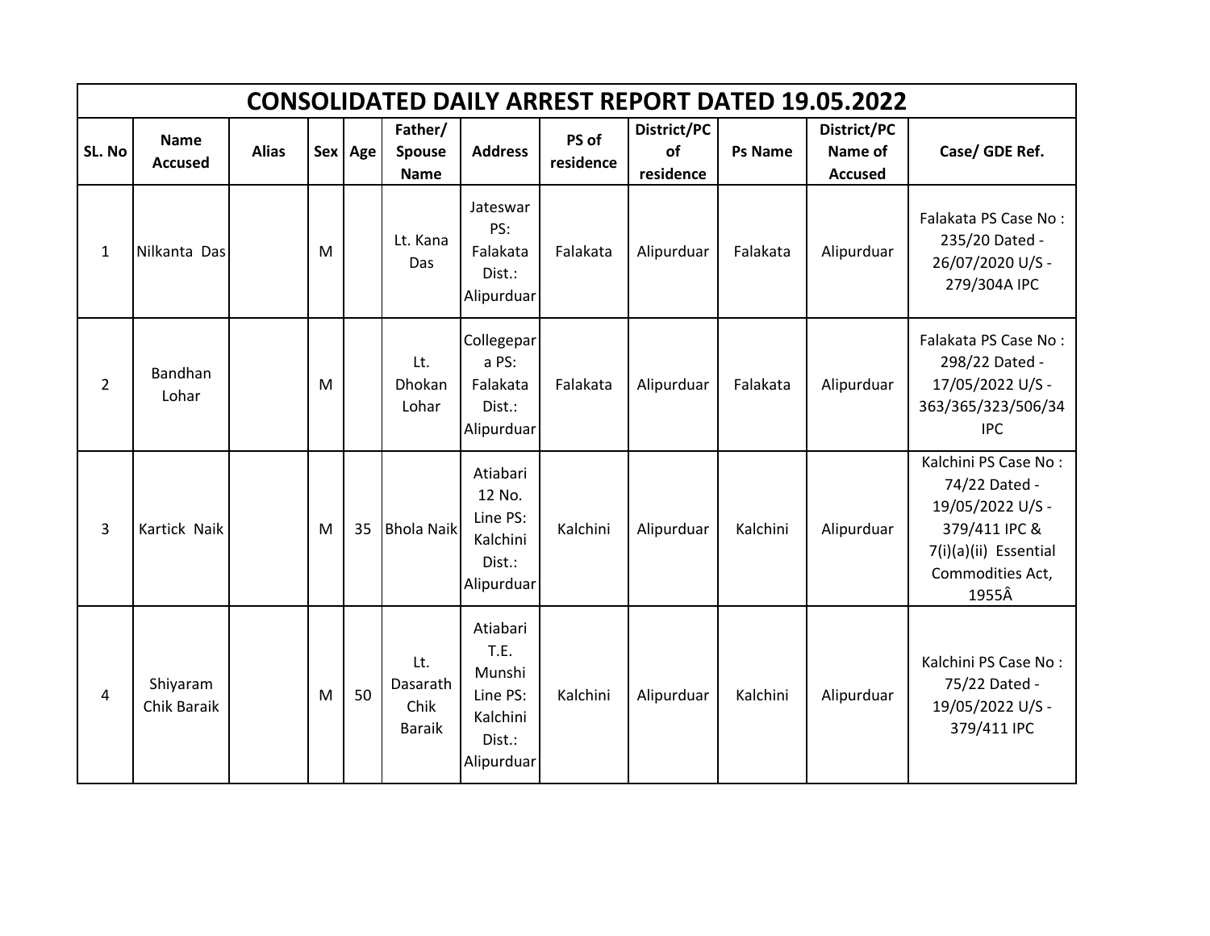# CONSOLIDATED DAILY ARREST REPORT DATED 19.05.2022

| SL. No | Name Accused | Alias | Sex | Age | Father/ Spouse Name | Address | PS of residence | District/PC of residence | Ps Name | District/PC Name of Accused | Case/ GDE Ref. |
|---|---|---|---|---|---|---|---|---|---|---|---|
| 1 | Nilkanta Das | | M | | Lt. Kana Das | Jateswar PS: Falakata Dist.: Alipurduar | Falakata | Alipurduar | Falakata | Alipurduar | Falakata PS Case No : 235/20 Dated - 26/07/2020 U/S - 279/304A IPC |
| 2 | Bandhan Lohar | | M | | Lt. Dhokan Lohar | Collegepara PS: Falakata Dist.: Alipurduar | Falakata | Alipurduar | Falakata | Alipurduar | Falakata PS Case No : 298/22 Dated - 17/05/2022 U/S - 363/365/323/506/34 IPC |
| 3 | Kartick Naik | | M | 35 | Bhola Naik | Atiabari 12 No. Line PS: Kalchini Dist.: Alipurduar | Kalchini | Alipurduar | Kalchini | Alipurduar | Kalchini PS Case No : 74/22 Dated - 19/05/2022 U/S - 379/411 IPC & 7(i)(a)(ii) Essential Commodities Act, 1955Â |
| 4 | Shiyaram Chik Baraik | | M | 50 | Lt. Dasarath Chik Baraik | Atiabari T.E. Munshi Line PS: Kalchini Dist.: Alipurduar | Kalchini | Alipurduar | Kalchini | Alipurduar | Kalchini PS Case No : 75/22 Dated - 19/05/2022 U/S - 379/411 IPC |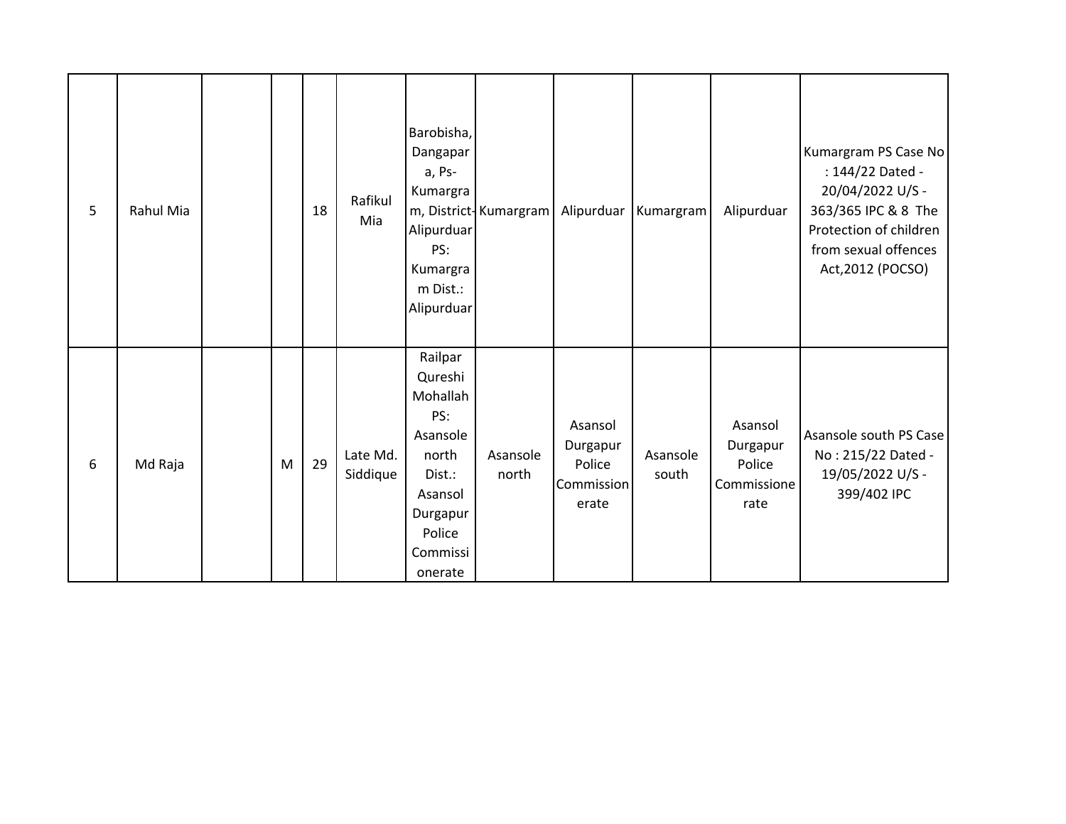| | | | | | | | | | | | |
|---|---|---|---|---|---|---|---|---|---|---|---|
| 5 | Rahul Mia | | | 18 | Rafikul Mia | Barobisha, Dangapara, Ps-Kumargram, District-Alipurduar PS: Kumargram Dist.: Alipurduar | Kumargram | Alipurduar | Kumargram | Alipurduar | Kumargram PS Case No : 144/22 Dated - 20/04/2022 U/S - 363/365 IPC & 8 The Protection of children from sexual offences Act,2012 (POCSO) |
| 6 | Md Raja | | M | 29 | Late Md. Siddique | Railpar Qureshi Mohallah PS: Asansole north Dist.: Asansol Durgapur Police Commissionerate | Asansole north | Asansol Durgapur Police Commissionerate | Asansole south | Asansol Durgapur Police Commissionerate | Asansole south PS Case No : 215/22 Dated - 19/05/2022 U/S - 399/402 IPC |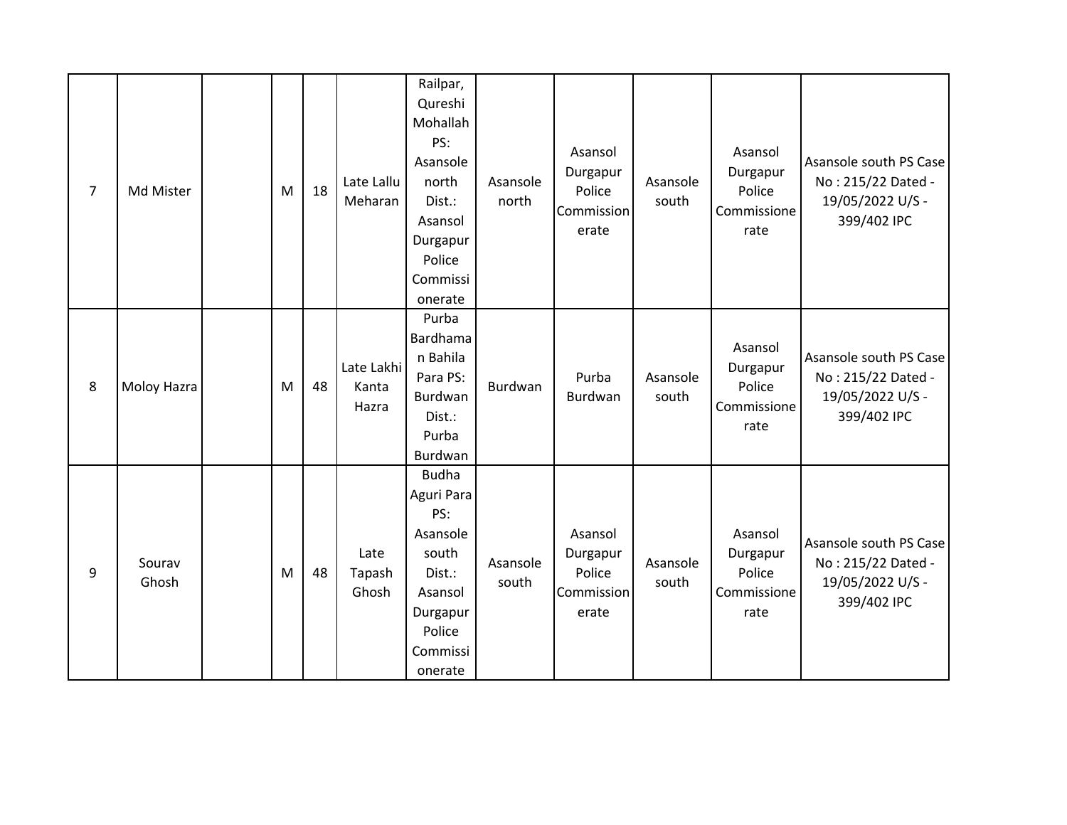| 7 | Md Mister | | M | 18 | Late Lallu Meharan | Railpar, Qureshi Mohallah PS: Asansole north Dist.: Asansol Durgapur Police Commissionerate | Asansole north | Asansol Durgapur Police Commissionerate | Asansole south | Asansol Durgapur Police Commissionerate | Asansole south PS Case No : 215/22 Dated - 19/05/2022 U/S - 399/402 IPC |
|---|---|---|---|---|---|---|---|---|---|---|---|
| 8 | Moloy Hazra | | M | 48 | Late Lakhi Kanta Hazra | Purba Bardhaman Bahila Para PS: Burdwan Dist.: Purba Burdwan | Burdwan | Purba Burdwan | Asansole south | Asansol Durgapur Police Commissionerate | Asansole south PS Case No : 215/22 Dated - 19/05/2022 U/S - 399/402 IPC |
| 9 | Sourav Ghosh | | M | 48 | Late Tapash Ghosh | Budha Aguri Para PS: Asansole south Dist.: Asansol Durgapur Police Commissionerate | Asansole south | Asansol Durgapur Police Commissionerate | Asansole south | Asansol Durgapur Police Commissionerate | Asansole south PS Case No : 215/22 Dated - 19/05/2022 U/S - 399/402 IPC |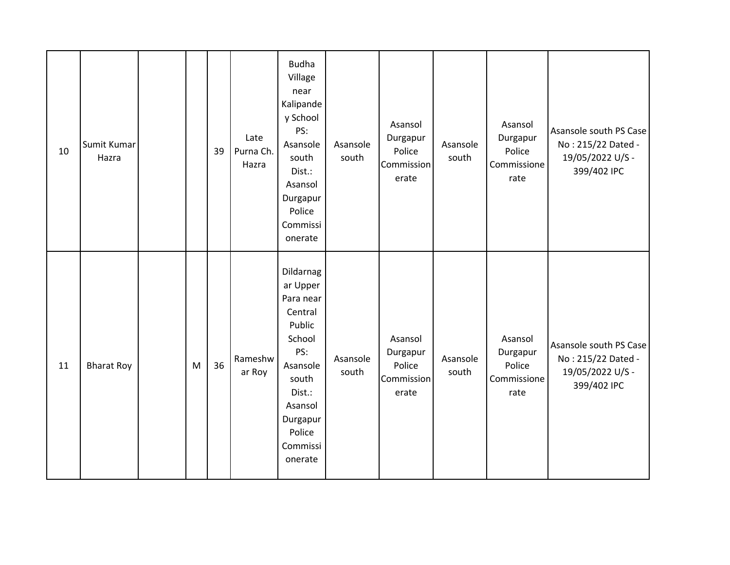| 10 | Sumit Kumar Hazra | | | 39 | Late Purna Ch. Hazra | Budha Village near Kalipandey School PS: Asansole south Dist.: Asansol Durgapur Police Commissionerate | Asansole south | Asansol Durgapur Police Commissionerate | Asansole south | Asansol Durgapur Police Commissionerate | Asansole south PS Case No : 215/22 Dated - 19/05/2022 U/S - 399/402 IPC |
|---|---|---|---|---|---|---|---|---|---|---|---|
| 11 | Bharat Roy | | M | 36 | Rameshwar Roy | Dildarnagar Upper Para near Central Public School PS: Asansole south Dist.: Asansol Durgapur Police Commissionerate | Asansole south | Asansol Durgapur Police Commissionerate | Asansole south | Asansol Durgapur Police Commissionerate | Asansole south PS Case No : 215/22 Dated - 19/05/2022 U/S - 399/402 IPC |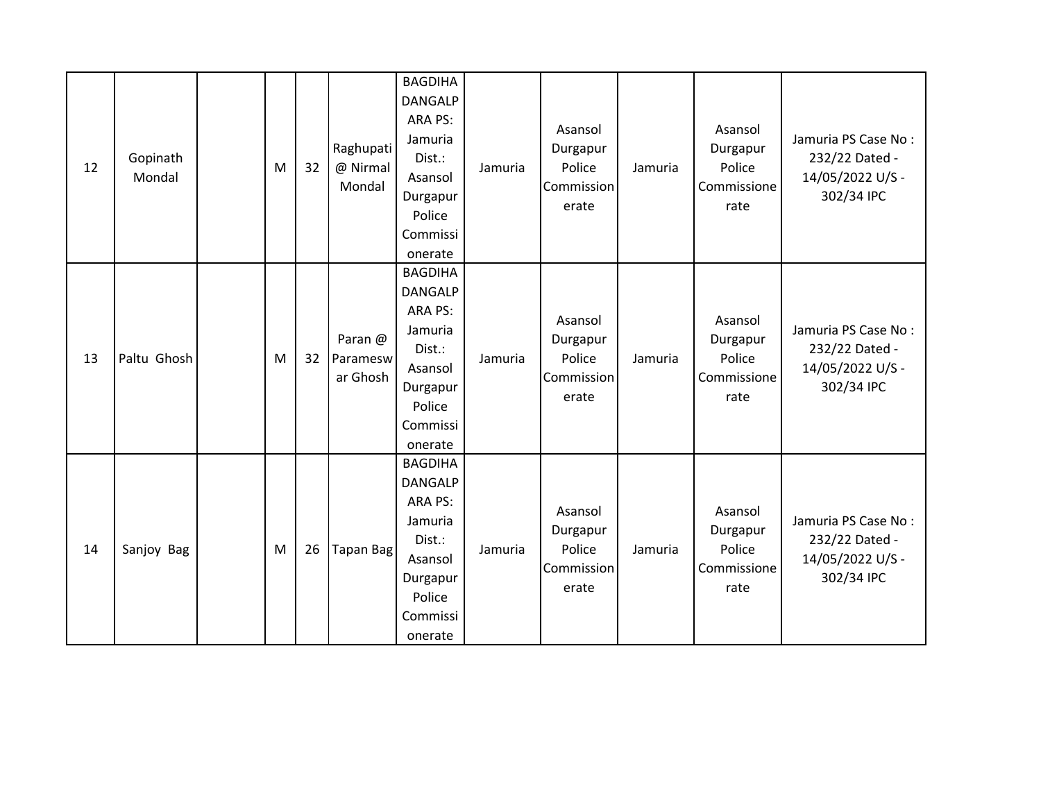| | | | | | | | | | | | |
|---|---|---|---|---|---|---|---|---|---|---|---|
| 12 | Gopinath Mondal | | M | 32 | Raghupati @ Nirmal Mondal | BAGDIHA DANGALPARA PS: Jamuria Dist.: Asansol Durgapur Police Commissionerate | Jamuria | Asansol Durgapur Police Commissionerate | Jamuria | Asansol Durgapur Police Commissionerate | Jamuria PS Case No : 232/22 Dated - 14/05/2022 U/S - 302/34 IPC |
| 13 | Paltu Ghosh | | M | 32 | Paran @ Parameswar Ghosh | BAGDIHA DANGALPARA PS: Jamuria Dist.: Asansol Durgapur Police Commissionerate | Jamuria | Asansol Durgapur Police Commissionerate | Jamuria | Asansol Durgapur Police Commissionerate | Jamuria PS Case No : 232/22 Dated - 14/05/2022 U/S - 302/34 IPC |
| 14 | Sanjoy Bag | | M | 26 | Tapan Bag | BAGDIHA DANGALPARA PS: Jamuria Dist.: Asansol Durgapur Police Commissionerate | Jamuria | Asansol Durgapur Police Commissionerate | Jamuria | Asansol Durgapur Police Commissionerate | Jamuria PS Case No : 232/22 Dated - 14/05/2022 U/S - 302/34 IPC |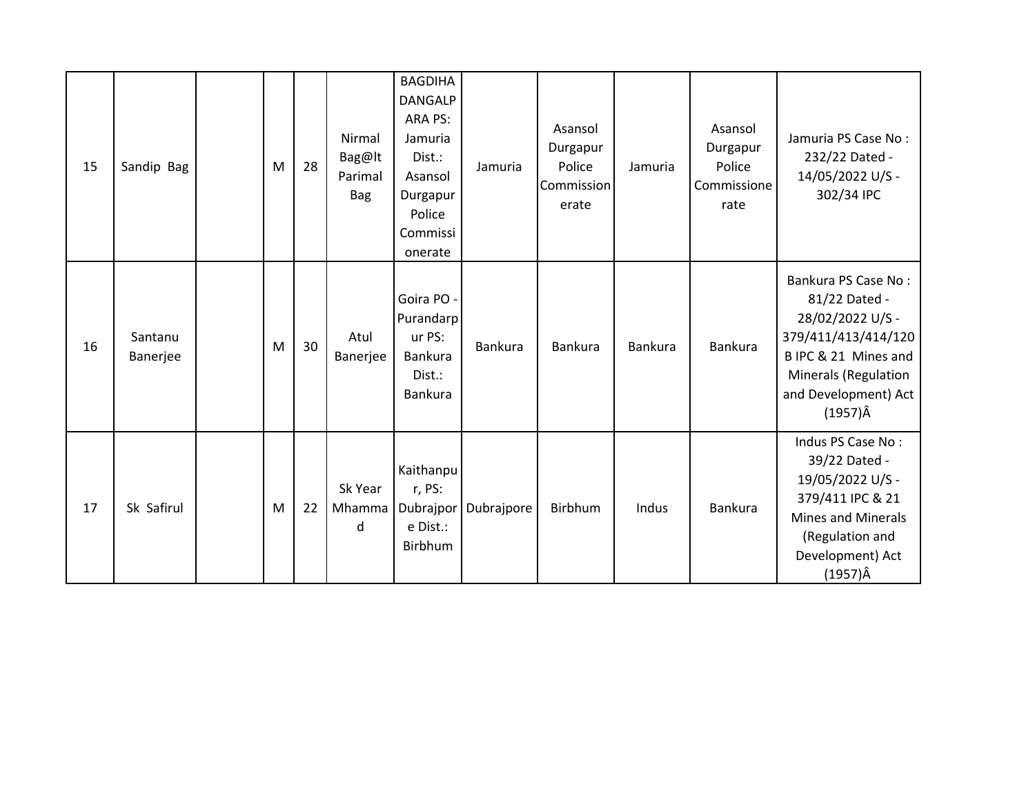| 15 | Sandip Bag | | M | 28 | Nirmal Bag@lt Parimal Bag | BAGDIHA DANGALPARA PS: Jamuria Dist.: Asansol Durgapur Police Commissionerate | Jamuria | Asansol Durgapur Police Commissionerate | Jamuria | Asansol Durgapur Police Commissionerate | Jamuria PS Case No : 232/22 Dated - 14/05/2022 U/S - 302/34 IPC |
|---|---|---|---|---|---|---|---|---|---|---|---|
| 16 | Santanu Banerjee | | M | 30 | Atul Banerjee | Goira PO - Purandarpur PS: Bankura Dist.: Bankura | Bankura | Bankura | Bankura | Bankura | Bankura PS Case No : 81/22 Dated - 28/02/2022 U/S - 379/411/413/414/120B IPC & 21 Mines and Minerals (Regulation and Development) Act (1957)Â |
| 17 | Sk Safirul | | M | 22 | Sk Year Mhammad | Kaithanpur, PS: Dubrajpore Dist.: Birbhum | Dubrajpore | Birbhum | Indus | Bankura | Indus PS Case No : 39/22 Dated - 19/05/2022 U/S - 379/411 IPC & 21 Mines and Minerals (Regulation and Development) Act (1957)Â |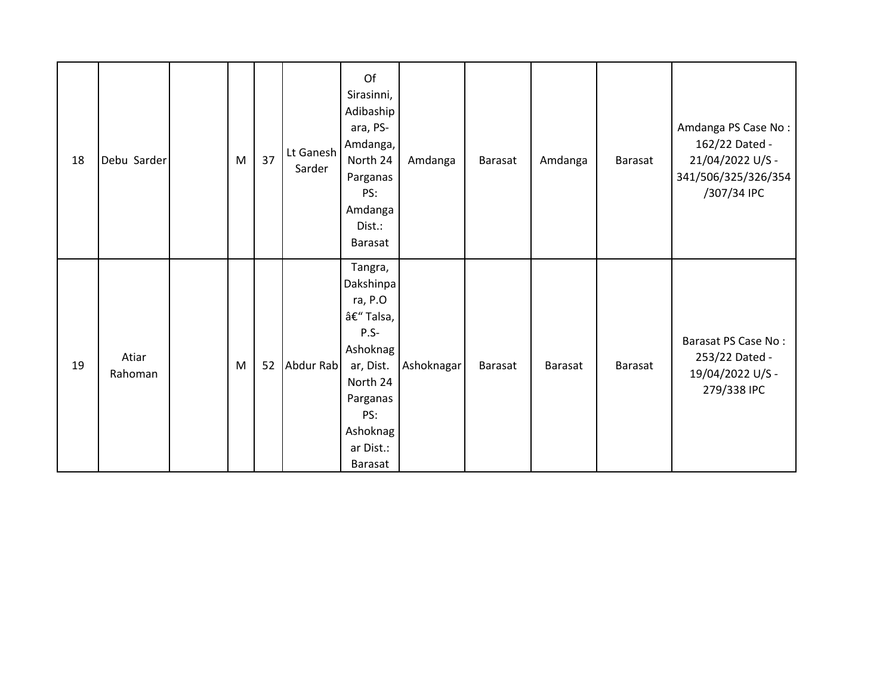| 18 | Debu Sarder | | M | 37 | Lt Ganesh Sarder | Of Sirasinni, Adibashipara, PS-Amdanga, North 24 Parganas PS: Amdanga Dist.: Barasat | Amdanga | Barasat | Amdanga | Barasat | Amdanga PS Case No : 162/22 Dated - 21/04/2022 U/S - 341/506/325/326/354/307/34 IPC |
|---|---|---|---|---|---|---|---|---|---|---|---|
| 19 | Atiar Rahoman | | M | 52 | Abdur Rab | Tangra, Dakshinpara, P.O â€" Talsa, P.S- Ashoknagar, Dist. North 24 Parganas PS: Ashoknagar Dist.: Barasat | Ashoknagar | Barasat | Barasat | Barasat | Barasat PS Case No : 253/22 Dated - 19/04/2022 U/S - 279/338 IPC |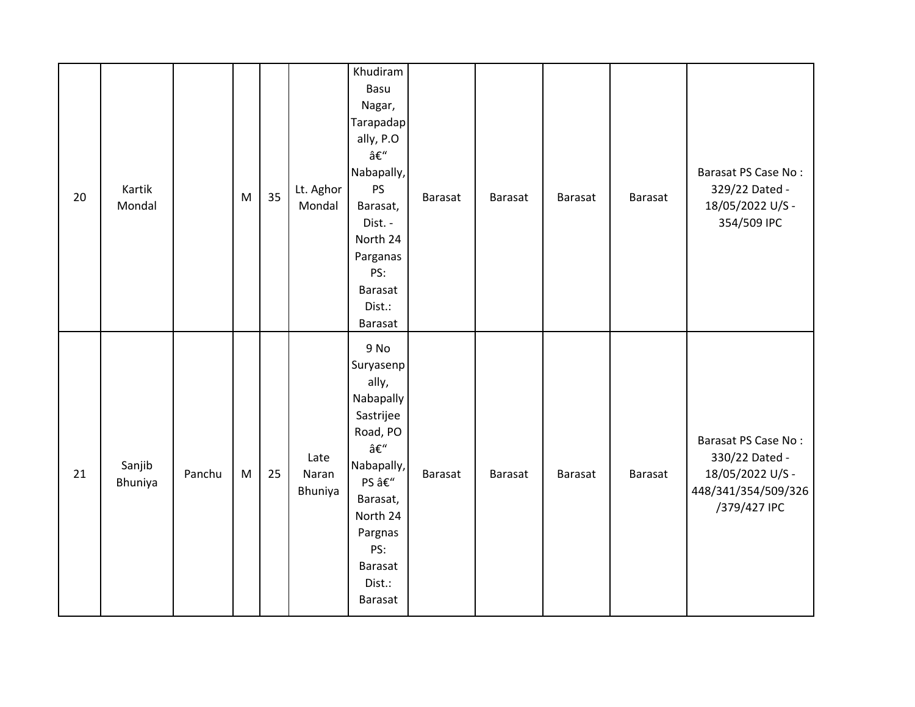| 20 | Kartik Mondal | | M | 35 | Lt. Aghor Mondal | Khudiram Basu Nagar, Tarapadapally, P.O â€“ Nabapally, PS Barasat, Dist. - North 24 Parganas PS: Barasat Dist.: Barasat | Barasat | Barasat | Barasat | Barasat | Barasat PS Case No : 329/22 Dated - 18/05/2022 U/S - 354/509 IPC |
|---|---|---|---|---|---|---|---|---|---|---|---|
| 21 | Sanjib Bhuniya | Panchu | M | 25 | Late Naran Bhuniya | 9 No Suryasenpally, Nabapally Sastrijee Road, PO â€“ Nabapally, PS â€“ Barasat, North 24 Pargnas PS: Barasat Dist.: Barasat | Barasat | Barasat | Barasat | Barasat | Barasat PS Case No : 330/22 Dated - 18/05/2022 U/S - 448/341/354/509/326/379/427 IPC |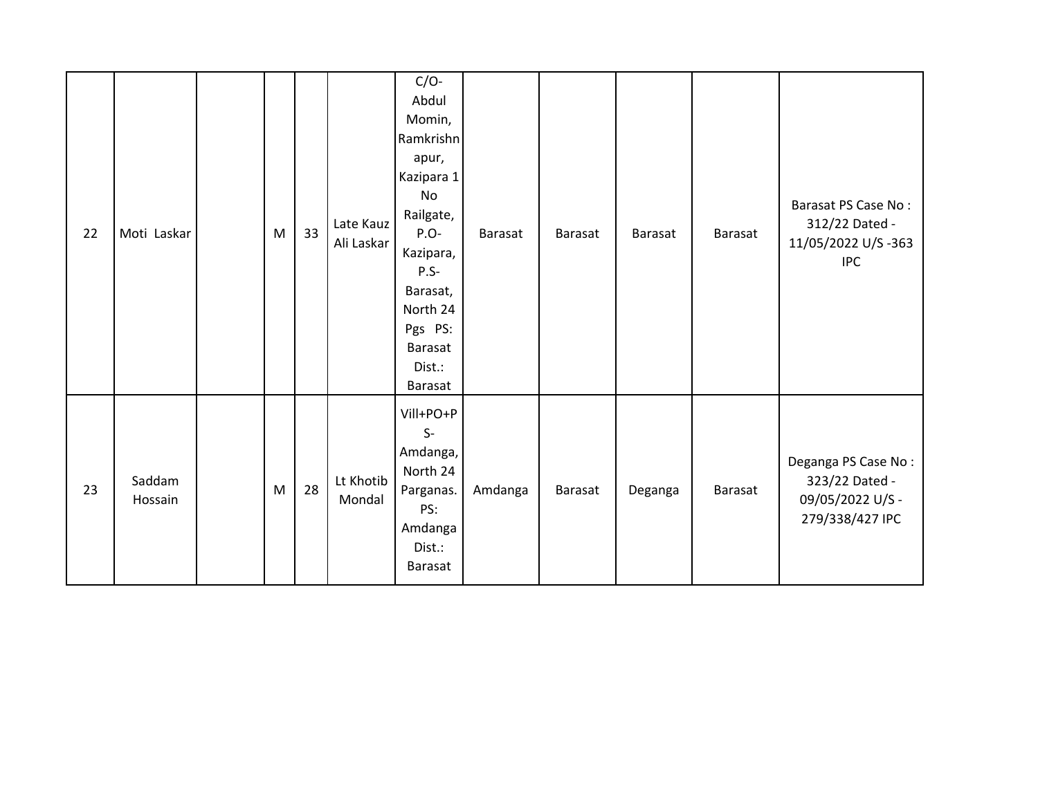| | | | | | | | | | | | |
|---|---|---|---|---|---|---|---|---|---|---|---|
| 22 | Moti Laskar | | M | 33 | Late Kauz Ali Laskar | C/O-Abdul Momin, Ramkrishnapur, Kazipara 1 No Railgate, P.O-Kazipara, P.S-Barasat, North 24 Pgs PS: Barasat Dist.: Barasat | Barasat | Barasat | Barasat | Barasat | Barasat PS Case No : 312/22 Dated - 11/05/2022 U/S -363 IPC |
| 23 | Saddam Hossain | | M | 28 | Lt Khotib Mondal | Vill+PO+PS-Amdanga, North 24 Parganas. PS: Amdanga Dist.: Barasat | Amdanga | Barasat | Deganga | Barasat | Deganga PS Case No : 323/22 Dated - 09/05/2022 U/S - 279/338/427 IPC |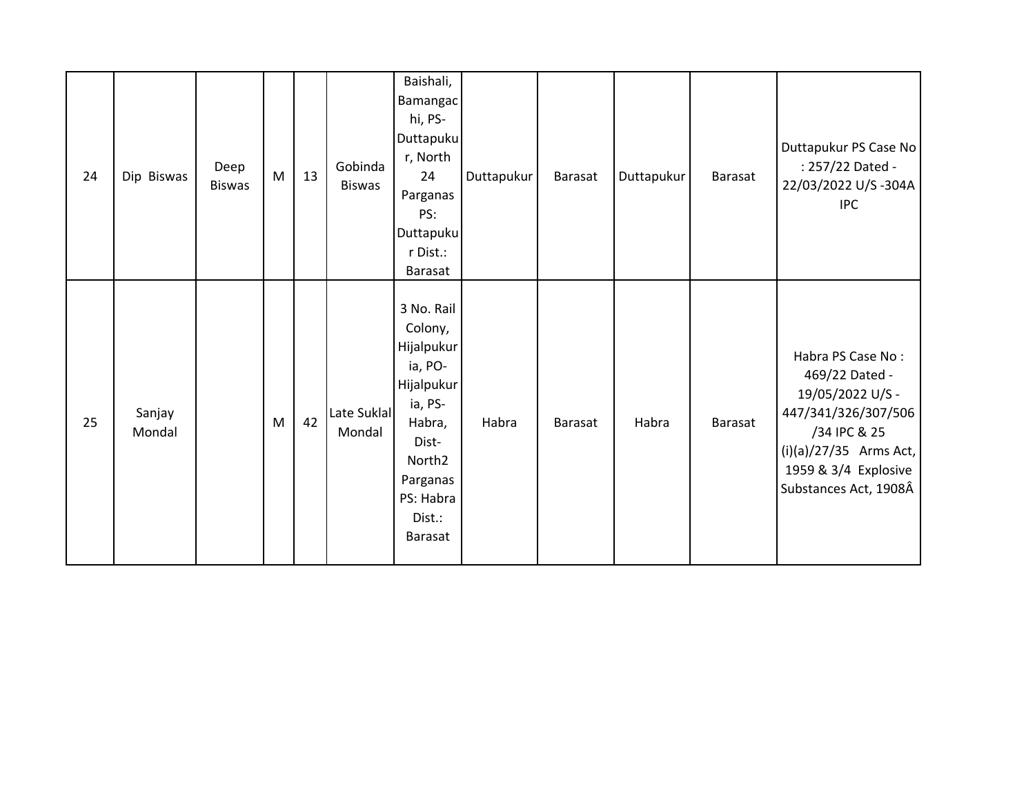| | | | | | | | | | | | |
|---|---|---|---|---|---|---|---|---|---|---|---|
| 24 | Dip Biswas | Deep Biswas | M | 13 | Gobinda Biswas | Baishali, Bamangachi, PS-Duttapukur, North 24 Parganas PS: Duttapukur Dist.: Barasat | Duttapukur | Barasat | Duttapukur | Barasat | Duttapukur PS Case No : 257/22 Dated - 22/03/2022 U/S -304A IPC |
| 25 | Sanjay Mondal | | M | 42 | Late Suklal Mondal | 3 No. Rail Colony, Hijalpukuria, PO-Hijalpukuria, PS-Habra, Dist-North2 Parganas PS: Habra Dist.: Barasat | Habra | Barasat | Habra | Barasat | Habra PS Case No : 469/22 Dated - 19/05/2022 U/S - 447/341/326/307/506/34 IPC & 25 (i)(a)/27/35 Arms Act, 1959 & 3/4 Explosive Substances Act, 1908Â |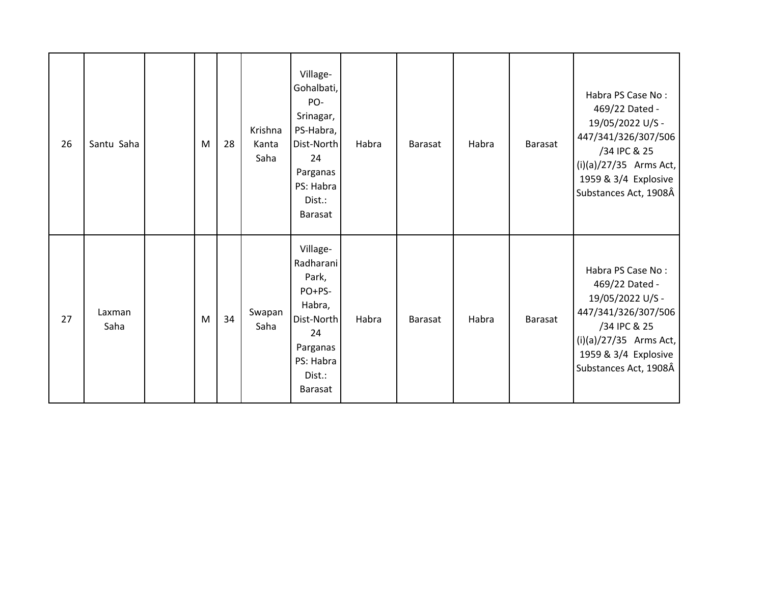| 26 | Santu Saha | | M | 28 | Krishna Kanta Saha | Village-Gohalbati, PO-Srinagar, PS-Habra, Dist-North 24 Parganas PS: Habra Dist.: Barasat | Habra | Barasat | Habra | Barasat | Habra PS Case No : 469/22 Dated - 19/05/2022 U/S - 447/341/326/307/506 /34 IPC & 25 (i)(a)/27/35 Arms Act, 1959 & 3/4 Explosive Substances Act, 1908Â |
|---|---|---|---|---|---|---|---|---|---|---|---|
| 27 | Laxman Saha | | M | 34 | Swapan Saha | Village-Radharani Park, PO+PS-Habra, Dist-North 24 Parganas PS: Habra Dist.: Barasat | Habra | Barasat | Habra | Barasat | Habra PS Case No : 469/22 Dated - 19/05/2022 U/S - 447/341/326/307/506 /34 IPC & 25 (i)(a)/27/35 Arms Act, 1959 & 3/4 Explosive Substances Act, 1908Â |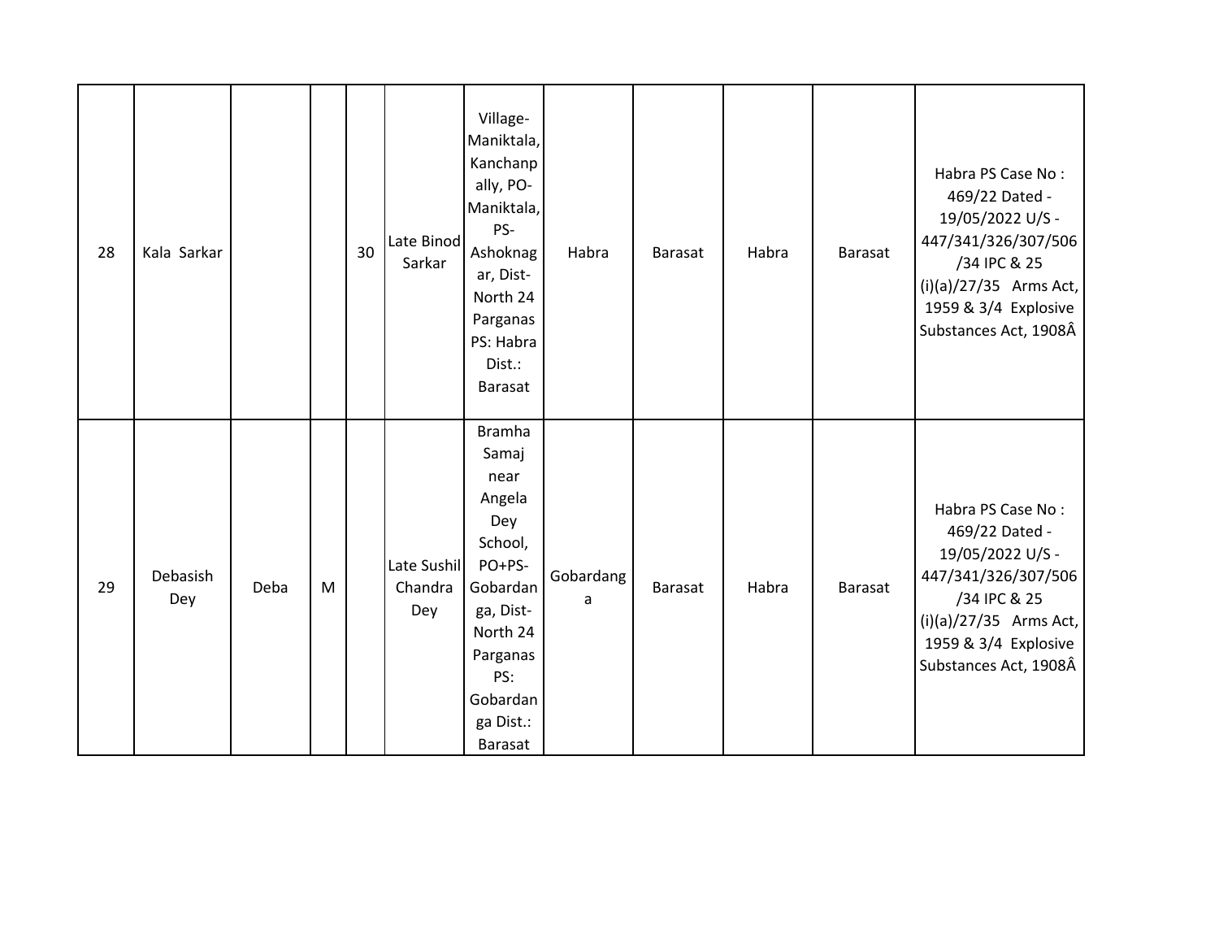| 28 | Kala Sarkar | | | 30 | Late Binod Sarkar | Village-Maniktala, Kanchanpally, PO-Maniktala, PS-Ashoknagar, Dist-North 24 Parganas PS: Habra Dist.: Barasat | Habra | Barasat | Habra | Barasat | Habra PS Case No : 469/22 Dated - 19/05/2022 U/S - 447/341/326/307/506/34 IPC & 25 (i)(a)/27/35 Arms Act, 1959 & 3/4 Explosive Substances Act, 1908Â |
|---|---|---|---|---|---|---|---|---|---|---|---|
| 29 | Debasish Dey | Deba | M | | Late Sushil Chandra Dey | Bramha Samaj near Angela Dey School, PO+PS-Gobardanga, Dist-North 24 Parganas PS: Gobardanga Dist.: Barasat | Gobardanga | Barasat | Habra | Barasat | Habra PS Case No : 469/22 Dated - 19/05/2022 U/S - 447/341/326/307/506/34 IPC & 25 (i)(a)/27/35 Arms Act, 1959 & 3/4 Explosive Substances Act, 1908Â |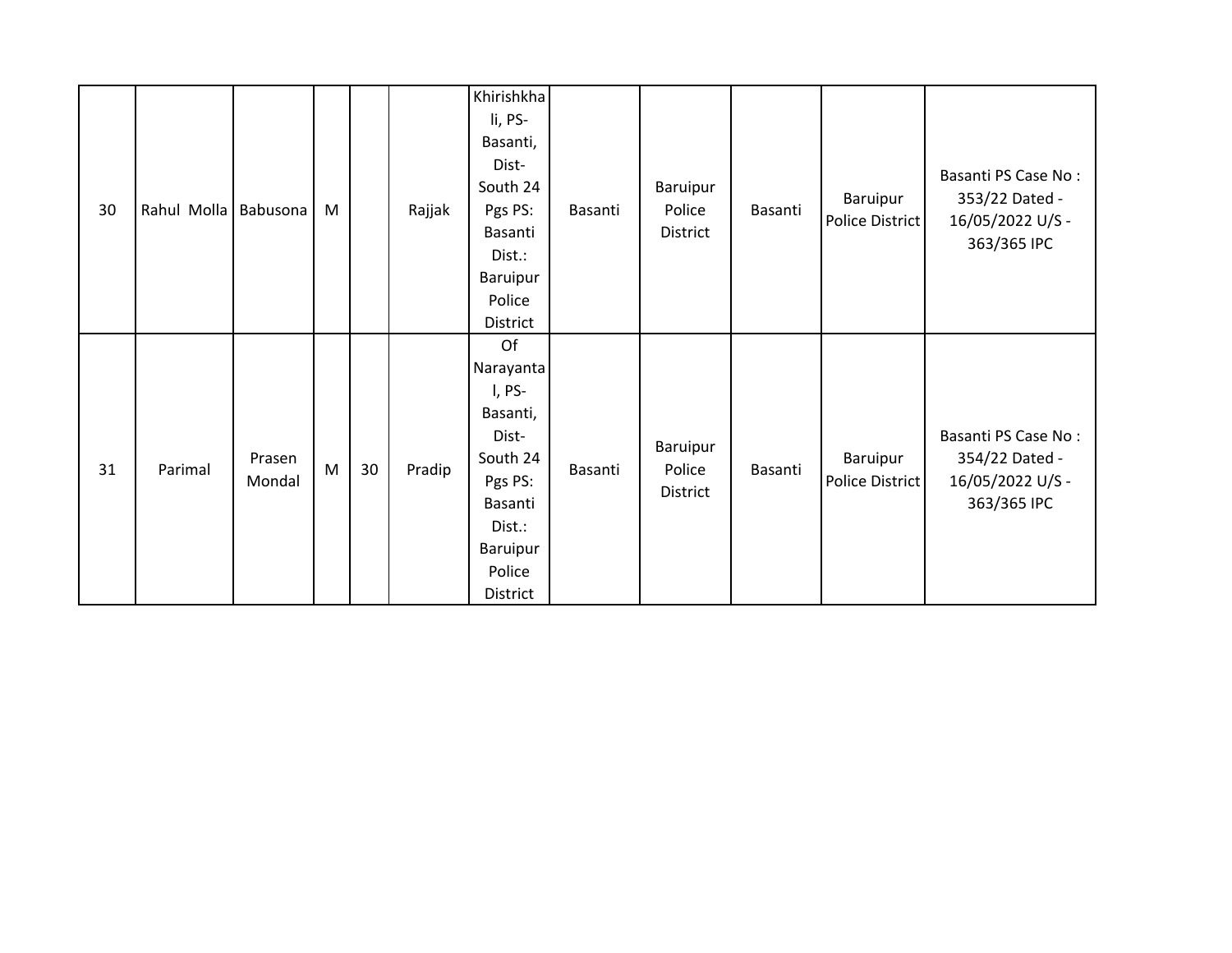| | | | | | | | | | | | |
|---|---|---|---|---|---|---|---|---|---|---|---|
| 30 | Rahul Molla | Babusona | M | | Rajjak | Khirishkhali, PS- Basanti, Dist- South 24 Pgs PS: Basanti Dist.: Baruipur Police District | Basanti | Baruipur Police District | Basanti | Baruipur Police District | Basanti PS Case No : 353/22 Dated - 16/05/2022 U/S - 363/365 IPC |
| 31 | Parimal | Prasen Mondal | M | 30 | Pradip | Of Narayantal, PS- Basanti, Dist- South 24 Pgs PS: Basanti Dist.: Baruipur Police District | Basanti | Baruipur Police District | Basanti | Baruipur Police District | Basanti PS Case No : 354/22 Dated - 16/05/2022 U/S - 363/365 IPC |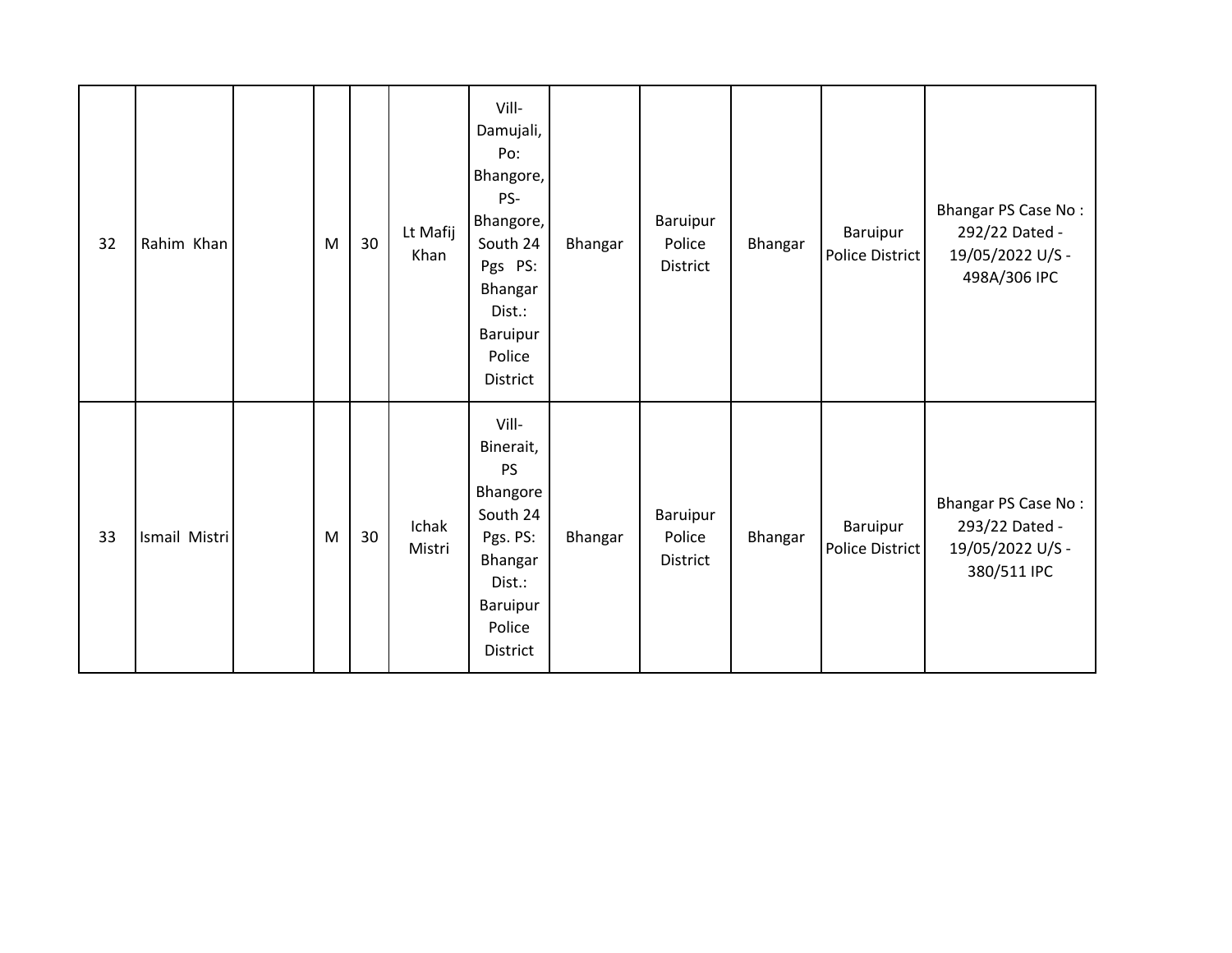| 32 | Rahim Khan | | M | 30 | Lt Mafij Khan | Vill- Damujali, Po: Bhangore, PS- Bhangore, South 24 Pgs PS: Bhangar Dist.: Baruipur Police District | Bhangar | Baruipur Police District | Bhangar | Baruipur Police District | Bhangar PS Case No : 292/22 Dated - 19/05/2022 U/S - 498A/306 IPC |
|---|---|---|---|---|---|---|---|---|---|---|---|
| 33 | Ismail Mistri | | M | 30 | Ichak Mistri | Vill- Binerait, PS Bhangore South 24 Pgs. PS: Bhangar Dist.: Baruipur Police District | Bhangar | Baruipur Police District | Bhangar | Baruipur Police District | Bhangar PS Case No : 293/22 Dated - 19/05/2022 U/S - 380/511 IPC |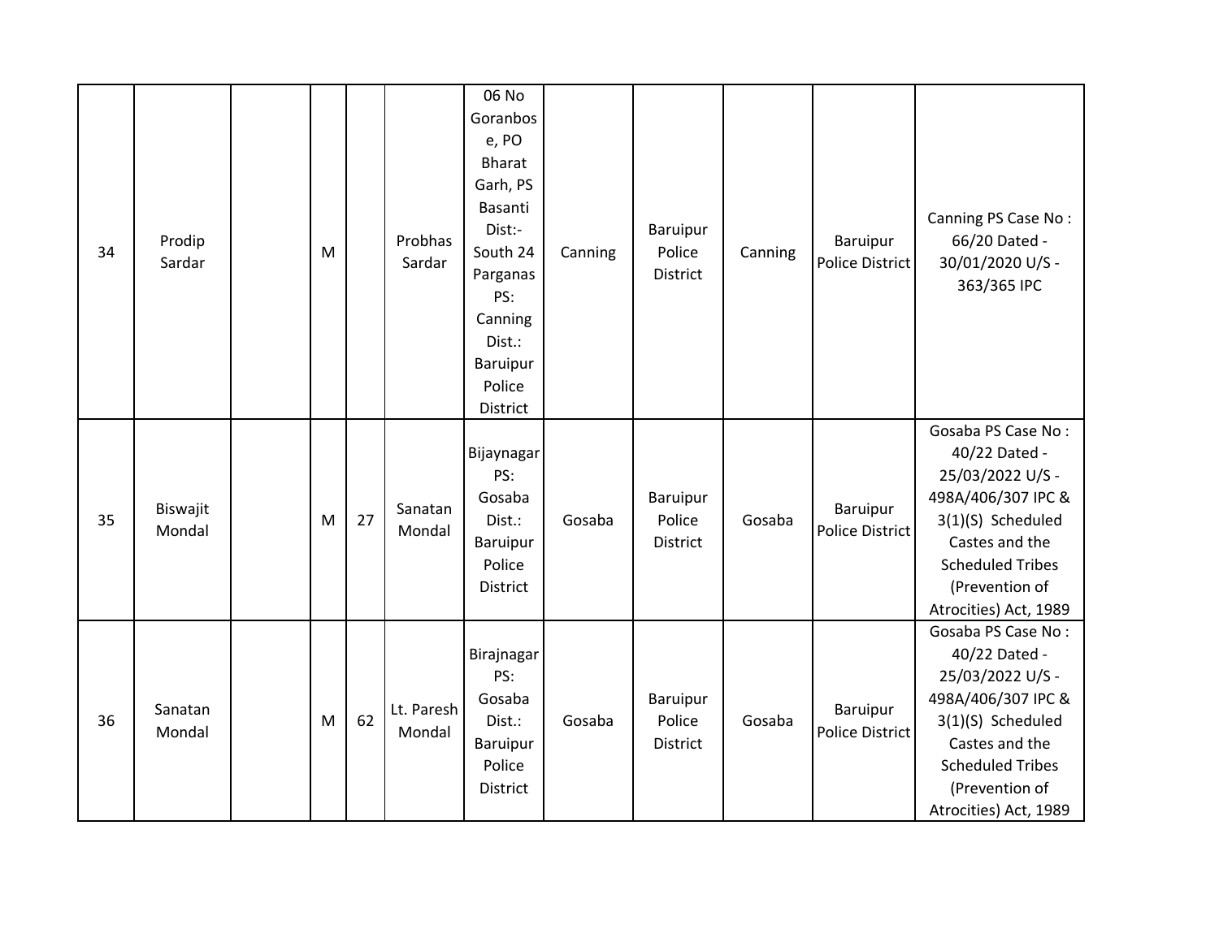| 34 | Prodip Sardar | | M | | Probhas Sardar | 06 No Goranbose, PO Bharat Garh, PS Basanti Dist:- South 24 Parganas PS: Canning Dist.: Baruipur Police District | Canning | Baruipur Police District | Canning | Baruipur Police District | Canning PS Case No : 66/20 Dated - 30/01/2020 U/S - 363/365 IPC |
|---|---|---|---|---|---|---|---|---|---|---|---|
| 35 | Biswajit Mondal | | M | 27 | Sanatan Mondal | Bijaynagar PS: Gosaba Dist.: Baruipur Police District | Gosaba | Baruipur Police District | Gosaba | Baruipur Police District | Gosaba PS Case No : 40/22 Dated - 25/03/2022 U/S - 498A/406/307 IPC & 3(1)(S) Scheduled Castes and the Scheduled Tribes (Prevention of Atrocities) Act, 1989 |
| 36 | Sanatan Mondal | | M | 62 | Lt. Paresh Mondal | Birajnagar PS: Gosaba Dist.: Baruipur Police District | Gosaba | Baruipur Police District | Gosaba | Baruipur Police District | Gosaba PS Case No : 40/22 Dated - 25/03/2022 U/S - 498A/406/307 IPC & 3(1)(S) Scheduled Castes and the Scheduled Tribes (Prevention of Atrocities) Act, 1989 |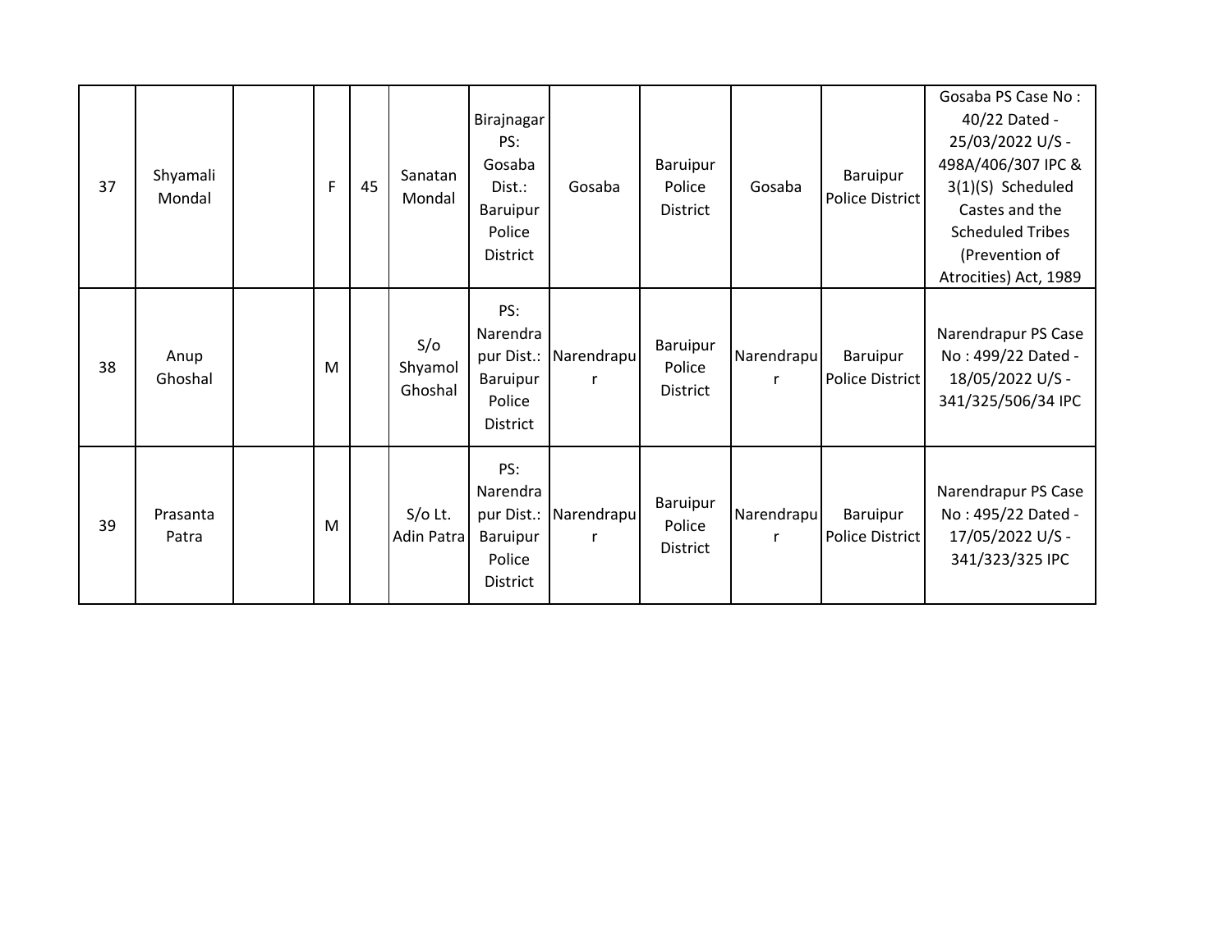| 37 | Shyamali Mondal | | F | 45 | Sanatan Mondal | Birajnagar PS: Gosaba Dist.: Baruipur Police District | Gosaba | Baruipur Police District | Gosaba | Baruipur Police District | Gosaba PS Case No : 40/22 Dated - 25/03/2022 U/S - 498A/406/307 IPC & 3(1)(S) Scheduled Castes and the Scheduled Tribes (Prevention of Atrocities) Act, 1989 |
|---|---|---|---|---|---|---|---|---|---|---|---|
| 38 | Anup Ghoshal | | M | | S/o Shyamol Ghoshal | PS: Narendrapur Dist.: Baruipur Police District | Narendrapur | Baruipur Police District | Narendrapur | Baruipur Police District | Narendrapur PS Case No : 499/22 Dated - 18/05/2022 U/S - 341/325/506/34 IPC |
| 39 | Prasanta Patra | | M | | S/o Lt. Adin Patra | PS: Narendrapur Dist.: Baruipur Police District | Narendrapur | Baruipur Police District | Narendrapur | Baruipur Police District | Narendrapur PS Case No : 495/22 Dated - 17/05/2022 U/S - 341/323/325 IPC |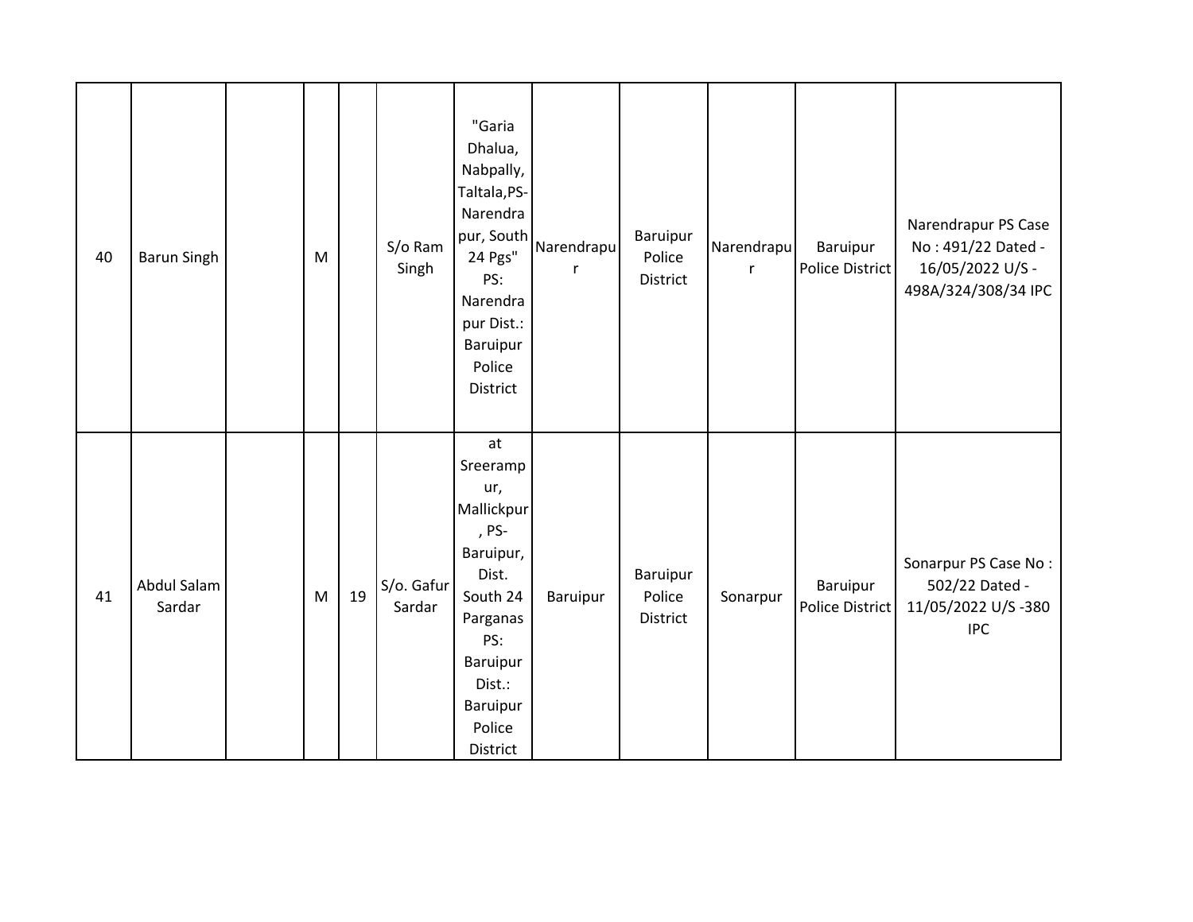| | | | | | | | | | | | |
|---|---|---|---|---|---|---|---|---|---|---|---|
| 40 | Barun Singh | | M | | S/o Ram Singh | "Garia Dhalua, Nabpally, Taltala,PS-Narendrapur, South 24 Pgs" PS: Narendrapur Dist.: Baruipur Police District | Narendrapur | Baruipur Police District | Narendrapur | Baruipur Police District | Narendrapur PS Case No : 491/22 Dated - 16/05/2022 U/S - 498A/324/308/34 IPC |
| 41 | Abdul Salam Sardar | | M | 19 | S/o. Gafur Sardar | at Sreerampur, Mallickpur, PS- Baruipur, Dist. South 24 Parganas PS: Baruipur Dist.: Baruipur Police District | Baruipur | Baruipur Police District | Sonarpur | Baruipur Police District | Sonarpur PS Case No : 502/22 Dated - 11/05/2022 U/S -380 IPC |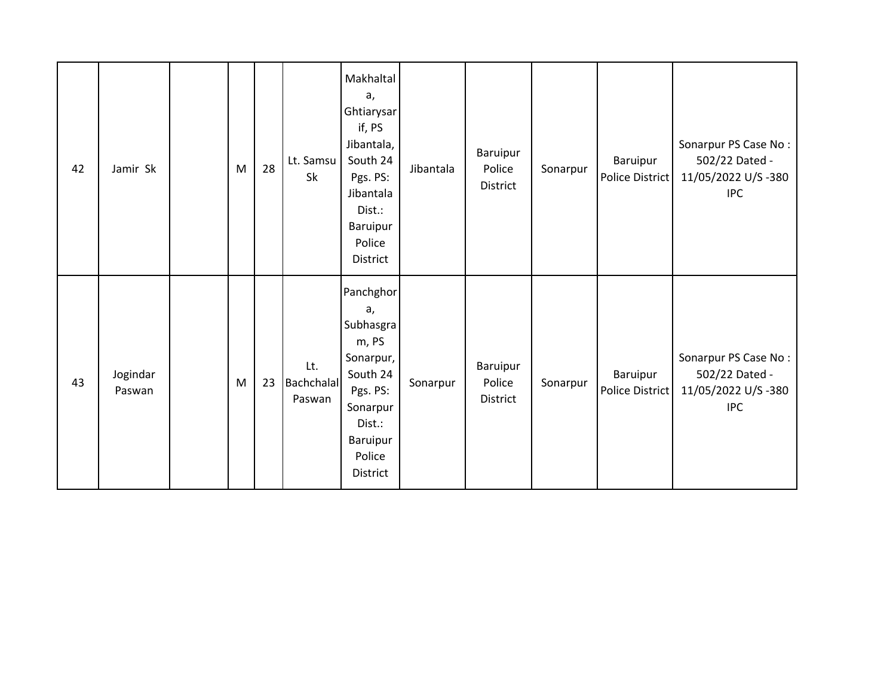| | | | | | | | | | | | |
|---|---|---|---|---|---|---|---|---|---|---|---|
| 42 | Jamir Sk | | M | 28 | Lt. Samsu Sk | Makhaltala, Ghtiarysarif, PS Jibantala, South 24 Pgs. PS: Jibantala Dist.: Baruipur Police District | Jibantala | Baruipur Police District | Sonarpur | Baruipur Police District | Sonarpur PS Case No : 502/22 Dated - 11/05/2022 U/S -380 IPC |
| 43 | Jogindar Paswan | | M | 23 | Lt. Bachchalal Paswan | Panchghora, Subhasgram, PS Sonarpur, South 24 Pgs. PS: Sonarpur Dist.: Baruipur Police District | Sonarpur | Baruipur Police District | Sonarpur | Baruipur Police District | Sonarpur PS Case No : 502/22 Dated - 11/05/2022 U/S -380 IPC |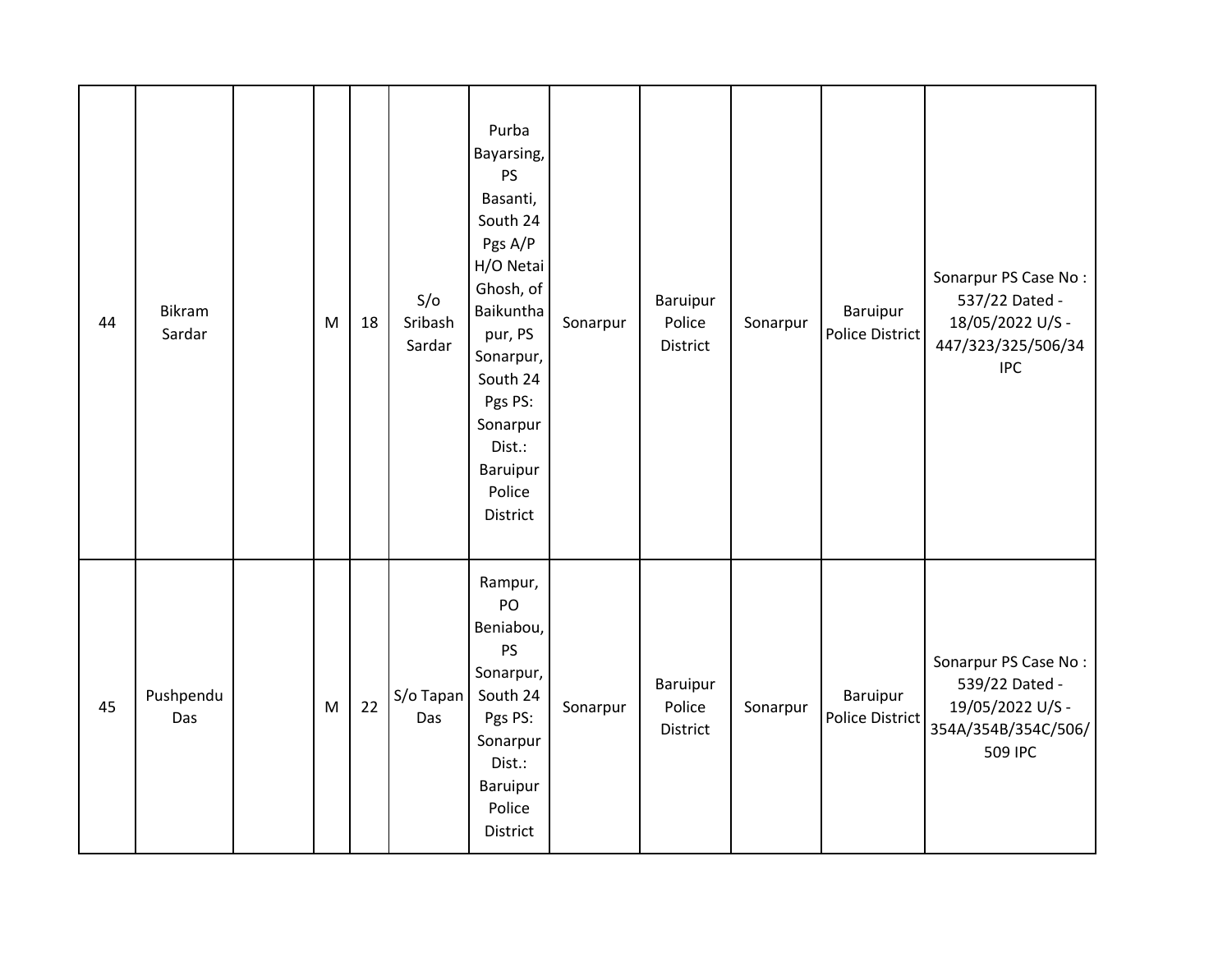| | | | | | | | | | | | |
|---|---|---|---|---|---|---|---|---|---|---|---|
| 44 | Bikram Sardar | | M | 18 | S/o Sribash Sardar | Purba Bayarsing, PS Basanti, South 24 Pgs A/P H/O Netai Ghosh, of Baikunthapur, PS Sonarpur, South 24 Pgs PS: Sonarpur Dist.: Baruipur Police District | Sonarpur | Baruipur Police District | Sonarpur | Baruipur Police District | Sonarpur PS Case No : 537/22 Dated - 18/05/2022 U/S - 447/323/325/506/34 IPC |
| 45 | Pushpendu Das | | M | 22 | S/o Tapan Das | Rampur, PO Beniabou, PS Sonarpur, South 24 Pgs PS: Sonarpur Dist.: Baruipur Police District | Sonarpur | Baruipur Police District | Sonarpur | Baruipur Police District | Sonarpur PS Case No : 539/22 Dated - 19/05/2022 U/S - 354A/354B/354C/506/509 IPC |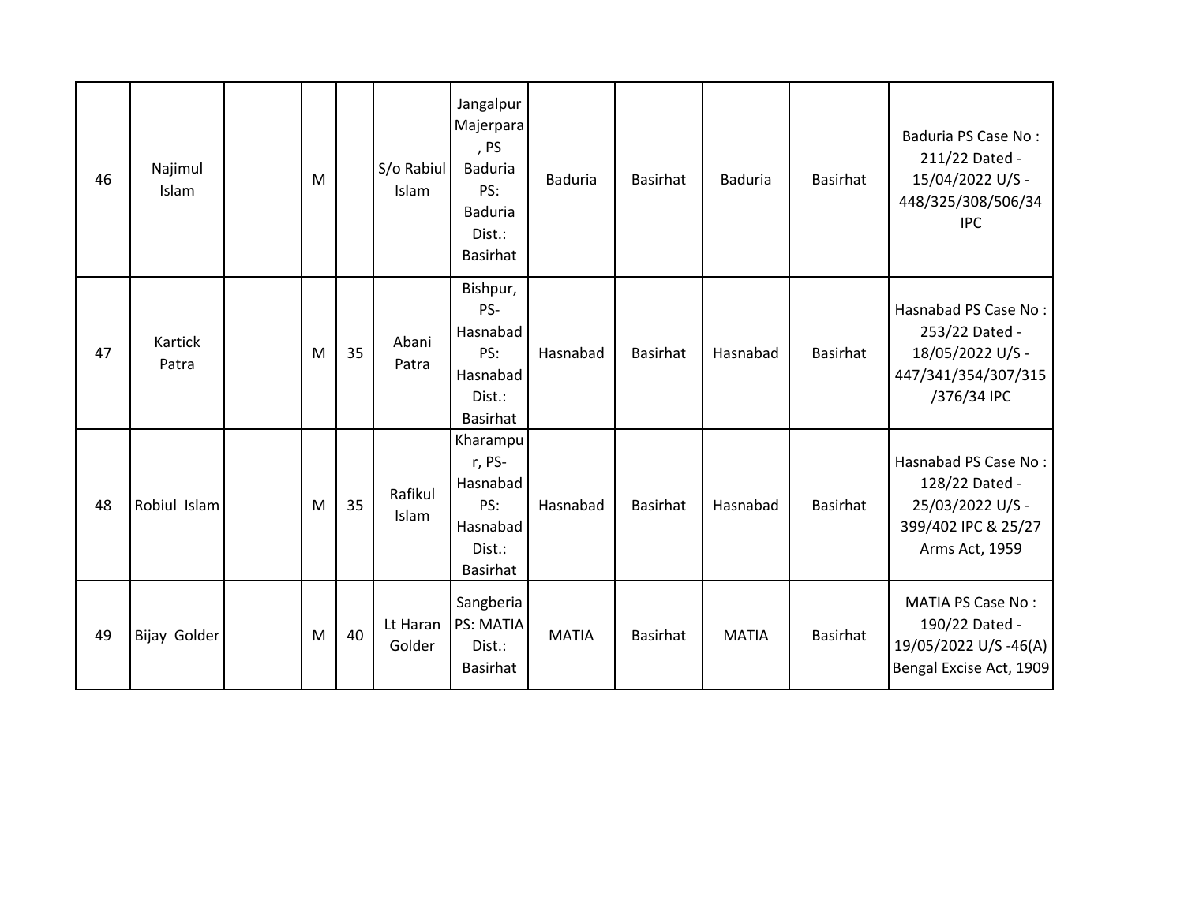| | | | | | | | | | | | |
|---|---|---|---|---|---|---|---|---|---|---|---|
| 46 | Najimul Islam | | M | | S/o Rabiul Islam | Jangalpur Majerpara , PS Baduria PS: Baduria Dist.: Basirhat | Baduria | Basirhat | Baduria | Basirhat | Baduria PS Case No : 211/22 Dated - 15/04/2022 U/S - 448/325/308/506/34 IPC |
| 47 | Kartick Patra | | M | 35 | Abani Patra | Bishpur, PS- Hasnabad PS: Hasnabad Dist.: Basirhat | Hasnabad | Basirhat | Hasnabad | Basirhat | Hasnabad PS Case No : 253/22 Dated - 18/05/2022 U/S - 447/341/354/307/315 /376/34 IPC |
| 48 | Robiul Islam | | M | 35 | Rafikul Islam | Kharampur, PS- Hasnabad PS: Hasnabad Dist.: Basirhat | Hasnabad | Basirhat | Hasnabad | Basirhat | Hasnabad PS Case No : 128/22 Dated - 25/03/2022 U/S - 399/402 IPC & 25/27 Arms Act, 1959 |
| 49 | Bijay Golder | | M | 40 | Lt Haran Golder | Sangberia PS: MATIA Dist.: Basirhat | MATIA | Basirhat | MATIA | Basirhat | MATIA PS Case No : 190/22 Dated - 19/05/2022 U/S -46(A) Bengal Excise Act, 1909 |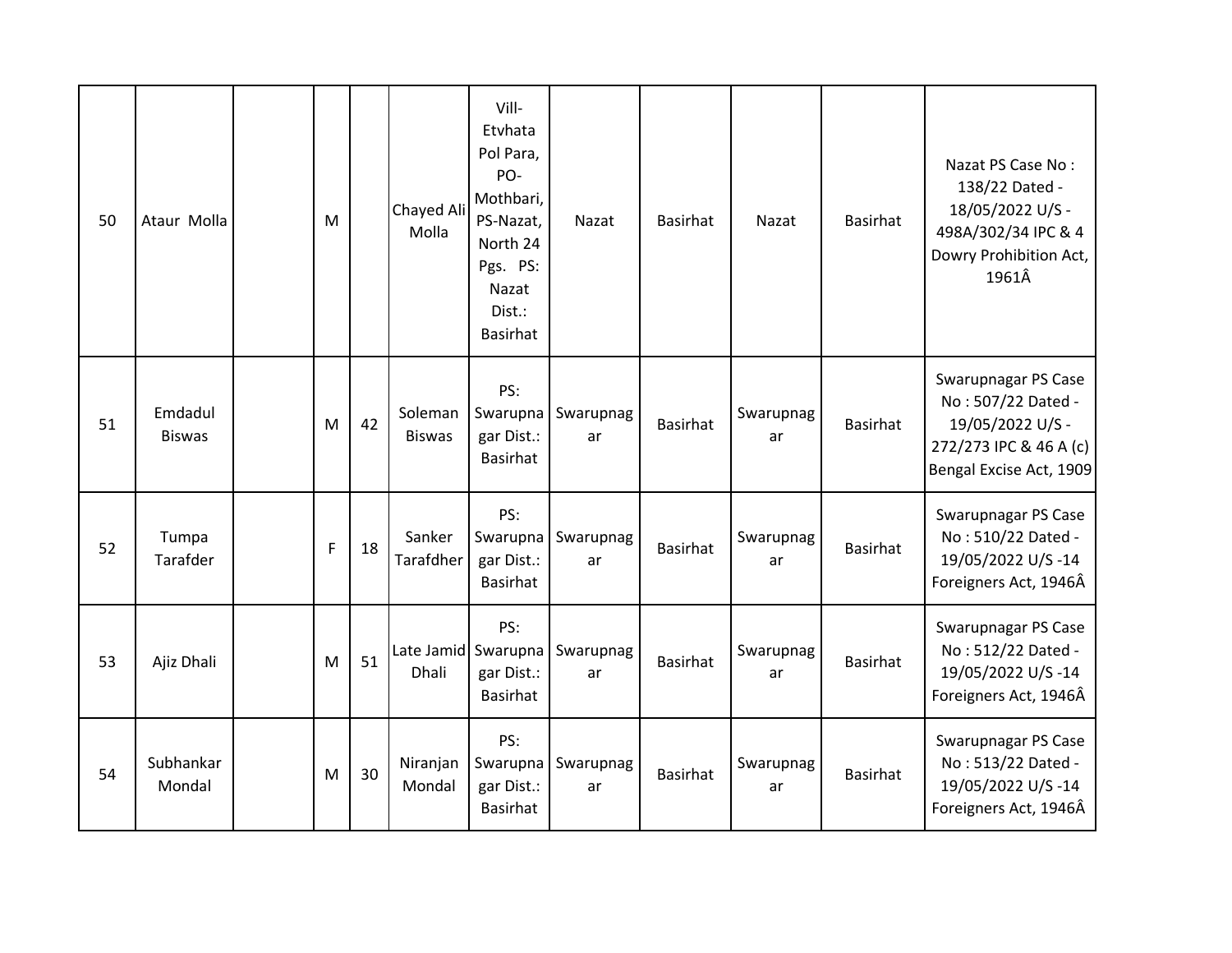| 50 | Ataur Molla | | M | | Chayed Ali Molla | Vill- Etvhata Pol Para, PO- Mothbari, PS-Nazat, North 24 Pgs. PS: Nazat Dist.: Basirhat | Nazat | Basirhat | Nazat | Basirhat | Nazat PS Case No : 138/22 Dated - 18/05/2022 U/S - 498A/302/34 IPC & 4 Dowry Prohibition Act, 1961Â |
|---|---|---|---|---|---|---|---|---|---|---|---|
| 51 | Emdadul Biswas | | M | 42 | Soleman Biswas | PS: Swarupnagar Dist.: Basirhat | Swarupnagar | Basirhat | Swarupnagar | Basirhat | Swarupnagar PS Case No : 507/22 Dated - 19/05/2022 U/S - 272/273 IPC & 46 A (c) Bengal Excise Act, 1909 |
| 52 | Tumpa Tarafder | | F | 18 | Sanker Tarafdher | PS: Swarupnagar Dist.: Basirhat | Swarupnagar | Basirhat | Swarupnagar | Basirhat | Swarupnagar PS Case No : 510/22 Dated - 19/05/2022 U/S -14 Foreigners Act, 1946Â |
| 53 | Ajiz Dhali | | M | 51 | Late Jamid Dhali | PS: Swarupnagar Dist.: Basirhat | Swarupnagar | Basirhat | Swarupnagar | Basirhat | Swarupnagar PS Case No : 512/22 Dated - 19/05/2022 U/S -14 Foreigners Act, 1946Â |
| 54 | Subhankar Mondal | | M | 30 | Niranjan Mondal | PS: Swarupnagar Dist.: Basirhat | Swarupnagar | Basirhat | Swarupnagar | Basirhat | Swarupnagar PS Case No : 513/22 Dated - 19/05/2022 U/S -14 Foreigners Act, 1946Â |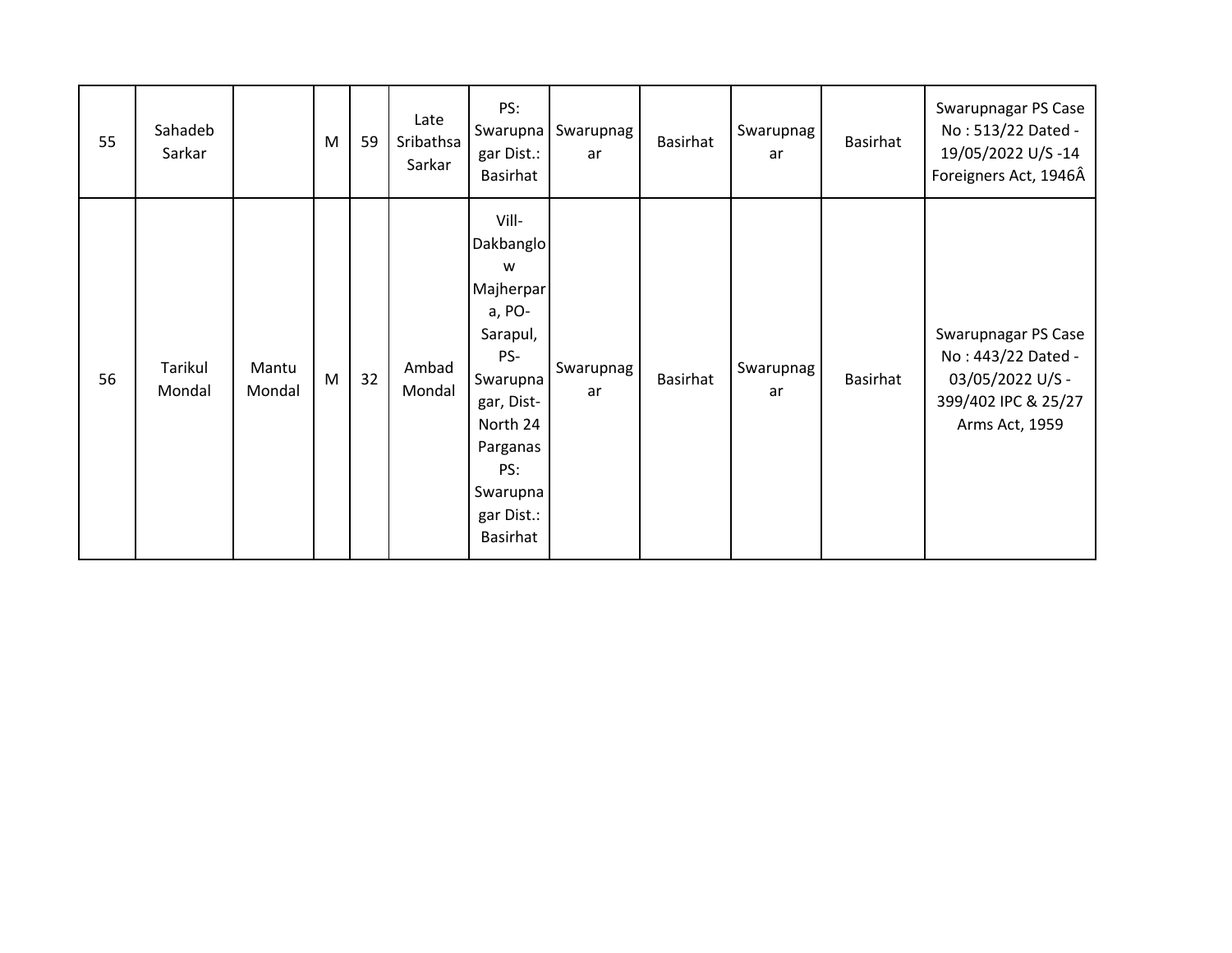| 55 | Sahadeb Sarkar | | M | 59 | Late Sribathsa Sarkar | PS: Swarupnagar Dist.: Basirhat | Swarupnagar | Basirhat | Swarupnagar | Basirhat | Swarupnagar PS Case No : 513/22 Dated - 19/05/2022 U/S -14 Foreigners Act, 1946Â |
|---|---|---|---|---|---|---|---|---|---|---|---|
| 56 | Tarikul Mondal | Mantu Mondal | M | 32 | Ambad Mondal | Vill-Dakbanglow Majherpara, PO-Sarapul, PS-Swarupnagar, Dist-North 24 Parganas PS: Swarupnagar Dist.: Basirhat | Swarupnagar | Basirhat | Swarupnagar | Basirhat | Swarupnagar PS Case No : 443/22 Dated - 03/05/2022 U/S - 399/402 IPC & 25/27 Arms Act, 1959 |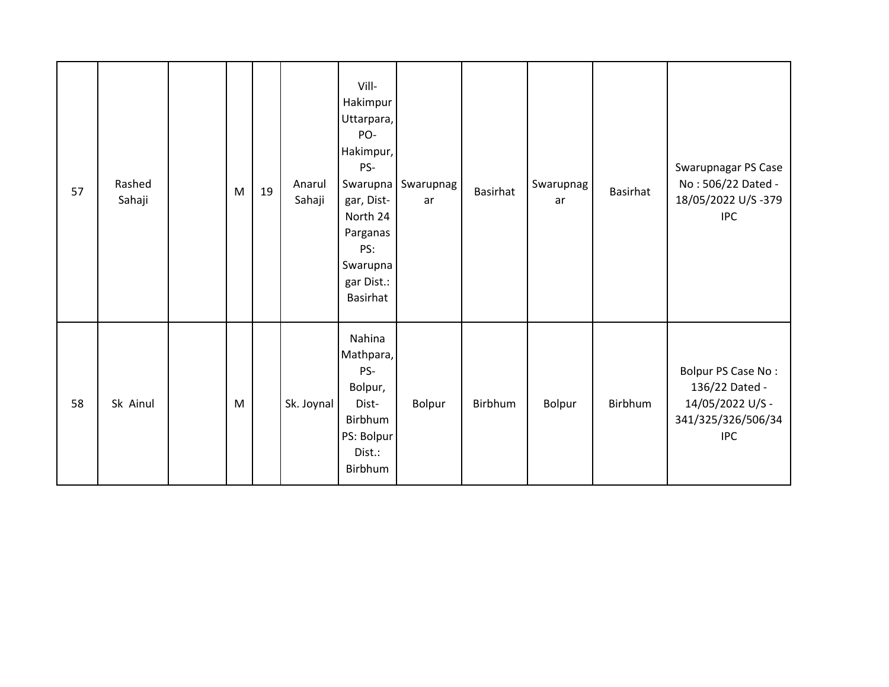| 57 | Rashed Sahaji | | M | 19 | Anarul Sahaji | Vill-Hakimpur Uttarpara, PO-Hakimpur, PS-Swarupnagar, Dist-North 24 Parganas PS: Swarupnagar Dist.: Basirhat | Swarupnagar | Basirhat | Swarupnagar | Basirhat | Swarupnagar PS Case No : 506/22 Dated - 18/05/2022 U/S -379 IPC |
|---|---|---|---|---|---|---|---|---|---|---|---|
| 58 | Sk Ainul | | M | | Sk. Joynal | Nahina Mathpara, PS-Bolpur, Dist-Birbhum PS: Bolpur Dist.: Birbhum | Bolpur | Birbhum | Bolpur | Birbhum | Bolpur PS Case No : 136/22 Dated - 14/05/2022 U/S - 341/325/326/506/34 IPC |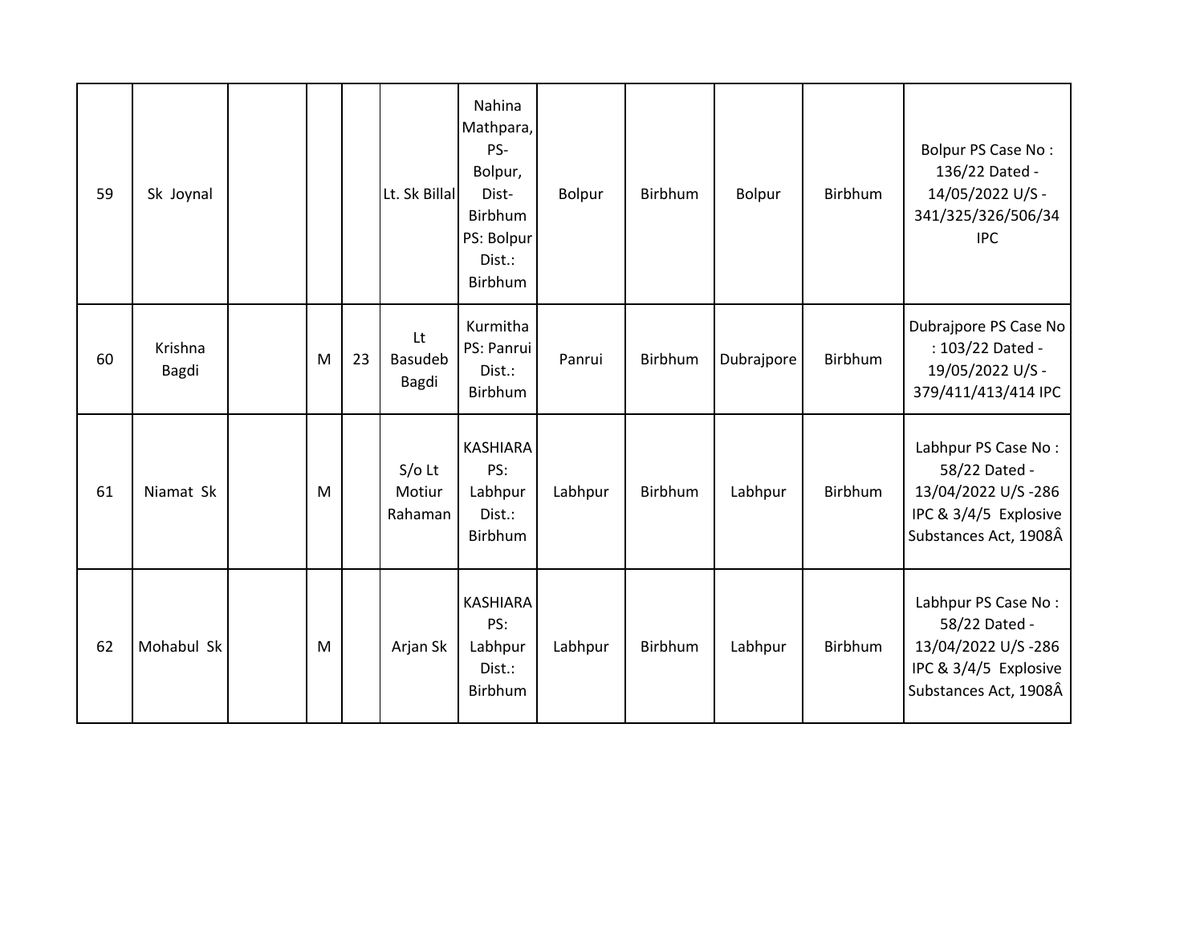| | | | | | | | | | | | |
|---|---|---|---|---|---|---|---|---|---|---|---|
| 59 | Sk Joynal | | | | Lt. Sk Billal | Nahina Mathpara, PS- Bolpur, Dist- Birbhum PS: Bolpur Dist.: Birbhum | Bolpur | Birbhum | Bolpur | Birbhum | Bolpur PS Case No : 136/22 Dated - 14/05/2022 U/S - 341/325/326/506/34 IPC |
| 60 | Krishna Bagdi | | M | 23 | Lt Basudeb Bagdi | Kurmitha PS: Panrui Dist.: Birbhum | Panrui | Birbhum | Dubrajpore | Birbhum | Dubrajpore PS Case No : 103/22 Dated - 19/05/2022 U/S - 379/411/413/414 IPC |
| 61 | Niamat Sk | | M | | S/o Lt Motiur Rahaman | KASHIARA PS: Labhpur Dist.: Birbhum | Labhpur | Birbhum | Labhpur | Birbhum | Labhpur PS Case No : 58/22 Dated - 13/04/2022 U/S -286 IPC & 3/4/5 Explosive Substances Act, 1908Â |
| 62 | Mohabul Sk | | M | | Arjan Sk | KASHIARA PS: Labhpur Dist.: Birbhum | Labhpur | Birbhum | Labhpur | Birbhum | Labhpur PS Case No : 58/22 Dated - 13/04/2022 U/S -286 IPC & 3/4/5 Explosive Substances Act, 1908Â |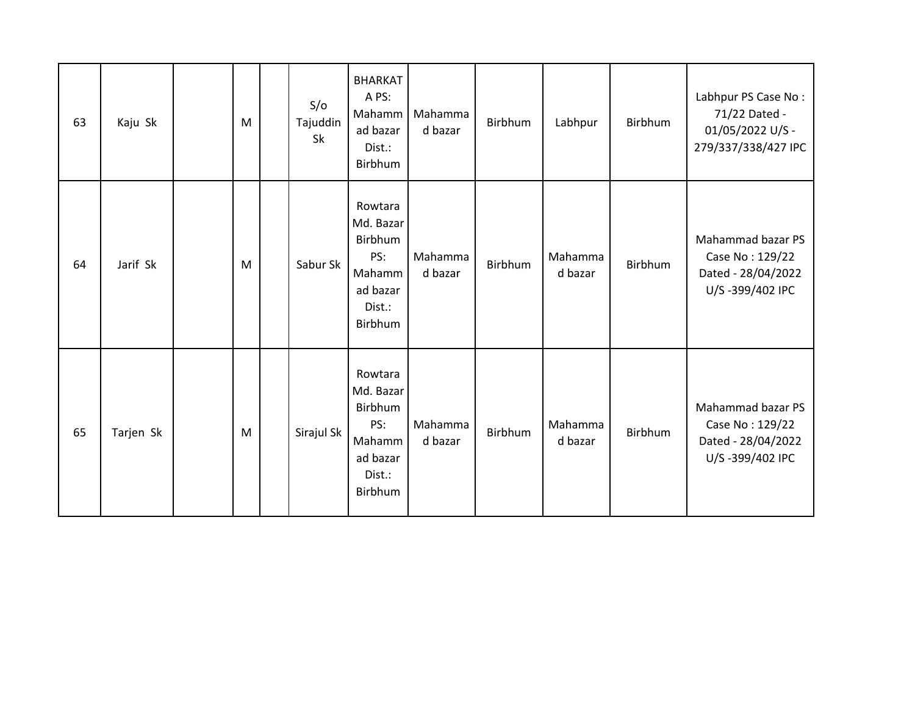| | | | | | | | | | | | |
|---|---|---|---|---|---|---|---|---|---|---|---|
| 63 | Kaju Sk | | M | | S/o Tajuddin Sk | BHARKATA PS: Mahammad bazar Dist.: Birbhum | Mahammad bazar | Birbhum | Labhpur | Birbhum | Labhpur PS Case No : 71/22 Dated - 01/05/2022 U/S -279/337/338/427 IPC |
| 64 | Jarif Sk | | M | | Sabur Sk | Rowtara Md. Bazar Birbhum PS: Mahammad bazar Dist.: Birbhum | Mahammad bazar | Birbhum | Mahammad bazar | Birbhum | Mahammad bazar PS Case No : 129/22 Dated - 28/04/2022 U/S -399/402 IPC |
| 65 | Tarjen Sk | | M | | Sirajul Sk | Rowtara Md. Bazar Birbhum PS: Mahammad bazar Dist.: Birbhum | Mahammad bazar | Birbhum | Mahammad bazar | Birbhum | Mahammad bazar PS Case No : 129/22 Dated - 28/04/2022 U/S -399/402 IPC |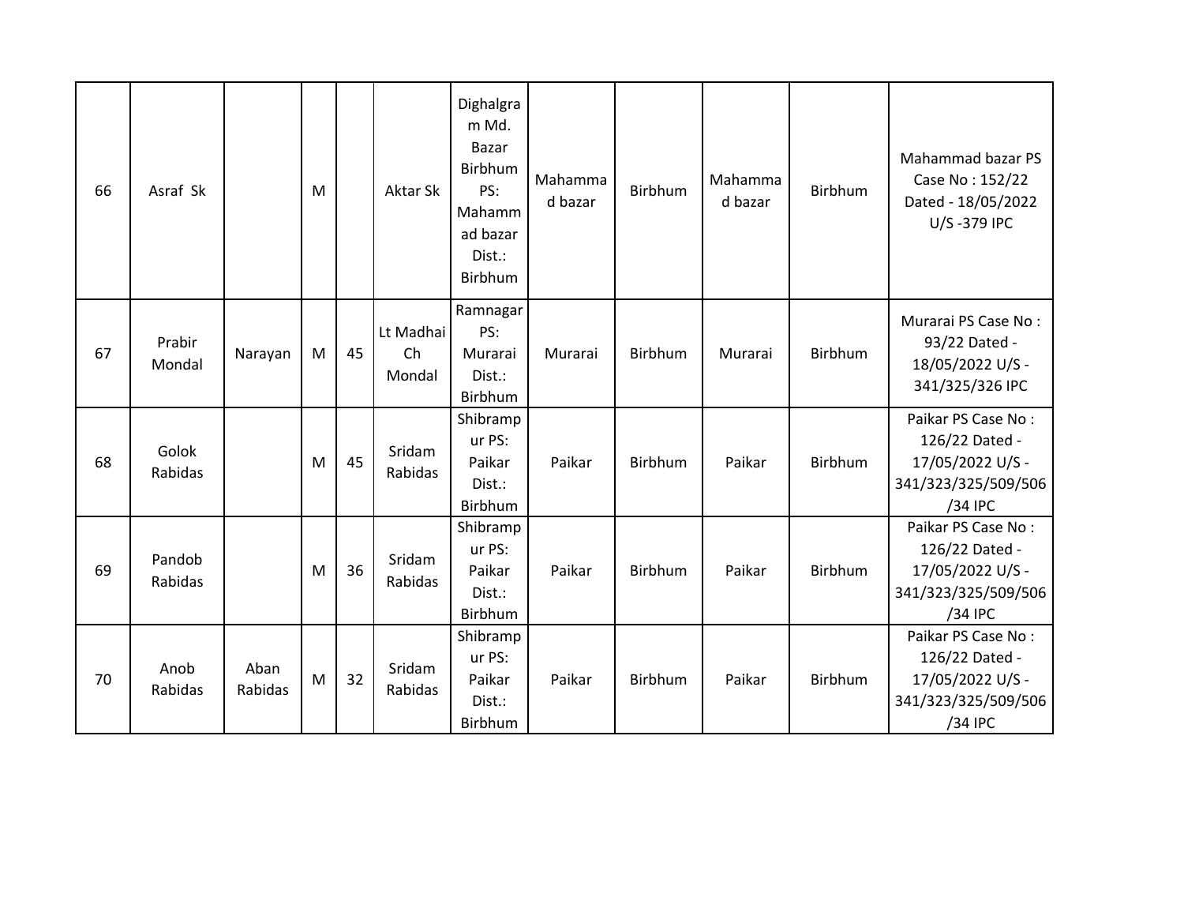| 66 | Asraf Sk | | M | | Aktar Sk | Dighalgram Md. Bazar Birbhum PS: Mahammad bazar Dist.: Birbhum | Mahammad bazar | Birbhum | Mahammad bazar | Birbhum | Mahammad bazar PS Case No : 152/22 Dated - 18/05/2022 U/S -379 IPC |
|---|---|---|---|---|---|---|---|---|---|---|---|
| 67 | Prabir Mondal | Narayan | M | 45 | Lt Madhai Ch Mondal | Ramnagar PS: Murarai Dist.: Birbhum | Murarai | Birbhum | Murarai | Birbhum | Murarai PS Case No : 93/22 Dated - 18/05/2022 U/S - 341/325/326 IPC |
| 68 | Golok Rabidas | | M | 45 | Sridam Rabidas | Shibrampur PS: Paikar Dist.: Birbhum | Paikar | Birbhum | Paikar | Birbhum | Paikar PS Case No : 126/22 Dated - 17/05/2022 U/S - 341/323/325/509/506/34 IPC |
| 69 | Pandob Rabidas | | M | 36 | Sridam Rabidas | Shibrampur PS: Paikar Dist.: Birbhum | Paikar | Birbhum | Paikar | Birbhum | Paikar PS Case No : 126/22 Dated - 17/05/2022 U/S - 341/323/325/509/506/34 IPC |
| 70 | Anob Rabidas | Aban Rabidas | M | 32 | Sridam Rabidas | Shibrampur PS: Paikar Dist.: Birbhum | Paikar | Birbhum | Paikar | Birbhum | Paikar PS Case No : 126/22 Dated - 17/05/2022 U/S - 341/323/325/509/506/34 IPC |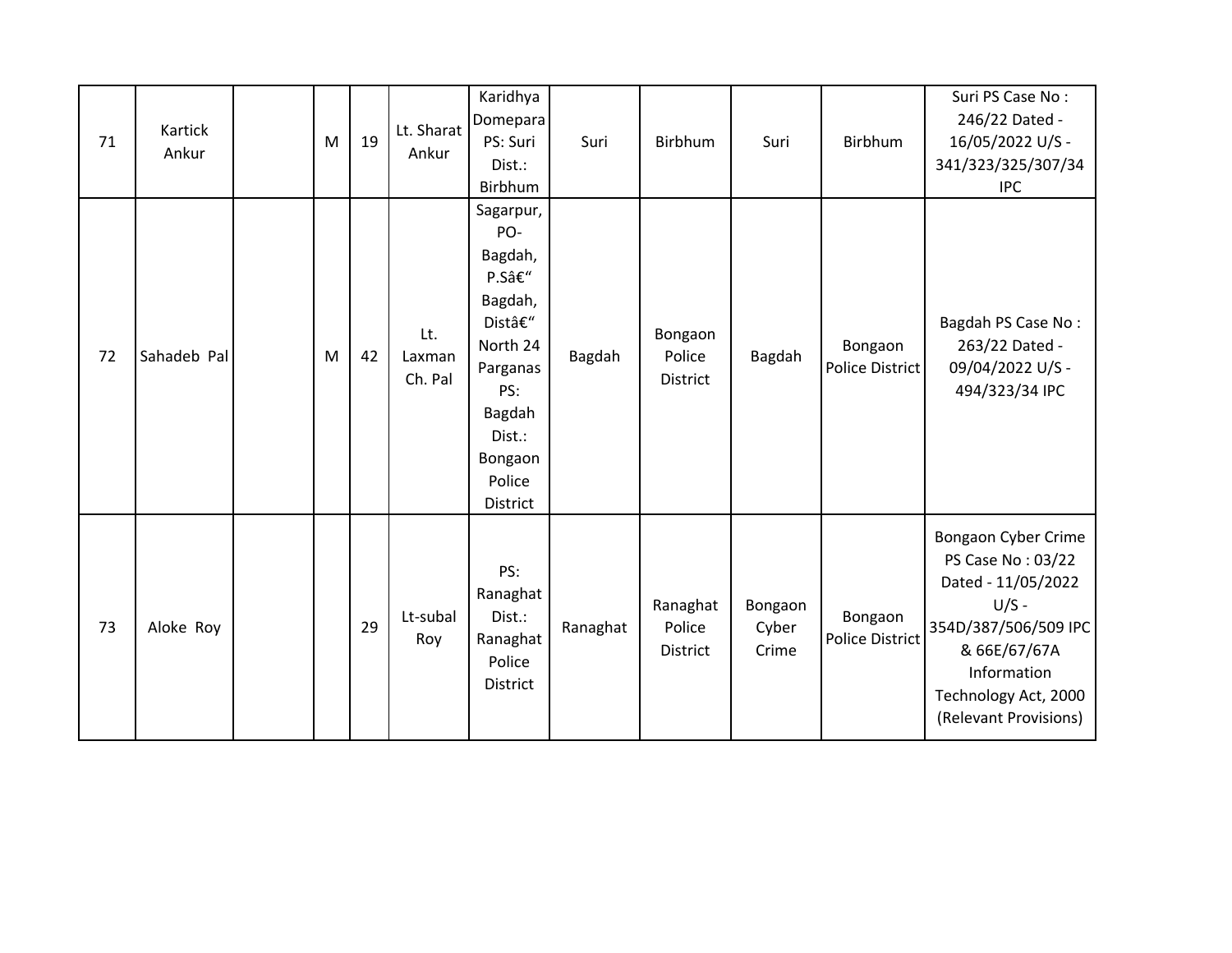| 71 | Kartick Ankur | | M | 19 | Lt. Sharat Ankur | Karidhya Domepara PS: Suri Dist.: Birbhum | Suri | Birbhum | Suri | Birbhum | Suri PS Case No : 246/22 Dated - 16/05/2022 U/S - 341/323/325/307/34 IPC |
|---|---|---|---|---|---|---|---|---|---|---|---|
| 72 | Sahadeb Pal | | M | 42 | Lt. Laxman Ch. Pal | Sagarpur, PO- Bagdah, P.Sâ€" Bagdah, Distâ€" North 24 Parganas PS: Bagdah Dist.: Bongaon Police District | Bagdah | Bongaon Police District | Bagdah | Bongaon Police District | Bagdah PS Case No : 263/22 Dated - 09/04/2022 U/S - 494/323/34 IPC |
| 73 | Aloke Roy | | | 29 | Lt-subal Roy | PS: Ranaghat Dist.: Ranaghat Police District | Ranaghat | Ranaghat Police District | Bongaon Cyber Crime | Bongaon Police District | Bongaon Cyber Crime PS Case No : 03/22 Dated - 11/05/2022 U/S - 354D/387/506/509 IPC & 66E/67/67A Information Technology Act, 2000 (Relevant Provisions) |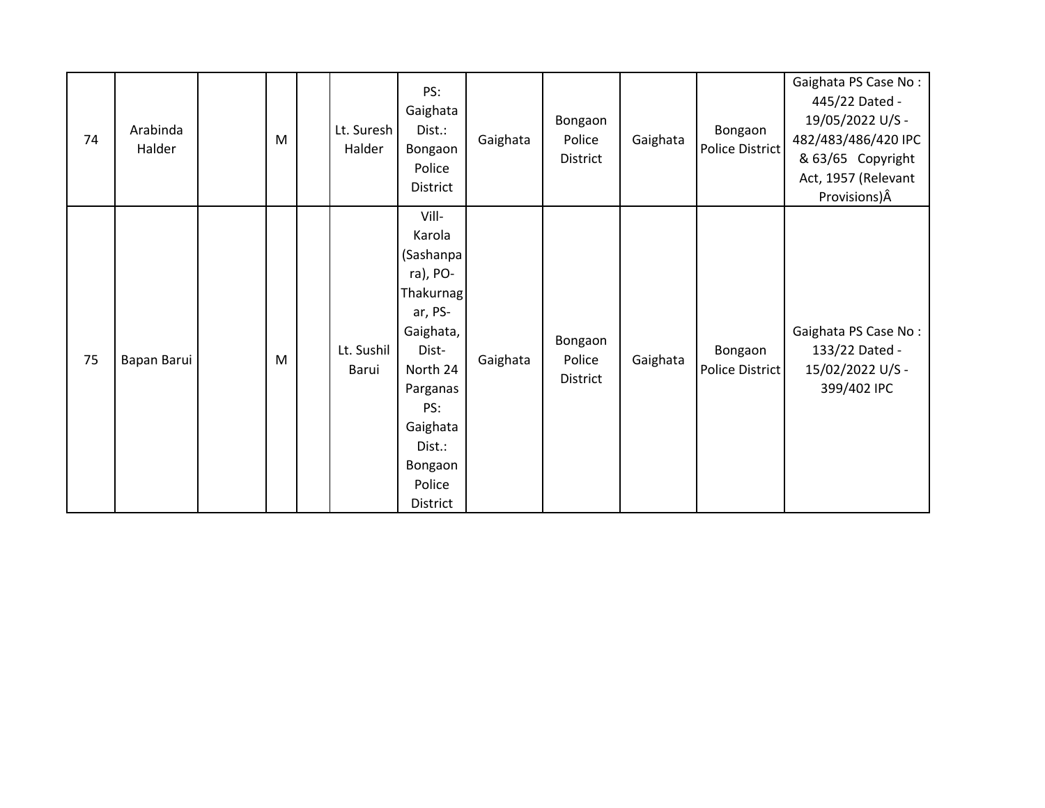| 74 | Arabinda Halder | | M | | Lt. Suresh Halder | PS: Gaighata Dist.: Bongaon Police District | Gaighata | Bongaon Police District | Gaighata | Bongaon Police District | Gaighata PS Case No : 445/22 Dated - 19/05/2022 U/S - 482/483/486/420 IPC & 63/65 Copyright Act, 1957 (Relevant Provisions)Â |
|---|---|---|---|---|---|---|---|---|---|---|---|
| 75 | Bapan Barui | | M | | Lt. Sushil Barui | Vill- Karola (Sashanpara), PO- Thakurnagar, PS- Gaighata, Dist- North 24 Parganas PS: Gaighata Dist.: Bongaon Police District | Gaighata | Bongaon Police District | Gaighata | Bongaon Police District | Gaighata PS Case No : 133/22 Dated - 15/02/2022 U/S - 399/402 IPC |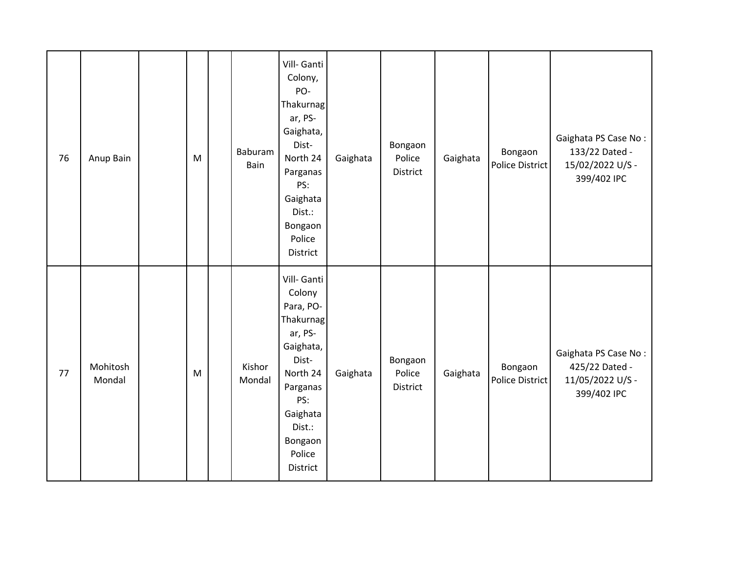| | | | | | | | | | | | |
|---|---|---|---|---|---|---|---|---|---|---|---|
| 76 | Anup Bain | | M | | Baburam Bain | Vill- Ganti Colony, PO- Thakurnagar, PS- Gaighata, Dist- North 24 Parganas PS: Gaighata Dist.: Bongaon Police District | Gaighata | Bongaon Police District | Gaighata | Bongaon Police District | Gaighata PS Case No : 133/22 Dated - 15/02/2022 U/S - 399/402 IPC |
| 77 | Mohitosh Mondal | | M | | Kishor Mondal | Vill- Ganti Colony Para, PO- Thakurnagar, PS- Gaighata, Dist- North 24 Parganas PS: Gaighata Dist.: Bongaon Police District | Gaighata | Bongaon Police District | Gaighata | Bongaon Police District | Gaighata PS Case No : 425/22 Dated - 11/05/2022 U/S - 399/402 IPC |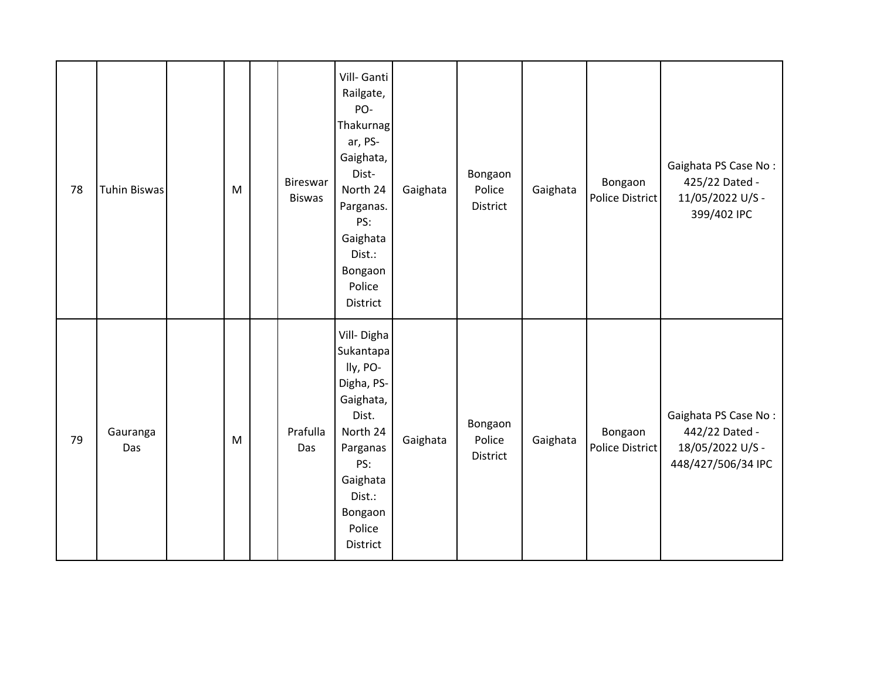| 78 | Tuhin Biswas | | M | | Bireswar Biswas | Vill- Ganti Railgate, PO- Thakurnagar, PS- Gaighata, Dist- North 24 Parganas. PS: Gaighata Dist.: Bongaon Police District | Gaighata | Bongaon Police District | Gaighata | Bongaon Police District | Gaighata PS Case No : 425/22 Dated - 11/05/2022 U/S - 399/402 IPC |
|---|---|---|---|---|---|---|---|---|---|---|---|
| 79 | Gauranga Das | | M | | Prafulla Das | Vill- Digha Sukantapally, PO- Digha, PS- Gaighata, Dist. North 24 Parganas PS: Gaighata Dist.: Bongaon Police District | Gaighata | Bongaon Police District | Gaighata | Bongaon Police District | Gaighata PS Case No : 442/22 Dated - 18/05/2022 U/S - 448/427/506/34 IPC |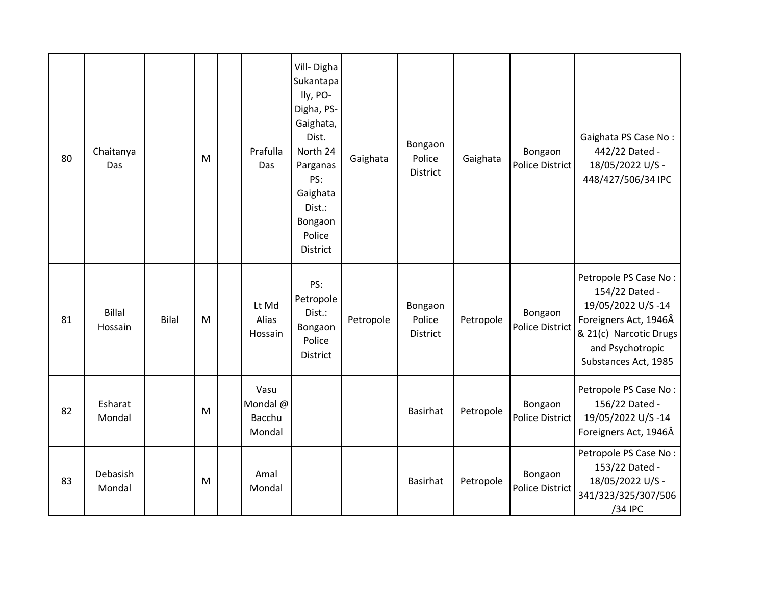| 80 | Chaitanya Das | | M | | Prafulla Das | Vill- Digha Sukantapally, PO- Digha, PS- Gaighata, Dist. North 24 Parganas PS: Gaighata Dist.: Bongaon Police District | Gaighata | Bongaon Police District | Gaighata | Bongaon Police District | Gaighata PS Case No : 442/22 Dated - 18/05/2022 U/S - 448/427/506/34 IPC |
|---|---|---|---|---|---|---|---|---|---|---|---|
| 81 | Billal Hossain | Bilal | M | | Lt Md Alias Hossain | PS: Petropole Dist.: Bongaon Police District | Petropole | Bongaon Police District | Petropole | Bongaon Police District | Petropole PS Case No : 154/22 Dated - 19/05/2022 U/S -14 Foreigners Act, 1946Â & 21(c) Narcotic Drugs and Psychotropic Substances Act, 1985 |
| 82 | Esharat Mondal | | M | | Vasu Mondal @ Bacchu Mondal | | | Basirhat | Petropole | Bongaon Police District | Petropole PS Case No : 156/22 Dated - 19/05/2022 U/S -14 Foreigners Act, 1946Â |
| 83 | Debasish Mondal | | M | | Amal Mondal | | | Basirhat | Petropole | Bongaon Police District | Petropole PS Case No : 153/22 Dated - 18/05/2022 U/S - 341/323/325/307/506/34 IPC |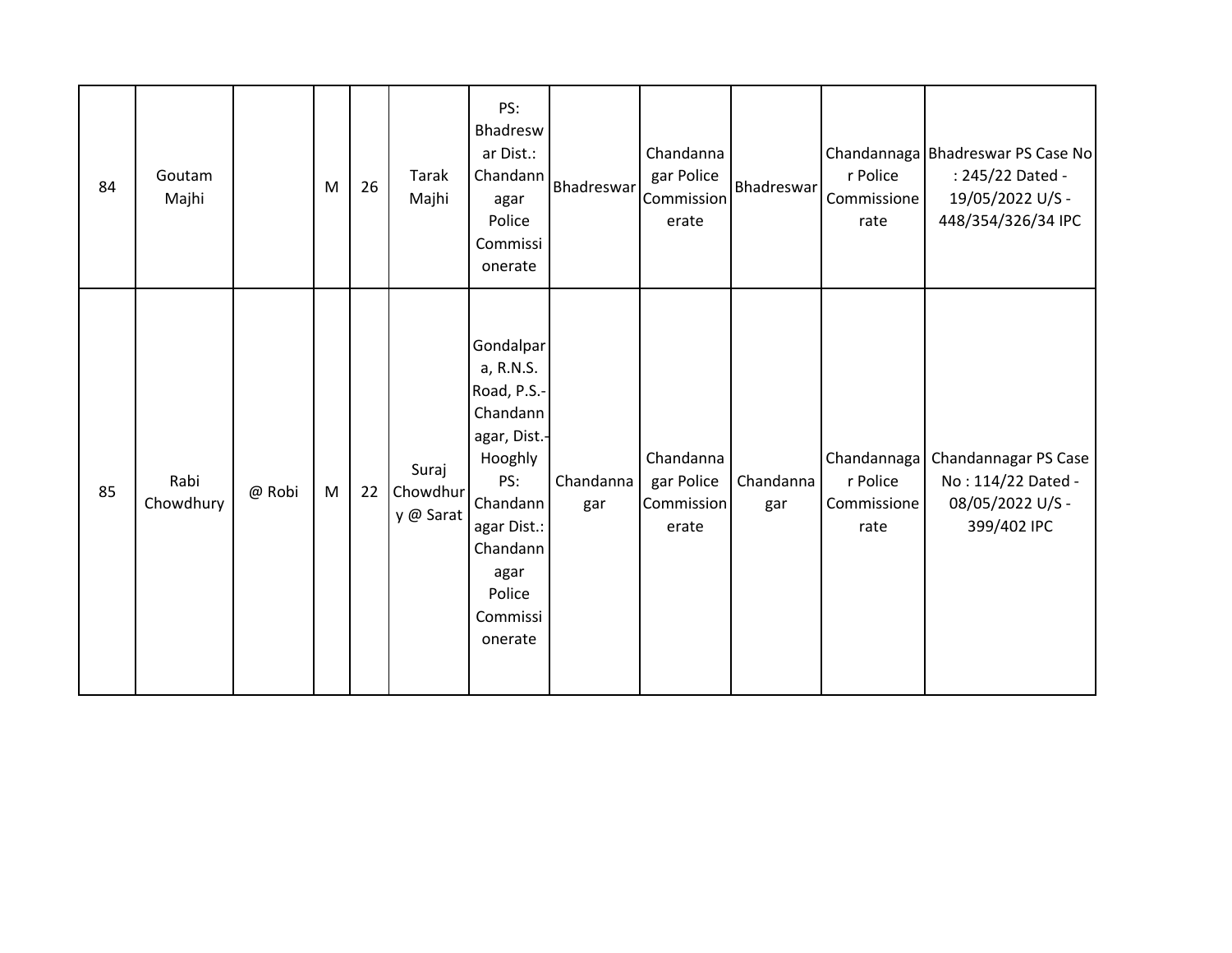| 84 | Goutam Majhi | | M | 26 | Tarak Majhi | PS: Bhadreswar Dist.: Chandannagar Police Commissionerate | Bhadreswar | Chandannagar Police Commissionerate | Bhadreswar | Chandannagar Police Commissionerate | Bhadreswar PS Case No : 245/22 Dated - 19/05/2022 U/S - 448/354/326/34 IPC |
|---|---|---|---|---|---|---|---|---|---|---|---|
| 85 | Rabi Chowdhury | @ Robi | M | 22 | Suraj Chowdhury @ Sarat | Gondalpara, R.N.S. Road, P.S.- Chandannagar, Dist.- Hooghly PS: Chandannagar Dist.: Chandannagar Police Commissionerate | Chandannagar | Chandannagar Police Commissionerate | Chandannagar | Chandannagar Police Commissionerate | Chandannagar PS Case No : 114/22 Dated - 08/05/2022 U/S - 399/402 IPC |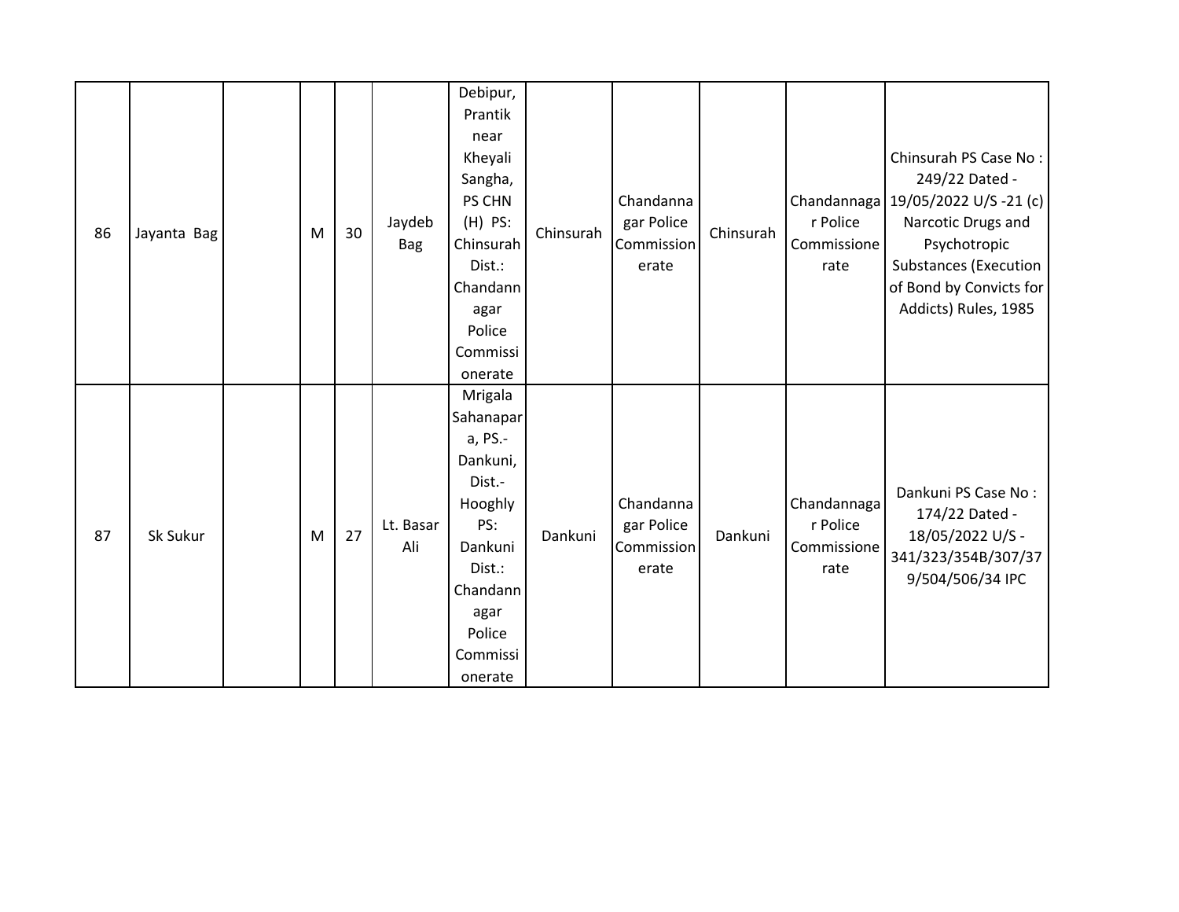| 86 | Jayanta Bag | | M | 30 | Jaydeb Bag | Debipur, Prantik near Kheyali Sangha, PS CHN (H) PS: Chinsurah Dist.: Chandannagar Police Commissionerate | Chinsurah | Chandannagar Police Commissionerate | Chinsurah | Chandannagar Police Commissionerate | Chinsurah PS Case No : 249/22 Dated - 19/05/2022 U/S -21 (c) Narcotic Drugs and Psychotropic Substances (Execution of Bond by Convicts for Addicts) Rules, 1985 |
|---|---|---|---|---|---|---|---|---|---|---|---|
| 87 | Sk Sukur | | M | 27 | Lt. Basar Ali | Mrigala Sahanapara, PS.- Dankuni, Dist.- Hooghly PS: Dankuni Dist.: Chandannagar Police Commissionerate | Dankuni | Chandannagar Police Commissionerate | Dankuni | Chandannagar Police Commissionerate | Dankuni PS Case No : 174/22 Dated - 18/05/2022 U/S - 341/323/354B/307/379/504/506/34 IPC |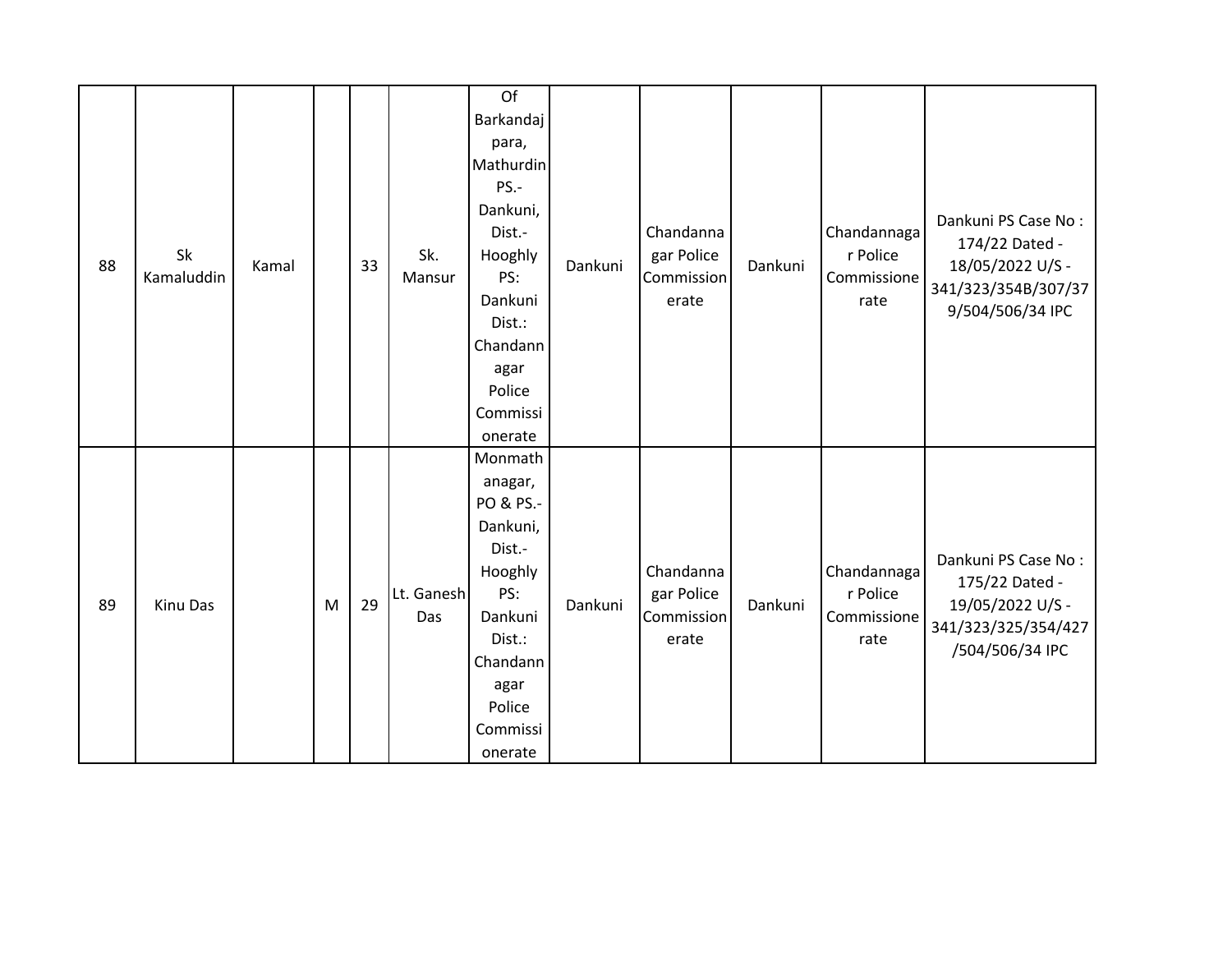| | | | | | | | | | | | |
|---|---|---|---|---|---|---|---|---|---|---|---|
| 88 | Sk Kamaluddin | Kamal | | 33 | Sk. Mansur | Of Barkandaj para, Mathurdin PS.- Dankuni, Dist.- Hooghly PS: Dankuni Dist.: Chandannagar Police Commissionerate | Dankuni | Chandannagar Police Commissionerate | Dankuni | Chandannagar Police Commissionerate | Dankuni PS Case No : 174/22 Dated - 18/05/2022 U/S - 341/323/354B/307/379/504/506/34 IPC |
| 89 | Kinu Das | | M | 29 | Lt. Ganesh Das | Monmathanagar, PO & PS.- Dankuni, Dist.- Hooghly PS: Dankuni Dist.: Chandannagar Police Commissionerate | Dankuni | Chandannagar Police Commissionerate | Dankuni | Chandannagar Police Commissionerate | Dankuni PS Case No : 175/22 Dated - 19/05/2022 U/S - 341/323/325/354/427/504/506/34 IPC |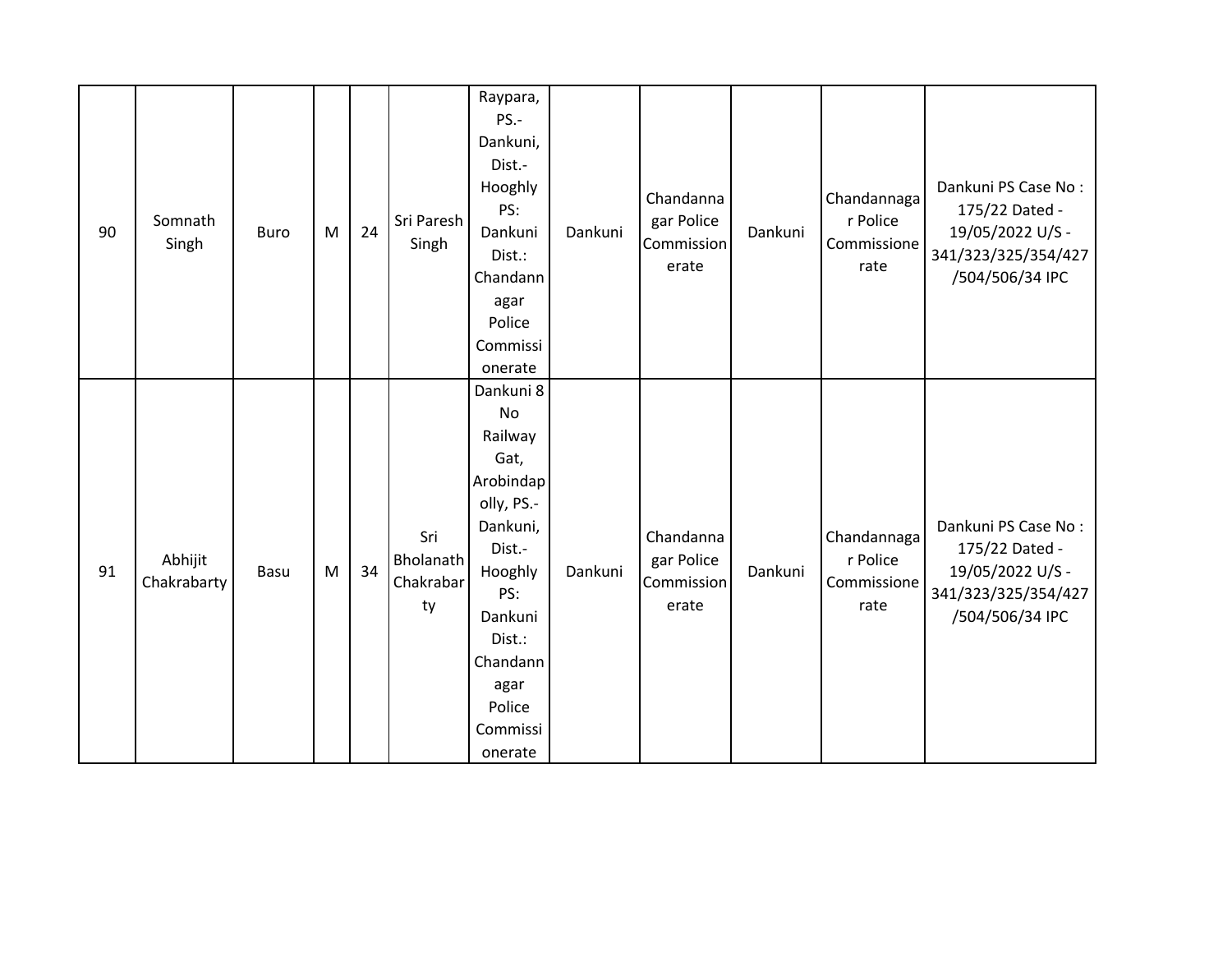| 90 | Somnath Singh | Buro | M | 24 | Sri Paresh Singh | Raypara, PS.- Dankuni, Dist.- Hooghly PS: Dankuni Dist.: Chandannagar Police Commissionerate | Dankuni | Chandannagar Police Commissionerate | Dankuni | Chandannagar Police Commissionerate | Dankuni PS Case No : 175/22 Dated - 19/05/2022 U/S - 341/323/325/354/427/504/506/34 IPC |
|---|---|---|---|---|---|---|---|---|---|---|---|
| 91 | Abhijit Chakrabarty | Basu | M | 34 | Sri Bholanath Chakrabarty | Dankuni 8 No Railway Gat, Arobindapolly, PS.- Dankuni, Dist.- Hooghly PS: Dankuni Dist.: Chandannagar Police Commissionerate | Dankuni | Chandannagar Police Commissionerate | Dankuni | Chandannagar Police Commissionerate | Dankuni PS Case No : 175/22 Dated - 19/05/2022 U/S - 341/323/325/354/427/504/506/34 IPC |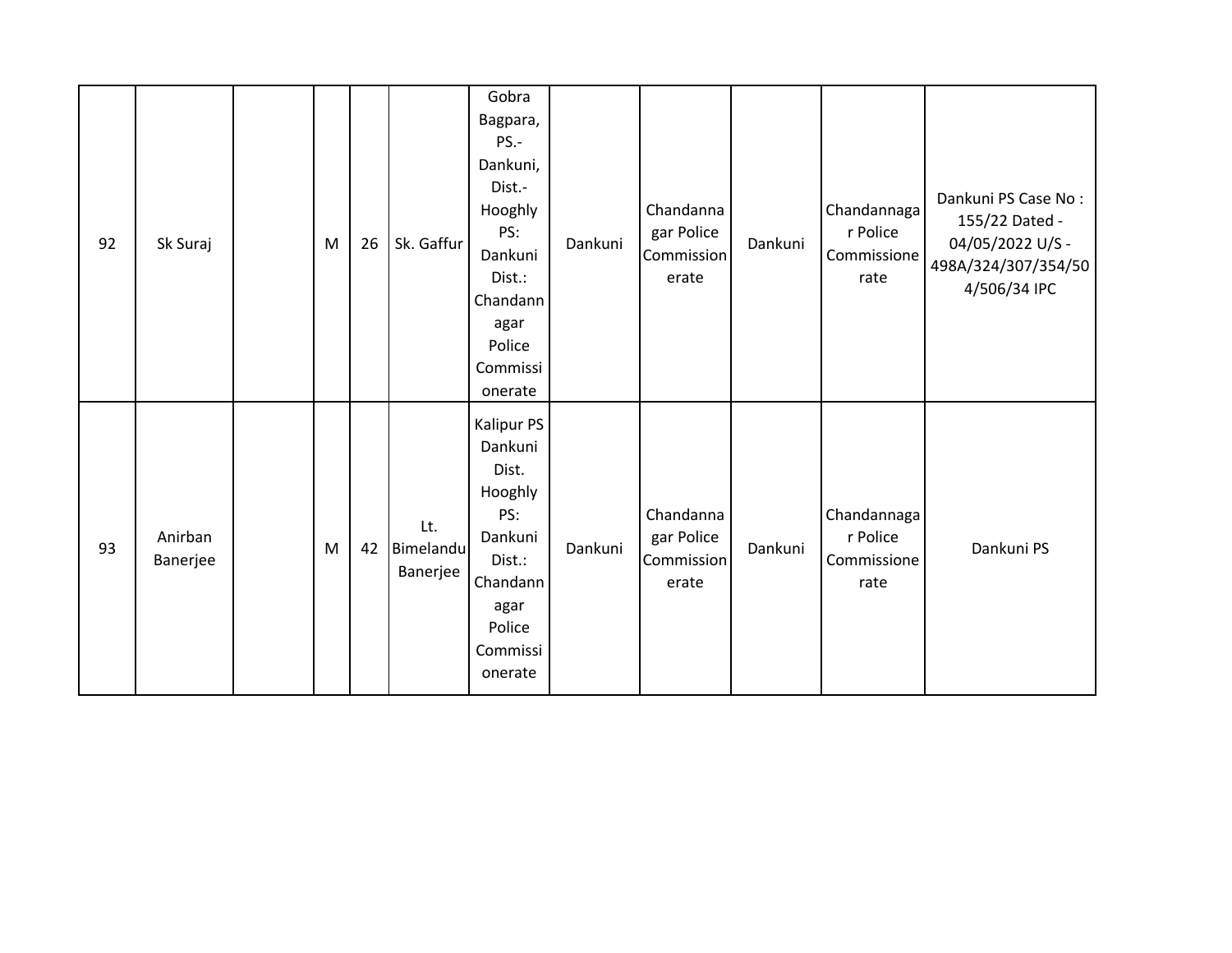| 92 | Sk Suraj | | M | 26 | Sk. Gaffur | Gobra Bagpara, PS.- Dankuni, Dist.- Hooghly PS: Dankuni Dist.: Chandannagar Police Commissionerate | Dankuni | Chandannagar Police Commissionerate | Dankuni | Chandannagar Police Commissionerate | Dankuni PS Case No : 155/22 Dated - 04/05/2022 U/S - 498A/324/307/354/504/506/34 IPC |
|---|---|---|---|---|---|---|---|---|---|---|---|
| 93 | Anirban Banerjee | | M | 42 | Lt. Bimelandu Banerjee | Kalipur PS Dankuni Dist. Hooghly PS: Dankuni Dist.: Chandannagar Police Commissionerate | Dankuni | Chandannagar Police Commissionerate | Dankuni | Chandannagar Police Commissionerate | Dankuni PS |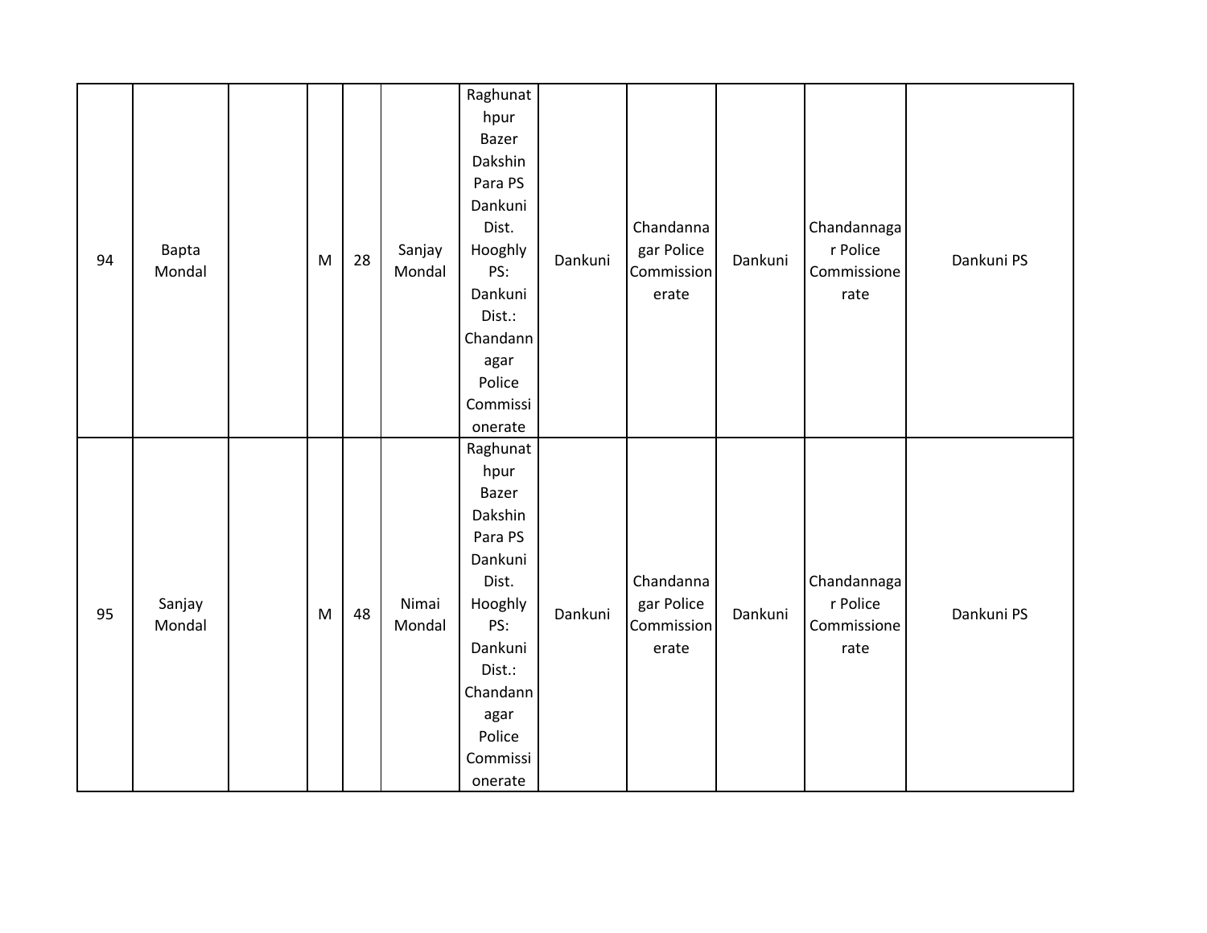| | | | | | | | | | | | |
|---|---|---|---|---|---|---|---|---|---|---|---|
| 94 | Bapta Mondal | | M | 28 | Sanjay Mondal | Raghunathpur Bazer Dakshin Para PS Dankuni Dist. Hooghly PS: Dankuni Dist.: Chandannagar Police Commissionerate | Dankuni | Chandannagar Police Commissionerate | Dankuni | Chandannagar Police Commissionerate | Dankuni PS |
| 95 | Sanjay Mondal | | M | 48 | Nimai Mondal | Raghunathpur Bazer Dakshin Para PS Dankuni Dist. Hooghly PS: Dankuni Dist.: Chandannagar Police Commissionerate | Dankuni | Chandannagar Police Commissionerate | Dankuni | Chandannagar Police Commissionerate | Dankuni PS |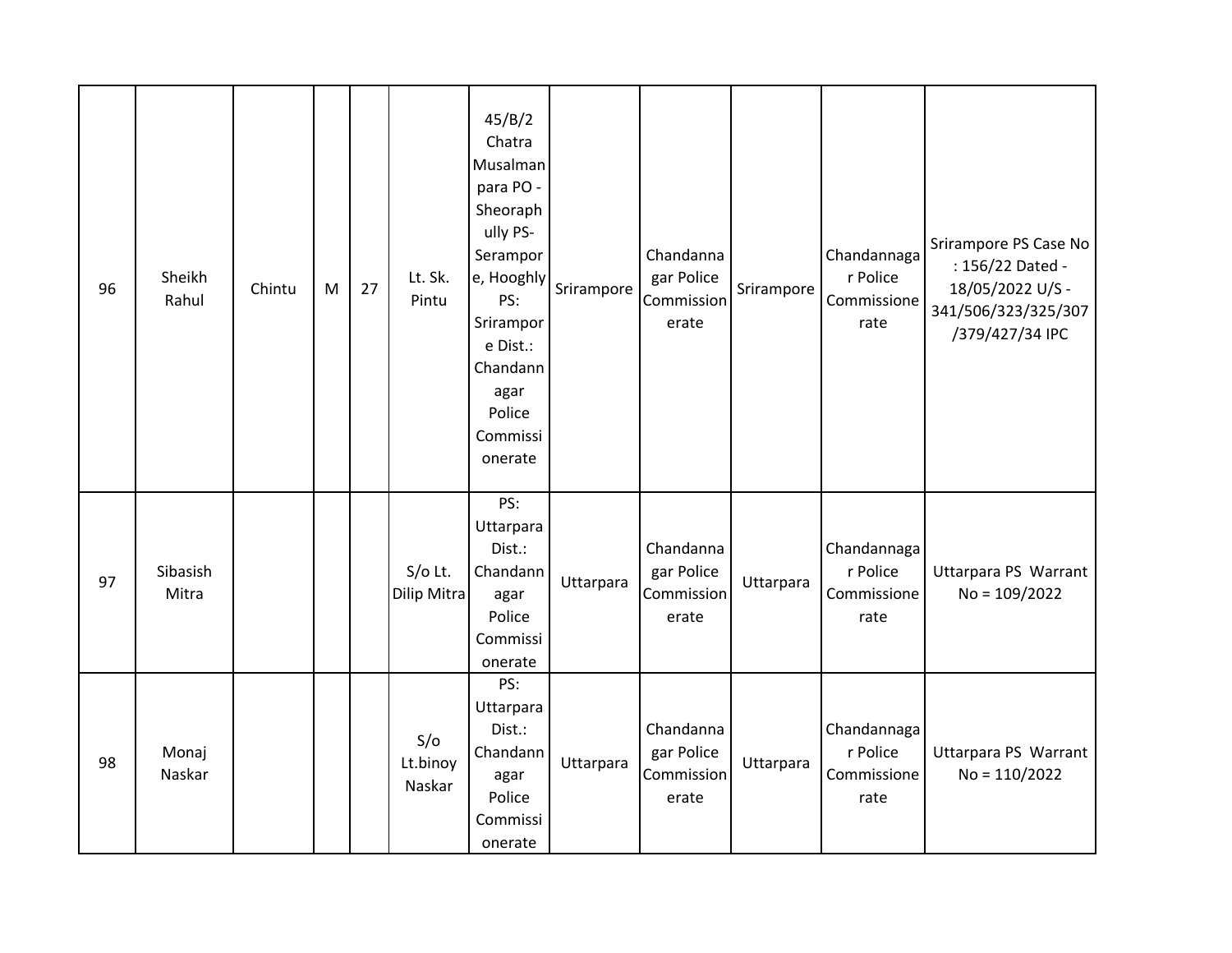| 96 | Sheikh Rahul | Chintu | M | 27 | Lt. Sk. Pintu | 45/B/2 Chatra Musalman para PO - Sheoraphully PS- Serampore, Hooghly PS: Srirampore Dist.: Chandannagar Police Commissionerate | Srirampore | Chandannagar Police Commissionerate | Srirampore | Chandannagar Police Commissionerate | Srirampore PS Case No : 156/22 Dated - 18/05/2022 U/S - 341/506/323/325/307/379/427/34 IPC |
|---|---|---|---|---|---|---|---|---|---|---|---|
| 97 | Sibasish Mitra | | | | S/o Lt. Dilip Mitra | PS: Uttarpara Dist.: Chandannagar Police Commissionerate | Uttarpara | Chandannagar Police Commissionerate | Uttarpara | Chandannagar Police Commissionerate | Uttarpara PS Warrant No = 109/2022 |
| 98 | Monaj Naskar | | | | S/o Lt.binoy Naskar | PS: Uttarpara Dist.: Chandannagar Police Commissionerate | Uttarpara | Chandannagar Police Commissionerate | Uttarpara | Chandannagar Police Commissionerate | Uttarpara PS Warrant No = 110/2022 |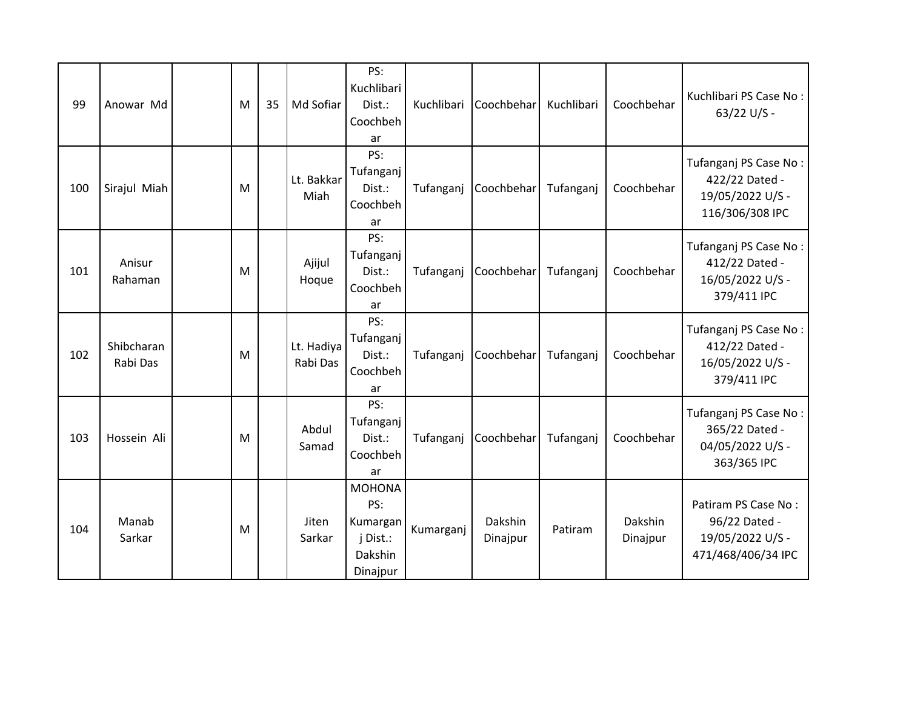| 99 | Anowar Md | | M | 35 | Md Sofiar | PS: Kuchlibari Dist.: Coochbehar | Kuchlibari | Coochbehar | Kuchlibari | Coochbehar | Kuchlibari PS Case No : 63/22 U/S - |
|---|---|---|---|---|---|---|---|---|---|---|---|
| 100 | Sirajul Miah | | M | | Lt. Bakkar Miah | PS: Tufanganj Dist.: Coochbehar | Tufanganj | Coochbehar | Tufanganj | Coochbehar | Tufanganj PS Case No : 422/22 Dated - 19/05/2022 U/S - 116/306/308 IPC |
| 101 | Anisur Rahaman | | M | | Ajijul Hoque | PS: Tufanganj Dist.: Coochbehar | Tufanganj | Coochbehar | Tufanganj | Coochbehar | Tufanganj PS Case No : 412/22 Dated - 16/05/2022 U/S - 379/411 IPC |
| 102 | Shibcharan Rabi Das | | M | | Lt. Hadiya Rabi Das | PS: Tufanganj Dist.: Coochbehar | Tufanganj | Coochbehar | Tufanganj | Coochbehar | Tufanganj PS Case No : 412/22 Dated - 16/05/2022 U/S - 379/411 IPC |
| 103 | Hossein Ali | | M | | Abdul Samad | PS: Tufanganj Dist.: Coochbehar | Tufanganj | Coochbehar | Tufanganj | Coochbehar | Tufanganj PS Case No : 365/22 Dated - 04/05/2022 U/S - 363/365 IPC |
| 104 | Manab Sarkar | | M | | Jiten Sarkar | MOHONA PS: Kumarganj Dist.: Dakshin Dinajpur | Kumarganj | Dakshin Dinajpur | Patiram | Dakshin Dinajpur | Patiram PS Case No : 96/22 Dated - 19/05/2022 U/S - 471/468/406/34 IPC |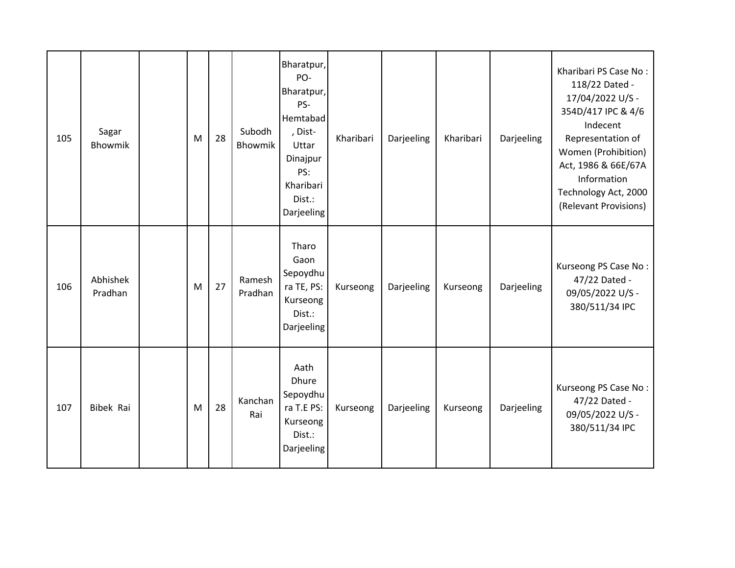| | | | | | | | | | | | |
|---|---|---|---|---|---|---|---|---|---|---|---|
| 105 | Sagar Bhowmik | | M | 28 | Subodh Bhowmik | Bharatpur, PO-Bharatpur, PS-Hemtabad, Dist-Uttar Dinajpur PS: Kharibari Dist.: Darjeeling | Kharibari | Darjeeling | Kharibari | Darjeeling | Kharibari PS Case No : 118/22 Dated - 17/04/2022 U/S - 354D/417 IPC & 4/6 Indecent Representation of Women (Prohibition) Act, 1986 & 66E/67A Information Technology Act, 2000 (Relevant Provisions) |
| 106 | Abhishek Pradhan | | M | 27 | Ramesh Pradhan | Tharo Gaon Sepoydhura TE, PS: Kurseong Dist.: Darjeeling | Kurseong | Darjeeling | Kurseong | Darjeeling | Kurseong PS Case No : 47/22 Dated - 09/05/2022 U/S - 380/511/34 IPC |
| 107 | Bibek Rai | | M | 28 | Kanchan Rai | Aath Dhure Sepoydhura T.E PS: Kurseong Dist.: Darjeeling | Kurseong | Darjeeling | Kurseong | Darjeeling | Kurseong PS Case No : 47/22 Dated - 09/05/2022 U/S - 380/511/34 IPC |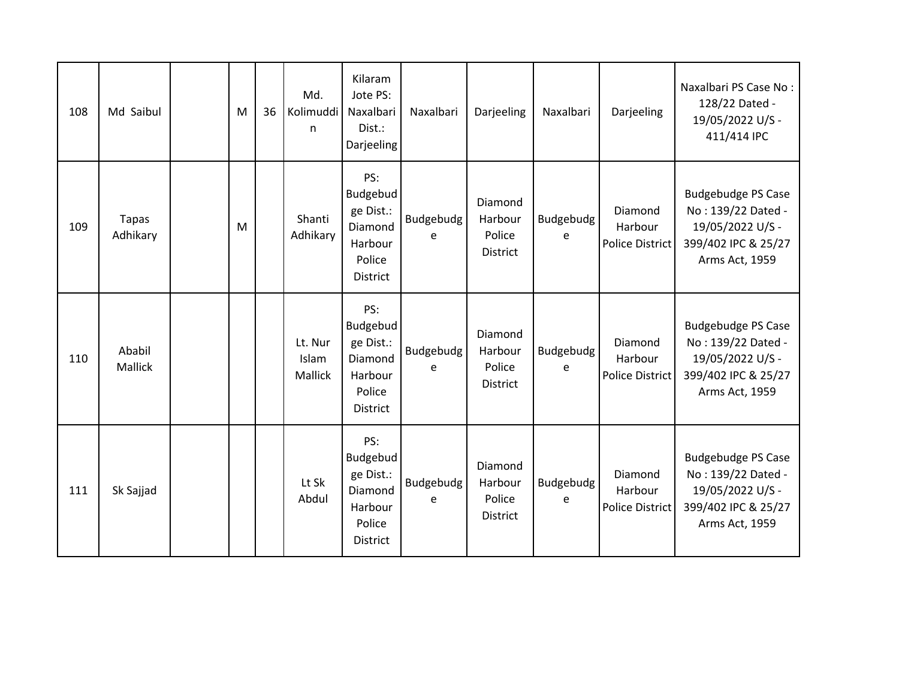| 108 | Md Saibul | | M | 36 | Md. Kolimuddin | Kilaram Jote PS: Naxalbari Dist.: Darjeeling | Naxalbari | Darjeeling | Naxalbari | Darjeeling | Naxalbari PS Case No : 128/22 Dated - 19/05/2022 U/S - 411/414 IPC |
|---|---|---|---|---|---|---|---|---|---|---|---|
| 109 | Tapas Adhikary | | M | | Shanti Adhikary | PS: Budgebudge Dist.: Diamond Harbour Police District | Budgebudge | Diamond Harbour Police District | Budgebudge | Diamond Harbour Police District | Budgebudge PS Case No : 139/22 Dated - 19/05/2022 U/S - 399/402 IPC & 25/27 Arms Act, 1959 |
| 110 | Ababil Mallick | | | | Lt. Nur Islam Mallick | PS: Budgebudge Dist.: Diamond Harbour Police District | Budgebudge | Diamond Harbour Police District | Budgebudge | Diamond Harbour Police District | Budgebudge PS Case No : 139/22 Dated - 19/05/2022 U/S - 399/402 IPC & 25/27 Arms Act, 1959 |
| 111 | Sk Sajjad | | | | Lt Sk Abdul | PS: Budgebudge Dist.: Diamond Harbour Police District | Budgebudge | Diamond Harbour Police District | Budgebudge | Diamond Harbour Police District | Budgebudge PS Case No : 139/22 Dated - 19/05/2022 U/S - 399/402 IPC & 25/27 Arms Act, 1959 |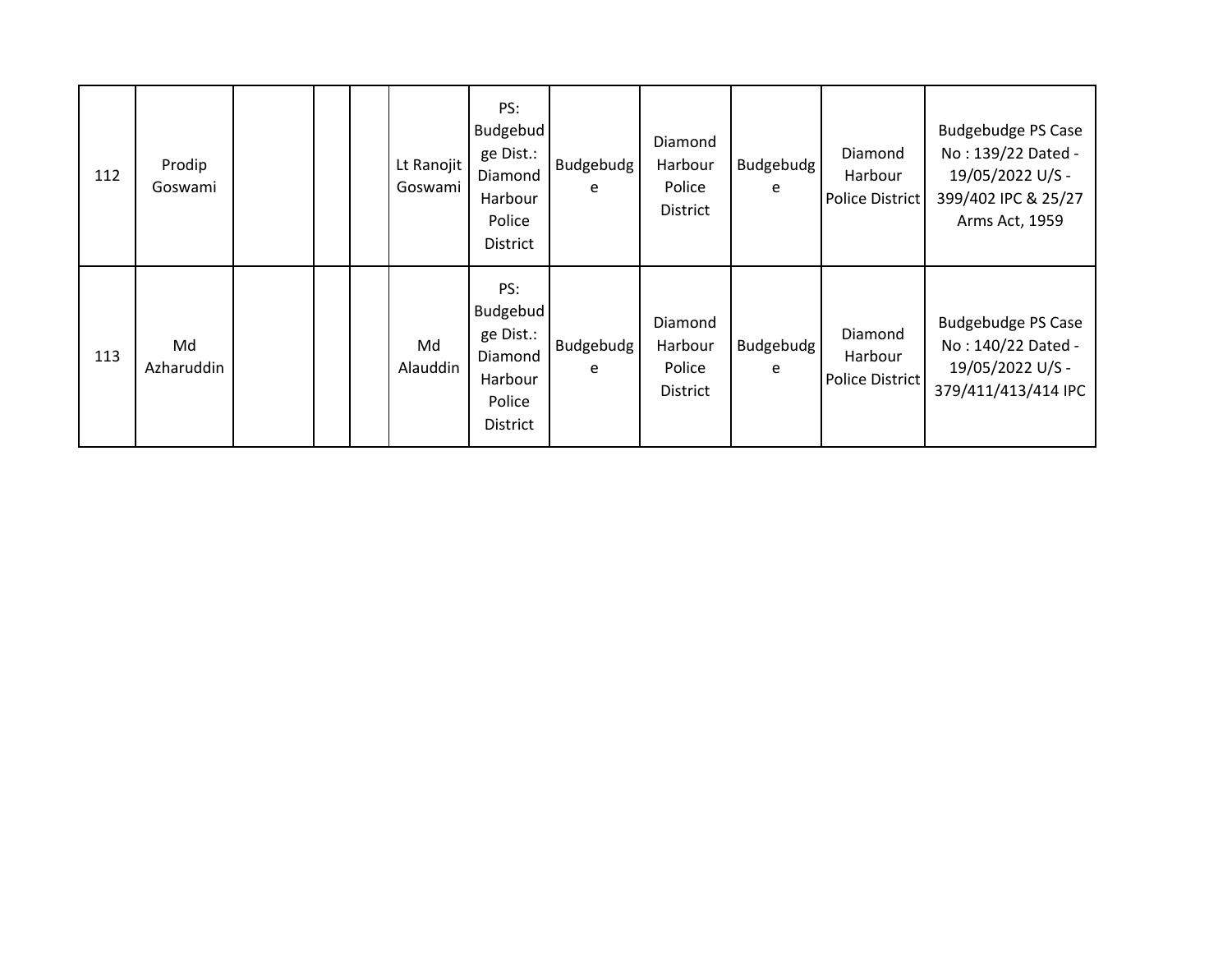| | | | | | | | | | | | |
|---|---|---|---|---|---|---|---|---|---|---|---|
| 112 | Prodip Goswami | | | | Lt Ranojit Goswami | PS: Budgebudge Dist.: Diamond Harbour Police District | Budgebudge | Diamond Harbour Police District | Budgebudge | Diamond Harbour Police District | Budgebudge PS Case No : 139/22 Dated - 19/05/2022 U/S - 399/402 IPC & 25/27 Arms Act, 1959 |
| 113 | Md Azharuddin | | | | Md Alauddin | PS: Budgebudge Dist.: Diamond Harbour Police District | Budgebudge | Diamond Harbour Police District | Budgebudge | Diamond Harbour Police District | Budgebudge PS Case No : 140/22 Dated - 19/05/2022 U/S - 379/411/413/414 IPC |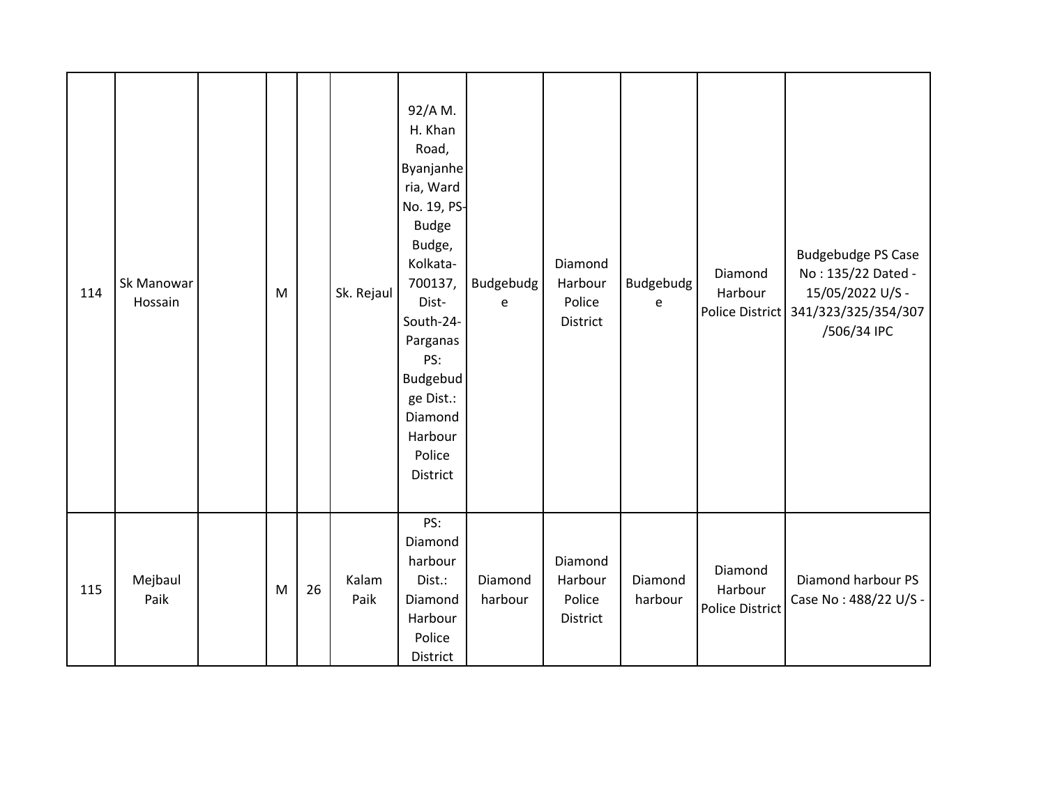| | | | | | | | | | | | |
|---|---|---|---|---|---|---|---|---|---|---|---|
| 114 | Sk Manowar Hossain | | M | | Sk. Rejaul | 92/A M. H. Khan Road, Byanjanheria, Ward No. 19, PS- Budge Budge, Kolkata- 700137, Dist- South-24- Parganas PS: Budgebudge Dist.: Diamond Harbour Police District | Budgebudge | Diamond Harbour Police District | Budgebudge | Diamond Harbour Police District | Budgebudge PS Case No : 135/22 Dated - 15/05/2022 U/S - 341/323/325/354/307/506/34 IPC |
| 115 | Mejbaul Paik | | M | 26 | Kalam Paik | PS: Diamond harbour Dist.: Diamond Harbour Police District | Diamond harbour | Diamond Harbour Police District | Diamond harbour | Diamond Harbour Police District | Diamond harbour PS Case No : 488/22 U/S - |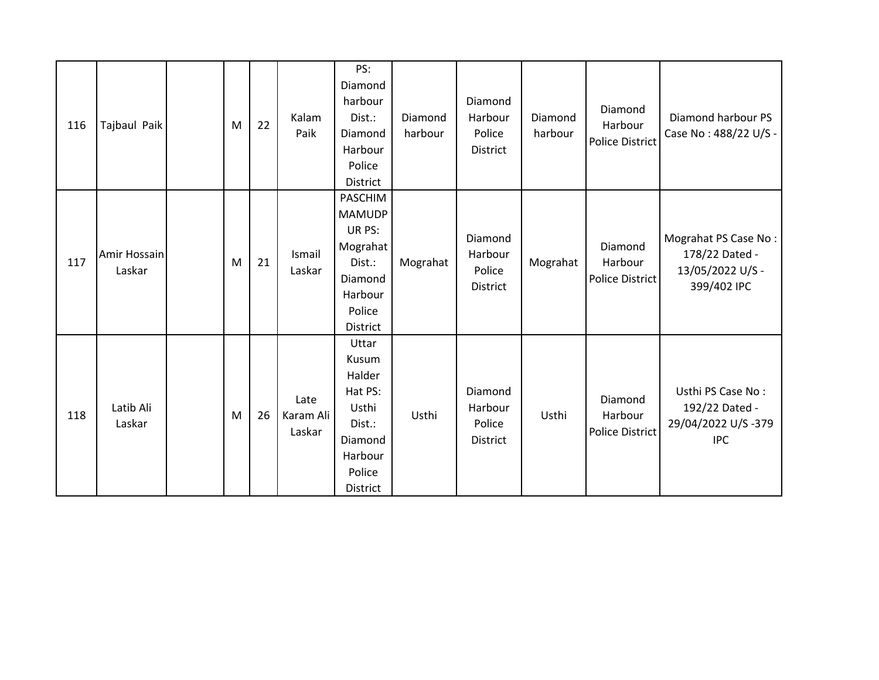| | | | | | | | | | | | |
|---|---|---|---|---|---|---|---|---|---|---|---|
| 116 | Tajbaul Paik | | M | 22 | Kalam Paik | PS: Diamond harbour Dist.: Diamond Harbour Police District | Diamond harbour | Diamond Harbour Police District | Diamond harbour | Diamond Harbour Police District | Diamond harbour PS Case No : 488/22 U/S - |
| 117 | Amir Hossain Laskar | | M | 21 | Ismail Laskar | PASCHIM MAMUDPUR PS: Mograhat Dist.: Diamond Harbour Police District | Mograhat | Diamond Harbour Police District | Mograhat | Diamond Harbour Police District | Mograhat PS Case No : 178/22 Dated - 13/05/2022 U/S - 399/402 IPC |
| 118 | Latib Ali Laskar | | M | 26 | Late Karam Ali Laskar | Uttar Kusum Halder Hat PS: Usthi Dist.: Diamond Harbour Police District | Usthi | Diamond Harbour Police District | Usthi | Diamond Harbour Police District | Usthi PS Case No : 192/22 Dated - 29/04/2022 U/S -379 IPC |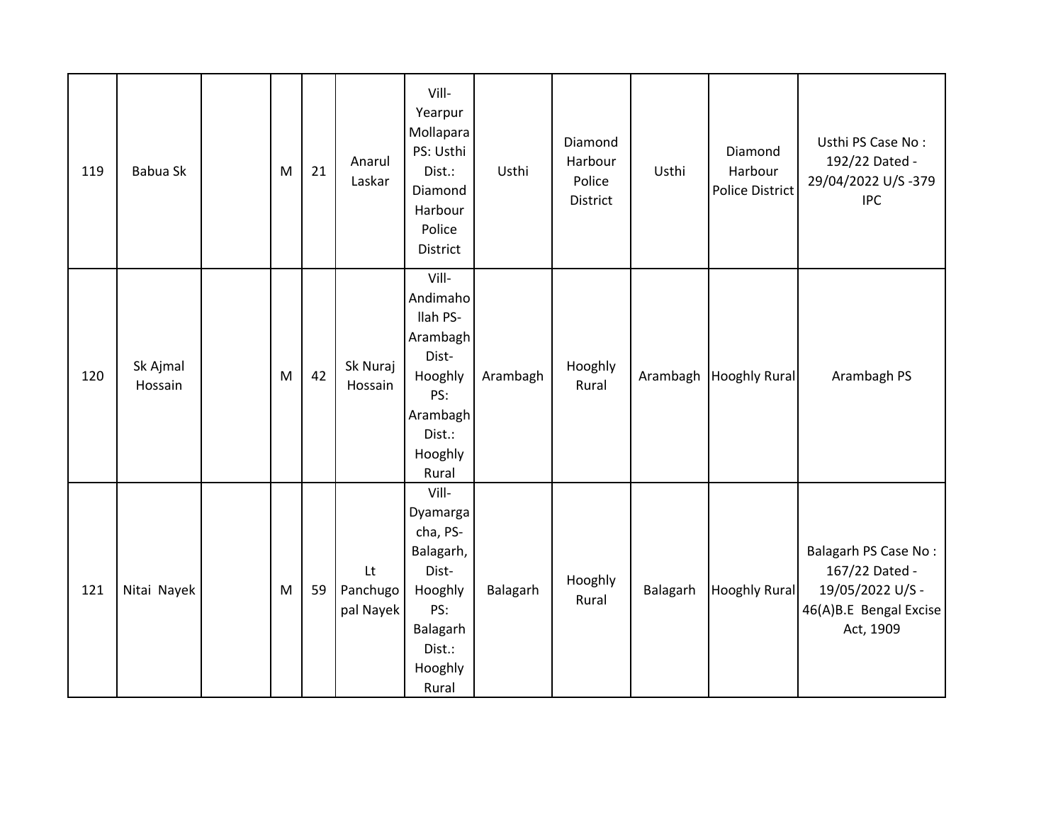| 119 | Babua Sk | | M | 21 | Anarul Laskar | Vill- Yearpur Mollapara PS: Usthi Dist.: Diamond Harbour Police District | Usthi | Diamond Harbour Police District | Usthi | Diamond Harbour Police District | Usthi PS Case No : 192/22 Dated - 29/04/2022 U/S -379 IPC |
|---|---|---|---|---|---|---|---|---|---|---|---|
| 120 | Sk Ajmal Hossain | | M | 42 | Sk Nuraj Hossain | Vill- Andimahollah PS- Arambagh Dist- Hooghly PS: Arambagh Dist.: Hooghly Rural | Arambagh | Hooghly Rural | Arambagh | Hooghly Rural | Arambagh PS |
| 121 | Nitai Nayek | | M | 59 | Lt Panchugopal Nayek | Vill- Dyamargacha, PS- Balagarh, Dist- Hooghly PS: Balagarh Dist.: Hooghly Rural | Balagarh | Hooghly Rural | Balagarh | Hooghly Rural | Balagarh PS Case No : 167/22 Dated - 19/05/2022 U/S - 46(A)B.E Bengal Excise Act, 1909 |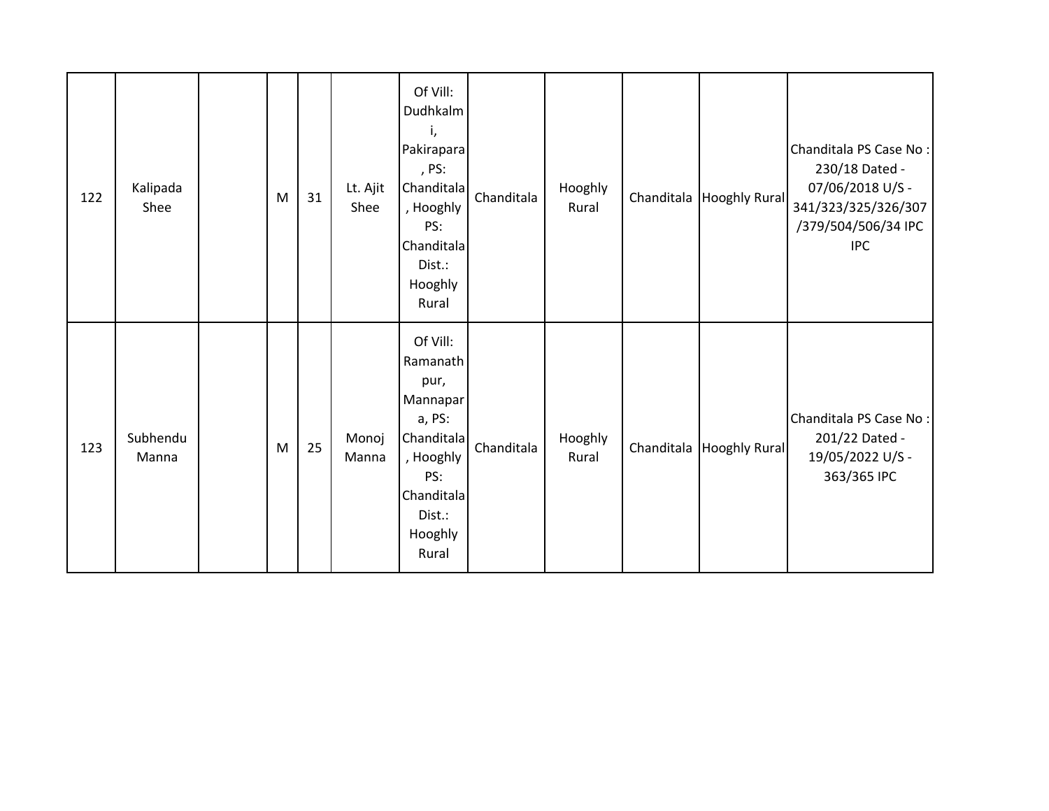| | | | | | | | | | | | |
|---|---|---|---|---|---|---|---|---|---|---|---|
| 122 | Kalipada Shee | | M | 31 | Lt. Ajit Shee | Of Vill: Dudhkalmi, Pakirapara, PS: Chanditala, Hooghly PS: Chanditala Dist.: Hooghly Rural | Chanditala | Hooghly Rural | Chanditala | Hooghly Rural | Chanditala PS Case No : 230/18 Dated - 07/06/2018 U/S - 341/323/325/326/307/379/504/506/34 IPC IPC |
| 123 | Subhendu Manna | | M | 25 | Monoj Manna | Of Vill: Ramanathpur, Mannapara, PS: Chanditala, Hooghly PS: Chanditala Dist.: Hooghly Rural | Chanditala | Hooghly Rural | Chanditala | Hooghly Rural | Chanditala PS Case No : 201/22 Dated - 19/05/2022 U/S - 363/365 IPC |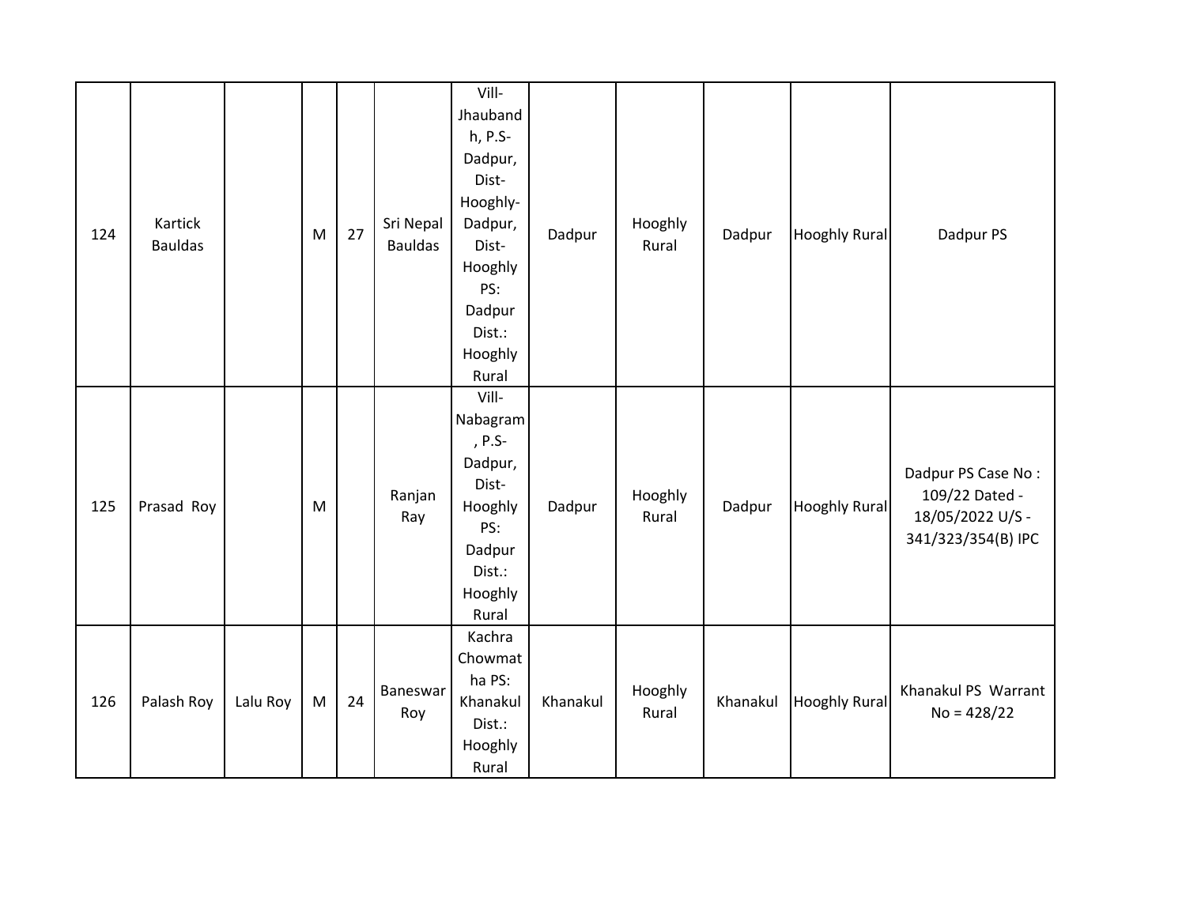| 124 | Kartick Bauldas | | M | 27 | Sri Nepal Bauldas | Vill-Jhaubandh, P.S-Dadpur, Dist-Hooghly-Dadpur, Dist-Hooghly PS: Dadpur Dist.: Hooghly Rural | Dadpur | Hooghly Rural | Dadpur | Hooghly Rural | Dadpur PS |
|---|---|---|---|---|---|---|---|---|---|---|---|
| 125 | Prasad Roy | | M | | Ranjan Ray | Vill-Nabagram, P.S-Dadpur, Dist-Hooghly PS: Dadpur Dist.: Hooghly Rural | Dadpur | Hooghly Rural | Dadpur | Hooghly Rural | Dadpur PS Case No : 109/22 Dated - 18/05/2022 U/S - 341/323/354(B) IPC |
| 126 | Palash Roy | Lalu Roy | M | 24 | Baneswar Roy | Kachra Chowmatha PS: Khanakul Dist.: Hooghly Rural | Khanakul | Hooghly Rural | Khanakul | Hooghly Rural | Khanakul PS Warrant No = 428/22 |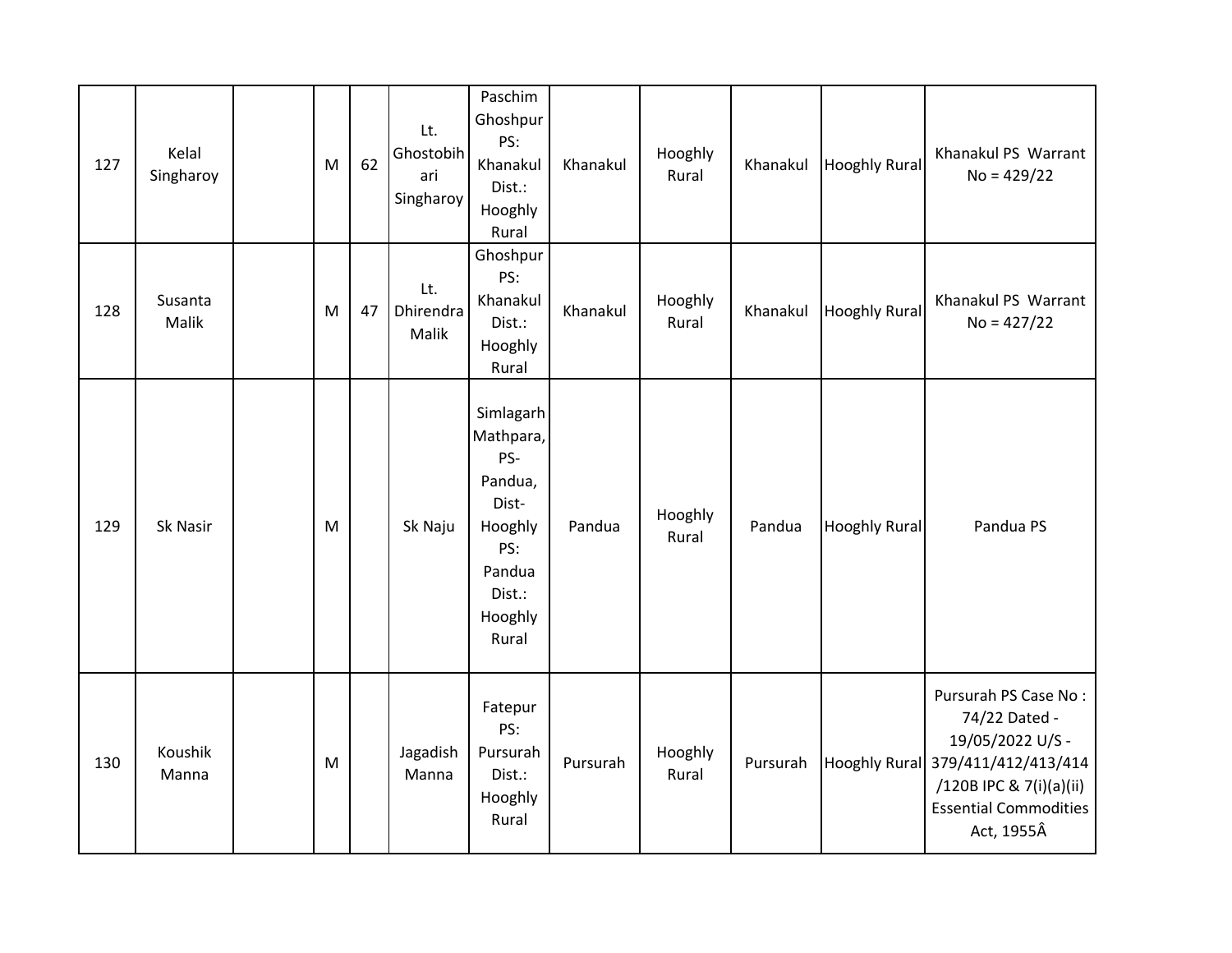| 127 | Kelal Singharoy | | M | 62 | Lt. Ghostobihari Singharoy | Paschim Ghoshpur PS: Khanakul Dist.: Hooghly Rural | Khanakul | Hooghly Rural | Khanakul | Hooghly Rural | Khanakul PS Warrant No = 429/22 |
|---|---|---|---|---|---|---|---|---|---|---|---|
| 128 | Susanta Malik | | M | 47 | Lt. Dhirendra Malik | Ghoshpur PS: Khanakul Dist.: Hooghly Rural | Khanakul | Hooghly Rural | Khanakul | Hooghly Rural | Khanakul PS Warrant No = 427/22 |
| 129 | Sk Nasir | | M | | Sk Naju | Simlagarh Mathpara, PS- Pandua, Dist- Hooghly PS: Pandua Dist.: Hooghly Rural | Pandua | Hooghly Rural | Pandua | Hooghly Rural | Pandua PS |
| 130 | Koushik Manna | | M | | Jagadish Manna | Fatepur PS: Pursurah Dist.: Hooghly Rural | Pursurah | Hooghly Rural | Pursurah | Hooghly Rural | Pursurah PS Case No : 74/22 Dated - 19/05/2022 U/S - 379/411/412/413/414/120B IPC & 7(i)(a)(ii) Essential Commodities Act, 1955Â |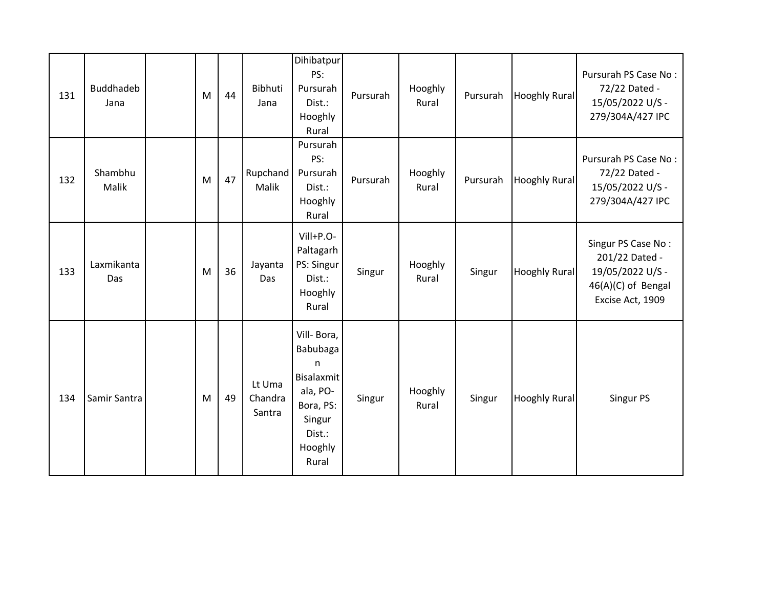| 131 | Buddhadeb Jana | | M | 44 | Bibhuti Jana | Dihibatpur PS: Pursurah Dist.: Hooghly Rural | Pursurah | Hooghly Rural | Pursurah | Hooghly Rural | Pursurah PS Case No : 72/22 Dated - 15/05/2022 U/S - 279/304A/427 IPC |
|---|---|---|---|---|---|---|---|---|---|---|---|
| 132 | Shambhu Malik | | M | 47 | Rupchand Malik | Pursurah PS: Pursurah Dist.: Hooghly Rural | Pursurah | Hooghly Rural | Pursurah | Hooghly Rural | Pursurah PS Case No : 72/22 Dated - 15/05/2022 U/S - 279/304A/427 IPC |
| 133 | Laxmikanta Das | | M | 36 | Jayanta Das | Vill+P.O- Paltagarh PS: Singur Dist.: Hooghly Rural | Singur | Hooghly Rural | Singur | Hooghly Rural | Singur PS Case No : 201/22 Dated - 19/05/2022 U/S - 46(A)(C) of Bengal Excise Act, 1909 |
| 134 | Samir Santra | | M | 49 | Lt Uma Chandra Santra | Vill- Bora, Babubagan Bisalaxmitala, PO- Bora, PS: Singur Dist.: Hooghly Rural | Singur | Hooghly Rural | Singur | Hooghly Rural | Singur PS |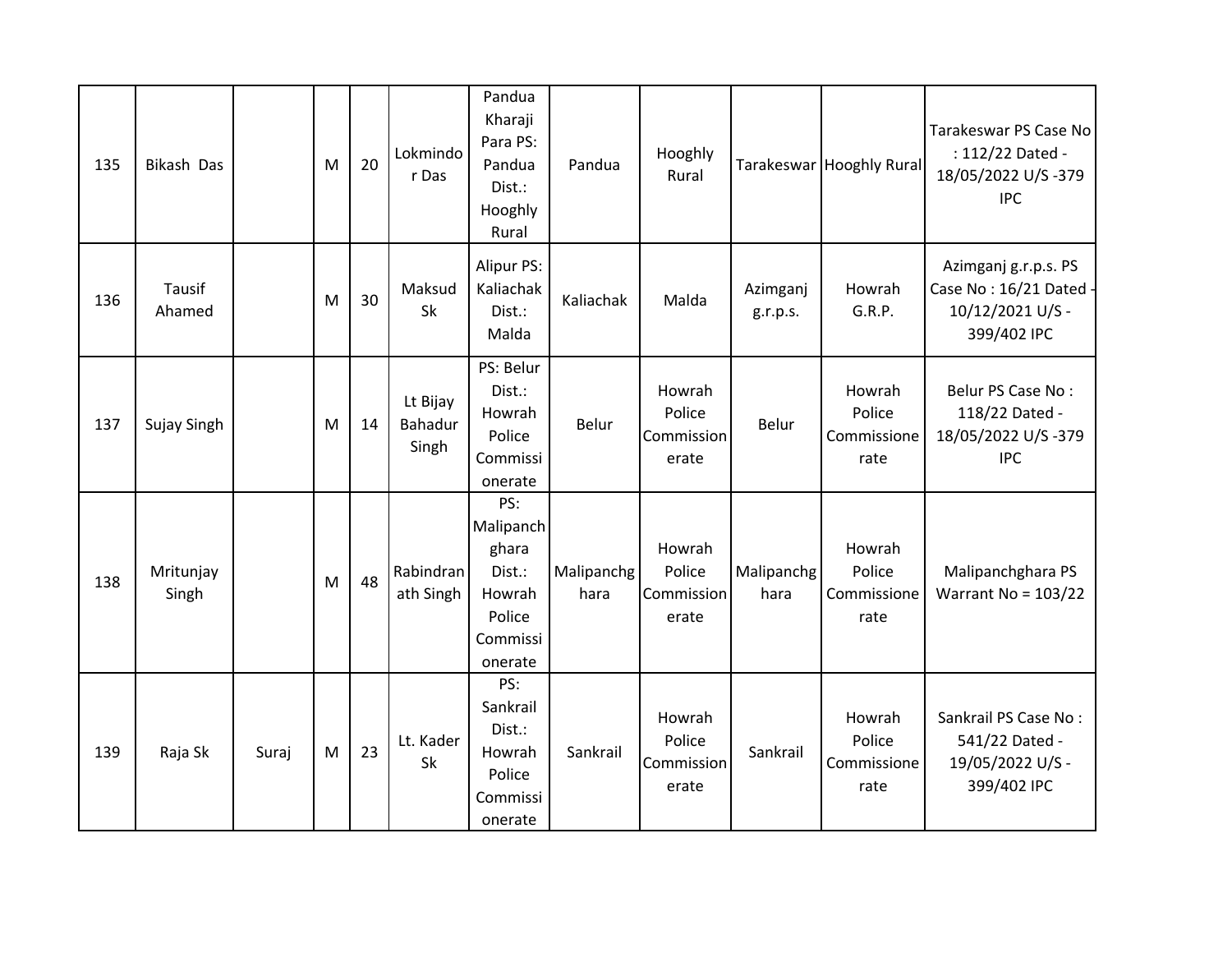| 135 | Bikash Das | | M | 20 | Lokmindor Das | Pandua Kharaji Para PS: Pandua Dist.: Hooghly Rural | Pandua | Hooghly Rural | Tarakeswar | Hooghly Rural | Tarakeswar PS Case No : 112/22 Dated - 18/05/2022 U/S -379 IPC |
|---|---|---|---|---|---|---|---|---|---|---|---|
| 136 | Tausif Ahamed | | M | 30 | Maksud Sk | Alipur PS: Kaliachak Dist.: Malda | Kaliachak | Malda | Azimganj g.r.p.s. | Howrah G.R.P. | Azimganj g.r.p.s. PS Case No : 16/21 Dated - 10/12/2021 U/S - 399/402 IPC |
| 137 | Sujay Singh | | M | 14 | Lt Bijay Bahadur Singh | PS: Belur Dist.: Howrah Police Commissionerate | Belur | Howrah Police Commissionerate | Belur | Howrah Police Commissionerate | Belur PS Case No : 118/22 Dated - 18/05/2022 U/S -379 IPC |
| 138 | Mritunjay Singh | | M | 48 | Rabindranath Singh | PS: Malipanchghara Dist.: Howrah Police Commissionerate | Malipanchghara | Howrah Police Commissionerate | Malipanchghara | Howrah Police Commissionerate | Malipanchghara PS Warrant No = 103/22 |
| 139 | Raja Sk | Suraj | M | 23 | Lt. Kader Sk | PS: Sankrail Dist.: Howrah Police Commissionerate | Sankrail | Howrah Police Commissionerate | Sankrail | Howrah Police Commissionerate | Sankrail PS Case No : 541/22 Dated - 19/05/2022 U/S - 399/402 IPC |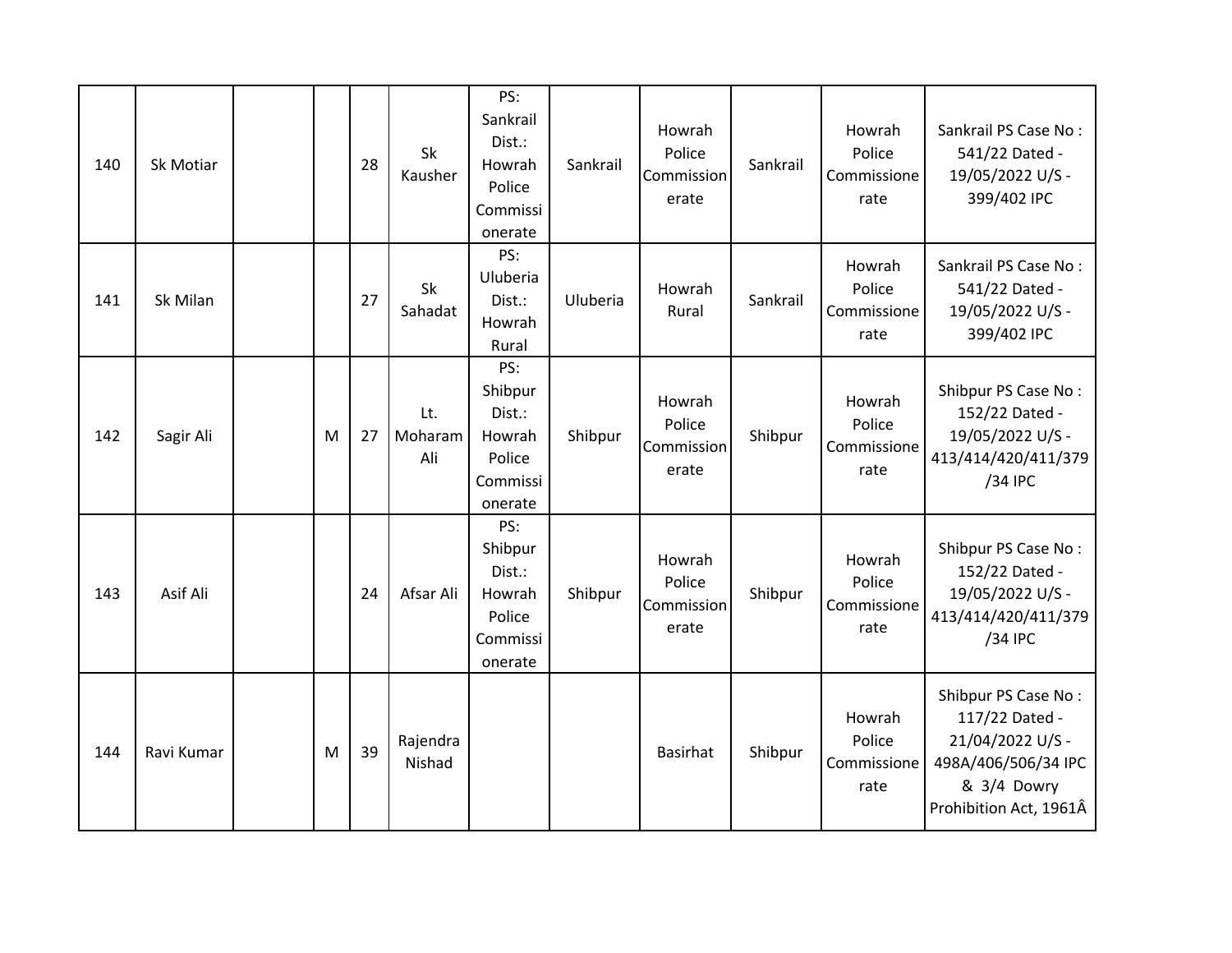| 140 | Sk Motiar | | | 28 | Sk Kausher | PS: Sankrail Dist.: Howrah Police Commissionerate | Sankrail | Howrah Police Commissionerate | Sankrail | Howrah Police Commissionerate | Sankrail PS Case No : 541/22 Dated - 19/05/2022 U/S - 399/402 IPC |
|---|---|---|---|---|---|---|---|---|---|---|---|
| 141 | Sk Milan | | | 27 | Sk Sahadat | PS: Uluberia Dist.: Howrah Rural | Uluberia | Howrah Rural | Sankrail | Howrah Police Commissionerate | Sankrail PS Case No : 541/22 Dated - 19/05/2022 U/S - 399/402 IPC |
| 142 | Sagir Ali | | M | 27 | Lt. Moharam Ali | PS: Shibpur Dist.: Howrah Police Commissionerate | Shibpur | Howrah Police Commissionerate | Shibpur | Howrah Police Commissionerate | Shibpur PS Case No : 152/22 Dated - 19/05/2022 U/S - 413/414/420/411/379/34 IPC |
| 143 | Asif Ali | | | 24 | Afsar Ali | PS: Shibpur Dist.: Howrah Police Commissionerate | Shibpur | Howrah Police Commissionerate | Shibpur | Howrah Police Commissionerate | Shibpur PS Case No : 152/22 Dated - 19/05/2022 U/S - 413/414/420/411/379/34 IPC |
| 144 | Ravi Kumar | | M | 39 | Rajendra Nishad | | | Basirhat | Shibpur | Howrah Police Commissionerate | Shibpur PS Case No : 117/22 Dated - 21/04/2022 U/S - 498A/406/506/34 IPC & 3/4 Dowry Prohibition Act, 1961Â |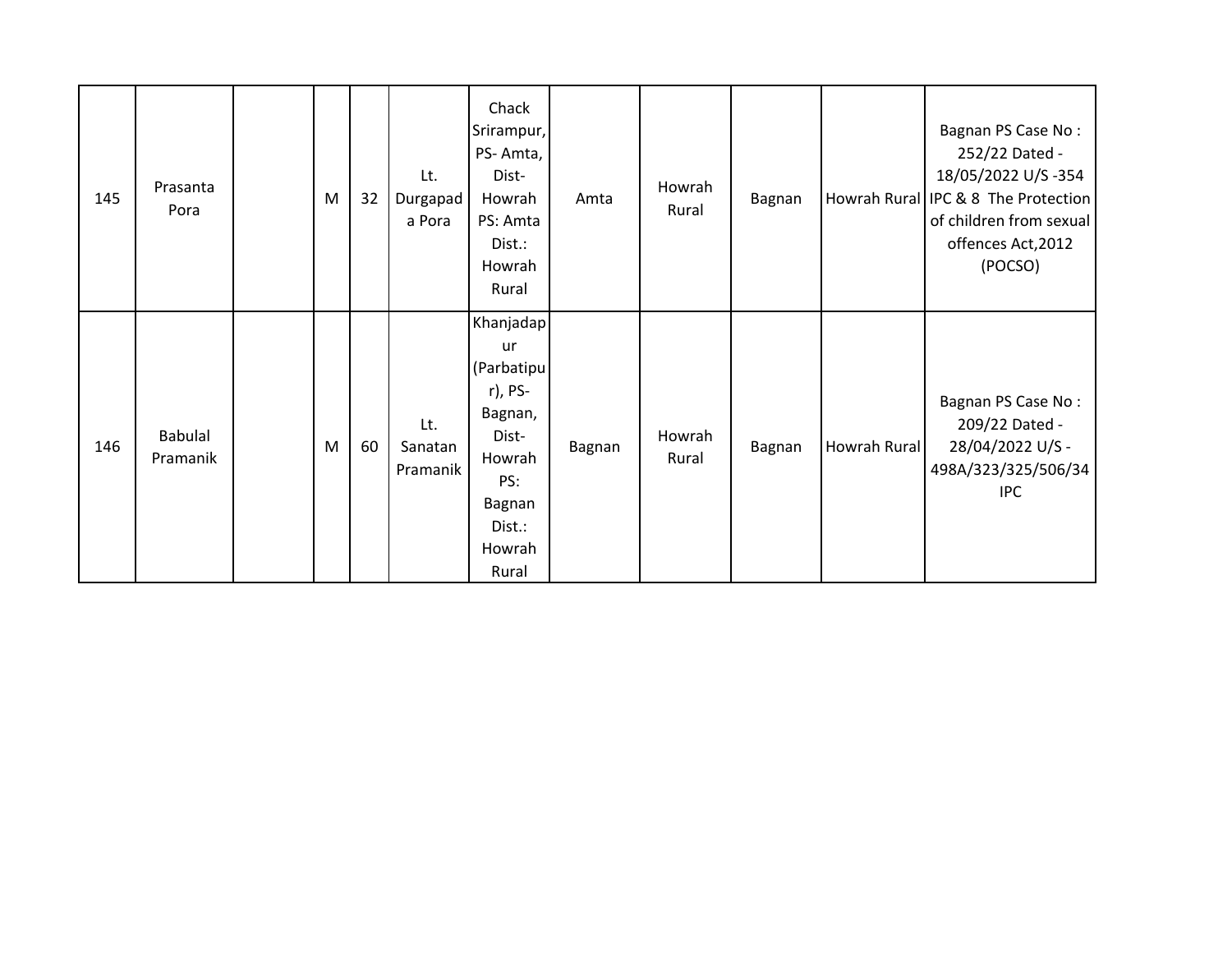| 145 | Prasanta Pora |  | M | 32 | Lt. Durgapada Pora | Chack Srirampur, PS- Amta, Dist- Howrah PS: Amta Dist.: Howrah Rural | Amta | Howrah Rural | Bagnan | Howrah Rural | Bagnan PS Case No : 252/22 Dated - 18/05/2022 U/S -354 IPC & 8 The Protection of children from sexual offences Act,2012 (POCSO) |
|---|---|---|---|---|---|---|---|---|---|---|---|
| 146 | Babulal Pramanik |  | M | 60 | Lt. Sanatan Pramanik | Khanjadapur (Parbatipur), PS- Bagnan, Dist- Howrah PS: Bagnan Dist.: Howrah Rural | Bagnan | Howrah Rural | Bagnan | Howrah Rural | Bagnan PS Case No : 209/22 Dated - 28/04/2022 U/S - 498A/323/325/506/34 IPC |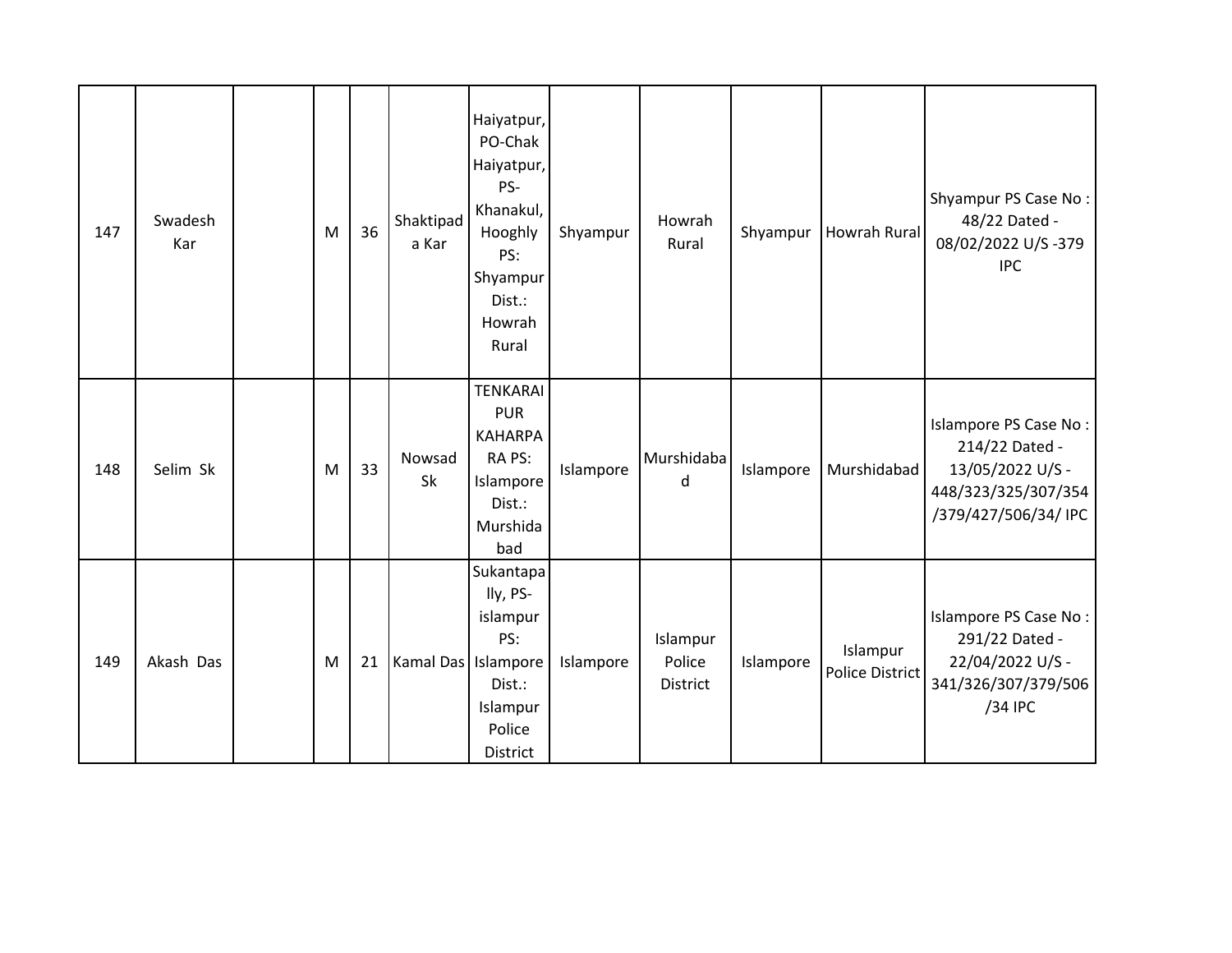| | | | | | | | | | | | |
|---|---|---|---|---|---|---|---|---|---|---|---|
| 147 | Swadesh Kar | | M | 36 | Shaktipada Kar | Haiyatpur, PO-Chak Haiyatpur, PS-Khanakul, Hooghly PS: Shyampur Dist.: Howrah Rural | Shyampur | Howrah Rural | Shyampur | Howrah Rural | Shyampur PS Case No : 48/22 Dated - 08/02/2022 U/S -379 IPC |
| 148 | Selim Sk | | M | 33 | Nowsad Sk | TENKARAIPUR KAHARPARA PS: Islampore Dist.: Murshidabad | Islampore | Murshidabad | Islampore | Murshidabad | Islampore PS Case No : 214/22 Dated - 13/05/2022 U/S - 448/323/325/307/354/379/427/506/34/ IPC |
| 149 | Akash Das | | M | 21 | Kamal Das | Sukantapally, PS-islampur PS: Islampore Dist.: Islampur Police District | Islampore | Islampur Police District | Islampore | Islampur Police District | Islampore PS Case No : 291/22 Dated - 22/04/2022 U/S - 341/326/307/379/506/34 IPC |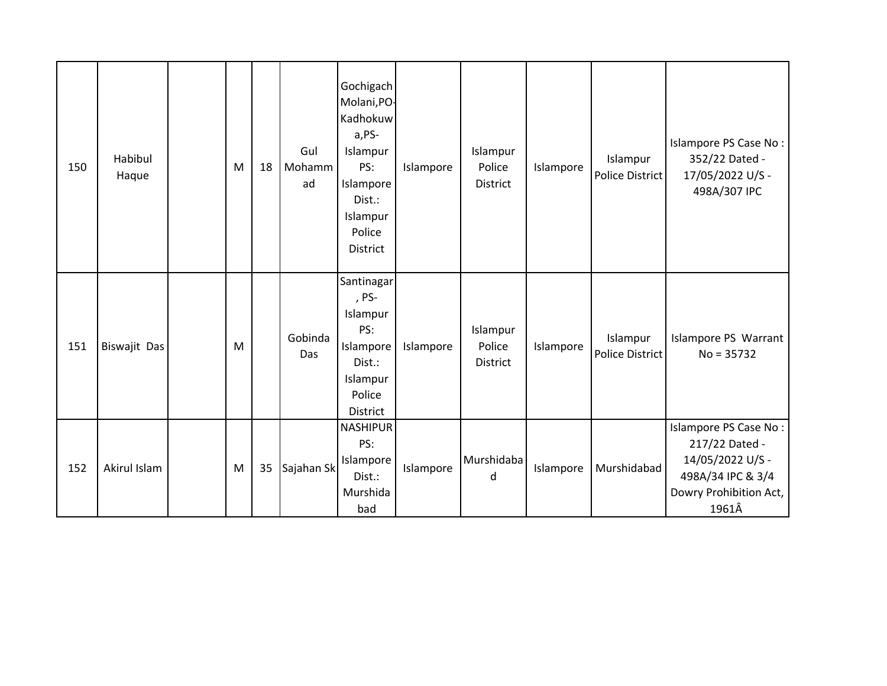| | | | | | | | | | | | |
|---|---|---|---|---|---|---|---|---|---|---|---|
| 150 | Habibul Haque | | M | 18 | Gul Mohammad | Gochigach Molani,PO-Kadhokuwa,PS-Islampur PS: Islampore Dist.: Islampur Police District | Islampore | Islampur Police District | Islampore | Islampur Police District | Islampore PS Case No : 352/22 Dated - 17/05/2022 U/S - 498A/307 IPC |
| 151 | Biswajit Das | | M | | Gobinda Das | Santinagar, PS-Islampur PS: Islampore Dist.: Islampur Police District | Islampore | Islampur Police District | Islampore | Islampur Police District | Islampore PS Warrant No = 35732 |
| 152 | Akirul Islam | | M | 35 | Sajahan Sk | NASHIPUR PS: Islampore Dist.: Murshidabad | Islampore | Murshidabad | Islampore | Murshidabad | Islampore PS Case No : 217/22 Dated - 14/05/2022 U/S - 498A/34 IPC & 3/4 Dowry Prohibition Act, 1961Â |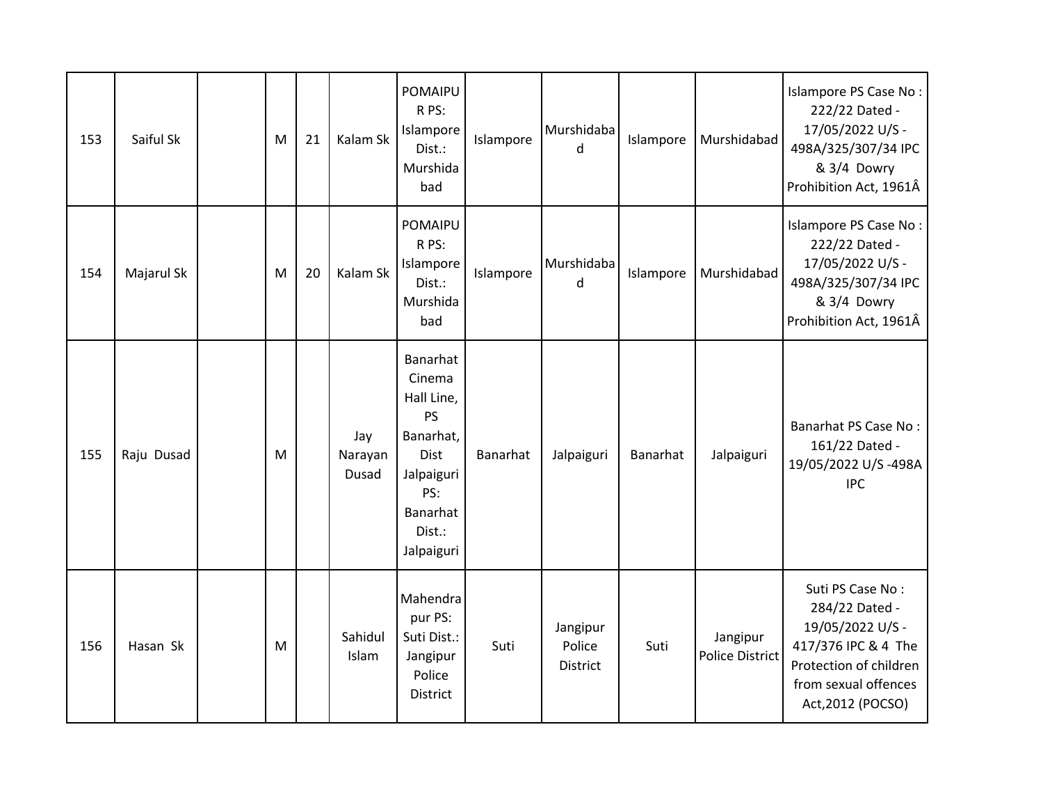| | | | | | | | | | | |
|---|---|---|---|---|---|---|---|---|---|---|
| 153 | Saiful Sk | | M | 21 | Kalam Sk | POMAIPUR PS: Islampore Dist.: Murshidabad | Islampore | Murshidabad | Islampore | Murshidabad | Islampore PS Case No : 222/22 Dated - 17/05/2022 U/S - 498A/325/307/34 IPC & 3/4 Dowry Prohibition Act, 1961Â |
| 154 | Majarul Sk | | M | 20 | Kalam Sk | POMAIPUR PS: Islampore Dist.: Murshidabad | Islampore | Murshidabad | Islampore | Murshidabad | Islampore PS Case No : 222/22 Dated - 17/05/2022 U/S - 498A/325/307/34 IPC & 3/4 Dowry Prohibition Act, 1961Â |
| 155 | Raju Dusad | | M | | Jay Narayan Dusad | Banarhat Cinema Hall Line, PS Banarhat, Dist Jalpaiguri PS: Banarhat Dist.: Jalpaiguri | Banarhat | Jalpaiguri | Banarhat | Jalpaiguri | Banarhat PS Case No : 161/22 Dated - 19/05/2022 U/S -498A IPC |
| 156 | Hasan Sk | | M | | Sahidul Islam | Mahendrapur PS: Suti Dist.: Jangipur Police District | Suti | Jangipur Police District | Suti | Jangipur Police District | Suti PS Case No : 284/22 Dated - 19/05/2022 U/S - 417/376 IPC & 4 The Protection of children from sexual offences Act,2012 (POCSO) |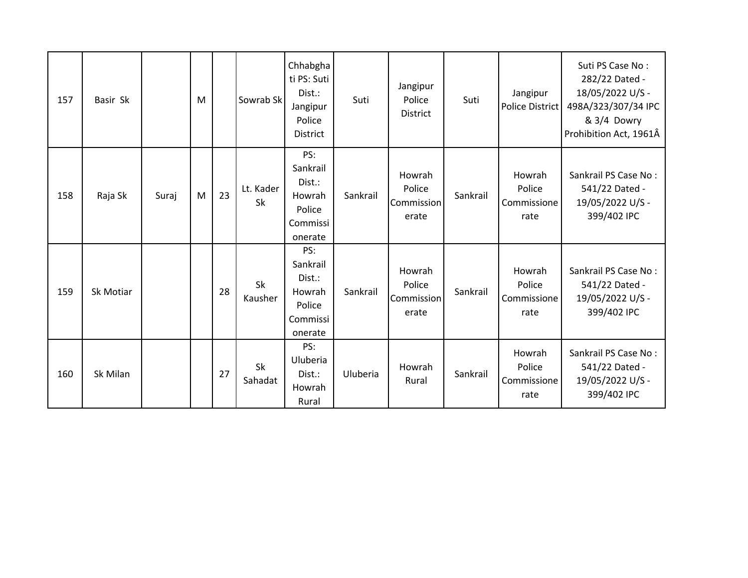| 157 | Basir Sk | | M | | Sowrab Sk | Chhabghati PS: Suti Dist.: Jangipur Police District | Suti | Jangipur Police District | Suti | Jangipur Police District | Suti PS Case No : 282/22 Dated - 18/05/2022 U/S - 498A/323/307/34 IPC & 3/4 Dowry Prohibition Act, 1961Â |
|---|---|---|---|---|---|---|---|---|---|---|---|
| 158 | Raja Sk | Suraj | M | 23 | Lt. Kader Sk | PS: Sankrail Dist.: Howrah Police Commissionerate | Sankrail | Howrah Police Commissionerate | Sankrail | Howrah Police Commissionerate | Sankrail PS Case No : 541/22 Dated - 19/05/2022 U/S - 399/402 IPC |
| 159 | Sk Motiar | | | 28 | Sk Kausher | PS: Sankrail Dist.: Howrah Police Commissionerate | Sankrail | Howrah Police Commissionerate | Sankrail | Howrah Police Commissionerate | Sankrail PS Case No : 541/22 Dated - 19/05/2022 U/S - 399/402 IPC |
| 160 | Sk Milan | | | 27 | Sk Sahadat | PS: Uluberia Dist.: Howrah Rural | Uluberia | Howrah Rural | Sankrail | Howrah Police Commissionerate | Sankrail PS Case No : 541/22 Dated - 19/05/2022 U/S - 399/402 IPC |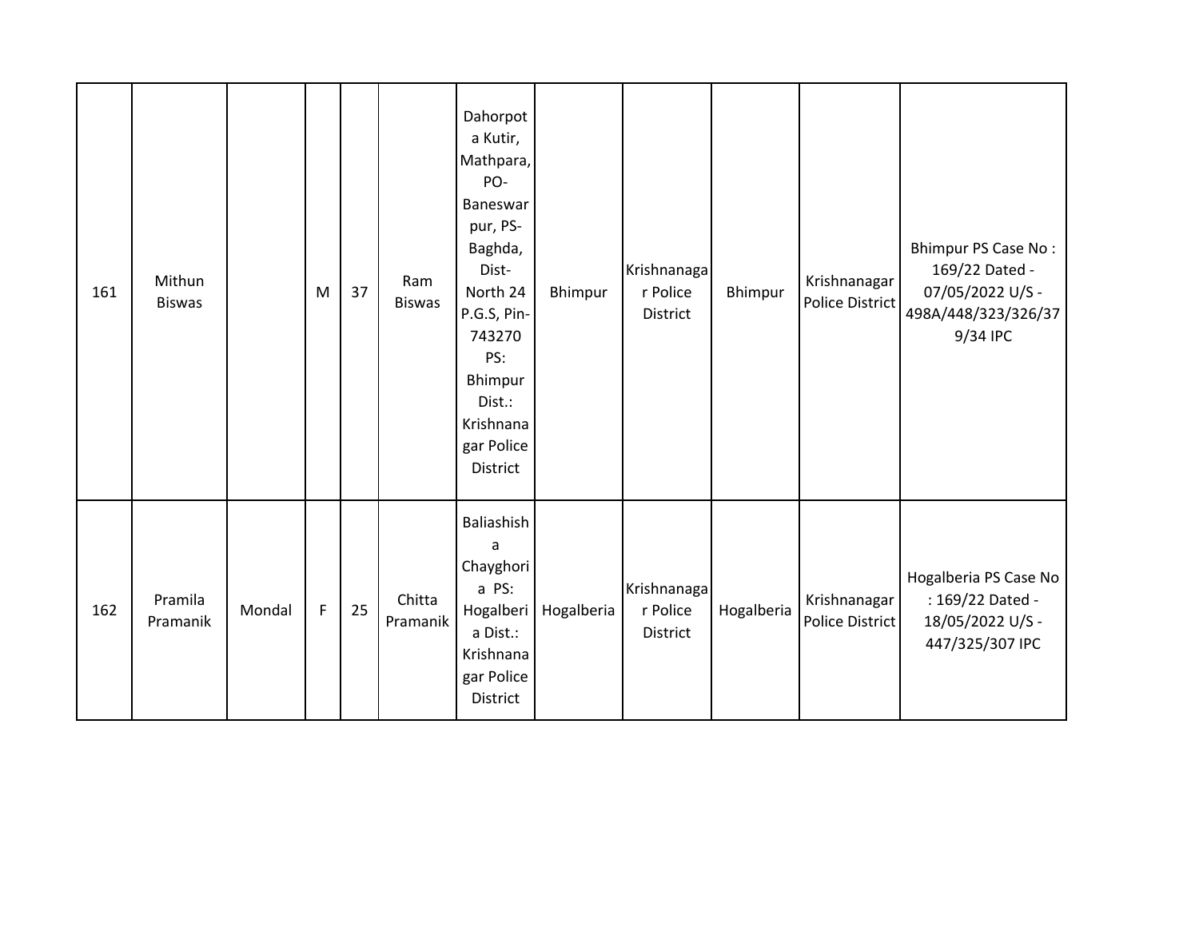| 161 | Mithun Biswas | | M | 37 | Ram Biswas | Dahorpota Kutir, Mathpara, PO-Baneswarpur, PS-Baghda, Dist-North 24 P.G.S, Pin-743270 PS: Bhimpur Dist.: Krishnanagar Police District | Bhimpur | Krishnanagar Police District | Bhimpur | Krishnanagar Police District | Bhimpur PS Case No : 169/22 Dated - 07/05/2022 U/S - 498A/448/323/326/379/34 IPC |
|---|---|---|---|---|---|---|---|---|---|---|---|
| 162 | Pramila Pramanik | Mondal | F | 25 | Chitta Pramanik | Baliashisha Chayghoria PS: Hogalberia Dist.: Krishnanagar Police District | Hogalberia | Krishnanagar Police District | Hogalberia | Krishnanagar Police District | Hogalberia PS Case No : 169/22 Dated - 18/05/2022 U/S - 447/325/307 IPC |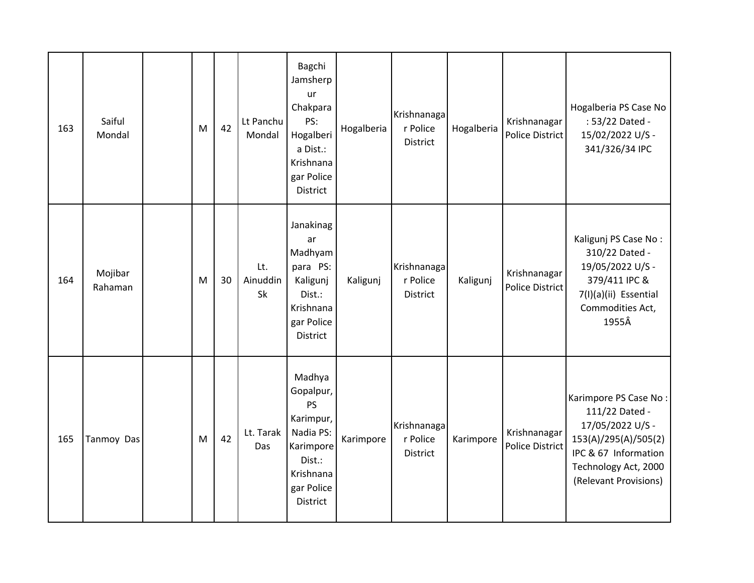| | | | | | | | | | | | |
|---|---|---|---|---|---|---|---|---|---|---|---|
| 163 | Saiful Mondal | | M | 42 | Lt Panchu Mondal | Bagchi Jamsherpur Chakpara PS: Hogalberia Dist.: Krishnanagar Police District | Hogalberia | Krishnanagar Police District | Hogalberia | Krishnanagar Police District | Hogalberia PS Case No : 53/22 Dated - 15/02/2022 U/S - 341/326/34 IPC |
| 164 | Mojibar Rahaman | | M | 30 | Lt. Ainuddin Sk | Janakinagar Madhyampara PS: Kaligunj Dist.: Krishnanagar Police District | Kaligunj | Krishnanagar Police District | Kaligunj | Krishnanagar Police District | Kaligunj PS Case No : 310/22 Dated - 19/05/2022 U/S - 379/411 IPC & 7(I)(a)(ii) Essential Commodities Act, 1955Â |
| 165 | Tanmoy Das | | M | 42 | Lt. Tarak Das | Madhya Gopalpur, PS Karimpur, Nadia PS: Karimpore Dist.: Krishnanagar Police District | Karimpore | Krishnanagar Police District | Karimpore | Krishnanagar Police District | Karimpore PS Case No : 111/22 Dated - 17/05/2022 U/S - 153(A)/295(A)/505(2) IPC & 67 Information Technology Act, 2000 (Relevant Provisions) |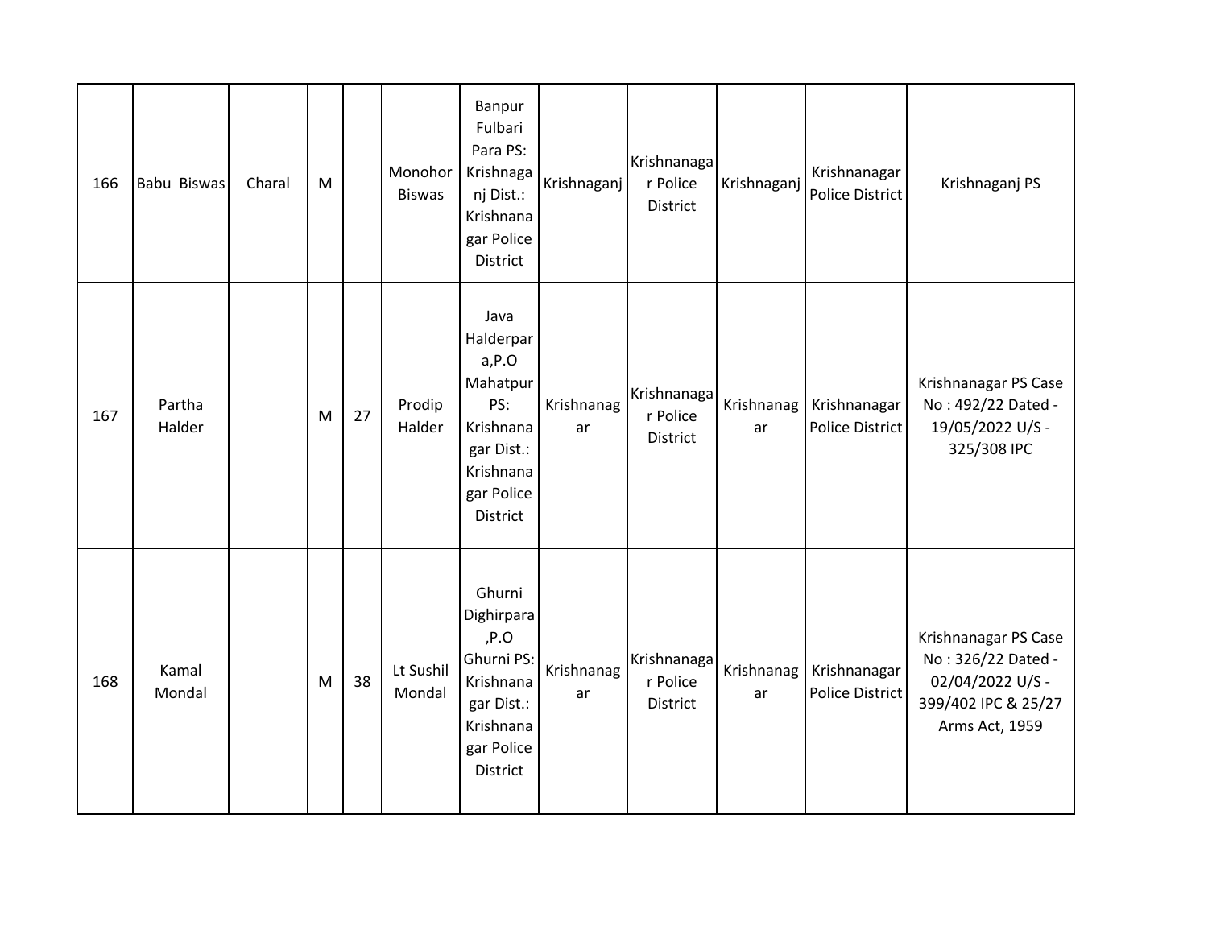| | | | | | | | | | | | |
|---|---|---|---|---|---|---|---|---|---|---|---|
| 166 | Babu Biswas | Charal | M | | Monohor Biswas | Banpur Fulbari Para PS: Krishnaganj Dist.: Krishnanagar Police District | Krishnaganj | Krishnanagar Police District | Krishnaganj | Krishnanagar Police District | Krishnaganj PS |
| 167 | Partha Halder | | M | 27 | Prodip Halder | Java Halderpara,P.O Mahatpur PS: Krishnanagar Dist.: Krishnanagar Police District | Krishnanagar | Krishnanagar Police District | Krishnanagar | Krishnanagar Police District | Krishnanagar PS Case No : 492/22 Dated - 19/05/2022 U/S - 325/308 IPC |
| 168 | Kamal Mondal | | M | 38 | Lt Sushil Mondal | Ghurni Dighirpara ,P.O Ghurni PS: Krishnanagar Dist.: Krishnanagar Police District | Krishnanagar | Krishnanagar Police District | Krishnanagar | Krishnanagar Police District | Krishnanagar PS Case No : 326/22 Dated - 02/04/2022 U/S - 399/402 IPC & 25/27 Arms Act, 1959 |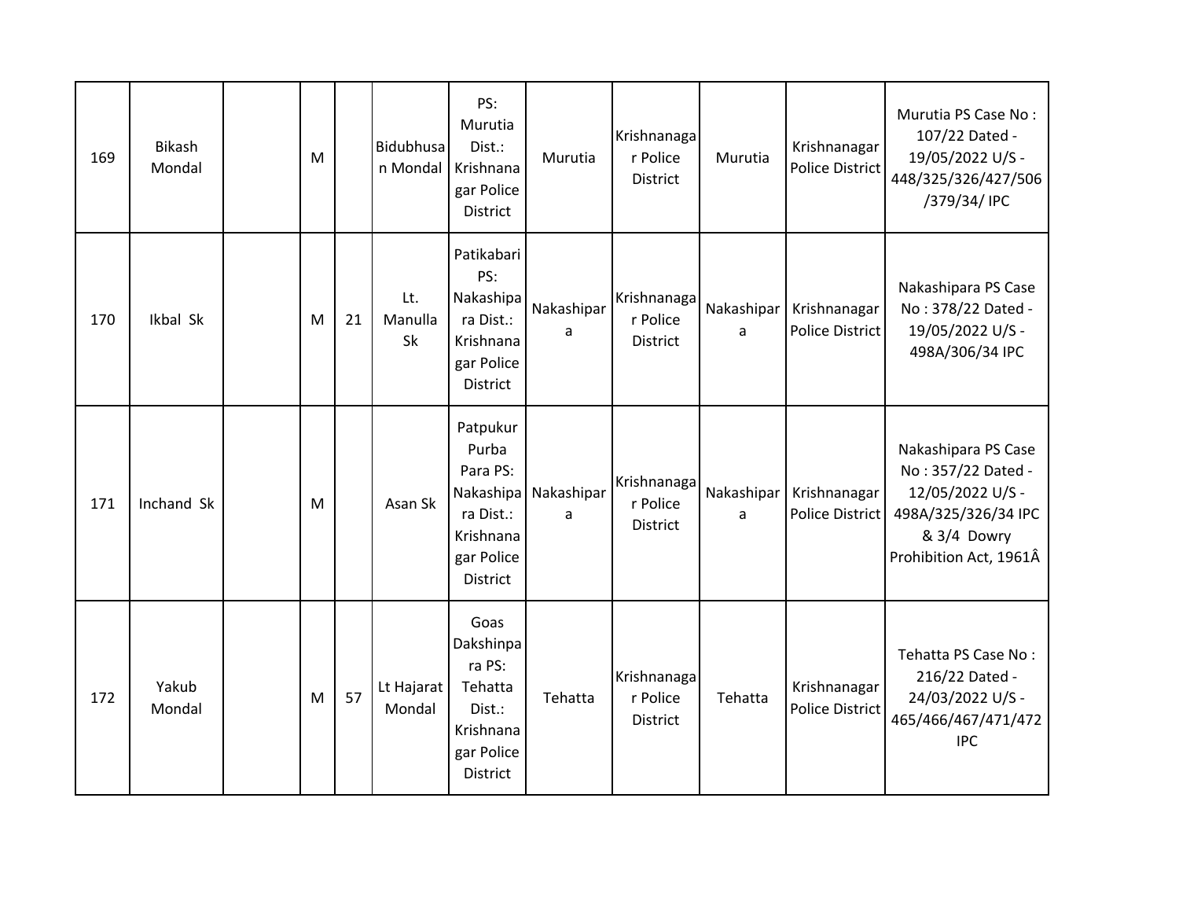| 169 | Bikash Mondal | | M | | Bidubhusan Mondal | PS: Murutia Dist.: Krishnanagar Police District | Murutia | Krishnanagar Police District | Murutia | Krishnanagar Police District | Murutia PS Case No : 107/22 Dated - 19/05/2022 U/S - 448/325/326/427/506/379/34/ IPC |
|---|---|---|---|---|---|---|---|---|---|---|---|
| 170 | Ikbal Sk | | M | 21 | Lt. Manulla Sk | Patikabari PS: Nakashipara Dist.: Krishnanagar Police District | Nakashipara | Krishnanagar Police District | Nakashipara | Krishnanagar Police District | Nakashipara PS Case No : 378/22 Dated - 19/05/2022 U/S - 498A/306/34 IPC |
| 171 | Inchand Sk | | M | | Asan Sk | Patpukur Purba Para PS: Nakashipara Dist.: Krishnanagar Police District | Nakashipara | Krishnanagar Police District | Nakashipara | Krishnanagar Police District | Nakashipara PS Case No : 357/22 Dated - 12/05/2022 U/S - 498A/325/326/34 IPC & 3/4 Dowry Prohibition Act, 1961Â |
| 172 | Yakub Mondal | | M | 57 | Lt Hajarat Mondal | Goas Dakshinpara PS: Tehatta Dist.: Krishnanagar Police District | Tehatta | Krishnanagar Police District | Tehatta | Krishnanagar Police District | Tehatta PS Case No : 216/22 Dated - 24/03/2022 U/S - 465/466/467/471/472 IPC |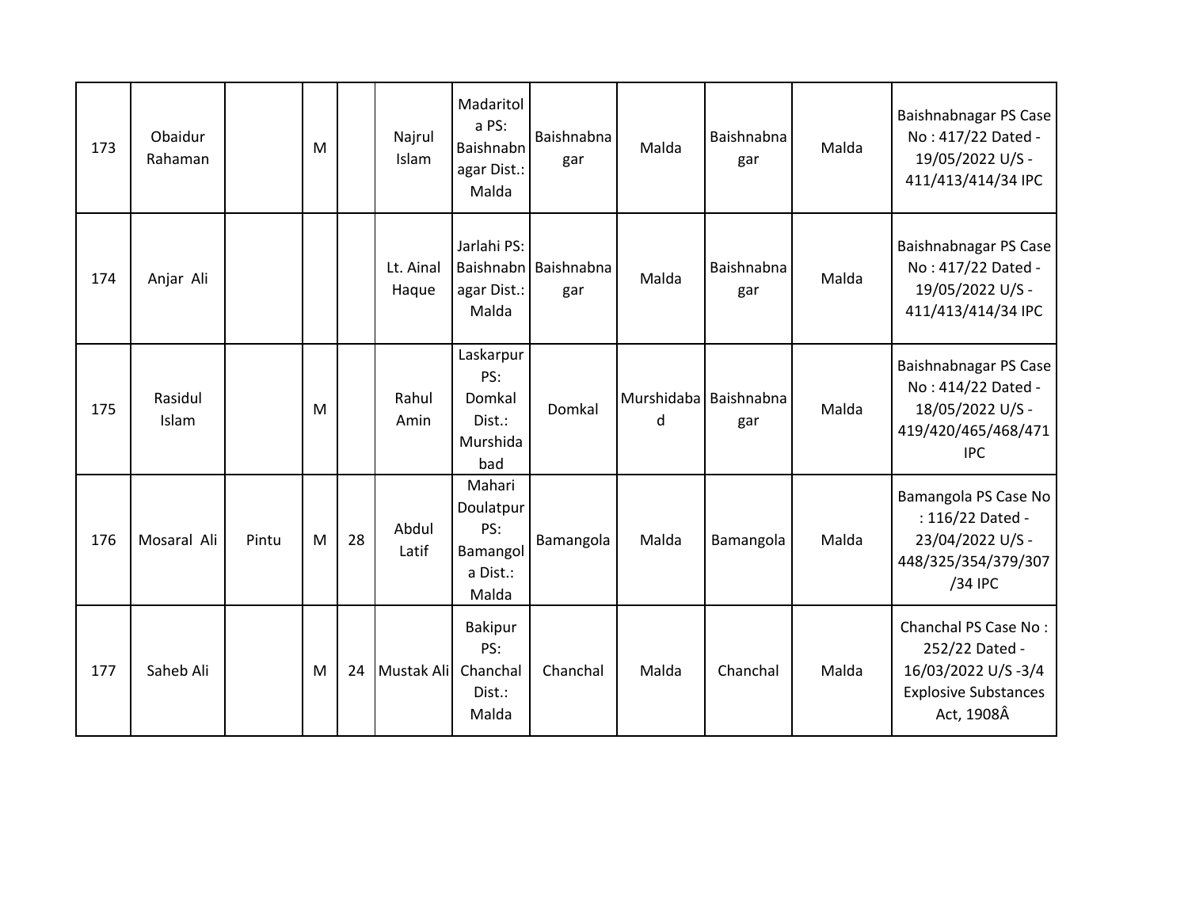| | | | | | | | | | | | |
|---|---|---|---|---|---|---|---|---|---|---|---|
| 173 | Obaidur Rahaman | | M | | Najrul Islam | Madaritola PS: Baishnabnagar Dist.: Malda | Baishnabnagar | Malda | Baishnabnagar | Malda | Baishnabnagar PS Case No : 417/22 Dated - 19/05/2022 U/S - 411/413/414/34 IPC |
| 174 | Anjar Ali | | | | Lt. Ainal Haque | Jarlahi PS: Baishnabnagar Dist.: Malda | Baishnabnagar | Malda | Baishnabnagar | Malda | Baishnabnagar PS Case No : 417/22 Dated - 19/05/2022 U/S - 411/413/414/34 IPC |
| 175 | Rasidul Islam | | M | | Rahul Amin | Laskarpur PS: Domkal Dist.: Murshidabad | Domkal | Murshidabad | Baishnabnagar | Malda | Baishnabnagar PS Case No : 414/22 Dated - 18/05/2022 U/S - 419/420/465/468/471 IPC |
| 176 | Mosaral Ali | Pintu | M | 28 | Abdul Latif | Mahari Doulatpur PS: Bamangola Dist.: Malda | Bamangola | Malda | Bamangola | Malda | Bamangola PS Case No : 116/22 Dated - 23/04/2022 U/S - 448/325/354/379/307/34 IPC |
| 177 | Saheb Ali | | M | 24 | Mustak Ali | Bakipur PS: Chanchal Dist.: Malda | Chanchal | Malda | Chanchal | Malda | Chanchal PS Case No : 252/22 Dated - 16/03/2022 U/S -3/4 Explosive Substances Act, 1908Â |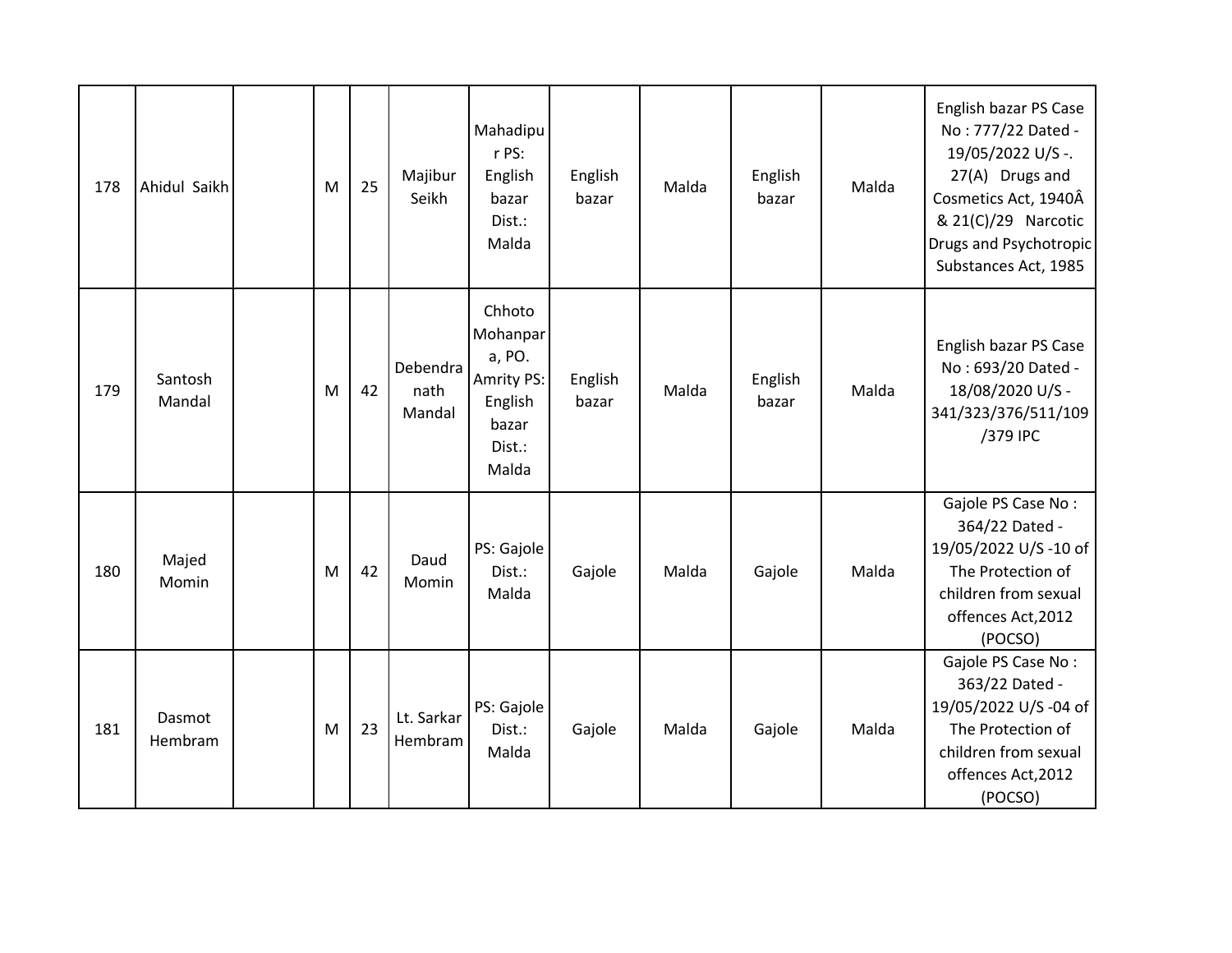| 178 | Ahidul Saikh | | M | 25 | Majibur Seikh | Mahadipur PS: English bazar Dist.: Malda | English bazar | Malda | English bazar | Malda | English bazar PS Case No : 777/22 Dated - 19/05/2022 U/S -. 27(A) Drugs and Cosmetics Act, 1940Â & 21(C)/29 Narcotic Drugs and Psychotropic Substances Act, 1985 |
|---|---|---|---|---|---|---|---|---|---|---|---|
| 179 | Santosh Mandal | | M | 42 | Debendra nath Mandal | Chhoto Mohanpara, PO. Amrity PS: English bazar Dist.: Malda | English bazar | Malda | English bazar | Malda | English bazar PS Case No : 693/20 Dated - 18/08/2020 U/S - 341/323/376/511/109/379 IPC |
| 180 | Majed Momin | | M | 42 | Daud Momin | PS: Gajole Dist.: Malda | Gajole | Malda | Gajole | Malda | Gajole PS Case No : 364/22 Dated - 19/05/2022 U/S -10 of The Protection of children from sexual offences Act,2012 (POCSO) |
| 181 | Dasmot Hembram | | M | 23 | Lt. Sarkar Hembram | PS: Gajole Dist.: Malda | Gajole | Malda | Gajole | Malda | Gajole PS Case No : 363/22 Dated - 19/05/2022 U/S -04 of The Protection of children from sexual offences Act,2012 (POCSO) |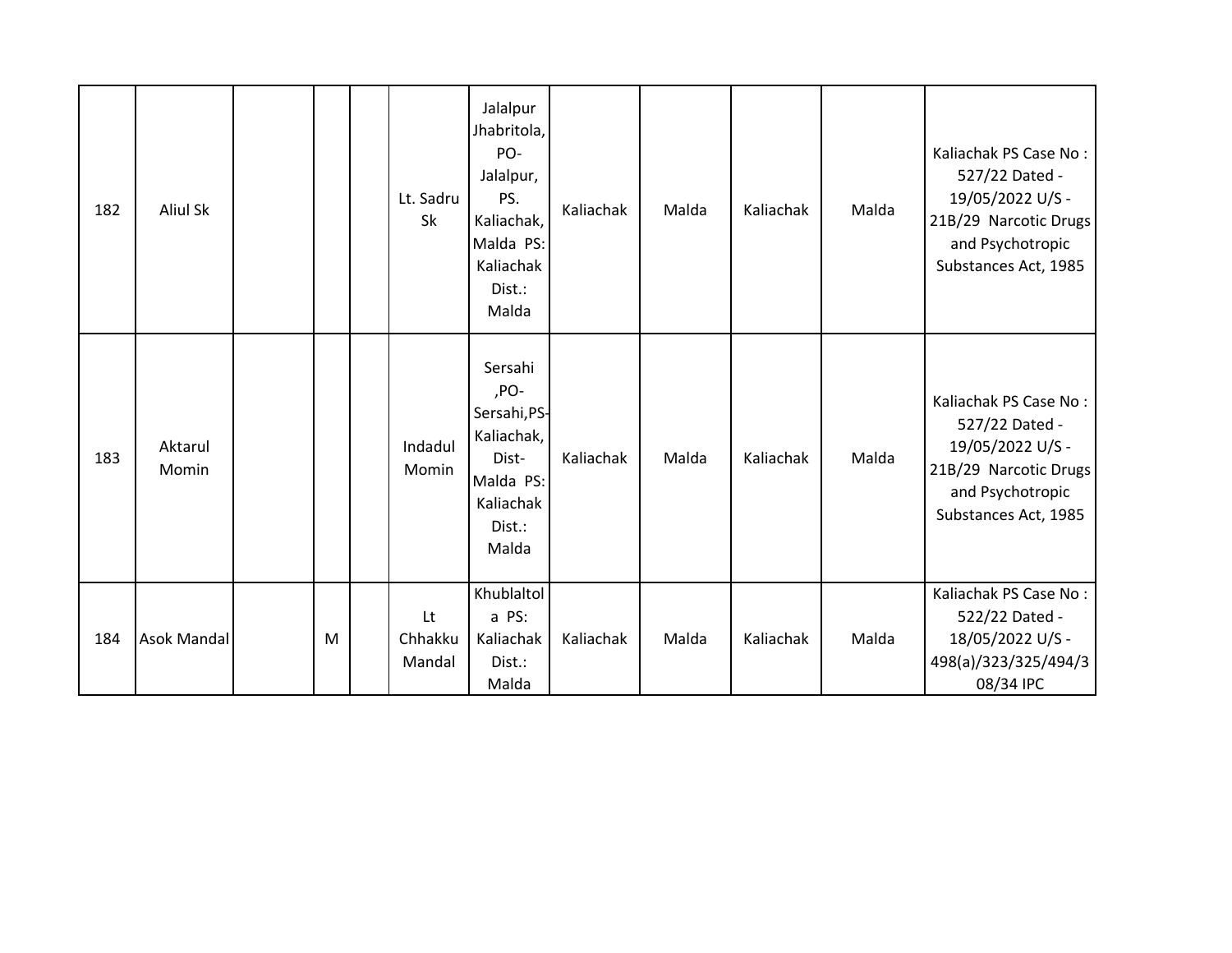| 182 | Aliul Sk | | | | Lt. Sadru Sk | Jalalpur Jhabritola, PO-Jalalpur, PS. Kaliachak, Malda PS: Kaliachak Dist.: Malda | Kaliachak | Malda | Kaliachak | Malda | Kaliachak PS Case No : 527/22 Dated - 19/05/2022 U/S - 21B/29 Narcotic Drugs and Psychotropic Substances Act, 1985 |
|---|---|---|---|---|---|---|---|---|---|---|---|
| 183 | Aktarul Momin | | | | Indadul Momin | Sersahi ,PO-Sersahi,PS-Kaliachak, Dist-Malda PS: Kaliachak Dist.: Malda | Kaliachak | Malda | Kaliachak | Malda | Kaliachak PS Case No : 527/22 Dated - 19/05/2022 U/S - 21B/29 Narcotic Drugs and Psychotropic Substances Act, 1985 |
| 184 | Asok Mandal | | M | | Lt Chhakku Mandal | Khublaltola PS: Kaliachak Dist.: Malda | Kaliachak | Malda | Kaliachak | Malda | Kaliachak PS Case No : 522/22 Dated - 18/05/2022 U/S - 498(a)/323/325/494/308/34 IPC |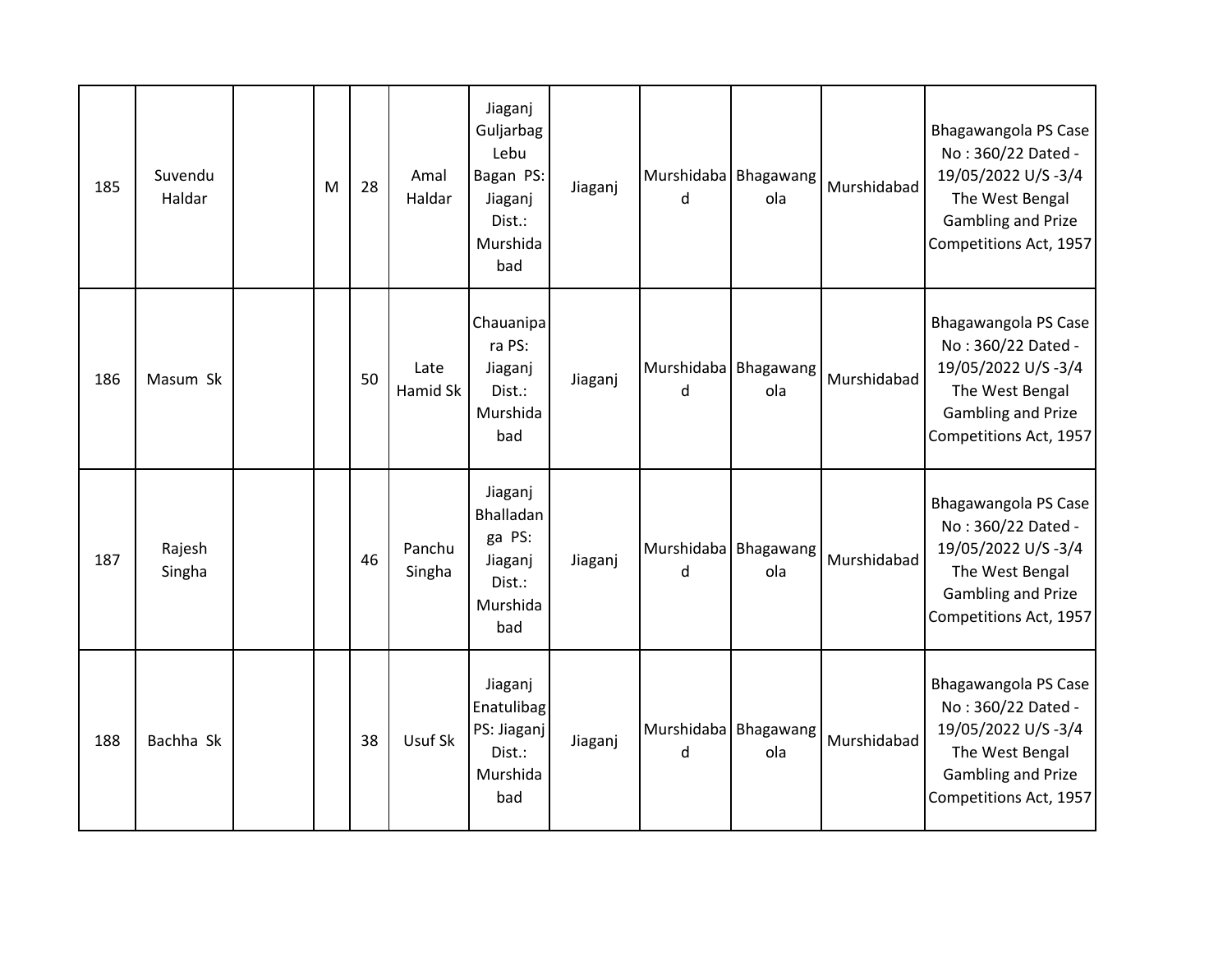| 185 | Suvendu Haldar | | M | 28 | Amal Haldar | Jiaganj Guljarbag Lebu Bagan PS: Jiaganj Dist.: Murshidabad | Jiaganj | Murshidabad | Bhagawangola | Murshidabad | Bhagawangola PS Case No : 360/22 Dated - 19/05/2022 U/S -3/4 The West Bengal Gambling and Prize Competitions Act, 1957 |
|---|---|---|---|---|---|---|---|---|---|---|---|
| 186 | Masum Sk | | | 50 | Late Hamid Sk | Chauanipara PS: Jiaganj Dist.: Murshidabad | Jiaganj | Murshidabad | Bhagawangola | Murshidabad | Bhagawangola PS Case No : 360/22 Dated - 19/05/2022 U/S -3/4 The West Bengal Gambling and Prize Competitions Act, 1957 |
| 187 | Rajesh Singha | | | 46 | Panchu Singha | Jiaganj Bhalladanga PS: Jiaganj Dist.: Murshidabad | Jiaganj | Murshidabad | Bhagawangola | Murshidabad | Bhagawangola PS Case No : 360/22 Dated - 19/05/2022 U/S -3/4 The West Bengal Gambling and Prize Competitions Act, 1957 |
| 188 | Bachha Sk | | | 38 | Usuf Sk | Jiaganj Enatulibag PS: Jiaganj Dist.: Murshidabad | Jiaganj | Murshidabad | Bhagawangola | Murshidabad | Bhagawangola PS Case No : 360/22 Dated - 19/05/2022 U/S -3/4 The West Bengal Gambling and Prize Competitions Act, 1957 |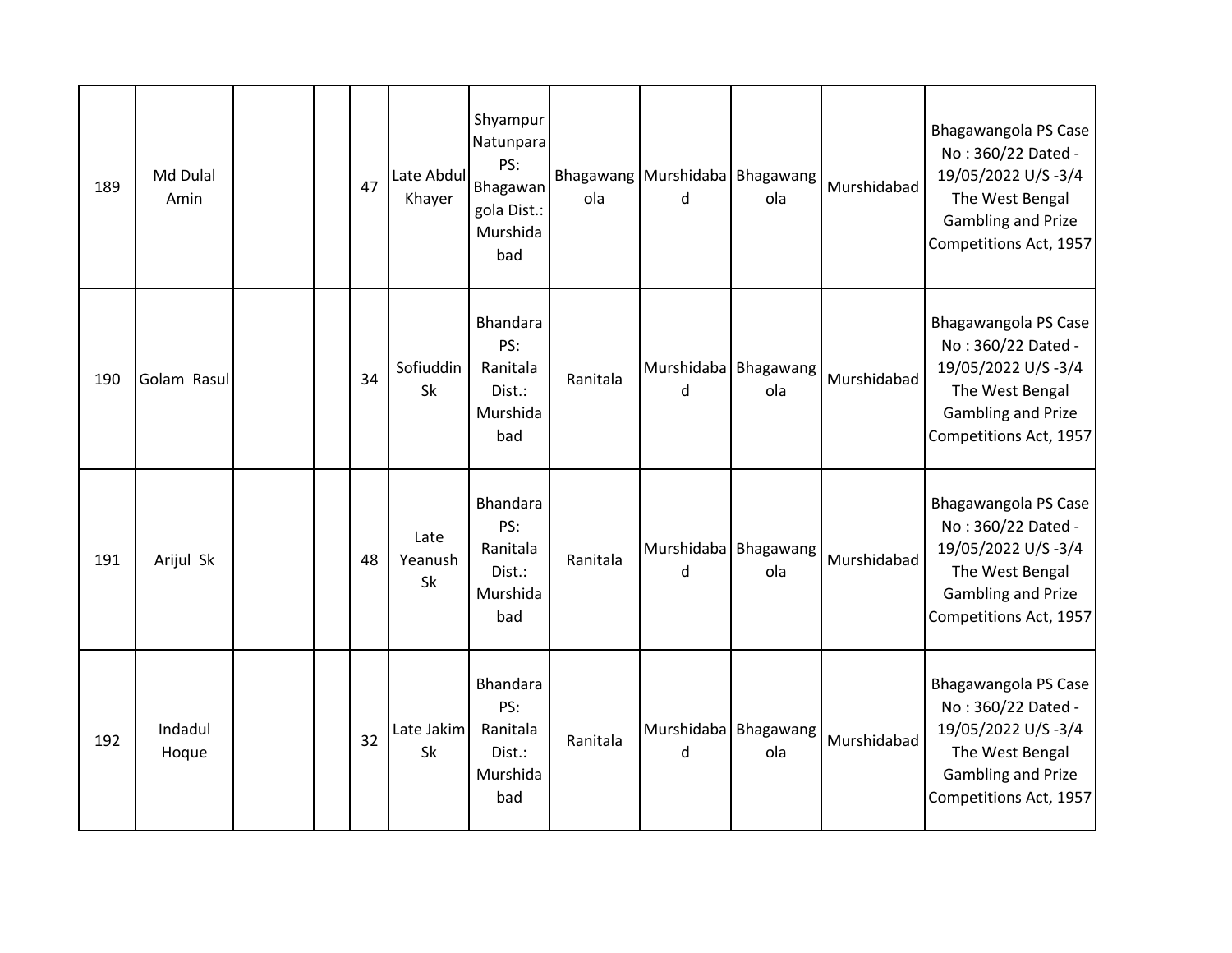| 189 | Md Dulal Amin | | | 47 | Late Abdul Khayer | Shyampur Natunpara PS: Bhagawangola Dist.: Murshidabad | Bhagawangola | Murshidabad | Bhagawangola | Murshidabad | Bhagawangola PS Case No : 360/22 Dated - 19/05/2022 U/S -3/4 The West Bengal Gambling and Prize Competitions Act, 1957 |
|---|---|---|---|---|---|---|---|---|---|---|---|
| 190 | Golam Rasul | | | 34 | Sofiuddin Sk | Bhandara PS: Ranitala Dist.: Murshidabad | Ranitala | Murshidabad | Bhagawangola | Murshidabad | Bhagawangola PS Case No : 360/22 Dated - 19/05/2022 U/S -3/4 The West Bengal Gambling and Prize Competitions Act, 1957 |
| 191 | Arijul Sk | | | 48 | Late Yeanush Sk | Bhandara PS: Ranitala Dist.: Murshidabad | Ranitala | Murshidabad | Bhagawangola | Murshidabad | Bhagawangola PS Case No : 360/22 Dated - 19/05/2022 U/S -3/4 The West Bengal Gambling and Prize Competitions Act, 1957 |
| 192 | Indadul Hoque | | | 32 | Late Jakim Sk | Bhandara PS: Ranitala Dist.: Murshidabad | Ranitala | Murshidabad | Bhagawangola | Murshidabad | Bhagawangola PS Case No : 360/22 Dated - 19/05/2022 U/S -3/4 The West Bengal Gambling and Prize Competitions Act, 1957 |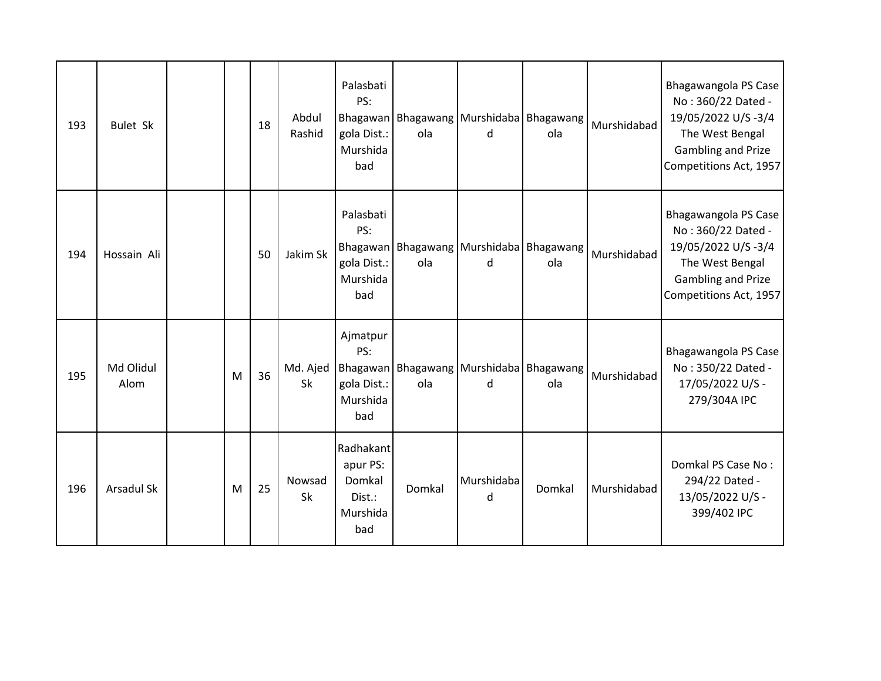| | | | | | | | | | | | |
|---|---|---|---|---|---|---|---|---|---|---|---|
| 193 | Bulet Sk | | | 18 | Abdul Rashid | Palasbati PS: Bhagawangola Dist.: Murshidabad | Bhagawangola | Murshidabad | Bhagawangola | Murshidabad | Bhagawangola PS Case No : 360/22 Dated - 19/05/2022 U/S -3/4 The West Bengal Gambling and Prize Competitions Act, 1957 |
| 194 | Hossain Ali | | | 50 | Jakim Sk | Palasbati PS: Bhagawangola Dist.: Murshidabad | Bhagawangola | Murshidabad | Bhagawangola | Murshidabad | Bhagawangola PS Case No : 360/22 Dated - 19/05/2022 U/S -3/4 The West Bengal Gambling and Prize Competitions Act, 1957 |
| 195 | Md Olidul Alom | | M | 36 | Md. Ajed Sk | Ajmatpur PS: Bhagawangola Dist.: Murshidabad | Bhagawangola | Murshidabad | Bhagawangola | Murshidabad | Bhagawangola PS Case No : 350/22 Dated - 17/05/2022 U/S - 279/304A IPC |
| 196 | Arsadul Sk | | M | 25 | Nowsad Sk | Radhakantapur PS: Domkal Dist.: Murshidabad | Domkal | Murshidabad | Domkal | Murshidabad | Domkal PS Case No : 294/22 Dated - 13/05/2022 U/S - 399/402 IPC |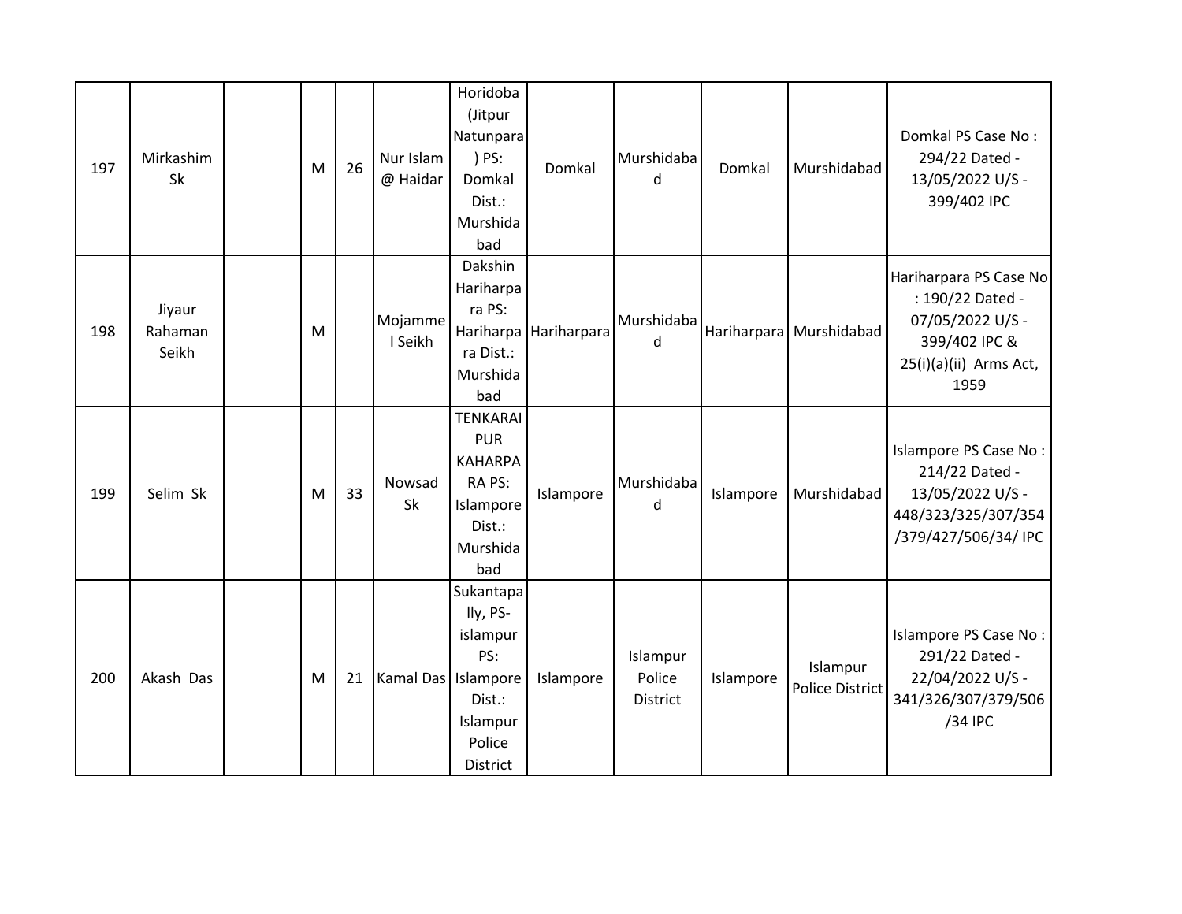| 197 | Mirkashim Sk | | M | 26 | Nur Islam @ Haidar | Horidoba (Jitpur Natunpara) PS: Domkal Dist.: Murshidabad | Domkal | Murshidabad | Domkal | Murshidabad | Domkal PS Case No : 294/22 Dated - 13/05/2022 U/S - 399/402 IPC |
|---|---|---|---|---|---|---|---|---|---|---|---|
| 198 | Jiyaur Rahaman Seikh | | M | | Mojammel Seikh | Dakshin Hariharpara PS: Hariharpara Dist.: Murshidabad | Hariharpara | Murshidabad | Hariharpara | Murshidabad | Hariharpara PS Case No : 190/22 Dated - 07/05/2022 U/S - 399/402 IPC & 25(i)(a)(ii) Arms Act, 1959 |
| 199 | Selim Sk | | M | 33 | Nowsad Sk | TENKARAIPUR KAHARPARA PS: Islampore Dist.: Murshidabad | Islampore | Murshidabad | Islampore | Murshidabad | Islampore PS Case No : 214/22 Dated - 13/05/2022 U/S - 448/323/325/307/354/379/427/506/34/ IPC |
| 200 | Akash Das | | M | 21 | Kamal Das | Sukantapally, PS- islampur PS: Islampore Dist.: Islampur Police District | Islampore | Islampur Police District | Islampore | Islampur Police District | Islampore PS Case No : 291/22 Dated - 22/04/2022 U/S - 341/326/307/379/506/34 IPC |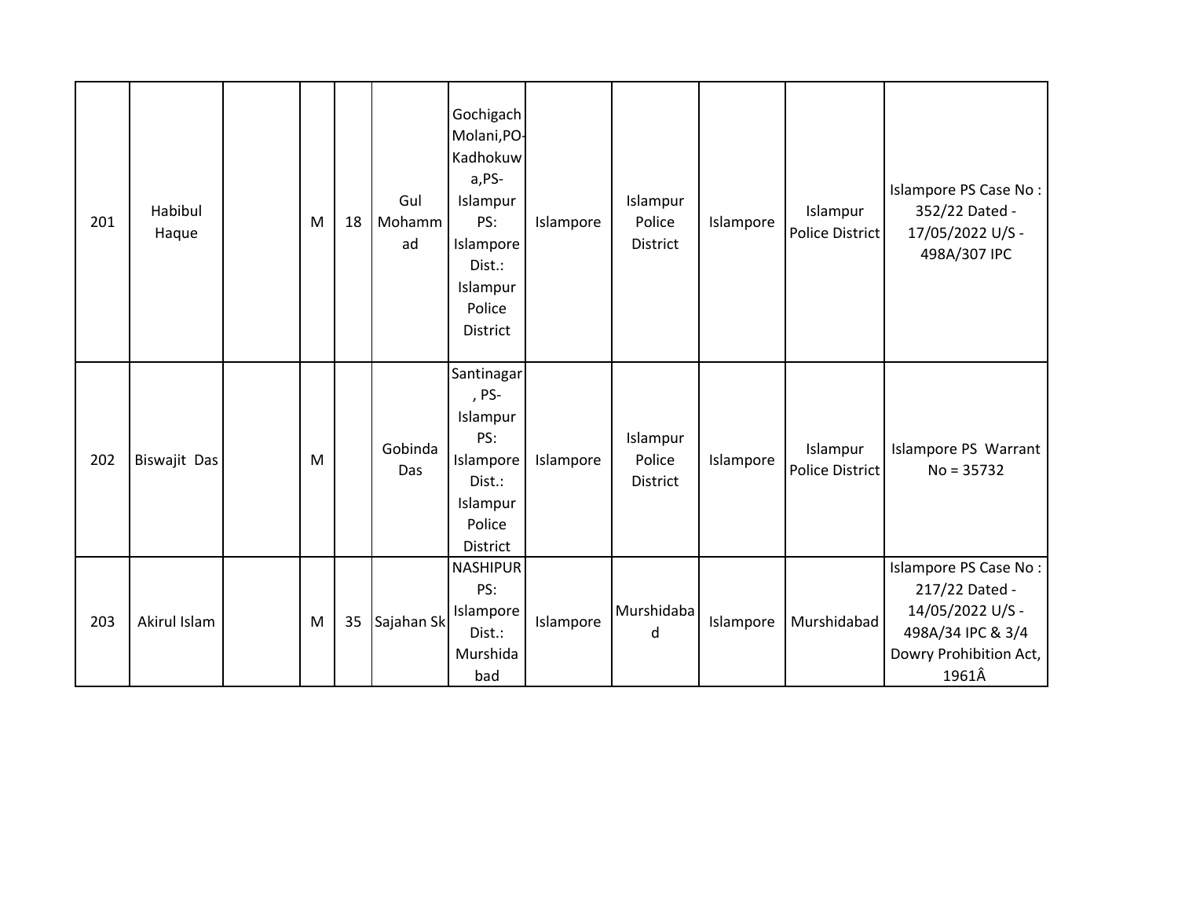| | | | | | | | | | | | |
|---|---|---|---|---|---|---|---|---|---|---|---|
| 201 | Habibul Haque | | M | 18 | Gul Mohammad | Gochigach Molani,PO-Kadhokuwa,PS-Islampur PS: Islampore Dist.: Islampur Police District | Islampore | Islampur Police District | Islampore | Islampur Police District | Islampore PS Case No : 352/22 Dated - 17/05/2022 U/S - 498A/307 IPC |
| 202 | Biswajit Das | | M | | Gobinda Das | Santinagar, PS-Islampur PS: Islampore Dist.: Islampur Police District | Islampore | Islampur Police District | Islampore | Islampur Police District | Islampore PS Warrant No = 35732 |
| 203 | Akirul Islam | | M | 35 | Sajahan Sk | NASHIPUR PS: Islampore Dist.: Murshidabad | Islampore | Murshidabad | Islampore | Murshidabad | Islampore PS Case No : 217/22 Dated - 14/05/2022 U/S - 498A/34 IPC & 3/4 Dowry Prohibition Act, 1961Â |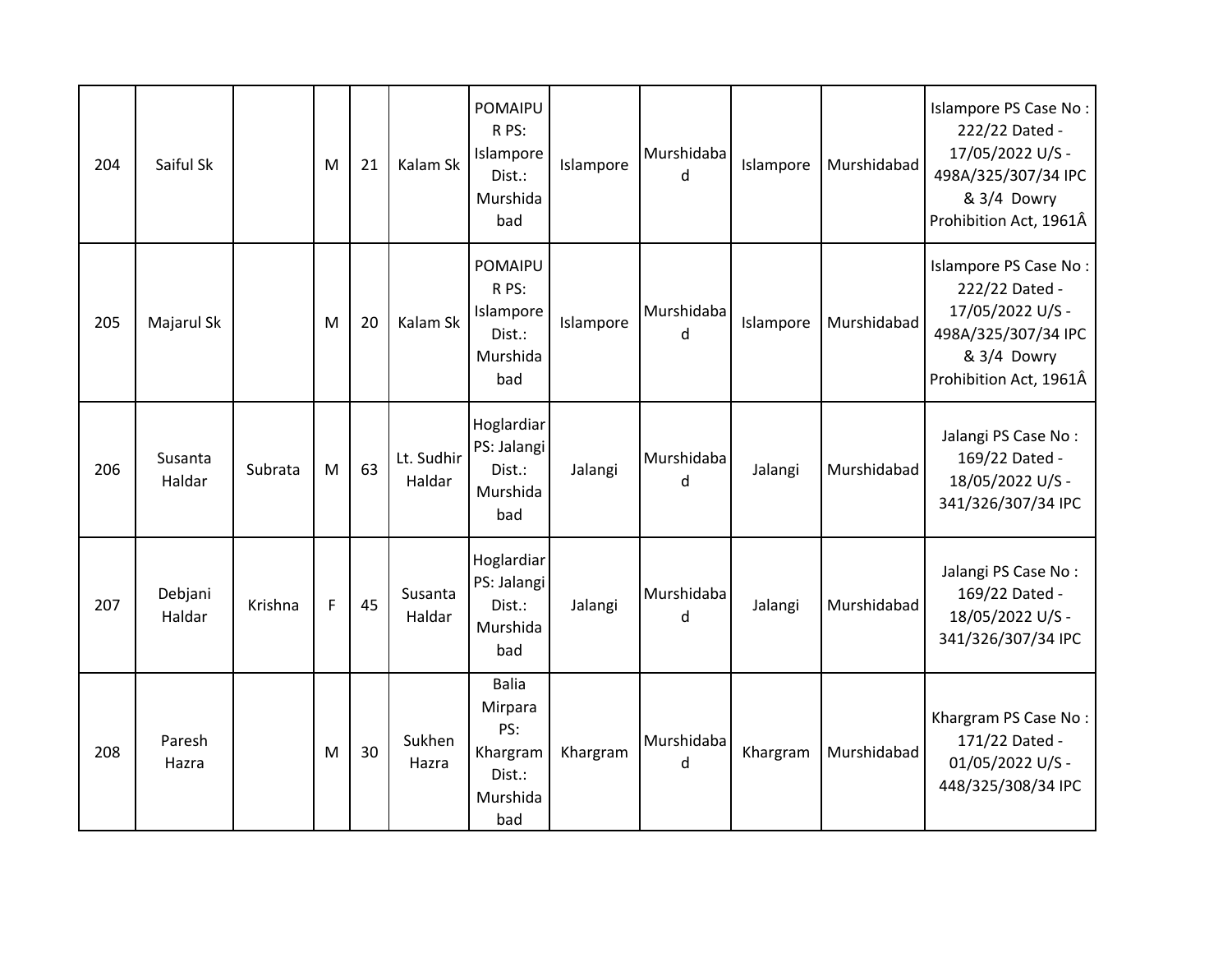| 204 | Saiful Sk | | M | 21 | Kalam Sk | POMAIPUR PS: Islampore Dist.: Murshidabad | Islampore | Murshidabad | Islampore | Murshidabad | Islampore PS Case No : 222/22 Dated - 17/05/2022 U/S - 498A/325/307/34 IPC & 3/4 Dowry Prohibition Act, 1961Â |
|---|---|---|---|---|---|---|---|---|---|---|---|
| 205 | Majarul Sk | | M | 20 | Kalam Sk | POMAIPUR PS: Islampore Dist.: Murshidabad | Islampore | Murshidabad | Islampore | Murshidabad | Islampore PS Case No : 222/22 Dated - 17/05/2022 U/S - 498A/325/307/34 IPC & 3/4 Dowry Prohibition Act, 1961Â |
| 206 | Susanta Haldar | Subrata | M | 63 | Lt. Sudhir Haldar | Hoglardiar PS: Jalangi Dist.: Murshidabad | Jalangi | Murshidabad | Jalangi | Murshidabad | Jalangi PS Case No : 169/22 Dated - 18/05/2022 U/S - 341/326/307/34 IPC |
| 207 | Debjani Haldar | Krishna | F | 45 | Susanta Haldar | Hoglardiar PS: Jalangi Dist.: Murshidabad | Jalangi | Murshidabad | Jalangi | Murshidabad | Jalangi PS Case No : 169/22 Dated - 18/05/2022 U/S - 341/326/307/34 IPC |
| 208 | Paresh Hazra | | M | 30 | Sukhen Hazra | Balia Mirpara PS: Khargram Dist.: Murshidabad | Khargram | Murshidabad | Khargram | Murshidabad | Khargram PS Case No : 171/22 Dated - 01/05/2022 U/S - 448/325/308/34 IPC |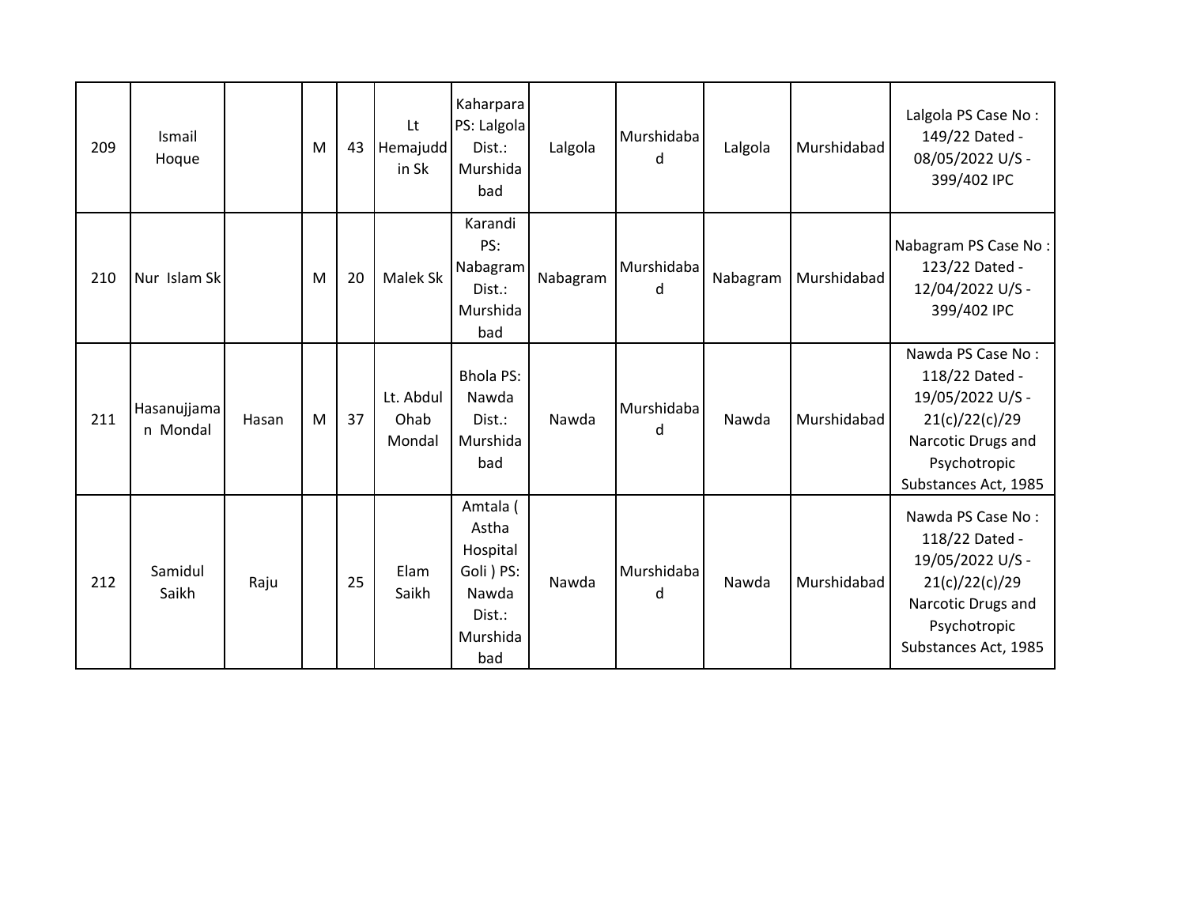| 209 | Ismail Hoque | | M | 43 | Lt Hemajuddin Sk | Kaharpara PS: Lalgola Dist.: Murshidabad | Lalgola | Murshidabad | Lalgola | Murshidabad | Lalgola PS Case No : 149/22 Dated - 08/05/2022 U/S - 399/402 IPC |
|---|---|---|---|---|---|---|---|---|---|---|---|
| 210 | Nur Islam Sk | | M | 20 | Malek Sk | Karandi PS: Nabagram Dist.: Murshidabad | Nabagram | Murshidabad | Nabagram | Murshidabad | Nabagram PS Case No : 123/22 Dated - 12/04/2022 U/S - 399/402 IPC |
| 211 | Hasanujjaman Mondal | Hasan | M | 37 | Lt. Abdul Ohab Mondal | Bhola PS: Nawda Dist.: Murshidabad | Nawda | Murshidabad | Nawda | Murshidabad | Nawda PS Case No : 118/22 Dated - 19/05/2022 U/S - 21(c)/22(c)/29 Narcotic Drugs and Psychotropic Substances Act, 1985 |
| 212 | Samidul Saikh | Raju | | 25 | Elam Saikh | Amtala ( Astha Hospital Goli ) PS: Nawda Dist.: Murshidabad | Nawda | Murshidabad | Nawda | Murshidabad | Nawda PS Case No : 118/22 Dated - 19/05/2022 U/S - 21(c)/22(c)/29 Narcotic Drugs and Psychotropic Substances Act, 1985 |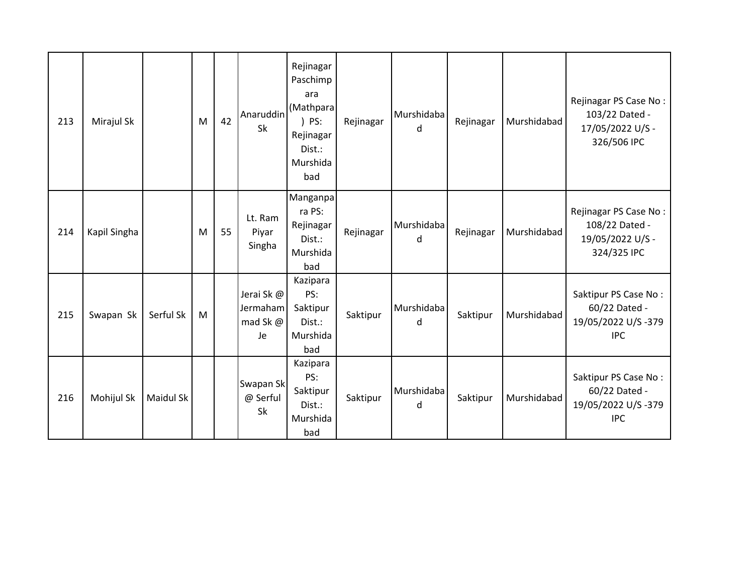| | | | | | | | | | | | |
|---|---|---|---|---|---|---|---|---|---|---|---|
| 213 | Mirajul Sk | | M | 42 | Anaruddin Sk | Rejinagar Paschimpara (Mathpara) PS: Rejinagar Dist.: Murshidabad | Rejinagar | Murshidabad | Rejinagar | Murshidabad | Rejinagar PS Case No : 103/22 Dated - 17/05/2022 U/S - 326/506 IPC |
| 214 | Kapil Singha | | M | 55 | Lt. Ram Piyar Singha | Manganpara PS: Rejinagar Dist.: Murshidabad | Rejinagar | Murshidabad | Rejinagar | Murshidabad | Rejinagar PS Case No : 108/22 Dated - 19/05/2022 U/S - 324/325 IPC |
| 215 | Swapan Sk | Serful Sk | M | | Jerai Sk @ Jermahammad Sk @ Je | Kazipara PS: Saktipur Dist.: Murshidabad | Saktipur | Murshidabad | Saktipur | Murshidabad | Saktipur PS Case No : 60/22 Dated - 19/05/2022 U/S -379 IPC |
| 216 | Mohijul Sk | Maidul Sk | | | Swapan Sk @ Serful Sk | Kazipara PS: Saktipur Dist.: Murshidabad | Saktipur | Murshidabad | Saktipur | Murshidabad | Saktipur PS Case No : 60/22 Dated - 19/05/2022 U/S -379 IPC |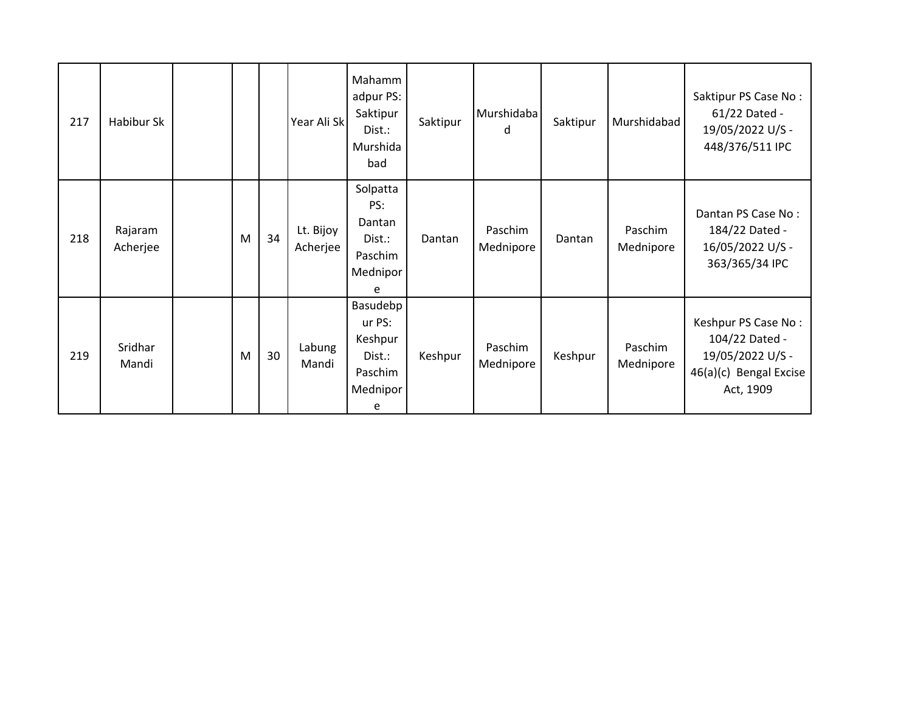| 217 | Habibur Sk | | | | Year Ali Sk | Mahammadpur PS: Saktipur Dist.: Murshidabad | Saktipur | Murshidabad | Saktipur | Murshidabad | Saktipur PS Case No : 61/22 Dated - 19/05/2022 U/S - 448/376/511 IPC |
|---|---|---|---|---|---|---|---|---|---|---|---|
| 218 | Rajaram Acherjee | | M | 34 | Lt. Bijoy Acherjee | Solpatta PS: Dantan Dist.: Paschim Mednipore | Dantan | Paschim Mednipore | Dantan | Paschim Mednipore | Dantan PS Case No : 184/22 Dated - 16/05/2022 U/S - 363/365/34 IPC |
| 219 | Sridhar Mandi | | M | 30 | Labung Mandi | Basudebpur PS: Keshpur Dist.: Paschim Mednipore | Keshpur | Paschim Mednipore | Keshpur | Paschim Mednipore | Keshpur PS Case No : 104/22 Dated - 19/05/2022 U/S - 46(a)(c) Bengal Excise Act, 1909 |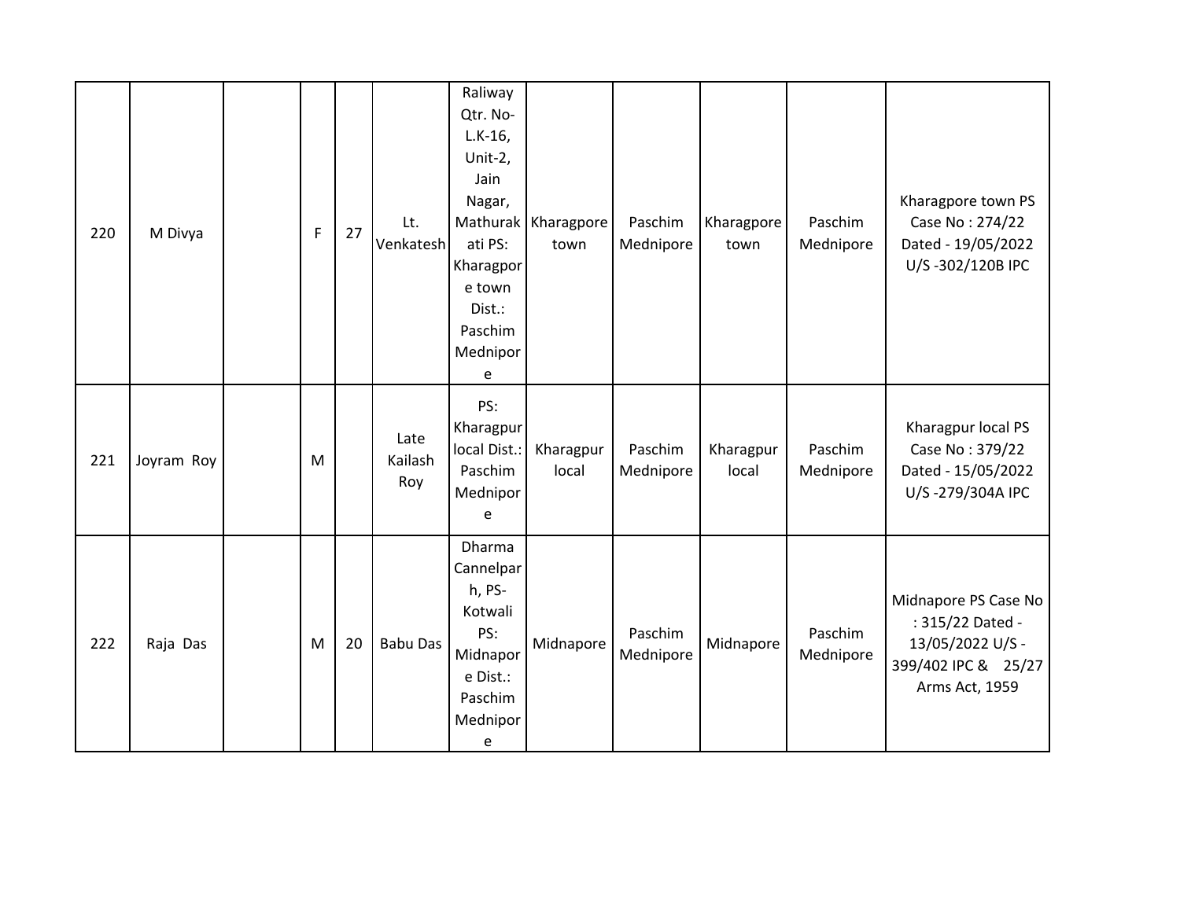| | | | | | | | | | | | |
|---|---|---|---|---|---|---|---|---|---|---|---|
| 220 | M Divya | | F | 27 | Lt. Venkatesh | Raliway Qtr. No- L.K-16, Unit-2, Jain Nagar, Mathurakati PS: Kharagpore town Dist.: Paschim Mednipore | Kharagpore town | Paschim Mednipore | Kharagpore town | Paschim Mednipore | Kharagpore town PS Case No : 274/22 Dated - 19/05/2022 U/S -302/120B IPC |
| 221 | Joyram Roy | | M | | Late Kailash Roy | PS: Kharagpur local Dist.: Paschim Mednipore | Kharagpur local | Paschim Mednipore | Kharagpur local | Paschim Mednipore | Kharagpur local PS Case No : 379/22 Dated - 15/05/2022 U/S -279/304A IPC |
| 222 | Raja Das | | M | 20 | Babu Das | Dharma Cannelparh, PS- Kotwali PS: Midnapore Dist.: Paschim Mednipore | Midnapore | Paschim Mednipore | Midnapore | Paschim Mednipore | Midnapore PS Case No : 315/22 Dated - 13/05/2022 U/S - 399/402 IPC & 25/27 Arms Act, 1959 |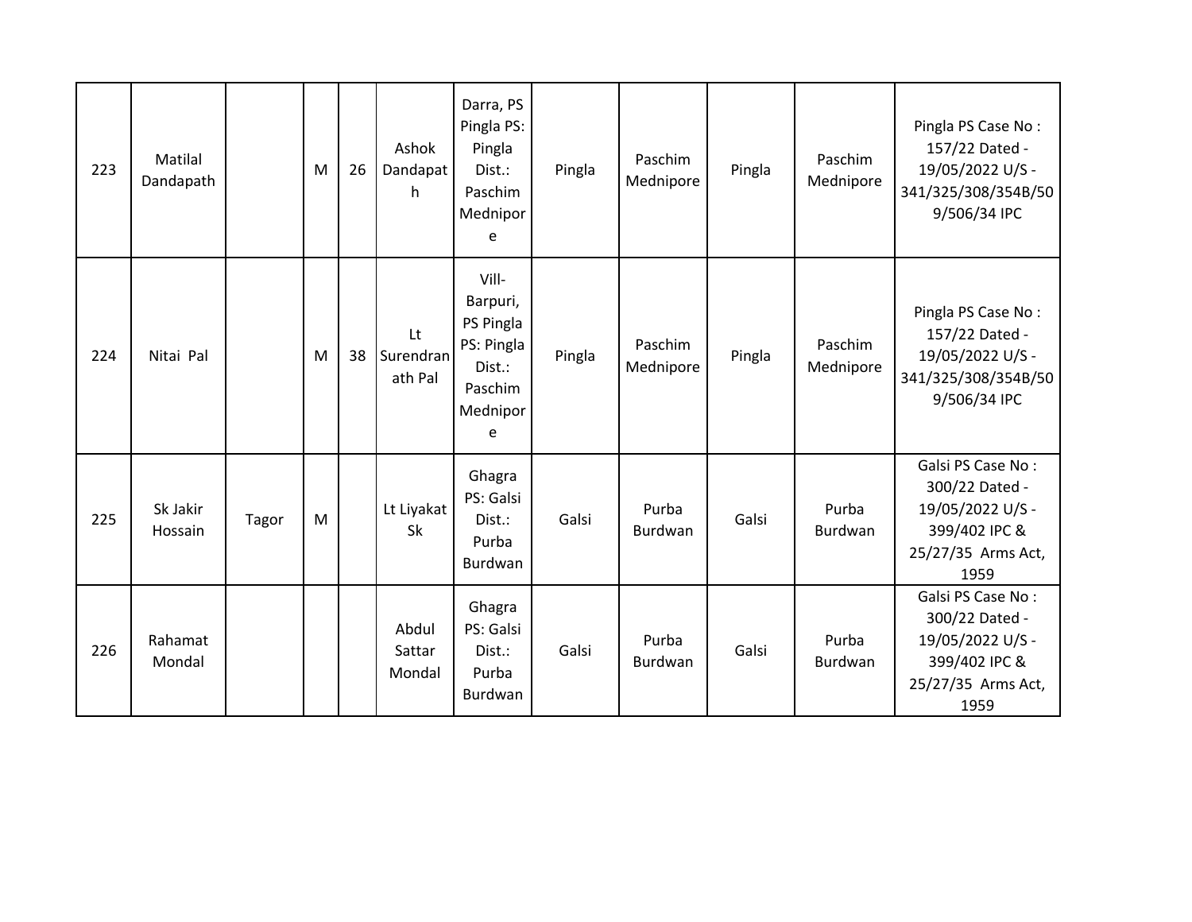| | | | | | | | | | | | |
|---|---|---|---|---|---|---|---|---|---|---|---|
| 223 | Matilal Dandapath | | M | 26 | Ashok Dandapath | Darra, PS Pingla PS: Pingla Dist.: Paschim Mednipore | Pingla | Paschim Mednipore | Pingla | Paschim Mednipore | Pingla PS Case No : 157/22 Dated - 19/05/2022 U/S - 341/325/308/354B/509/506/34 IPC |
| 224 | Nitai Pal | | M | 38 | Lt Surendranath Pal | Vill- Barpuri, PS Pingla PS: Pingla Dist.: Paschim Mednipore | Pingla | Paschim Mednipore | Pingla | Paschim Mednipore | Pingla PS Case No : 157/22 Dated - 19/05/2022 U/S - 341/325/308/354B/509/506/34 IPC |
| 225 | Sk Jakir Hossain | Tagor | M | | Lt Liyakat Sk | Ghagra PS: Galsi Dist.: Purba Burdwan | Galsi | Purba Burdwan | Galsi | Purba Burdwan | Galsi PS Case No : 300/22 Dated - 19/05/2022 U/S - 399/402 IPC & 25/27/35 Arms Act, 1959 |
| 226 | Rahamat Mondal | | | | Abdul Sattar Mondal | Ghagra PS: Galsi Dist.: Purba Burdwan | Galsi | Purba Burdwan | Galsi | Purba Burdwan | Galsi PS Case No : 300/22 Dated - 19/05/2022 U/S - 399/402 IPC & 25/27/35 Arms Act, 1959 |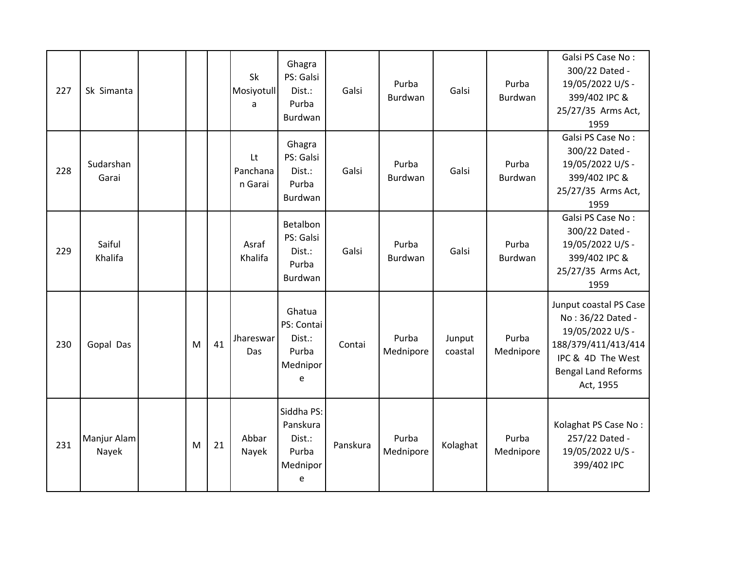| 227 | Sk Simanta | | | | Sk Mosiyotulla | Ghagra PS: Galsi Dist.: Purba Burdwan | Galsi | Purba Burdwan | Galsi | Purba Burdwan | Galsi PS Case No : 300/22 Dated - 19/05/2022 U/S - 399/402 IPC & 25/27/35 Arms Act, 1959 |
|---|---|---|---|---|---|---|---|---|---|---|---|
| 228 | Sudarshan Garai | | | | Lt Panchanan Garai | Ghagra PS: Galsi Dist.: Purba Burdwan | Galsi | Purba Burdwan | Galsi | Purba Burdwan | Galsi PS Case No : 300/22 Dated - 19/05/2022 U/S - 399/402 IPC & 25/27/35 Arms Act, 1959 |
| 229 | Saiful Khalifa | | | | Asraf Khalifa | Betalbon PS: Galsi Dist.: Purba Burdwan | Galsi | Purba Burdwan | Galsi | Purba Burdwan | Galsi PS Case No : 300/22 Dated - 19/05/2022 U/S - 399/402 IPC & 25/27/35 Arms Act, 1959 |
| 230 | Gopal Das | | M | 41 | Jhareswar Das | Ghatua PS: Contai Dist.: Purba Mednipore | Contai | Purba Mednipore | Junput coastal | Purba Mednipore | Junput coastal PS Case No : 36/22 Dated - 19/05/2022 U/S - 188/379/411/413/414 IPC & 4D The West Bengal Land Reforms Act, 1955 |
| 231 | Manjur Alam Nayek | | M | 21 | Abbar Nayek | Siddha PS: Panskura Dist.: Purba Mednipore | Panskura | Purba Mednipore | Kolaghat | Purba Mednipore | Kolaghat PS Case No : 257/22 Dated - 19/05/2022 U/S - 399/402 IPC |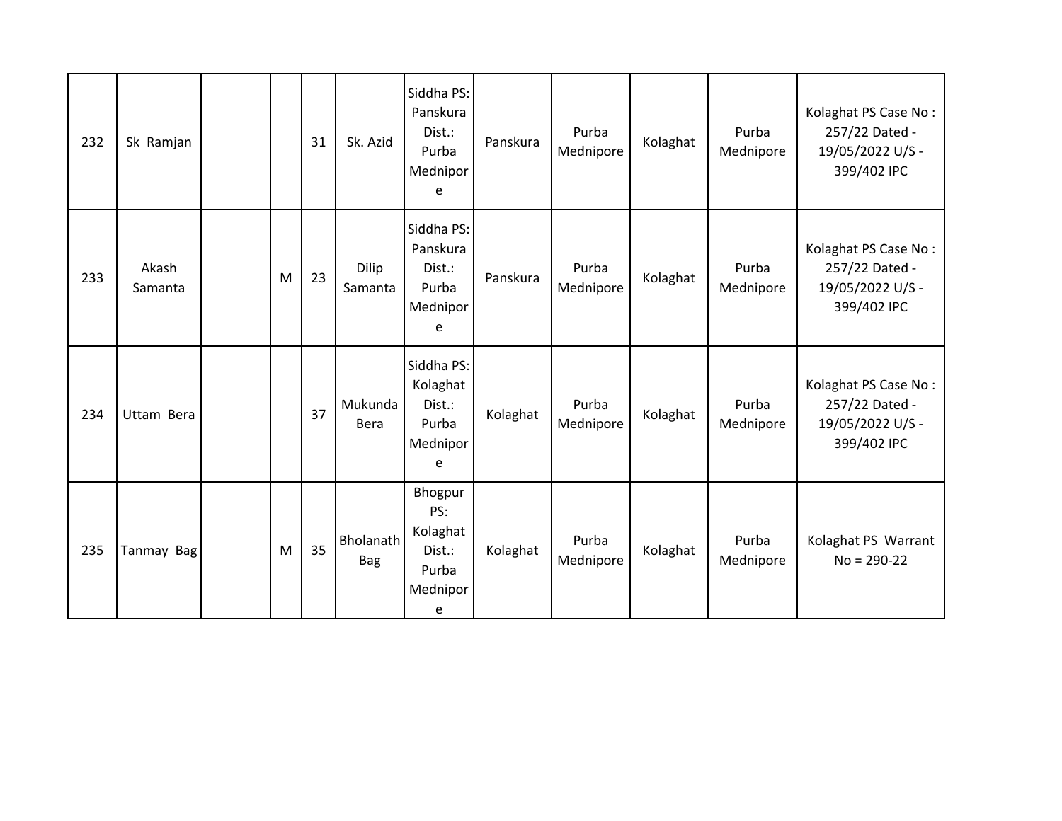| 232 | Sk Ramjan | | | 31 | Sk. Azid | Siddha PS: Panskura Dist.: Purba Mednipore | Panskura | Purba Mednipore | Kolaghat | Purba Mednipore | Kolaghat PS Case No : 257/22 Dated - 19/05/2022 U/S - 399/402 IPC |
|---|---|---|---|---|---|---|---|---|---|---|---|
| 233 | Akash Samanta | | M | 23 | Dilip Samanta | Siddha PS: Panskura Dist.: Purba Mednipore | Panskura | Purba Mednipore | Kolaghat | Purba Mednipore | Kolaghat PS Case No : 257/22 Dated - 19/05/2022 U/S - 399/402 IPC |
| 234 | Uttam Bera | | | 37 | Mukunda Bera | Siddha PS: Kolaghat Dist.: Purba Mednipore | Kolaghat | Purba Mednipore | Kolaghat | Purba Mednipore | Kolaghat PS Case No : 257/22 Dated - 19/05/2022 U/S - 399/402 IPC |
| 235 | Tanmay Bag | | M | 35 | Bholanath Bag | Bhogpur PS: Kolaghat Dist.: Purba Mednipore | Kolaghat | Purba Mednipore | Kolaghat | Purba Mednipore | Kolaghat PS Warrant No = 290-22 |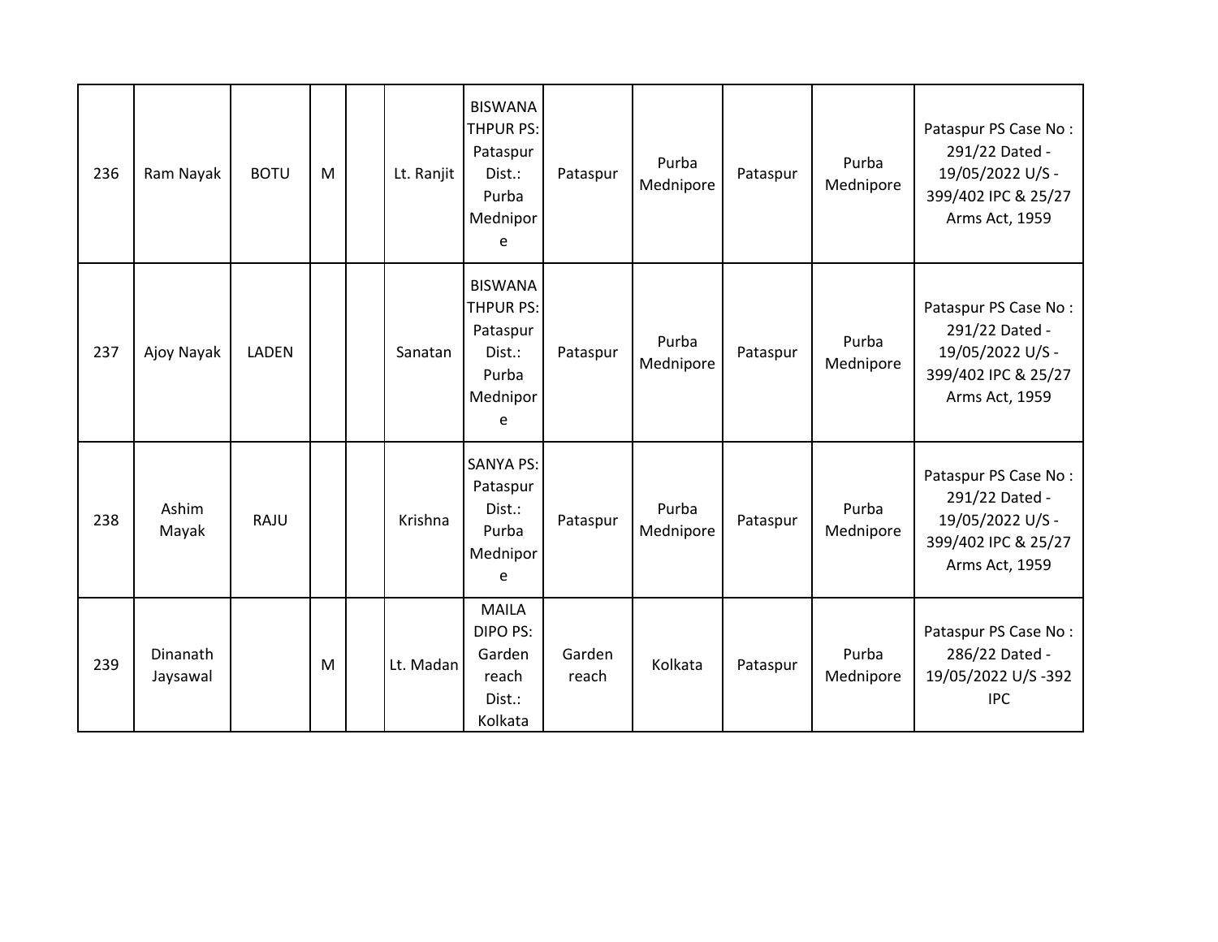| | | | | | | | | | | | |
|---|---|---|---|---|---|---|---|---|---|---|---|
| 236 | Ram Nayak | BOTU | M | | Lt. Ranjit | BISWANATHPUR PS: Pataspur Dist.: Purba Mednipore | Pataspur | Purba Mednipore | Pataspur | Purba Mednipore | Pataspur PS Case No : 291/22 Dated - 19/05/2022 U/S - 399/402 IPC & 25/27 Arms Act, 1959 |
| 237 | Ajoy Nayak | LADEN | | | Sanatan | BISWANATHPUR PS: Pataspur Dist.: Purba Mednipore | Pataspur | Purba Mednipore | Pataspur | Purba Mednipore | Pataspur PS Case No : 291/22 Dated - 19/05/2022 U/S - 399/402 IPC & 25/27 Arms Act, 1959 |
| 238 | Ashim Mayak | RAJU | | | Krishna | SANYA PS: Pataspur Dist.: Purba Mednipore | Pataspur | Purba Mednipore | Pataspur | Purba Mednipore | Pataspur PS Case No : 291/22 Dated - 19/05/2022 U/S - 399/402 IPC & 25/27 Arms Act, 1959 |
| 239 | Dinanath Jaysawal | | M | | Lt. Madan | MAILA DIPO PS: Garden reach Dist.: Kolkata | Garden reach | Kolkata | Pataspur | Purba Mednipore | Pataspur PS Case No : 286/22 Dated - 19/05/2022 U/S -392 IPC |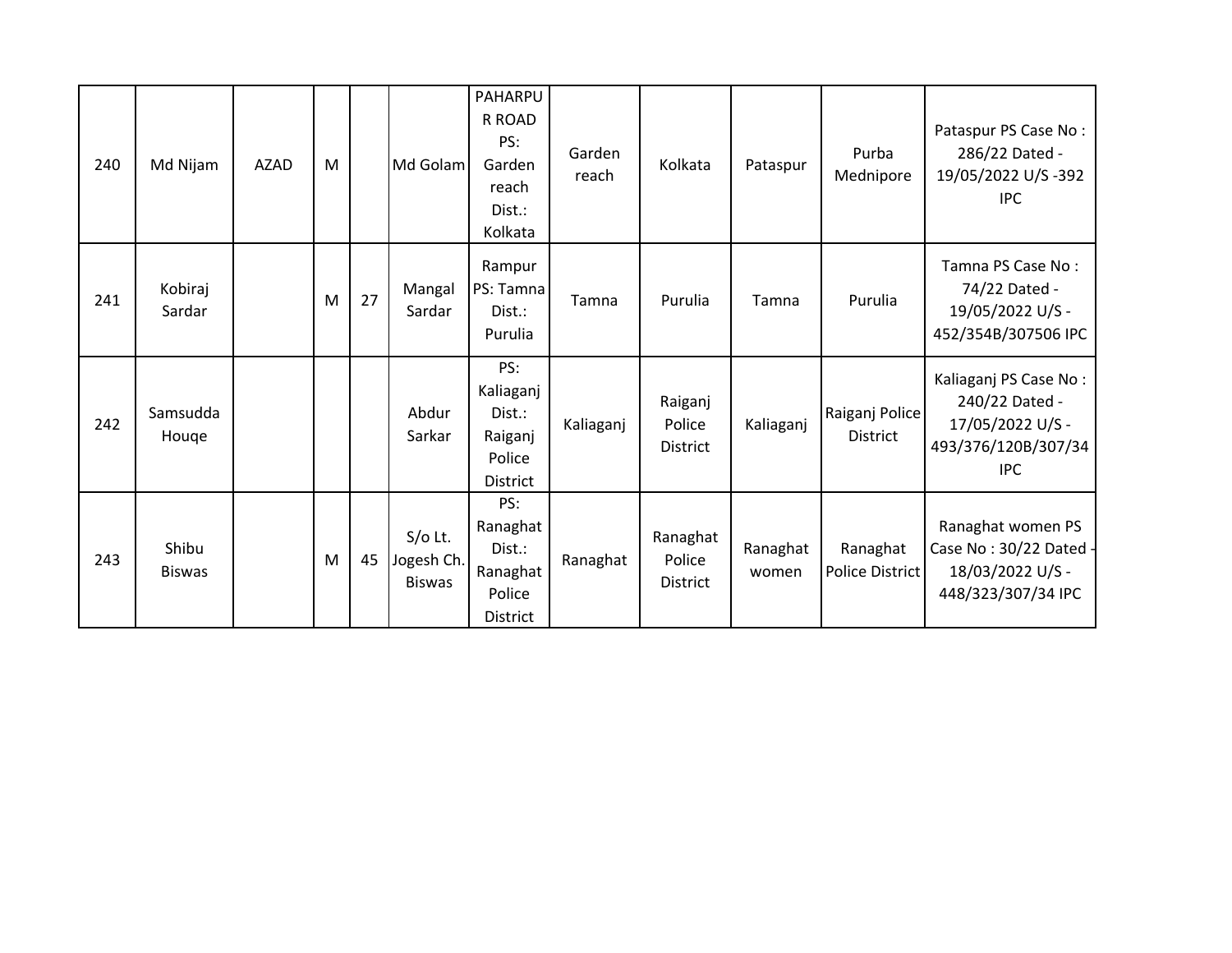| 240 | Md Nijam | AZAD | M | | Md Golam | PAHARPUR ROAD PS: Garden reach Dist.: Kolkata | Garden reach | Kolkata | Pataspur | Purba Mednipore | Pataspur PS Case No : 286/22 Dated - 19/05/2022 U/S -392 IPC |
|---|---|---|---|---|---|---|---|---|---|---|---|
| 241 | Kobiraj Sardar | | M | 27 | Mangal Sardar | Rampur PS: Tamna Dist.: Purulia | Tamna | Purulia | Tamna | Purulia | Tamna PS Case No : 74/22 Dated - 19/05/2022 U/S - 452/354B/307506 IPC |
| 242 | Samsudda Houqe | | | | Abdur Sarkar | PS: Kaliaganj Dist.: Raiganj Police District | Kaliaganj | Raiganj Police District | Kaliaganj | Raiganj Police District | Kaliaganj PS Case No : 240/22 Dated - 17/05/2022 U/S - 493/376/120B/307/34 IPC |
| 243 | Shibu Biswas | | M | 45 | S/o Lt. Jogesh Ch. Biswas | PS: Ranaghat Dist.: Ranaghat Police District | Ranaghat | Ranaghat Police District | Ranaghat women | Ranaghat Police District | Ranaghat women PS Case No : 30/22 Dated - 18/03/2022 U/S - 448/323/307/34 IPC |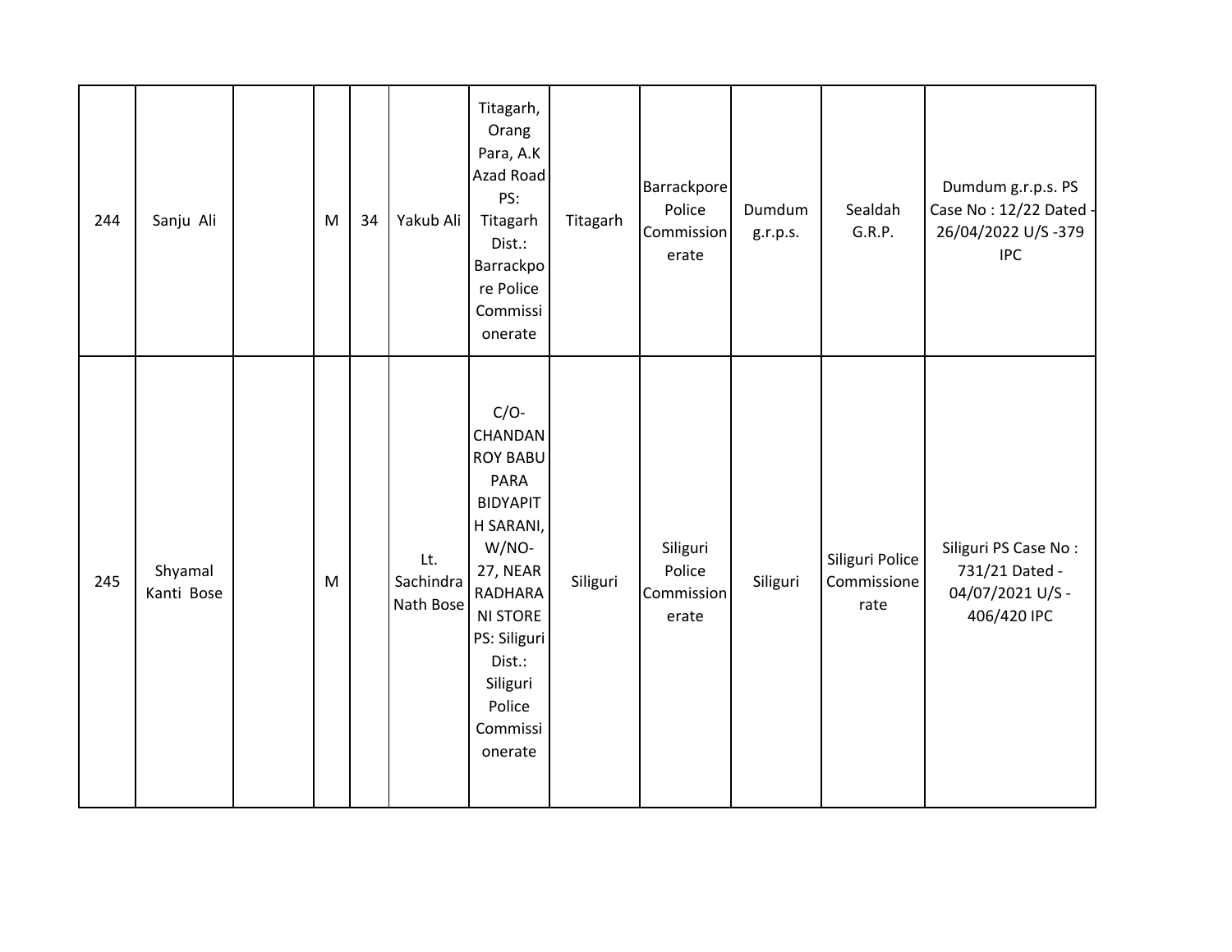| | | | | | | | | | | | |
|---|---|---|---|---|---|---|---|---|---|---|---|
| 244 | Sanju Ali | | M | 34 | Yakub Ali | Titagarh, Orang Para, A.K Azad Road PS: Titagarh Dist.: Barrackpore Police Commissionerate | Titagarh | Barrackpore Police Commissionerate | Dumdum g.r.p.s. | Sealdah G.R.P. | Dumdum g.r.p.s. PS Case No : 12/22 Dated - 26/04/2022 U/S -379 IPC |
| 245 | Shyamal Kanti Bose | | M | | Lt. Sachindra Nath Bose | C/O- CHANDAN ROY BABU PARA BIDYAPITH SARANI, W/NO- 27, NEAR RADHARANI STORE PS: Siliguri Dist.: Siliguri Police Commissionerate | Siliguri | Siliguri Police Commissionerate | Siliguri | Siliguri Police Commissionerate | Siliguri PS Case No : 731/21 Dated - 04/07/2021 U/S - 406/420 IPC |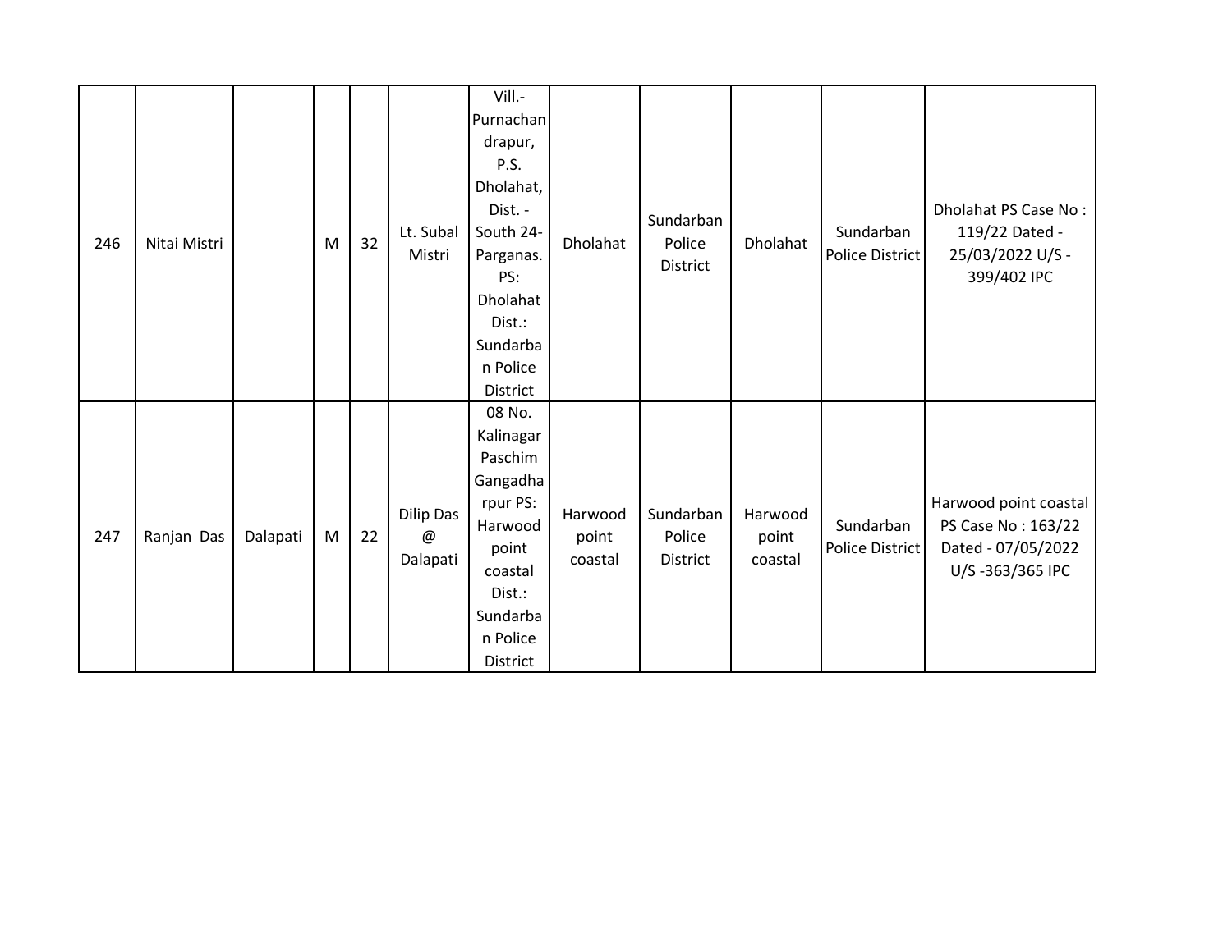| 246 | Nitai Mistri | | M | 32 | Lt. Subal Mistri | Vill.- Purnachandrapur, P.S. Dholahat, Dist. - South 24-Parganas. PS: Dholahat Dist.: Sundarban Police District | Dholahat | Sundarban Police District | Dholahat | Sundarban Police District | Dholahat PS Case No : 119/22 Dated - 25/03/2022 U/S - 399/402 IPC |
|---|---|---|---|---|---|---|---|---|---|---|---|
| 247 | Ranjan Das | Dalapati | M | 22 | Dilip Das @ Dalapati | 08 No. Kalinagar Paschim Gangadharpur PS: Harwood point coastal Dist.: Sundarban Police District | Harwood point coastal | Sundarban Police District | Harwood point coastal | Sundarban Police District | Harwood point coastal PS Case No : 163/22 Dated - 07/05/2022 U/S -363/365 IPC |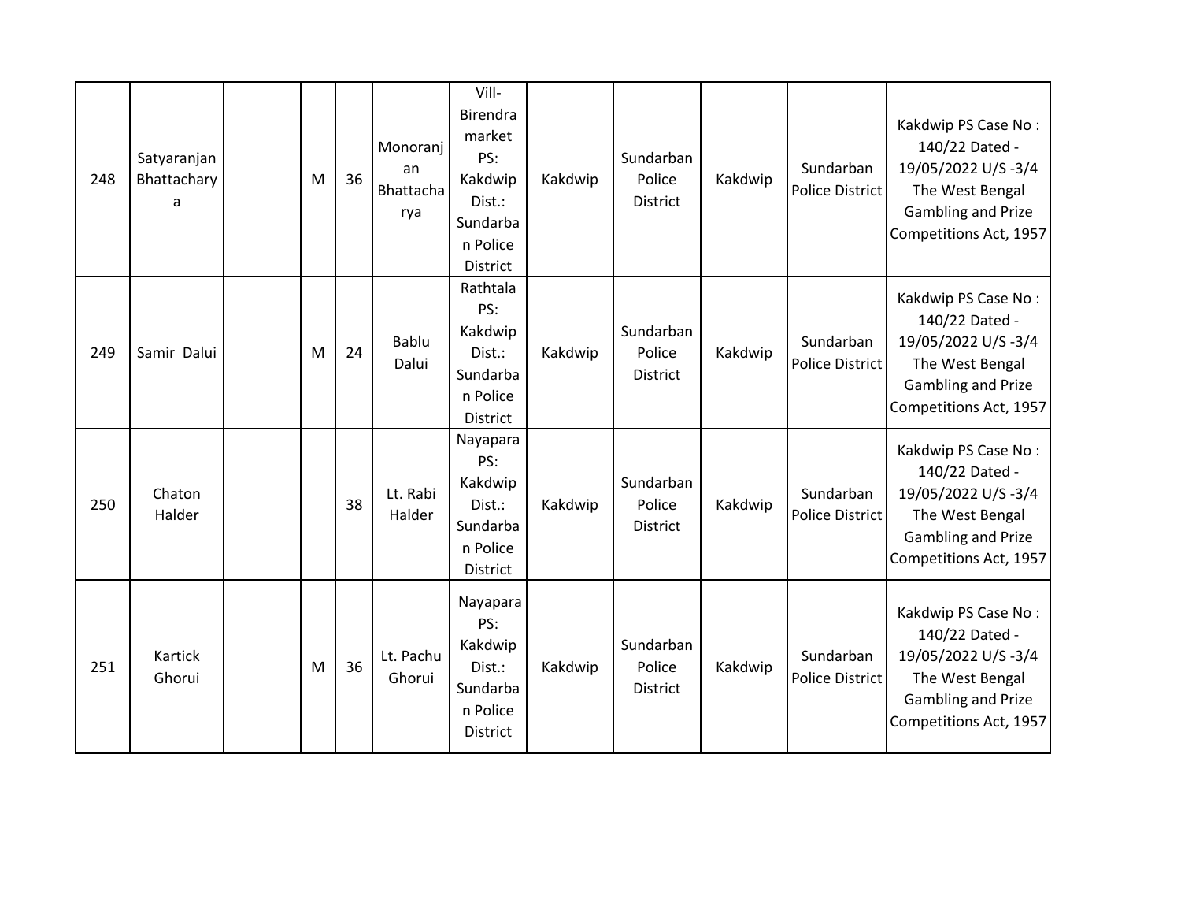| 248 | Satyaranjan Bhattacharya | | M | 36 | Monoranjan Bhattacharya | Vill- Birendra market PS: Kakdwip Dist.: Sundarban Police District | Kakdwip | Sundarban Police District | Kakdwip | Sundarban Police District | Kakdwip PS Case No : 140/22 Dated - 19/05/2022 U/S -3/4 The West Bengal Gambling and Prize Competitions Act, 1957 |
|---|---|---|---|---|---|---|---|---|---|---|---|
| 249 | Samir Dalui | | M | 24 | Bablu Dalui | Rathtala PS: Kakdwip Dist.: Sundarban Police District | Kakdwip | Sundarban Police District | Kakdwip | Sundarban Police District | Kakdwip PS Case No : 140/22 Dated - 19/05/2022 U/S -3/4 The West Bengal Gambling and Prize Competitions Act, 1957 |
| 250 | Chaton Halder | | | 38 | Lt. Rabi Halder | Nayapara PS: Kakdwip Dist.: Sundarban Police District | Kakdwip | Sundarban Police District | Kakdwip | Sundarban Police District | Kakdwip PS Case No : 140/22 Dated - 19/05/2022 U/S -3/4 The West Bengal Gambling and Prize Competitions Act, 1957 |
| 251 | Kartick Ghorui | | M | 36 | Lt. Pachu Ghorui | Nayapara PS: Kakdwip Dist.: Sundarban Police District | Kakdwip | Sundarban Police District | Kakdwip | Sundarban Police District | Kakdwip PS Case No : 140/22 Dated - 19/05/2022 U/S -3/4 The West Bengal Gambling and Prize Competitions Act, 1957 |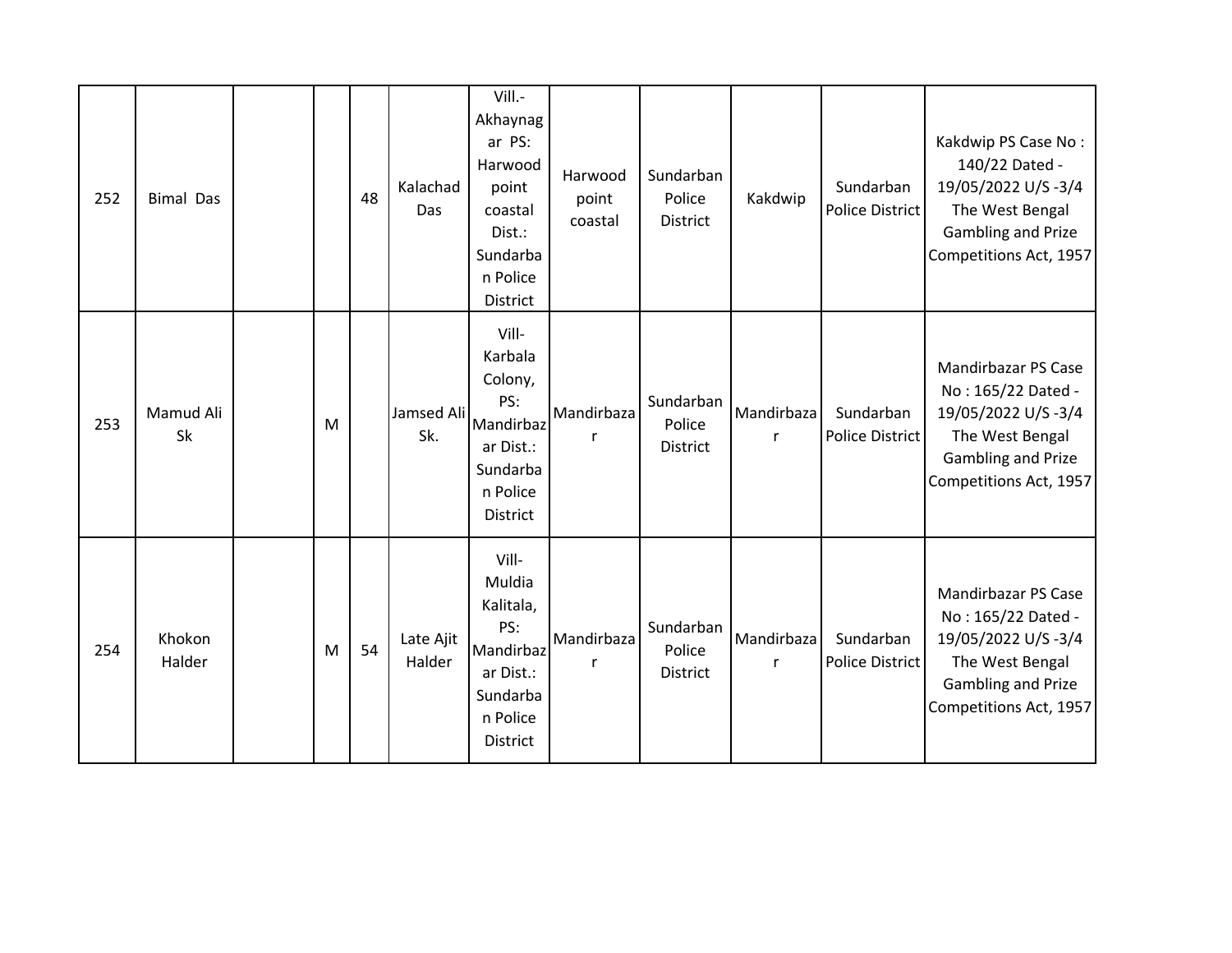| | | | | | | | | | | | |
|---|---|---|---|---|---|---|---|---|---|---|---|
| 252 | Bimal Das | | | 48 | Kalachad Das | Vill.-Akhaynagar PS: Harwood point coastal Dist.: Sundarban Police District | Harwood point coastal | Sundarban Police District | Kakdwip | Sundarban Police District | Kakdwip PS Case No : 140/22 Dated - 19/05/2022 U/S -3/4 The West Bengal Gambling and Prize Competitions Act, 1957 |
| 253 | Mamud Ali Sk | | M | | Jamsed Ali Sk. | Vill-Karbala Colony, PS: Mandirbazar Dist.: Sundarban Police District | Mandirbazar | Sundarban Police District | Mandirbazar | Sundarban Police District | Mandirbazar PS Case No : 165/22 Dated - 19/05/2022 U/S -3/4 The West Bengal Gambling and Prize Competitions Act, 1957 |
| 254 | Khokon Halder | | M | 54 | Late Ajit Halder | Vill-Muldia Kalitala, PS: Mandirbazar Dist.: Sundarban Police District | Mandirbazar | Sundarban Police District | Mandirbazar | Sundarban Police District | Mandirbazar PS Case No : 165/22 Dated - 19/05/2022 U/S -3/4 The West Bengal Gambling and Prize Competitions Act, 1957 |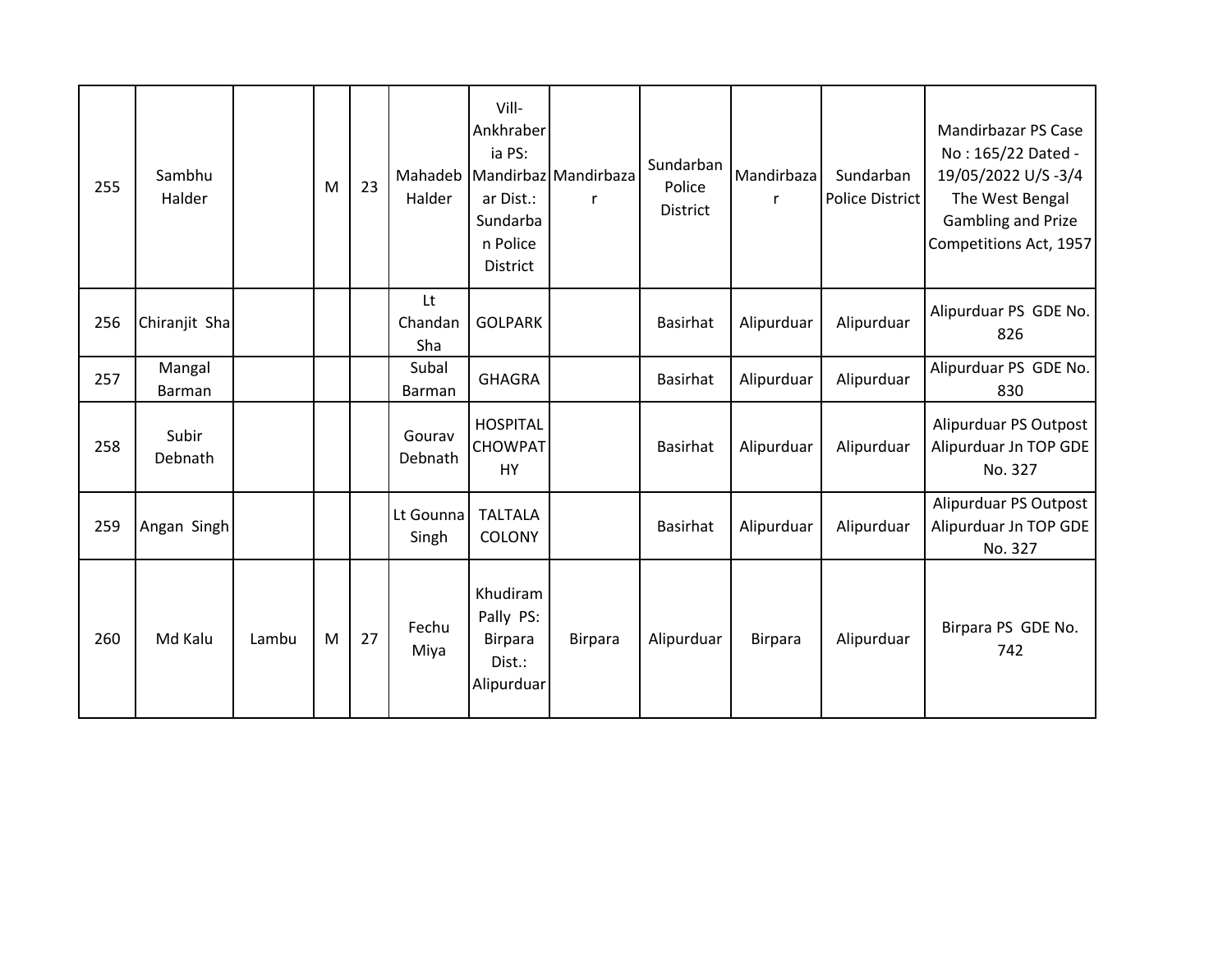| | | | | | | | | | | | |
|---|---|---|---|---|---|---|---|---|---|---|---|
| 255 | Sambhu Halder | | M | 23 | Mahadeb Halder | Vill- Ankhraberia PS: Mandirbazar Dist.: Sundarban Police District | Mandirbazar | Sundarban Police District | Mandirbazar | Sundarban Police District | Mandirbazar PS Case No : 165/22 Dated - 19/05/2022 U/S -3/4 The West Bengal Gambling and Prize Competitions Act, 1957 |
| 256 | Chiranjit Sha | | | | Lt Chandan Sha | GOLPARK | | Basirhat | Alipurduar | Alipurduar | Alipurduar PS GDE No. 826 |
| 257 | Mangal Barman | | | | Subal Barman | GHAGRA | | Basirhat | Alipurduar | Alipurduar | Alipurduar PS GDE No. 830 |
| 258 | Subir Debnath | | | | Gourav Debnath | HOSPITAL CHOWPATHY | | Basirhat | Alipurduar | Alipurduar | Alipurduar PS Outpost Alipurduar Jn TOP GDE No. 327 |
| 259 | Angan Singh | | | | Lt Gounna Singh | TALTALA COLONY | | Basirhat | Alipurduar | Alipurduar | Alipurduar PS Outpost Alipurduar Jn TOP GDE No. 327 |
| 260 | Md Kalu | Lambu | M | 27 | Fechu Miya | Khudiram Pally PS: Birpara Dist.: Alipurduar | Birpara | Alipurduar | Birpara | Alipurduar | Birpara PS GDE No. 742 |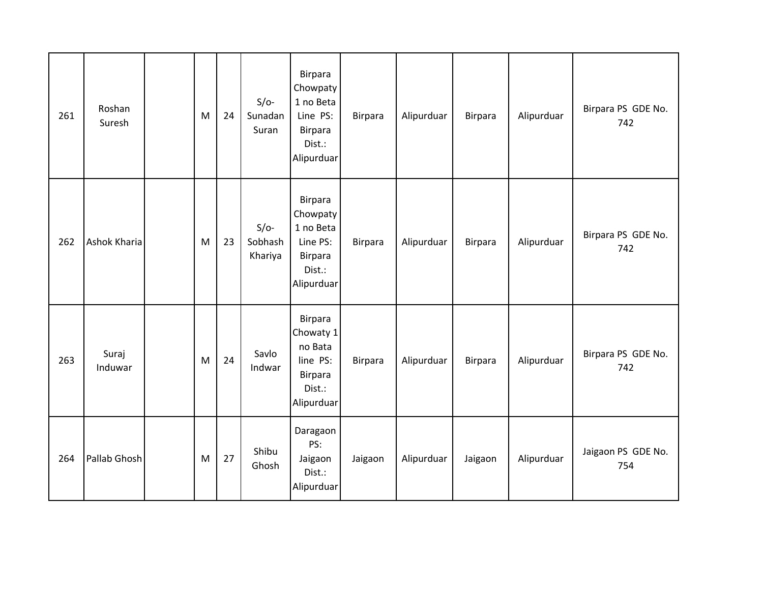| | | | | | | | | | | | |
|---|---|---|---|---|---|---|---|---|---|---|---|
| 261 | Roshan Suresh | | M | 24 | S/o- Sunadan Suran | Birpara Chowpaty 1 no Beta Line PS: Birpara Dist.: Alipurduar | Birpara | Alipurduar | Birpara | Alipurduar | Birpara PS GDE No. 742 |
| 262 | Ashok Kharia | | M | 23 | S/o- Sobhash Khariya | Birpara Chowpaty 1 no Beta Line PS: Birpara Dist.: Alipurduar | Birpara | Alipurduar | Birpara | Alipurduar | Birpara PS GDE No. 742 |
| 263 | Suraj Induwar | | M | 24 | Savlo Indwar | Birpara Chowaty 1 no Bata line PS: Birpara Dist.: Alipurduar | Birpara | Alipurduar | Birpara | Alipurduar | Birpara PS GDE No. 742 |
| 264 | Pallab Ghosh | | M | 27 | Shibu Ghosh | Daragaon PS: Jaigaon Dist.: Alipurduar | Jaigaon | Alipurduar | Jaigaon | Alipurduar | Jaigaon PS GDE No. 754 |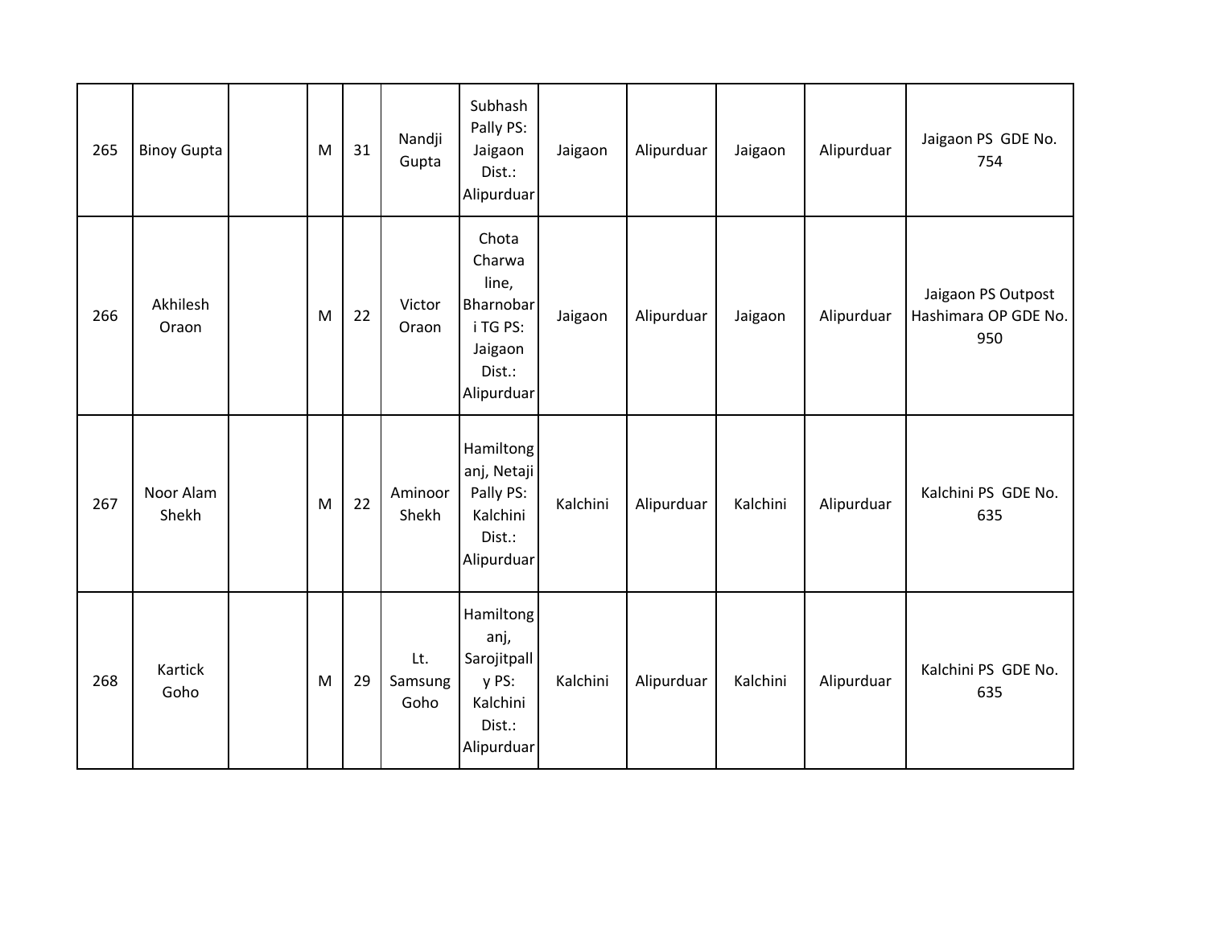| 265 | Binoy Gupta | | M | 31 | Nandji Gupta | Subhash Pally PS: Jaigaon Dist.: Alipurduar | Jaigaon | Alipurduar | Jaigaon | Alipurduar | Jaigaon PS GDE No. 754 |
|---|---|---|---|---|---|---|---|---|---|---|---|
| 266 | Akhilesh Oraon | | M | 22 | Victor Oraon | Chota Charwa line, Bharnobari TG PS: Jaigaon Dist.: Alipurduar | Jaigaon | Alipurduar | Jaigaon | Alipurduar | Jaigaon PS Outpost Hashimara OP GDE No. 950 |
| 267 | Noor Alam Shekh | | M | 22 | Aminoor Shekh | Hamiltonganj, Netaji Pally PS: Kalchini Dist.: Alipurduar | Kalchini | Alipurduar | Kalchini | Alipurduar | Kalchini PS GDE No. 635 |
| 268 | Kartick Goho | | M | 29 | Lt. Samsung Goho | Hamiltonganj, Sarojitpally PS: Kalchini Dist.: Alipurduar | Kalchini | Alipurduar | Kalchini | Alipurduar | Kalchini PS GDE No. 635 |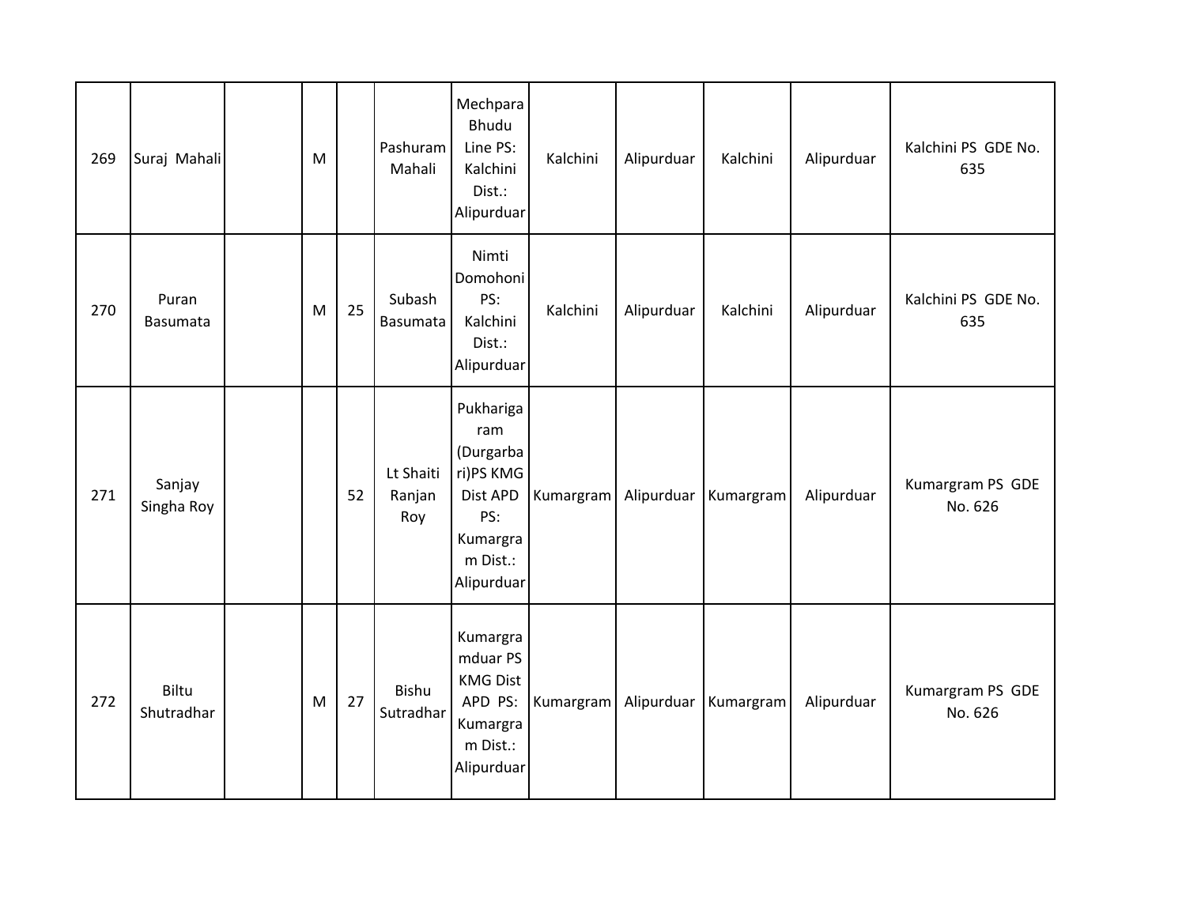| 269 | Suraj Mahali | | M | | Pashuram Mahali | Mechpara Bhudu Line PS: Kalchini Dist.: Alipurduar | Kalchini | Alipurduar | Kalchini | Alipurduar | Kalchini PS GDE No. 635 |
|---|---|---|---|---|---|---|---|---|---|---|---|
| 270 | Puran Basumata | | M | 25 | Subash Basumata | Nimti Domohoni PS: Kalchini Dist.: Alipurduar | Kalchini | Alipurduar | Kalchini | Alipurduar | Kalchini PS GDE No. 635 |
| 271 | Sanjay Singha Roy | | | 52 | Lt Shaiti Ranjan Roy | Pukharigaram (Durgarbari)PS KMG Dist APD PS: Kumargram Dist.: Alipurduar | Kumargram | Alipurduar | Kumargram | Alipurduar | Kumargram PS GDE No. 626 |
| 272 | Biltu Shutradhar | | M | 27 | Bishu Sutradhar | Kumargramduar PS KMG Dist APD PS: Kumargram Dist.: Alipurduar | Kumargram | Alipurduar | Kumargram | Alipurduar | Kumargram PS GDE No. 626 |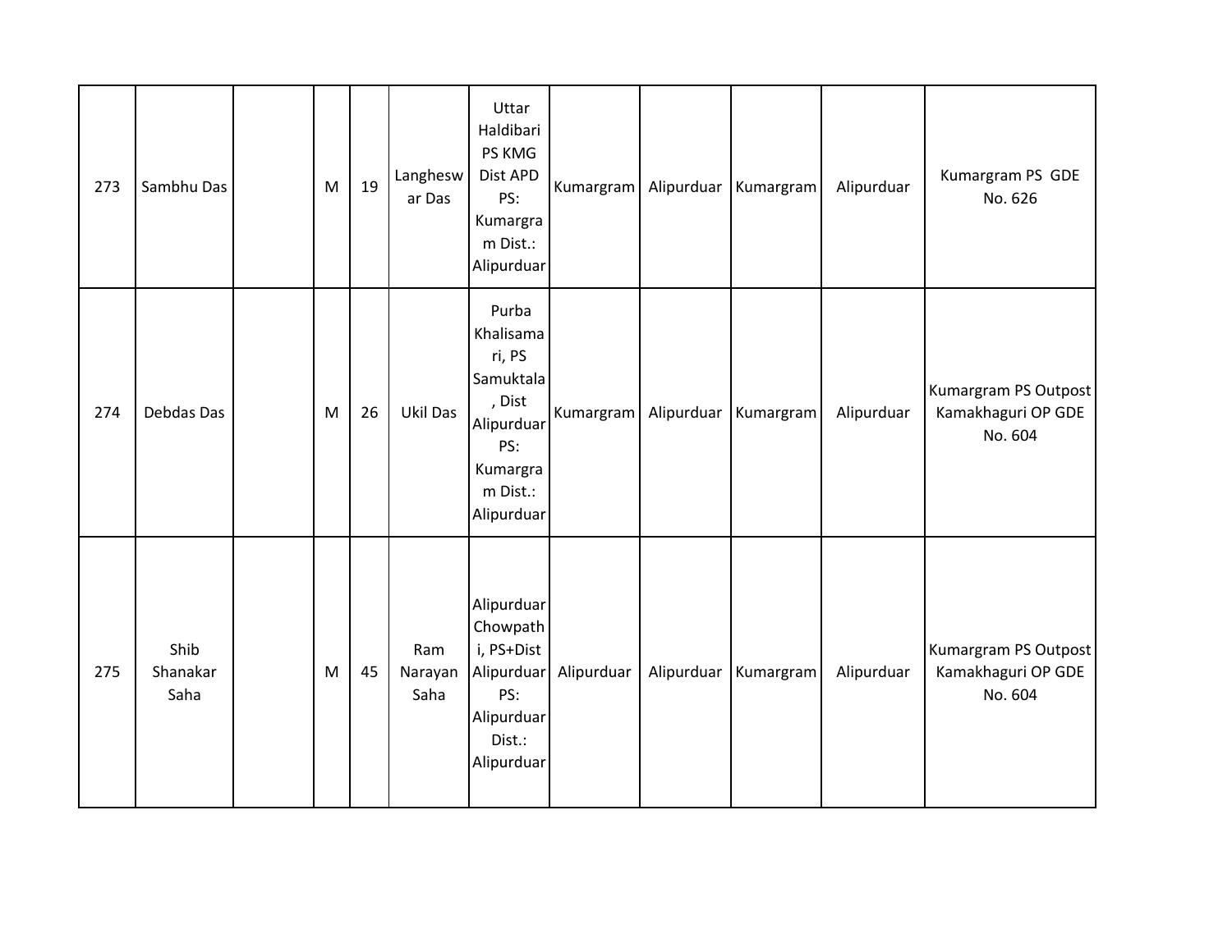| 273 | Sambhu Das | | M | 19 | Langheswar Das | Uttar Haldibari PS KMG Dist APD PS: Kumargram Dist.: Alipurduar | Kumargram | Alipurduar | Kumargram | Alipurduar | Kumargram PS GDE No. 626 |
|---|---|---|---|---|---|---|---|---|---|---|---|
| 274 | Debdas Das | | M | 26 | Ukil Das | Purba Khalisamari, PS Samuktala, Dist Alipurduar PS: Kumargram Dist.: Alipurduar | Kumargram | Alipurduar | Kumargram | Alipurduar | Kumargram PS Outpost Kamakhaguri OP GDE No. 604 |
| 275 | Shib Shanakar Saha | | M | 45 | Ram Narayan Saha | Alipurduar Chowpathi, PS+Dist Alipurduar PS: Alipurduar Dist.: Alipurduar | Alipurduar | Alipurduar | Kumargram | Alipurduar | Kumargram PS Outpost Kamakhaguri OP GDE No. 604 |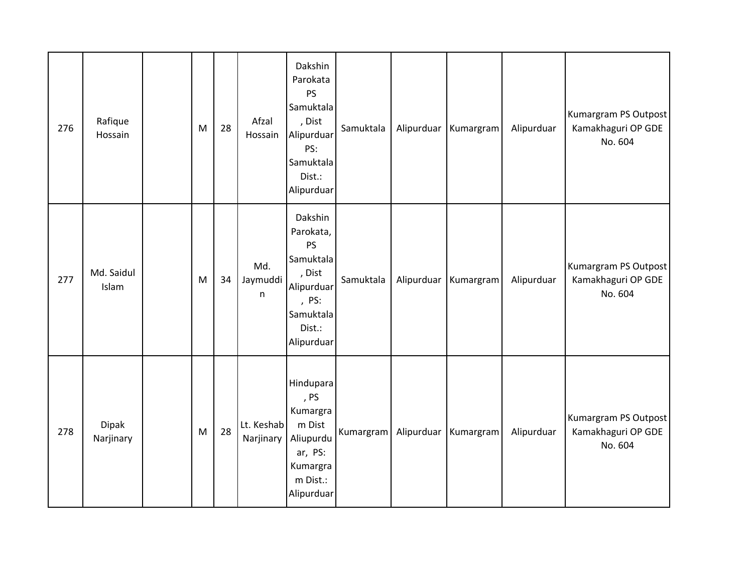| | | | | | | | | | | | |
|---|---|---|---|---|---|---|---|---|---|---|---|
| 276 | Rafique Hossain | | M | 28 | Afzal Hossain | Dakshin Parokata PS Samuktala , Dist Alipurduar PS: Samuktala Dist.: Alipurduar | Samuktala | Alipurduar | Kumargram | Alipurduar | Kumargram PS Outpost Kamakhaguri OP GDE No. 604 |
| 277 | Md. Saidul Islam | | M | 34 | Md. Jaymuddin | Dakshin Parokata, PS Samuktala , Dist Alipurduar , PS: Samuktala Dist.: Alipurduar | Samuktala | Alipurduar | Kumargram | Alipurduar | Kumargram PS Outpost Kamakhaguri OP GDE No. 604 |
| 278 | Dipak Narjinary | | M | 28 | Lt. Keshab Narjinary | Hindupara , PS Kumargram Dist Aliupurduar, PS: Kumargram Dist.: Alipurduar | Kumargram | Alipurduar | Kumargram | Alipurduar | Kumargram PS Outpost Kamakhaguri OP GDE No. 604 |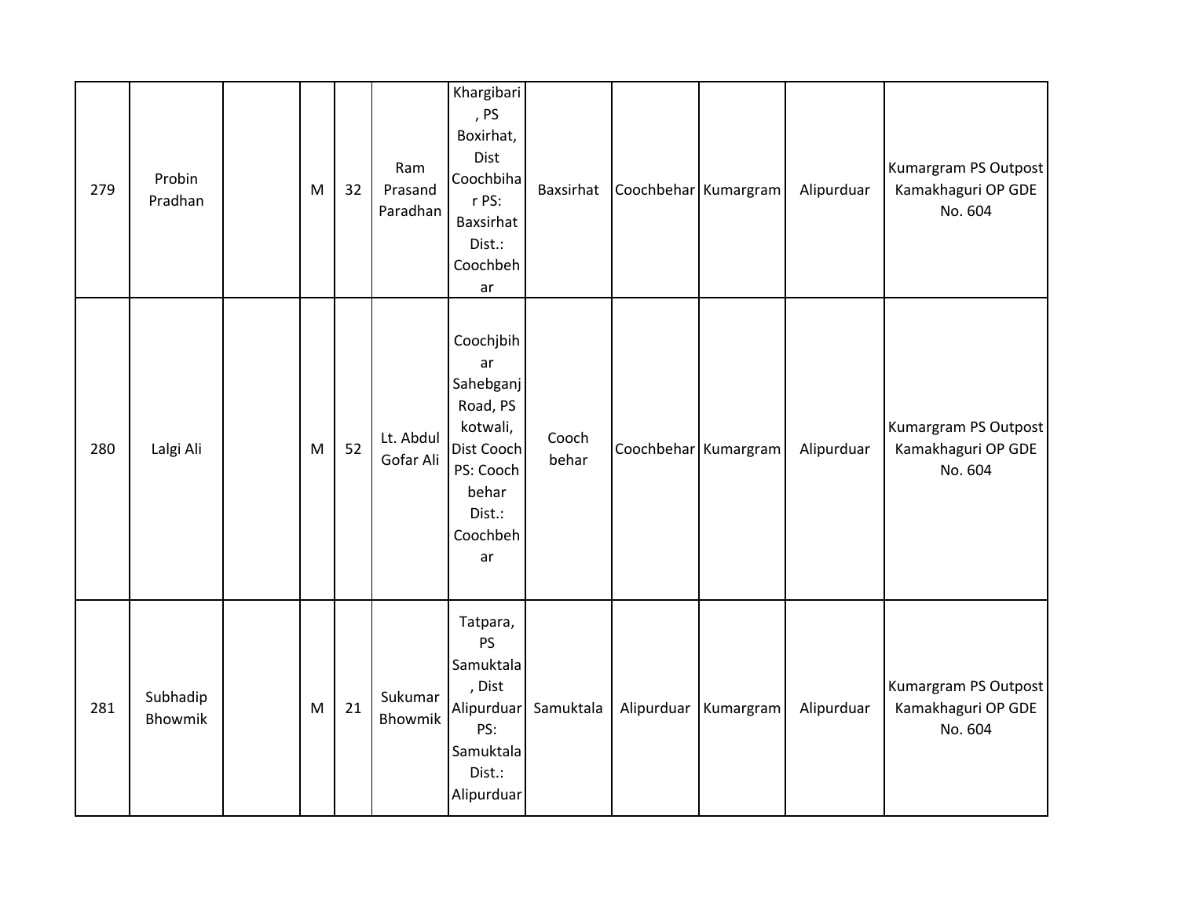| | | | | | | | | | | | |
|---|---|---|---|---|---|---|---|---|---|---|---|
| 279 | Probin Pradhan | | M | 32 | Ram Prasand Paradhan | Khargibari , PS Boxirhat, Dist Coochbihar PS: Baxsirhat Dist.: Coochbehar | Baxsirhat | Coochbehar | Kumargram | Alipurduar | Kumargram PS Outpost Kamakhaguri OP GDE No. 604 |
| 280 | Lalgi Ali | | M | 52 | Lt. Abdul Gofar Ali | Coochjbihar Sahebganj Road, PS kotwali, Dist Cooch PS: Cooch behar Dist.: Coochbehar | Cooch behar | Coochbehar | Kumargram | Alipurduar | Kumargram PS Outpost Kamakhaguri OP GDE No. 604 |
| 281 | Subhadip Bhowmik | | M | 21 | Sukumar Bhowmik | Tatpara, PS Samuktala , Dist Alipurduar PS: Samuktala Dist.: Alipurduar | Samuktala | Alipurduar | Kumargram | Alipurduar | Kumargram PS Outpost Kamakhaguri OP GDE No. 604 |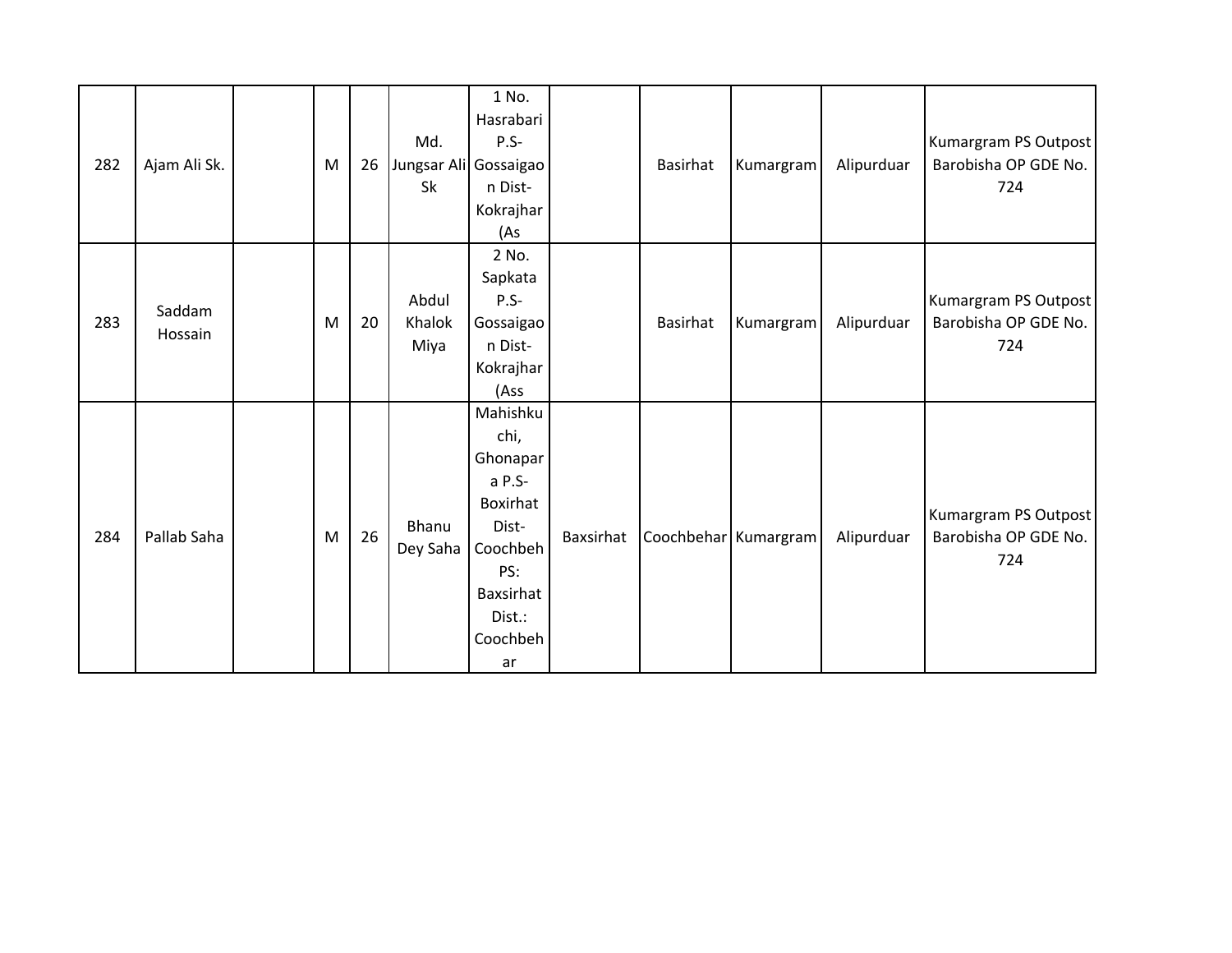| | | | | | | | | | | | |
|---|---|---|---|---|---|---|---|---|---|---|---|
| 282 | Ajam Ali Sk. | | M | 26 | Md. Jungsar Ali Sk | 1 No. Hasrabari P.S- Gossaigaon Dist- Kokrajhar (As | | Basirhat | Kumargram | Alipurduar | Kumargram PS Outpost Barobisha OP GDE No. 724 |
| 283 | Saddam Hossain | | M | 20 | Abdul Khalok Miya | 2 No. Sapkata P.S- Gossaigaon Dist- Kokrajhar (Ass | | Basirhat | Kumargram | Alipurduar | Kumargram PS Outpost Barobisha OP GDE No. 724 |
| 284 | Pallab Saha | | M | 26 | Bhanu Dey Saha | Mahishkuchi, Ghonapara P.S- Boxirhat Dist- Coochbeh PS: Baxsirhat Dist.: Coochbehar | Baxsirhat | Coochbehar | Kumargram | Alipurduar | Kumargram PS Outpost Barobisha OP GDE No. 724 |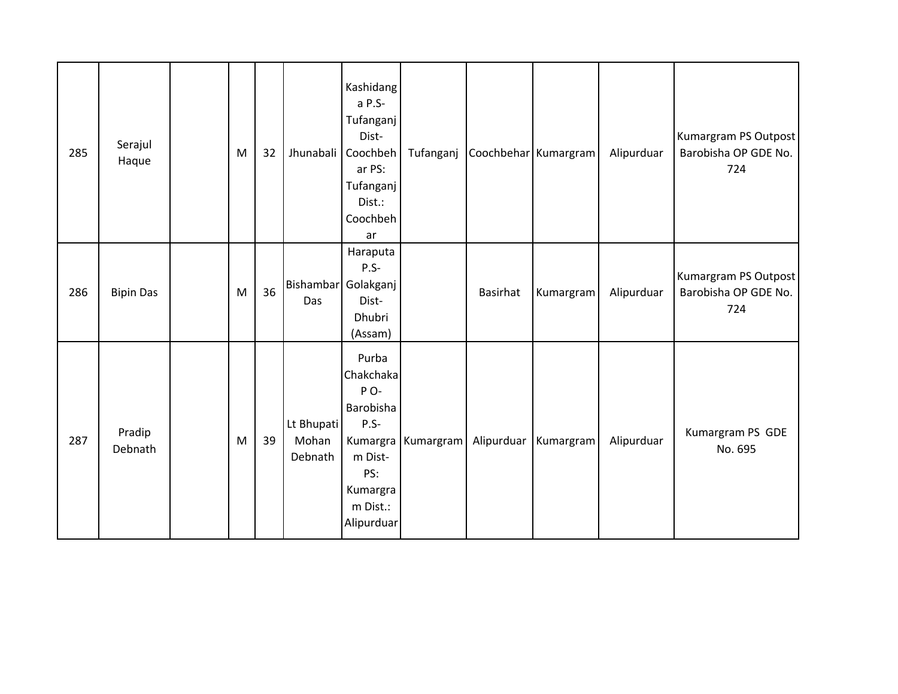| | | | | | | | | | | | |
|---|---|---|---|---|---|---|---|---|---|---|---|
| 285 | Serajul Haque | | M | 32 | Jhunabali | Kashidanga P.S-Tufanganj Dist-Coochbehar PS: Tufanganj Dist.: Coochbehar | Tufanganj | Coochbehar | Kumargram | Alipurduar | Kumargram PS Outpost Barobisha OP GDE No. 724 |
| 286 | Bipin Das | | M | 36 | Bishambar Das | Haraputa P.S-Golakganj Dist-Dhubri (Assam) | | Basirhat | Kumargram | Alipurduar | Kumargram PS Outpost Barobisha OP GDE No. 724 |
| 287 | Pradip Debnath | | M | 39 | Lt Bhupati Mohan Debnath | Purba Chakchaka P O-Barobisha P.S-Kumargram Dist-PS: Kumargram Dist.: Alipurduar | Kumargram | Alipurduar | Kumargram | Alipurduar | Kumargram PS GDE No. 695 |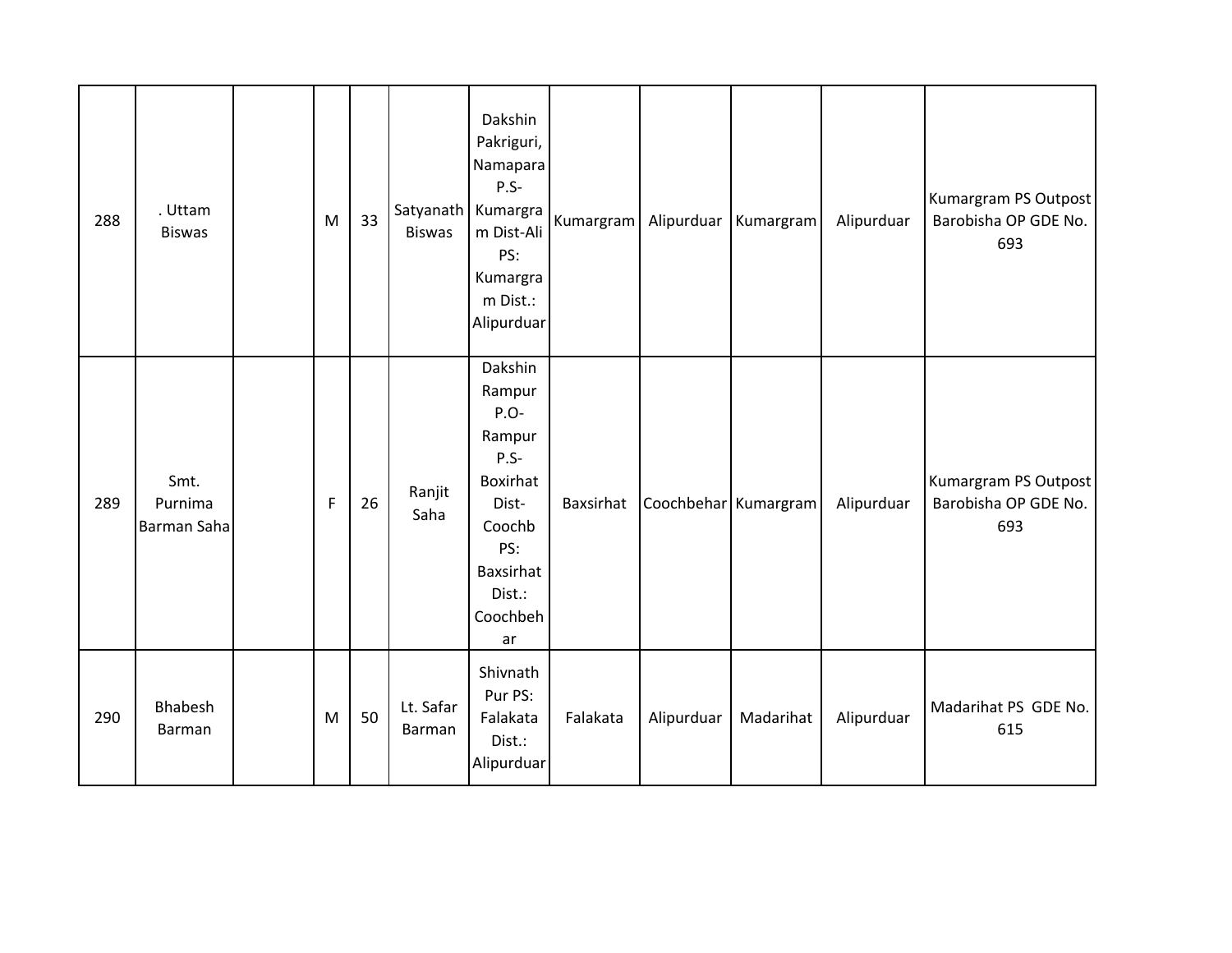| 288 | . Uttam Biswas | | M | 33 | Satyanath Biswas | Dakshin Pakriguri, Namapara P.S- Kumargram Dist-Ali PS: Kumargram Dist.: Alipurduar | Kumargram | Alipurduar | Kumargram | Alipurduar | Kumargram PS Outpost Barobisha OP GDE No. 693 |
|---|---|---|---|---|---|---|---|---|---|---|---|
| 289 | Smt. Purnima Barman Saha | | F | 26 | Ranjit Saha | Dakshin Rampur P.O- Rampur P.S- Boxirhat Dist- Coochb PS: Baxsirhat Dist.: Coochbehar | Baxsirhat | Coochbehar | Kumargram | Alipurduar | Kumargram PS Outpost Barobisha OP GDE No. 693 |
| 290 | Bhabesh Barman | | M | 50 | Lt. Safar Barman | Shivnath Pur PS: Falakata Dist.: Alipurduar | Falakata | Alipurduar | Madarihat | Alipurduar | Madarihat PS GDE No. 615 |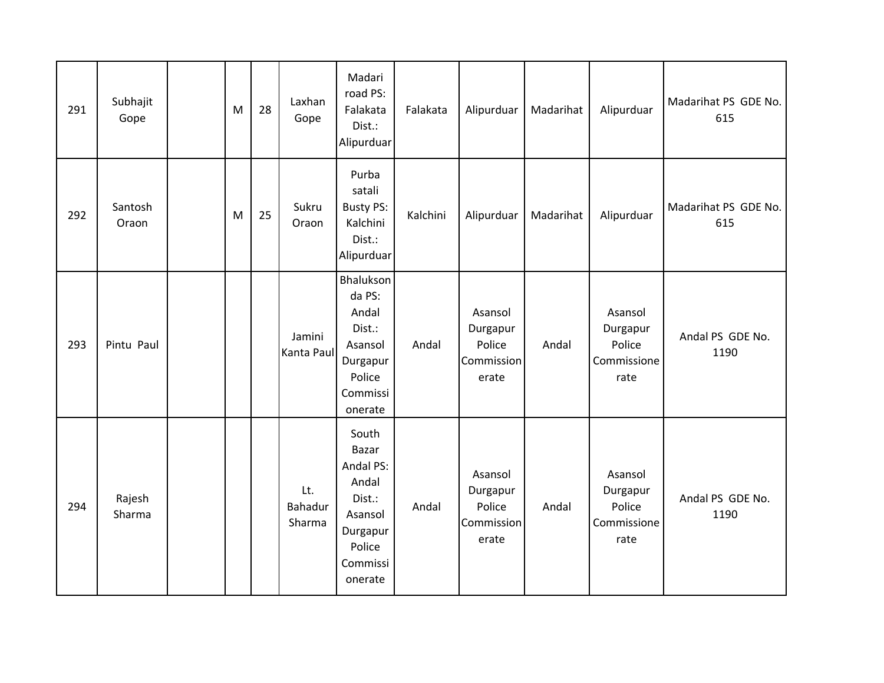| 291 | Subhajit Gope | | M | 28 | Laxhan Gope | Madari road PS: Falakata Dist.: Alipurduar | Falakata | Alipurduar | Madarihat | Alipurduar | Madarihat PS GDE No. 615 |
|---|---|---|---|---|---|---|---|---|---|---|---|
| 292 | Santosh Oraon | | M | 25 | Sukru Oraon | Purba satali Busty PS: Kalchini Dist.: Alipurduar | Kalchini | Alipurduar | Madarihat | Alipurduar | Madarihat PS GDE No. 615 |
| 293 | Pintu Paul | | | | Jamini Kanta Paul | Bhaluksonda PS: Andal Dist.: Asansol Durgapur Police Commissionerate | Andal | Asansol Durgapur Police Commissionerate | Andal | Asansol Durgapur Police Commissionerate | Andal PS GDE No. 1190 |
| 294 | Rajesh Sharma | | | | Lt. Bahadur Sharma | South Bazar Andal PS: Andal Dist.: Asansol Durgapur Police Commissionerate | Andal | Asansol Durgapur Police Commissionerate | Andal | Asansol Durgapur Police Commissionerate | Andal PS GDE No. 1190 |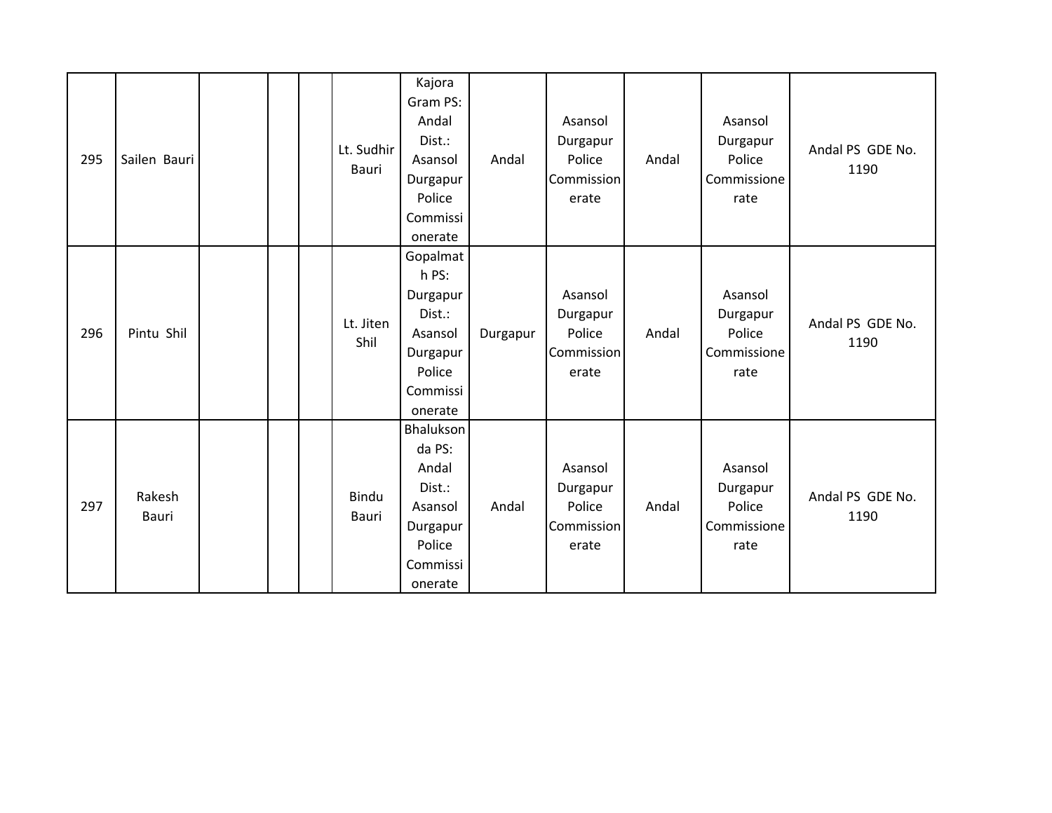| 295 | Sailen Bauri | | | | Lt. Sudhir Bauri | Kajora Gram PS: Andal Dist.: Asansol Durgapur Police Commissionerate | Andal | Asansol Durgapur Police Commissionerate | Andal | Asansol Durgapur Police Commissionerate | Andal PS GDE No. 1190 |
|---|---|---|---|---|---|---|---|---|---|---|---|
| 296 | Pintu Shil | | | | Lt. Jiten Shil | Gopalmath PS: Durgapur Dist.: Asansol Durgapur Police Commissionerate | Durgapur | Asansol Durgapur Police Commissionerate | Andal | Asansol Durgapur Police Commissionerate | Andal PS GDE No. 1190 |
| 297 | Rakesh Bauri | | | | Bindu Bauri | Bhaluksonda PS: Andal Dist.: Asansol Durgapur Police Commissionerate | Andal | Asansol Durgapur Police Commissionerate | Andal | Asansol Durgapur Police Commissionerate | Andal PS GDE No. 1190 |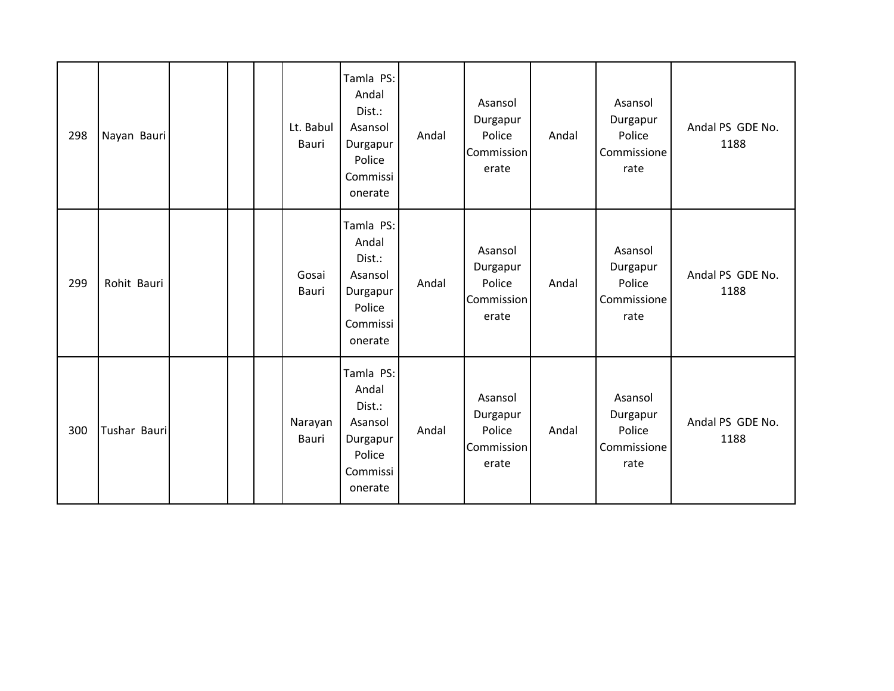| | | | | | | | | | | | |
|---|---|---|---|---|---|---|---|---|---|---|---|
| 298 | Nayan Bauri | | | | Lt. Babul Bauri | Tamla PS: Andal Dist.: Asansol Durgapur Police Commissionerate | Andal | Asansol Durgapur Police Commissionerate | Andal | Asansol Durgapur Police Commissionerate | Andal PS GDE No. 1188 |
| 299 | Rohit Bauri | | | | Gosai Bauri | Tamla PS: Andal Dist.: Asansol Durgapur Police Commissionerate | Andal | Asansol Durgapur Police Commissionerate | Andal | Asansol Durgapur Police Commissionerate | Andal PS GDE No. 1188 |
| 300 | Tushar Bauri | | | | Narayan Bauri | Tamla PS: Andal Dist.: Asansol Durgapur Police Commissionerate | Andal | Asansol Durgapur Police Commissionerate | Andal | Asansol Durgapur Police Commissionerate | Andal PS GDE No. 1188 |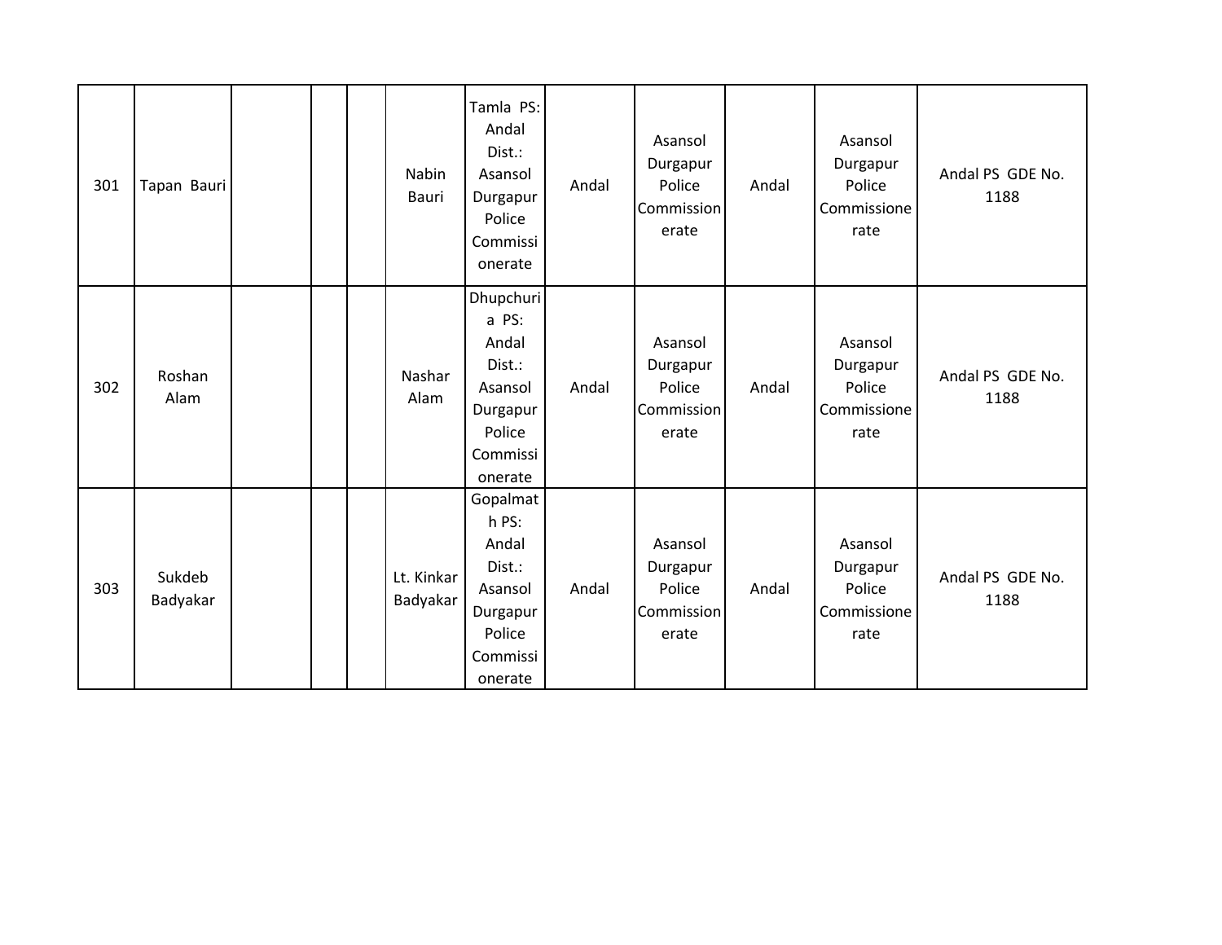| | | | | | | | | | | | |
|---|---|---|---|---|---|---|---|---|---|---|---|
| 301 | Tapan Bauri | | | | Nabin Bauri | Tamla PS: Andal Dist.: Asansol Durgapur Police Commissionerate | Andal | Asansol Durgapur Police Commissionerate | Andal | Asansol Durgapur Police Commissionerate | Andal PS GDE No. 1188 |
| 302 | Roshan Alam | | | | Nashar Alam | Dhupchuria PS: Andal Dist.: Asansol Durgapur Police Commissionerate | Andal | Asansol Durgapur Police Commissionerate | Andal | Asansol Durgapur Police Commissionerate | Andal PS GDE No. 1188 |
| 303 | Sukdeb Badyakar | | | | Lt. Kinkar Badyakar | Gopalmath PS: Andal Dist.: Asansol Durgapur Police Commissionerate | Andal | Asansol Durgapur Police Commissionerate | Andal | Asansol Durgapur Police Commissionerate | Andal PS GDE No. 1188 |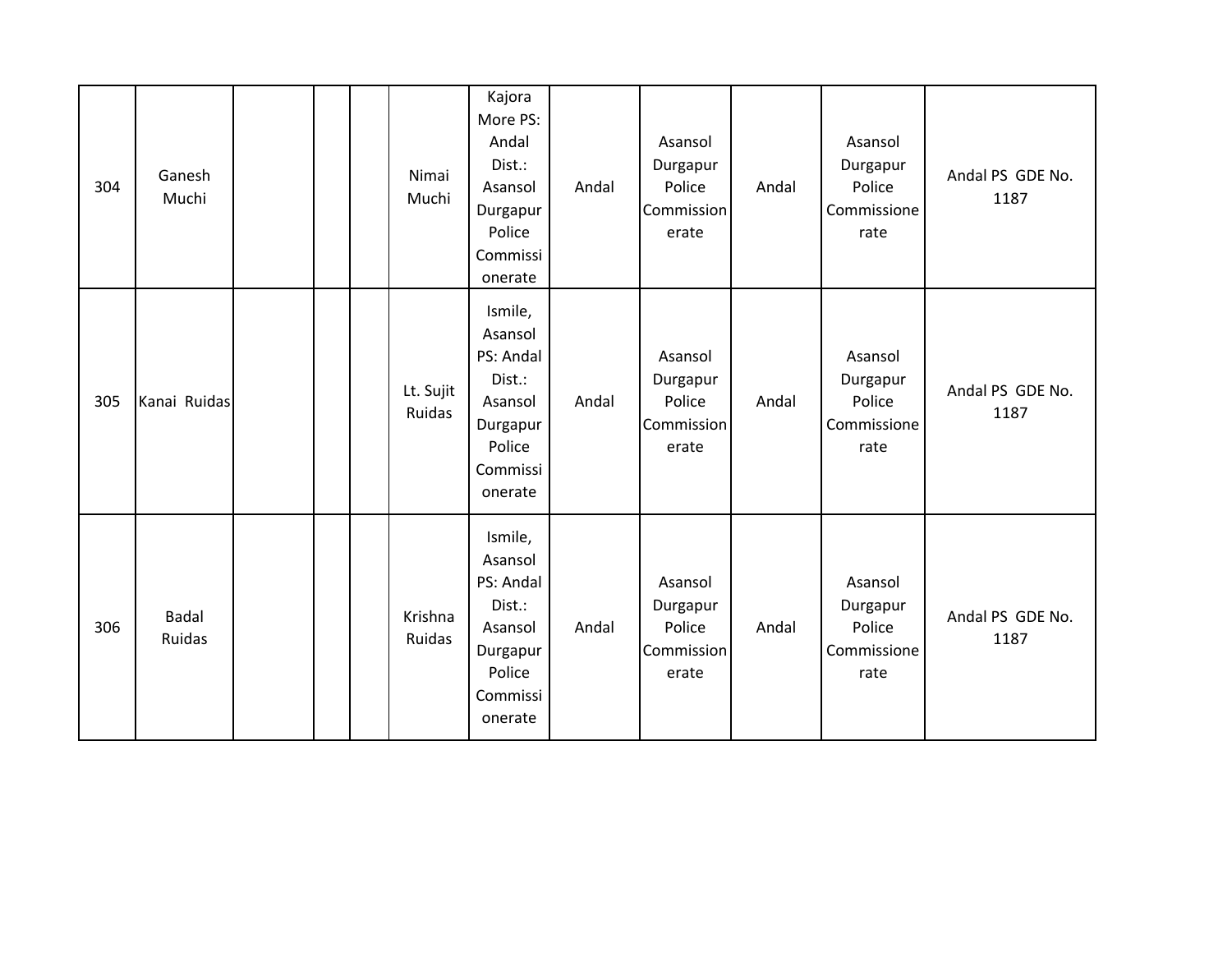| 304 | Ganesh Muchi | | | | Nimai Muchi | Kajora More PS: Andal Dist.: Asansol Durgapur Police Commissionerate | Andal | Asansol Durgapur Police Commissionerate | Andal | Asansol Durgapur Police Commissionerate | Andal PS GDE No. 1187 |
|---|---|---|---|---|---|---|---|---|---|---|---|
| 305 | Kanai Ruidas | | | | Lt. Sujit Ruidas | Ismile, Asansol PS: Andal Dist.: Asansol Durgapur Police Commissionerate | Andal | Asansol Durgapur Police Commissionerate | Andal | Asansol Durgapur Police Commissionerate | Andal PS GDE No. 1187 |
| 306 | Badal Ruidas | | | | Krishna Ruidas | Ismile, Asansol PS: Andal Dist.: Asansol Durgapur Police Commissionerate | Andal | Asansol Durgapur Police Commissionerate | Andal | Asansol Durgapur Police Commissionerate | Andal PS GDE No. 1187 |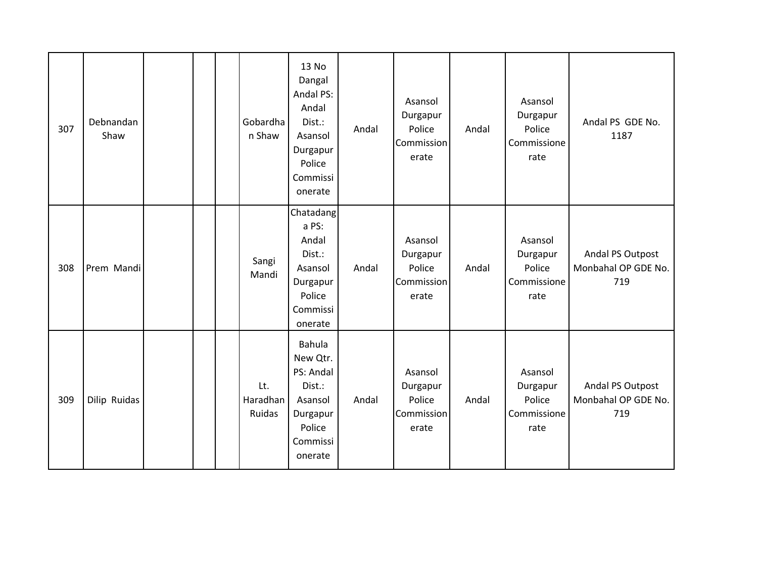| 307 | Debnandan Shaw | | | | Gobardhan Shaw | 13 No Dangal Andal PS: Andal Dist.: Asansol Durgapur Police Commissionerate | Andal | Asansol Durgapur Police Commissionerate | Andal | Asansol Durgapur Police Commissionerate | Andal PS GDE No. 1187 |
|---|---|---|---|---|---|---|---|---|---|---|---|
| 308 | Prem Mandi | | | | Sangi Mandi | Chatadanga PS: Andal Dist.: Asansol Durgapur Police Commissionerate | Andal | Asansol Durgapur Police Commissionerate | Andal | Asansol Durgapur Police Commissionerate | Andal PS Outpost Monbahal OP GDE No. 719 |
| 309 | Dilip Ruidas | | | | Lt. Haradhan Ruidas | Bahula New Qtr. PS: Andal Dist.: Asansol Durgapur Police Commissionerate | Andal | Asansol Durgapur Police Commissionerate | Andal | Asansol Durgapur Police Commissionerate | Andal PS Outpost Monbahal OP GDE No. 719 |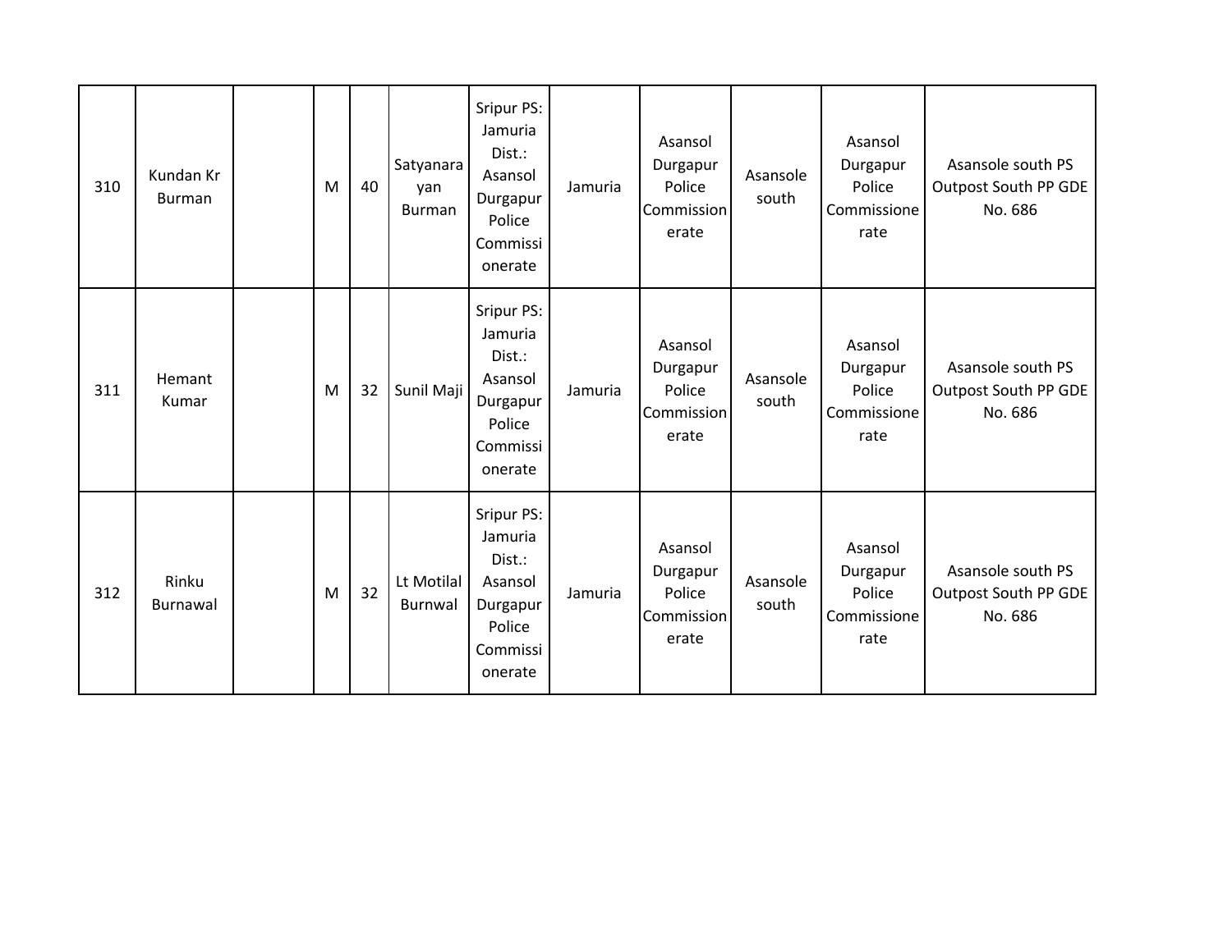| | | | | | | | | | | | |
|---|---|---|---|---|---|---|---|---|---|---|---|
| 310 | Kundan Kr Burman | | M | 40 | Satyanarayan Burman | Sripur PS: Jamuria Dist.: Asansol Durgapur Police Commissionerate | Jamuria | Asansol Durgapur Police Commissionerate | Asansole south | Asansol Durgapur Police Commissionerate | Asansole south PS Outpost South PP GDE No. 686 |
| 311 | Hemant Kumar | | M | 32 | Sunil Maji | Sripur PS: Jamuria Dist.: Asansol Durgapur Police Commissionerate | Jamuria | Asansol Durgapur Police Commissionerate | Asansole south | Asansol Durgapur Police Commissionerate | Asansole south PS Outpost South PP GDE No. 686 |
| 312 | Rinku Burnawal | | M | 32 | Lt Motilal Burnwal | Sripur PS: Jamuria Dist.: Asansol Durgapur Police Commissionerate | Jamuria | Asansol Durgapur Police Commissionerate | Asansole south | Asansol Durgapur Police Commissionerate | Asansole south PS Outpost South PP GDE No. 686 |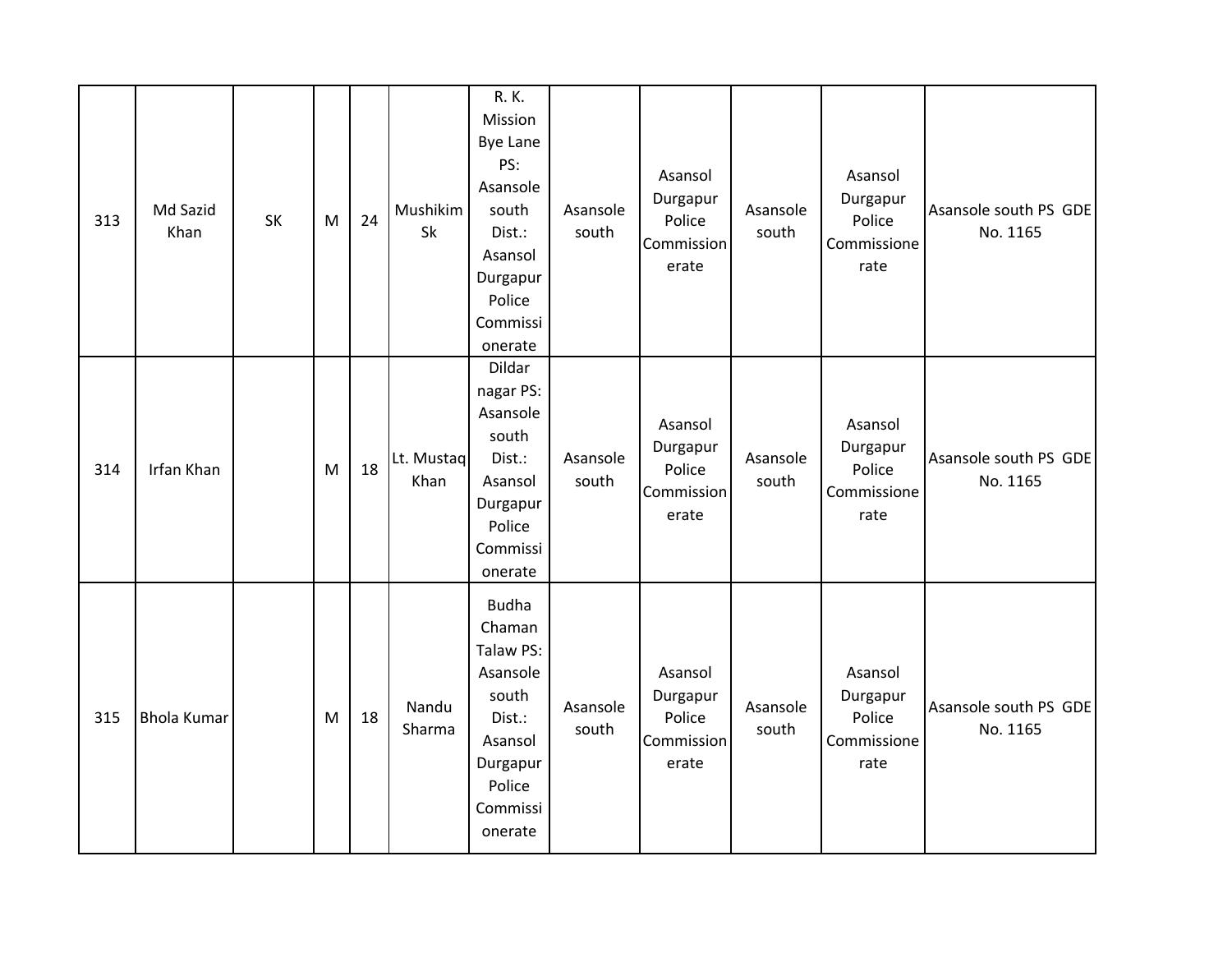| 313 | Md Sazid Khan | SK | M | 24 | Mushikim Sk | R. K. Mission Bye Lane PS: Asansole south Dist.: Asansol Durgapur Police Commissionerate | Asansole south | Asansol Durgapur Police Commissionerate | Asansole south | Asansol Durgapur Police Commissionerate | Asansole south PS GDE No. 1165 |
|---|---|---|---|---|---|---|---|---|---|---|---|
| 314 | Irfan Khan | | M | 18 | Lt. Mustaq Khan | Dildar nagar PS: Asansole south Dist.: Asansol Durgapur Police Commissionerate | Asansole south | Asansol Durgapur Police Commissionerate | Asansole south | Asansol Durgapur Police Commissionerate | Asansole south PS GDE No. 1165 |
| 315 | Bhola Kumar | | M | 18 | Nandu Sharma | Budha Chaman Talaw PS: Asansole south Dist.: Asansol Durgapur Police Commissionerate | Asansole south | Asansol Durgapur Police Commissionerate | Asansole south | Asansol Durgapur Police Commissionerate | Asansole south PS GDE No. 1165 |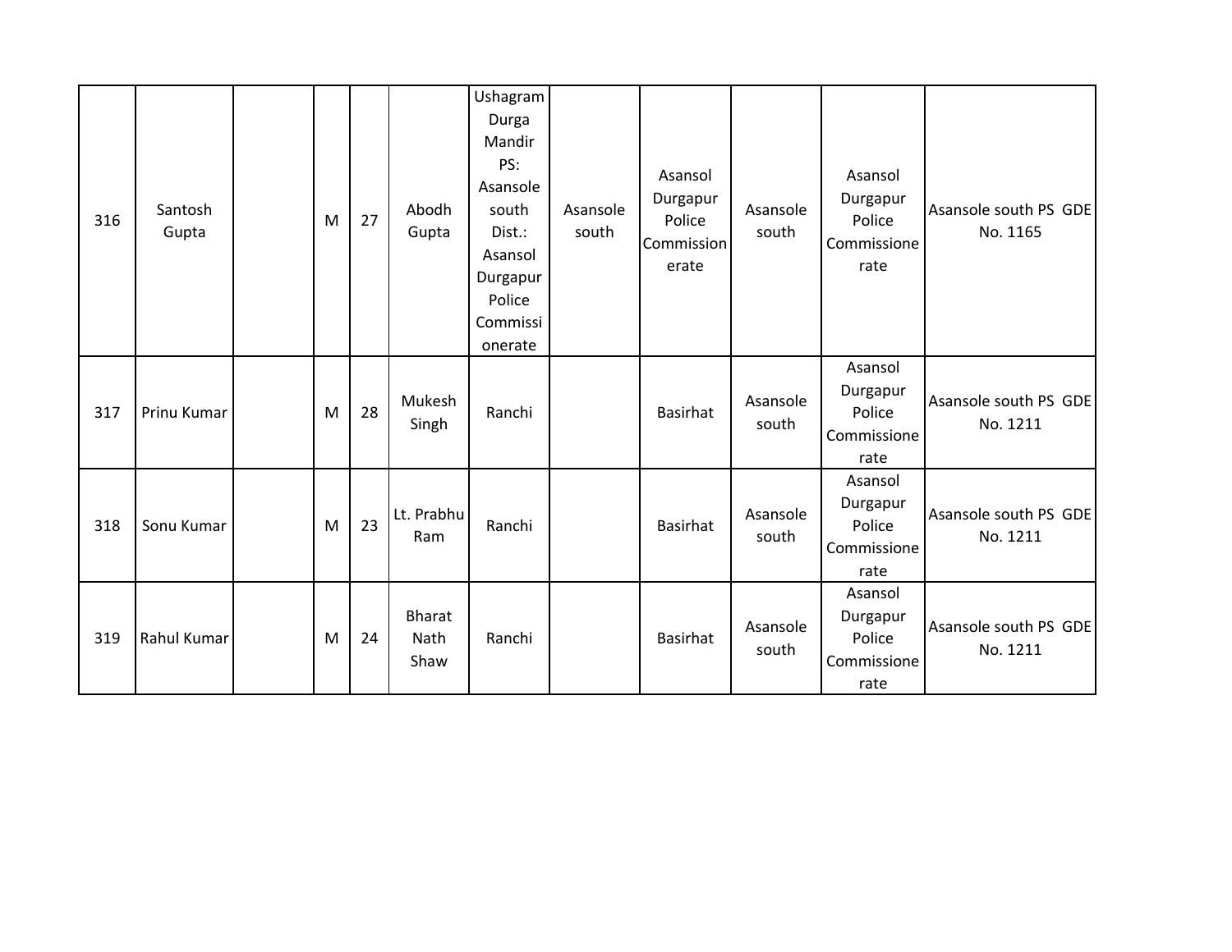| | | | | | | | | | | | |
|---|---|---|---|---|---|---|---|---|---|---|---|
| 316 | Santosh Gupta | | M | 27 | Abodh Gupta | Ushagram Durga Mandir PS: Asansole south Dist.: Asansol Durgapur Police Commissionerate | Asansole south | Asansol Durgapur Police Commissionerate | Asansole south | Asansol Durgapur Police Commissionerate | Asansole south PS GDE No. 1165 |
| 317 | Prinu Kumar | | M | 28 | Mukesh Singh | Ranchi | | Basirhat | Asansole south | Asansol Durgapur Police Commissionerate | Asansole south PS GDE No. 1211 |
| 318 | Sonu Kumar | | M | 23 | Lt. Prabhu Ram | Ranchi | | Basirhat | Asansole south | Asansol Durgapur Police Commissionerate | Asansole south PS GDE No. 1211 |
| 319 | Rahul Kumar | | M | 24 | Bharat Nath Shaw | Ranchi | | Basirhat | Asansole south | Asansol Durgapur Police Commissionerate | Asansole south PS GDE No. 1211 |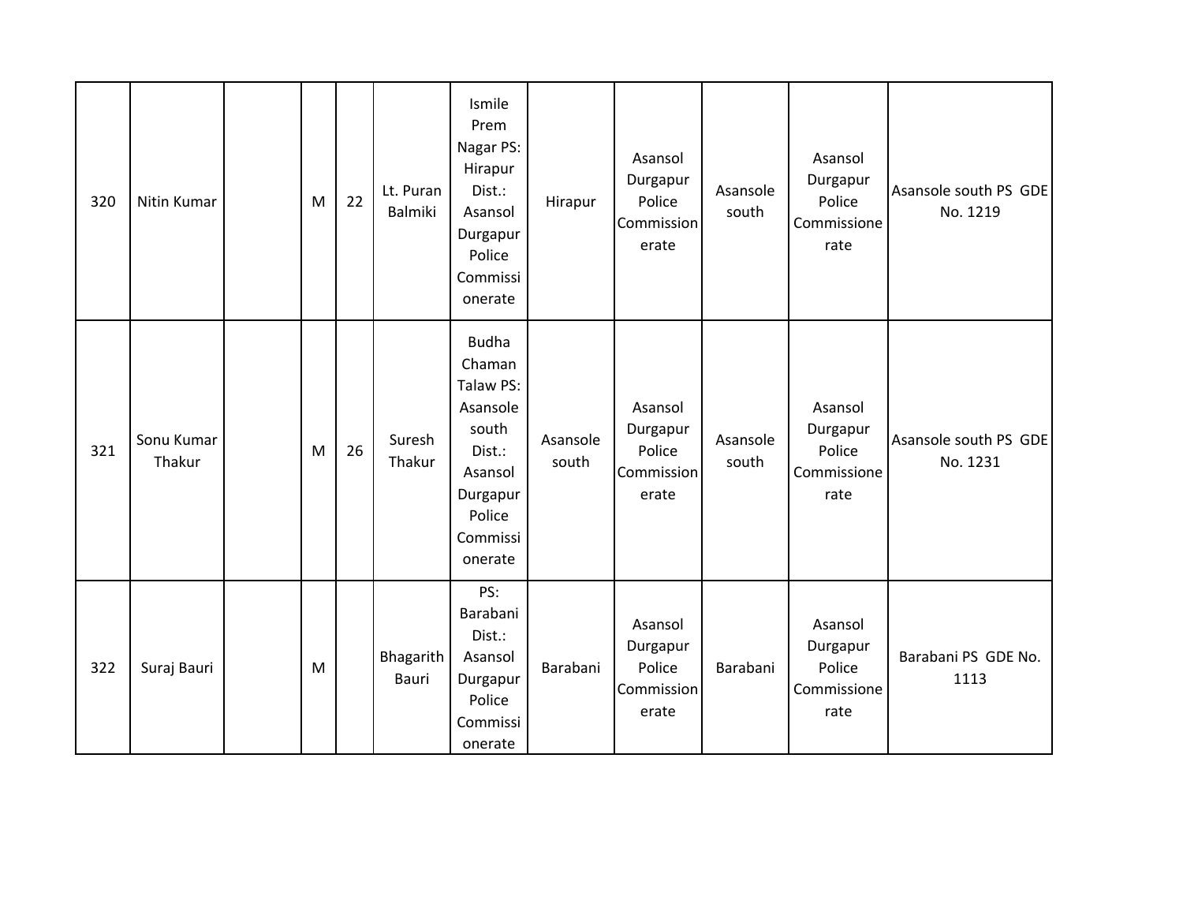| 320 | Nitin Kumar | | M | 22 | Lt. Puran Balmiki | Ismile Prem Nagar PS: Hirapur Dist.: Asansol Durgapur Police Commissionerate | Hirapur | Asansol Durgapur Police Commissionerate | Asansole south | Asansol Durgapur Police Commissionerate | Asansole south PS GDE No. 1219 |
|---|---|---|---|---|---|---|---|---|---|---|---|
| 321 | Sonu Kumar Thakur | | M | 26 | Suresh Thakur | Budha Chaman Talaw PS: Asansole south Dist.: Asansol Durgapur Police Commissionerate | Asansole south | Asansol Durgapur Police Commissionerate | Asansole south | Asansol Durgapur Police Commissionerate | Asansole south PS GDE No. 1231 |
| 322 | Suraj Bauri | | M | | Bhagarith Bauri | PS: Barabani Dist.: Asansol Durgapur Police Commissionerate | Barabani | Asansol Durgapur Police Commissionerate | Barabani | Asansol Durgapur Police Commissionerate | Barabani PS GDE No. 1113 |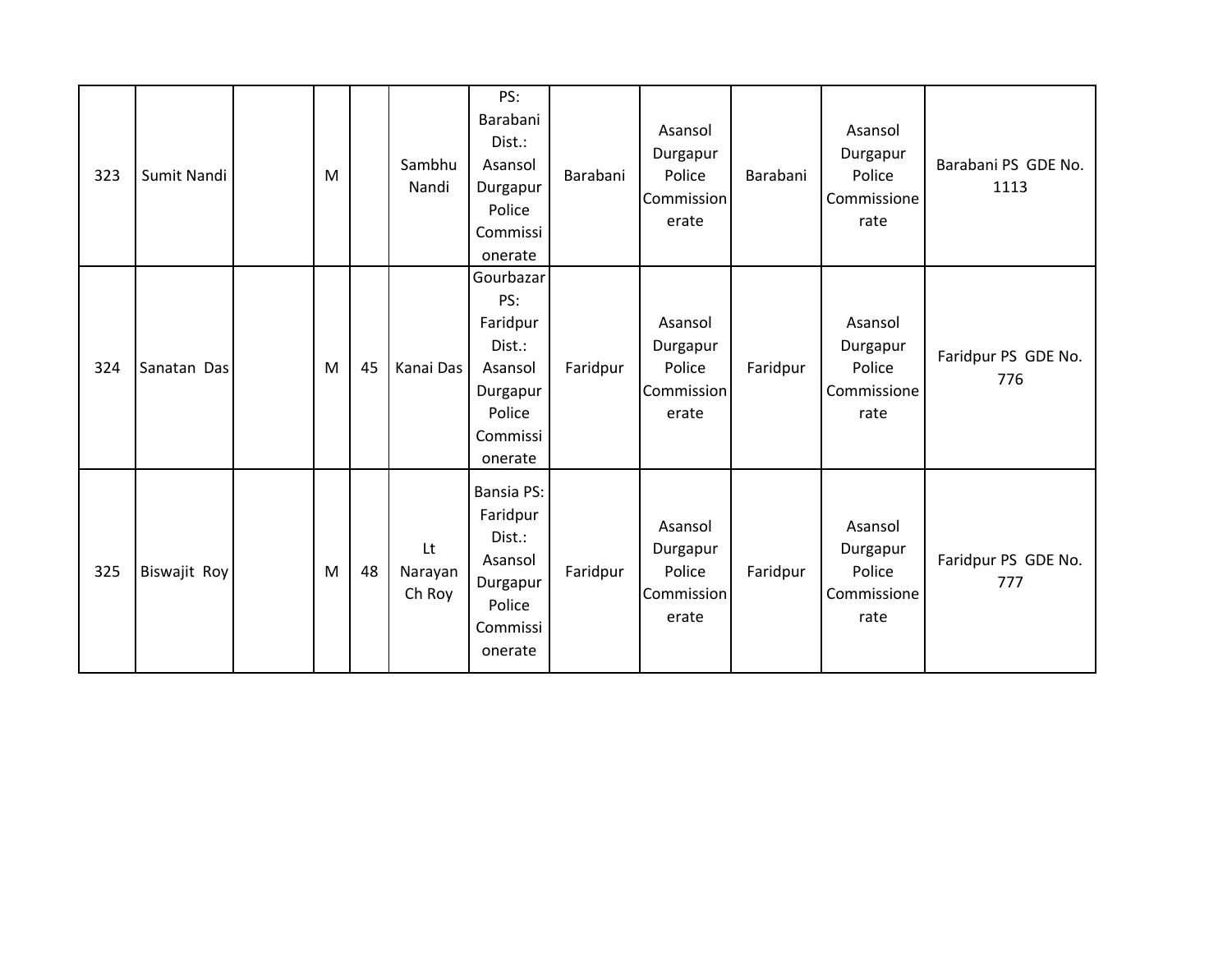| 323 | Sumit Nandi | | M | | Sambhu Nandi | PS: Barabani Dist.: Asansol Durgapur Police Commissionerate | Barabani | Asansol Durgapur Police Commissionerate | Barabani | Asansol Durgapur Police Commissionerate | Barabani PS GDE No. 1113 |
|---|---|---|---|---|---|---|---|---|---|---|---|
| 324 | Sanatan Das | | M | 45 | Kanai Das | Gourbazar PS: Faridpur Dist.: Asansol Durgapur Police Commissionerate | Faridpur | Asansol Durgapur Police Commissionerate | Faridpur | Asansol Durgapur Police Commissionerate | Faridpur PS GDE No. 776 |
| 325 | Biswajit Roy | | M | 48 | Lt Narayan Ch Roy | Bansia PS: Faridpur Dist.: Asansol Durgapur Police Commissionerate | Faridpur | Asansol Durgapur Police Commissionerate | Faridpur | Asansol Durgapur Police Commissionerate | Faridpur PS GDE No. 777 |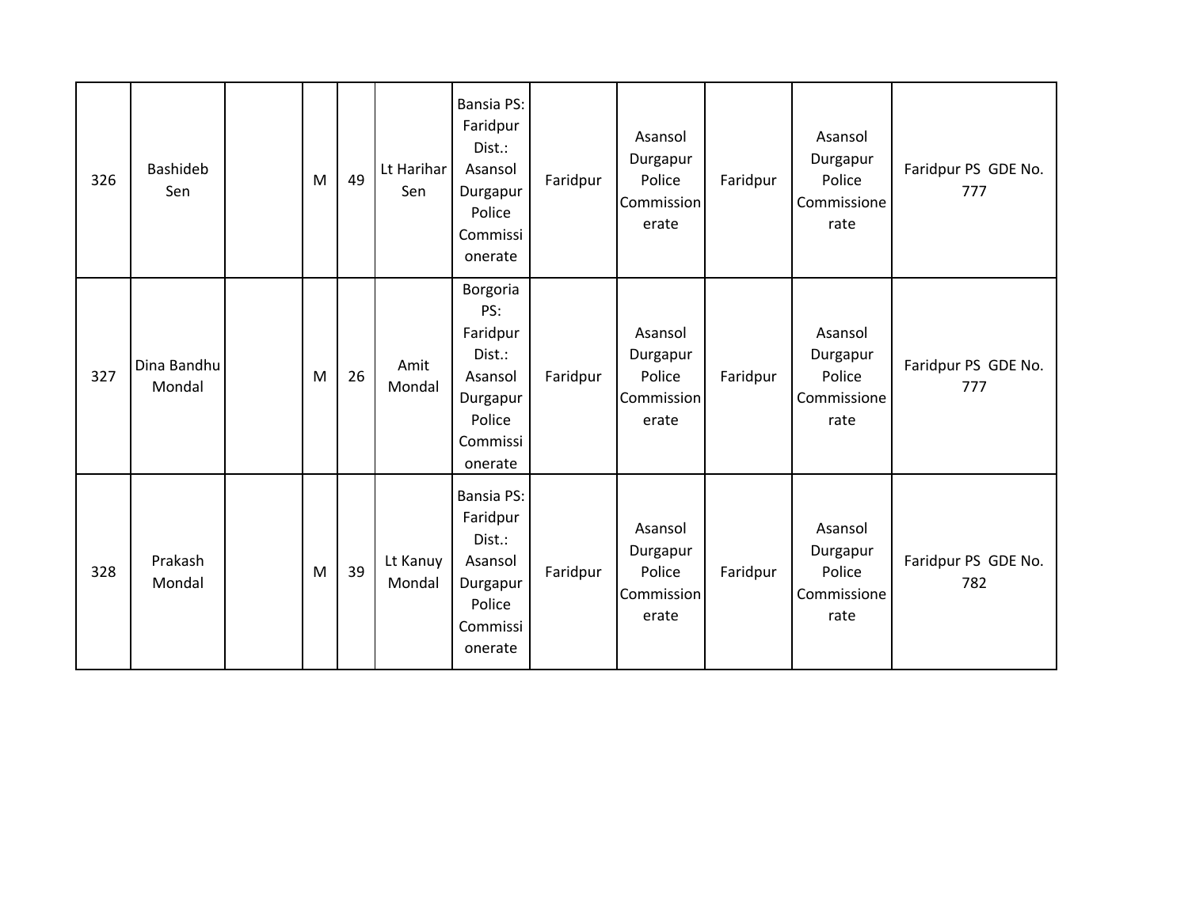| 326 | Bashideb Sen | | M | 49 | Lt Harihar Sen | Bansia PS: Faridpur Dist.: Asansol Durgapur Police Commissionerate | Faridpur | Asansol Durgapur Police Commissionerate | Faridpur | Asansol Durgapur Police Commissionerate | Faridpur PS GDE No. 777 |
|---|---|---|---|---|---|---|---|---|---|---|---|
| 327 | Dina Bandhu Mondal | | M | 26 | Amit Mondal | Borgoria PS: Faridpur Dist.: Asansol Durgapur Police Commissionerate | Faridpur | Asansol Durgapur Police Commissionerate | Faridpur | Asansol Durgapur Police Commissionerate | Faridpur PS GDE No. 777 |
| 328 | Prakash Mondal | | M | 39 | Lt Kanuy Mondal | Bansia PS: Faridpur Dist.: Asansol Durgapur Police Commissionerate | Faridpur | Asansol Durgapur Police Commissionerate | Faridpur | Asansol Durgapur Police Commissionerate | Faridpur PS GDE No. 782 |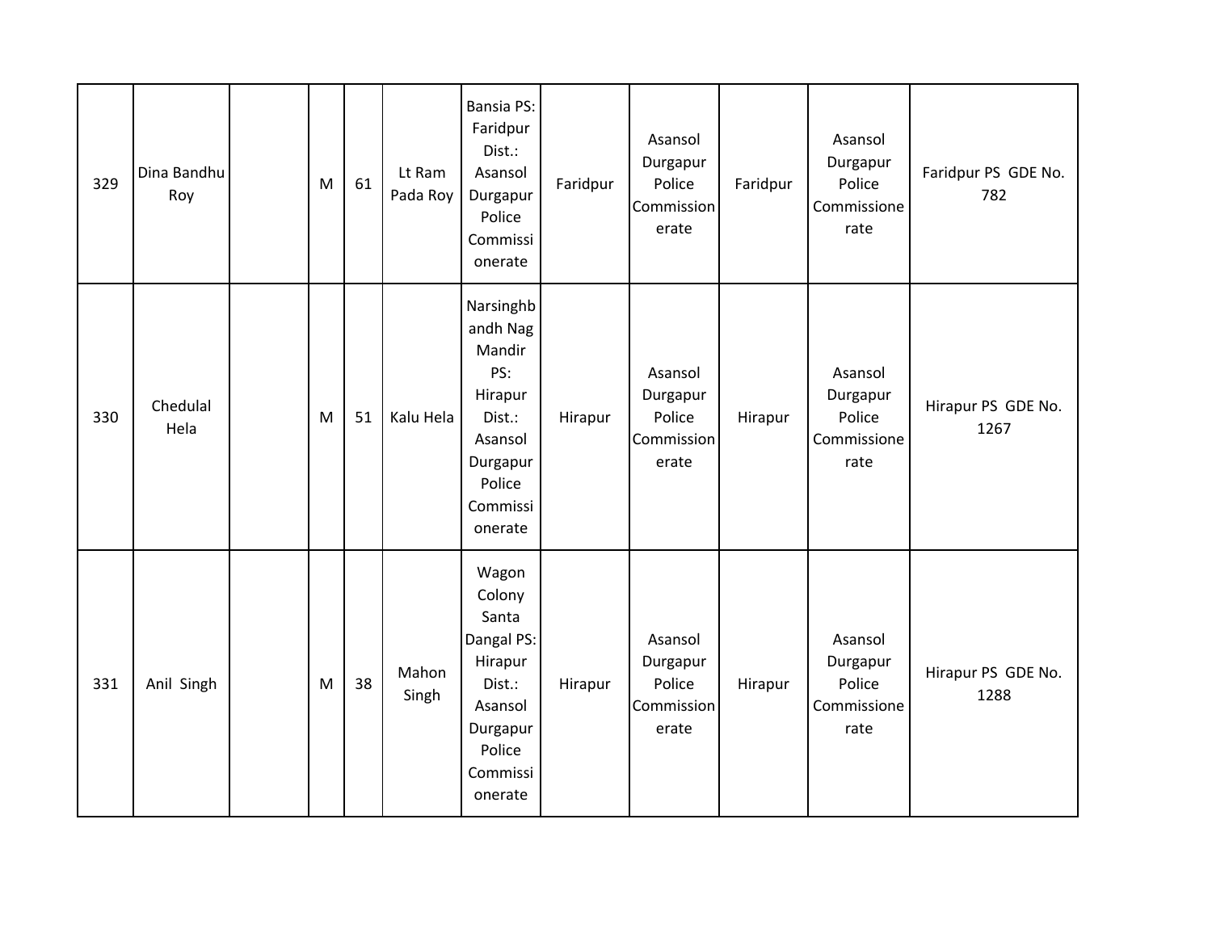| | | | | | | | | | | | |
|---|---|---|---|---|---|---|---|---|---|---|---|
| 329 | Dina Bandhu Roy | | M | 61 | Lt Ram Pada Roy | Bansia PS: Faridpur Dist.: Asansol Durgapur Police Commissionerate | Faridpur | Asansol Durgapur Police Commissionerate | Faridpur | Asansol Durgapur Police Commissionerate | Faridpur PS GDE No. 782 |
| 330 | Chedulal Hela | | M | 51 | Kalu Hela | Narsinghbandh Nag Mandir PS: Hirapur Dist.: Asansol Durgapur Police Commissionerate | Hirapur | Asansol Durgapur Police Commissionerate | Hirapur | Asansol Durgapur Police Commissionerate | Hirapur PS GDE No. 1267 |
| 331 | Anil Singh | | M | 38 | Mahon Singh | Wagon Colony Santa Dangal PS: Hirapur Dist.: Asansol Durgapur Police Commissionerate | Hirapur | Asansol Durgapur Police Commissionerate | Hirapur | Asansol Durgapur Police Commissionerate | Hirapur PS GDE No. 1288 |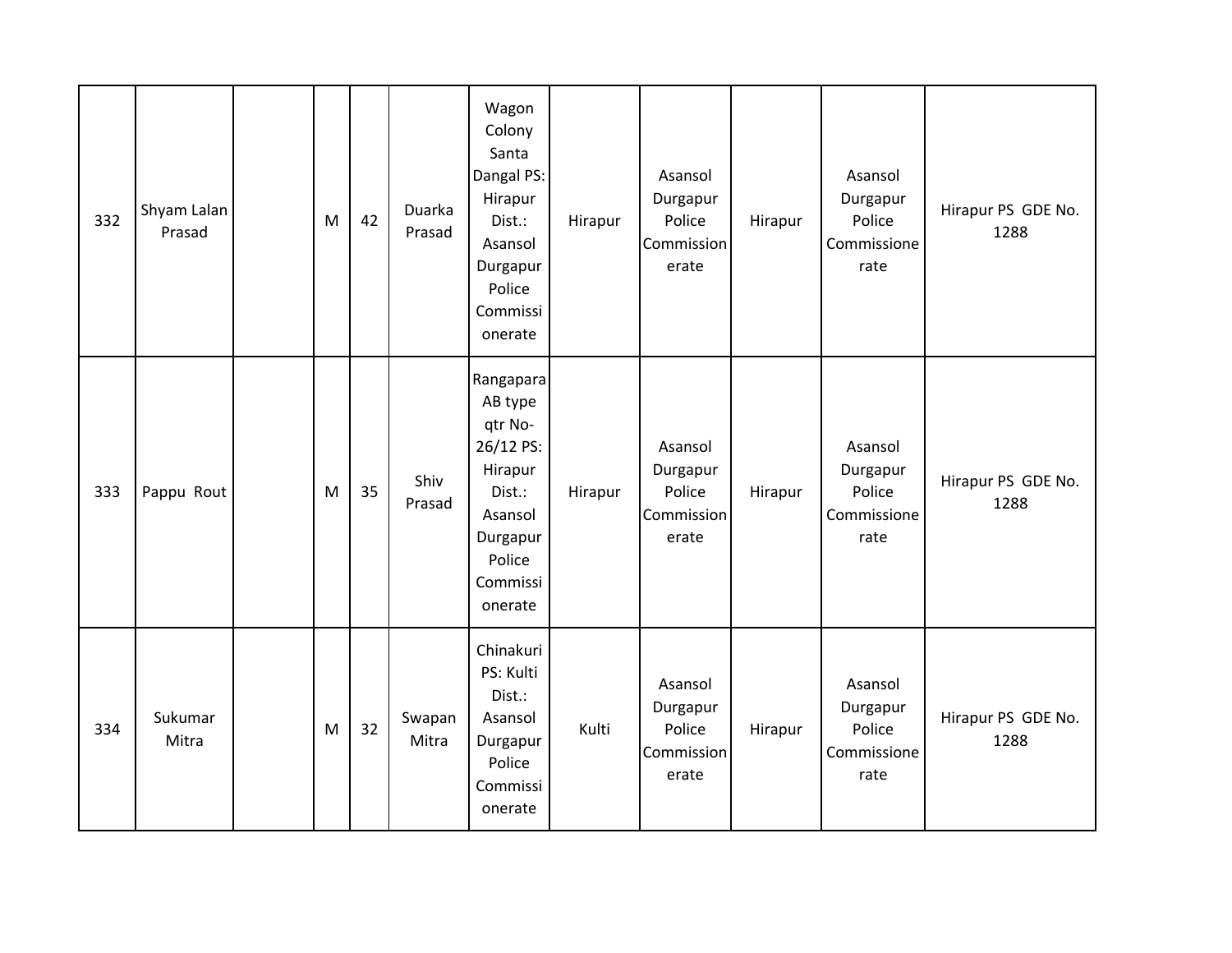| | | | | | | | | | | | |
|---|---|---|---|---|---|---|---|---|---|---|---|
| 332 | Shyam Lalan Prasad | | M | 42 | Duarka Prasad | Wagon Colony Santa Dangal PS: Hirapur Dist.: Asansol Durgapur Police Commissionerate | Hirapur | Asansol Durgapur Police Commissionerate | Hirapur | Asansol Durgapur Police Commissionerate | Hirapur PS GDE No. 1288 |
| 333 | Pappu Rout | | M | 35 | Shiv Prasad | Rangapara AB type qtr No- 26/12 PS: Hirapur Dist.: Asansol Durgapur Police Commissionerate | Hirapur | Asansol Durgapur Police Commissionerate | Hirapur | Asansol Durgapur Police Commissionerate | Hirapur PS GDE No. 1288 |
| 334 | Sukumar Mitra | | M | 32 | Swapan Mitra | Chinakuri PS: Kulti Dist.: Asansol Durgapur Police Commissionerate | Kulti | Asansol Durgapur Police Commissionerate | Hirapur | Asansol Durgapur Police Commissionerate | Hirapur PS GDE No. 1288 |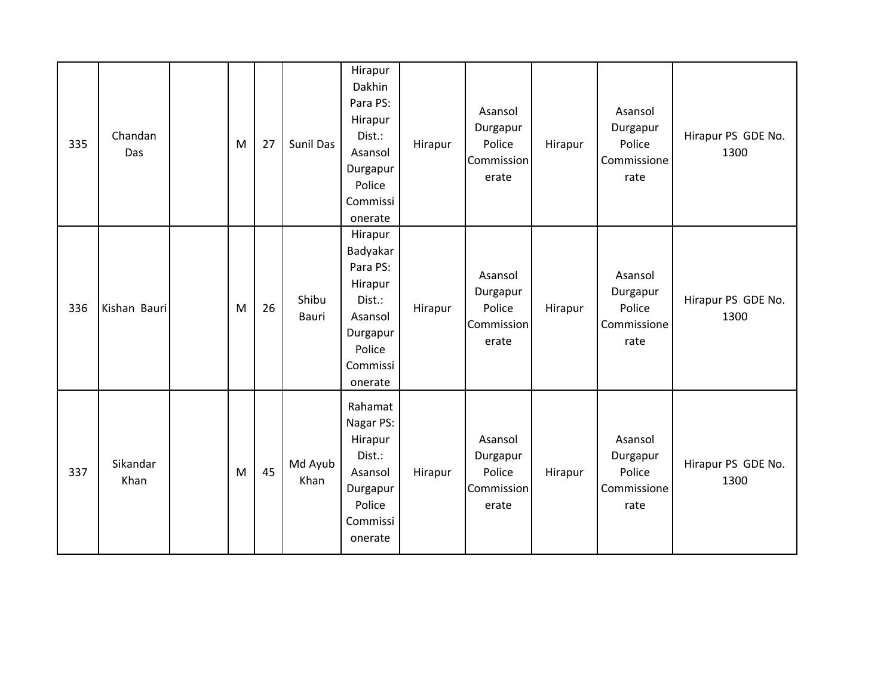| 335 | Chandan Das | | M | 27 | Sunil Das | Hirapur Dakhin Para PS: Hirapur Dist.: Asansol Durgapur Police Commissionerate | Hirapur | Asansol Durgapur Police Commissionerate | Hirapur | Asansol Durgapur Police Commissionerate | Hirapur PS GDE No. 1300 |
|---|---|---|---|---|---|---|---|---|---|---|---|
| 336 | Kishan Bauri | | M | 26 | Shibu Bauri | Hirapur Badyakar Para PS: Hirapur Dist.: Asansol Durgapur Police Commissionerate | Hirapur | Asansol Durgapur Police Commissionerate | Hirapur | Asansol Durgapur Police Commissionerate | Hirapur PS GDE No. 1300 |
| 337 | Sikandar Khan | | M | 45 | Md Ayub Khan | Rahamat Nagar PS: Hirapur Dist.: Asansol Durgapur Police Commissionerate | Hirapur | Asansol Durgapur Police Commissionerate | Hirapur | Asansol Durgapur Police Commissionerate | Hirapur PS GDE No. 1300 |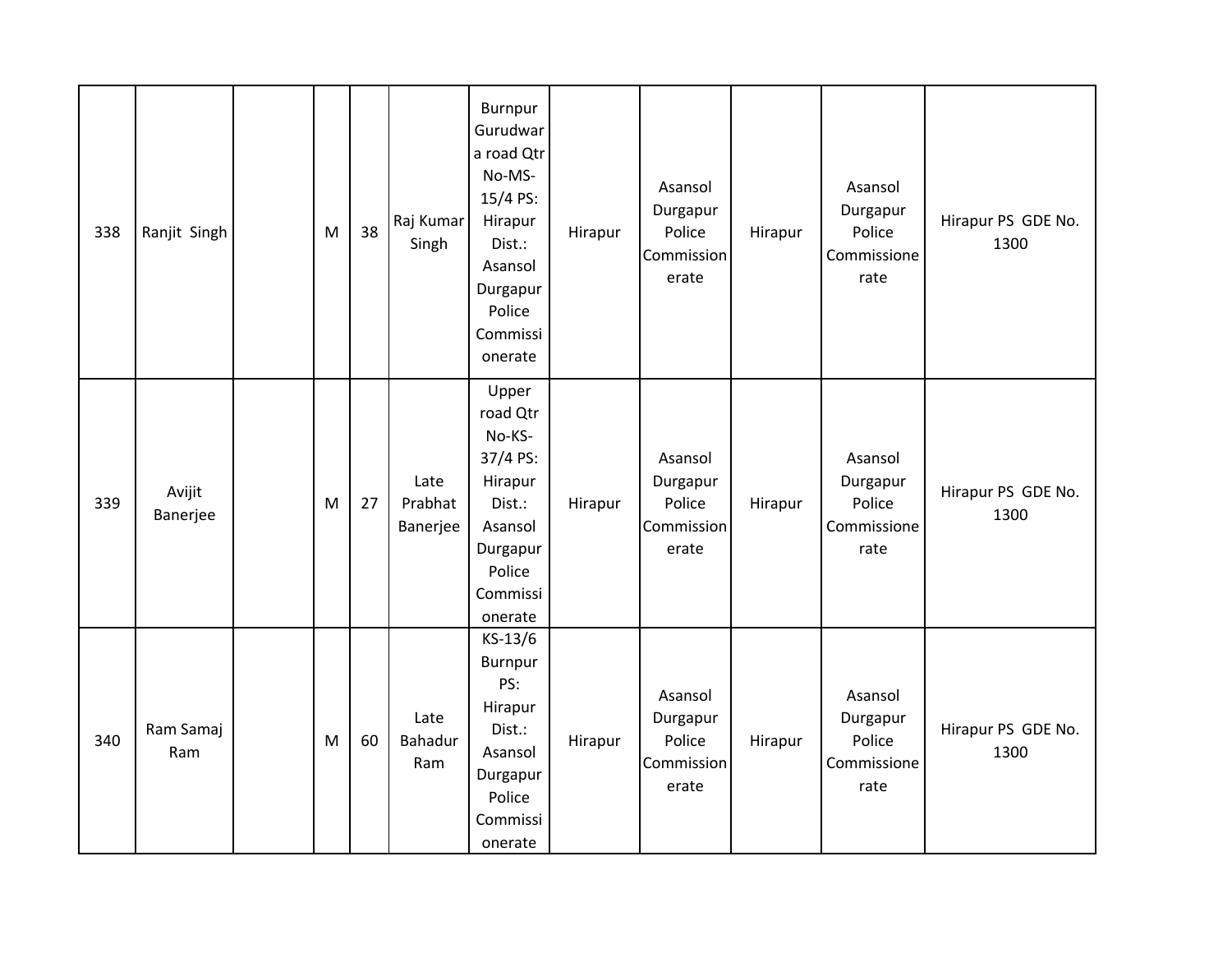| 338 | Ranjit Singh | | M | 38 | Raj Kumar Singh | Burnpur Gurudwara road Qtr No-MS-15/4 PS: Hirapur Dist.: Asansol Durgapur Police Commissionerate | Hirapur | Asansol Durgapur Police Commissionerate | Hirapur | Asansol Durgapur Police Commissionerate | Hirapur PS GDE No. 1300 |
|---|---|---|---|---|---|---|---|---|---|---|---|
| 339 | Avijit Banerjee | | M | 27 | Late Prabhat Banerjee | Upper road Qtr No-KS-37/4 PS: Hirapur Dist.: Asansol Durgapur Police Commissionerate | Hirapur | Asansol Durgapur Police Commissionerate | Hirapur | Asansol Durgapur Police Commissionerate | Hirapur PS GDE No. 1300 |
| 340 | Ram Samaj Ram | | M | 60 | Late Bahadur Ram | KS-13/6 Burnpur PS: Hirapur Dist.: Asansol Durgapur Police Commissionerate | Hirapur | Asansol Durgapur Police Commissionerate | Hirapur | Asansol Durgapur Police Commissionerate | Hirapur PS GDE No. 1300 |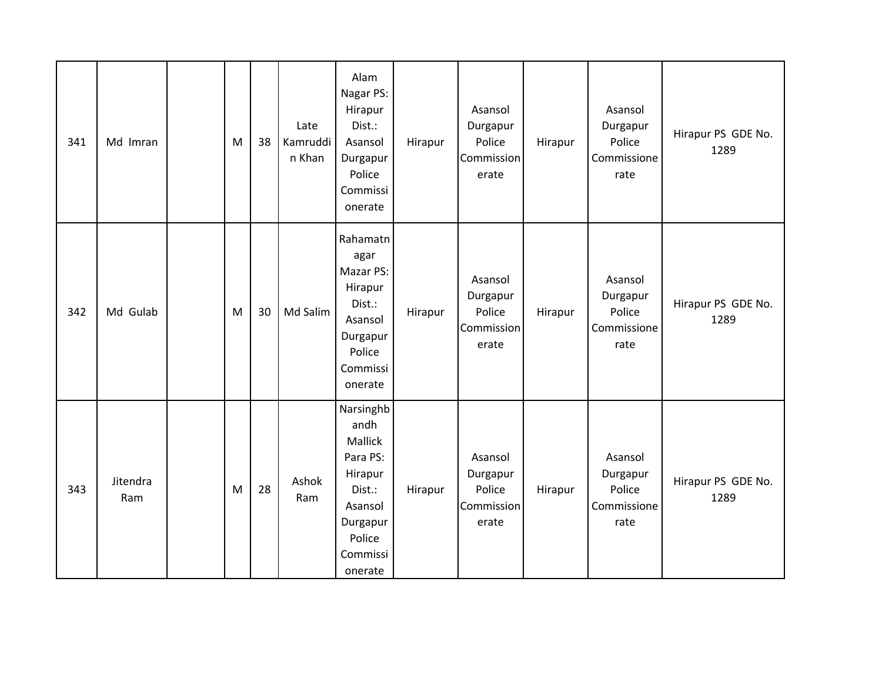| 341 | Md Imran | | M | 38 | Late Kamruddin Khan | Alam Nagar PS: Hirapur Dist.: Asansol Durgapur Police Commissionerate | Hirapur | Asansol Durgapur Police Commissionerate | Hirapur | Asansol Durgapur Police Commissionerate | Hirapur PS GDE No. 1289 |
|---|---|---|---|---|---|---|---|---|---|---|---|
| 342 | Md Gulab | | M | 30 | Md Salim | Rahamatnagar Mazar PS: Hirapur Dist.: Asansol Durgapur Police Commissionerate | Hirapur | Asansol Durgapur Police Commissionerate | Hirapur | Asansol Durgapur Police Commissionerate | Hirapur PS GDE No. 1289 |
| 343 | Jitendra Ram | | M | 28 | Ashok Ram | Narsinghbandh Mallick Para PS: Hirapur Dist.: Asansol Durgapur Police Commissionerate | Hirapur | Asansol Durgapur Police Commissionerate | Hirapur | Asansol Durgapur Police Commissionerate | Hirapur PS GDE No. 1289 |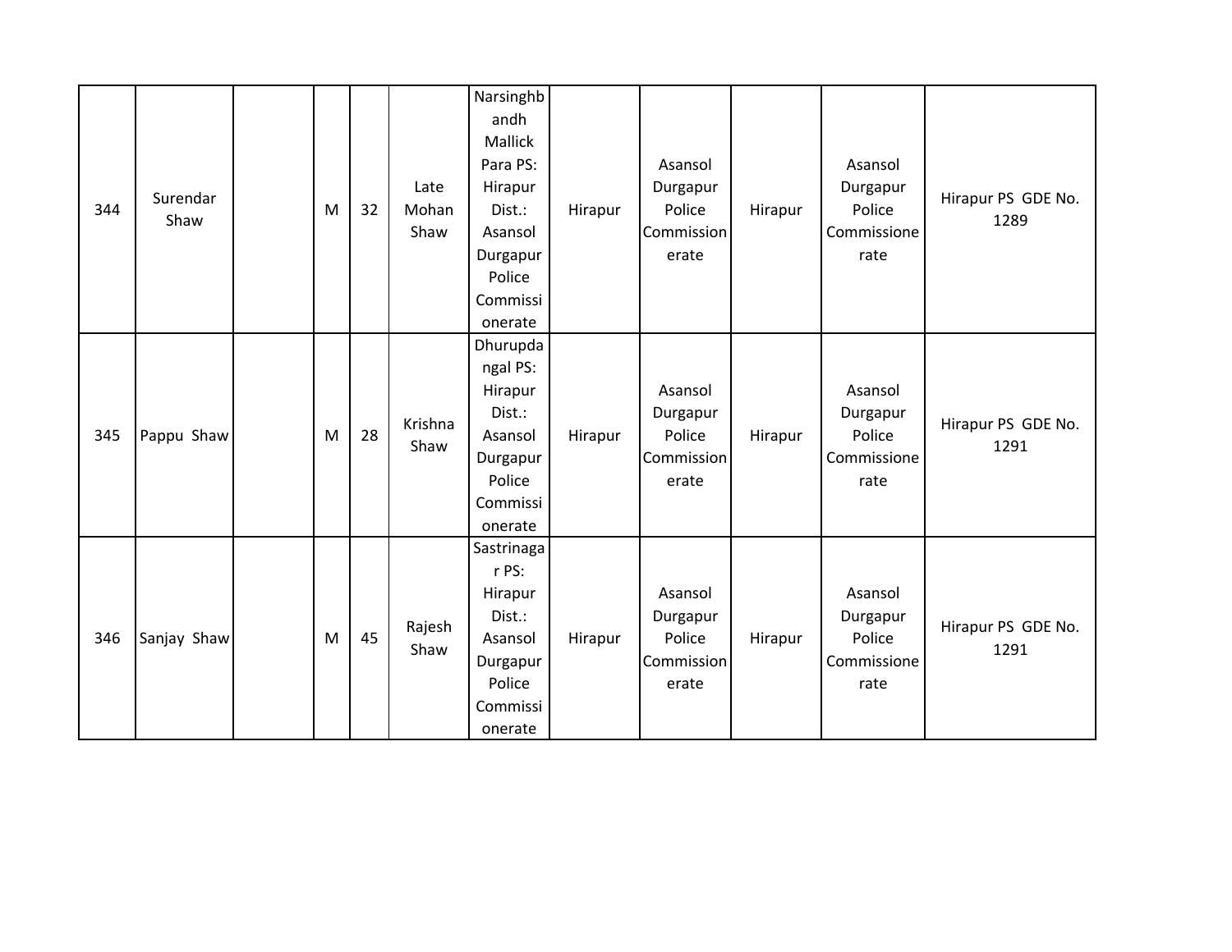| 344 | Surendar Shaw | | M | 32 | Late Mohan Shaw | Narsinghbandh Mallick Para PS: Hirapur Dist.: Asansol Durgapur Police Commissionerate | Hirapur | Asansol Durgapur Police Commissionerate | Hirapur | Asansol Durgapur Police Commissionerate | Hirapur PS GDE No. 1289 |
|---|---|---|---|---|---|---|---|---|---|---|---|
| 345 | Pappu Shaw | | M | 28 | Krishna Shaw | Dhurupdangal PS: Hirapur Dist.: Asansol Durgapur Police Commissionerate | Hirapur | Asansol Durgapur Police Commissionerate | Hirapur | Asansol Durgapur Police Commissionerate | Hirapur PS GDE No. 1291 |
| 346 | Sanjay Shaw | | M | 45 | Rajesh Shaw | Sastrinagar PS: Hirapur Dist.: Asansol Durgapur Police Commissionerate | Hirapur | Asansol Durgapur Police Commissionerate | Hirapur | Asansol Durgapur Police Commissionerate | Hirapur PS GDE No. 1291 |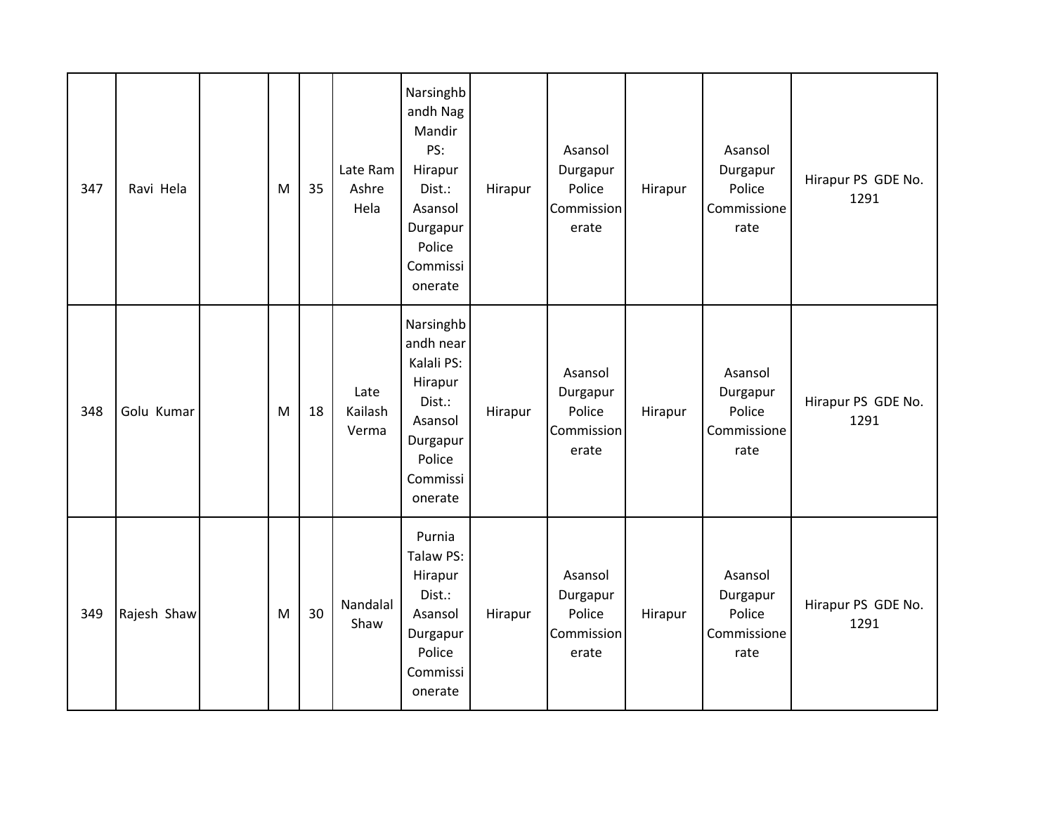| | | | | | | | | | | | |
|---|---|---|---|---|---|---|---|---|---|---|---|
| 347 | Ravi Hela | | M | 35 | Late Ram Ashre Hela | Narsinghbandh Nag Mandir PS: Hirapur Dist.: Asansol Durgapur Police Commissionerate | Hirapur | Asansol Durgapur Police Commissionerate | Hirapur | Asansol Durgapur Police Commissionerate | Hirapur PS GDE No. 1291 |
| 348 | Golu Kumar | | M | 18 | Late Kailash Verma | Narsinghbandh near Kalali PS: Hirapur Dist.: Asansol Durgapur Police Commissionerate | Hirapur | Asansol Durgapur Police Commissionerate | Hirapur | Asansol Durgapur Police Commissionerate | Hirapur PS GDE No. 1291 |
| 349 | Rajesh Shaw | | M | 30 | Nandalal Shaw | Purnia Talaw PS: Hirapur Dist.: Asansol Durgapur Police Commissionerate | Hirapur | Asansol Durgapur Police Commissionerate | Hirapur | Asansol Durgapur Police Commissionerate | Hirapur PS GDE No. 1291 |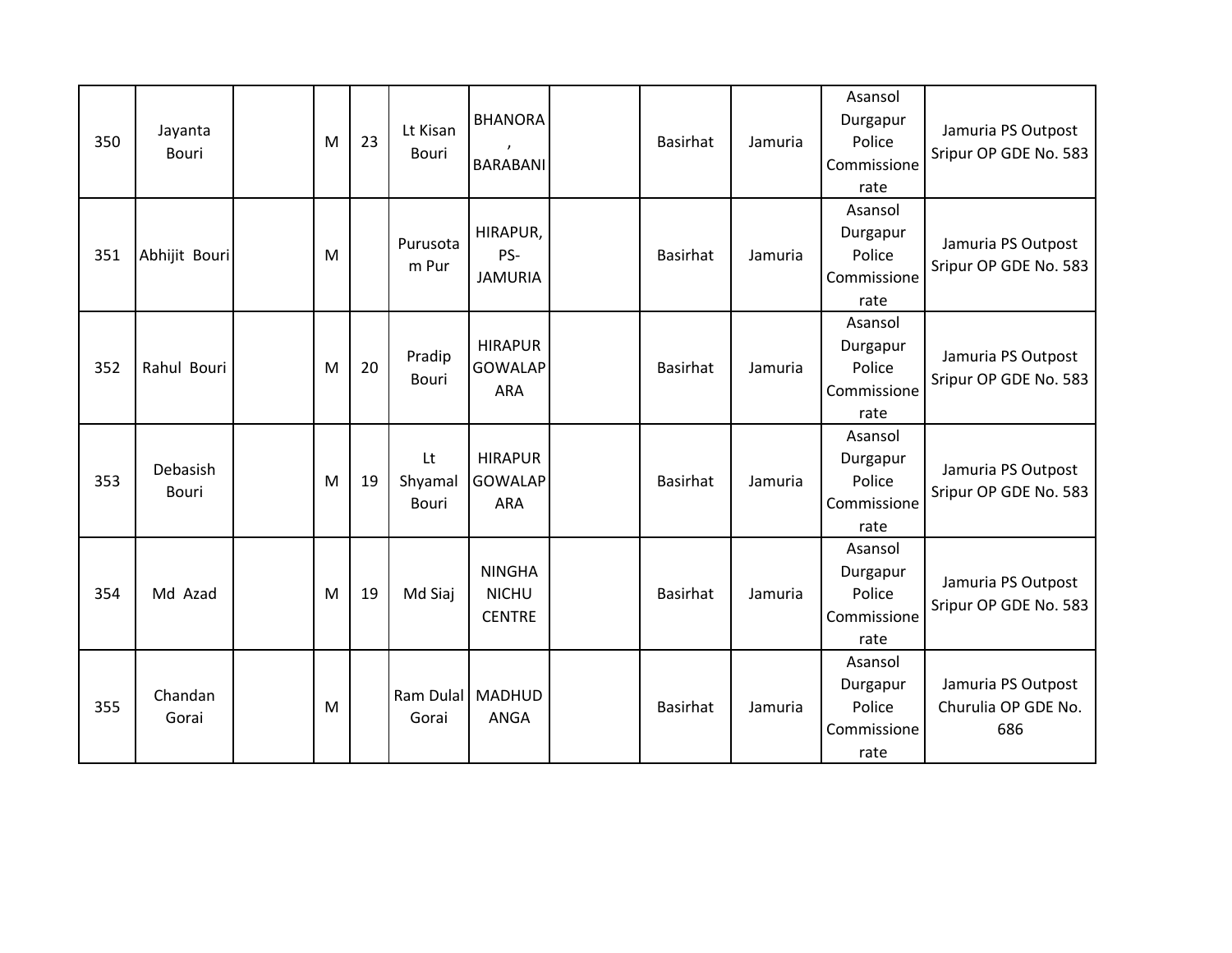| 350 | Jayanta Bouri | | M | 23 | Lt Kisan Bouri | BHANORA, BARABANI | | Basirhat | Jamuria | Asansol Durgapur Police Commissionerate | Jamuria PS Outpost Sripur OP GDE No. 583 |
|---|---|---|---|---|---|---|---|---|---|---|---|
| 351 | Abhijit Bouri | | M | | Purusotam Pur | HIRAPUR, PS-JAMURIA | | Basirhat | Jamuria | Asansol Durgapur Police Commissionerate | Jamuria PS Outpost Sripur OP GDE No. 583 |
| 352 | Rahul Bouri | | M | 20 | Pradip Bouri | HIRAPUR GOWALAPARA | | Basirhat | Jamuria | Asansol Durgapur Police Commissionerate | Jamuria PS Outpost Sripur OP GDE No. 583 |
| 353 | Debasish Bouri | | M | 19 | Lt Shyamal Bouri | HIRAPUR GOWALAPARA | | Basirhat | Jamuria | Asansol Durgapur Police Commissionerate | Jamuria PS Outpost Sripur OP GDE No. 583 |
| 354 | Md Azad | | M | 19 | Md Siaj | NINGHA NICHU CENTRE | | Basirhat | Jamuria | Asansol Durgapur Police Commissionerate | Jamuria PS Outpost Sripur OP GDE No. 583 |
| 355 | Chandan Gorai | | M | | Ram Dulal Gorai | MADHUDANGA | | Basirhat | Jamuria | Asansol Durgapur Police Commissionerate | Jamuria PS Outpost Churulia OP GDE No. 686 |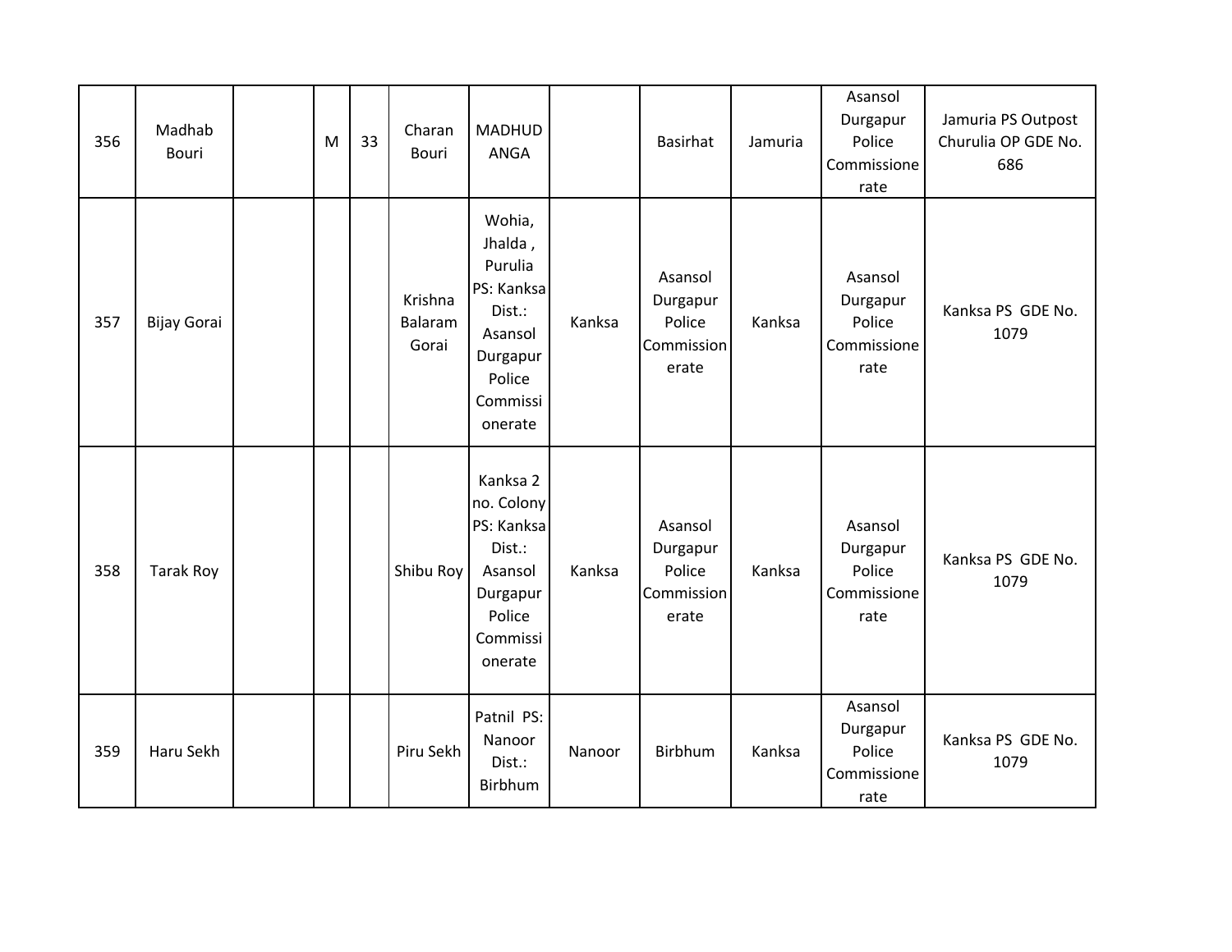| 356 | Madhab Bouri | | M | 33 | Charan Bouri | MADHUDANGA | | Basirhat | Jamuria | Asansol Durgapur Police Commissionerate | Jamuria PS Outpost Churulia OP GDE No. 686 |
|---|---|---|---|---|---|---|---|---|---|---|---|
| 357 | Bijay Gorai | | | | Krishna Balaram Gorai | Wohia, Jhalda , Purulia PS: Kanksa Dist.: Asansol Durgapur Police Commissionerate | Kanksa | Asansol Durgapur Police Commissionerate | Kanksa | Asansol Durgapur Police Commissionerate | Kanksa PS GDE No. 1079 |
| 358 | Tarak Roy | | | | Shibu Roy | Kanksa 2 no. Colony PS: Kanksa Dist.: Asansol Durgapur Police Commissionerate | Kanksa | Asansol Durgapur Police Commissionerate | Kanksa | Asansol Durgapur Police Commissionerate | Kanksa PS GDE No. 1079 |
| 359 | Haru Sekh | | | | Piru Sekh | Patnil PS: Nanoor Dist.: Birbhum | Nanoor | Birbhum | Kanksa | Asansol Durgapur Police Commissionerate | Kanksa PS GDE No. 1079 |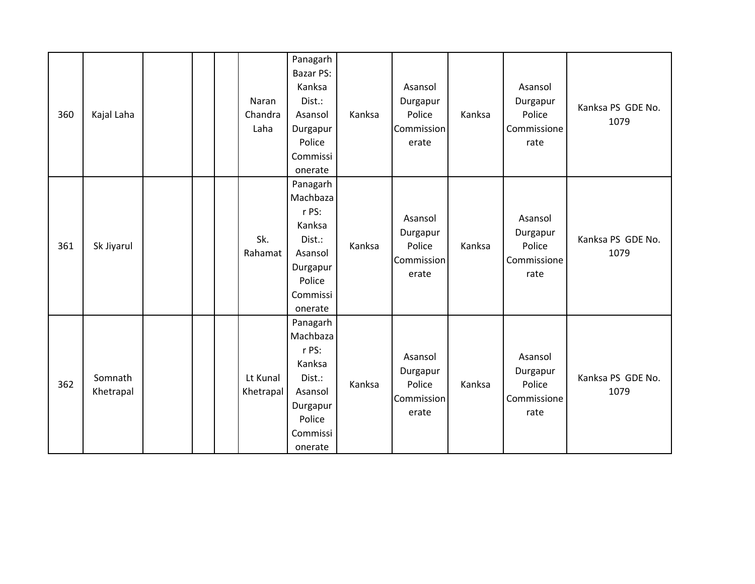| | | | | | | | | | | | |
|---|---|---|---|---|---|---|---|---|---|---|---|
| 360 | Kajal Laha | | | | Naran Chandra Laha | Panagarh Bazar PS: Kanksa Dist.: Asansol Durgapur Police Commissionerate | Kanksa | Asansol Durgapur Police Commissionerate | Kanksa | Asansol Durgapur Police Commissionerate | Kanksa PS GDE No. 1079 |
| 361 | Sk Jiyarul | | | | Sk. Rahamat | Panagarh Machbazar PS: Kanksa Dist.: Asansol Durgapur Police Commissionerate | Kanksa | Asansol Durgapur Police Commissionerate | Kanksa | Asansol Durgapur Police Commissionerate | Kanksa PS GDE No. 1079 |
| 362 | Somnath Khetrapal | | | | Lt Kunal Khetrapal | Panagarh Machbazar PS: Kanksa Dist.: Asansol Durgapur Police Commissionerate | Kanksa | Asansol Durgapur Police Commissionerate | Kanksa | Asansol Durgapur Police Commissionerate | Kanksa PS GDE No. 1079 |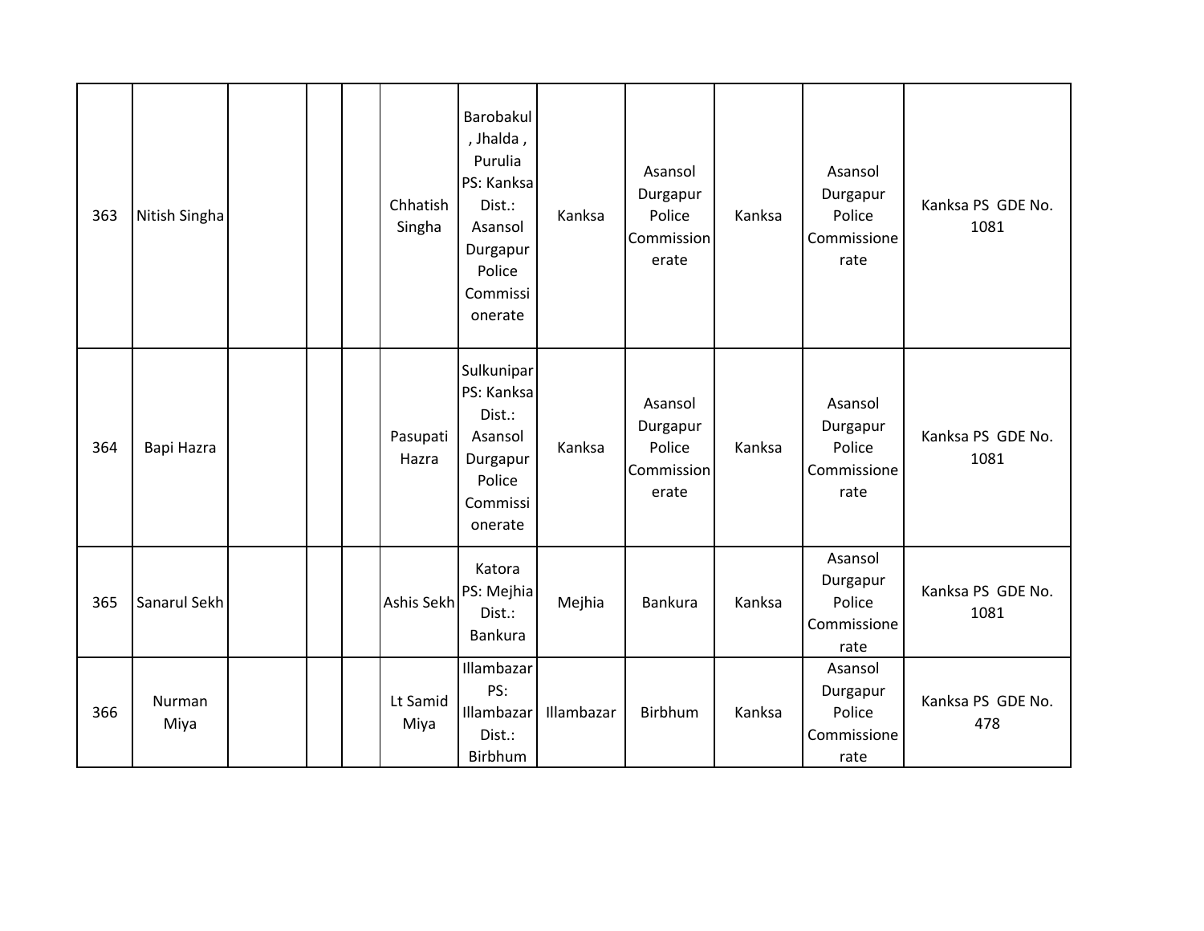| 363 | Nitish Singha | | | | Chhatish Singha | Barobakul , Jhalda , Purulia PS: Kanksa Dist.: Asansol Durgapur Police Commissionerate | Kanksa | Asansol Durgapur Police Commissionerate | Kanksa | Asansol Durgapur Police Commissionerate | Kanksa PS GDE No. 1081 |
|---|---|---|---|---|---|---|---|---|---|---|---|
| 364 | Bapi Hazra | | | | Pasupati Hazra | Sulkunipar PS: Kanksa Dist.: Asansol Durgapur Police Commissionerate | Kanksa | Asansol Durgapur Police Commissionerate | Kanksa | Asansol Durgapur Police Commissionerate | Kanksa PS GDE No. 1081 |
| 365 | Sanarul Sekh | | | | Ashis Sekh | Katora PS: Mejhia Dist.: Bankura | Mejhia | Bankura | Kanksa | Asansol Durgapur Police Commissionerate | Kanksa PS GDE No. 1081 |
| 366 | Nurman Miya | | | | Lt Samid Miya | Illambazar PS: Illambazar Dist.: Birbhum | Illambazar | Birbhum | Kanksa | Asansol Durgapur Police Commissionerate | Kanksa PS GDE No. 478 |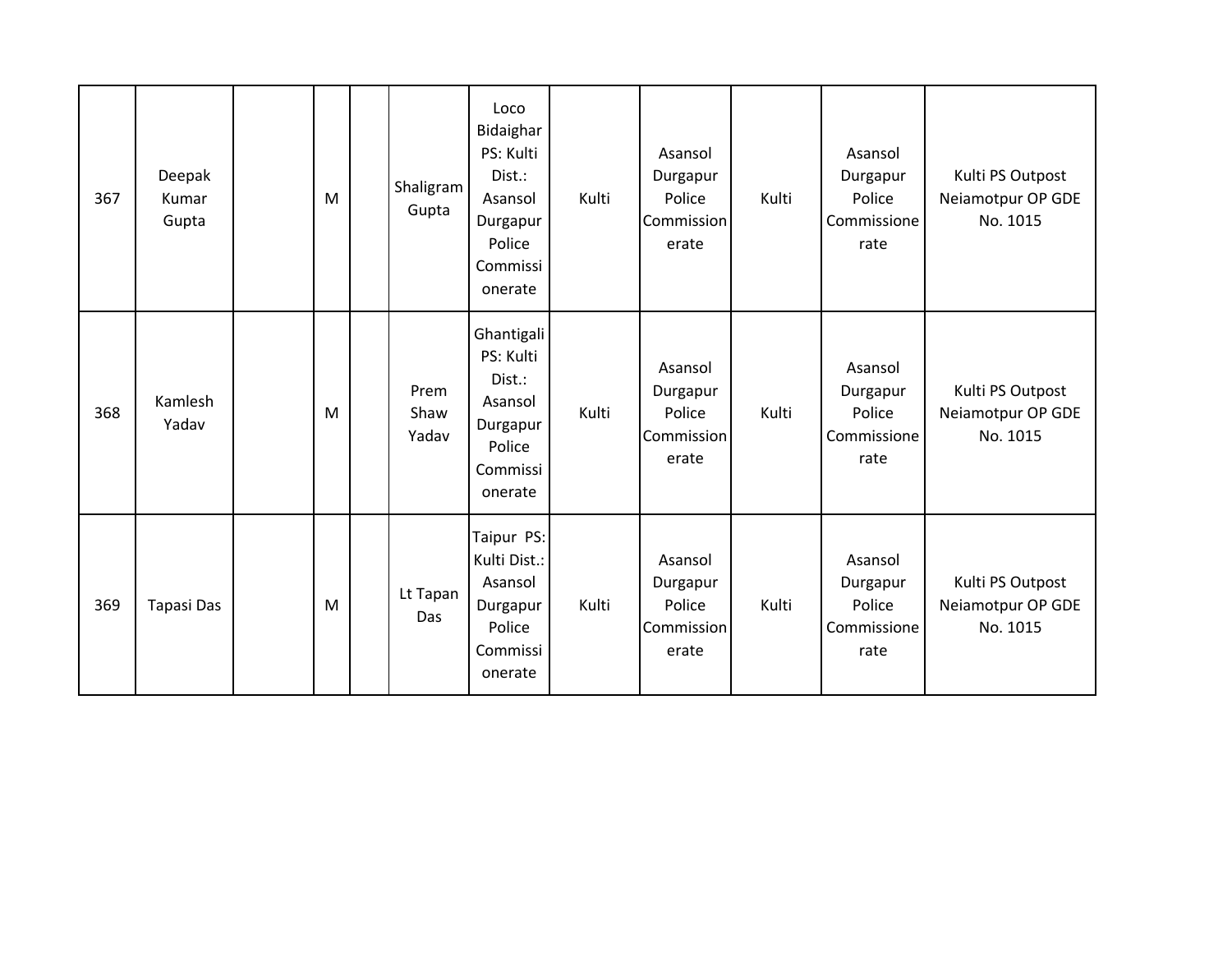| 367 | Deepak Kumar Gupta | | M | | Shaligram Gupta | Loco Bidaighar PS: Kulti Dist.: Asansol Durgapur Police Commissionerate | Kulti | Asansol Durgapur Police Commissionerate | Kulti | Asansol Durgapur Police Commissionerate | Kulti PS Outpost Neiamotpur OP GDE No. 1015 |
|---|---|---|---|---|---|---|---|---|---|---|---|
| 368 | Kamlesh Yadav | | M | | Prem Shaw Yadav | Ghantigali PS: Kulti Dist.: Asansol Durgapur Police Commissionerate | Kulti | Asansol Durgapur Police Commissionerate | Kulti | Asansol Durgapur Police Commissionerate | Kulti PS Outpost Neiamotpur OP GDE No. 1015 |
| 369 | Tapasi Das | | M | | Lt Tapan Das | Taipur PS: Kulti Dist.: Asansol Durgapur Police Commissionerate | Kulti | Asansol Durgapur Police Commissionerate | Kulti | Asansol Durgapur Police Commissionerate | Kulti PS Outpost Neiamotpur OP GDE No. 1015 |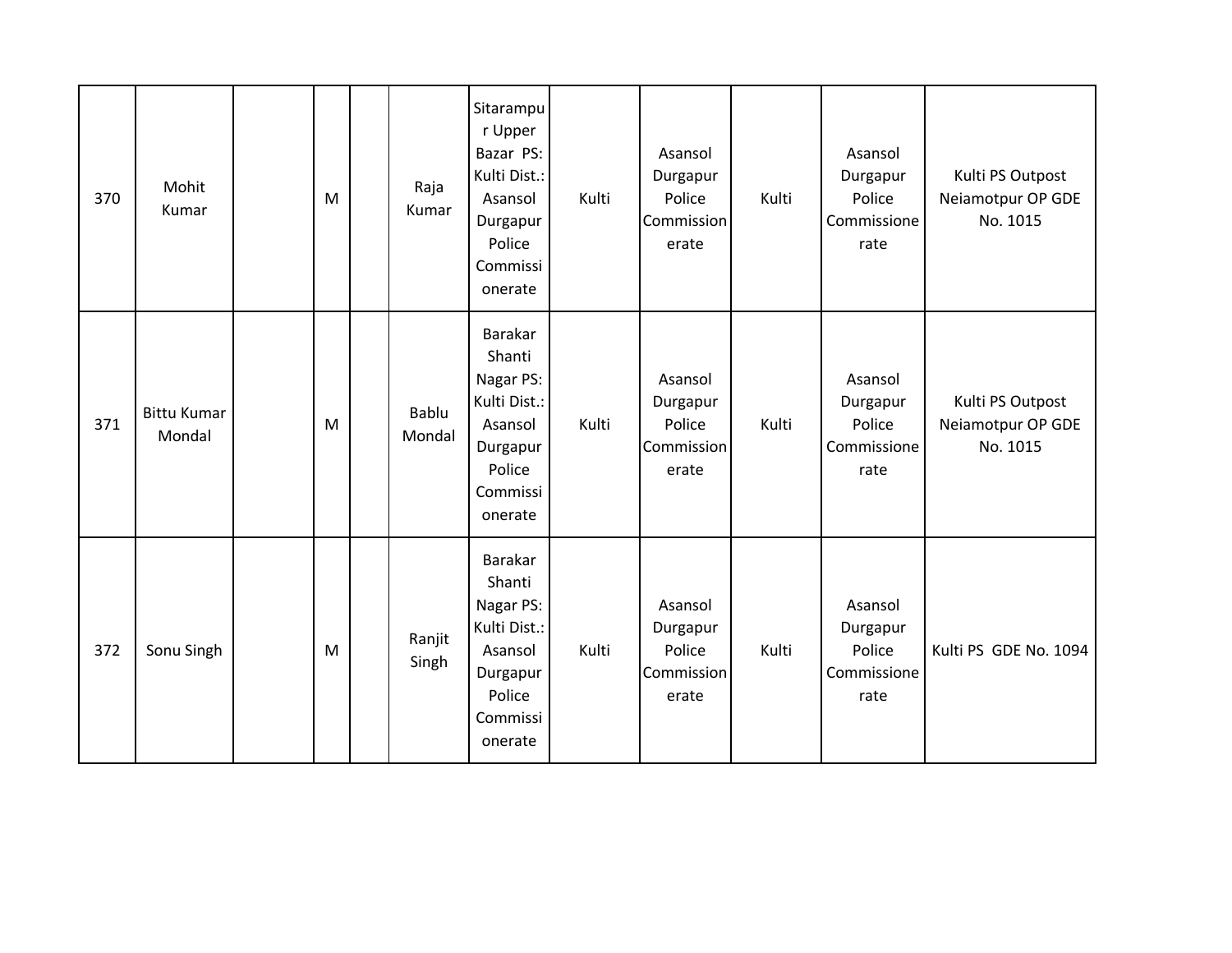| | | | | | | | | | | | |
|---|---|---|---|---|---|---|---|---|---|---|---|
| 370 | Mohit Kumar | | M | | Raja Kumar | Sitarampur Upper Bazar PS: Kulti Dist.: Asansol Durgapur Police Commissionerate | Kulti | Asansol Durgapur Police Commissionerate | Kulti | Asansol Durgapur Police Commissionerate | Kulti PS Outpost Neiamotpur OP GDE No. 1015 |
| 371 | Bittu Kumar Mondal | | M | | Bablu Mondal | Barakar Shanti Nagar PS: Kulti Dist.: Asansol Durgapur Police Commissionerate | Kulti | Asansol Durgapur Police Commissionerate | Kulti | Asansol Durgapur Police Commissionerate | Kulti PS Outpost Neiamotpur OP GDE No. 1015 |
| 372 | Sonu Singh | | M | | Ranjit Singh | Barakar Shanti Nagar PS: Kulti Dist.: Asansol Durgapur Police Commissionerate | Kulti | Asansol Durgapur Police Commissionerate | Kulti | Asansol Durgapur Police Commissionerate | Kulti PS GDE No. 1094 |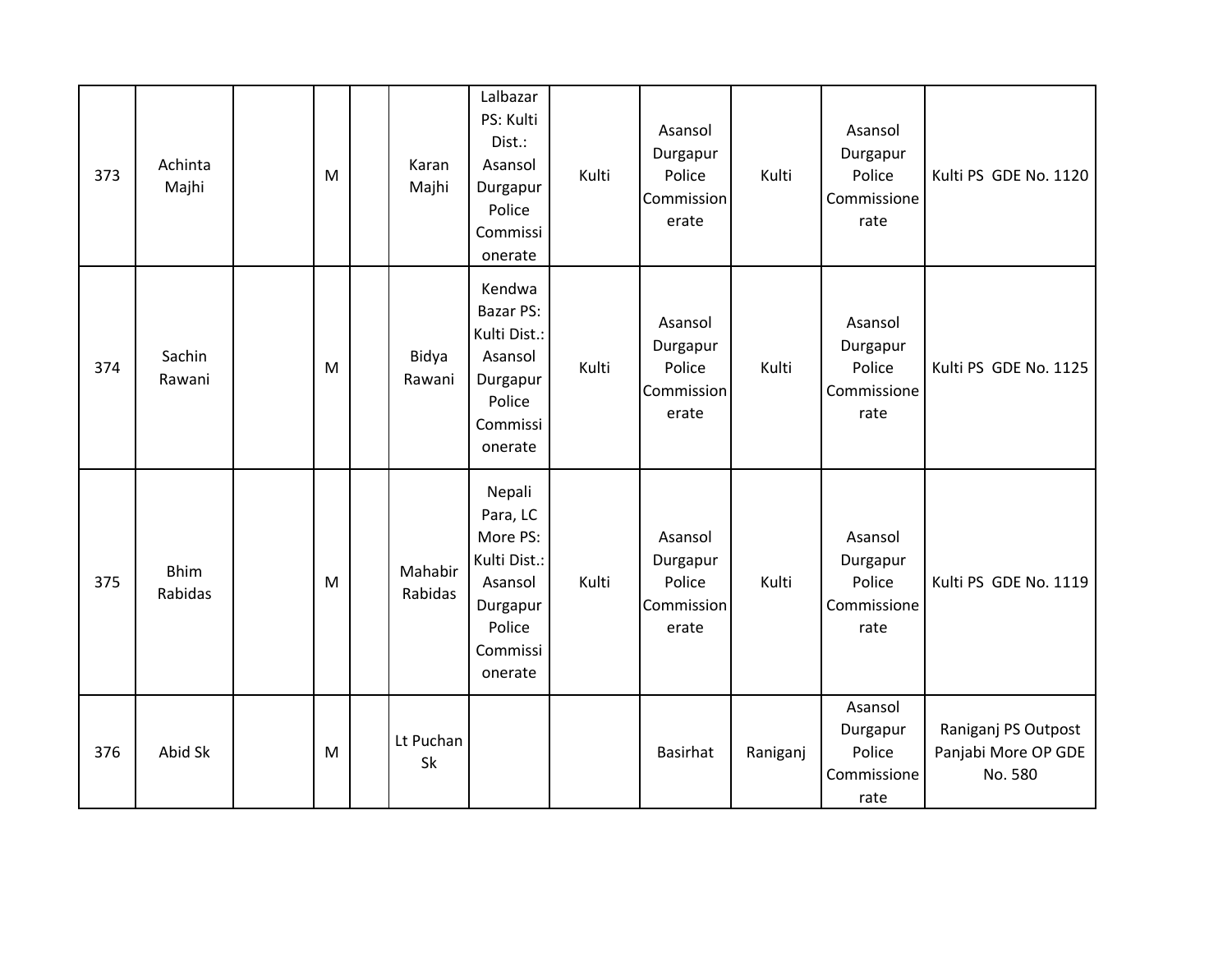| | | | | | | | | | | | |
|---|---|---|---|---|---|---|---|---|---|---|---|
| 373 | Achinta Majhi | | M | | Karan Majhi | Lalbazar PS: Kulti Dist.: Asansol Durgapur Police Commissionerate | Kulti | Asansol Durgapur Police Commissionerate | Kulti | Asansol Durgapur Police Commissionerate | Kulti PS GDE No. 1120 |
| 374 | Sachin Rawani | | M | | Bidya Rawani | Kendwa Bazar PS: Kulti Dist.: Asansol Durgapur Police Commissionerate | Kulti | Asansol Durgapur Police Commissionerate | Kulti | Asansol Durgapur Police Commissionerate | Kulti PS GDE No. 1125 |
| 375 | Bhim Rabidas | | M | | Mahabir Rabidas | Nepali Para, LC More PS: Kulti Dist.: Asansol Durgapur Police Commissionerate | Kulti | Asansol Durgapur Police Commissionerate | Kulti | Asansol Durgapur Police Commissionerate | Kulti PS GDE No. 1119 |
| 376 | Abid Sk | | M | | Lt Puchan Sk | | | Basirhat | Raniganj | Asansol Durgapur Police Commissionerate | Raniganj PS Outpost Panjabi More OP GDE No. 580 |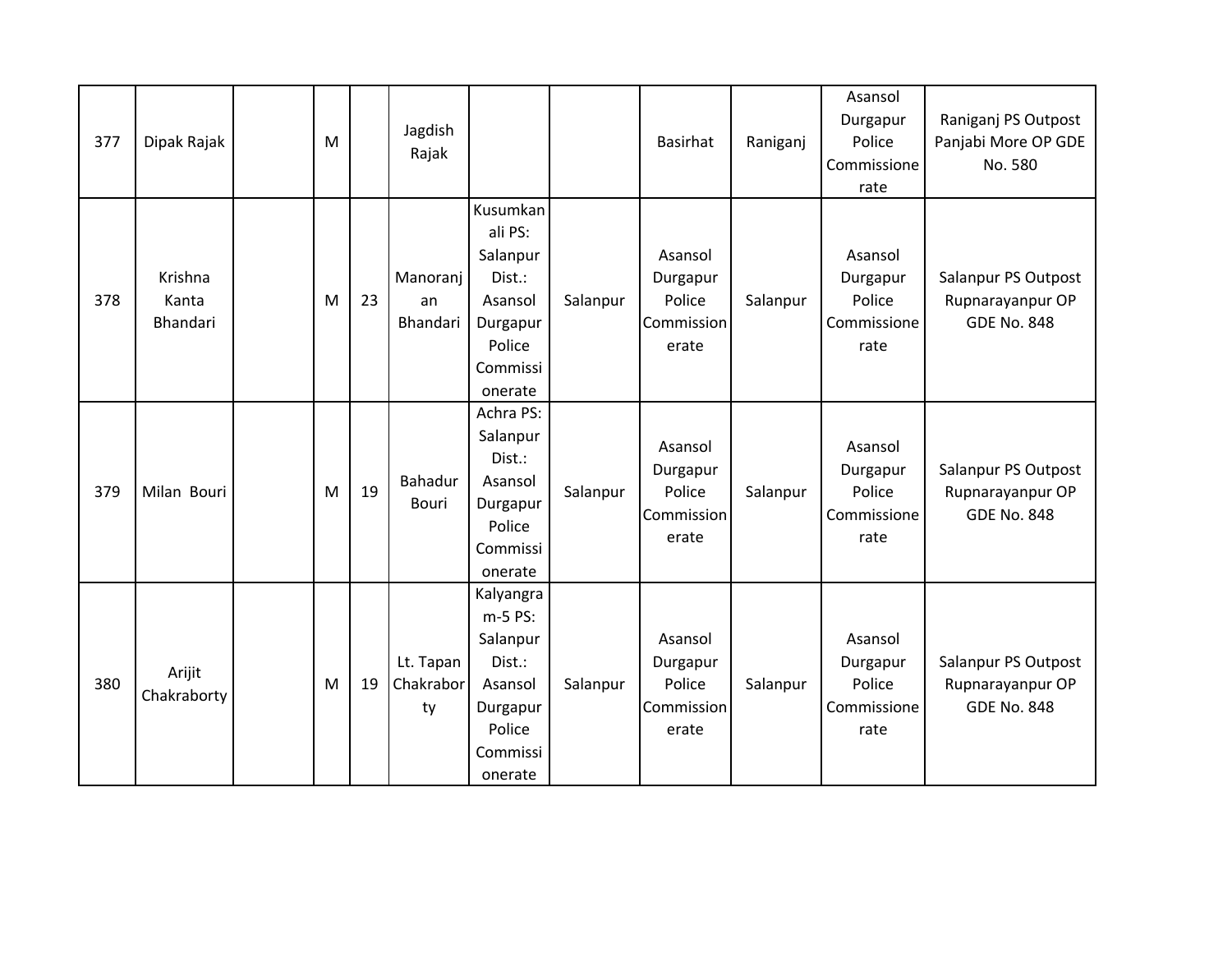| | | | | | | | | | | | |
|---|---|---|---|---|---|---|---|---|---|---|---|
| 377 | Dipak Rajak | | M | | Jagdish Rajak | | | Basirhat | Raniganj | Asansol Durgapur Police Commissionerate | Raniganj PS Outpost Panjabi More OP GDE No. 580 |
| 378 | Krishna Kanta Bhandari | | M | 23 | Manoranjan Bhandari | Kusumkanali PS: Salanpur Dist.: Asansol Durgapur Police Commissionerate | Salanpur | Asansol Durgapur Police Commissionerate | Salanpur | Asansol Durgapur Police Commissionerate | Salanpur PS Outpost Rupnarayanpur OP GDE No. 848 |
| 379 | Milan Bouri | | M | 19 | Bahadur Bouri | Achra PS: Salanpur Dist.: Asansol Durgapur Police Commissionerate | Salanpur | Asansol Durgapur Police Commissionerate | Salanpur | Asansol Durgapur Police Commissionerate | Salanpur PS Outpost Rupnarayanpur OP GDE No. 848 |
| 380 | Arijit Chakraborty | | M | 19 | Lt. Tapan Chakraborty | Kalyangram-5 PS: Salanpur Dist.: Asansol Durgapur Police Commissionerate | Salanpur | Asansol Durgapur Police Commissionerate | Salanpur | Asansol Durgapur Police Commissionerate | Salanpur PS Outpost Rupnarayanpur OP GDE No. 848 |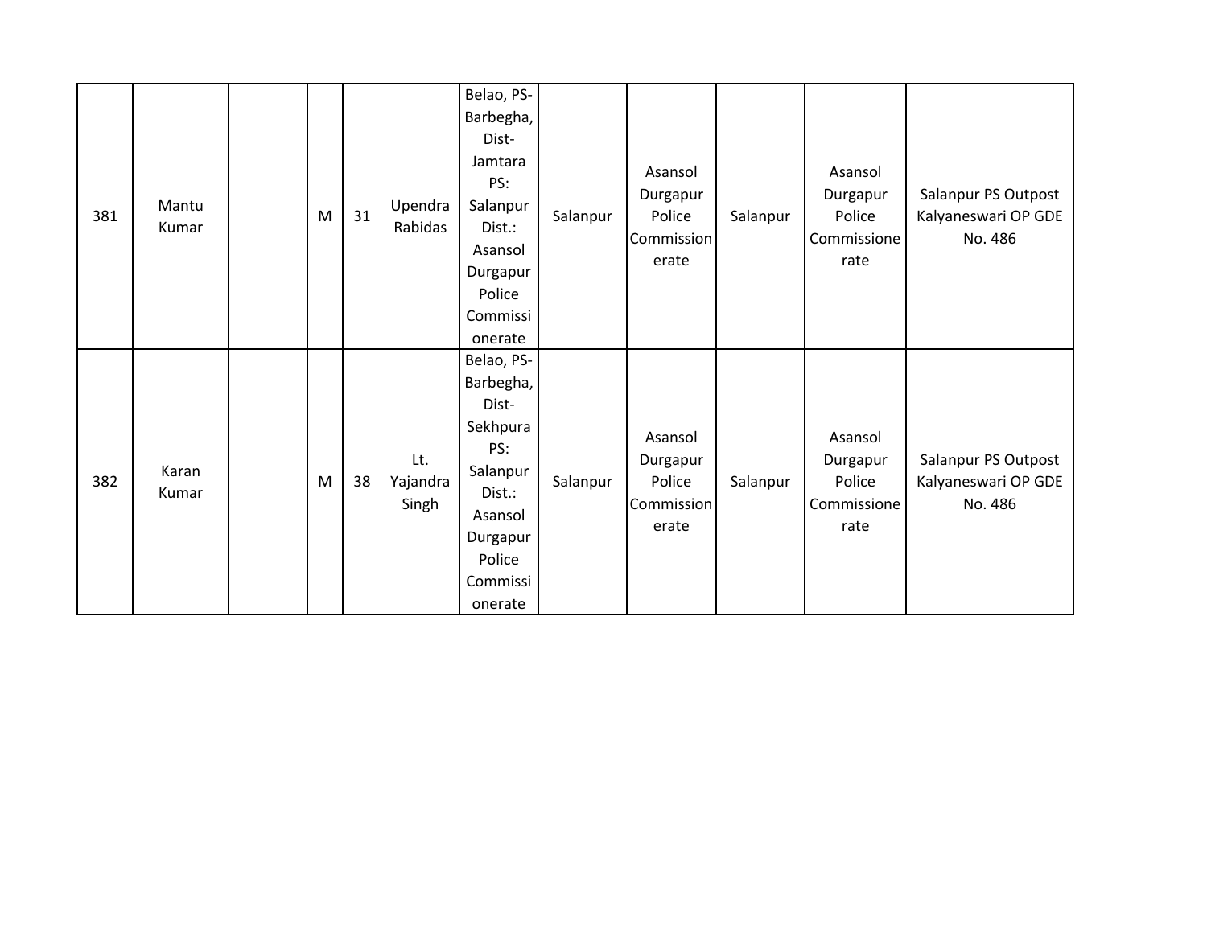| | | | | | | | | | | | |
|---|---|---|---|---|---|---|---|---|---|---|---|
| 381 | Mantu Kumar | | M | 31 | Upendra Rabidas | Belao, PS-Barbegha, Dist-Jamtara PS: Salanpur Dist.: Asansol Durgapur Police Commissionerate | Salanpur | Asansol Durgapur Police Commissionerate | Salanpur | Asansol Durgapur Police Commissionerate | Salanpur PS Outpost Kalyaneswari OP GDE No. 486 |
| 382 | Karan Kumar | | M | 38 | Lt. Yajandra Singh | Belao, PS-Barbegha, Dist-Sekhpura PS: Salanpur Dist.: Asansol Durgapur Police Commissionerate | Salanpur | Asansol Durgapur Police Commissionerate | Salanpur | Asansol Durgapur Police Commissionerate | Salanpur PS Outpost Kalyaneswari OP GDE No. 486 |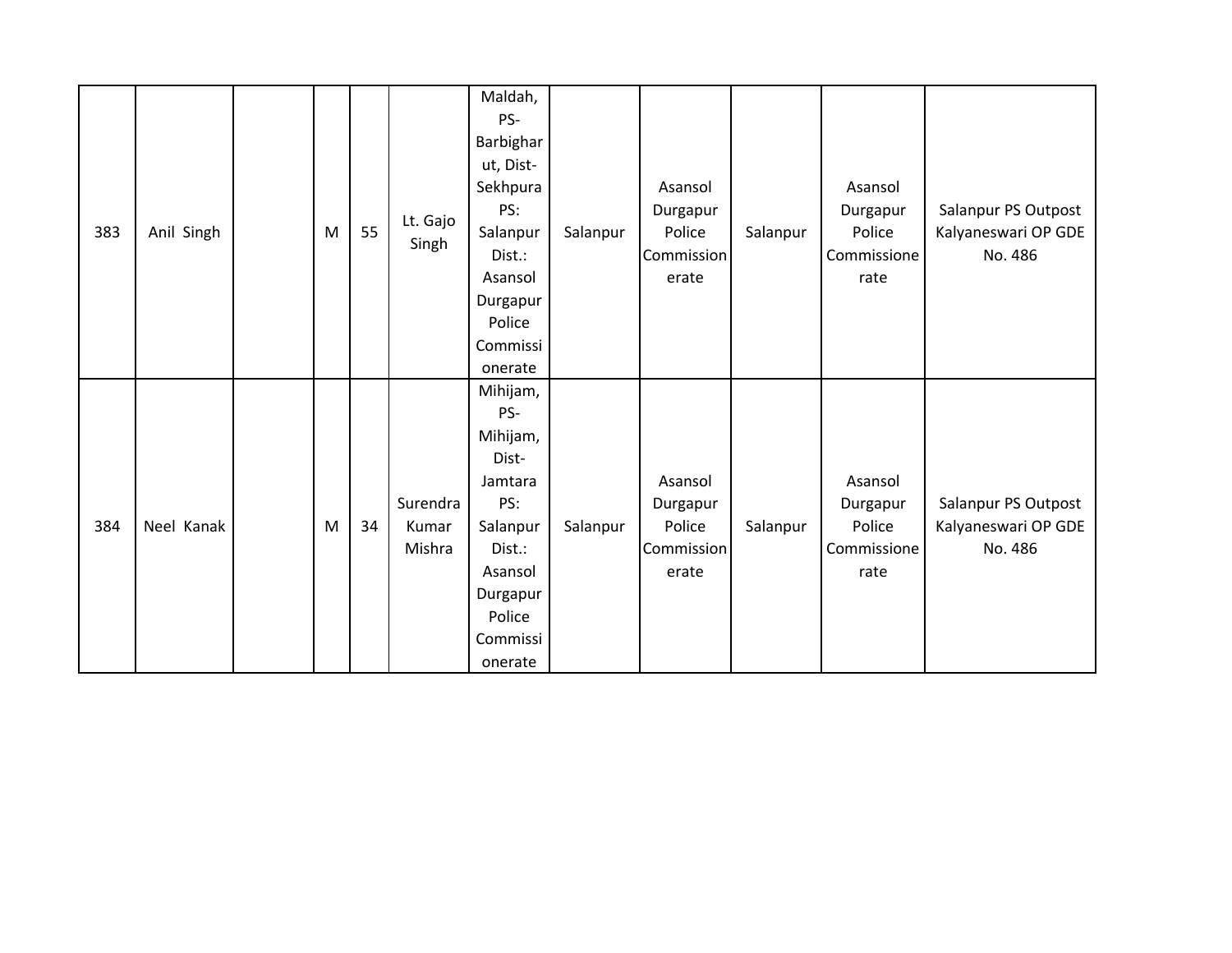| 383 | Anil Singh | | M | 55 | Lt. Gajo Singh | Maldah, PS-Barbighar ut, Dist-Sekhpura PS: Salanpur Dist.: Asansol Durgapur Police Commissi onerate | Salanpur | Asansol Durgapur Police Commission erate | Salanpur | Asansol Durgapur Police Commissione rate | Salanpur PS Outpost Kalyaneswari OP GDE No. 486 |
|---|---|---|---|---|---|---|---|---|---|---|---|
| 384 | Neel Kanak | | M | 34 | Surendra Kumar Mishra | Mihijam, PS-Mihijam, Dist-Jamtara PS: Salanpur Dist.: Asansol Durgapur Police Commissi onerate | Salanpur | Asansol Durgapur Police Commission erate | Salanpur | Asansol Durgapur Police Commissione rate | Salanpur PS Outpost Kalyaneswari OP GDE No. 486 |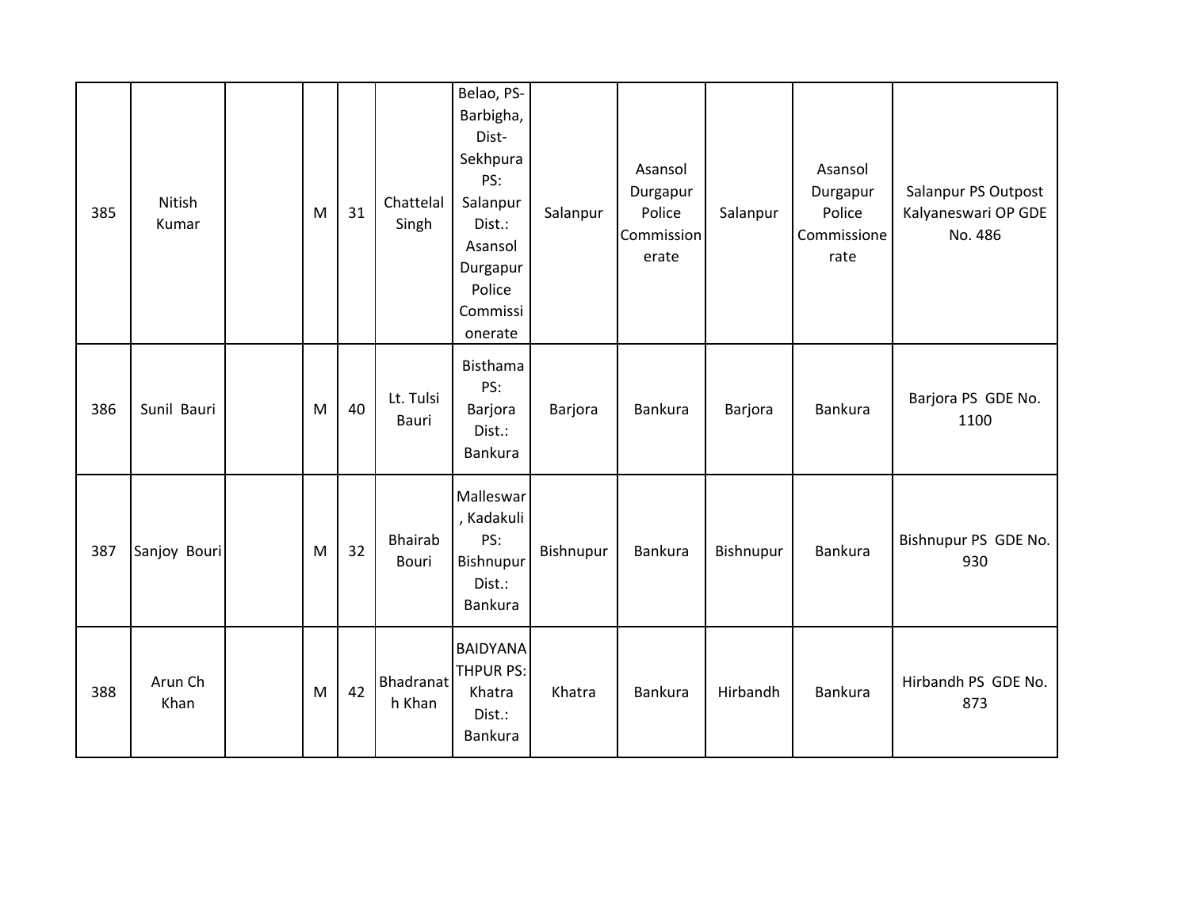| | | | | | | | | | | | |
|---|---|---|---|---|---|---|---|---|---|---|---|
| 385 | Nitish Kumar | | M | 31 | Chattelal Singh | Belao, PS-Barbigha, Dist-Sekhpura PS: Salanpur Dist.: Asansol Durgapur Police Commissionerate | Salanpur | Asansol Durgapur Police Commissionerate | Salanpur | Asansol Durgapur Police Commissionerate | Salanpur PS Outpost Kalyaneswari OP GDE No. 486 |
| 386 | Sunil Bauri | | M | 40 | Lt. Tulsi Bauri | Bisthama PS: Barjora Dist.: Bankura | Barjora | Bankura | Barjora | Bankura | Barjora PS GDE No. 1100 |
| 387 | Sanjoy Bouri | | M | 32 | Bhairab Bouri | Malleswar, Kadakuli PS: Bishnupur Dist.: Bankura | Bishnupur | Bankura | Bishnupur | Bankura | Bishnupur PS GDE No. 930 |
| 388 | Arun Ch Khan | | M | 42 | Bhadranath Khan | BAIDYANATHPUR PS: Khatra Dist.: Bankura | Khatra | Bankura | Hirbandh | Bankura | Hirbandh PS GDE No. 873 |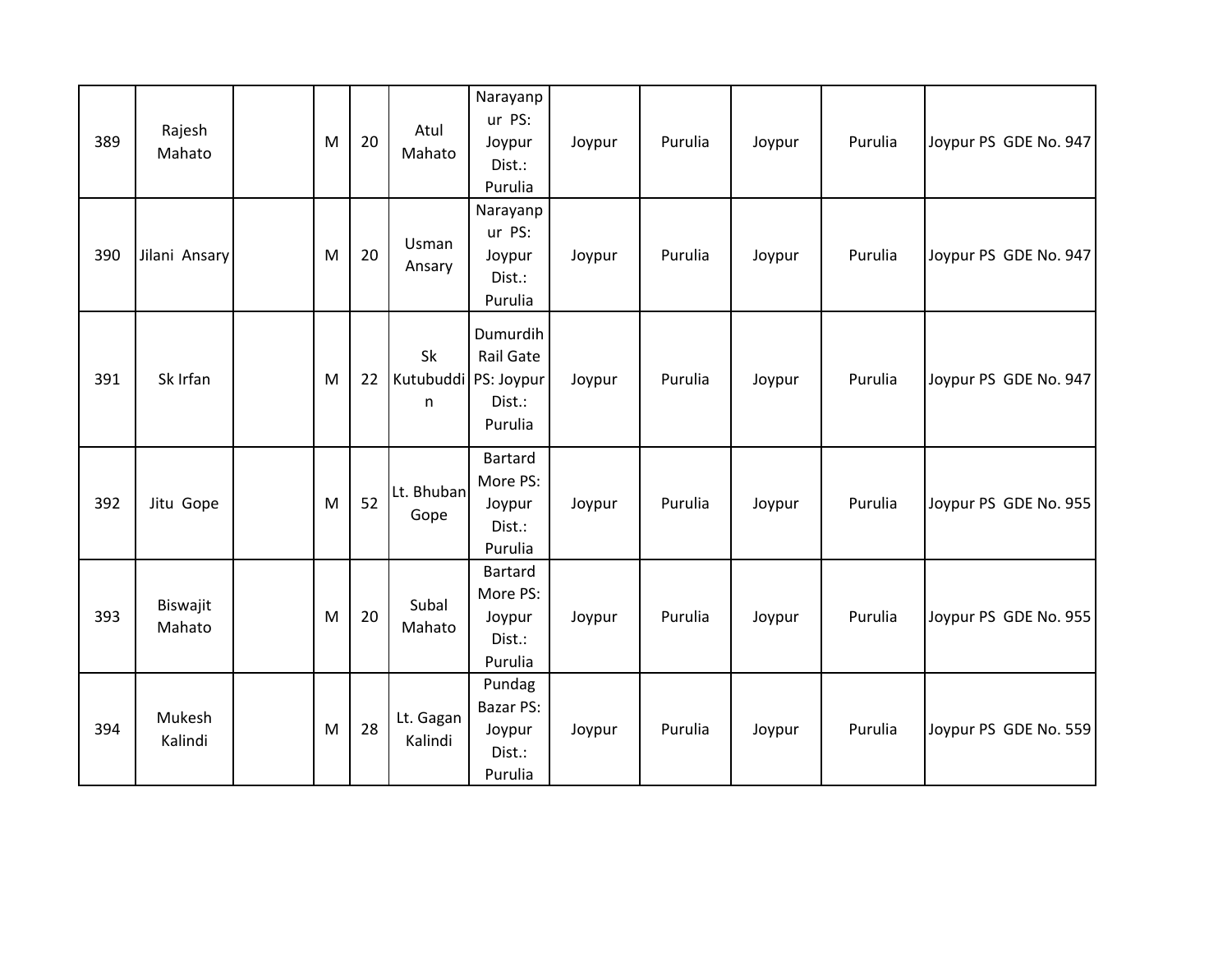| | | | | | | | | | | | |
|---|---|---|---|---|---|---|---|---|---|---|---|
| 389 | Rajesh Mahato | | M | 20 | Atul Mahato | Narayanpur PS: Joypur Dist.: Purulia | Joypur | Purulia | Joypur | Purulia | Joypur PS GDE No. 947 |
| 390 | Jilani Ansary | | M | 20 | Usman Ansary | Narayanpur PS: Joypur Dist.: Purulia | Joypur | Purulia | Joypur | Purulia | Joypur PS GDE No. 947 |
| 391 | Sk Irfan | | M | 22 | Sk Kutubuddin | Dumurdih Rail Gate PS: Joypur Dist.: Purulia | Joypur | Purulia | Joypur | Purulia | Joypur PS GDE No. 947 |
| 392 | Jitu Gope | | M | 52 | Lt. Bhuban Gope | Bartard More PS: Joypur Dist.: Purulia | Joypur | Purulia | Joypur | Purulia | Joypur PS GDE No. 955 |
| 393 | Biswajit Mahato | | M | 20 | Subal Mahato | Bartard More PS: Joypur Dist.: Purulia | Joypur | Purulia | Joypur | Purulia | Joypur PS GDE No. 955 |
| 394 | Mukesh Kalindi | | M | 28 | Lt. Gagan Kalindi | Pundag Bazar PS: Joypur Dist.: Purulia | Joypur | Purulia | Joypur | Purulia | Joypur PS GDE No. 559 |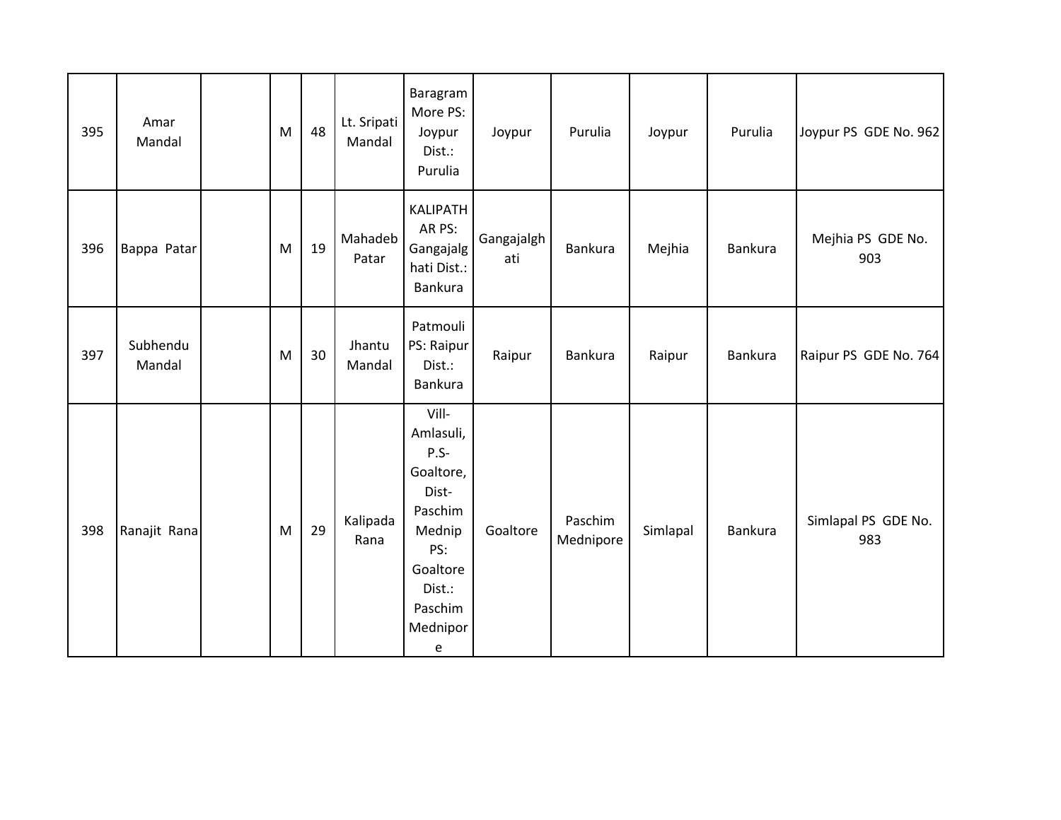| 395 | Amar Mandal | | M | 48 | Lt. Sripati Mandal | Baragram More PS: Joypur Dist.: Purulia | Joypur | Purulia | Joypur | Purulia | Joypur PS GDE No. 962 |
|---|---|---|---|---|---|---|---|---|---|---|---|
| 396 | Bappa Patar | | M | 19 | Mahadeb Patar | KALIPATHAR PS: Gangajalghati Dist.: Bankura | Gangajalghati | Bankura | Mejhia | Bankura | Mejhia PS GDE No. 903 |
| 397 | Subhendu Mandal | | M | 30 | Jhantu Mandal | Patmouli PS: Raipur Dist.: Bankura | Raipur | Bankura | Raipur | Bankura | Raipur PS GDE No. 764 |
| 398 | Ranajit Rana | | M | 29 | Kalipada Rana | Vill-Amlasuli, P.S-Goaltore, Dist-Paschim Mednip PS: Goaltore Dist.: Paschim Mednipore | Goaltore | Paschim Mednipore | Simlapal | Bankura | Simlapal PS GDE No. 983 |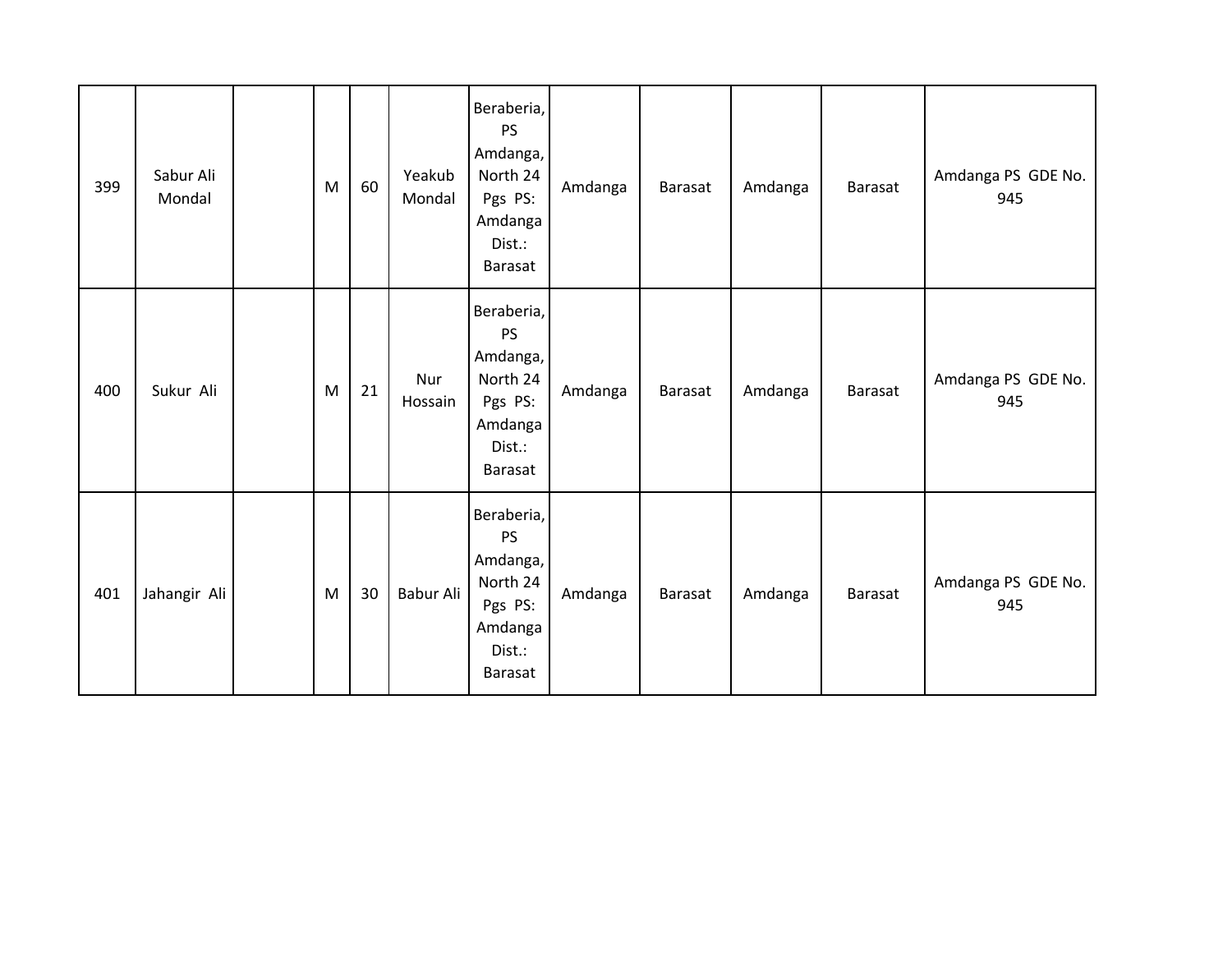| | | | | | | | | | | | |
|---|---|---|---|---|---|---|---|---|---|---|---|
| 399 | Sabur Ali Mondal | | M | 60 | Yeakub Mondal | Beraberia, PS Amdanga, North 24 Pgs PS: Amdanga Dist.: Barasat | Amdanga | Barasat | Amdanga | Barasat | Amdanga PS GDE No. 945 |
| 400 | Sukur Ali | | M | 21 | Nur Hossain | Beraberia, PS Amdanga, North 24 Pgs PS: Amdanga Dist.: Barasat | Amdanga | Barasat | Amdanga | Barasat | Amdanga PS GDE No. 945 |
| 401 | Jahangir Ali | | M | 30 | Babur Ali | Beraberia, PS Amdanga, North 24 Pgs PS: Amdanga Dist.: Barasat | Amdanga | Barasat | Amdanga | Barasat | Amdanga PS GDE No. 945 |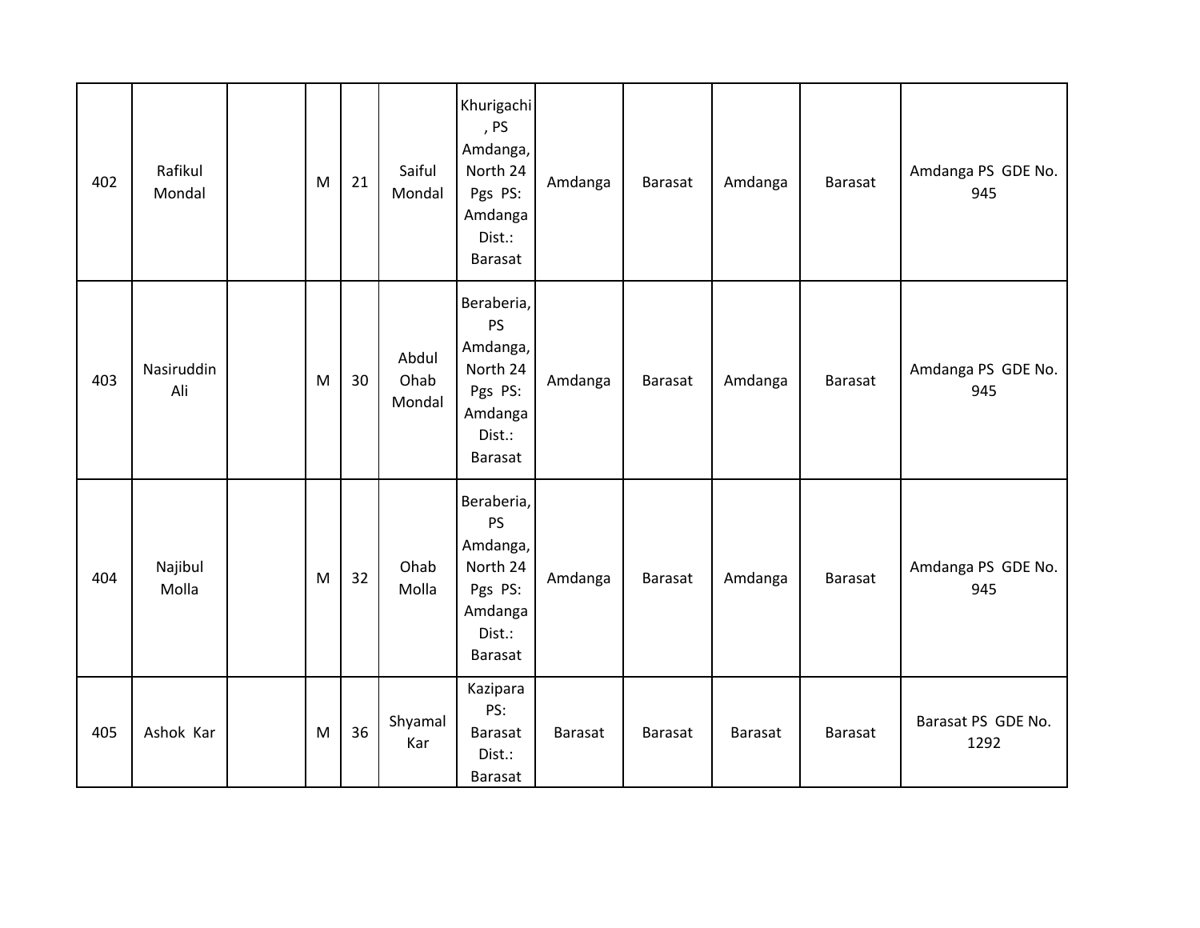| 402 | Rafikul Mondal | | M | 21 | Saiful Mondal | Khurigachi, PS Amdanga, North 24 Pgs PS: Amdanga Dist.: Barasat | Amdanga | Barasat | Amdanga | Barasat | Amdanga PS GDE No. 945 |
|---|---|---|---|---|---|---|---|---|---|---|---|
| 403 | Nasiruddin Ali | | M | 30 | Abdul Ohab Mondal | Beraberia, PS Amdanga, North 24 Pgs PS: Amdanga Dist.: Barasat | Amdanga | Barasat | Amdanga | Barasat | Amdanga PS GDE No. 945 |
| 404 | Najibul Molla | | M | 32 | Ohab Molla | Beraberia, PS Amdanga, North 24 Pgs PS: Amdanga Dist.: Barasat | Amdanga | Barasat | Amdanga | Barasat | Amdanga PS GDE No. 945 |
| 405 | Ashok Kar | | M | 36 | Shyamal Kar | Kazipara PS: Barasat Dist.: Barasat | Barasat | Barasat | Barasat | Barasat | Barasat PS GDE No. 1292 |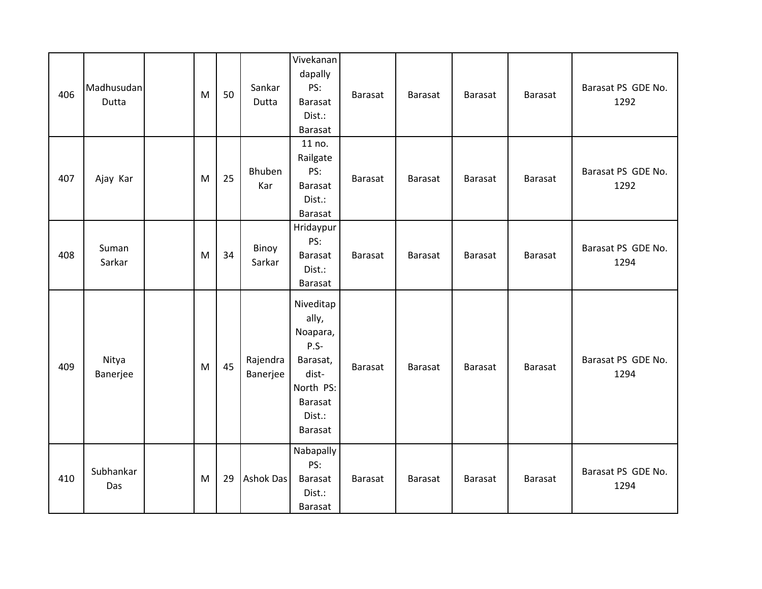| 406 | Madhusudan Dutta | | M | 50 | Sankar Dutta | Vivekanandapally PS: Barasat Dist.: Barasat | Barasat | Barasat | Barasat | Barasat | Barasat PS GDE No. 1292 |
|---|---|---|---|---|---|---|---|---|---|---|---|
| 407 | Ajay Kar | | M | 25 | Bhuben Kar | 11 no. Railgate PS: Barasat Dist.: Barasat | Barasat | Barasat | Barasat | Barasat | Barasat PS GDE No. 1292 |
| 408 | Suman Sarkar | | M | 34 | Binoy Sarkar | Hridaypur PS: Barasat Dist.: Barasat | Barasat | Barasat | Barasat | Barasat | Barasat PS GDE No. 1294 |
| 409 | Nitya Banerjee | | M | 45 | Rajendra Banerjee | Niveditapally, Noapara, P.S- Barasat, dist- North PS: Barasat Dist.: Barasat | Barasat | Barasat | Barasat | Barasat | Barasat PS GDE No. 1294 |
| 410 | Subhankar Das | | M | 29 | Ashok Das | Nabapally PS: Barasat Dist.: Barasat | Barasat | Barasat | Barasat | Barasat | Barasat PS GDE No. 1294 |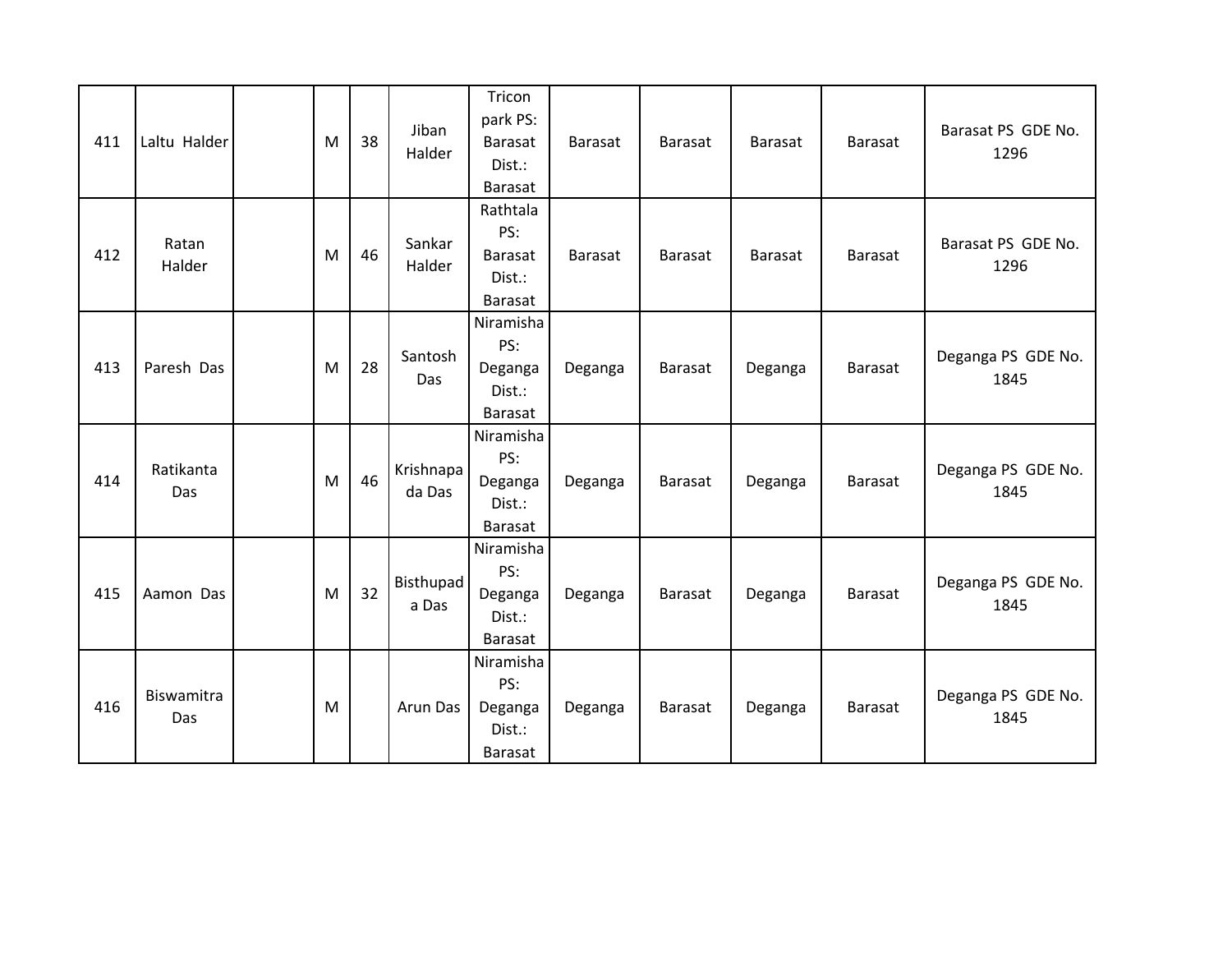| 411 | Laltu Halder | | M | 38 | Jiban Halder | Tricon park PS: Barasat Dist.: Barasat | Barasat | Barasat | Barasat | Barasat | Barasat PS GDE No. 1296 |
|---|---|---|---|---|---|---|---|---|---|---|---|
| 412 | Ratan Halder | | M | 46 | Sankar Halder | Rathtala PS: Barasat Dist.: Barasat | Barasat | Barasat | Barasat | Barasat | Barasat PS GDE No. 1296 |
| 413 | Paresh Das | | M | 28 | Santosh Das | Niramisha PS: Deganga Dist.: Barasat | Deganga | Barasat | Deganga | Barasat | Deganga PS GDE No. 1845 |
| 414 | Ratikanta Das | | M | 46 | Krishnapada Das | Niramisha PS: Deganga Dist.: Barasat | Deganga | Barasat | Deganga | Barasat | Deganga PS GDE No. 1845 |
| 415 | Aamon Das | | M | 32 | Bisthupada Das | Niramisha PS: Deganga Dist.: Barasat | Deganga | Barasat | Deganga | Barasat | Deganga PS GDE No. 1845 |
| 416 | Biswamitra Das | | M | | Arun Das | Niramisha PS: Deganga Dist.: Barasat | Deganga | Barasat | Deganga | Barasat | Deganga PS GDE No. 1845 |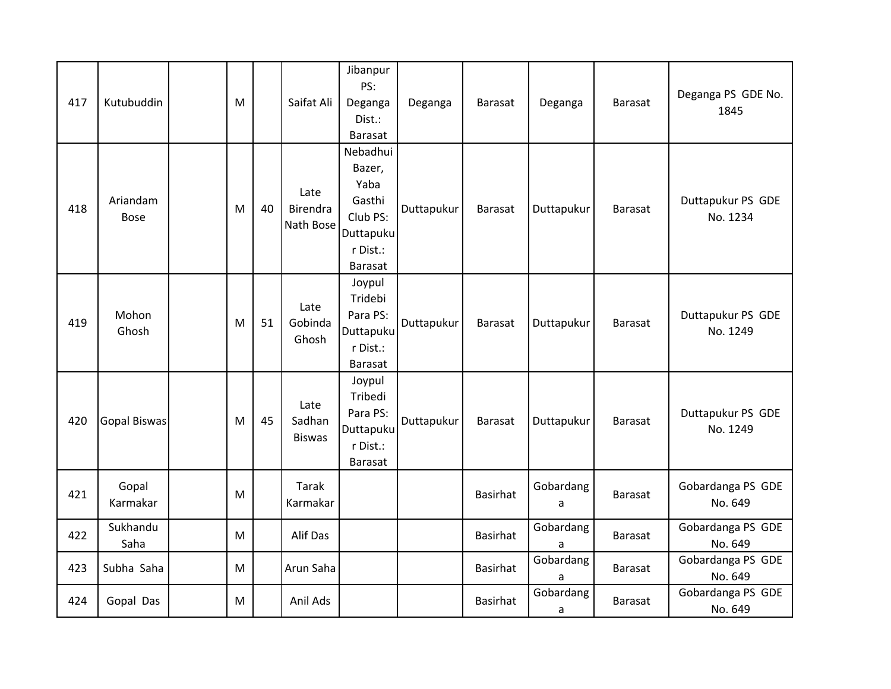| 417 | Kutubuddin | | M | | Saifat Ali | Jibanpur PS: Deganga Dist.: Barasat | Deganga | Barasat | Deganga | Barasat | Deganga PS GDE No. 1845 |
|---|---|---|---|---|---|---|---|---|---|---|---|
| 418 | Ariandam Bose | | M | 40 | Late Birendra Nath Bose | Nebadhui Bazer, Yaba Gasthi Club PS: Duttapukur Dist.: Barasat | Duttapukur | Barasat | Duttapukur | Barasat | Duttapukur PS GDE No. 1234 |
| 419 | Mohon Ghosh | | M | 51 | Late Gobinda Ghosh | Joypul Tridebi Para PS: Duttapukur Dist.: Barasat | Duttapukur | Barasat | Duttapukur | Barasat | Duttapukur PS GDE No. 1249 |
| 420 | Gopal Biswas | | M | 45 | Late Sadhan Biswas | Joypul Tribedi Para PS: Duttapukur Dist.: Barasat | Duttapukur | Barasat | Duttapukur | Barasat | Duttapukur PS GDE No. 1249 |
| 421 | Gopal Karmakar | | M | | Tarak Karmakar | | | Basirhat | Gobardanga | Barasat | Gobardanga PS GDE No. 649 |
| 422 | Sukhandu Saha | | M | | Alif Das | | | Basirhat | Gobardanga | Barasat | Gobardanga PS GDE No. 649 |
| 423 | Subha Saha | | M | | Arun Saha | | | Basirhat | Gobardanga | Barasat | Gobardanga PS GDE No. 649 |
| 424 | Gopal Das | | M | | Anil Ads | | | Basirhat | Gobardanga | Barasat | Gobardanga PS GDE No. 649 |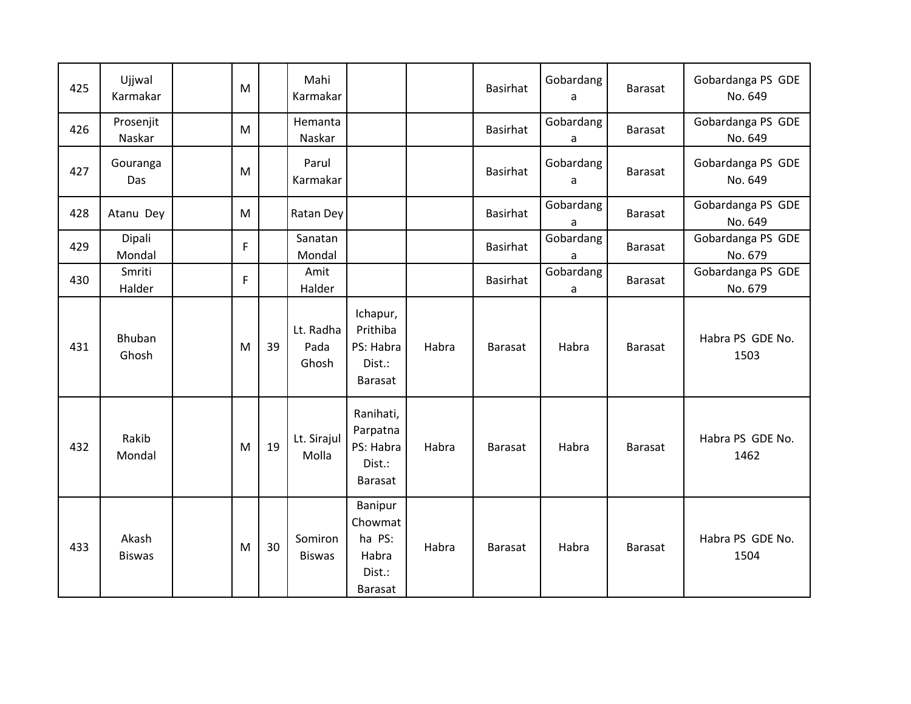| | | | | | | | | | | | |
|---|---|---|---|---|---|---|---|---|---|---|---|
| 425 | Ujjwal Karmakar | | M | | Mahi Karmakar | | | Basirhat | Gobardanga | Barasat | Gobardanga PS GDE No. 649 |
| 426 | Prosenjit Naskar | | M | | Hemanta Naskar | | | Basirhat | Gobardanga | Barasat | Gobardanga PS GDE No. 649 |
| 427 | Gouranga Das | | M | | Parul Karmakar | | | Basirhat | Gobardanga | Barasat | Gobardanga PS GDE No. 649 |
| 428 | Atanu Dey | | M | | Ratan Dey | | | Basirhat | Gobardanga | Barasat | Gobardanga PS GDE No. 649 |
| 429 | Dipali Mondal | | F | | Sanatan Mondal | | | Basirhat | Gobardanga | Barasat | Gobardanga PS GDE No. 679 |
| 430 | Smriti Halder | | F | | Amit Halder | | | Basirhat | Gobardanga | Barasat | Gobardanga PS GDE No. 679 |
| 431 | Bhuban Ghosh | | M | 39 | Lt. Radha Pada Ghosh | Ichapur, Prithiba PS: Habra Dist.: Barasat | Habra | Barasat | Habra | Barasat | Habra PS GDE No. 1503 |
| 432 | Rakib Mondal | | M | 19 | Lt. Sirajul Molla | Ranihati, Parpatna PS: Habra Dist.: Barasat | Habra | Barasat | Habra | Barasat | Habra PS GDE No. 1462 |
| 433 | Akash Biswas | | M | 30 | Somiron Biswas | Banipur Chowmatha PS: Habra Dist.: Barasat | Habra | Barasat | Habra | Barasat | Habra PS GDE No. 1504 |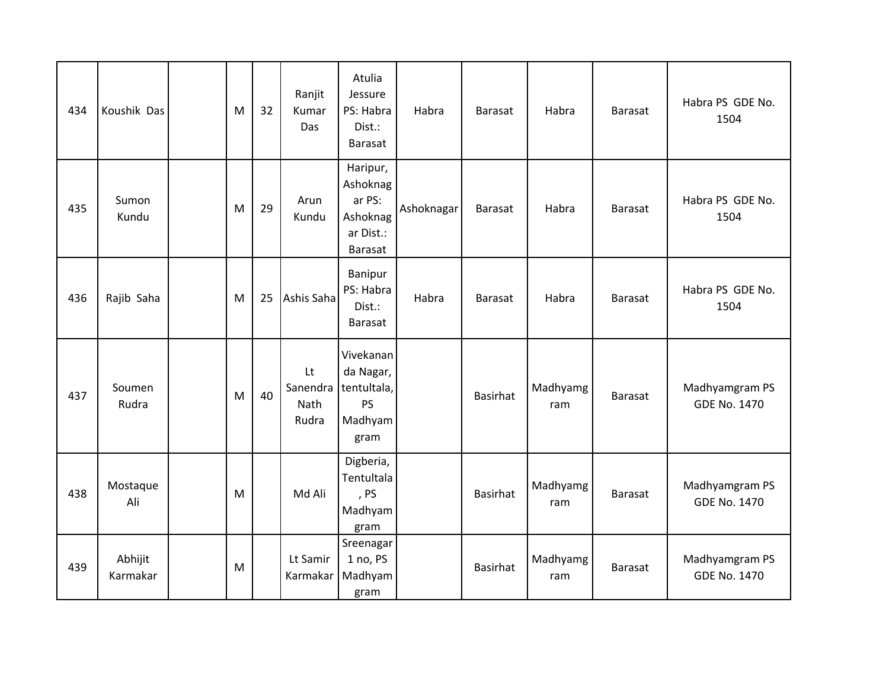| 434 | Koushik Das | | M | 32 | Ranjit Kumar Das | Atulia Jessure PS: Habra Dist.: Barasat | Habra | Barasat | Habra | Barasat | Habra PS GDE No. 1504 |
|---|---|---|---|---|---|---|---|---|---|---|---|
| 435 | Sumon Kundu | | M | 29 | Arun Kundu | Haripur, Ashoknagar PS: Ashoknagar Dist.: Barasat | Ashoknagar | Barasat | Habra | Barasat | Habra PS GDE No. 1504 |
| 436 | Rajib Saha | | M | 25 | Ashis Saha | Banipur PS: Habra Dist.: Barasat | Habra | Barasat | Habra | Barasat | Habra PS GDE No. 1504 |
| 437 | Soumen Rudra | | M | 40 | Lt Sanendra Nath Rudra | Vivekananda Nagar, tentultala, PS Madhyamgram | | Basirhat | Madhyamgram | Barasat | Madhyamgram PS GDE No. 1470 |
| 438 | Mostaque Ali | | M | | Md Ali | Digberia, Tentultala, PS Madhyamgram | | Basirhat | Madhyamgram | Barasat | Madhyamgram PS GDE No. 1470 |
| 439 | Abhijit Karmakar | | M | | Lt Samir Karmakar | Sreenagar 1 no, PS Madhyamgram | | Basirhat | Madhyamgram | Barasat | Madhyamgram PS GDE No. 1470 |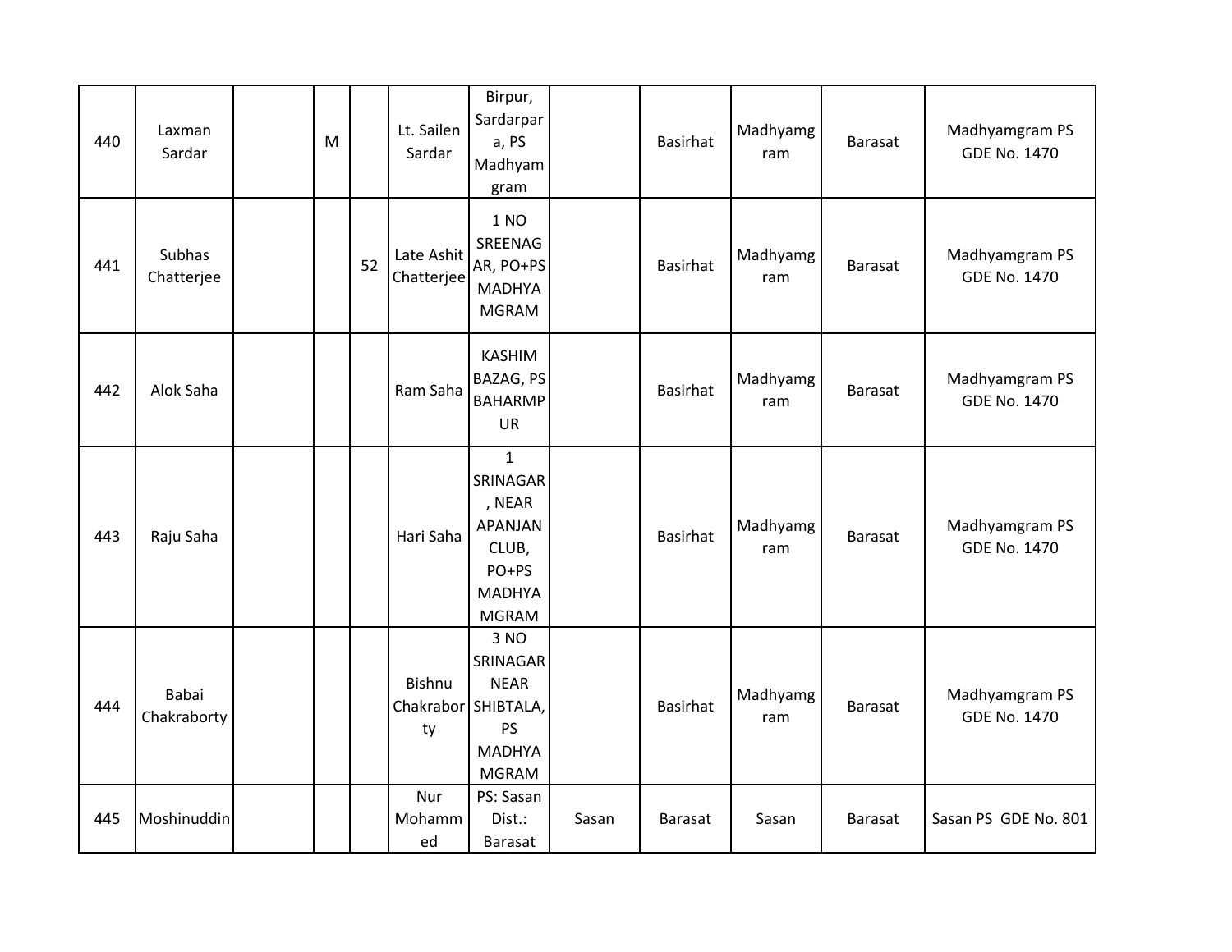| 440 | Laxman Sardar | | M | | Lt. Sailen Sardar | Birpur, Sardarpara, PS Madhyamgram | | Basirhat | Madhyamgram | Barasat | Madhyamgram PS GDE No. 1470 |
|---|---|---|---|---|---|---|---|---|---|---|---|
| 441 | Subhas Chatterjee | | | 52 | Late Ashit Chatterjee | 1 NO SREENAGAR, PO+PS MADHYAMGRAM | | Basirhat | Madhyamgram | Barasat | Madhyamgram PS GDE No. 1470 |
| 442 | Alok Saha | | | | Ram Saha | KASHIM BAZAG, PS BAHARMPUR | | Basirhat | Madhyamgram | Barasat | Madhyamgram PS GDE No. 1470 |
| 443 | Raju Saha | | | | Hari Saha | 1 SRINAGAR, NEAR APANJAN CLUB, PO+PS MADHYAMGRAM | | Basirhat | Madhyamgram | Barasat | Madhyamgram PS GDE No. 1470 |
| 444 | Babai Chakraborty | | | | Bishnu Chakraborty | 3 NO SRINAGAR NEAR SHIBTALA, PS MADHYAMGRAM | | Basirhat | Madhyamgram | Barasat | Madhyamgram PS GDE No. 1470 |
| 445 | Moshinuddin | | | | Nur Mohammed | PS: Sasan Dist.: Barasat | Sasan | Barasat | Sasan | Barasat | Sasan PS GDE No. 801 |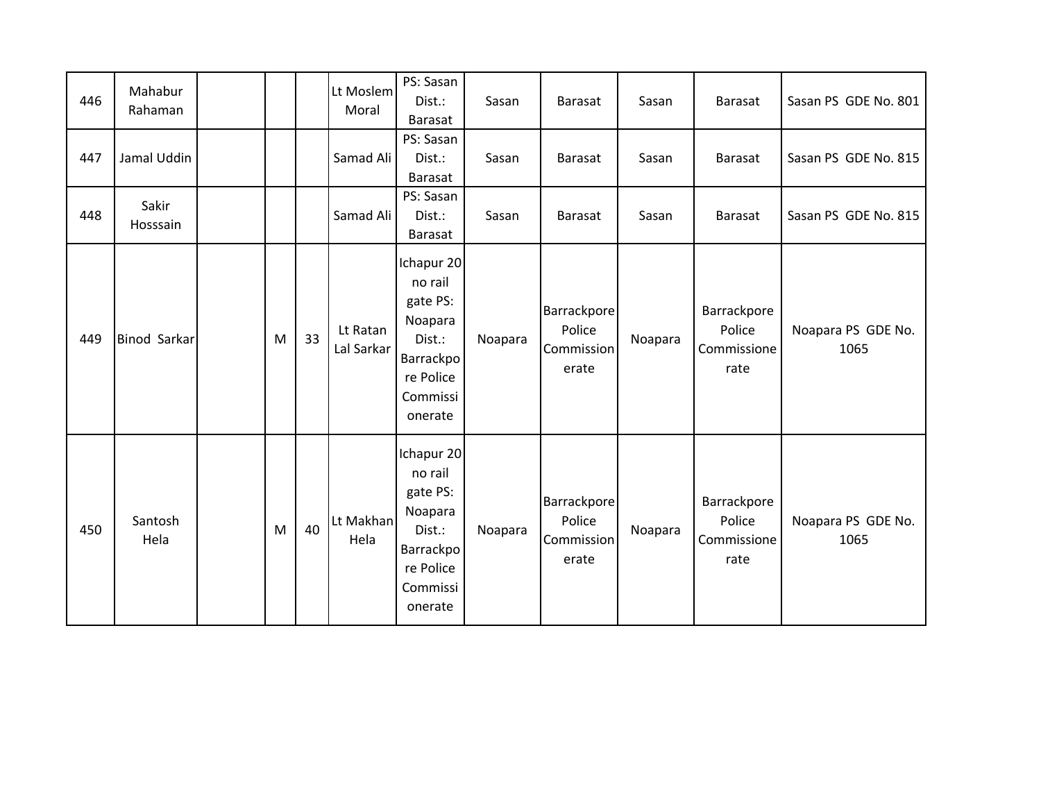| 446 | Mahabur Rahaman | | | | Lt Moslem Moral | PS: Sasan Dist.: Barasat | Sasan | Barasat | Sasan | Barasat | Sasan PS GDE No. 801 |
|---|---|---|---|---|---|---|---|---|---|---|---|
| 447 | Jamal Uddin | | | | Samad Ali | PS: Sasan Dist.: Barasat | Sasan | Barasat | Sasan | Barasat | Sasan PS GDE No. 815 |
| 448 | Sakir Hosssain | | | | Samad Ali | PS: Sasan Dist.: Barasat | Sasan | Barasat | Sasan | Barasat | Sasan PS GDE No. 815 |
| 449 | Binod Sarkar | | M | 33 | Lt Ratan Lal Sarkar | Ichapur 20 no rail gate PS: Noapara Dist.: Barrackpore Police Commissionerate | Noapara | Barrackpore Police Commissionerate | Noapara | Barrackpore Police Commissionerate | Noapara PS GDE No. 1065 |
| 450 | Santosh Hela | | M | 40 | Lt Makhan Hela | Ichapur 20 no rail gate PS: Noapara Dist.: Barrackpore Police Commissionerate | Noapara | Barrackpore Police Commissionerate | Noapara | Barrackpore Police Commissionerate | Noapara PS GDE No. 1065 |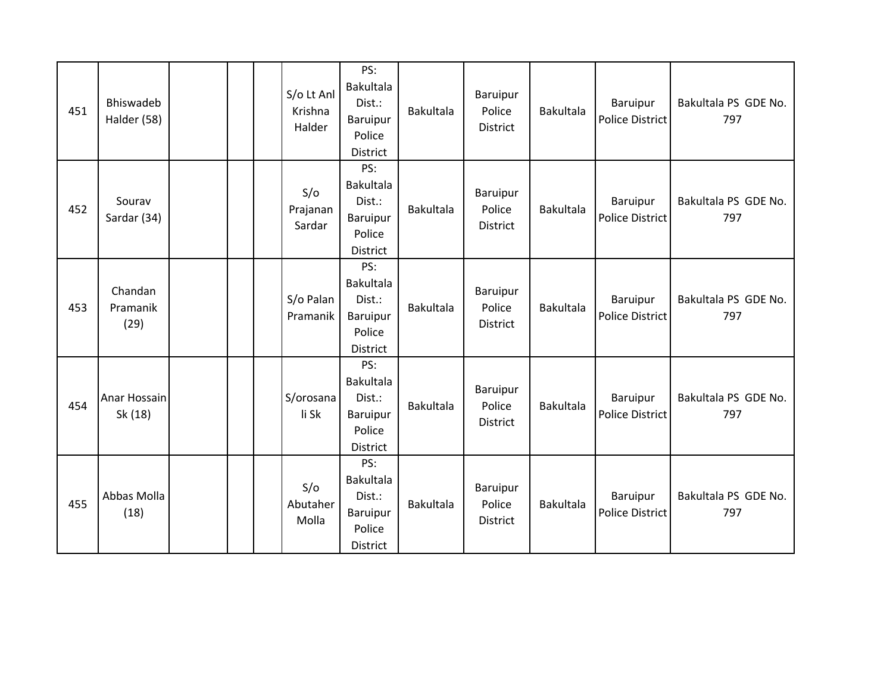| | | | | | | | | | | | |
|---|---|---|---|---|---|---|---|---|---|---|---|
| 451 | Bhiswadeb Halder (58) | | | | S/o Lt Anl Krishna Halder | PS: Bakultala Dist.: Baruipur Police District | Bakultala | Baruipur Police District | Bakultala | Baruipur Police District | Bakultala PS GDE No. 797 |
| 452 | Sourav Sardar (34) | | | | S/o Prajanan Sardar | PS: Bakultala Dist.: Baruipur Police District | Bakultala | Baruipur Police District | Bakultala | Baruipur Police District | Bakultala PS GDE No. 797 |
| 453 | Chandan Pramanik (29) | | | | S/o Palan Pramanik | PS: Bakultala Dist.: Baruipur Police District | Bakultala | Baruipur Police District | Bakultala | Baruipur Police District | Bakultala PS GDE No. 797 |
| 454 | Anar Hossain Sk (18) | | | | S/orosanali Sk | PS: Bakultala Dist.: Baruipur Police District | Bakultala | Baruipur Police District | Bakultala | Baruipur Police District | Bakultala PS GDE No. 797 |
| 455 | Abbas Molla (18) | | | | S/o Abutaher Molla | PS: Bakultala Dist.: Baruipur Police District | Bakultala | Baruipur Police District | Bakultala | Baruipur Police District | Bakultala PS GDE No. 797 |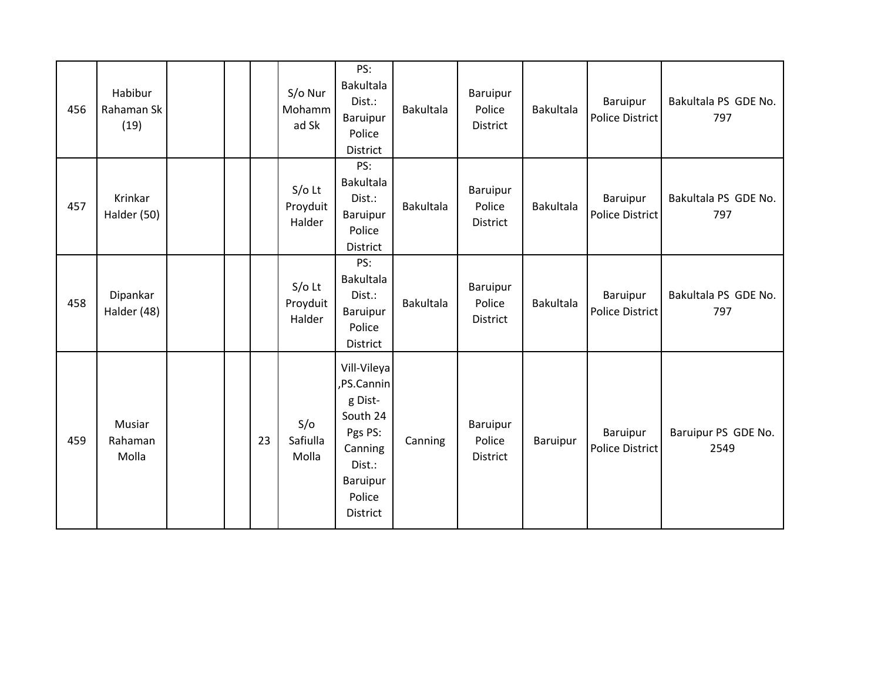| | | | | | | | | | | | |
|---|---|---|---|---|---|---|---|---|---|---|---|
| 456 | Habibur Rahaman Sk (19) | | | | S/o Nur Mohammad Sk | PS: Bakultala Dist.: Baruipur Police District | Bakultala | Baruipur Police District | Bakultala | Baruipur Police District | Bakultala PS GDE No. 797 |
| 457 | Krinkar Halder (50) | | | | S/o Lt Proyduit Halder | PS: Bakultala Dist.: Baruipur Police District | Bakultala | Baruipur Police District | Bakultala | Baruipur Police District | Bakultala PS GDE No. 797 |
| 458 | Dipankar Halder (48) | | | | S/o Lt Proyduit Halder | PS: Bakultala Dist.: Baruipur Police District | Bakultala | Baruipur Police District | Bakultala | Baruipur Police District | Bakultala PS GDE No. 797 |
| 459 | Musiar Rahaman Molla | | | 23 | S/o Safiulla Molla | Vill-Vileya ,PS.Canning Dist-South 24 Pgs PS: Canning Dist.: Baruipur Police District | Canning | Baruipur Police District | Baruipur | Baruipur Police District | Baruipur PS GDE No. 2549 |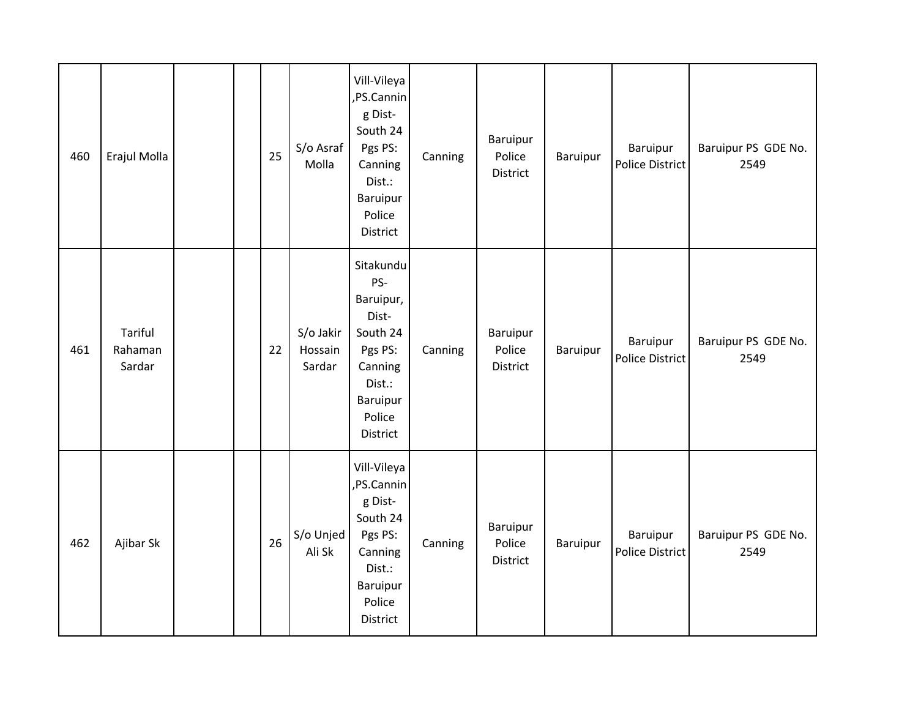| 460 | Erajul Molla | | | 25 | S/o Asraf Molla | Vill-Vileya ,PS.Canning Dist- South 24 Pgs PS: Canning Dist.: Baruipur Police District | Canning | Baruipur Police District | Baruipur | Baruipur Police District | Baruipur PS GDE No. 2549 |
|---|---|---|---|---|---|---|---|---|---|---|---|
| 461 | Tariful Rahaman Sardar | | | 22 | S/o Jakir Hossain Sardar | Sitakundu PS- Baruipur, Dist- South 24 Pgs PS: Canning Dist.: Baruipur Police District | Canning | Baruipur Police District | Baruipur | Baruipur Police District | Baruipur PS GDE No. 2549 |
| 462 | Ajibar Sk | | | 26 | S/o Unjed Ali Sk | Vill-Vileya ,PS.Canning Dist- South 24 Pgs PS: Canning Dist.: Baruipur Police District | Canning | Baruipur Police District | Baruipur | Baruipur Police District | Baruipur PS GDE No. 2549 |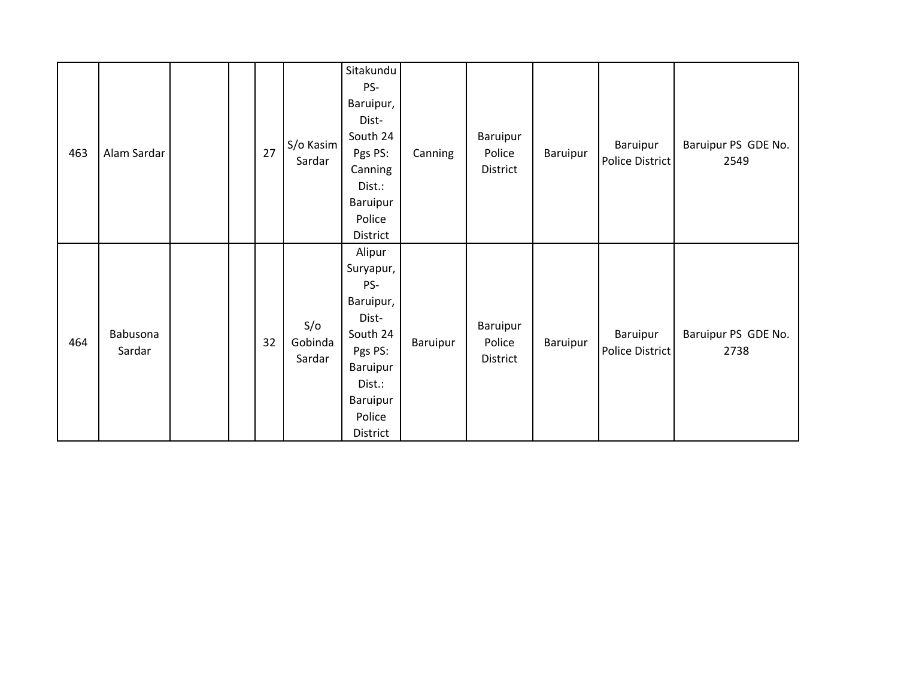| | | | | | | | | | | | |
|---|---|---|---|---|---|---|---|---|---|---|---|
| 463 | Alam Sardar | | | 27 | S/o Kasim Sardar | Sitakundu PS- Baruipur, Dist- South 24 Pgs PS: Canning Dist.: Baruipur Police District | Canning | Baruipur Police District | Baruipur | Baruipur Police District | Baruipur PS GDE No. 2549 |
| 464 | Babusona Sardar | | | 32 | S/o Gobinda Sardar | Alipur Suryapur, PS- Baruipur, Dist- South 24 Pgs PS: Baruipur Dist.: Baruipur Police District | Baruipur | Baruipur Police District | Baruipur | Baruipur Police District | Baruipur PS GDE No. 2738 |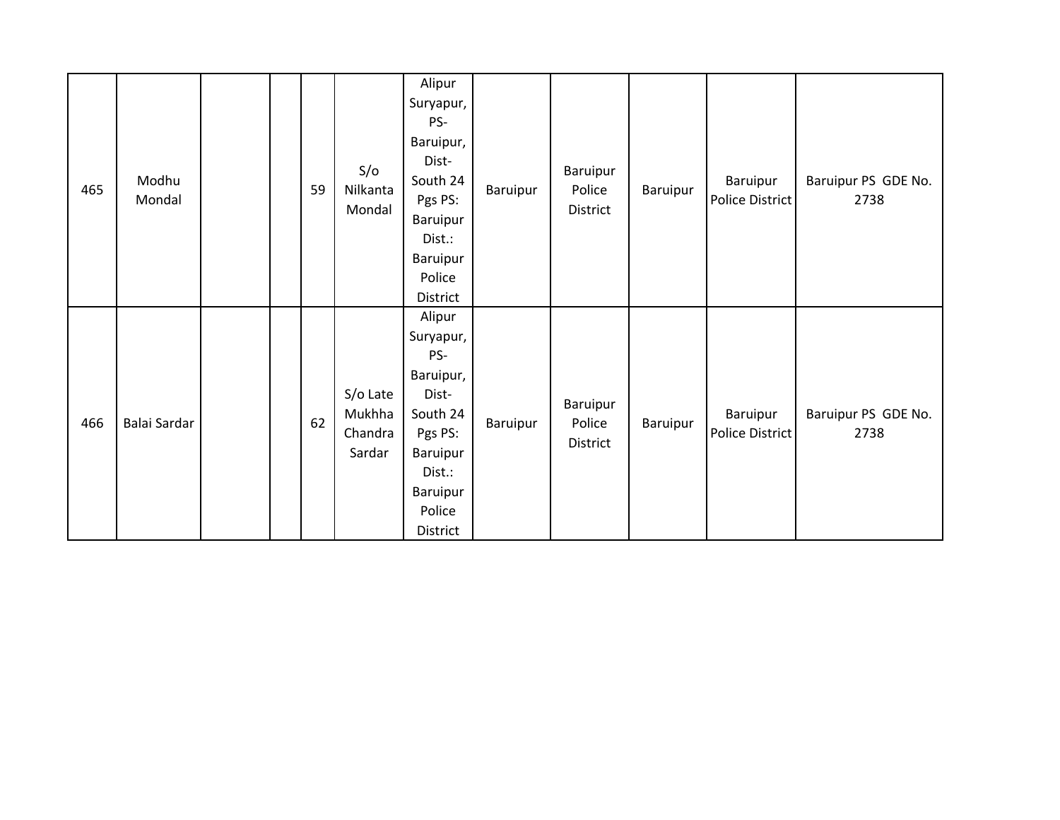| 465 | Modhu Mondal | | | 59 | S/o Nilkanta Mondal | Alipur Suryapur, PS- Baruipur, Dist- South 24 Pgs PS: Baruipur Dist.: Baruipur Police District | Baruipur | Baruipur Police District | Baruipur | Baruipur Police District | Baruipur PS GDE No. 2738 |
|---|---|---|---|---|---|---|---|---|---|---|---|
| 466 | Balai Sardar | | | 62 | S/o Late Mukhha Chandra Sardar | Alipur Suryapur, PS- Baruipur, Dist- South 24 Pgs PS: Baruipur Dist.: Baruipur Police District | Baruipur | Baruipur Police District | Baruipur | Baruipur Police District | Baruipur PS GDE No. 2738 |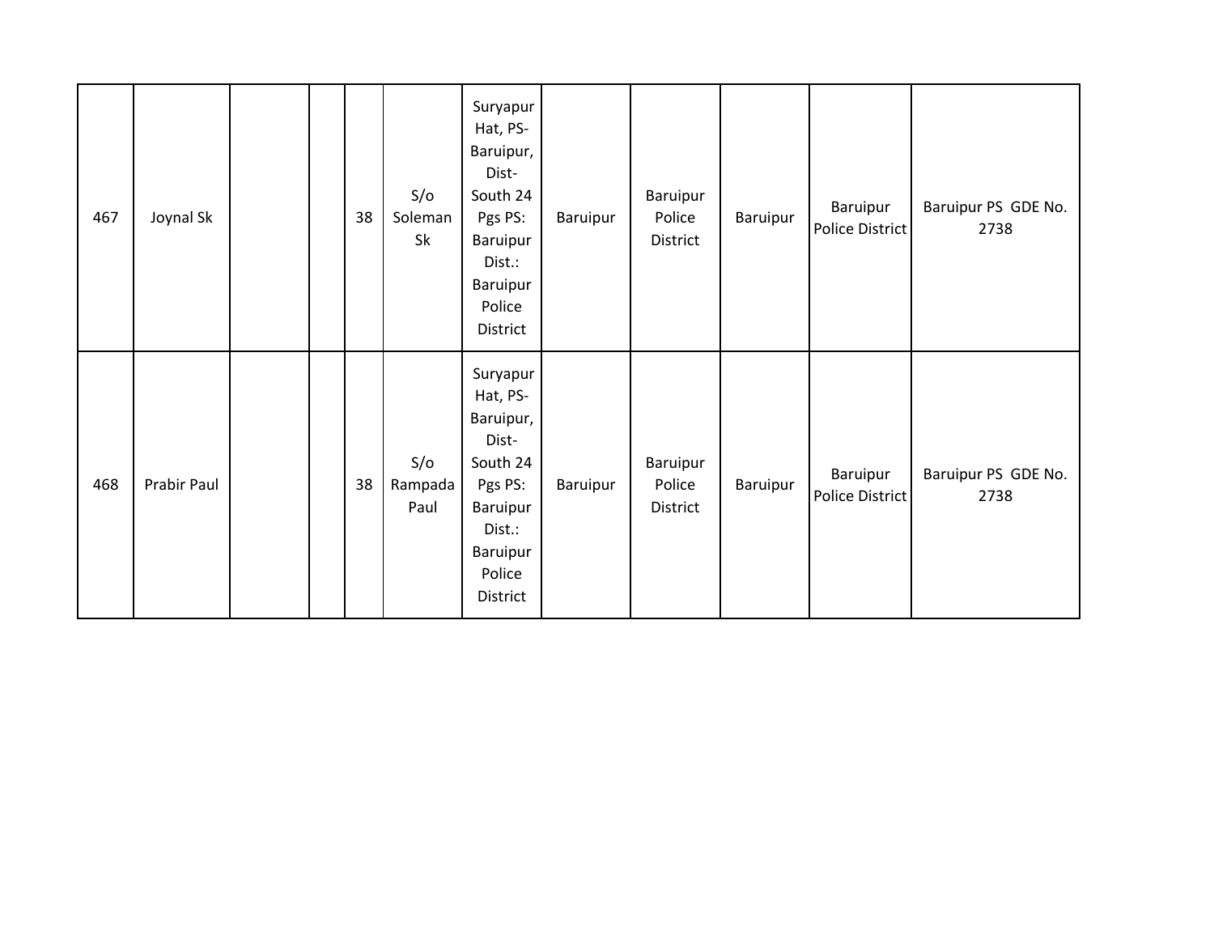| 467 | Joynal Sk | | | 38 | S/o Soleman Sk | Suryapur Hat, PS-Baruipur, Dist-South 24 Pgs PS: Baruipur Dist.: Baruipur Police District | Baruipur | Baruipur Police District | Baruipur | Baruipur Police District | Baruipur PS GDE No. 2738 |
|---|---|---|---|---|---|---|---|---|---|---|---|
| 468 | Prabir Paul | | | 38 | S/o Rampada Paul | Suryapur Hat, PS-Baruipur, Dist-South 24 Pgs PS: Baruipur Dist.: Baruipur Police District | Baruipur | Baruipur Police District | Baruipur | Baruipur Police District | Baruipur PS GDE No. 2738 |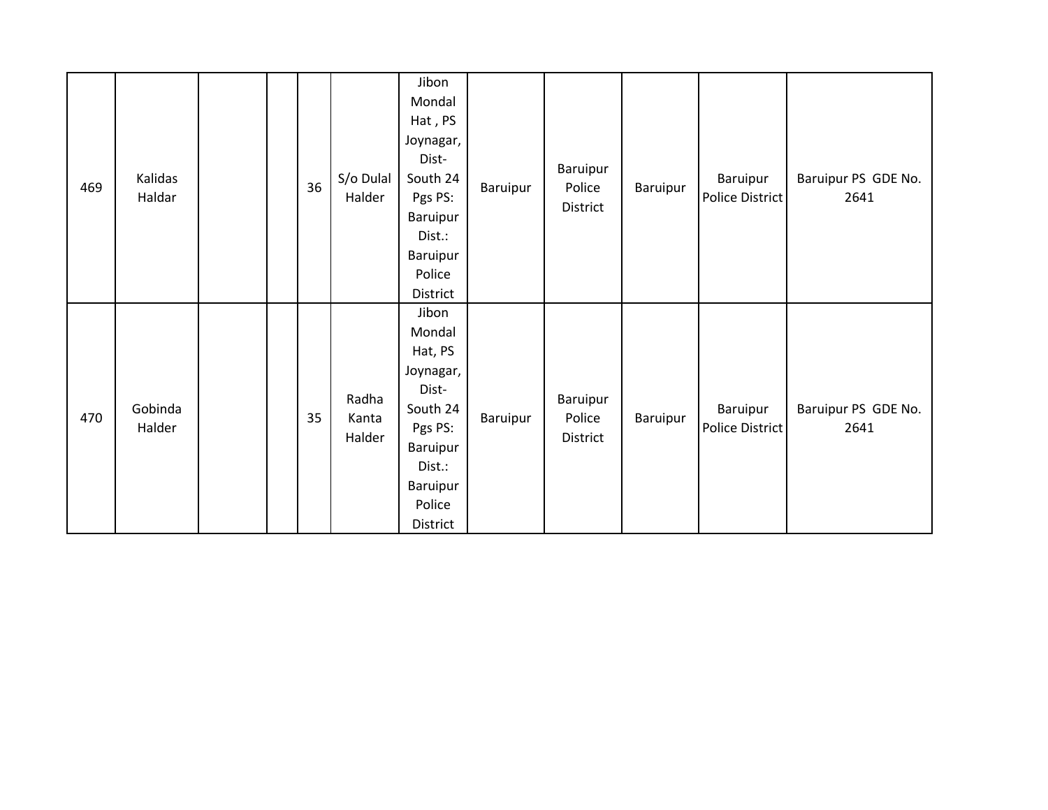| | | | | | | | | | | | |
|---|---|---|---|---|---|---|---|---|---|---|---|
| 469 | Kalidas Haldar | | | 36 | S/o Dulal Halder | Jibon Mondal Hat , PS Joynagar, Dist- South 24 Pgs PS: Baruipur Dist.: Baruipur Police District | Baruipur | Baruipur Police District | Baruipur | Baruipur Police District | Baruipur PS GDE No. 2641 |
| 470 | Gobinda Halder | | | 35 | Radha Kanta Halder | Jibon Mondal Hat, PS Joynagar, Dist- South 24 Pgs PS: Baruipur Dist.: Baruipur Police District | Baruipur | Baruipur Police District | Baruipur | Baruipur Police District | Baruipur PS GDE No. 2641 |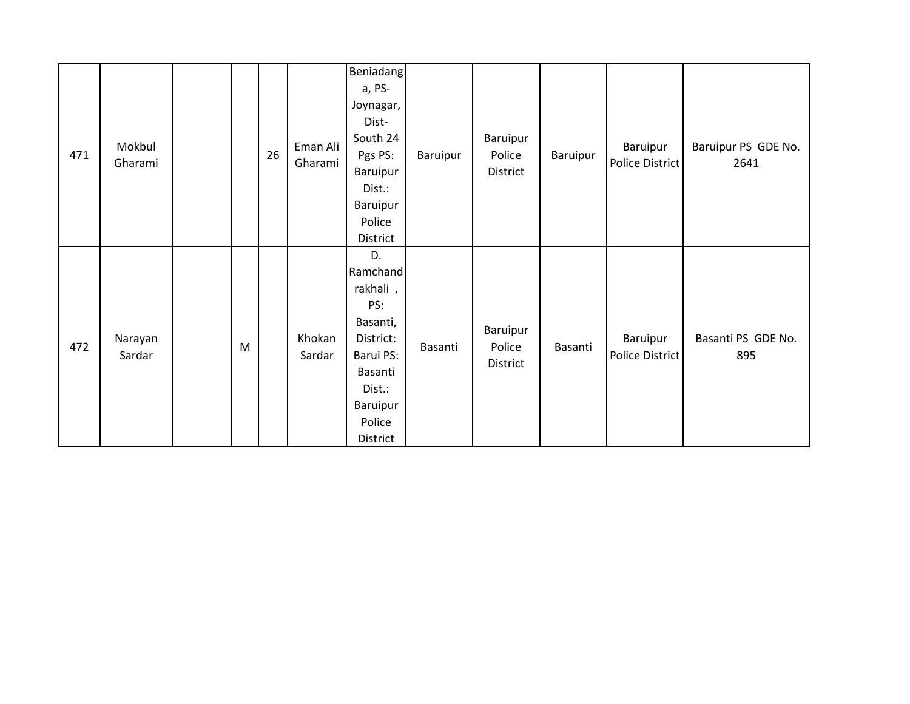| | | | | | | | | | | | | |
|---|---|---|---|---|---|---|---|---|---|---|---|---|
| 471 | Mokbul Gharami | | | 26 | Eman Ali Gharami | Beniadanga, PS- Joynagar, Dist- South 24 Pgs PS: Baruipur Dist.: Baruipur Police District | Baruipur | Baruipur Police District | Baruipur | Baruipur Police District | Baruipur PS GDE No. 2641 |
| 472 | Narayan Sardar | | M | | Khokan Sardar | D. Ramchandrakhali , PS: Basanti, District: Barui PS: Basanti Dist.: Baruipur Police District | Basanti | Baruipur Police District | Basanti | Baruipur Police District | Basanti PS GDE No. 895 |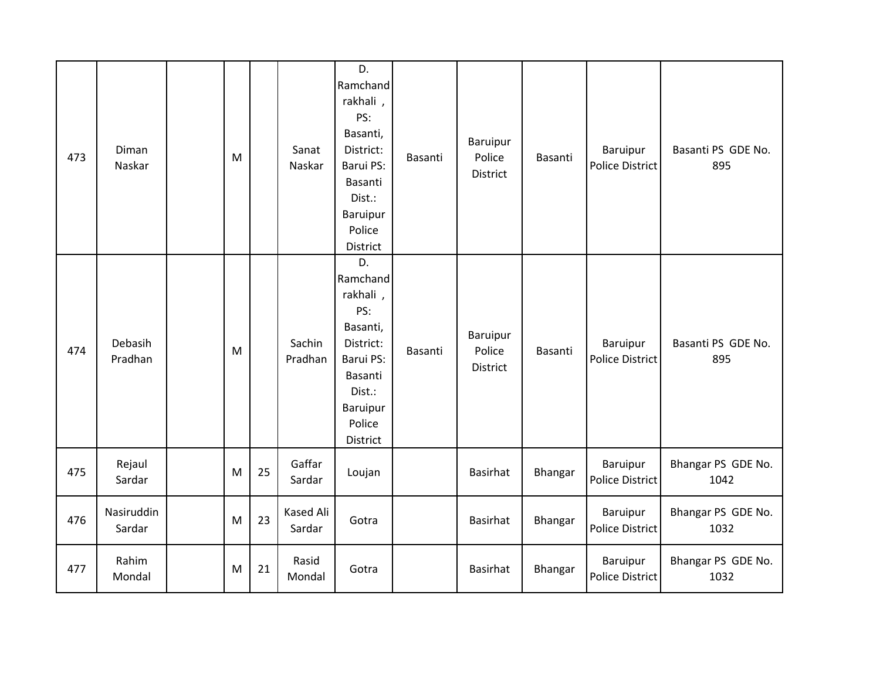| | | | | | | | | | | | |
|---|---|---|---|---|---|---|---|---|---|---|---|
| 473 | Diman Naskar | | M | | Sanat Naskar | D. Ramchandrakhali , PS: Basanti, District: Barui PS: Basanti Dist.: Baruipur Police District | Basanti | Baruipur Police District | Basanti | Baruipur Police District | Basanti PS GDE No. 895 |
| 474 | Debasih Pradhan | | M | | Sachin Pradhan | D. Ramchandrakhali , PS: Basanti, District: Barui PS: Basanti Dist.: Baruipur Police District | Basanti | Baruipur Police District | Basanti | Baruipur Police District | Basanti PS GDE No. 895 |
| 475 | Rejaul Sardar | | M | 25 | Gaffar Sardar | Loujan | | Basirhat | Bhangar | Baruipur Police District | Bhangar PS GDE No. 1042 |
| 476 | Nasiruddin Sardar | | M | 23 | Kased Ali Sardar | Gotra | | Basirhat | Bhangar | Baruipur Police District | Bhangar PS GDE No. 1032 |
| 477 | Rahim Mondal | | M | 21 | Rasid Mondal | Gotra | | Basirhat | Bhangar | Baruipur Police District | Bhangar PS GDE No. 1032 |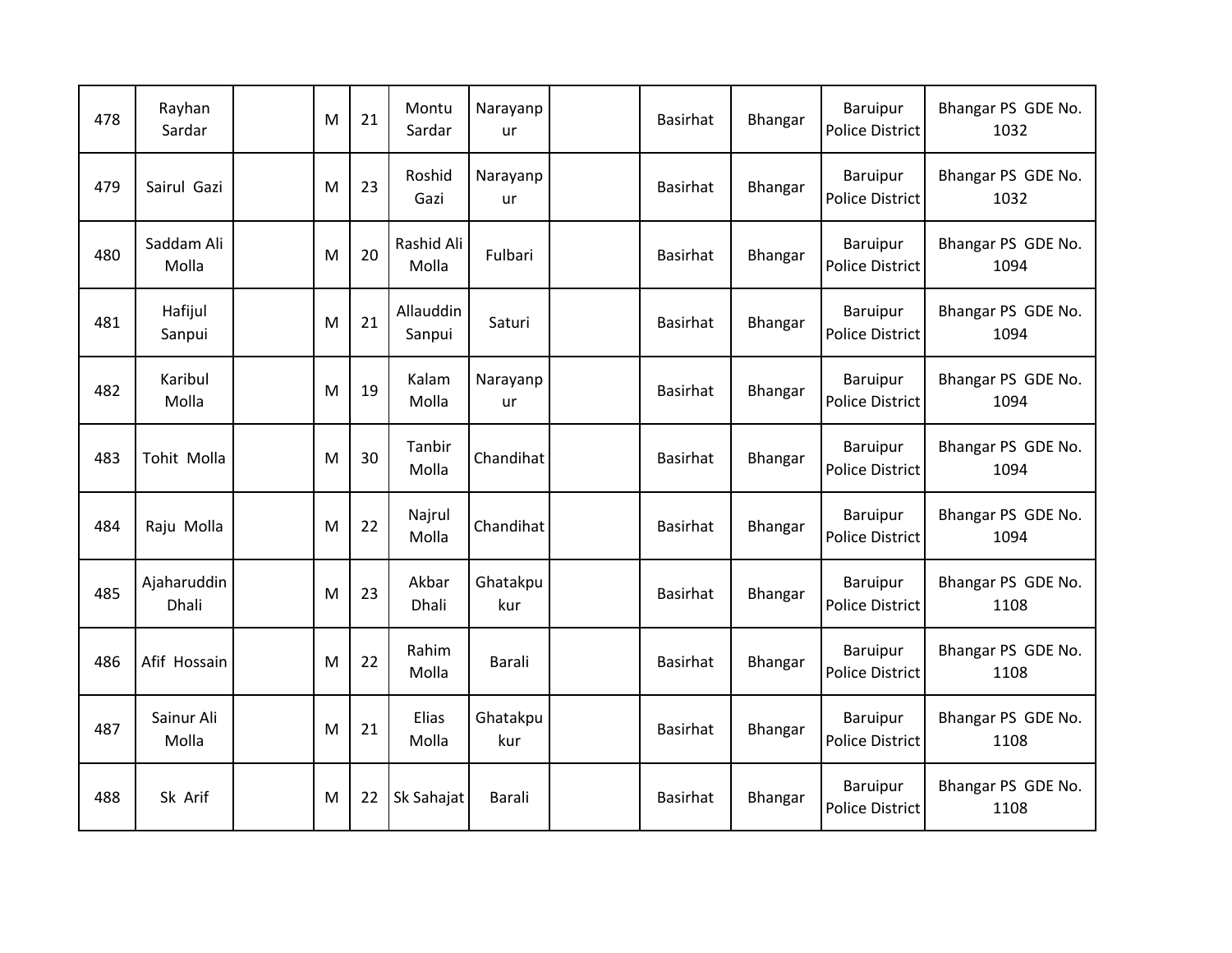| 478 | Rayhan Sardar | | M | 21 | Montu Sardar | Narayanpur | | Basirhat | Bhangar | Baruipur Police District | Bhangar PS GDE No. 1032 |
|---|---|---|---|---|---|---|---|---|---|---|---|
| 479 | Sairul Gazi | | M | 23 | Roshid Gazi | Narayanpur | | Basirhat | Bhangar | Baruipur Police District | Bhangar PS GDE No. 1032 |
| 480 | Saddam Ali Molla | | M | 20 | Rashid Ali Molla | Fulbari | | Basirhat | Bhangar | Baruipur Police District | Bhangar PS GDE No. 1094 |
| 481 | Hafijul Sanpui | | M | 21 | Allauddin Sanpui | Saturi | | Basirhat | Bhangar | Baruipur Police District | Bhangar PS GDE No. 1094 |
| 482 | Karibul Molla | | M | 19 | Kalam Molla | Narayanpur | | Basirhat | Bhangar | Baruipur Police District | Bhangar PS GDE No. 1094 |
| 483 | Tohit Molla | | M | 30 | Tanbir Molla | Chandihat | | Basirhat | Bhangar | Baruipur Police District | Bhangar PS GDE No. 1094 |
| 484 | Raju Molla | | M | 22 | Najrul Molla | Chandihat | | Basirhat | Bhangar | Baruipur Police District | Bhangar PS GDE No. 1094 |
| 485 | Ajaharuddin Dhali | | M | 23 | Akbar Dhali | Ghatakpukur | | Basirhat | Bhangar | Baruipur Police District | Bhangar PS GDE No. 1108 |
| 486 | Afif Hossain | | M | 22 | Rahim Molla | Barali | | Basirhat | Bhangar | Baruipur Police District | Bhangar PS GDE No. 1108 |
| 487 | Sainur Ali Molla | | M | 21 | Elias Molla | Ghatakpukur | | Basirhat | Bhangar | Baruipur Police District | Bhangar PS GDE No. 1108 |
| 488 | Sk Arif | | M | 22 | Sk Sahajat | Barali | | Basirhat | Bhangar | Baruipur Police District | Bhangar PS GDE No. 1108 |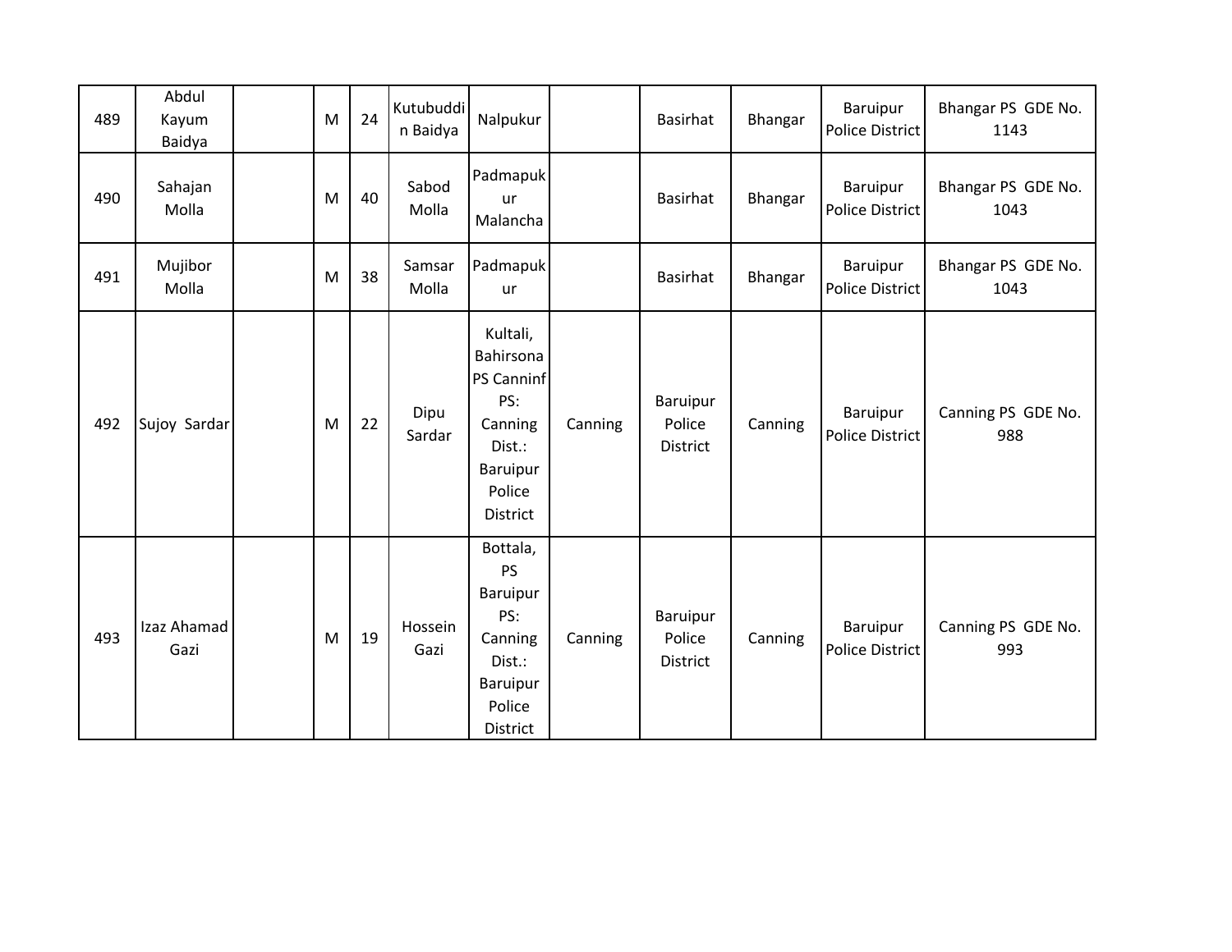| 489 | Abdul Kayum Baidya | | M | 24 | Kutubuddin Baidya | Nalpukur | | Basirhat | Bhangar | Baruipur Police District | Bhangar PS GDE No. 1143 |
|---|---|---|---|---|---|---|---|---|---|---|---|
| 490 | Sahajan Molla | | M | 40 | Sabod Molla | Padmapukur Malancha | | Basirhat | Bhangar | Baruipur Police District | Bhangar PS GDE No. 1043 |
| 491 | Mujibor Molla | | M | 38 | Samsar Molla | Padmapukur | | Basirhat | Bhangar | Baruipur Police District | Bhangar PS GDE No. 1043 |
| 492 | Sujoy Sardar | | M | 22 | Dipu Sardar | Kultali, Bahirsona PS Canninf PS: Canning Dist.: Baruipur Police District | Canning | Baruipur Police District | Canning | Baruipur Police District | Canning PS GDE No. 988 |
| 493 | Izaz Ahamad Gazi | | M | 19 | Hossein Gazi | Bottala, PS Baruipur PS: Canning Dist.: Baruipur Police District | Canning | Baruipur Police District | Canning | Baruipur Police District | Canning PS GDE No. 993 |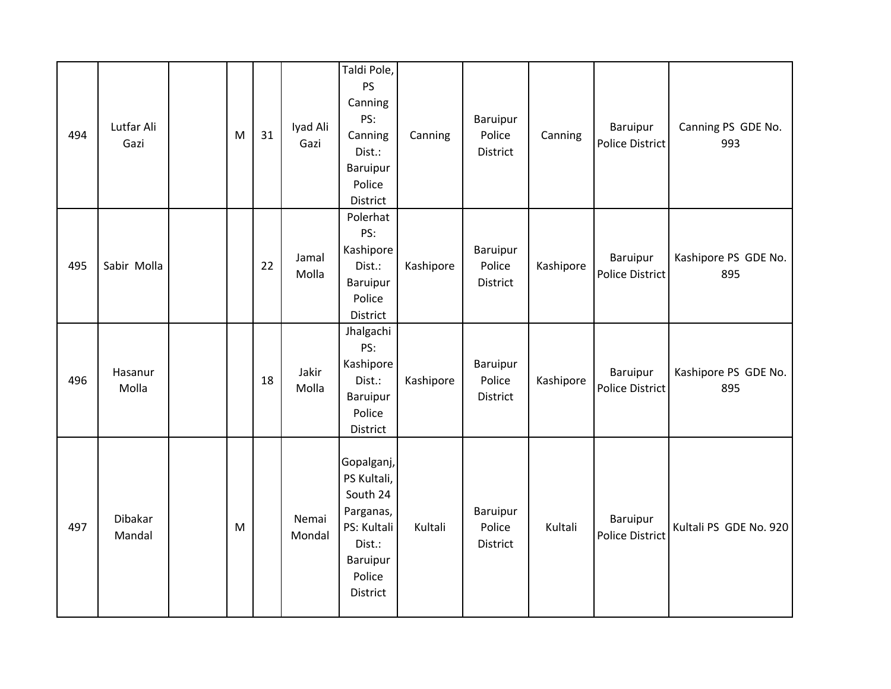| | | | | | | | | | | | |
|---|---|---|---|---|---|---|---|---|---|---|---|
| 494 | Lutfar Ali Gazi | | M | 31 | Iyad Ali Gazi | Taldi Pole, PS Canning PS: Canning Dist.: Baruipur Police District | Canning | Baruipur Police District | Canning | Baruipur Police District | Canning PS GDE No. 993 |
| 495 | Sabir Molla | | | 22 | Jamal Molla | Polerhat PS: Kashipore Dist.: Baruipur Police District | Kashipore | Baruipur Police District | Kashipore | Baruipur Police District | Kashipore PS GDE No. 895 |
| 496 | Hasanur Molla | | | 18 | Jakir Molla | Jhalgachi PS: Kashipore Dist.: Baruipur Police District | Kashipore | Baruipur Police District | Kashipore | Baruipur Police District | Kashipore PS GDE No. 895 |
| 497 | Dibakar Mandal | | M | | Nemai Mondal | Gopalganj, PS Kultali, South 24 Parganas, PS: Kultali Dist.: Baruipur Police District | Kultali | Baruipur Police District | Kultali | Baruipur Police District | Kultali PS GDE No. 920 |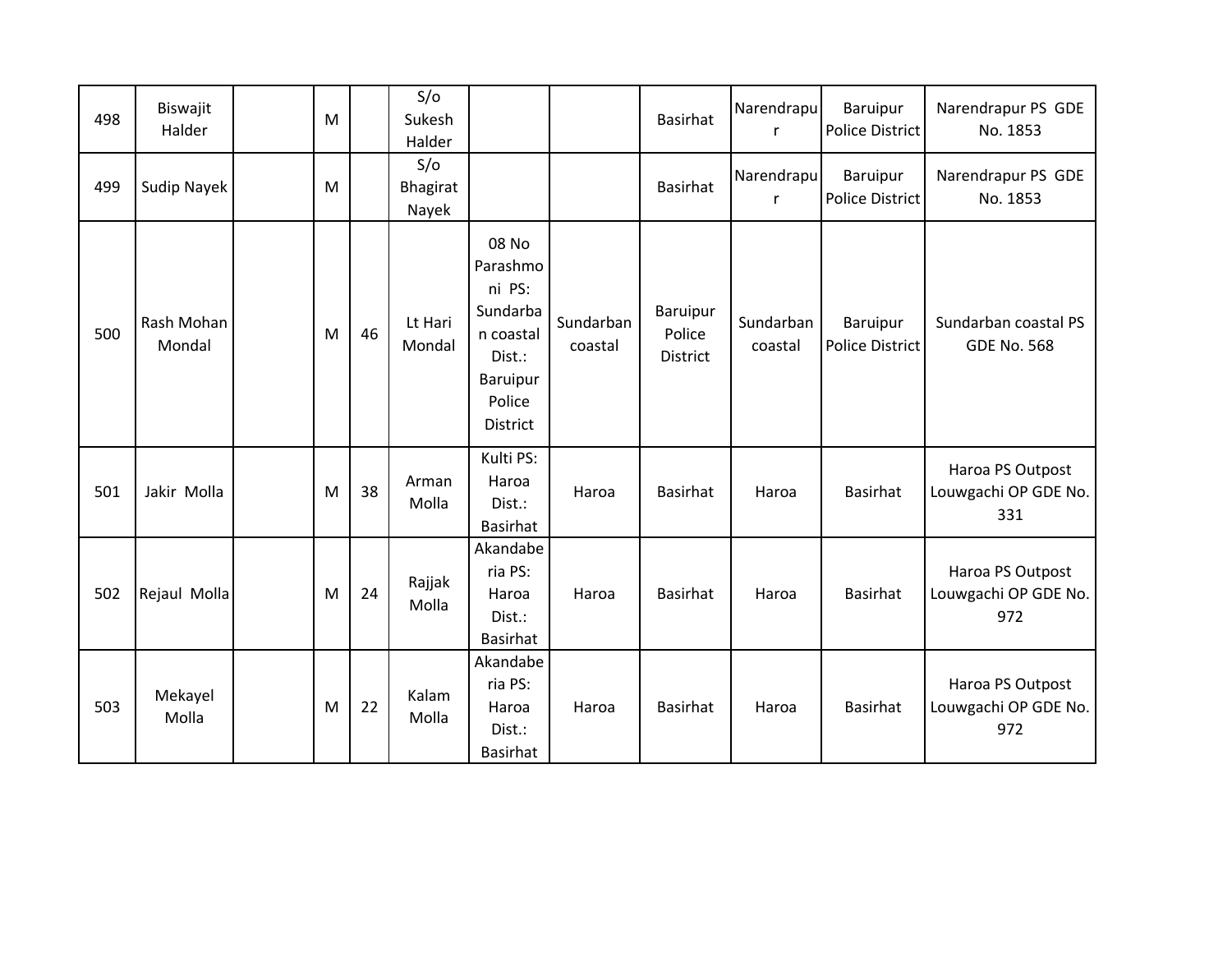| 498 | Biswajit Halder | | M | | S/o Sukesh Halder | | | Basirhat | Narendrapur | Baruipur Police District | Narendrapur PS GDE No. 1853 |
|---|---|---|---|---|---|---|---|---|---|---|---|
| 499 | Sudip Nayek | | M | | S/o Bhagirat Nayek | | | Basirhat | Narendrapur | Baruipur Police District | Narendrapur PS GDE No. 1853 |
| 500 | Rash Mohan Mondal | | M | 46 | Lt Hari Mondal | 08 No Parashmoni PS: Sundarban coastal Dist.: Baruipur Police District | Sundarban coastal | Baruipur Police District | Sundarban coastal | Baruipur Police District | Sundarban coastal PS GDE No. 568 |
| 501 | Jakir Molla | | M | 38 | Arman Molla | Kulti PS: Haroa Dist.: Basirhat | Haroa | Basirhat | Haroa | Basirhat | Haroa PS Outpost Louwgachi OP GDE No. 331 |
| 502 | Rejaul Molla | | M | 24 | Rajjak Molla | Akandaberia PS: Haroa Dist.: Basirhat | Haroa | Basirhat | Haroa | Basirhat | Haroa PS Outpost Louwgachi OP GDE No. 972 |
| 503 | Mekayel Molla | | M | 22 | Kalam Molla | Akandaberia PS: Haroa Dist.: Basirhat | Haroa | Basirhat | Haroa | Basirhat | Haroa PS Outpost Louwgachi OP GDE No. 972 |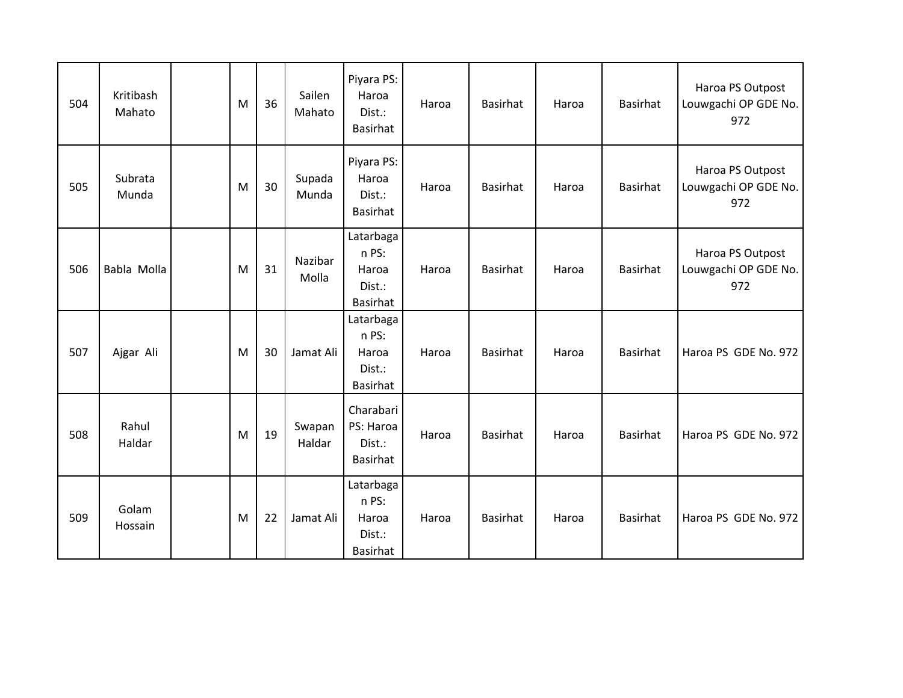| 504 | Kritibash Mahato | | M | 36 | Sailen Mahato | Piyara PS: Haroa Dist.: Basirhat | Haroa | Basirhat | Haroa | Basirhat | Haroa PS Outpost Louwgachi OP GDE No. 972 |
|---|---|---|---|---|---|---|---|---|---|---|---|
| 505 | Subrata Munda | | M | 30 | Supada Munda | Piyara PS: Haroa Dist.: Basirhat | Haroa | Basirhat | Haroa | Basirhat | Haroa PS Outpost Louwgachi OP GDE No. 972 |
| 506 | Babla Molla | | M | 31 | Nazibar Molla | Latarbagan PS: Haroa Dist.: Basirhat | Haroa | Basirhat | Haroa | Basirhat | Haroa PS Outpost Louwgachi OP GDE No. 972 |
| 507 | Ajgar Ali | | M | 30 | Jamat Ali | Latarbagan PS: Haroa Dist.: Basirhat | Haroa | Basirhat | Haroa | Basirhat | Haroa PS GDE No. 972 |
| 508 | Rahul Haldar | | M | 19 | Swapan Haldar | Charabari PS: Haroa Dist.: Basirhat | Haroa | Basirhat | Haroa | Basirhat | Haroa PS GDE No. 972 |
| 509 | Golam Hossain | | M | 22 | Jamat Ali | Latarbagan PS: Haroa Dist.: Basirhat | Haroa | Basirhat | Haroa | Basirhat | Haroa PS GDE No. 972 |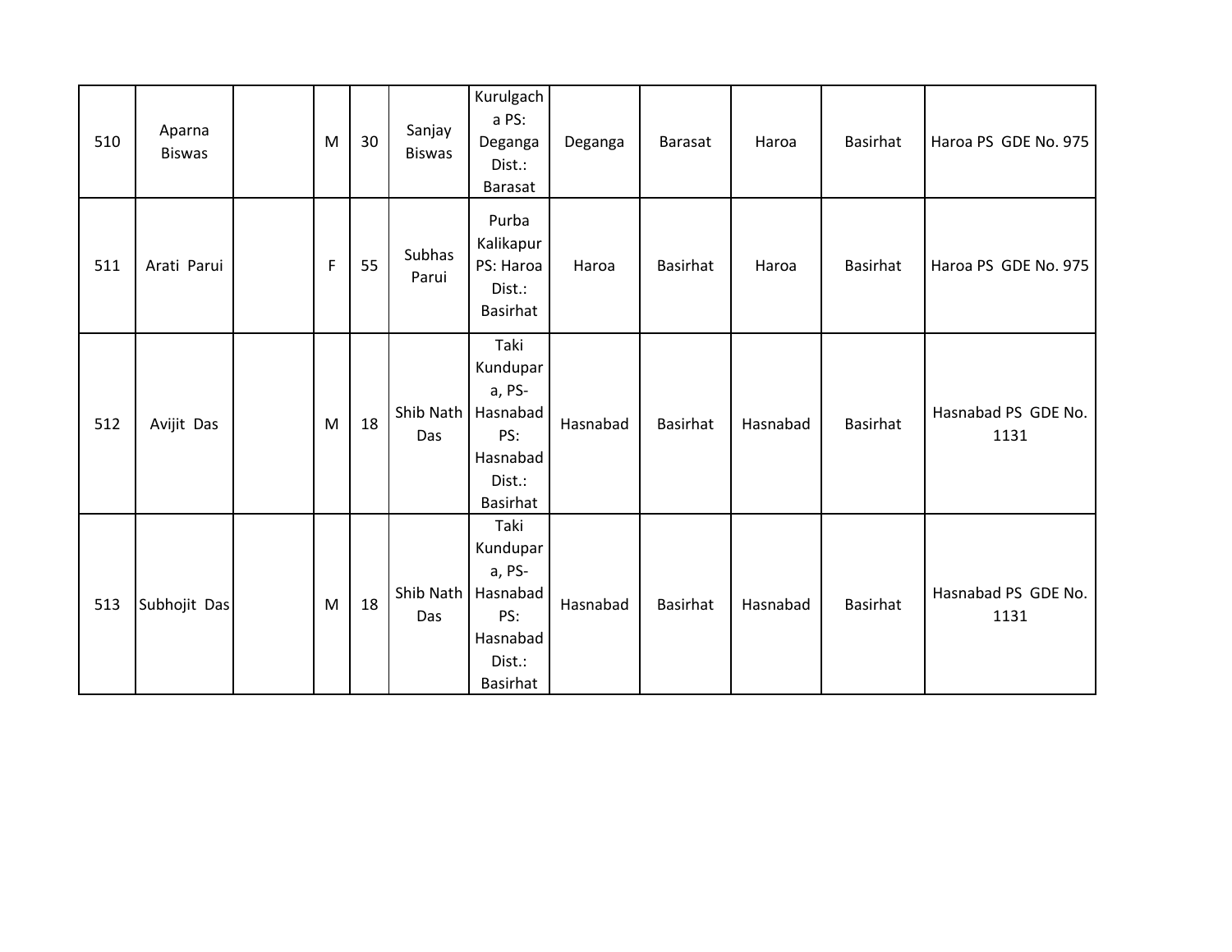| | | | | | | | | | | | |
|---|---|---|---|---|---|---|---|---|---|---|---|
| 510 | Aparna Biswas | | M | 30 | Sanjay Biswas | Kurulgacha PS: Deganga Dist.: Barasat | Deganga | Barasat | Haroa | Basirhat | Haroa PS GDE No. 975 |
| 511 | Arati Parui | | F | 55 | Subhas Parui | Purba Kalikapur PS: Haroa Dist.: Basirhat | Haroa | Basirhat | Haroa | Basirhat | Haroa PS GDE No. 975 |
| 512 | Avijit Das | | M | 18 | Shib Nath Das | Taki Kundupara, PS-Hasnabad PS: Hasnabad Dist.: Basirhat | Hasnabad | Basirhat | Hasnabad | Basirhat | Hasnabad PS GDE No. 1131 |
| 513 | Subhojit Das | | M | 18 | Shib Nath Das | Taki Kundupara, PS-Hasnabad PS: Hasnabad Dist.: Basirhat | Hasnabad | Basirhat | Hasnabad | Basirhat | Hasnabad PS GDE No. 1131 |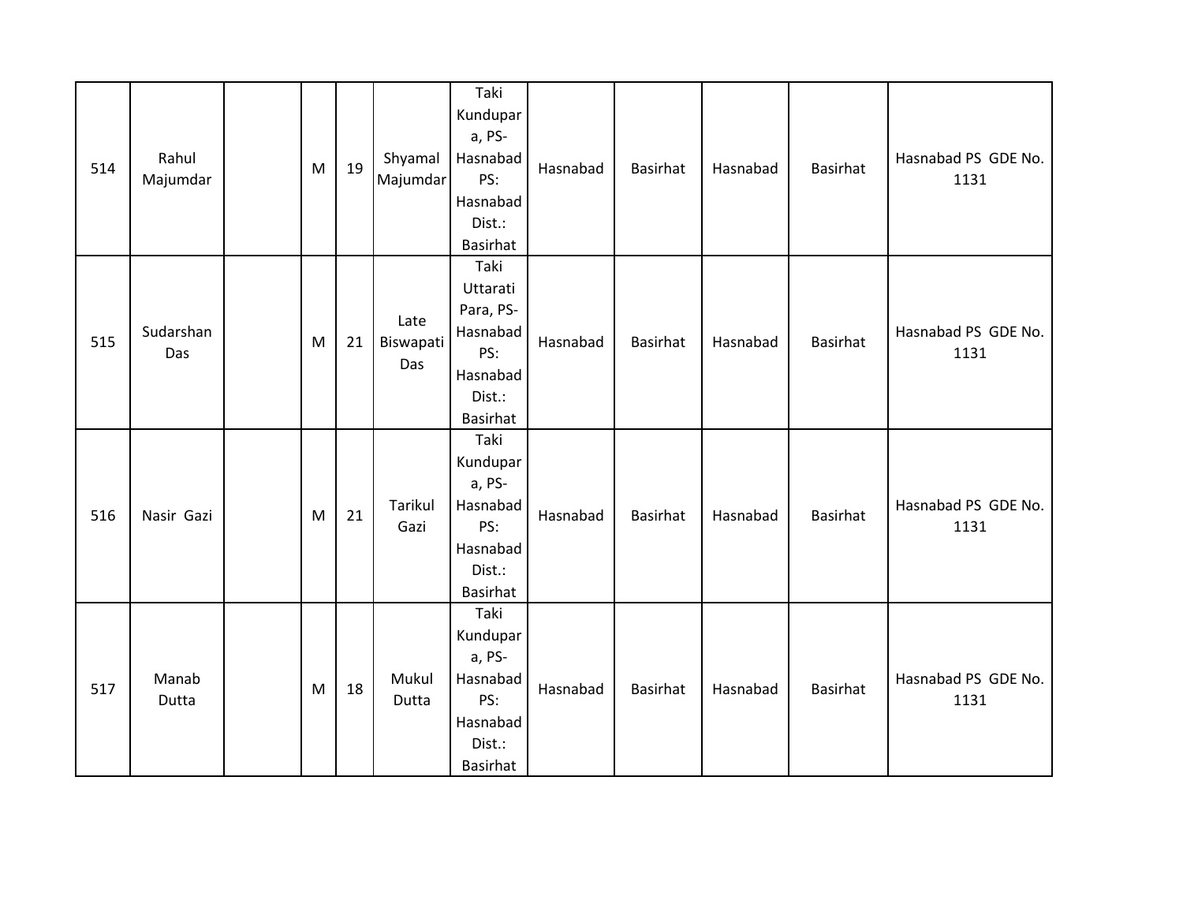| 514 | Rahul Majumdar | | M | 19 | Shyamal Majumdar | Taki Kundupara, PS-Hasnabad PS: Hasnabad Dist.: Basirhat | Hasnabad | Basirhat | Hasnabad | Basirhat | Hasnabad PS GDE No. 1131 |
|---|---|---|---|---|---|---|---|---|---|---|---|
| 515 | Sudarshan Das | | M | 21 | Late Biswapati Das | Taki Uttarati Para, PS-Hasnabad PS: Hasnabad Dist.: Basirhat | Hasnabad | Basirhat | Hasnabad | Basirhat | Hasnabad PS GDE No. 1131 |
| 516 | Nasir Gazi | | M | 21 | Tarikul Gazi | Taki Kundupara, PS-Hasnabad PS: Hasnabad Dist.: Basirhat | Hasnabad | Basirhat | Hasnabad | Basirhat | Hasnabad PS GDE No. 1131 |
| 517 | Manab Dutta | | M | 18 | Mukul Dutta | Taki Kundupara, PS-Hasnabad PS: Hasnabad Dist.: Basirhat | Hasnabad | Basirhat | Hasnabad | Basirhat | Hasnabad PS GDE No. 1131 |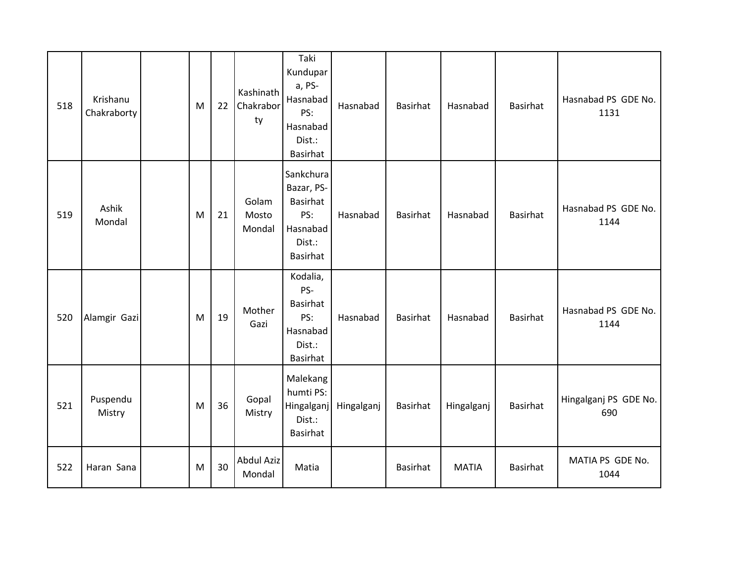| 518 | Krishanu Chakraborty | | M | 22 | Kashinath Chakraborty | Taki Kundupara, PS- Hasnabad PS: Hasnabad Dist.: Basirhat | Hasnabad | Basirhat | Hasnabad | Basirhat | Hasnabad PS GDE No. 1131 |
|---|---|---|---|---|---|---|---|---|---|---|---|
| 519 | Ashik Mondal | | M | 21 | Golam Mosto Mondal | Sankchura Bazar, PS- Basirhat PS: Hasnabad Dist.: Basirhat | Hasnabad | Basirhat | Hasnabad | Basirhat | Hasnabad PS GDE No. 1144 |
| 520 | Alamgir Gazi | | M | 19 | Mother Gazi | Kodalia, PS- Basirhat PS: Hasnabad Dist.: Basirhat | Hasnabad | Basirhat | Hasnabad | Basirhat | Hasnabad PS GDE No. 1144 |
| 521 | Puspendu Mistry | | M | 36 | Gopal Mistry | Malekanghumti PS: Hingalganj Dist.: Basirhat | Hingalganj | Basirhat | Hingalganj | Basirhat | Hingalganj PS GDE No. 690 |
| 522 | Haran Sana | | M | 30 | Abdul Aziz Mondal | Matia | | Basirhat | MATIA | Basirhat | MATIA PS GDE No. 1044 |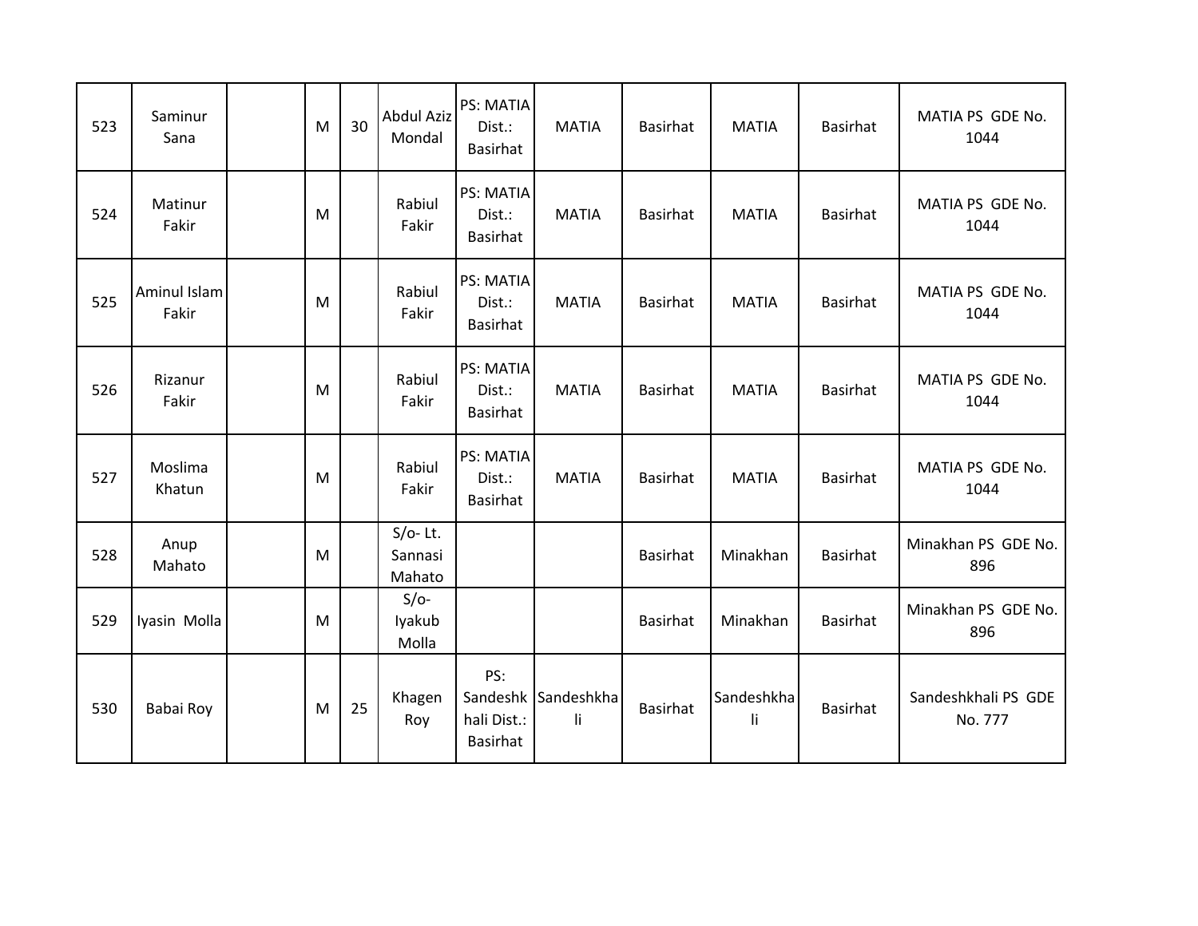| 523 | Saminur Sana | | M | 30 | Abdul Aziz Mondal | PS: MATIA Dist.: Basirhat | MATIA | Basirhat | MATIA | Basirhat | MATIA PS GDE No. 1044 |
|---|---|---|---|---|---|---|---|---|---|---|---|
| 524 | Matinur Fakir | | M | | Rabiul Fakir | PS: MATIA Dist.: Basirhat | MATIA | Basirhat | MATIA | Basirhat | MATIA PS GDE No. 1044 |
| 525 | Aminul Islam Fakir | | M | | Rabiul Fakir | PS: MATIA Dist.: Basirhat | MATIA | Basirhat | MATIA | Basirhat | MATIA PS GDE No. 1044 |
| 526 | Rizanur Fakir | | M | | Rabiul Fakir | PS: MATIA Dist.: Basirhat | MATIA | Basirhat | MATIA | Basirhat | MATIA PS GDE No. 1044 |
| 527 | Moslima Khatun | | M | | Rabiul Fakir | PS: MATIA Dist.: Basirhat | MATIA | Basirhat | MATIA | Basirhat | MATIA PS GDE No. 1044 |
| 528 | Anup Mahato | | M | | S/o- Lt. Sannasi Mahato | | | Basirhat | Minakhan | Basirhat | Minakhan PS GDE No. 896 |
| 529 | Iyasin Molla | | M | | S/o- Iyakub Molla | | | Basirhat | Minakhan | Basirhat | Minakhan PS GDE No. 896 |
| 530 | Babai Roy | | M | 25 | Khagen Roy | PS: Sandeshkhali Dist.: Basirhat | Sandeshkhali | Basirhat | Sandeshkhali | Basirhat | Sandeshkhali PS GDE No. 777 |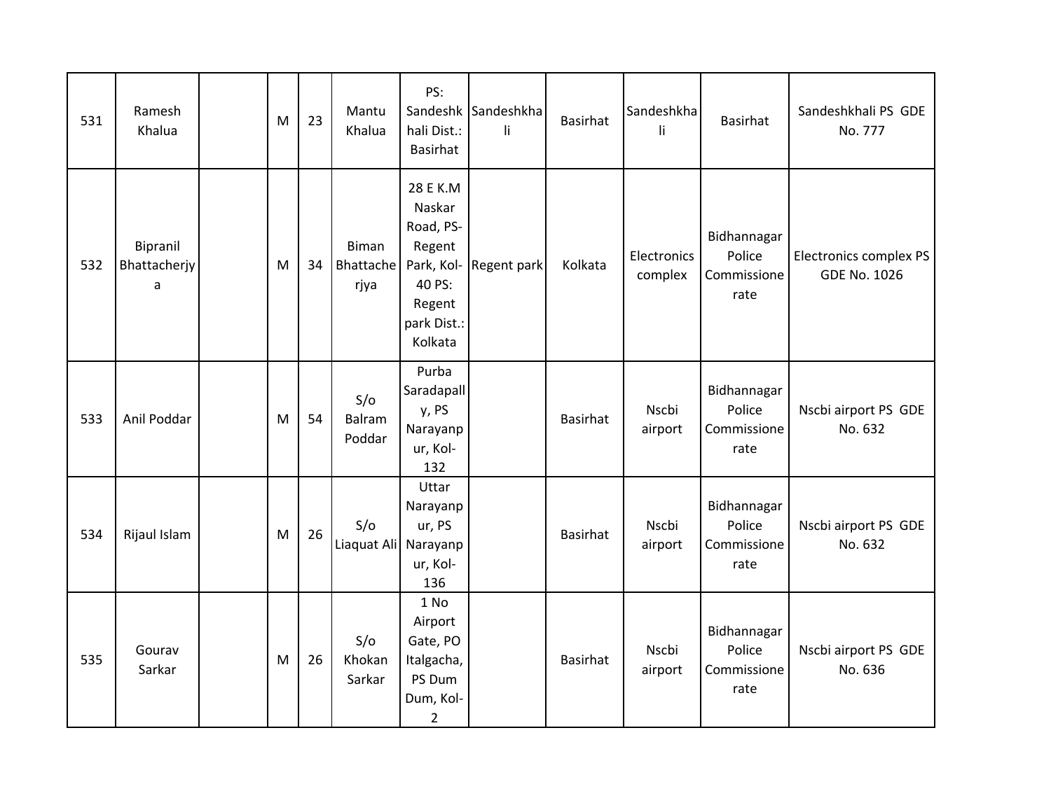| 531 | Ramesh Khalua | | M | 23 | Mantu Khalua | PS: Sandeshkhali Dist.: Basirhat | Sandeshkhali | Basirhat | Sandeshkhali | Basirhat | Sandeshkhali PS GDE No. 777 |
|---|---|---|---|---|---|---|---|---|---|---|---|
| 532 | Bipranil Bhattacherjya | | M | 34 | Biman Bhattacherjya | 28 E K.M Naskar Road, PS- Regent Park, Kol-40 PS: Regent park Dist.: Kolkata | Regent park | Kolkata | Electronics complex | Bidhannagar Police Commissionerate | Electronics complex PS GDE No. 1026 |
| 533 | Anil Poddar | | M | 54 | S/o Balram Poddar | Purba Saradapally, PS Narayanpur, Kol-132 | | Basirhat | Nscbi airport | Bidhannagar Police Commissionerate | Nscbi airport PS GDE No. 632 |
| 534 | Rijaul Islam | | M | 26 | S/o Liaquat Ali | Uttar Narayanpur, PS Narayanpur, Kol-136 | | Basirhat | Nscbi airport | Bidhannagar Police Commissionerate | Nscbi airport PS GDE No. 632 |
| 535 | Gourav Sarkar | | M | 26 | S/o Khokan Sarkar | 1 No Airport Gate, PO Italgacha, PS Dum Dum, Kol-2 | | Basirhat | Nscbi airport | Bidhannagar Police Commissionerate | Nscbi airport PS GDE No. 636 |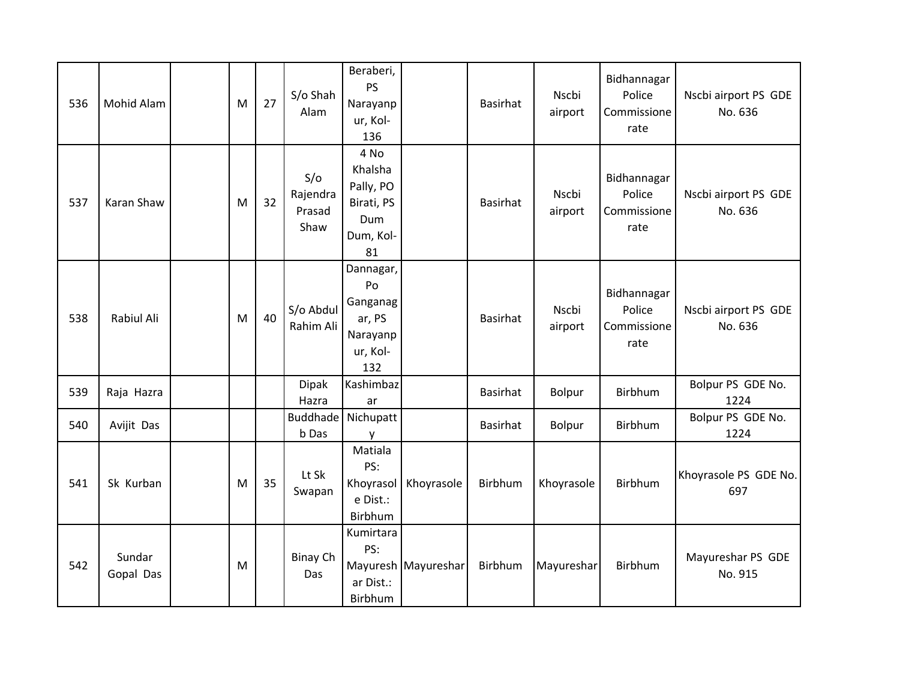| | | | | | | | | | | | |
|---|---|---|---|---|---|---|---|---|---|---|---|
| 536 | Mohid Alam | | M | 27 | S/o Shah Alam | Beraberi, PS Narayanpur, Kol-136 | | Basirhat | Nscbi airport | Bidhannagar Police Commissionerate | Nscbi airport PS GDE No. 636 |
| 537 | Karan Shaw | | M | 32 | S/o Rajendra Prasad Shaw | 4 No Khalsha Pally, PO Birati, PS Dum Dum, Kol-81 | | Basirhat | Nscbi airport | Bidhannagar Police Commissionerate | Nscbi airport PS GDE No. 636 |
| 538 | Rabiul Ali | | M | 40 | S/o Abdul Rahim Ali | Dannagar, Po Ganganagar, PS Narayanpur, Kol-132 | | Basirhat | Nscbi airport | Bidhannagar Police Commissionerate | Nscbi airport PS GDE No. 636 |
| 539 | Raja Hazra | | | | Dipak Hazra | Kashimbazar | | Basirhat | Bolpur | Birbhum | Bolpur PS GDE No. 1224 |
| 540 | Avijit Das | | | | Buddhadeb Das | Nichupatty | | Basirhat | Bolpur | Birbhum | Bolpur PS GDE No. 1224 |
| 541 | Sk Kurban | | M | 35 | Lt Sk Swapan | Matiala PS: Khoyrasole Dist.: Birbhum | Khoyrasole | Birbhum | Khoyrasole | Birbhum | Khoyrasole PS GDE No. 697 |
| 542 | Sundar Gopal Das | | M | | Binay Ch Das | Kumirtara PS: Mayureshar Dist.: Birbhum | Mayureshar | Birbhum | Mayureshar | Birbhum | Mayureshar PS GDE No. 915 |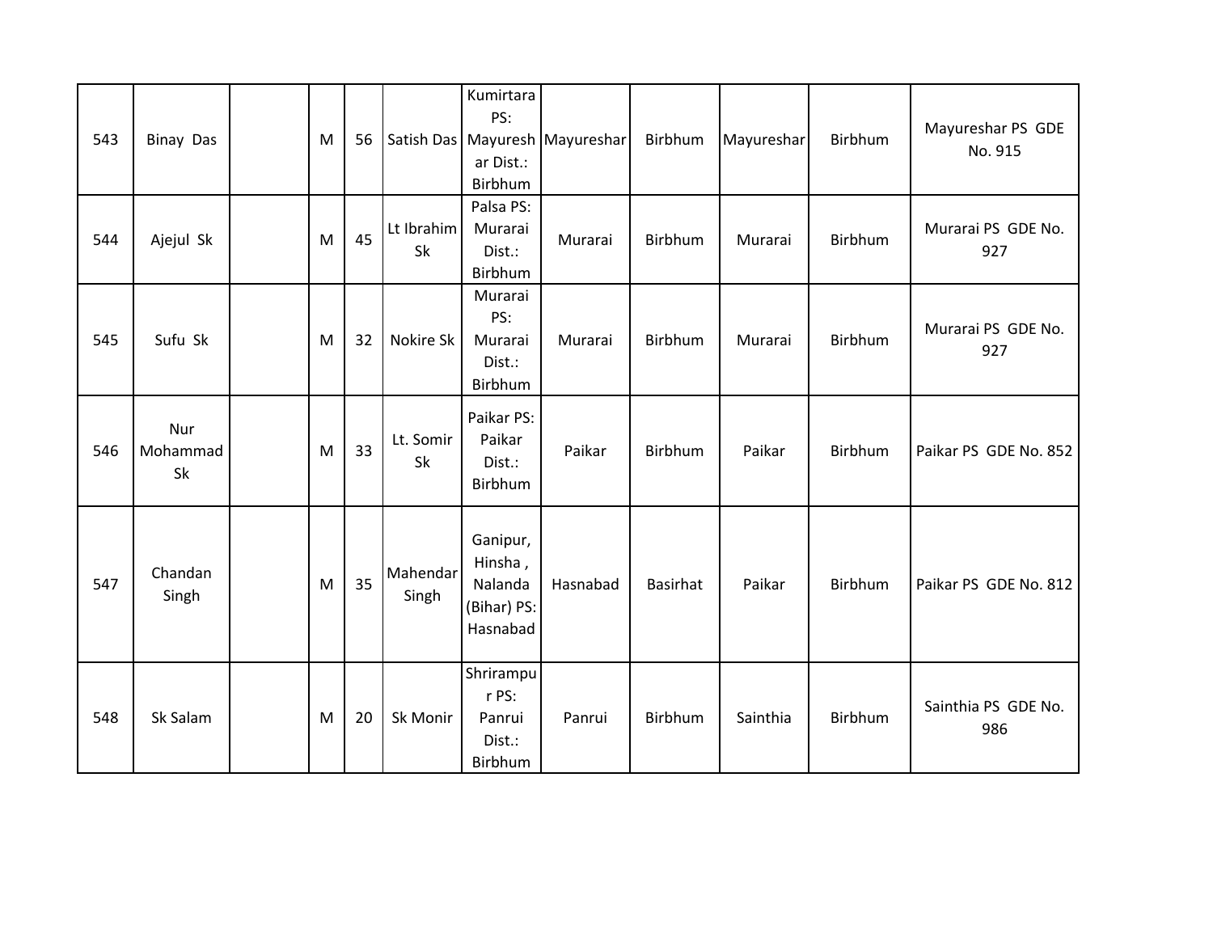| 543 | Binay Das | | M | 56 | Satish Das | Kumirtara PS: Mayureshar Dist.: Birbhum | Mayureshar | Birbhum | Mayureshar | Birbhum | Mayureshar PS GDE No. 915 |
|---|---|---|---|---|---|---|---|---|---|---|---|
| 544 | Ajejul Sk | | M | 45 | Lt Ibrahim Sk | Palsa PS: Murarai Dist.: Birbhum | Murarai | Birbhum | Murarai | Birbhum | Murarai PS GDE No. 927 |
| 545 | Sufu Sk | | M | 32 | Nokire Sk | Murarai PS: Murarai Dist.: Birbhum | Murarai | Birbhum | Murarai | Birbhum | Murarai PS GDE No. 927 |
| 546 | Nur Mohammad Sk | | M | 33 | Lt. Somir Sk | Paikar PS: Paikar Dist.: Birbhum | Paikar | Birbhum | Paikar | Birbhum | Paikar PS GDE No. 852 |
| 547 | Chandan Singh | | M | 35 | Mahendar Singh | Ganipur, Hinsha , Nalanda (Bihar) PS: Hasnabad | Hasnabad | Basirhat | Paikar | Birbhum | Paikar PS GDE No. 812 |
| 548 | Sk Salam | | M | 20 | Sk Monir | Shrirampur PS: Panrui Dist.: Birbhum | Panrui | Birbhum | Sainthia | Birbhum | Sainthia PS GDE No. 986 |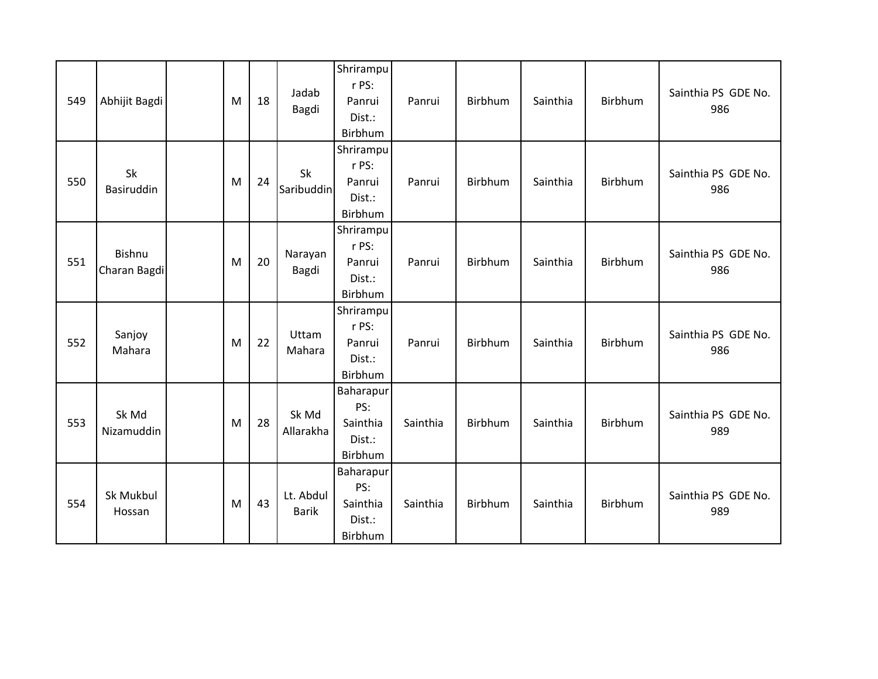| 549 | Abhijit Bagdi | | M | 18 | Jadab Bagdi | Shrirampur PS: Panrui Dist.: Birbhum | Panrui | Birbhum | Sainthia | Birbhum | Sainthia PS GDE No. 986 |
|---|---|---|---|---|---|---|---|---|---|---|---|
| 550 | Sk Basiruddin | | M | 24 | Sk Saribuddin | Shrirampur PS: Panrui Dist.: Birbhum | Panrui | Birbhum | Sainthia | Birbhum | Sainthia PS GDE No. 986 |
| 551 | Bishnu Charan Bagdi | | M | 20 | Narayan Bagdi | Shrirampur PS: Panrui Dist.: Birbhum | Panrui | Birbhum | Sainthia | Birbhum | Sainthia PS GDE No. 986 |
| 552 | Sanjoy Mahara | | M | 22 | Uttam Mahara | Shrirampur PS: Panrui Dist.: Birbhum | Panrui | Birbhum | Sainthia | Birbhum | Sainthia PS GDE No. 986 |
| 553 | Sk Md Nizamuddin | | M | 28 | Sk Md Allarakha | Baharapur PS: Sainthia Dist.: Birbhum | Sainthia | Birbhum | Sainthia | Birbhum | Sainthia PS GDE No. 989 |
| 554 | Sk Mukbul Hossan | | M | 43 | Lt. Abdul Barik | Baharapur PS: Sainthia Dist.: Birbhum | Sainthia | Birbhum | Sainthia | Birbhum | Sainthia PS GDE No. 989 |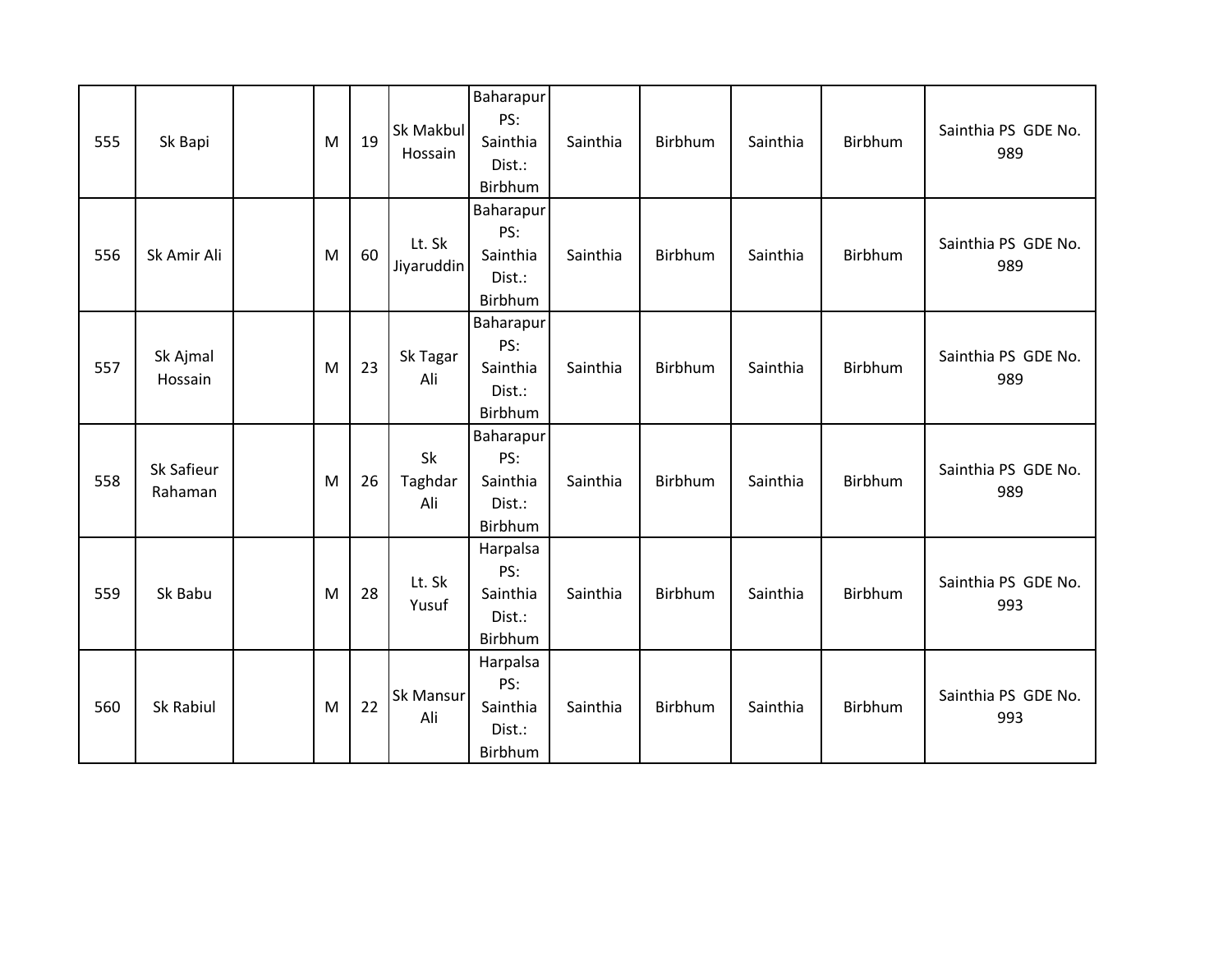| | | | | | | | | | | | |
|---|---|---|---|---|---|---|---|---|---|---|---|
| 555 | Sk Bapi | | M | 19 | Sk Makbul Hossain | Baharapur PS: Sainthia Dist.: Birbhum | Sainthia | Birbhum | Sainthia | Birbhum | Sainthia PS GDE No. 989 |
| 556 | Sk Amir Ali | | M | 60 | Lt. Sk Jiyaruddin | Baharapur PS: Sainthia Dist.: Birbhum | Sainthia | Birbhum | Sainthia | Birbhum | Sainthia PS GDE No. 989 |
| 557 | Sk Ajmal Hossain | | M | 23 | Sk Tagar Ali | Baharapur PS: Sainthia Dist.: Birbhum | Sainthia | Birbhum | Sainthia | Birbhum | Sainthia PS GDE No. 989 |
| 558 | Sk Safieur Rahaman | | M | 26 | Sk Taghdar Ali | Baharapur PS: Sainthia Dist.: Birbhum | Sainthia | Birbhum | Sainthia | Birbhum | Sainthia PS GDE No. 989 |
| 559 | Sk Babu | | M | 28 | Lt. Sk Yusuf | Harpalsa PS: Sainthia Dist.: Birbhum | Sainthia | Birbhum | Sainthia | Birbhum | Sainthia PS GDE No. 993 |
| 560 | Sk Rabiul | | M | 22 | Sk Mansur Ali | Harpalsa PS: Sainthia Dist.: Birbhum | Sainthia | Birbhum | Sainthia | Birbhum | Sainthia PS GDE No. 993 |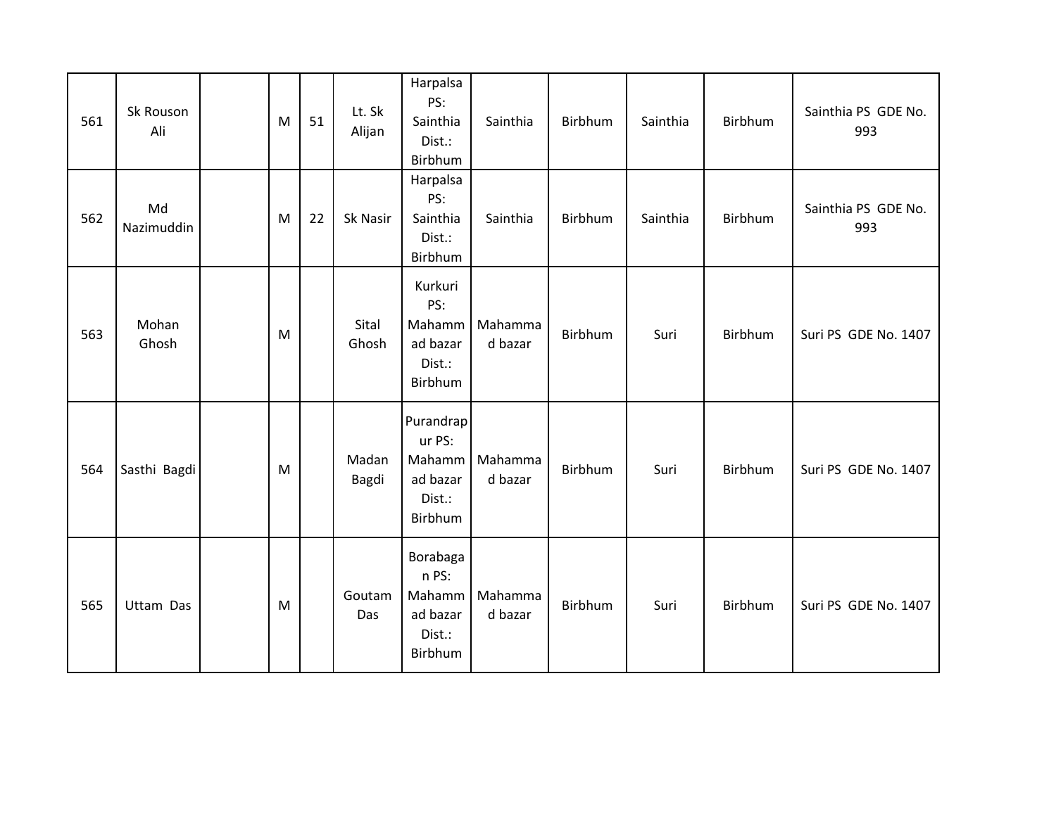| 561 | Sk Rouson Ali | | M | 51 | Lt. Sk Alijan | Harpalsa PS: Sainthia Dist.: Birbhum | Sainthia | Birbhum | Sainthia | Birbhum | Sainthia PS GDE No. 993 |
|---|---|---|---|---|---|---|---|---|---|---|---|
| 562 | Md Nazimuddin | | M | 22 | Sk Nasir | Harpalsa PS: Sainthia Dist.: Birbhum | Sainthia | Birbhum | Sainthia | Birbhum | Sainthia PS GDE No. 993 |
| 563 | Mohan Ghosh | | M | | Sital Ghosh | Kurkuri PS: Mahammad bazar Dist.: Birbhum | Mahammad bazar | Birbhum | Suri | Birbhum | Suri PS GDE No. 1407 |
| 564 | Sasthi Bagdi | | M | | Madan Bagdi | Purandrapur PS: Mahammad bazar Dist.: Birbhum | Mahammad bazar | Birbhum | Suri | Birbhum | Suri PS GDE No. 1407 |
| 565 | Uttam Das | | M | | Goutam Das | Borabagan PS: Mahammad bazar Dist.: Birbhum | Mahammad bazar | Birbhum | Suri | Birbhum | Suri PS GDE No. 1407 |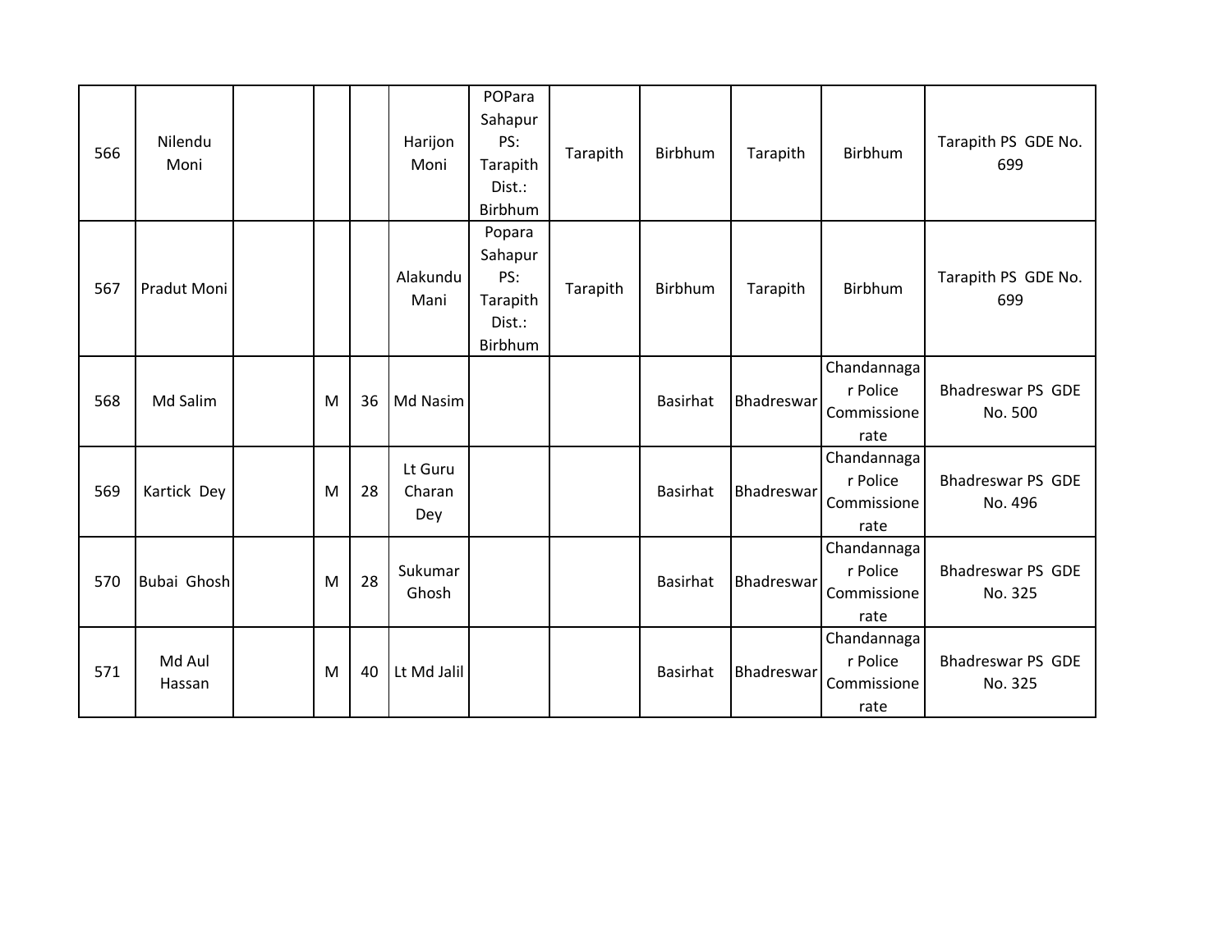| | | | | | | | | | | | |
|---|---|---|---|---|---|---|---|---|---|---|---|
| 566 | Nilendu Moni | | | | Harijon Moni | POPara Sahapur PS: Tarapith Dist.: Birbhum | Tarapith | Birbhum | Tarapith | Birbhum | Tarapith PS GDE No. 699 |
| 567 | Pradut Moni | | | | Alakundu Mani | Popara Sahapur PS: Tarapith Dist.: Birbhum | Tarapith | Birbhum | Tarapith | Birbhum | Tarapith PS GDE No. 699 |
| 568 | Md Salim | | M | 36 | Md Nasim | | | Basirhat | Bhadreswar | Chandannagar Police Commissionerate | Bhadreswar PS GDE No. 500 |
| 569 | Kartick Dey | | M | 28 | Lt Guru Charan Dey | | | Basirhat | Bhadreswar | Chandannagar Police Commissionerate | Bhadreswar PS GDE No. 496 |
| 570 | Bubai Ghosh | | M | 28 | Sukumar Ghosh | | | Basirhat | Bhadreswar | Chandannagar Police Commissionerate | Bhadreswar PS GDE No. 325 |
| 571 | Md Aul Hassan | | M | 40 | Lt Md Jalil | | | Basirhat | Bhadreswar | Chandannagar Police Commissionerate | Bhadreswar PS GDE No. 325 |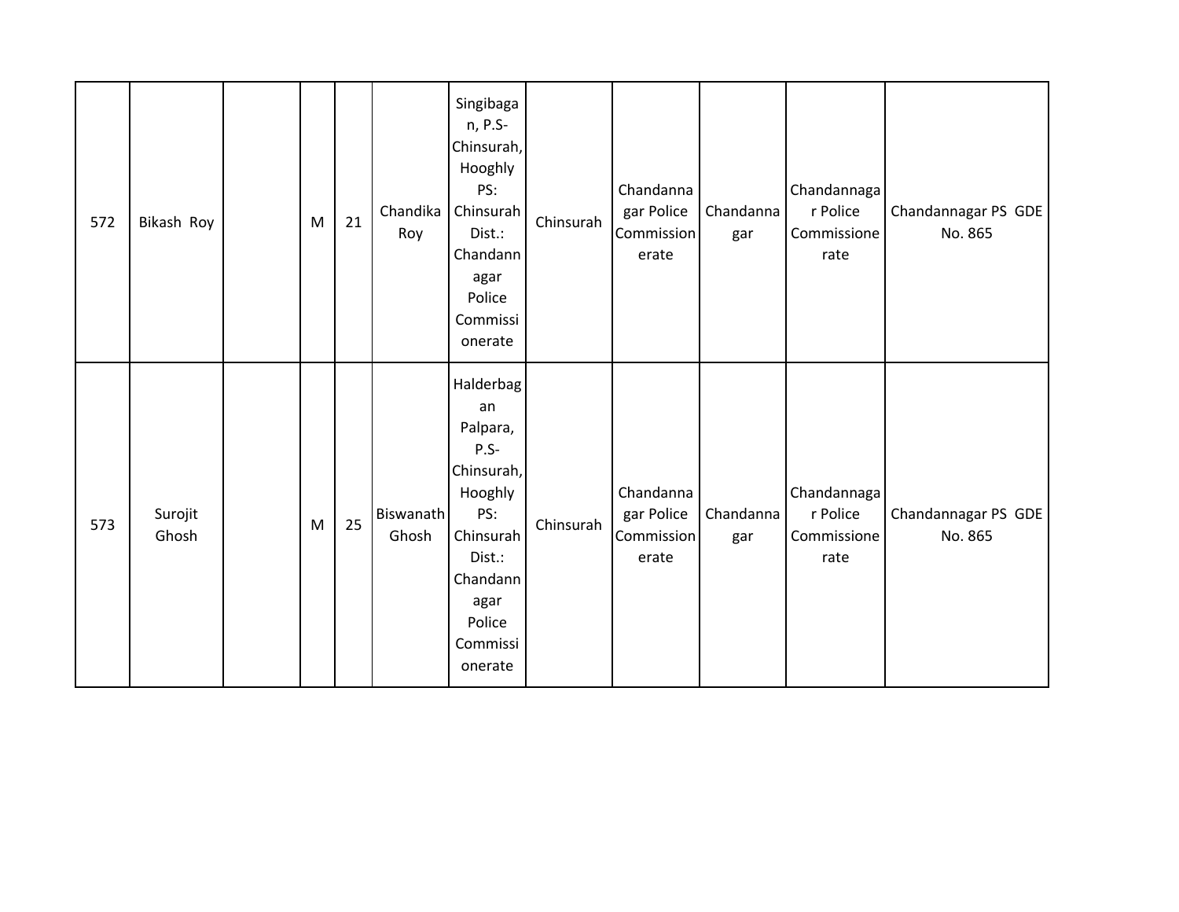| 572 | Bikash Roy | | M | 21 | Chandika Roy | Singibagan, P.S- Chinsurah, Hooghly PS: Chinsurah Dist.: Chandannagar Police Commissionerate | Chinsurah | Chandannagar Police Commissionerate | Chandannagar | Chandannagar Police Commissionerate | Chandannagar PS GDE No. 865 |
|---|---|---|---|---|---|---|---|---|---|---|---|
| 573 | Surojit Ghosh | | M | 25 | Biswanath Ghosh | Halderbagan Palpara, P.S- Chinsurah, Hooghly PS: Chinsurah Dist.: Chandannagar Police Commissionerate | Chinsurah | Chandannagar Police Commissionerate | Chandannagar | Chandannagar Police Commissionerate | Chandannagar PS GDE No. 865 |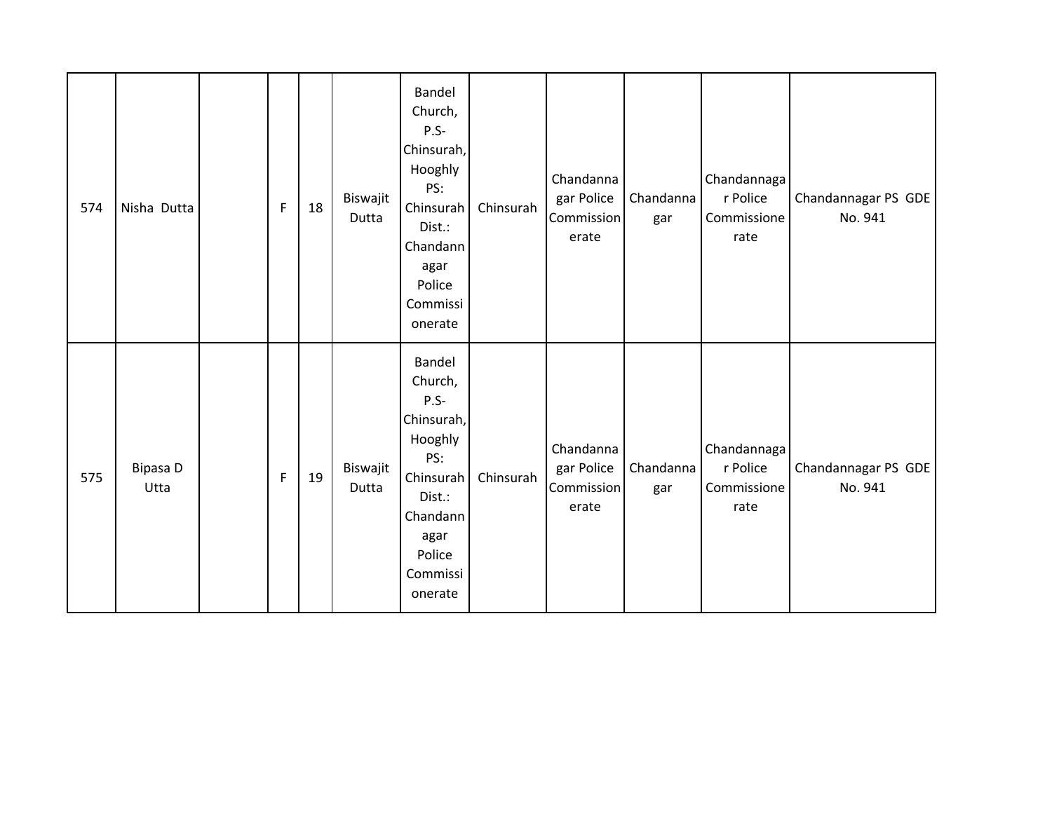| | | | | | | | | | | | |
|---|---|---|---|---|---|---|---|---|---|---|---|
| 574 | Nisha Dutta | | F | 18 | Biswajit Dutta | Bandel Church, P.S- Chinsurah, Hooghly PS: Chinsurah Dist.: Chandannagar Police Commissionerate | Chinsurah | Chandannagar Police Commissionerate | Chandannagar | Chandannagar Police Commissionerate | Chandannagar PS GDE No. 941 |
| 575 | Bipasa D Utta | | F | 19 | Biswajit Dutta | Bandel Church, P.S- Chinsurah, Hooghly PS: Chinsurah Dist.: Chandannagar Police Commissionerate | Chinsurah | Chandannagar Police Commissionerate | Chandannagar | Chandannagar Police Commissionerate | Chandannagar PS GDE No. 941 |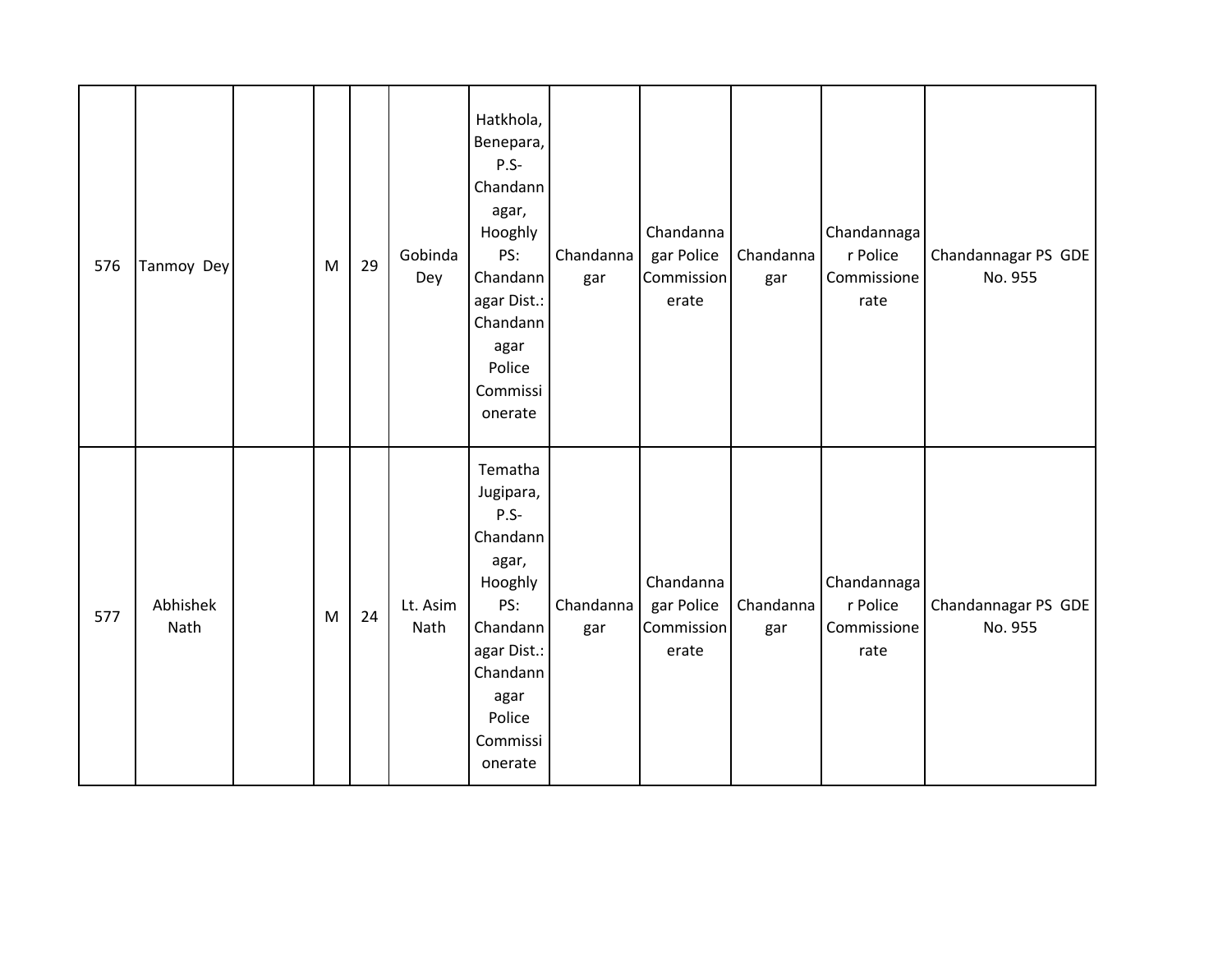| | | | | | | | | | | | |
|---|---|---|---|---|---|---|---|---|---|---|---|
| 576 | Tanmoy Dey | | M | 29 | Gobinda Dey | Hatkhola, Benepara, P.S- Chandannagar, Hooghly PS: Chandannagar Dist.: Chandannagar Police Commissionerate | Chandannagar | Chandannagar Police Commissionerate | Chandannagar | Chandannagar Police Commissionerate | Chandannagar PS GDE No. 955 |
| 577 | Abhishek Nath | | M | 24 | Lt. Asim Nath | Tematha Jugipara, P.S- Chandannagar, Hooghly PS: Chandannagar Dist.: Chandannagar Police Commissionerate | Chandannagar | Chandannagar Police Commissionerate | Chandannagar | Chandannagar Police Commissionerate | Chandannagar PS GDE No. 955 |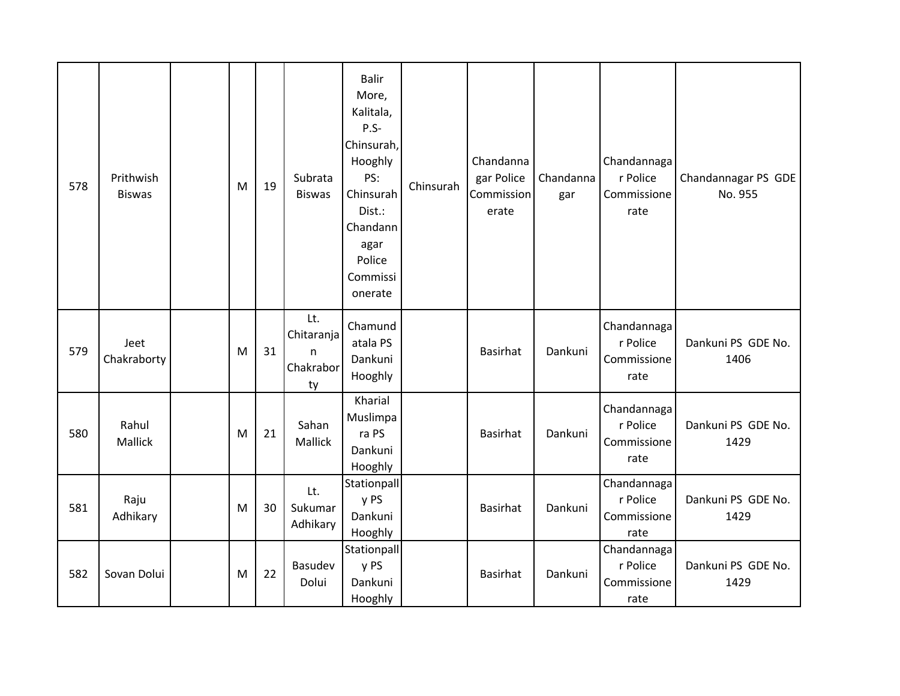| 578 | Prithwish Biswas | | M | 19 | Subrata Biswas | Balir More, Kalitala, P.S- Chinsurah, Hooghly PS: Chinsurah Dist.: Chandannagar Police Commissionerate | Chinsurah | Chandannagar Police Commissionerate | Chandannagar | Chandannagar Police Commissionerate | Chandannagar PS GDE No. 955 |
|---|---|---|---|---|---|---|---|---|---|---|---|
| 579 | Jeet Chakraborty | | M | 31 | Lt. Chitaranjan Chakraborty | Chamundatala PS Dankuni Hooghly | | Basirhat | Dankuni | Chandannagar Police Commissionerate | Dankuni PS GDE No. 1406 |
| 580 | Rahul Mallick | | M | 21 | Sahan Mallick | Kharial Muslimpara PS Dankuni Hooghly | | Basirhat | Dankuni | Chandannagar Police Commissionerate | Dankuni PS GDE No. 1429 |
| 581 | Raju Adhikary | | M | 30 | Lt. Sukumar Adhikary | Stationpally PS Dankuni Hooghly | | Basirhat | Dankuni | Chandannagar Police Commissionerate | Dankuni PS GDE No. 1429 |
| 582 | Sovan Dolui | | M | 22 | Basudev Dolui | Stationpally PS Dankuni Hooghly | | Basirhat | Dankuni | Chandannagar Police Commissionerate | Dankuni PS GDE No. 1429 |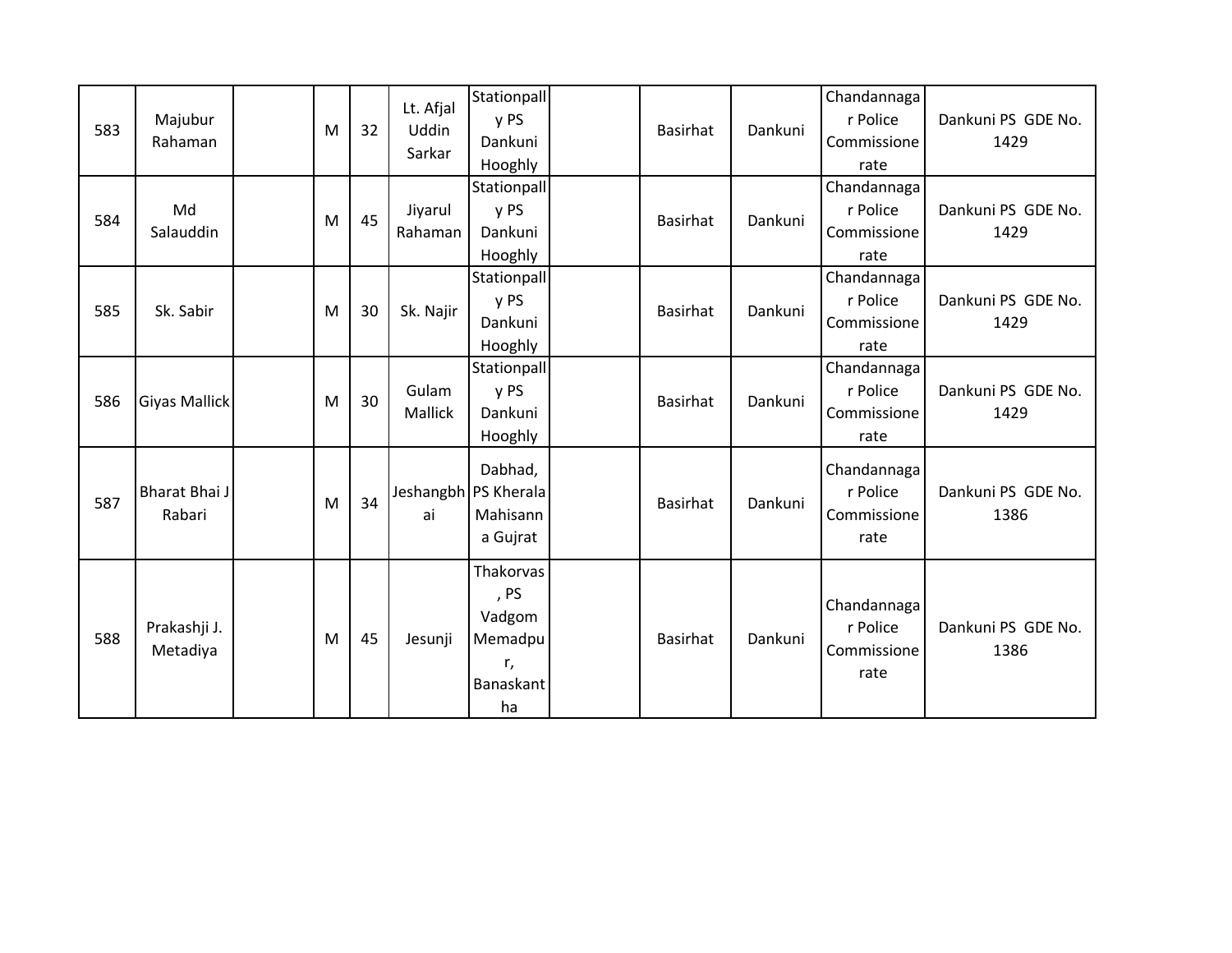| | | | | | | | | | | | |
|---|---|---|---|---|---|---|---|---|---|---|---|
| 583 | Majubur Rahaman | | M | 32 | Lt. Afjal Uddin Sarkar | Stationpally PS Dankuni Hooghly | | Basirhat | Dankuni | Chandannagar Police Commissionerate | Dankuni PS GDE No. 1429 |
| 584 | Md Salauddin | | M | 45 | Jiyarul Rahaman | Stationpally PS Dankuni Hooghly | | Basirhat | Dankuni | Chandannagar Police Commissionerate | Dankuni PS GDE No. 1429 |
| 585 | Sk. Sabir | | M | 30 | Sk. Najir | Stationpally PS Dankuni Hooghly | | Basirhat | Dankuni | Chandannagar Police Commissionerate | Dankuni PS GDE No. 1429 |
| 586 | Giyas Mallick | | M | 30 | Gulam Mallick | Stationpally PS Dankuni Hooghly | | Basirhat | Dankuni | Chandannagar Police Commissionerate | Dankuni PS GDE No. 1429 |
| 587 | Bharat Bhai J Rabari | | M | 34 | Jeshangbhai | Dabhad, PS Kherala Mahisanna Gujrat | | Basirhat | Dankuni | Chandannagar Police Commissionerate | Dankuni PS GDE No. 1386 |
| 588 | Prakashji J. Metadiya | | M | 45 | Jesunji | Thakorvas, PS Vadgom Memadpur, Banaskantha | | Basirhat | Dankuni | Chandannagar Police Commissionerate | Dankuni PS GDE No. 1386 |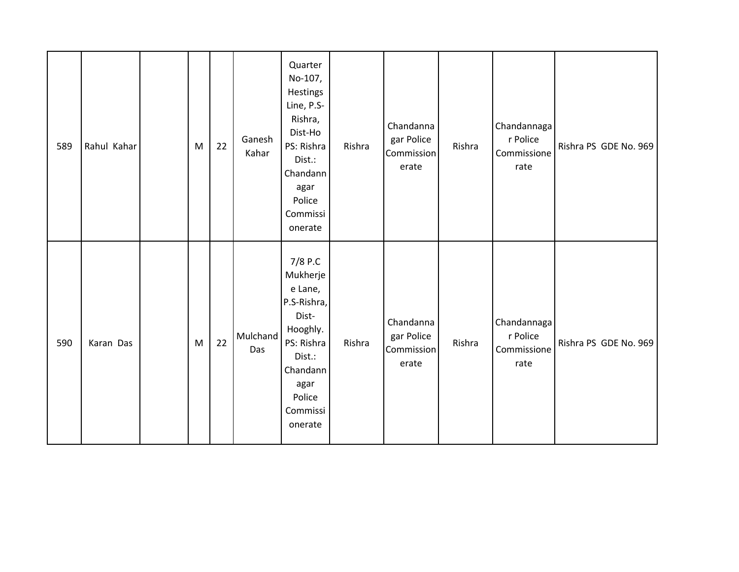| 589 | Rahul Kahar | | M | 22 | Ganesh Kahar | Quarter No-107, Hestings Line, P.S-Rishra, Dist-Ho PS: Rishra Dist.: Chandannagar Police Commissionerate | Rishra | Chandannagar Police Commissionerate | Rishra | Chandannagar Police Commissionerate | Rishra PS GDE No. 969 |
|---|---|---|---|---|---|---|---|---|---|---|---|
| 590 | Karan Das | | M | 22 | Mulchand Das | 7/8 P.C Mukherjee Lane, P.S-Rishra, Dist-Hooghly. PS: Rishra Dist.: Chandannagar Police Commissionerate | Rishra | Chandannagar Police Commissionerate | Rishra | Chandannagar Police Commissionerate | Rishra PS GDE No. 969 |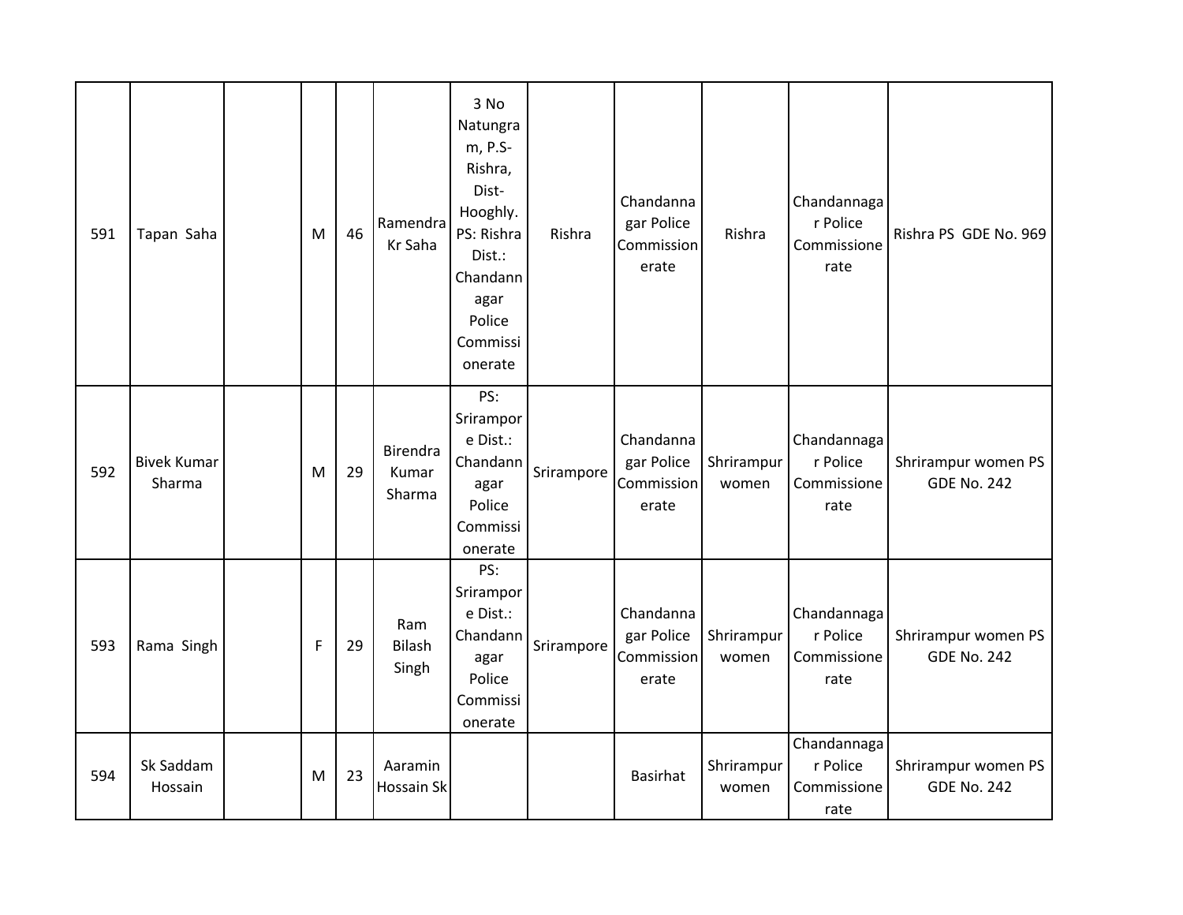| 591 | Tapan Saha | | M | 46 | Ramendra Kr Saha | 3 No Natungram, P.S- Rishra, Dist- Hooghly. PS: Rishra Dist.: Chandannagar Police Commissionerate | Rishra | Chandannagar Police Commissionerate | Rishra | Chandannagar Police Commissionerate | Rishra PS GDE No. 969 |
|---|---|---|---|---|---|---|---|---|---|---|---|
| 592 | Bivek Kumar Sharma | | M | 29 | Birendra Kumar Sharma | PS: Srirampore Dist.: Chandannagar Police Commissionerate | Srirampore | Chandannagar Police Commissionerate | Shrirampur women | Chandannagar Police Commissionerate | Shrirampur women PS GDE No. 242 |
| 593 | Rama Singh | | F | 29 | Ram Bilash Singh | PS: Srirampore Dist.: Chandannagar Police Commissionerate | Srirampore | Chandannagar Police Commissionerate | Shrirampur women | Chandannagar Police Commissionerate | Shrirampur women PS GDE No. 242 |
| 594 | Sk Saddam Hossain | | M | 23 | Aaramin Hossain Sk | | | Basirhat | Shrirampur women | Chandannagar Police Commissionerate | Shrirampur women PS GDE No. 242 |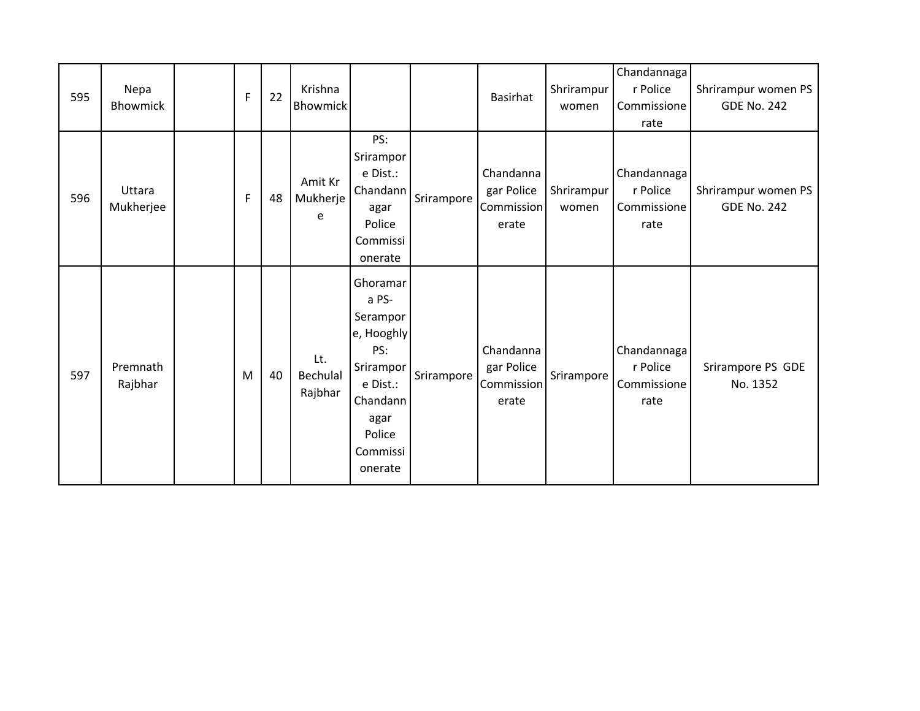| 595 | Nepa Bhowmick | | F | 22 | Krishna Bhowmick | | | Basirhat | Shrirampur women | Chandannagar Police Commissionerate | Shrirampur women PS GDE No. 242 |
|---|---|---|---|---|---|---|---|---|---|---|---|
| 596 | Uttara Mukherjee | | F | 48 | Amit Kr Mukherjee | PS: Srirampore Dist.: Chandannagar Police Commissionerate | Srirampore | Chandannagar Police Commissionerate | Shrirampur women | Chandannagar Police Commissionerate | Shrirampur women PS GDE No. 242 |
| 597 | Premnath Rajbhar | | M | 40 | Lt. Bechulal Rajbhar | Ghoramara PS- Serampore, Hooghly PS: Srirampore Dist.: Chandannagar Police Commissionerate | Srirampore | Chandannagar Police Commissionerate | Srirampore | Chandannagar Police Commissionerate | Srirampore PS GDE No. 1352 |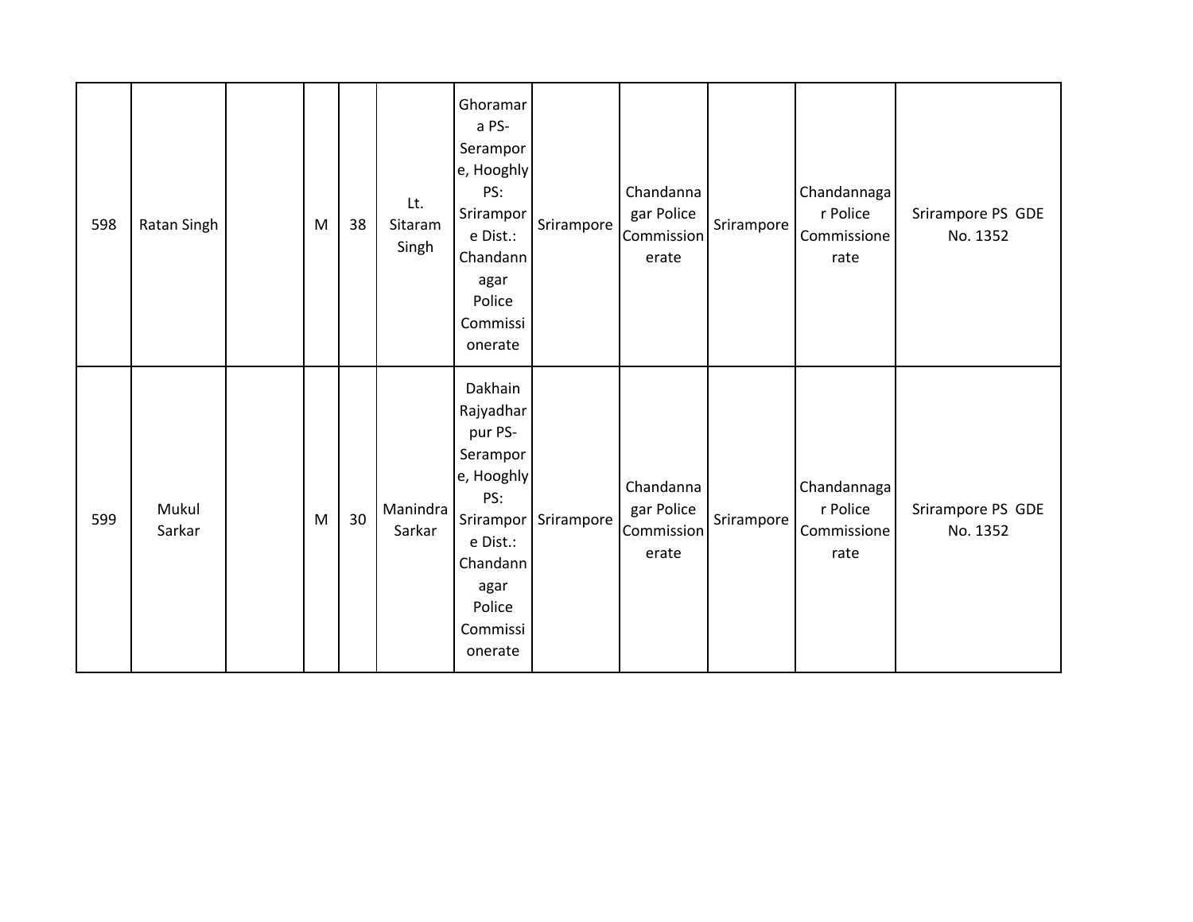| 598 | Ratan Singh | | M | 38 | Lt. Sitaram Singh | Ghoramara PS-Serampore, Hooghly PS: Srirampore Dist.: Chandannagar Police Commissionerate | Srirampore | Chandannagar Police Commissionerate | Srirampore | Chandannagar Police Commissionerate | Srirampore PS GDE No. 1352 |
|---|---|---|---|---|---|---|---|---|---|---|---|
| 599 | Mukul Sarkar | | M | 30 | Manindra Sarkar | Dakhain Rajyadharpur PS-Serampore, Hooghly PS: Srirampore Dist.: Chandannagar Police Commissionerate | Srirampore | Chandannagar Police Commissionerate | Srirampore | Chandannagar Police Commissionerate | Srirampore PS GDE No. 1352 |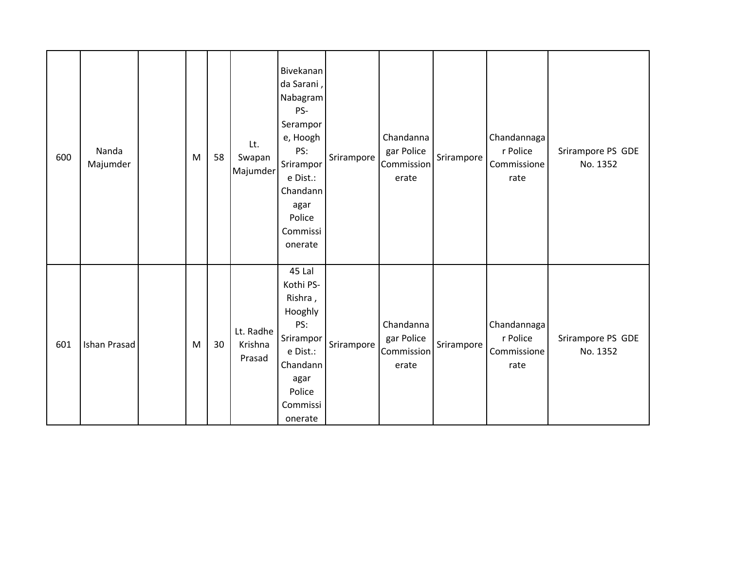| 600 | Nanda Majumder | | M | 58 | Lt. Swapan Majumder | Bivekananda Sarani , Nabagram PS- Serampore, Hoogh PS: Srirampore Dist.: Chandannagar Police Commissionerate | Srirampore | Chandannagar Police Commissionerate | Srirampore | Chandannagar Police Commissionerate | Srirampore PS GDE No. 1352 |
|---|---|---|---|---|---|---|---|---|---|---|---|
| 601 | Ishan Prasad | | M | 30 | Lt. Radhe Krishna Prasad | 45 Lal Kothi PS- Rishra , Hooghly PS: Srirampore Dist.: Chandannagar Police Commissionerate | Srirampore | Chandannagar Police Commissionerate | Srirampore | Chandannagar Police Commissionerate | Srirampore PS GDE No. 1352 |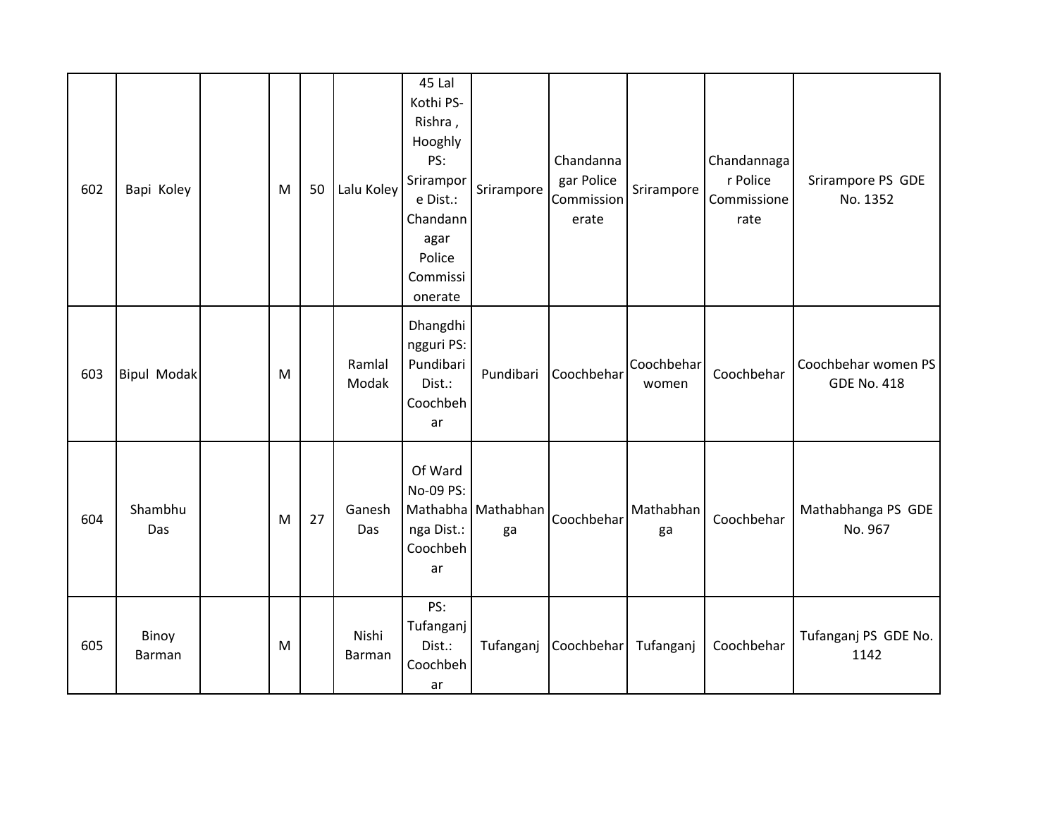| 602 | Bapi Koley | | M | 50 | Lalu Koley | 45 Lal Kothi PS- Rishra , Hooghly PS: Srirampore Dist.: Chandannagar Police Commissionerate | Srirampore | Chandannagar Police Commissionerate | Srirampore | Chandannagar Police Commissionerate | Srirampore PS GDE No. 1352 |
|---|---|---|---|---|---|---|---|---|---|---|---|
| 603 | Bipul Modak | | M | | Ramlal Modak | Dhangdhingguri PS: Pundibari Dist.: Coochbehar | Pundibari | Coochbehar | Coochbehar women | Coochbehar | Coochbehar women PS GDE No. 418 |
| 604 | Shambhu Das | | M | 27 | Ganesh Das | Of Ward No-09 PS: Mathabhanga Dist.: Coochbehar | Mathabhanga | Coochbehar | Mathabhanga | Coochbehar | Mathabhanga PS GDE No. 967 |
| 605 | Binoy Barman | | M | | Nishi Barman | PS: Tufanganj Dist.: Coochbehar | Tufanganj | Coochbehar | Tufanganj | Coochbehar | Tufanganj PS GDE No. 1142 |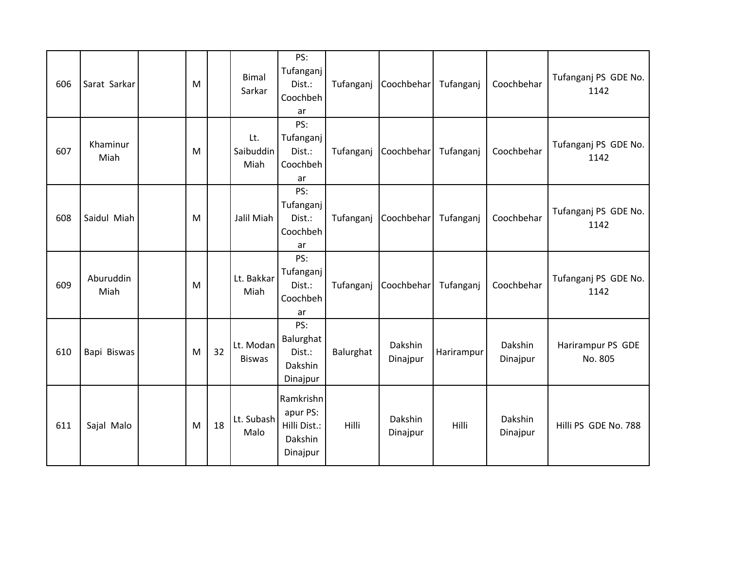| 606 | Sarat Sarkar | | M | | Bimal Sarkar | PS: Tufanganj Dist.: Coochbehar | Tufanganj | Coochbehar | Tufanganj | Coochbehar | Tufanganj PS GDE No. 1142 |
|---|---|---|---|---|---|---|---|---|---|---|---|
| 607 | Khaminur Miah | | M | | Lt. Saibuddin Miah | PS: Tufanganj Dist.: Coochbehar | Tufanganj | Coochbehar | Tufanganj | Coochbehar | Tufanganj PS GDE No. 1142 |
| 608 | Saidul Miah | | M | | Jalil Miah | PS: Tufanganj Dist.: Coochbehar | Tufanganj | Coochbehar | Tufanganj | Coochbehar | Tufanganj PS GDE No. 1142 |
| 609 | Aburuddin Miah | | M | | Lt. Bakkar Miah | PS: Tufanganj Dist.: Coochbehar | Tufanganj | Coochbehar | Tufanganj | Coochbehar | Tufanganj PS GDE No. 1142 |
| 610 | Bapi Biswas | | M | 32 | Lt. Modan Biswas | PS: Balurghat Dist.: Dakshin Dinajpur | Balurghat | Dakshin Dinajpur | Harirampur | Dakshin Dinajpur | Harirampur PS GDE No. 805 |
| 611 | Sajal Malo | | M | 18 | Lt. Subash Malo | Ramkrishnapur PS: Hilli Dist.: Dakshin Dinajpur | Hilli | Dakshin Dinajpur | Hilli | Dakshin Dinajpur | Hilli PS GDE No. 788 |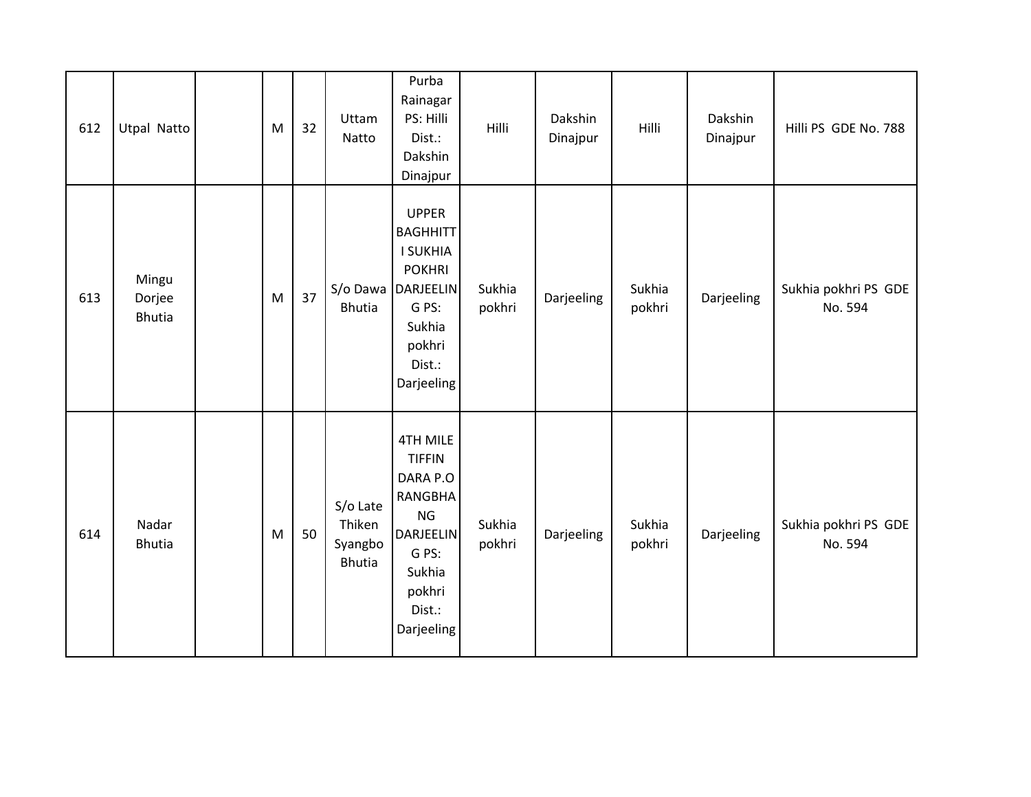| | | | | | | | | | | | |
|---|---|---|---|---|---|---|---|---|---|---|---|
| 612 | Utpal Natto | | M | 32 | Uttam Natto | Purba Rainagar PS: Hilli Dist.: Dakshin Dinajpur | Hilli | Dakshin Dinajpur | Hilli | Dakshin Dinajpur | Hilli PS GDE No. 788 |
| 613 | Mingu Dorjee Bhutia | | M | 37 | S/o Dawa Bhutia | UPPER BAGHHITTI SUKHIA POKHRI DARJEELING PS: Sukhia pokhri Dist.: Darjeeling | Sukhia pokhri | Darjeeling | Sukhia pokhri | Darjeeling | Sukhia pokhri PS GDE No. 594 |
| 614 | Nadar Bhutia | | M | 50 | S/o Late Thiken Syangbo Bhutia | 4TH MILE TIFFIN DARA P.O RANGBHANG DARJEELING PS: Sukhia pokhri Dist.: Darjeeling | Sukhia pokhri | Darjeeling | Sukhia pokhri | Darjeeling | Sukhia pokhri PS GDE No. 594 |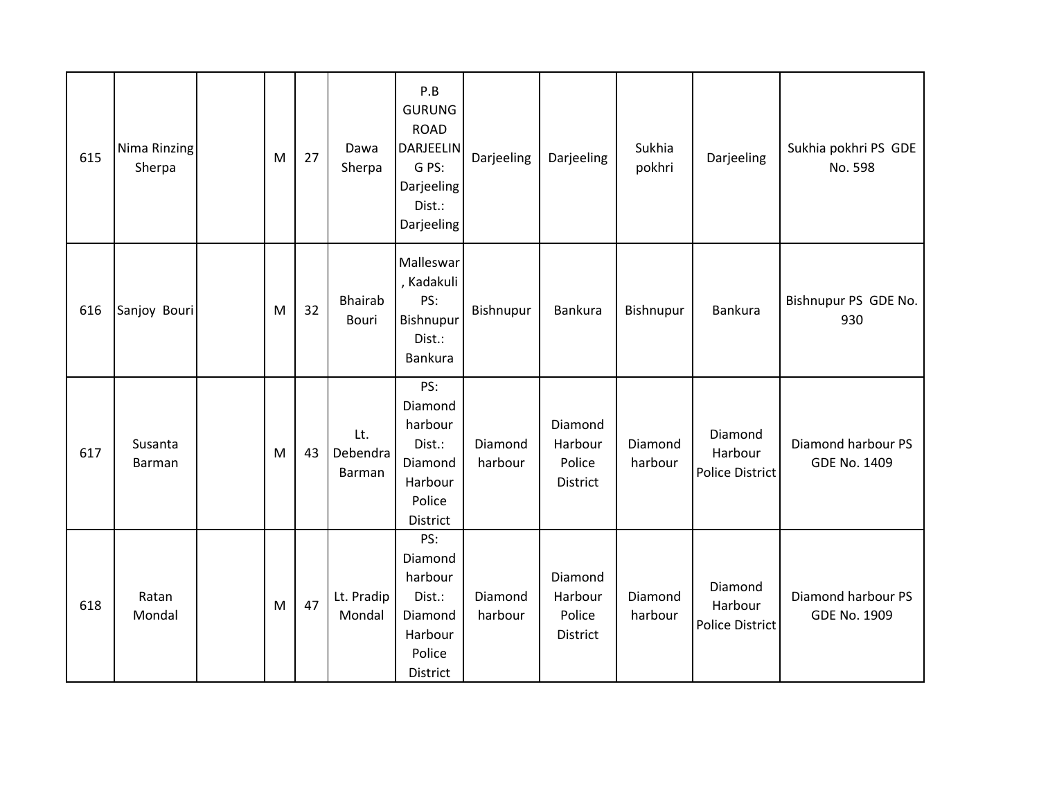| | | | | | | | | | | | |
|---|---|---|---|---|---|---|---|---|---|---|---|
| 615 | Nima Rinzing Sherpa | | M | 27 | Dawa Sherpa | P.B GURUNG ROAD DARJEELING PS: Darjeeling Dist.: Darjeeling | Darjeeling | Darjeeling | Sukhia pokhri | Darjeeling | Sukhia pokhri PS GDE No. 598 |
| 616 | Sanjoy Bouri | | M | 32 | Bhairab Bouri | Malleswar, Kadakuli PS: Bishnupur Dist.: Bankura | Bishnupur | Bankura | Bishnupur | Bankura | Bishnupur PS GDE No. 930 |
| 617 | Susanta Barman | | M | 43 | Lt. Debendra Barman | PS: Diamond harbour Dist.: Diamond Harbour Police District | Diamond harbour | Diamond Harbour Police District | Diamond harbour | Diamond Harbour Police District | Diamond harbour PS GDE No. 1409 |
| 618 | Ratan Mondal | | M | 47 | Lt. Pradip Mondal | PS: Diamond harbour Dist.: Diamond Harbour Police District | Diamond harbour | Diamond Harbour Police District | Diamond harbour | Diamond Harbour Police District | Diamond harbour PS GDE No. 1909 |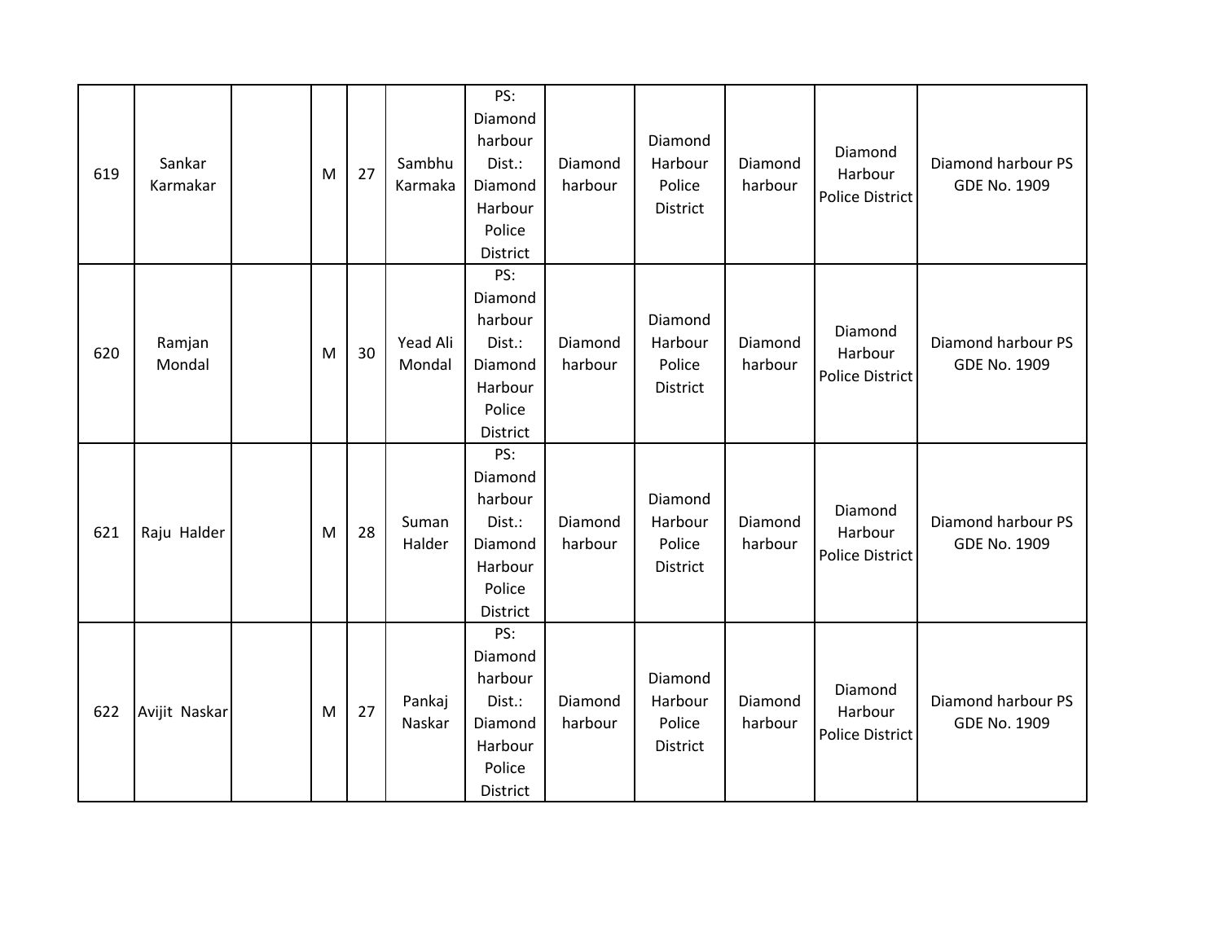| 619 | Sankar Karmakar | | M | 27 | Sambhu Karmaka | PS: Diamond harbour Dist.: Diamond Harbour Police District | Diamond harbour | Diamond Harbour Police District | Diamond harbour | Diamond Harbour Police District | Diamond harbour PS GDE No. 1909 |
|---|---|---|---|---|---|---|---|---|---|---|---|
| 620 | Ramjan Mondal | | M | 30 | Yead Ali Mondal | PS: Diamond harbour Dist.: Diamond Harbour Police District | Diamond harbour | Diamond Harbour Police District | Diamond harbour | Diamond Harbour Police District | Diamond harbour PS GDE No. 1909 |
| 621 | Raju Halder | | M | 28 | Suman Halder | PS: Diamond harbour Dist.: Diamond Harbour Police District | Diamond harbour | Diamond Harbour Police District | Diamond harbour | Diamond Harbour Police District | Diamond harbour PS GDE No. 1909 |
| 622 | Avijit Naskar | | M | 27 | Pankaj Naskar | PS: Diamond harbour Dist.: Diamond Harbour Police District | Diamond harbour | Diamond Harbour Police District | Diamond harbour | Diamond Harbour Police District | Diamond harbour PS GDE No. 1909 |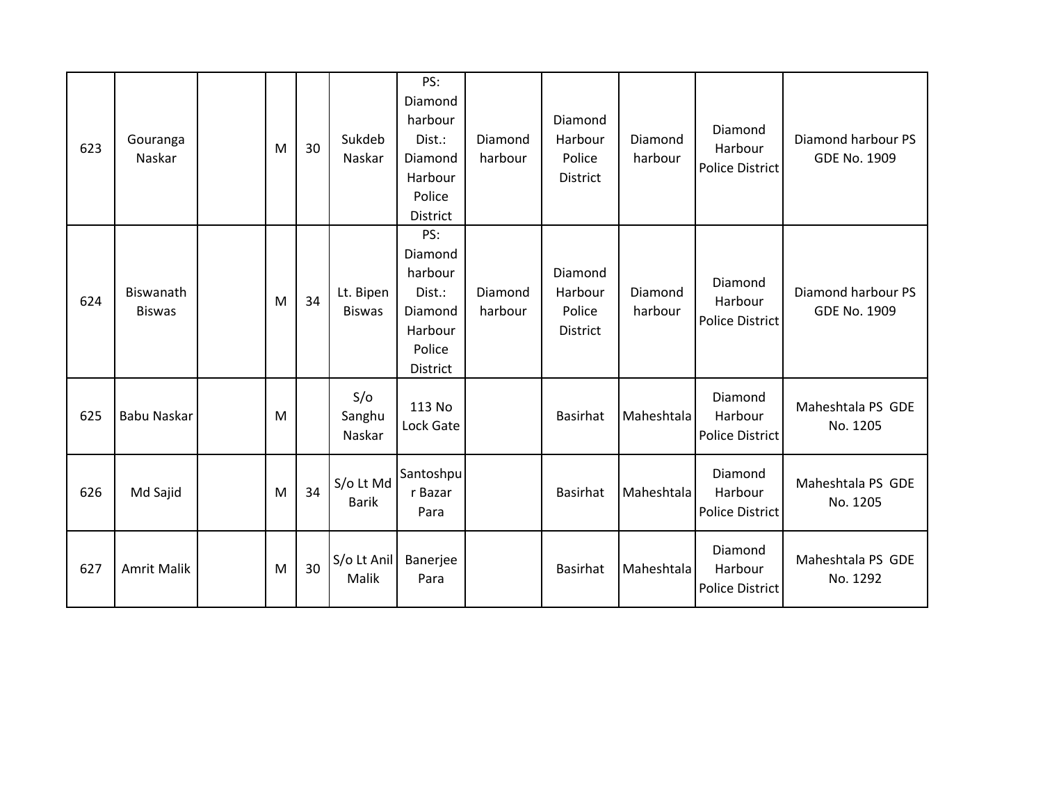| 623 | Gouranga Naskar | | M | 30 | Sukdeb Naskar | PS: Diamond harbour Dist.: Diamond Harbour Police District | Diamond harbour | Diamond Harbour Police District | Diamond harbour | Diamond Harbour Police District | Diamond harbour PS GDE No. 1909 |
|---|---|---|---|---|---|---|---|---|---|---|---|
| 624 | Biswanath Biswas | | M | 34 | Lt. Bipen Biswas | PS: Diamond harbour Dist.: Diamond Harbour Police District | Diamond harbour | Diamond Harbour Police District | Diamond harbour | Diamond Harbour Police District | Diamond harbour PS GDE No. 1909 |
| 625 | Babu Naskar | | M | | S/o Sanghu Naskar | 113 No Lock Gate | | Basirhat | Maheshtala | Diamond Harbour Police District | Maheshtala PS GDE No. 1205 |
| 626 | Md Sajid | | M | 34 | S/o Lt Md Barik | Santoshpur Bazar Para | | Basirhat | Maheshtala | Diamond Harbour Police District | Maheshtala PS GDE No. 1205 |
| 627 | Amrit Malik | | M | 30 | S/o Lt Anil Malik | Banerjee Para | | Basirhat | Maheshtala | Diamond Harbour Police District | Maheshtala PS GDE No. 1292 |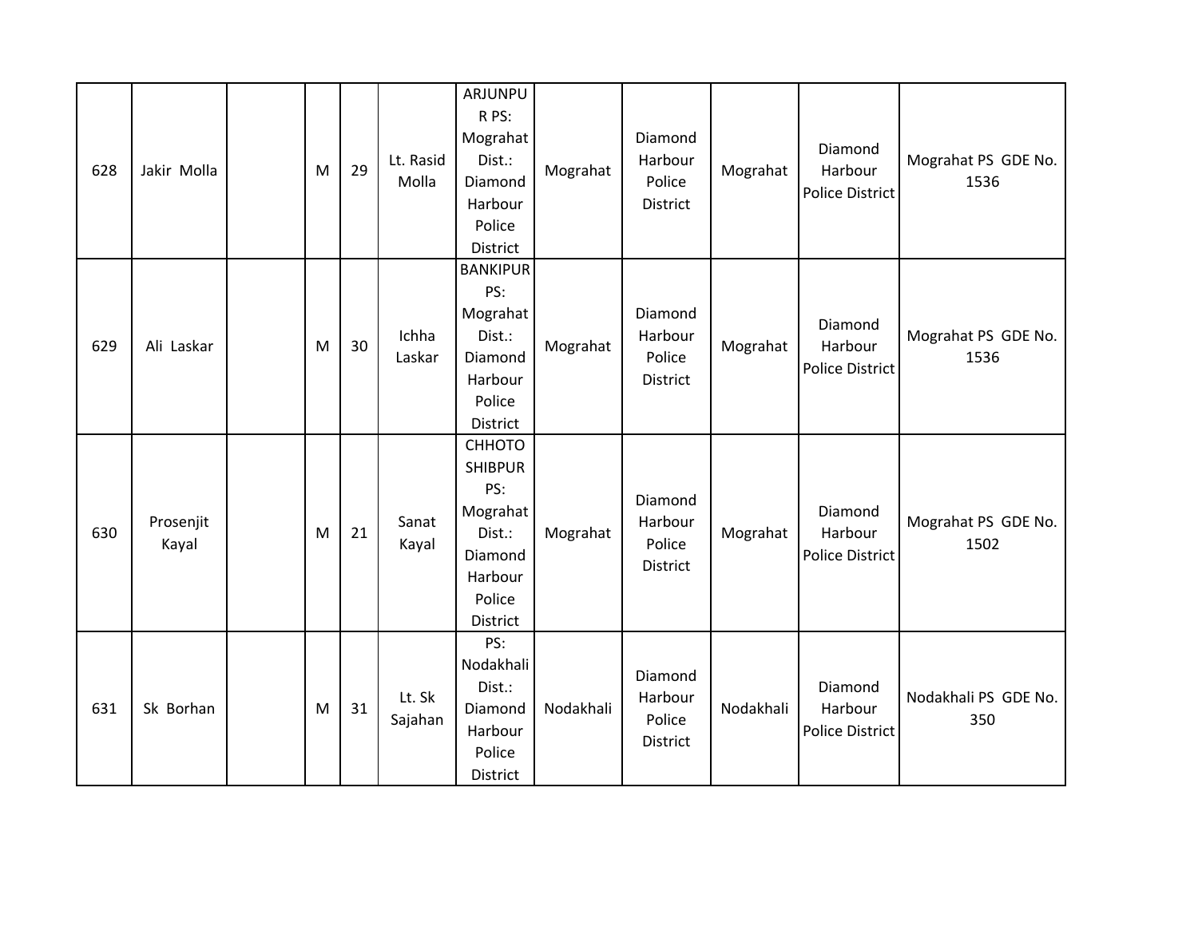| | | | | | | | | | | | |
|---|---|---|---|---|---|---|---|---|---|---|---|
| 628 | Jakir Molla | | M | 29 | Lt. Rasid Molla | ARJUNPUR PS: Mograhat Dist.: Diamond Harbour Police District | Mograhat | Diamond Harbour Police District | Mograhat | Diamond Harbour Police District | Mograhat PS GDE No. 1536 |
| 629 | Ali Laskar | | M | 30 | Ichha Laskar | BANKIPUR PS: Mograhat Dist.: Diamond Harbour Police District | Mograhat | Diamond Harbour Police District | Mograhat | Diamond Harbour Police District | Mograhat PS GDE No. 1536 |
| 630 | Prosenjit Kayal | | M | 21 | Sanat Kayal | CHHOTO SHIBPUR PS: Mograhat Dist.: Diamond Harbour Police District | Mograhat | Diamond Harbour Police District | Mograhat | Diamond Harbour Police District | Mograhat PS GDE No. 1502 |
| 631 | Sk Borhan | | M | 31 | Lt. Sk Sajahan | PS: Nodakhali Dist.: Diamond Harbour Police District | Nodakhali | Diamond Harbour Police District | Nodakhali | Diamond Harbour Police District | Nodakhali PS GDE No. 350 |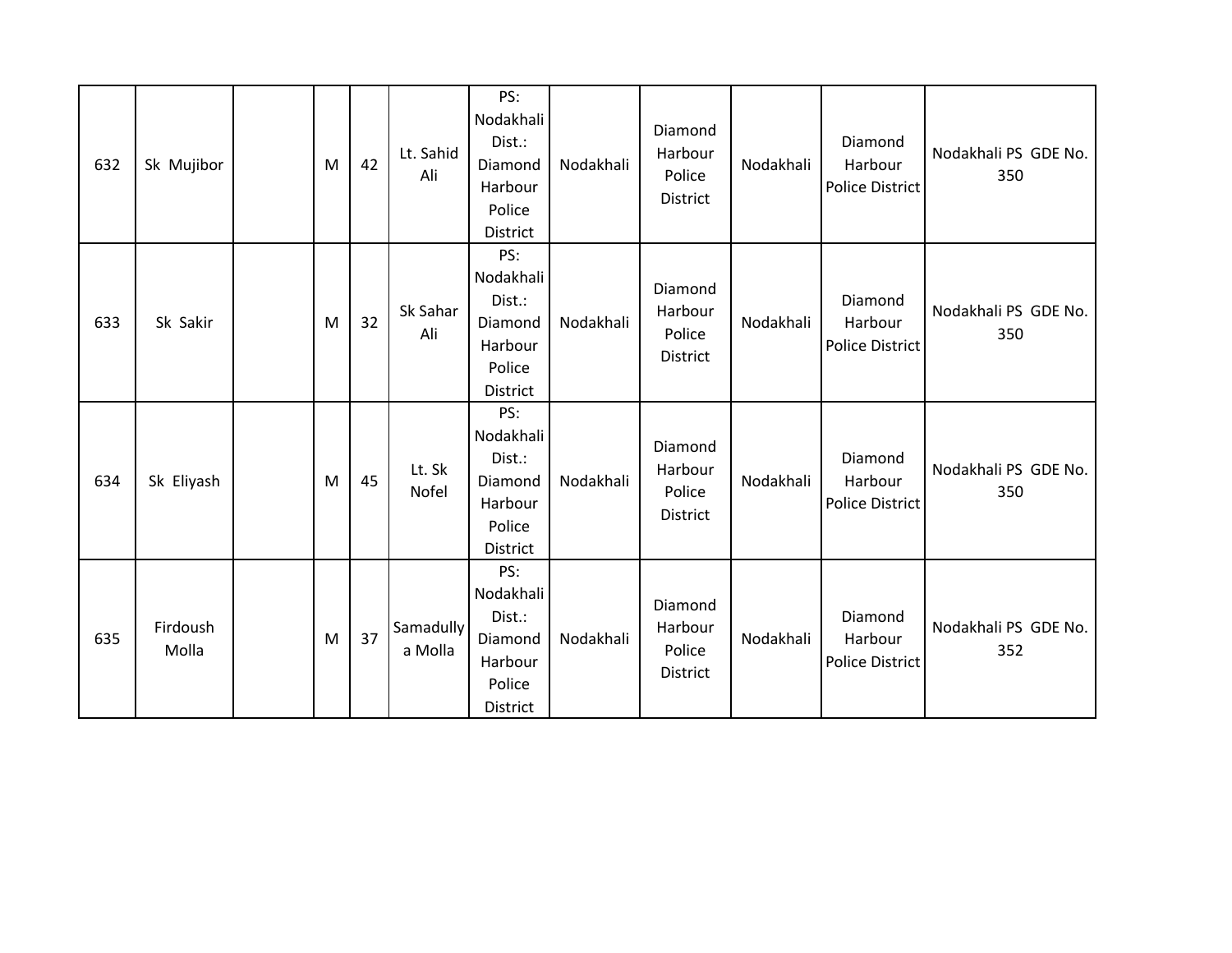| 632 | Sk Mujibor | | M | 42 | Lt. Sahid Ali | PS: Nodakhali Dist.: Diamond Harbour Police District | Nodakhali | Diamond Harbour Police District | Nodakhali | Diamond Harbour Police District | Nodakhali PS GDE No. 350 |
|---|---|---|---|---|---|---|---|---|---|---|---|
| 633 | Sk Sakir | | M | 32 | Sk Sahar Ali | PS: Nodakhali Dist.: Diamond Harbour Police District | Nodakhali | Diamond Harbour Police District | Nodakhali | Diamond Harbour Police District | Nodakhali PS GDE No. 350 |
| 634 | Sk Eliyash | | M | 45 | Lt. Sk Nofel | PS: Nodakhali Dist.: Diamond Harbour Police District | Nodakhali | Diamond Harbour Police District | Nodakhali | Diamond Harbour Police District | Nodakhali PS GDE No. 350 |
| 635 | Firdoush Molla | | M | 37 | Samadullya Molla | PS: Nodakhali Dist.: Diamond Harbour Police District | Nodakhali | Diamond Harbour Police District | Nodakhali | Diamond Harbour Police District | Nodakhali PS GDE No. 352 |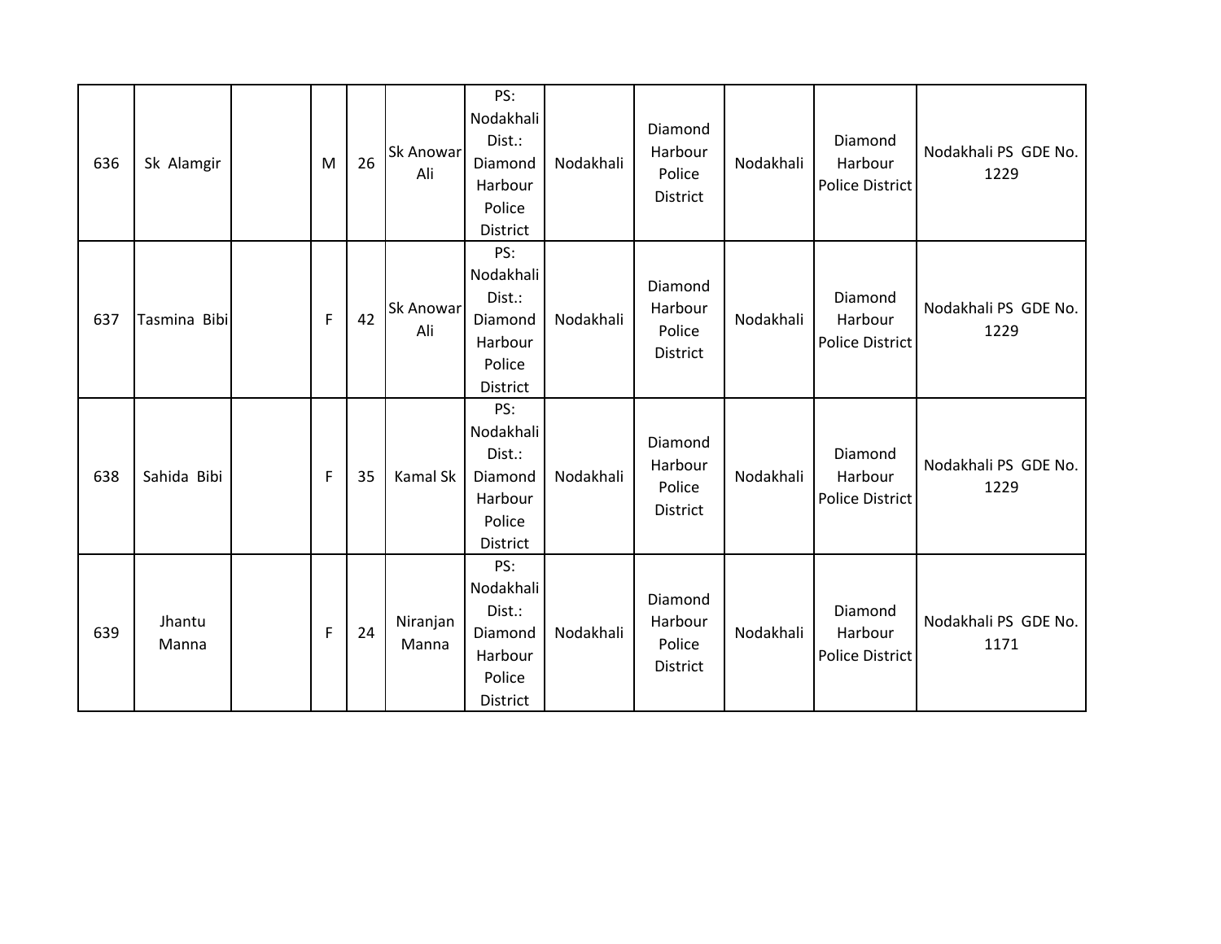| | | | | | | | | | | | |
|---|---|---|---|---|---|---|---|---|---|---|---|
| 636 | Sk Alamgir | | M | 26 | Sk Anowar Ali | PS: Nodakhali Dist.: Diamond Harbour Police District | Nodakhali | Diamond Harbour Police District | Nodakhali | Diamond Harbour Police District | Nodakhali PS GDE No. 1229 |
| 637 | Tasmina Bibi | | F | 42 | Sk Anowar Ali | PS: Nodakhali Dist.: Diamond Harbour Police District | Nodakhali | Diamond Harbour Police District | Nodakhali | Diamond Harbour Police District | Nodakhali PS GDE No. 1229 |
| 638 | Sahida Bibi | | F | 35 | Kamal Sk | PS: Nodakhali Dist.: Diamond Harbour Police District | Nodakhali | Diamond Harbour Police District | Nodakhali | Diamond Harbour Police District | Nodakhali PS GDE No. 1229 |
| 639 | Jhantu Manna | | F | 24 | Niranjan Manna | PS: Nodakhali Dist.: Diamond Harbour Police District | Nodakhali | Diamond Harbour Police District | Nodakhali | Diamond Harbour Police District | Nodakhali PS GDE No. 1171 |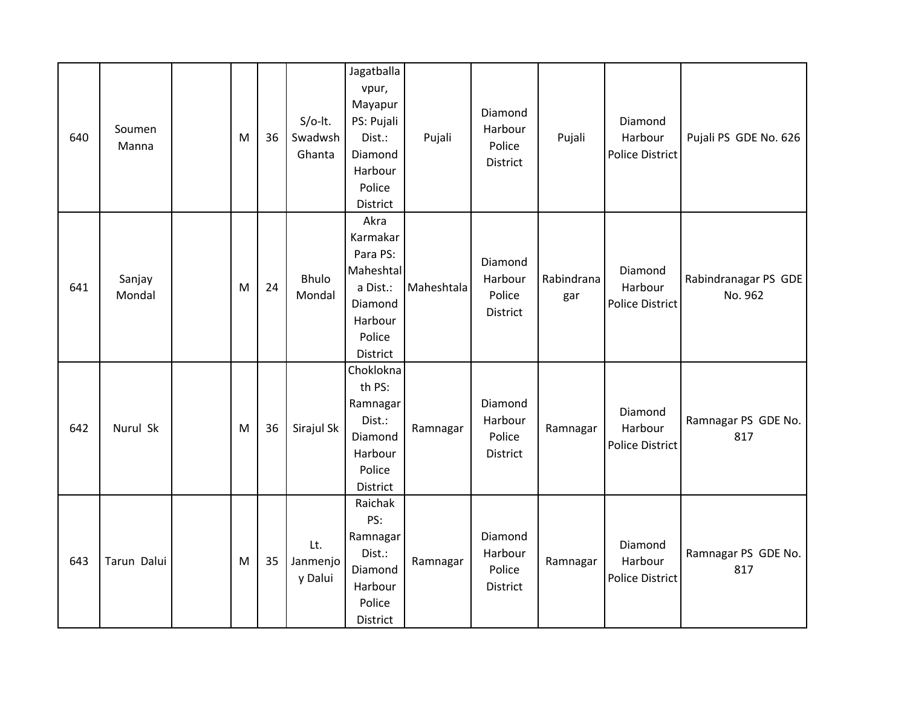| 640 | Soumen Manna | | M | 36 | S/o-lt. Swadwsh Ghanta | Jagatballavpur, Mayapur PS: Pujali Dist.: Diamond Harbour Police District | Pujali | Diamond Harbour Police District | Pujali | Diamond Harbour Police District | Pujali PS GDE No. 626 |
|---|---|---|---|---|---|---|---|---|---|---|---|
| 641 | Sanjay Mondal | | M | 24 | Bhulo Mondal | Akra Karmakar Para PS: Maheshtala Dist.: Diamond Harbour Police District | Maheshtala | Diamond Harbour Police District | Rabindranagar | Diamond Harbour Police District | Rabindranagar PS GDE No. 962 |
| 642 | Nurul Sk | | M | 36 | Sirajul Sk | Choklokna th PS: Ramnagar Dist.: Diamond Harbour Police District | Ramnagar | Diamond Harbour Police District | Ramnagar | Diamond Harbour Police District | Ramnagar PS GDE No. 817 |
| 643 | Tarun Dalui | | M | 35 | Lt. Janmenjoy Dalui | Raichak PS: Ramnagar Dist.: Diamond Harbour Police District | Ramnagar | Diamond Harbour Police District | Ramnagar | Diamond Harbour Police District | Ramnagar PS GDE No. 817 |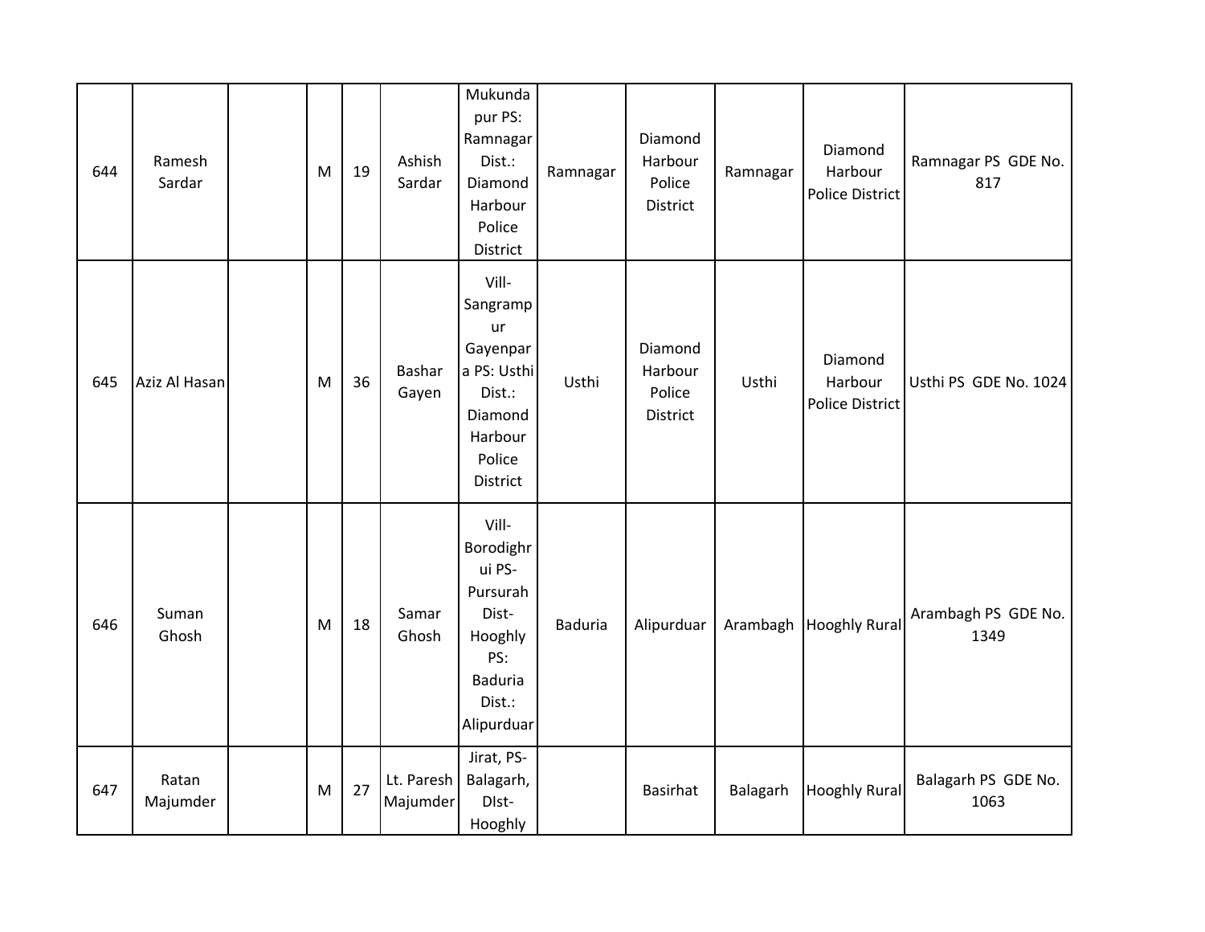| | | | | | | | | | | | |
|---|---|---|---|---|---|---|---|---|---|---|---|
| 644 | Ramesh Sardar | | M | 19 | Ashish Sardar | Mukundapur PS: Ramnagar Dist.: Diamond Harbour Police District | Ramnagar | Diamond Harbour Police District | Ramnagar | Diamond Harbour Police District | Ramnagar PS GDE No. 817 |
| 645 | Aziz Al Hasan | | M | 36 | Bashar Gayen | Vill- Sangrampur Gayenpara PS: Usthi Dist.: Diamond Harbour Police District | Usthi | Diamond Harbour Police District | Usthi | Diamond Harbour Police District | Usthi PS GDE No. 1024 |
| 646 | Suman Ghosh | | M | 18 | Samar Ghosh | Vill- Borodighrui PS- Pursurah Dist- Hooghly PS: Baduria Dist.: Alipurduar | Baduria | Alipurduar | Arambagh | Hooghly Rural | Arambagh PS GDE No. 1349 |
| 647 | Ratan Majumder | | M | 27 | Lt. Paresh Majumder | Jirat, PS- Balagarh, DIst- Hooghly | | Basirhat | Balagarh | Hooghly Rural | Balagarh PS GDE No. 1063 |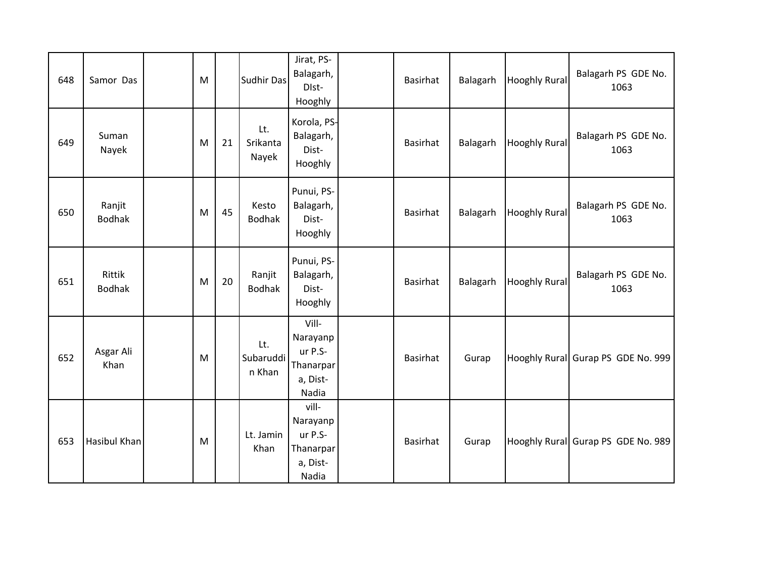| 648 | Samor Das | | M | | Sudhir Das | Jirat, PS-Balagarh, DIst-Hooghly | | Basirhat | Balagarh | Hooghly Rural | Balagarh PS GDE No. 1063 |
|---|---|---|---|---|---|---|---|---|---|---|---|
| 649 | Suman Nayek | | M | 21 | Lt. Srikanta Nayek | Korola, PS-Balagarh, Dist-Hooghly | | Basirhat | Balagarh | Hooghly Rural | Balagarh PS GDE No. 1063 |
| 650 | Ranjit Bodhak | | M | 45 | Kesto Bodhak | Punui, PS-Balagarh, Dist-Hooghly | | Basirhat | Balagarh | Hooghly Rural | Balagarh PS GDE No. 1063 |
| 651 | Rittik Bodhak | | M | 20 | Ranjit Bodhak | Punui, PS-Balagarh, Dist-Hooghly | | Basirhat | Balagarh | Hooghly Rural | Balagarh PS GDE No. 1063 |
| 652 | Asgar Ali Khan | | M | | Lt. Subaruddin Khan | Vill-Narayanpur P.S-Thanarpara, Dist-Nadia | | Basirhat | Gurap | Hooghly Rural | Gurap PS GDE No. 999 |
| 653 | Hasibul Khan | | M | | Lt. Jamin Khan | vill-Narayanpur P.S-Thanarpara, Dist-Nadia | | Basirhat | Gurap | Hooghly Rural | Gurap PS GDE No. 989 |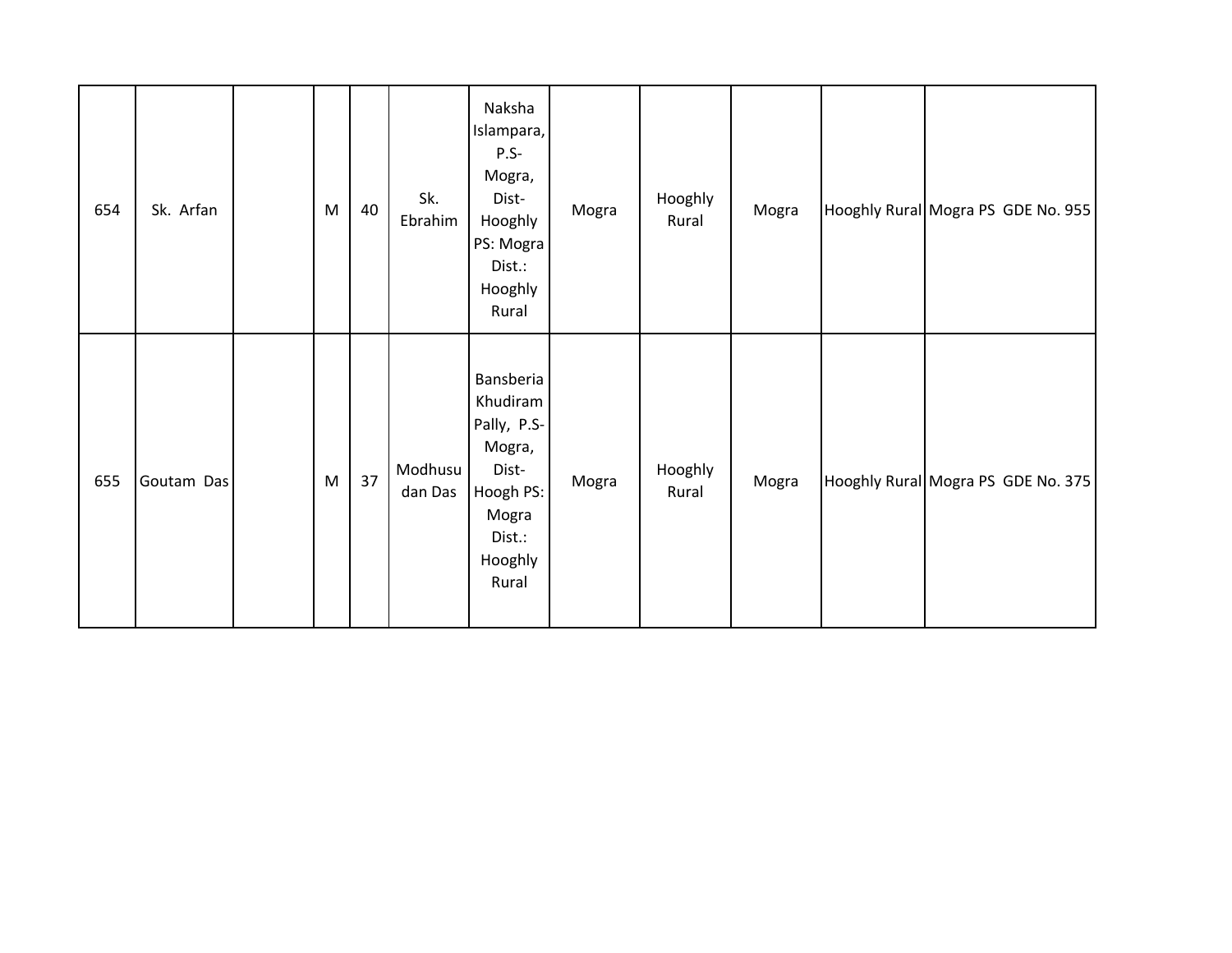| | | | | | | | | | | | |
|---|---|---|---|---|---|---|---|---|---|---|---|
| 654 | Sk. Arfan | | M | 40 | Sk. Ebrahim | Naksha Islampara, P.S-Mogra, Dist-Hooghly PS: Mogra Dist.: Hooghly Rural | Mogra | Hooghly Rural | Mogra | Hooghly Rural | Mogra PS GDE No. 955 |
| 655 | Goutam Das | | M | 37 | Modhusudan Das | Bansberia Khudiram Pally, P.S-Mogra, Dist-Hoogh PS: Mogra Dist.: Hooghly Rural | Mogra | Hooghly Rural | Mogra | Hooghly Rural | Mogra PS GDE No. 375 |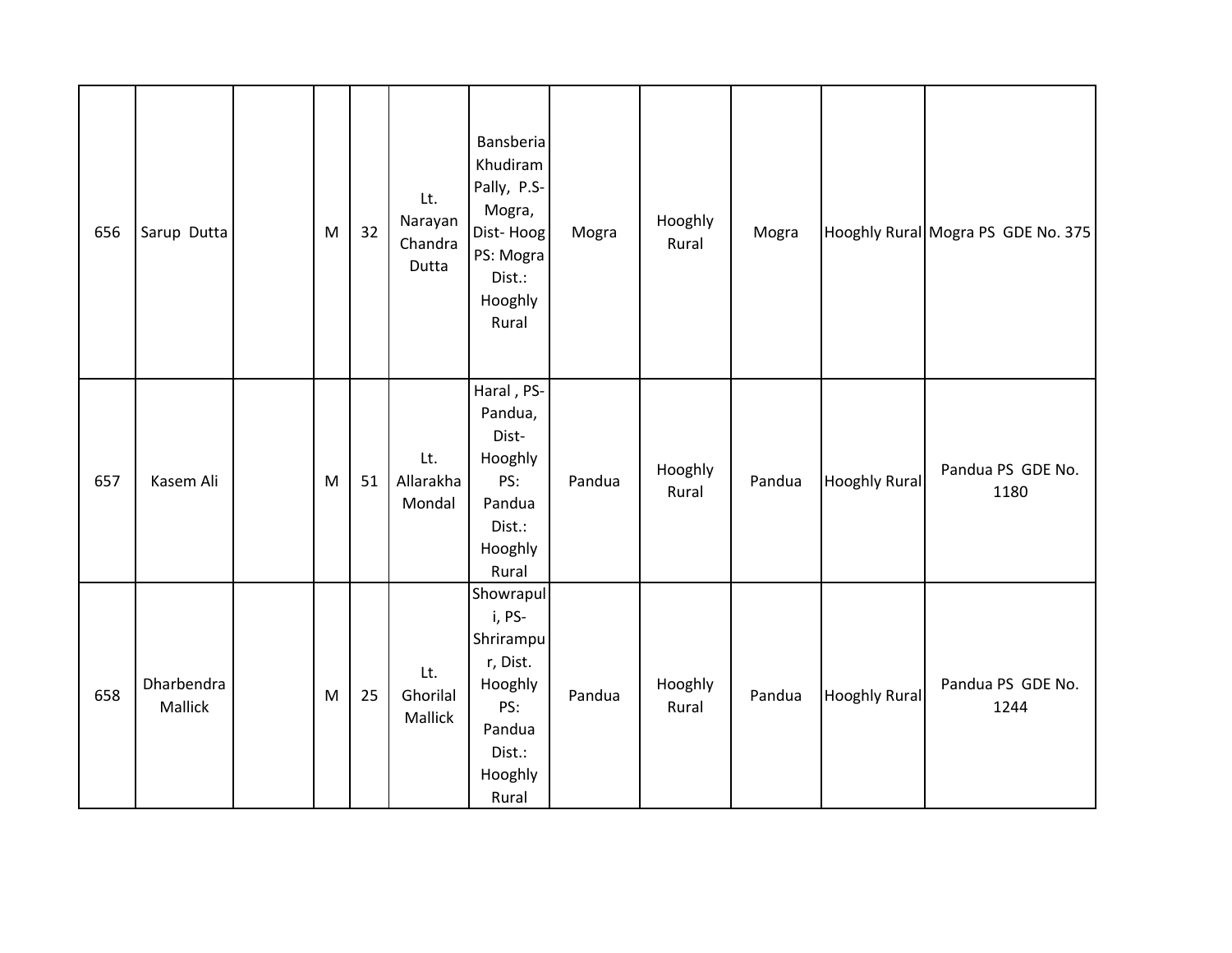| 656 | Sarup Dutta | | M | 32 | Lt. Narayan Chandra Dutta | Bansberia Khudiram Pally, P.S- Mogra, Dist- Hoog PS: Mogra Dist.: Hooghly Rural | Mogra | Hooghly Rural | Mogra | Hooghly Rural | Mogra PS GDE No. 375 |
|---|---|---|---|---|---|---|---|---|---|---|---|
| 657 | Kasem Ali | | M | 51 | Lt. Allarakha Mondal | Haral , PS- Pandua, Dist- Hooghly PS: Pandua Dist.: Hooghly Rural | Pandua | Hooghly Rural | Pandua | Hooghly Rural | Pandua PS GDE No. 1180 |
| 658 | Dharbendra Mallick | | M | 25 | Lt. Ghorilal Mallick | Showrapuli, PS- Shrirampur, Dist. Hooghly PS: Pandua Dist.: Hooghly Rural | Pandua | Hooghly Rural | Pandua | Hooghly Rural | Pandua PS GDE No. 1244 |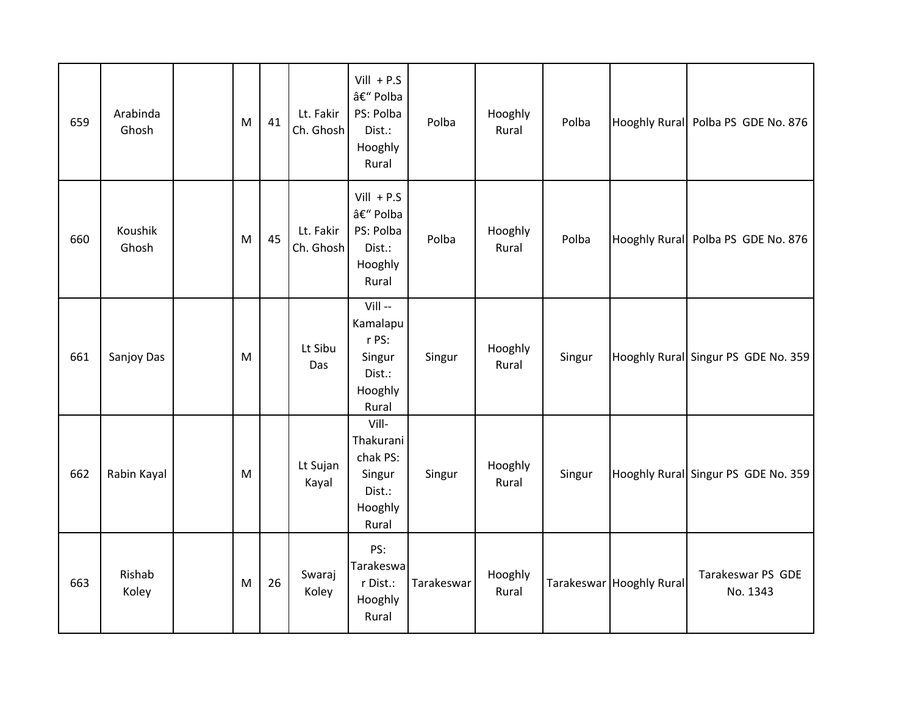| 659 | Arabinda Ghosh | | M | 41 | Lt. Fakir Ch. Ghosh | Vill + P.S â€“ Polba PS: Polba Dist.: Hooghly Rural | Polba | Hooghly Rural | Polba | Hooghly Rural | Polba PS GDE No. 876 |
|---|---|---|---|---|---|---|---|---|---|---|---|
| 660 | Koushik Ghosh | | M | 45 | Lt. Fakir Ch. Ghosh | Vill + P.S â€“ Polba PS: Polba Dist.: Hooghly Rural | Polba | Hooghly Rural | Polba | Hooghly Rural | Polba PS GDE No. 876 |
| 661 | Sanjoy Das | | M | | Lt Sibu Das | Vill -- Kamalapur PS: Singur Dist.: Hooghly Rural | Singur | Hooghly Rural | Singur | Hooghly Rural | Singur PS GDE No. 359 |
| 662 | Rabin Kayal | | M | | Lt Sujan Kayal | Vill- Thakuranichak PS: Singur Dist.: Hooghly Rural | Singur | Hooghly Rural | Singur | Hooghly Rural | Singur PS GDE No. 359 |
| 663 | Rishab Koley | | M | 26 | Swaraj Koley | PS: Tarakeswar Dist.: Hooghly Rural | Tarakeswar | Hooghly Rural | Tarakeswar | Hooghly Rural | Tarakeswar PS GDE No. 1343 |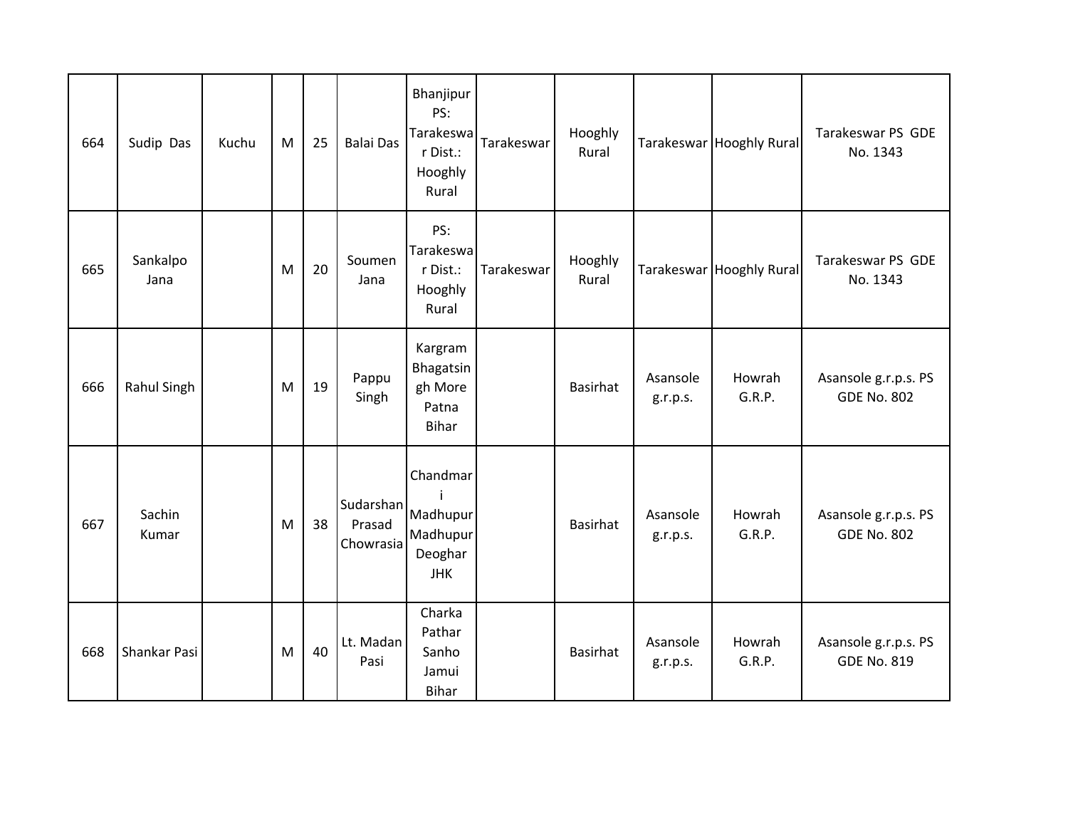| | | | | | | | | | | | |
|---|---|---|---|---|---|---|---|---|---|---|---|
| 664 | Sudip Das | Kuchu | M | 25 | Balai Das | Bhanjipur PS: Tarakeswar Dist.: Hooghly Rural | Tarakeswar | Hooghly Rural | Tarakeswar | Hooghly Rural | Tarakeswar PS GDE No. 1343 |
| 665 | Sankalpo Jana | | M | 20 | Soumen Jana | PS: Tarakeswar Dist.: Hooghly Rural | Tarakeswar | Hooghly Rural | Tarakeswar | Hooghly Rural | Tarakeswar PS GDE No. 1343 |
| 666 | Rahul Singh | | M | 19 | Pappu Singh | Kargram Bhagatsingh More Patna Bihar | | Basirhat | Asansole g.r.p.s. | Howrah G.R.P. | Asansole g.r.p.s. PS GDE No. 802 |
| 667 | Sachin Kumar | | M | 38 | Sudarshan Prasad Chowrasia | Chandmari Madhupur Madhupur Deoghar JHK | | Basirhat | Asansole g.r.p.s. | Howrah G.R.P. | Asansole g.r.p.s. PS GDE No. 802 |
| 668 | Shankar Pasi | | M | 40 | Lt. Madan Pasi | Charka Pathar Sanho Jamui Bihar | | Basirhat | Asansole g.r.p.s. | Howrah G.R.P. | Asansole g.r.p.s. PS GDE No. 819 |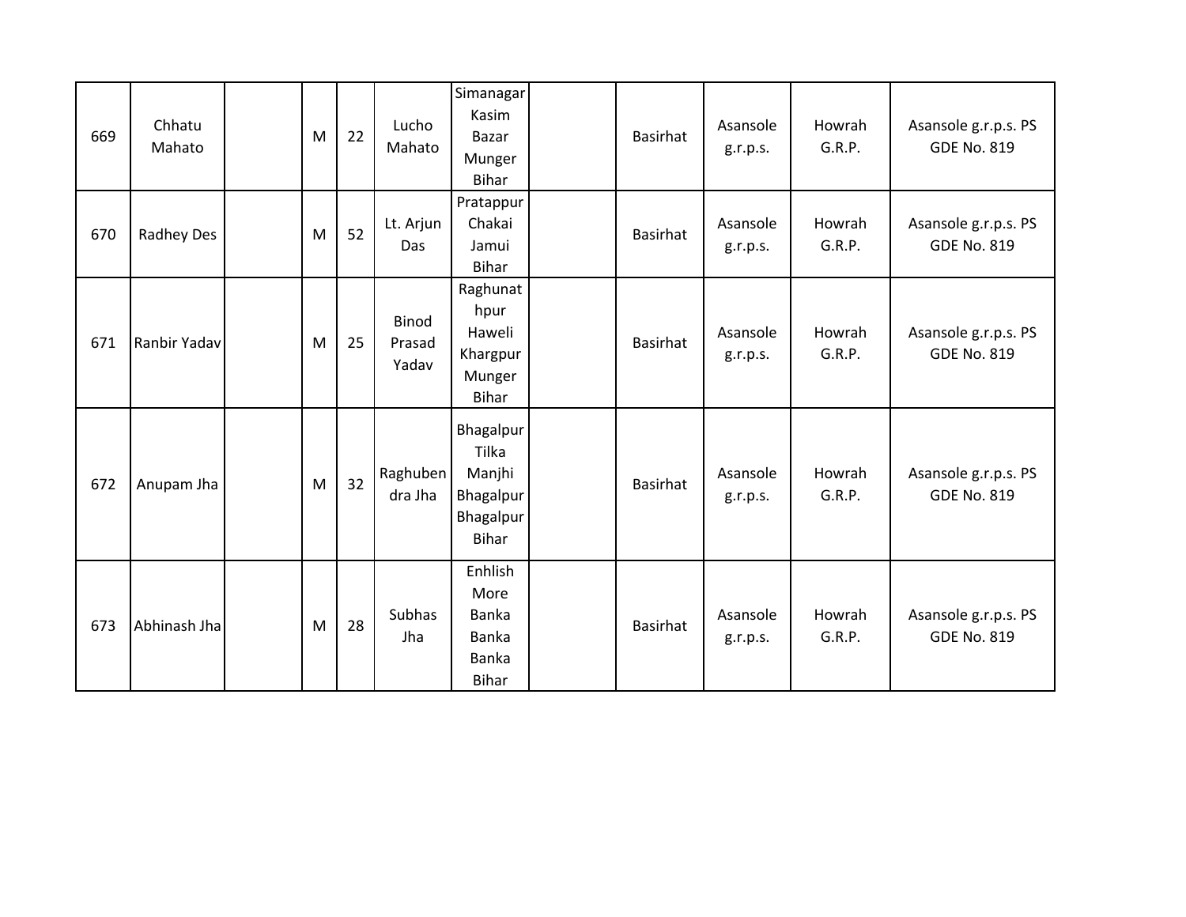| | | | | | | | | | | | |
|---|---|---|---|---|---|---|---|---|---|---|---|
| 669 | Chhatu Mahato | | M | 22 | Lucho Mahato | Simanagar Kasim Bazar Munger Bihar | | Basirhat | Asansole g.r.p.s. | Howrah G.R.P. | Asansole g.r.p.s. PS GDE No. 819 |
| 670 | Radhey Des | | M | 52 | Lt. Arjun Das | Pratappur Chakai Jamui Bihar | | Basirhat | Asansole g.r.p.s. | Howrah G.R.P. | Asansole g.r.p.s. PS GDE No. 819 |
| 671 | Ranbir Yadav | | M | 25 | Binod Prasad Yadav | Raghunathpur Haweli Khargpur Munger Bihar | | Basirhat | Asansole g.r.p.s. | Howrah G.R.P. | Asansole g.r.p.s. PS GDE No. 819 |
| 672 | Anupam Jha | | M | 32 | Raghubendra Jha | Bhagalpur Tilka Manjhi Bhagalpur Bhagalpur Bihar | | Basirhat | Asansole g.r.p.s. | Howrah G.R.P. | Asansole g.r.p.s. PS GDE No. 819 |
| 673 | Abhinash Jha | | M | 28 | Subhas Jha | Enhlish More Banka Banka Banka Bihar | | Basirhat | Asansole g.r.p.s. | Howrah G.R.P. | Asansole g.r.p.s. PS GDE No. 819 |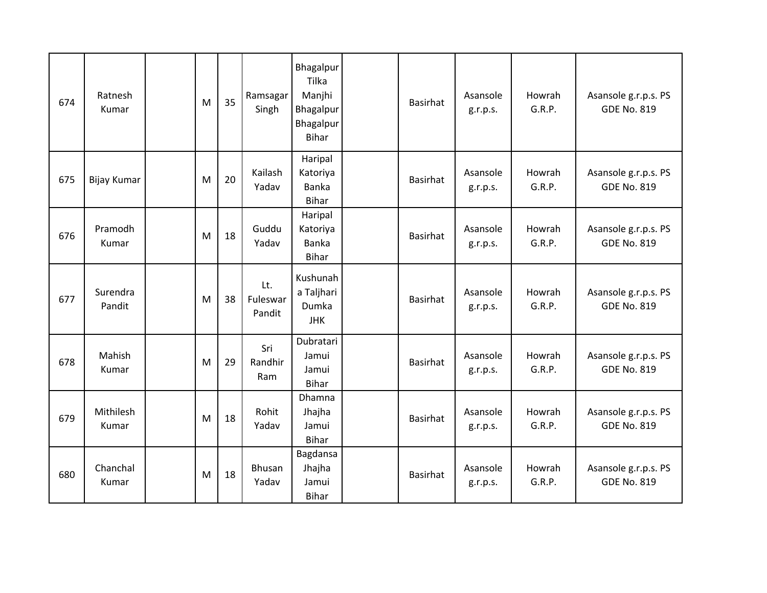| 674 | Ratnesh Kumar | | M | 35 | Ramsagar Singh | Bhagalpur Tilka Manjhi Bhagalpur Bhagalpur Bihar | | Basirhat | Asansole g.r.p.s. | Howrah G.R.P. | Asansole g.r.p.s. PS GDE No. 819 |
|---|---|---|---|---|---|---|---|---|---|---|---|
| 675 | Bijay Kumar | | M | 20 | Kailash Yadav | Haripal Katoriya Banka Bihar | | Basirhat | Asansole g.r.p.s. | Howrah G.R.P. | Asansole g.r.p.s. PS GDE No. 819 |
| 676 | Pramodh Kumar | | M | 18 | Guddu Yadav | Haripal Katoriya Banka Bihar | | Basirhat | Asansole g.r.p.s. | Howrah G.R.P. | Asansole g.r.p.s. PS GDE No. 819 |
| 677 | Surendra Pandit | | M | 38 | Lt. Fuleswar Pandit | Kushunaha Taljhari Dumka JHK | | Basirhat | Asansole g.r.p.s. | Howrah G.R.P. | Asansole g.r.p.s. PS GDE No. 819 |
| 678 | Mahish Kumar | | M | 29 | Sri Randhir Ram | Dubratari Jamui Jamui Bihar | | Basirhat | Asansole g.r.p.s. | Howrah G.R.P. | Asansole g.r.p.s. PS GDE No. 819 |
| 679 | Mithilesh Kumar | | M | 18 | Rohit Yadav | Dhamna Jhajha Jamui Bihar | | Basirhat | Asansole g.r.p.s. | Howrah G.R.P. | Asansole g.r.p.s. PS GDE No. 819 |
| 680 | Chanchal Kumar | | M | 18 | Bhusan Yadav | Bagdansa Jhajha Jamui Bihar | | Basirhat | Asansole g.r.p.s. | Howrah G.R.P. | Asansole g.r.p.s. PS GDE No. 819 |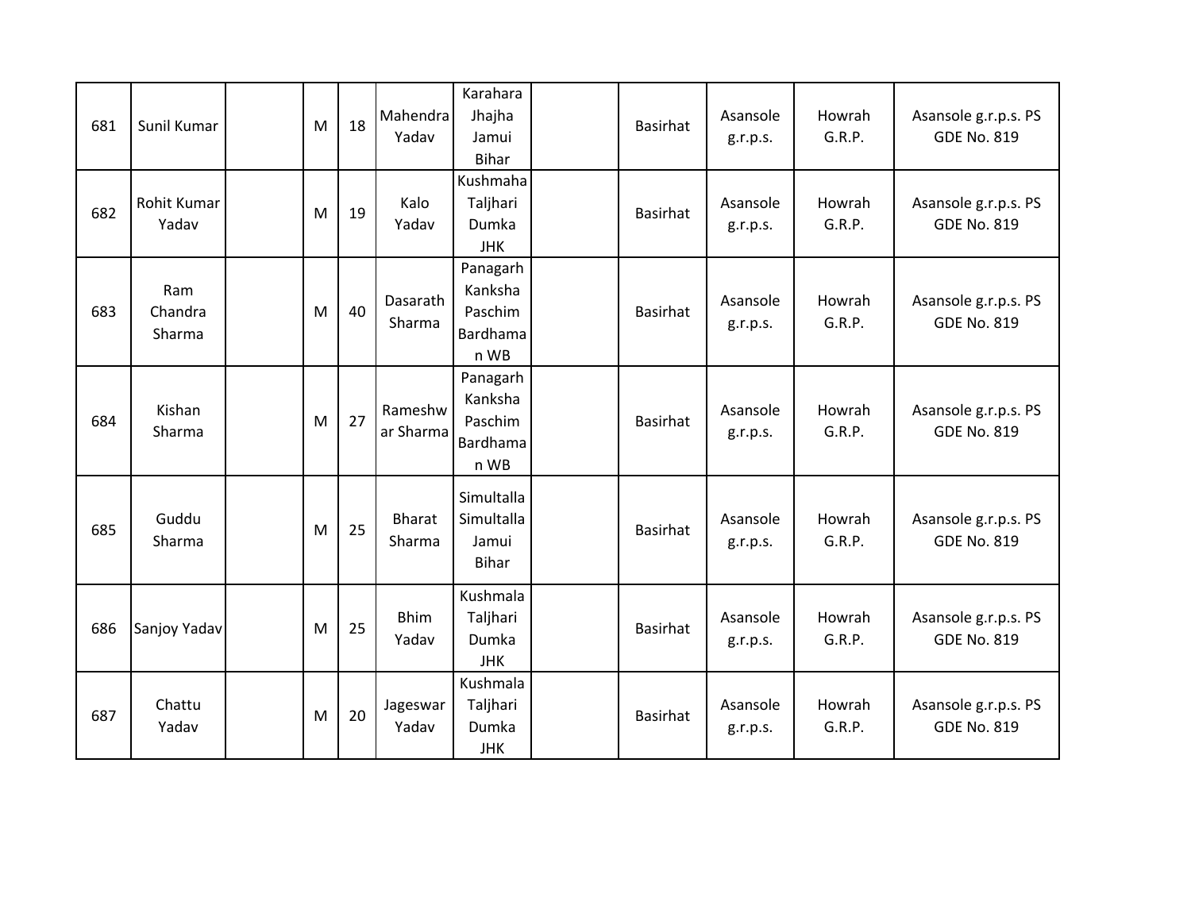| 681 | Sunil Kumar | | M | 18 | Mahendra Yadav | Karahara Jhajha Jamui Bihar | | Basirhat | Asansole g.r.p.s. | Howrah G.R.P. | Asansole g.r.p.s. PS GDE No. 819 |
|---|---|---|---|---|---|---|---|---|---|---|---|
| 682 | Rohit Kumar Yadav | | M | 19 | Kalo Yadav | Kushmaha Taljhari Dumka JHK | | Basirhat | Asansole g.r.p.s. | Howrah G.R.P. | Asansole g.r.p.s. PS GDE No. 819 |
| 683 | Ram Chandra Sharma | | M | 40 | Dasarath Sharma | Panagarh Kanksha Paschim Bardhaman WB | | Basirhat | Asansole g.r.p.s. | Howrah G.R.P. | Asansole g.r.p.s. PS GDE No. 819 |
| 684 | Kishan Sharma | | M | 27 | Rameshwar Sharma | Panagarh Kanksha Paschim Bardhaman WB | | Basirhat | Asansole g.r.p.s. | Howrah G.R.P. | Asansole g.r.p.s. PS GDE No. 819 |
| 685 | Guddu Sharma | | M | 25 | Bharat Sharma | Simultalla Simultalla Jamui Bihar | | Basirhat | Asansole g.r.p.s. | Howrah G.R.P. | Asansole g.r.p.s. PS GDE No. 819 |
| 686 | Sanjoy Yadav | | M | 25 | Bhim Yadav | Kushmala Taljhari Dumka JHK | | Basirhat | Asansole g.r.p.s. | Howrah G.R.P. | Asansole g.r.p.s. PS GDE No. 819 |
| 687 | Chattu Yadav | | M | 20 | Jageswar Yadav | Kushmala Taljhari Dumka JHK | | Basirhat | Asansole g.r.p.s. | Howrah G.R.P. | Asansole g.r.p.s. PS GDE No. 819 |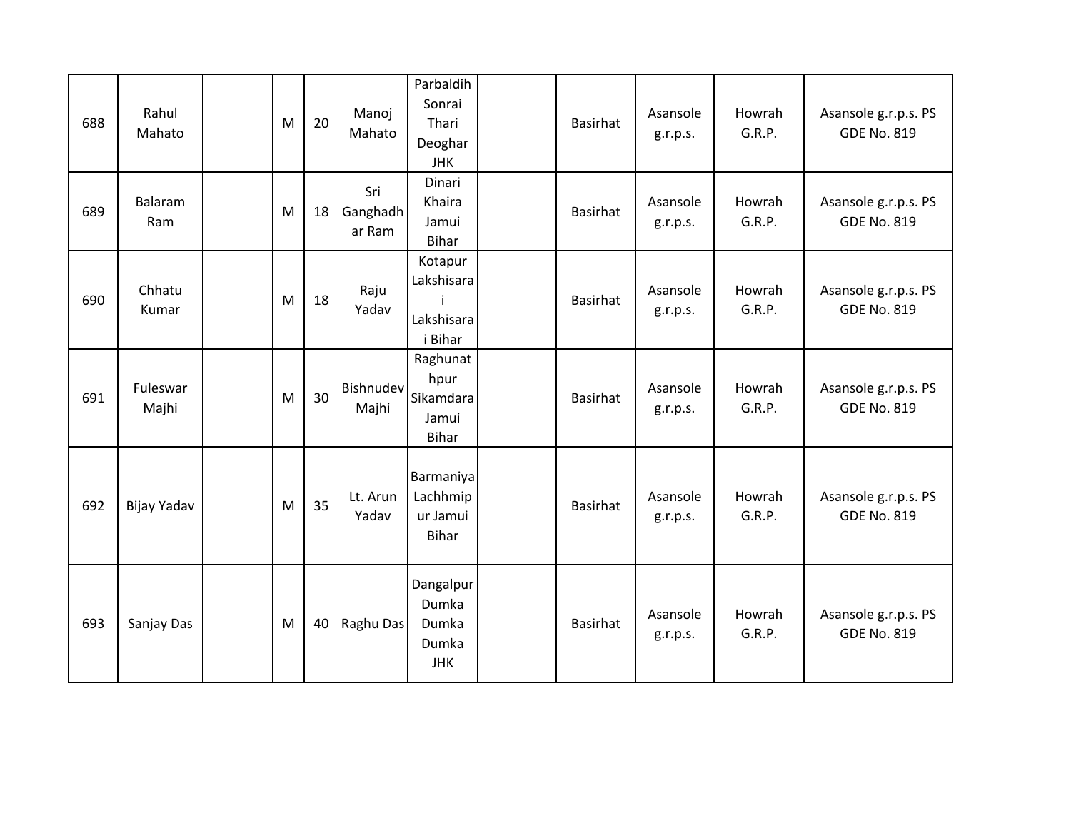| 688 | Rahul Mahato | | M | 20 | Manoj Mahato | Parbaldih Sonrai Thari Deoghar JHK | | Basirhat | Asansole g.r.p.s. | Howrah G.R.P. | Asansole g.r.p.s. PS GDE No. 819 |
|---|---|---|---|---|---|---|---|---|---|---|---|
| 689 | Balaram Ram | | M | 18 | Sri Ganghadhar Ram | Dinari Khaira Jamui Bihar | | Basirhat | Asansole g.r.p.s. | Howrah G.R.P. | Asansole g.r.p.s. PS GDE No. 819 |
| 690 | Chhatu Kumar | | M | 18 | Raju Yadav | Kotapur Lakshisarai Lakshisarai Bihar | | Basirhat | Asansole g.r.p.s. | Howrah G.R.P. | Asansole g.r.p.s. PS GDE No. 819 |
| 691 | Fuleswar Majhi | | M | 30 | Bishnudev Majhi | Raghunathpur Sikamdara Jamui Bihar | | Basirhat | Asansole g.r.p.s. | Howrah G.R.P. | Asansole g.r.p.s. PS GDE No. 819 |
| 692 | Bijay Yadav | | M | 35 | Lt. Arun Yadav | Barmaniya Lachhmipur Jamui Bihar | | Basirhat | Asansole g.r.p.s. | Howrah G.R.P. | Asansole g.r.p.s. PS GDE No. 819 |
| 693 | Sanjay Das | | M | 40 | Raghu Das | Dangalpur Dumka Dumka Dumka JHK | | Basirhat | Asansole g.r.p.s. | Howrah G.R.P. | Asansole g.r.p.s. PS GDE No. 819 |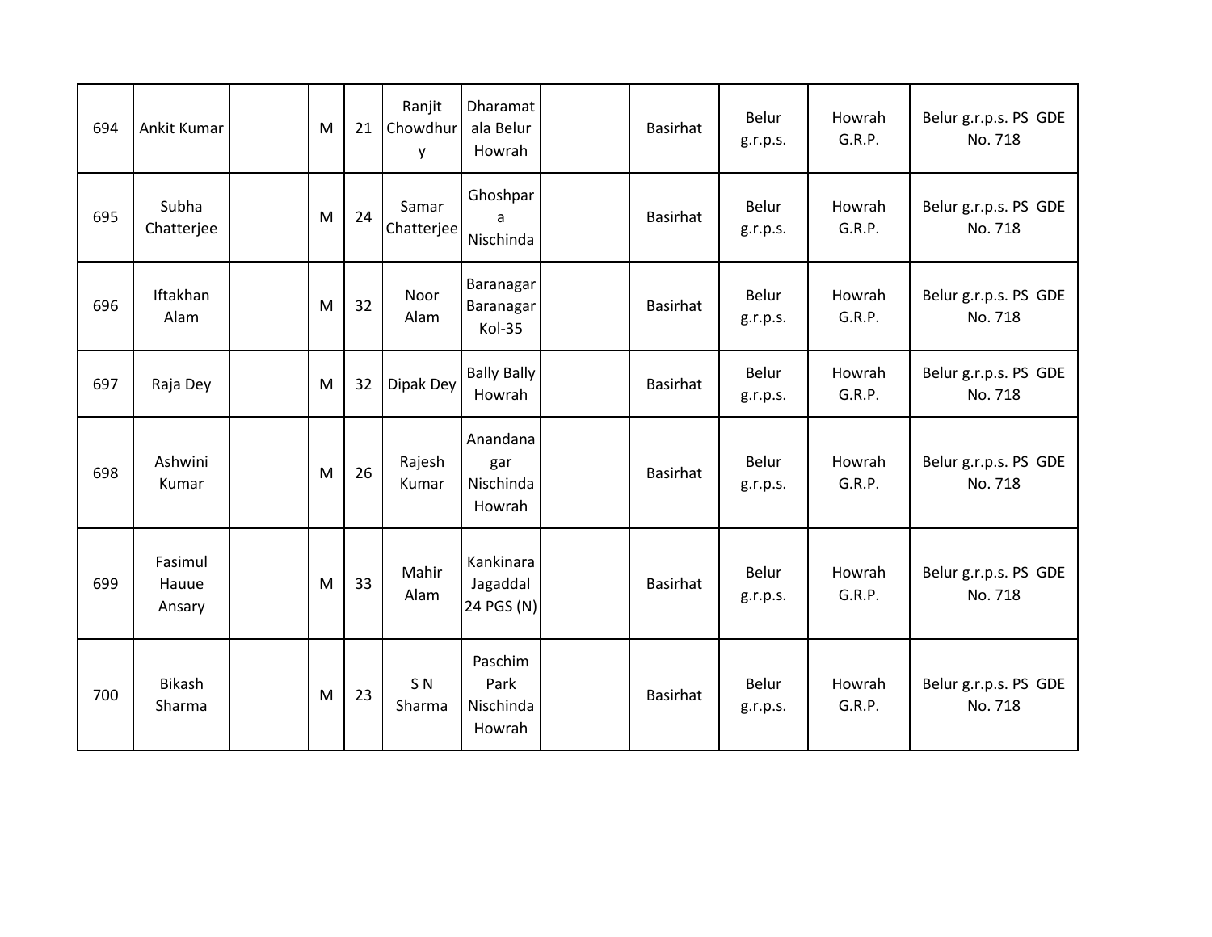| | | | | | | | | | | | |
|---|---|---|---|---|---|---|---|---|---|---|---|
| 694 | Ankit Kumar | | M | 21 | Ranjit Chowdhury | Dharamatala Belur Howrah | | Basirhat | Belur g.r.p.s. | Howrah G.R.P. | Belur g.r.p.s. PS GDE No. 718 |
| 695 | Subha Chatterjee | | M | 24 | Samar Chatterjee | Ghoshpara Nischinda | | Basirhat | Belur g.r.p.s. | Howrah G.R.P. | Belur g.r.p.s. PS GDE No. 718 |
| 696 | Iftakhan Alam | | M | 32 | Noor Alam | Baranagar Baranagar Kol-35 | | Basirhat | Belur g.r.p.s. | Howrah G.R.P. | Belur g.r.p.s. PS GDE No. 718 |
| 697 | Raja Dey | | M | 32 | Dipak Dey | Bally Bally Howrah | | Basirhat | Belur g.r.p.s. | Howrah G.R.P. | Belur g.r.p.s. PS GDE No. 718 |
| 698 | Ashwini Kumar | | M | 26 | Rajesh Kumar | Anandanagar Nischinda Howrah | | Basirhat | Belur g.r.p.s. | Howrah G.R.P. | Belur g.r.p.s. PS GDE No. 718 |
| 699 | Fasimul Hauue Ansary | | M | 33 | Mahir Alam | Kankinara Jagaddal 24 PGS (N) | | Basirhat | Belur g.r.p.s. | Howrah G.R.P. | Belur g.r.p.s. PS GDE No. 718 |
| 700 | Bikash Sharma | | M | 23 | S N Sharma | Paschim Park Nischinda Howrah | | Basirhat | Belur g.r.p.s. | Howrah G.R.P. | Belur g.r.p.s. PS GDE No. 718 |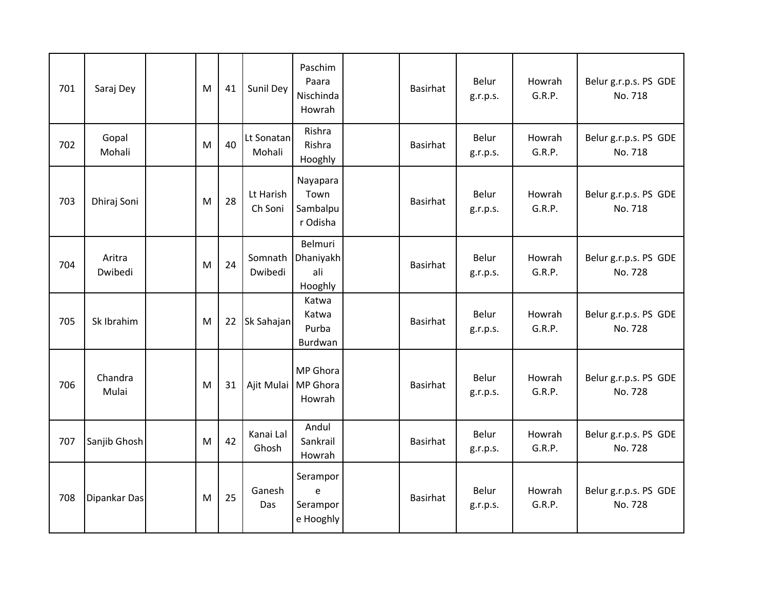| 701 | Saraj Dey | | M | 41 | Sunil Dey | Paschim Paara Nischinda Howrah | | Basirhat | Belur g.r.p.s. | Howrah G.R.P. | Belur g.r.p.s. PS GDE No. 718 |
|---|---|---|---|---|---|---|---|---|---|---|---|
| 702 | Gopal Mohali | | M | 40 | Lt Sonatan Mohali | Rishra Rishra Hooghly | | Basirhat | Belur g.r.p.s. | Howrah G.R.P. | Belur g.r.p.s. PS GDE No. 718 |
| 703 | Dhiraj Soni | | M | 28 | Lt Harish Ch Soni | Nayapara Town Sambalpur Odisha | | Basirhat | Belur g.r.p.s. | Howrah G.R.P. | Belur g.r.p.s. PS GDE No. 718 |
| 704 | Aritra Dwibedi | | M | 24 | Somnath Dwibedi | Belmuri Dhaniyakhali Hooghly | | Basirhat | Belur g.r.p.s. | Howrah G.R.P. | Belur g.r.p.s. PS GDE No. 728 |
| 705 | Sk Ibrahim | | M | 22 | Sk Sahajan | Katwa Katwa Purba Burdwan | | Basirhat | Belur g.r.p.s. | Howrah G.R.P. | Belur g.r.p.s. PS GDE No. 728 |
| 706 | Chandra Mulai | | M | 31 | Ajit Mulai | MP Ghora MP Ghora Howrah | | Basirhat | Belur g.r.p.s. | Howrah G.R.P. | Belur g.r.p.s. PS GDE No. 728 |
| 707 | Sanjib Ghosh | | M | 42 | Kanai Lal Ghosh | Andul Sankrail Howrah | | Basirhat | Belur g.r.p.s. | Howrah G.R.P. | Belur g.r.p.s. PS GDE No. 728 |
| 708 | Dipankar Das | | M | 25 | Ganesh Das | Serampore Serampore Hooghly | | Basirhat | Belur g.r.p.s. | Howrah G.R.P. | Belur g.r.p.s. PS GDE No. 728 |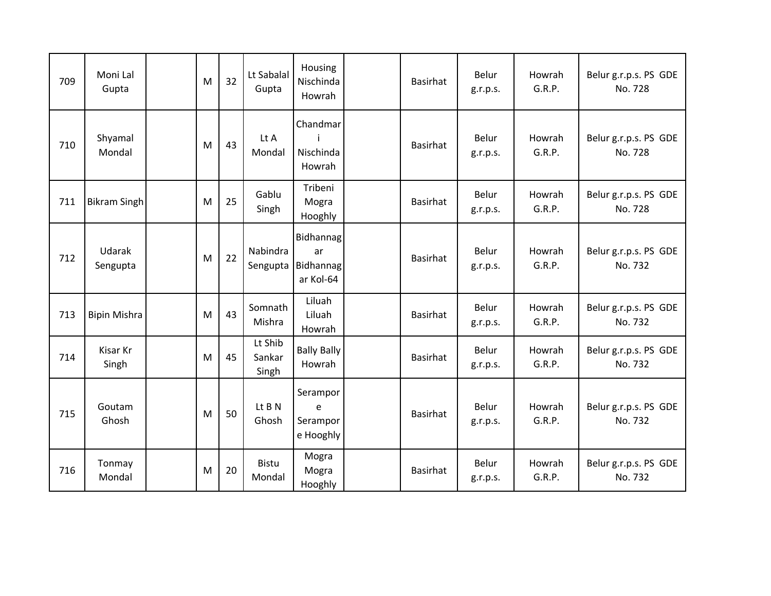| 709 | Moni Lal Gupta | | M | 32 | Lt Sabalal Gupta | Housing Nischinda Howrah | | Basirhat | Belur g.r.p.s. | Howrah G.R.P. | Belur g.r.p.s. PS GDE No. 728 |
|---|---|---|---|---|---|---|---|---|---|---|---|
| 710 | Shyamal Mondal | | M | 43 | Lt A Mondal | Chandmari Nischinda Howrah | | Basirhat | Belur g.r.p.s. | Howrah G.R.P. | Belur g.r.p.s. PS GDE No. 728 |
| 711 | Bikram Singh | | M | 25 | Gablu Singh | Tribeni Mogra Hooghly | | Basirhat | Belur g.r.p.s. | Howrah G.R.P. | Belur g.r.p.s. PS GDE No. 728 |
| 712 | Udarak Sengupta | | M | 22 | Nabindra Sengupta | Bidhannagar Bidhannagar Kol-64 | | Basirhat | Belur g.r.p.s. | Howrah G.R.P. | Belur g.r.p.s. PS GDE No. 732 |
| 713 | Bipin Mishra | | M | 43 | Somnath Mishra | Liluah Liluah Howrah | | Basirhat | Belur g.r.p.s. | Howrah G.R.P. | Belur g.r.p.s. PS GDE No. 732 |
| 714 | Kisar Kr Singh | | M | 45 | Lt Shib Sankar Singh | Bally Bally Howrah | | Basirhat | Belur g.r.p.s. | Howrah G.R.P. | Belur g.r.p.s. PS GDE No. 732 |
| 715 | Goutam Ghosh | | M | 50 | Lt B N Ghosh | Serampore Serampore Hooghly | | Basirhat | Belur g.r.p.s. | Howrah G.R.P. | Belur g.r.p.s. PS GDE No. 732 |
| 716 | Tonmay Mondal | | M | 20 | Bistu Mondal | Mogra Mogra Hooghly | | Basirhat | Belur g.r.p.s. | Howrah G.R.P. | Belur g.r.p.s. PS GDE No. 732 |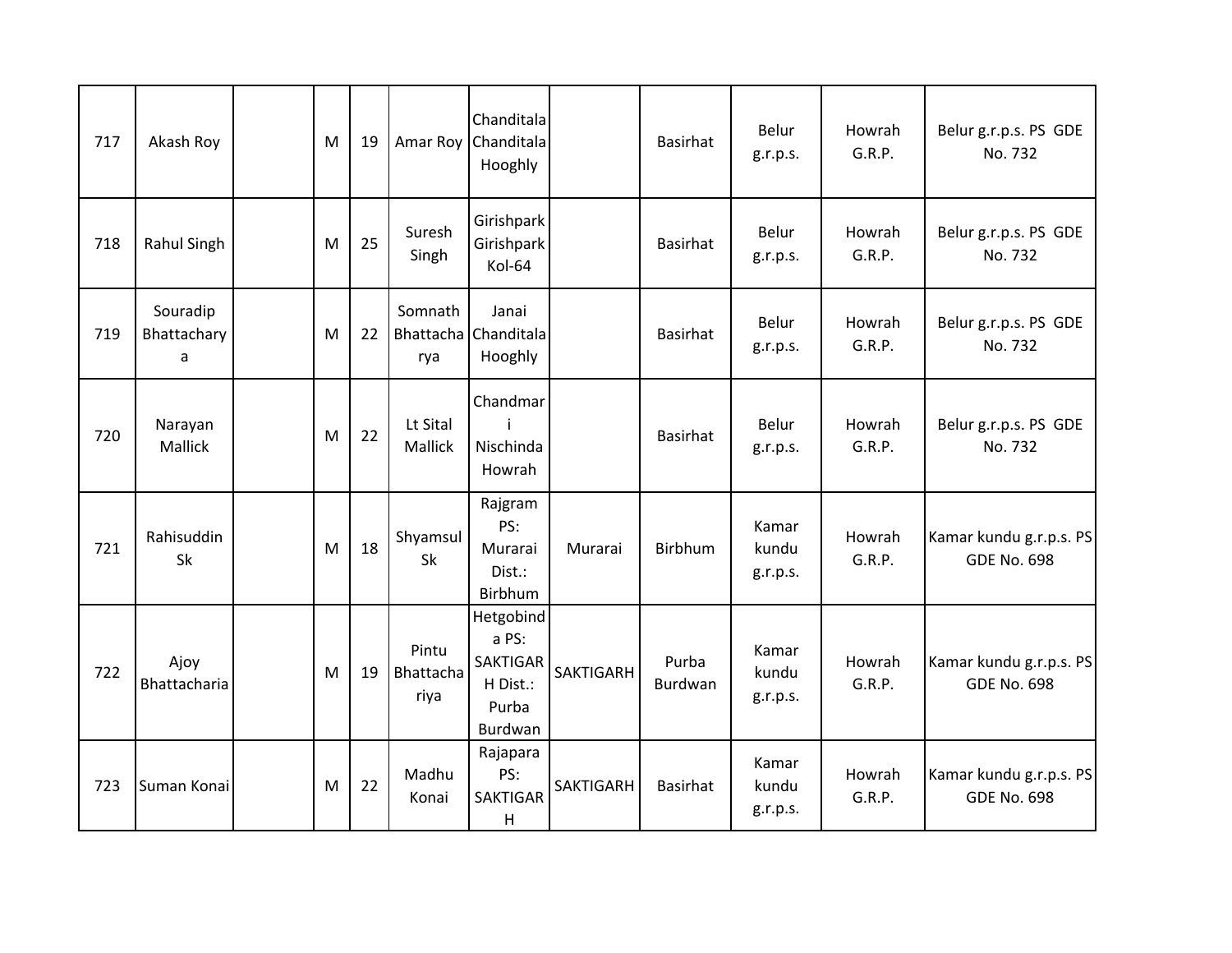| 717 | Akash Roy | | M | 19 | Amar Roy | Chanditala Chanditala Hooghly | | Basirhat | Belur g.r.p.s. | Howrah G.R.P. | Belur g.r.p.s. PS GDE No. 732 |
|---|---|---|---|---|---|---|---|---|---|---|---|
| 718 | Rahul Singh | | M | 25 | Suresh Singh | Girishpark Girishpark Kol-64 | | Basirhat | Belur g.r.p.s. | Howrah G.R.P. | Belur g.r.p.s. PS GDE No. 732 |
| 719 | Souradip Bhattacharya | | M | 22 | Somnath Bhattacharya | Janai Chanditala Hooghly | | Basirhat | Belur g.r.p.s. | Howrah G.R.P. | Belur g.r.p.s. PS GDE No. 732 |
| 720 | Narayan Mallick | | M | 22 | Lt Sital Mallick | Chandmari Nischinda Howrah | | Basirhat | Belur g.r.p.s. | Howrah G.R.P. | Belur g.r.p.s. PS GDE No. 732 |
| 721 | Rahisuddin Sk | | M | 18 | Shyamsul Sk | Rajgram PS: Murarai Dist.: Birbhum | Murarai | Birbhum | Kamar kundu g.r.p.s. | Howrah G.R.P. | Kamar kundu g.r.p.s. PS GDE No. 698 |
| 722 | Ajoy Bhattacharia | | M | 19 | Pintu Bhattachariya | Hetgobinda PS: SAKTIGARH Dist.: Purba Burdwan | SAKTIGARH | Purba Burdwan | Kamar kundu g.r.p.s. | Howrah G.R.P. | Kamar kundu g.r.p.s. PS GDE No. 698 |
| 723 | Suman Konai | | M | 22 | Madhu Konai | Rajapara PS: SAKTIGARH | SAKTIGARH | Basirhat | Kamar kundu g.r.p.s. | Howrah G.R.P. | Kamar kundu g.r.p.s. PS GDE No. 698 |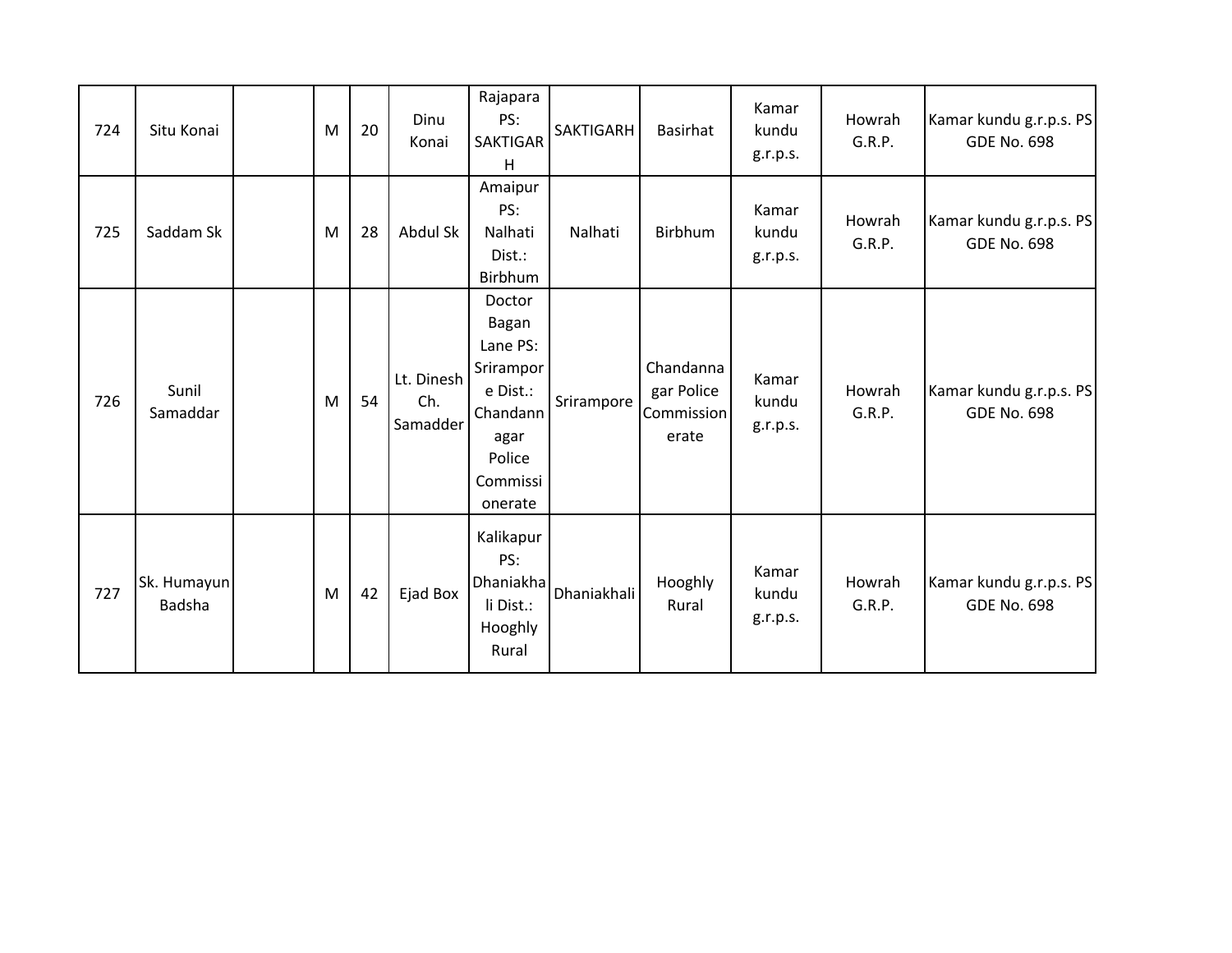| | | | | | | | | | | | |
|---|---|---|---|---|---|---|---|---|---|---|---|
| 724 | Situ Konai | | M | 20 | Dinu Konai | Rajapara PS: SAKTIGARH | SAKTIGARH | Basirhat | Kamar kundu g.r.p.s. | Howrah G.R.P. | Kamar kundu g.r.p.s. PS GDE No. 698 |
| 725 | Saddam Sk | | M | 28 | Abdul Sk | Amaipur PS: Nalhati Dist.: Birbhum | Nalhati | Birbhum | Kamar kundu g.r.p.s. | Howrah G.R.P. | Kamar kundu g.r.p.s. PS GDE No. 698 |
| 726 | Sunil Samaddar | | M | 54 | Lt. Dinesh Ch. Samadder | Doctor Bagan Lane PS: Srirampore Dist.: Chandannagar Police Commissionerate | Srirampore | Chandannagar Police Commissionerate | Kamar kundu g.r.p.s. | Howrah G.R.P. | Kamar kundu g.r.p.s. PS GDE No. 698 |
| 727 | Sk. Humayun Badsha | | M | 42 | Ejad Box | Kalikapur PS: Dhaniakhali Dist.: Hooghly Rural | Dhaniakhali | Hooghly Rural | Kamar kundu g.r.p.s. | Howrah G.R.P. | Kamar kundu g.r.p.s. PS GDE No. 698 |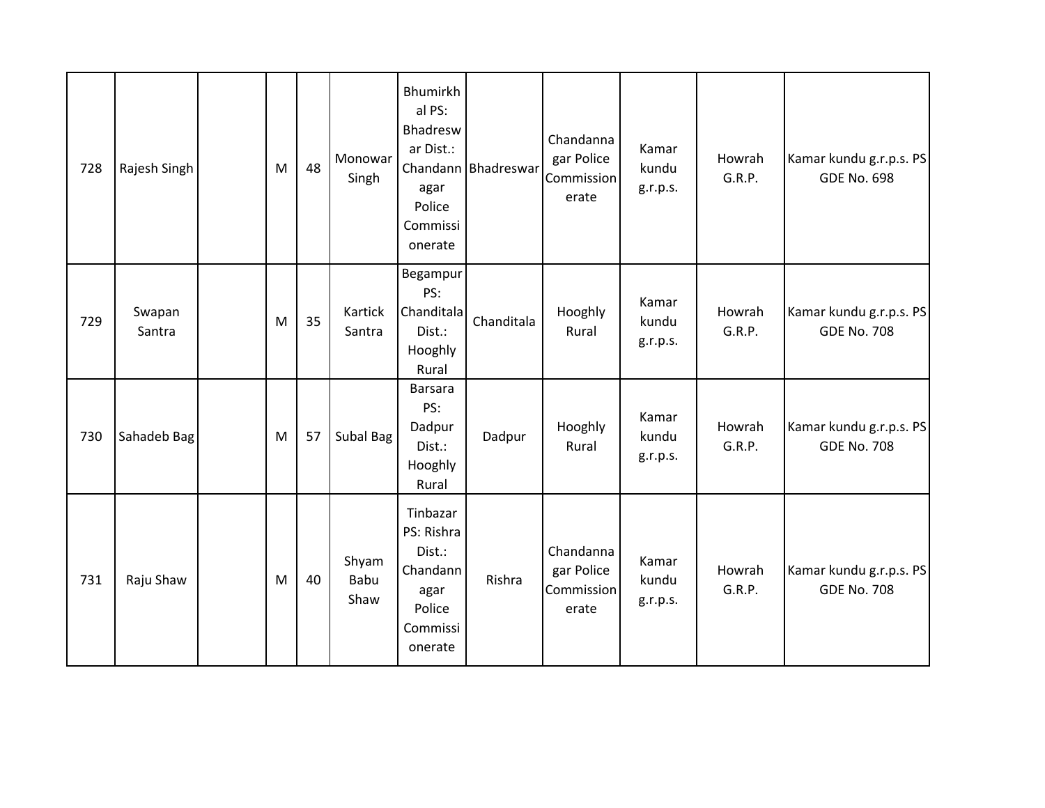| | | | | | | | | | | | |
|---|---|---|---|---|---|---|---|---|---|---|---|
| 728 | Rajesh Singh | | M | 48 | Monowar Singh | Bhumirkhal PS: Bhadreswar Dist.: Chandannagar Police Commissionerate | Bhadreswar | Chandannagar Police Commissionerate | Kamar kundu g.r.p.s. | Howrah G.R.P. | Kamar kundu g.r.p.s. PS GDE No. 698 |
| 729 | Swapan Santra | | M | 35 | Kartick Santra | Begampur PS: Chanditala Dist.: Hooghly Rural | Chanditala | Hooghly Rural | Kamar kundu g.r.p.s. | Howrah G.R.P. | Kamar kundu g.r.p.s. PS GDE No. 708 |
| 730 | Sahadeb Bag | | M | 57 | Subal Bag | Barsara PS: Dadpur Dist.: Hooghly Rural | Dadpur | Hooghly Rural | Kamar kundu g.r.p.s. | Howrah G.R.P. | Kamar kundu g.r.p.s. PS GDE No. 708 |
| 731 | Raju Shaw | | M | 40 | Shyam Babu Shaw | Tinbazar PS: Rishra Dist.: Chandannagar Police Commissionerate | Rishra | Chandannagar Police Commissionerate | Kamar kundu g.r.p.s. | Howrah G.R.P. | Kamar kundu g.r.p.s. PS GDE No. 708 |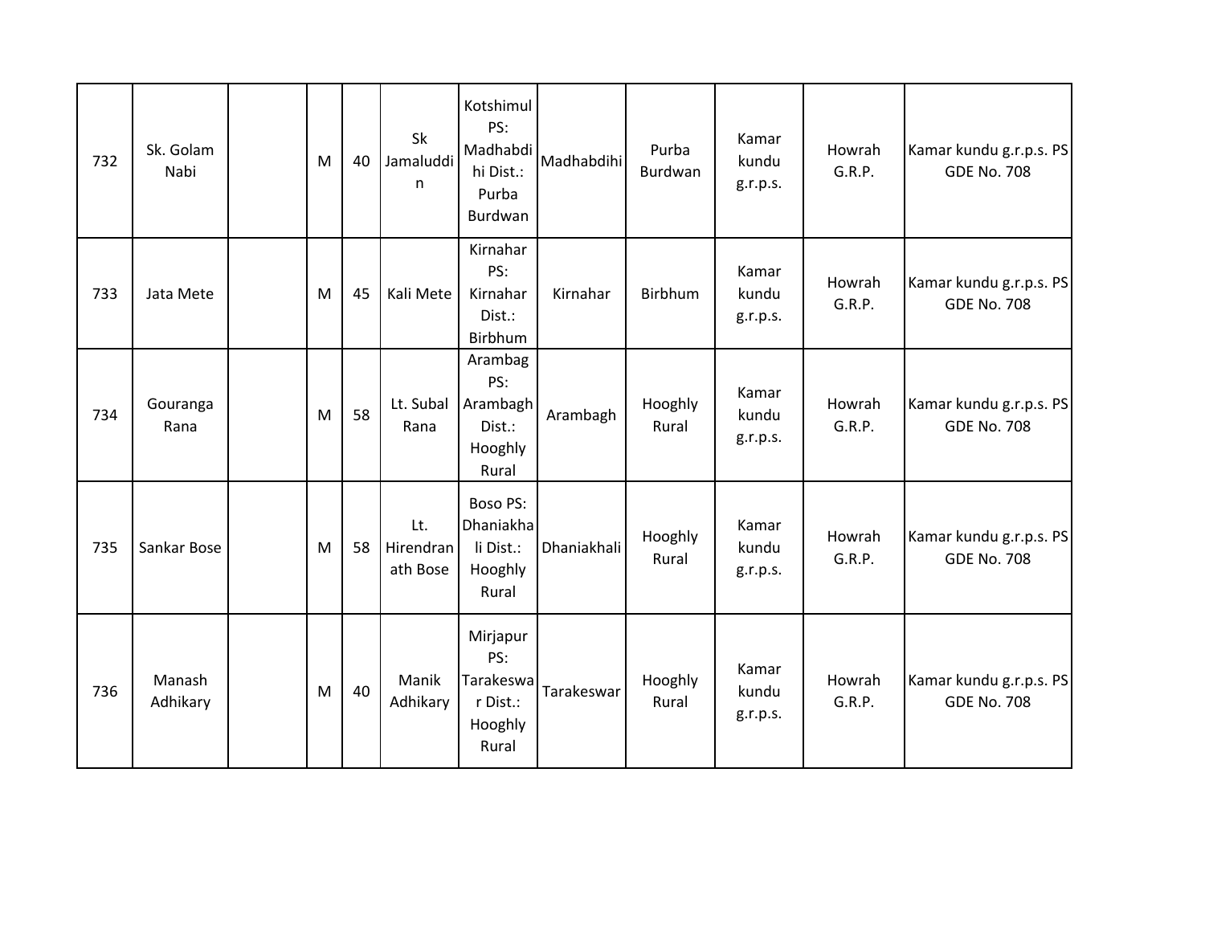| 732 | Sk. Golam Nabi | | M | 40 | Sk Jamaluddin | Kotshimul PS: Madhabdihi Dist.: Purba Burdwan | Madhabdihi | Purba Burdwan | Kamar kundu g.r.p.s. | Howrah G.R.P. | Kamar kundu g.r.p.s. PS GDE No. 708 |
|---|---|---|---|---|---|---|---|---|---|---|---|
| 733 | Jata Mete | | M | 45 | Kali Mete | Kirnahar PS: Kirnahar Dist.: Birbhum | Kirnahar | Birbhum | Kamar kundu g.r.p.s. | Howrah G.R.P. | Kamar kundu g.r.p.s. PS GDE No. 708 |
| 734 | Gouranga Rana | | M | 58 | Lt. Subal Rana | Arambag PS: Arambagh Dist.: Hooghly Rural | Arambagh | Hooghly Rural | Kamar kundu g.r.p.s. | Howrah G.R.P. | Kamar kundu g.r.p.s. PS GDE No. 708 |
| 735 | Sankar Bose | | M | 58 | Lt. Hirendranath Bose | Boso PS: Dhaniakhali Dist.: Hooghly Rural | Dhaniakhali | Hooghly Rural | Kamar kundu g.r.p.s. | Howrah G.R.P. | Kamar kundu g.r.p.s. PS GDE No. 708 |
| 736 | Manash Adhikary | | M | 40 | Manik Adhikary | Mirjapur PS: Tarakeswar Dist.: Hooghly Rural | Tarakeswar | Hooghly Rural | Kamar kundu g.r.p.s. | Howrah G.R.P. | Kamar kundu g.r.p.s. PS GDE No. 708 |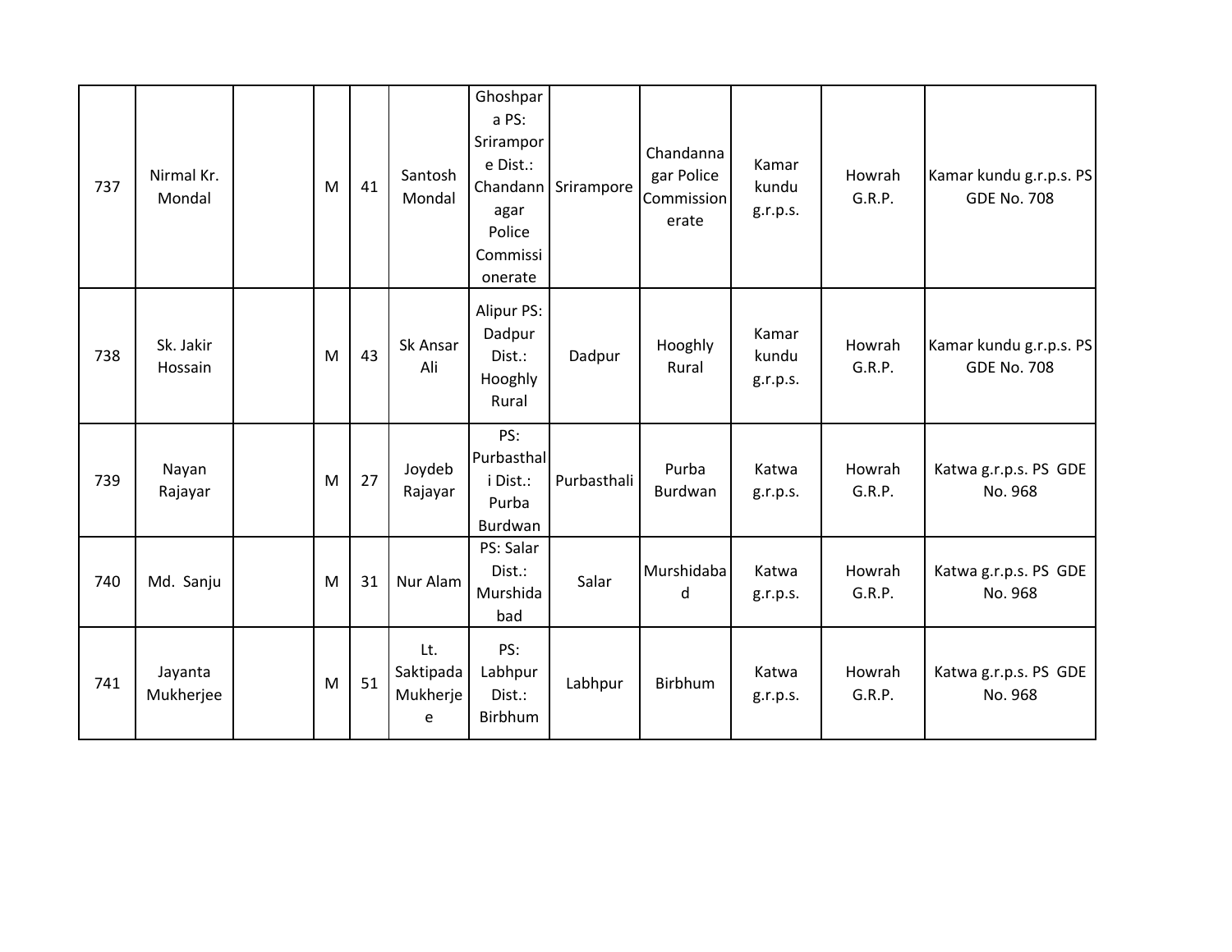| 737 | Nirmal Kr. Mondal | | M | 41 | Santosh Mondal | Ghoshpara PS: Srirampore Dist.: Chandannagar Police Commissionerate | Srirampore | Chandannagar Police Commissionerate | Kamar kundu g.r.p.s. | Howrah G.R.P. | Kamar kundu g.r.p.s. PS GDE No. 708 |
|---|---|---|---|---|---|---|---|---|---|---|---|
| 738 | Sk. Jakir Hossain | | M | 43 | Sk Ansar Ali | Alipur PS: Dadpur Dist.: Hooghly Rural | Dadpur | Hooghly Rural | Kamar kundu g.r.p.s. | Howrah G.R.P. | Kamar kundu g.r.p.s. PS GDE No. 708 |
| 739 | Nayan Rajayar | | M | 27 | Joydeb Rajayar | PS: Purbasthali Dist.: Purba Burdwan | Purbasthali | Purba Burdwan | Katwa g.r.p.s. | Howrah G.R.P. | Katwa g.r.p.s. PS GDE No. 968 |
| 740 | Md. Sanju | | M | 31 | Nur Alam | PS: Salar Dist.: Murshidabad | Salar | Murshidabad | Katwa g.r.p.s. | Howrah G.R.P. | Katwa g.r.p.s. PS GDE No. 968 |
| 741 | Jayanta Mukherjee | | M | 51 | Lt. Saktipada Mukherjee | PS: Labhpur Dist.: Birbhum | Labhpur | Birbhum | Katwa g.r.p.s. | Howrah G.R.P. | Katwa g.r.p.s. PS GDE No. 968 |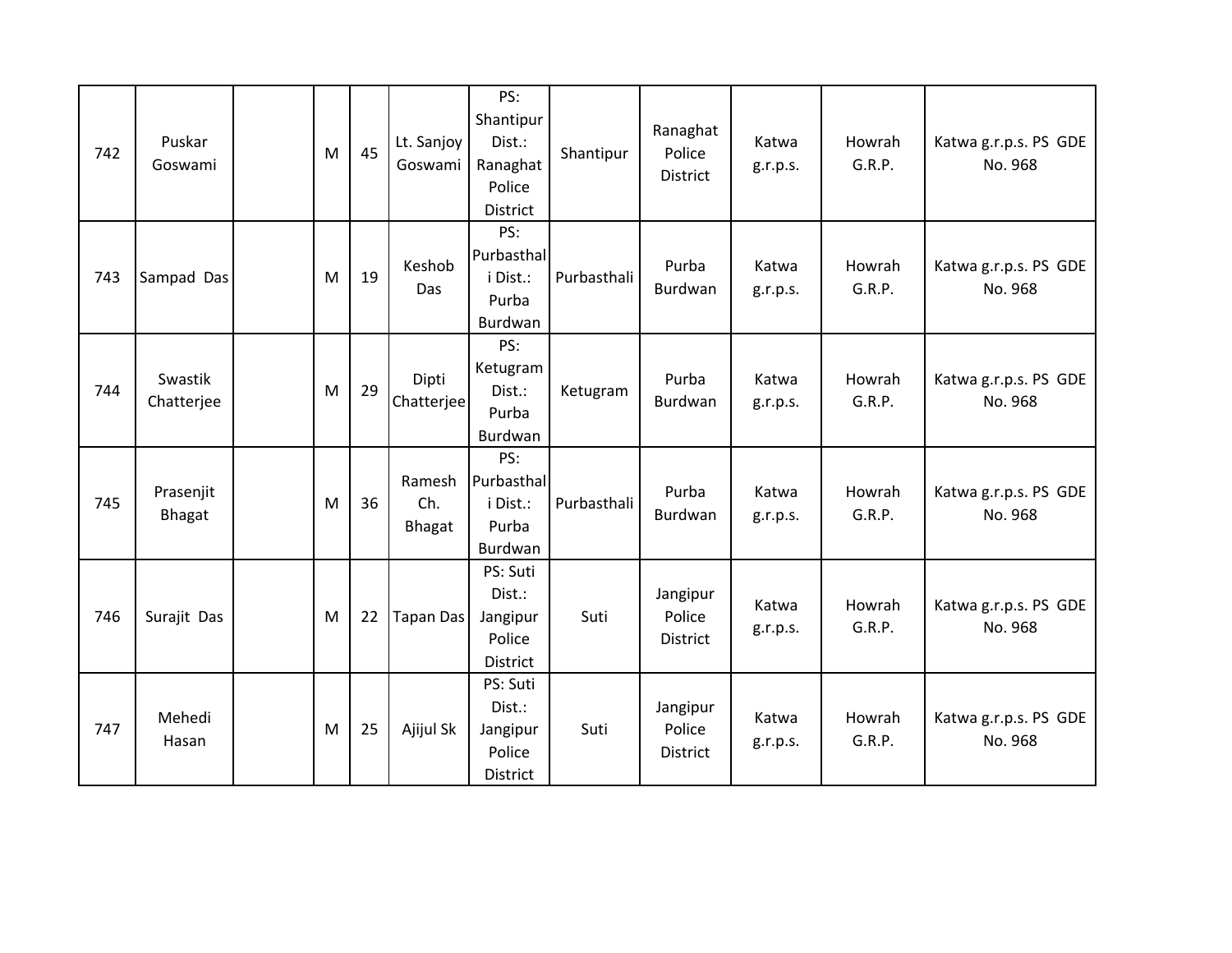| 742 | Puskar Goswami | | M | 45 | Lt. Sanjoy Goswami | PS: Shantipur Dist.: Ranaghat Police District | Shantipur | Ranaghat Police District | Katwa g.r.p.s. | Howrah G.R.P. | Katwa g.r.p.s. PS GDE No. 968 |
|---|---|---|---|---|---|---|---|---|---|---|---|
| 743 | Sampad Das | | M | 19 | Keshob Das | PS: Purbasthali Dist.: Purba Burdwan | Purbasthali | Purba Burdwan | Katwa g.r.p.s. | Howrah G.R.P. | Katwa g.r.p.s. PS GDE No. 968 |
| 744 | Swastik Chatterjee | | M | 29 | Dipti Chatterjee | PS: Ketugram Dist.: Purba Burdwan | Ketugram | Purba Burdwan | Katwa g.r.p.s. | Howrah G.R.P. | Katwa g.r.p.s. PS GDE No. 968 |
| 745 | Prasenjit Bhagat | | M | 36 | Ramesh Ch. Bhagat | PS: Purbasthali Dist.: Purba Burdwan | Purbasthali | Purba Burdwan | Katwa g.r.p.s. | Howrah G.R.P. | Katwa g.r.p.s. PS GDE No. 968 |
| 746 | Surajit Das | | M | 22 | Tapan Das | PS: Suti Dist.: Jangipur Police District | Suti | Jangipur Police District | Katwa g.r.p.s. | Howrah G.R.P. | Katwa g.r.p.s. PS GDE No. 968 |
| 747 | Mehedi Hasan | | M | 25 | Ajijul Sk | PS: Suti Dist.: Jangipur Police District | Suti | Jangipur Police District | Katwa g.r.p.s. | Howrah G.R.P. | Katwa g.r.p.s. PS GDE No. 968 |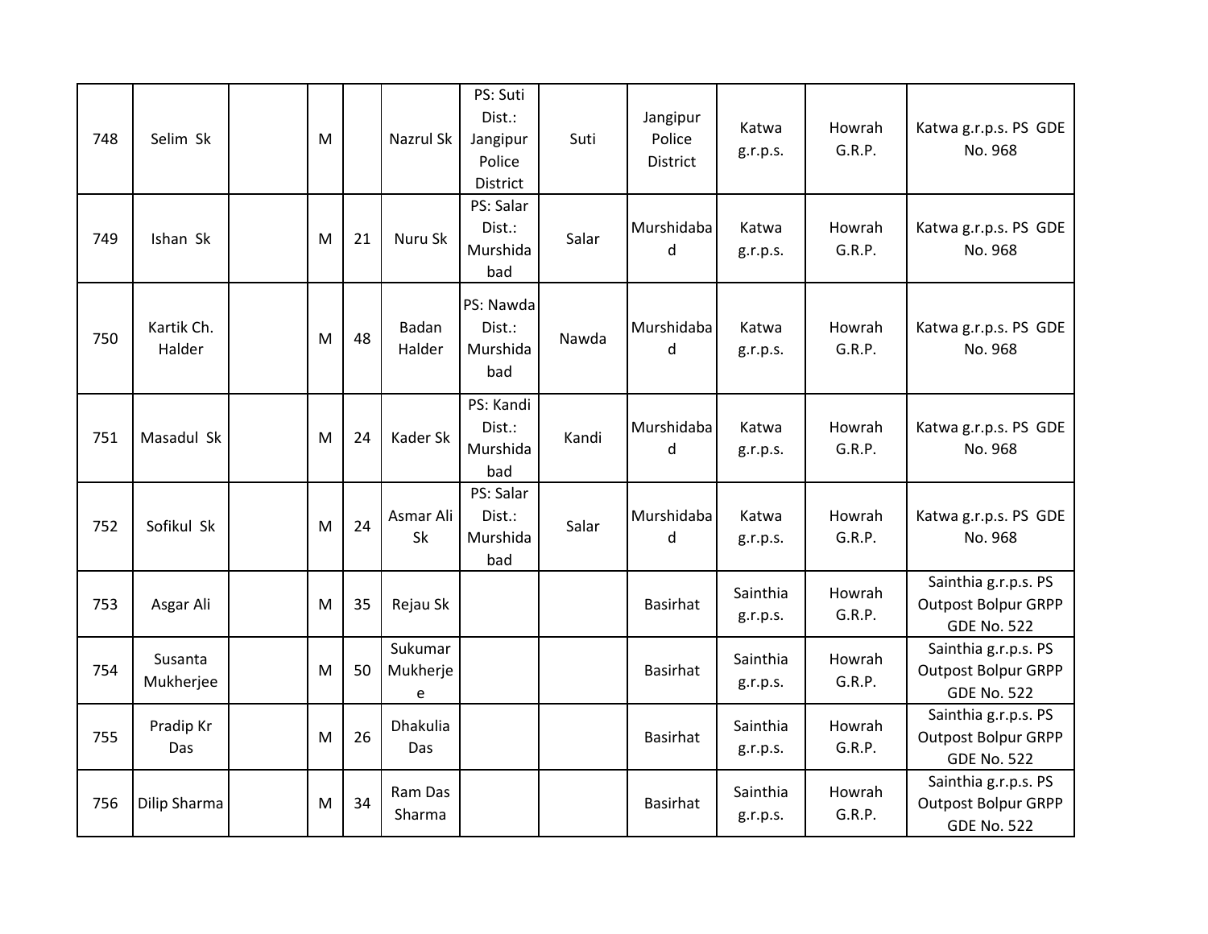| | | | | | | | | | | | |
|---|---|---|---|---|---|---|---|---|---|---|---|
| 748 | Selim Sk | | M | | Nazrul Sk | PS: Suti Dist.: Jangipur Police District | Suti | Jangipur Police District | Katwa g.r.p.s. | Howrah G.R.P. | Katwa g.r.p.s. PS GDE No. 968 |
| 749 | Ishan Sk | | M | 21 | Nuru Sk | PS: Salar Dist.: Murshidabad | Salar | Murshidabad | Katwa g.r.p.s. | Howrah G.R.P. | Katwa g.r.p.s. PS GDE No. 968 |
| 750 | Kartik Ch. Halder | | M | 48 | Badan Halder | PS: Nawda Dist.: Murshidabad | Nawda | Murshidabad | Katwa g.r.p.s. | Howrah G.R.P. | Katwa g.r.p.s. PS GDE No. 968 |
| 751 | Masadul Sk | | M | 24 | Kader Sk | PS: Kandi Dist.: Murshidabad | Kandi | Murshidabad | Katwa g.r.p.s. | Howrah G.R.P. | Katwa g.r.p.s. PS GDE No. 968 |
| 752 | Sofikul Sk | | M | 24 | Asmar Ali Sk | PS: Salar Dist.: Murshidabad | Salar | Murshidabad | Katwa g.r.p.s. | Howrah G.R.P. | Katwa g.r.p.s. PS GDE No. 968 |
| 753 | Asgar Ali | | M | 35 | Rejau Sk | | | Basirhat | Sainthia g.r.p.s. | Howrah G.R.P. | Sainthia g.r.p.s. PS Outpost Bolpur GRPP GDE No. 522 |
| 754 | Susanta Mukherjee | | M | 50 | Sukumar Mukherjee | | | Basirhat | Sainthia g.r.p.s. | Howrah G.R.P. | Sainthia g.r.p.s. PS Outpost Bolpur GRPP GDE No. 522 |
| 755 | Pradip Kr Das | | M | 26 | Dhakulia Das | | | Basirhat | Sainthia g.r.p.s. | Howrah G.R.P. | Sainthia g.r.p.s. PS Outpost Bolpur GRPP GDE No. 522 |
| 756 | Dilip Sharma | | M | 34 | Ram Das Sharma | | | Basirhat | Sainthia g.r.p.s. | Howrah G.R.P. | Sainthia g.r.p.s. PS Outpost Bolpur GRPP GDE No. 522 |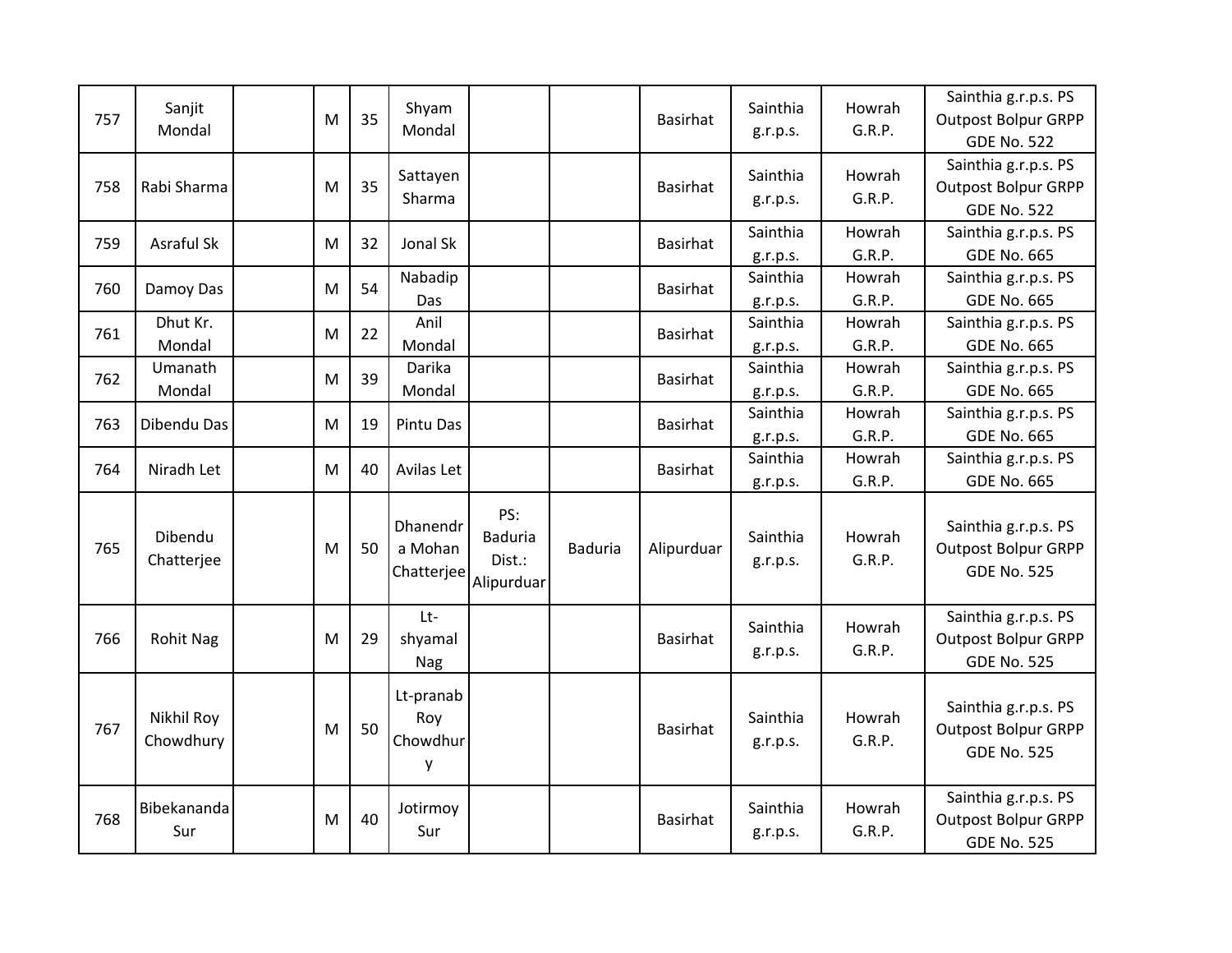| | | | | | | | | | | | |
|---|---|---|---|---|---|---|---|---|---|---|---|
| 757 | Sanjit Mondal | | M | 35 | Shyam Mondal | | | Basirhat | Sainthia g.r.p.s. | Howrah G.R.P. | Sainthia g.r.p.s. PS Outpost Bolpur GRPP GDE No. 522 |
| 758 | Rabi Sharma | | M | 35 | Sattayen Sharma | | | Basirhat | Sainthia g.r.p.s. | Howrah G.R.P. | Sainthia g.r.p.s. PS Outpost Bolpur GRPP GDE No. 522 |
| 759 | Asraful Sk | | M | 32 | Jonal Sk | | | Basirhat | Sainthia g.r.p.s. | Howrah G.R.P. | Sainthia g.r.p.s. PS GDE No. 665 |
| 760 | Damoy Das | | M | 54 | Nabadip Das | | | Basirhat | Sainthia g.r.p.s. | Howrah G.R.P. | Sainthia g.r.p.s. PS GDE No. 665 |
| 761 | Dhut Kr. Mondal | | M | 22 | Anil Mondal | | | Basirhat | Sainthia g.r.p.s. | Howrah G.R.P. | Sainthia g.r.p.s. PS GDE No. 665 |
| 762 | Umanath Mondal | | M | 39 | Darika Mondal | | | Basirhat | Sainthia g.r.p.s. | Howrah G.R.P. | Sainthia g.r.p.s. PS GDE No. 665 |
| 763 | Dibendu Das | | M | 19 | Pintu Das | | | Basirhat | Sainthia g.r.p.s. | Howrah G.R.P. | Sainthia g.r.p.s. PS GDE No. 665 |
| 764 | Niradh Let | | M | 40 | Avilas Let | | | Basirhat | Sainthia g.r.p.s. | Howrah G.R.P. | Sainthia g.r.p.s. PS GDE No. 665 |
| 765 | Dibendu Chatterjee | | M | 50 | Dhanendra Mohan Chatterjee | PS: Baduria Dist.: Alipurduar | Baduria | Alipurduar | Sainthia g.r.p.s. | Howrah G.R.P. | Sainthia g.r.p.s. PS Outpost Bolpur GRPP GDE No. 525 |
| 766 | Rohit Nag | | M | 29 | Lt-shyamal Nag | | | Basirhat | Sainthia g.r.p.s. | Howrah G.R.P. | Sainthia g.r.p.s. PS Outpost Bolpur GRPP GDE No. 525 |
| 767 | Nikhil Roy Chowdhury | | M | 50 | Lt-pranab Roy Chowdhury | | | Basirhat | Sainthia g.r.p.s. | Howrah G.R.P. | Sainthia g.r.p.s. PS Outpost Bolpur GRPP GDE No. 525 |
| 768 | Bibekananda Sur | | M | 40 | Jotirmoy Sur | | | Basirhat | Sainthia g.r.p.s. | Howrah G.R.P. | Sainthia g.r.p.s. PS Outpost Bolpur GRPP GDE No. 525 |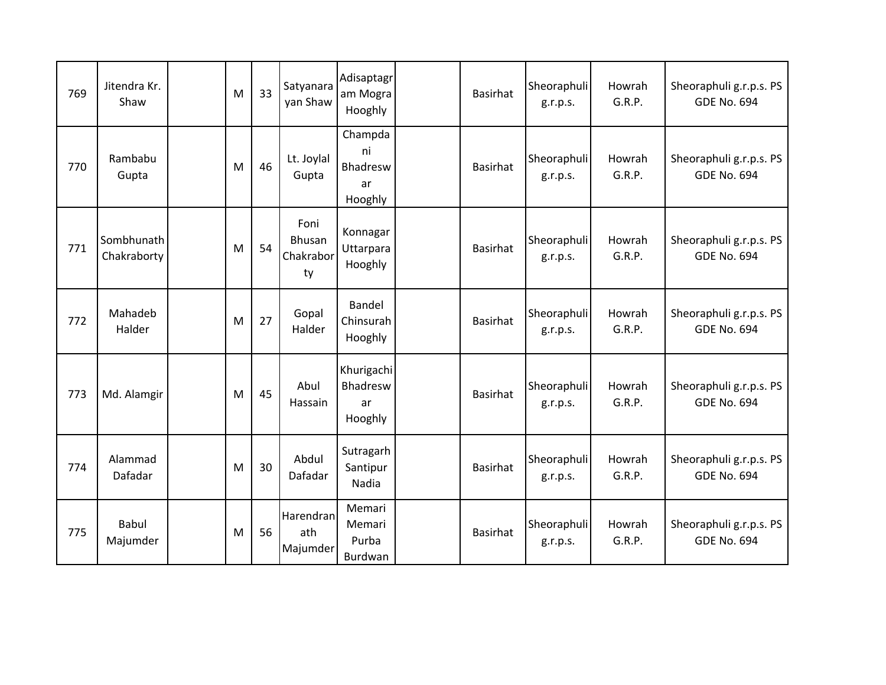| 769 | Jitendra Kr. Shaw | | M | 33 | Satyanarayan Shaw | Adisaptagram Mogra Hooghly | | Basirhat | Sheoraphuli g.r.p.s. | Howrah G.R.P. | Sheoraphuli g.r.p.s. PS GDE No. 694 |
|---|---|---|---|---|---|---|---|---|---|---|---|
| 770 | Rambabu Gupta | | M | 46 | Lt. Joylal Gupta | Champdani Bhadreswar Hooghly | | Basirhat | Sheoraphuli g.r.p.s. | Howrah G.R.P. | Sheoraphuli g.r.p.s. PS GDE No. 694 |
| 771 | Sombhunath Chakraborty | | M | 54 | Foni Bhusan Chakraborty | Konnagar Uttarpara Hooghly | | Basirhat | Sheoraphuli g.r.p.s. | Howrah G.R.P. | Sheoraphuli g.r.p.s. PS GDE No. 694 |
| 772 | Mahadeb Halder | | M | 27 | Gopal Halder | Bandel Chinsurah Hooghly | | Basirhat | Sheoraphuli g.r.p.s. | Howrah G.R.P. | Sheoraphuli g.r.p.s. PS GDE No. 694 |
| 773 | Md. Alamgir | | M | 45 | Abul Hassain | Khurigachi Bhadreswar Hooghly | | Basirhat | Sheoraphuli g.r.p.s. | Howrah G.R.P. | Sheoraphuli g.r.p.s. PS GDE No. 694 |
| 774 | Alammad Dafadar | | M | 30 | Abdul Dafadar | Sutragarh Santipur Nadia | | Basirhat | Sheoraphuli g.r.p.s. | Howrah G.R.P. | Sheoraphuli g.r.p.s. PS GDE No. 694 |
| 775 | Babul Majumder | | M | 56 | Harendranath Majumder | Memari Memari Purba Burdwan | | Basirhat | Sheoraphuli g.r.p.s. | Howrah G.R.P. | Sheoraphuli g.r.p.s. PS GDE No. 694 |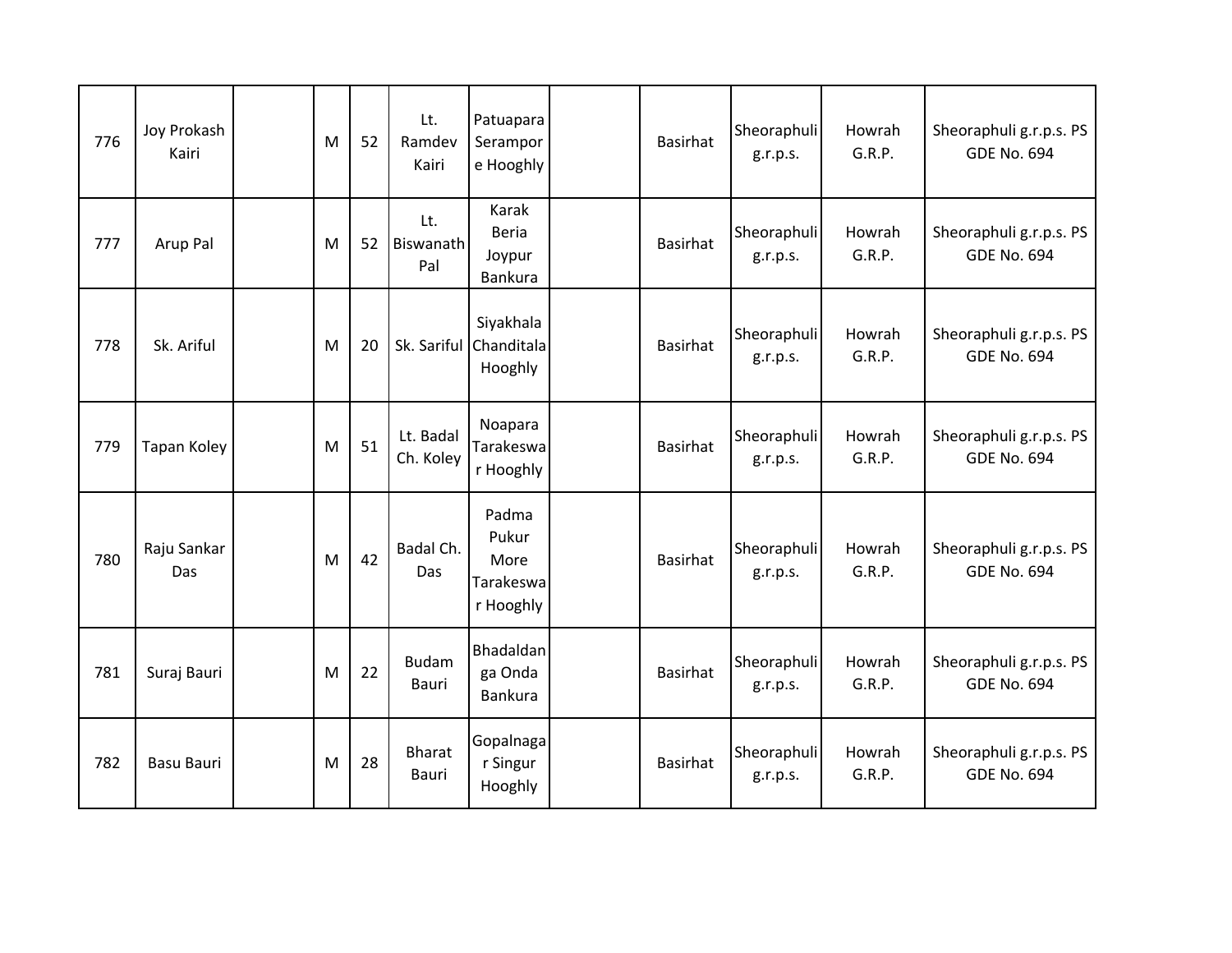| 776 | Joy Prokash Kairi | | M | 52 | Lt. Ramdev Kairi | Patuapara Serampore Hooghly | | Basirhat | Sheoraphuli g.r.p.s. | Howrah G.R.P. | Sheoraphuli g.r.p.s. PS GDE No. 694 |
|---|---|---|---|---|---|---|---|---|---|---|---|
| 777 | Arup Pal | | M | 52 | Lt. Biswanath Pal | Karak Beria Joypur Bankura | | Basirhat | Sheoraphuli g.r.p.s. | Howrah G.R.P. | Sheoraphuli g.r.p.s. PS GDE No. 694 |
| 778 | Sk. Ariful | | M | 20 | Sk. Sariful | Siyakhala Chanditala Hooghly | | Basirhat | Sheoraphuli g.r.p.s. | Howrah G.R.P. | Sheoraphuli g.r.p.s. PS GDE No. 694 |
| 779 | Tapan Koley | | M | 51 | Lt. Badal Ch. Koley | Noapara Tarakeswar Hooghly | | Basirhat | Sheoraphuli g.r.p.s. | Howrah G.R.P. | Sheoraphuli g.r.p.s. PS GDE No. 694 |
| 780 | Raju Sankar Das | | M | 42 | Badal Ch. Das | Padma Pukur More Tarakeswar Hooghly | | Basirhat | Sheoraphuli g.r.p.s. | Howrah G.R.P. | Sheoraphuli g.r.p.s. PS GDE No. 694 |
| 781 | Suraj Bauri | | M | 22 | Budam Bauri | Bhadaldanga Onda Bankura | | Basirhat | Sheoraphuli g.r.p.s. | Howrah G.R.P. | Sheoraphuli g.r.p.s. PS GDE No. 694 |
| 782 | Basu Bauri | | M | 28 | Bharat Bauri | Gopalnagar Singur Hooghly | | Basirhat | Sheoraphuli g.r.p.s. | Howrah G.R.P. | Sheoraphuli g.r.p.s. PS GDE No. 694 |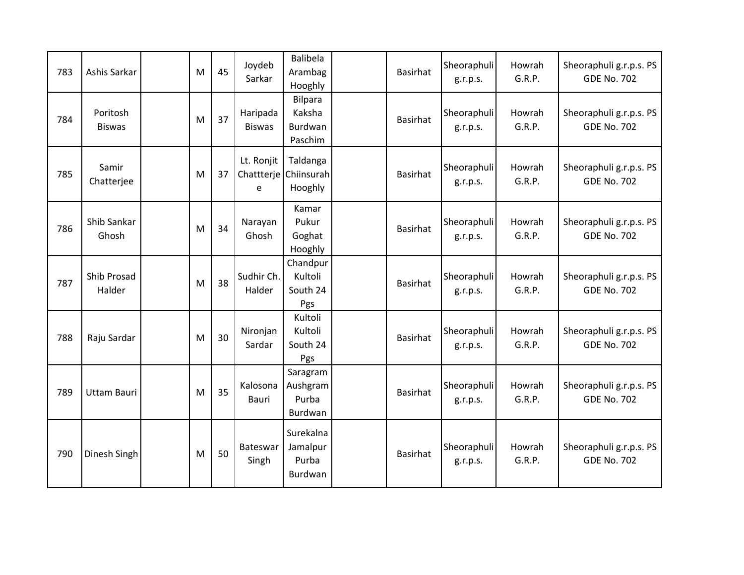| | | | | | | | | | | | |
|---|---|---|---|---|---|---|---|---|---|---|---|
| 783 | Ashis Sarkar | | M | 45 | Joydeb Sarkar | Balibela Arambag Hooghly | | Basirhat | Sheoraphuli g.r.p.s. | Howrah G.R.P. | Sheoraphuli g.r.p.s. PS GDE No. 702 |
| 784 | Poritosh Biswas | | M | 37 | Haripada Biswas | Bilpara Kaksha Burdwan Paschim | | Basirhat | Sheoraphuli g.r.p.s. | Howrah G.R.P. | Sheoraphuli g.r.p.s. PS GDE No. 702 |
| 785 | Samir Chatterjee | | M | 37 | Lt. Ronjit Chattterjee | Taldanga Chiinsurah Hooghly | | Basirhat | Sheoraphuli g.r.p.s. | Howrah G.R.P. | Sheoraphuli g.r.p.s. PS GDE No. 702 |
| 786 | Shib Sankar Ghosh | | M | 34 | Narayan Ghosh | Kamar Pukur Goghat Hooghly | | Basirhat | Sheoraphuli g.r.p.s. | Howrah G.R.P. | Sheoraphuli g.r.p.s. PS GDE No. 702 |
| 787 | Shib Prosad Halder | | M | 38 | Sudhir Ch. Halder | Chandpur Kultoli South 24 Pgs | | Basirhat | Sheoraphuli g.r.p.s. | Howrah G.R.P. | Sheoraphuli g.r.p.s. PS GDE No. 702 |
| 788 | Raju Sardar | | M | 30 | Nironjan Sardar | Kultoli Kultoli South 24 Pgs | | Basirhat | Sheoraphuli g.r.p.s. | Howrah G.R.P. | Sheoraphuli g.r.p.s. PS GDE No. 702 |
| 789 | Uttam Bauri | | M | 35 | Kalosona Bauri | Saragram Aushgram Purba Burdwan | | Basirhat | Sheoraphuli g.r.p.s. | Howrah G.R.P. | Sheoraphuli g.r.p.s. PS GDE No. 702 |
| 790 | Dinesh Singh | | M | 50 | Bateswar Singh | Surekalna Jamalpur Purba Burdwan | | Basirhat | Sheoraphuli g.r.p.s. | Howrah G.R.P. | Sheoraphuli g.r.p.s. PS GDE No. 702 |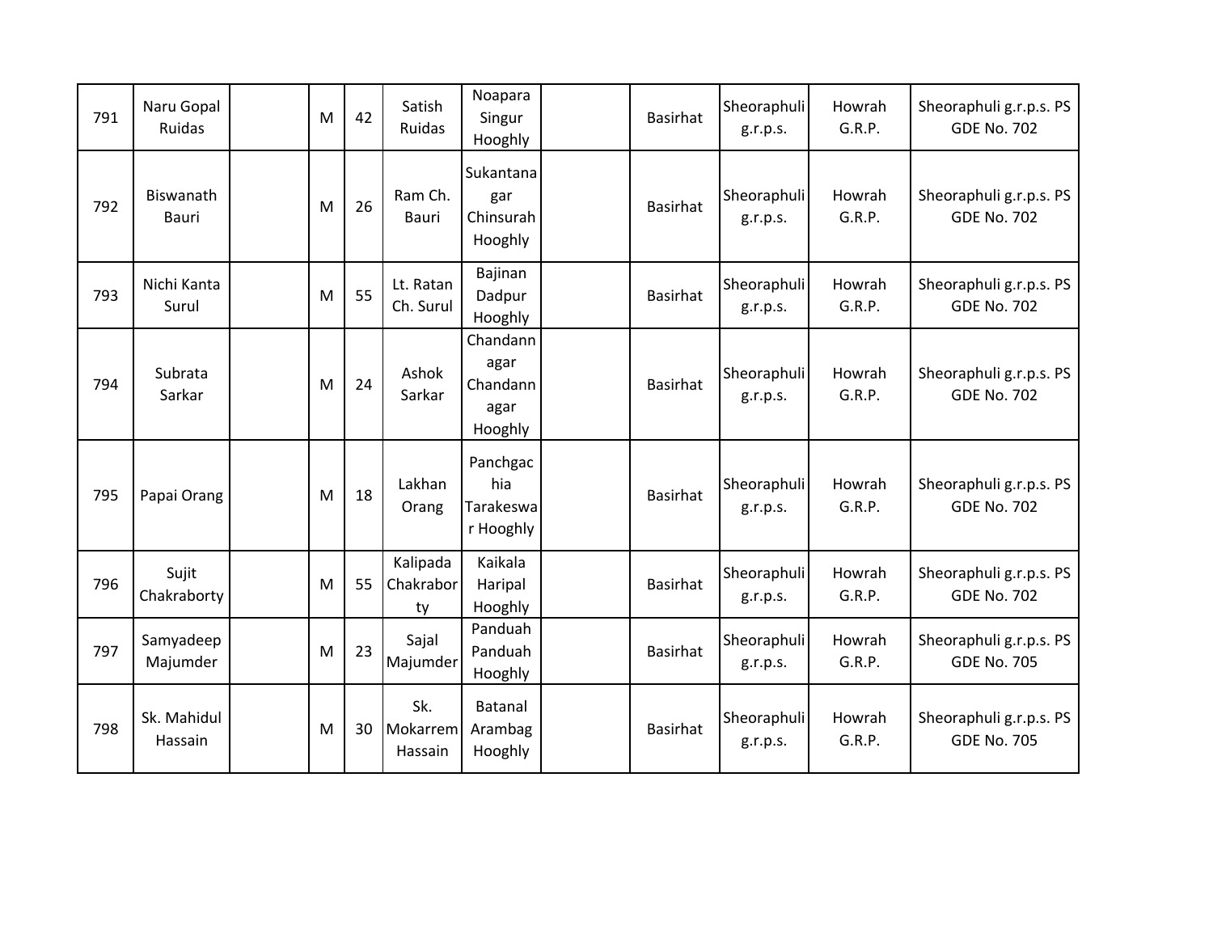| 791 | Naru Gopal Ruidas | | M | 42 | Satish Ruidas | Noapara Singur Hooghly | | Basirhat | Sheoraphuli g.r.p.s. | Howrah G.R.P. | Sheoraphuli g.r.p.s. PS GDE No. 702 |
|---|---|---|---|---|---|---|---|---|---|---|---|
| 792 | Biswanath Bauri | | M | 26 | Ram Ch. Bauri | Sukantanagar Chinsurah Hooghly | | Basirhat | Sheoraphuli g.r.p.s. | Howrah G.R.P. | Sheoraphuli g.r.p.s. PS GDE No. 702 |
| 793 | Nichi Kanta Surul | | M | 55 | Lt. Ratan Ch. Surul | Bajinan Dadpur Hooghly | | Basirhat | Sheoraphuli g.r.p.s. | Howrah G.R.P. | Sheoraphuli g.r.p.s. PS GDE No. 702 |
| 794 | Subrata Sarkar | | M | 24 | Ashok Sarkar | Chandannagar Chandannagar Hooghly | | Basirhat | Sheoraphuli g.r.p.s. | Howrah G.R.P. | Sheoraphuli g.r.p.s. PS GDE No. 702 |
| 795 | Papai Orang | | M | 18 | Lakhan Orang | Panchgachhia Tarakeswar Hooghly | | Basirhat | Sheoraphuli g.r.p.s. | Howrah G.R.P. | Sheoraphuli g.r.p.s. PS GDE No. 702 |
| 796 | Sujit Chakraborty | | M | 55 | Kalipada Chakraborty | Kaikala Haripal Hooghly | | Basirhat | Sheoraphuli g.r.p.s. | Howrah G.R.P. | Sheoraphuli g.r.p.s. PS GDE No. 702 |
| 797 | Samyadeep Majumder | | M | 23 | Sajal Majumder | Panduah Panduah Hooghly | | Basirhat | Sheoraphuli g.r.p.s. | Howrah G.R.P. | Sheoraphuli g.r.p.s. PS GDE No. 705 |
| 798 | Sk. Mahidul Hassain | | M | 30 | Sk. Mokarrem Hassain | Batanal Arambag Hooghly | | Basirhat | Sheoraphuli g.r.p.s. | Howrah G.R.P. | Sheoraphuli g.r.p.s. PS GDE No. 705 |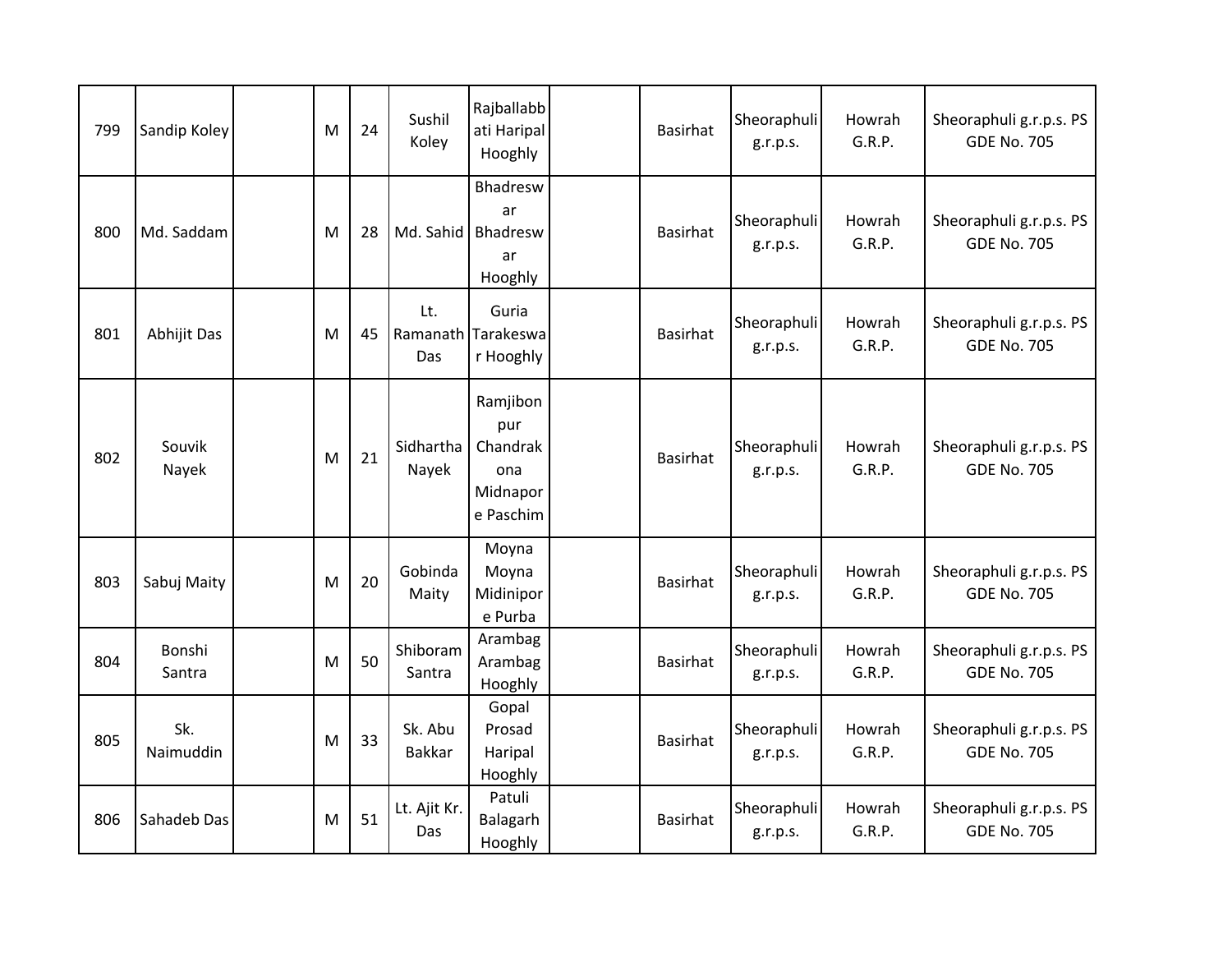| 799 | Sandip Koley | | M | 24 | Sushil Koley | Rajballabbati Haripal Hooghly | | Basirhat | Sheoraphuli g.r.p.s. | Howrah G.R.P. | Sheoraphuli g.r.p.s. PS GDE No. 705 |
|---|---|---|---|---|---|---|---|---|---|---|---|
| 800 | Md. Saddam | | M | 28 | Md. Sahid | Bhadreswar Bhadreswar Hooghly | | Basirhat | Sheoraphuli g.r.p.s. | Howrah G.R.P. | Sheoraphuli g.r.p.s. PS GDE No. 705 |
| 801 | Abhijit Das | | M | 45 | Lt. Ramanath Das | Guria Tarakeswar Hooghly | | Basirhat | Sheoraphuli g.r.p.s. | Howrah G.R.P. | Sheoraphuli g.r.p.s. PS GDE No. 705 |
| 802 | Souvik Nayek | | M | 21 | Sidhartha Nayek | Ramjibonpur Chandrakona Midnapore Paschim | | Basirhat | Sheoraphuli g.r.p.s. | Howrah G.R.P. | Sheoraphuli g.r.p.s. PS GDE No. 705 |
| 803 | Sabuj Maity | | M | 20 | Gobinda Maity | Moyna Moyna Midinipore Purba | | Basirhat | Sheoraphuli g.r.p.s. | Howrah G.R.P. | Sheoraphuli g.r.p.s. PS GDE No. 705 |
| 804 | Bonshi Santra | | M | 50 | Shiboram Santra | Arambag Arambag Hooghly | | Basirhat | Sheoraphuli g.r.p.s. | Howrah G.R.P. | Sheoraphuli g.r.p.s. PS GDE No. 705 |
| 805 | Sk. Naimuddin | | M | 33 | Sk. Abu Bakkar | Gopal Prosad Haripal Hooghly | | Basirhat | Sheoraphuli g.r.p.s. | Howrah G.R.P. | Sheoraphuli g.r.p.s. PS GDE No. 705 |
| 806 | Sahadeb Das | | M | 51 | Lt. Ajit Kr. Das | Patuli Balagarh Hooghly | | Basirhat | Sheoraphuli g.r.p.s. | Howrah G.R.P. | Sheoraphuli g.r.p.s. PS GDE No. 705 |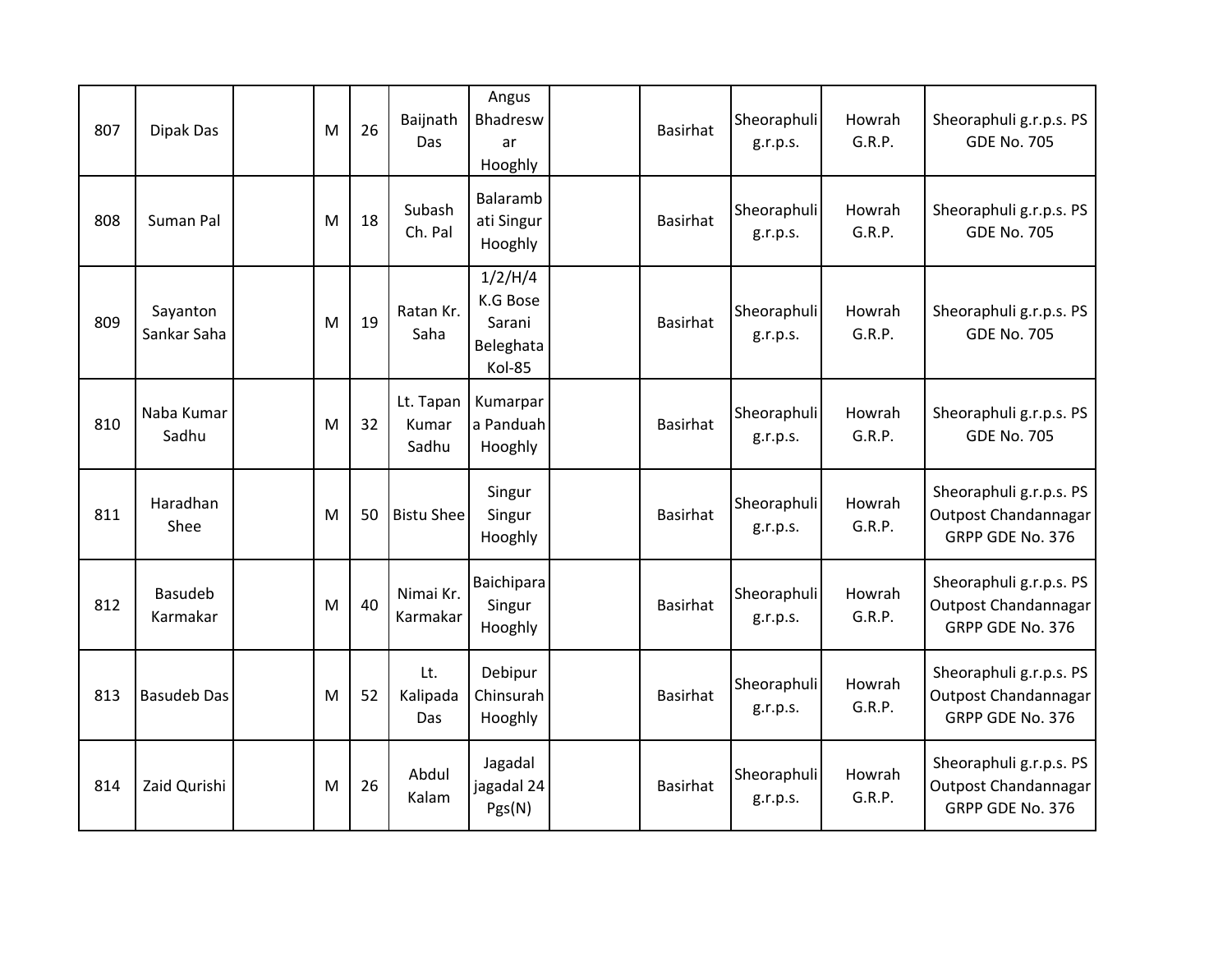| 807 | Dipak Das | | M | 26 | Baijnath Das | Angus Bhadreswar Hooghly | | Basirhat | Sheoraphuli g.r.p.s. | Howrah G.R.P. | Sheoraphuli g.r.p.s. PS GDE No. 705 |
|---|---|---|---|---|---|---|---|---|---|---|---|
| 808 | Suman Pal | | M | 18 | Subash Ch. Pal | Balarambati Singur Hooghly | | Basirhat | Sheoraphuli g.r.p.s. | Howrah G.R.P. | Sheoraphuli g.r.p.s. PS GDE No. 705 |
| 809 | Sayanton Sankar Saha | | M | 19 | Ratan Kr. Saha | 1/2/H/4 K.G Bose Sarani Beleghata Kol-85 | | Basirhat | Sheoraphuli g.r.p.s. | Howrah G.R.P. | Sheoraphuli g.r.p.s. PS GDE No. 705 |
| 810 | Naba Kumar Sadhu | | M | 32 | Lt. Tapan Kumar Sadhu | Kumarpara Panduah Hooghly | | Basirhat | Sheoraphuli g.r.p.s. | Howrah G.R.P. | Sheoraphuli g.r.p.s. PS GDE No. 705 |
| 811 | Haradhan Shee | | M | 50 | Bistu Shee | Singur Singur Hooghly | | Basirhat | Sheoraphuli g.r.p.s. | Howrah G.R.P. | Sheoraphuli g.r.p.s. PS Outpost Chandannagar GRPP GDE No. 376 |
| 812 | Basudeb Karmakar | | M | 40 | Nimai Kr. Karmakar | Baichipara Singur Hooghly | | Basirhat | Sheoraphuli g.r.p.s. | Howrah G.R.P. | Sheoraphuli g.r.p.s. PS Outpost Chandannagar GRPP GDE No. 376 |
| 813 | Basudeb Das | | M | 52 | Lt. Kalipada Das | Debipur Chinsurah Hooghly | | Basirhat | Sheoraphuli g.r.p.s. | Howrah G.R.P. | Sheoraphuli g.r.p.s. PS Outpost Chandannagar GRPP GDE No. 376 |
| 814 | Zaid Qurishi | | M | 26 | Abdul Kalam | Jagadal jagadal 24 Pgs(N) | | Basirhat | Sheoraphuli g.r.p.s. | Howrah G.R.P. | Sheoraphuli g.r.p.s. PS Outpost Chandannagar GRPP GDE No. 376 |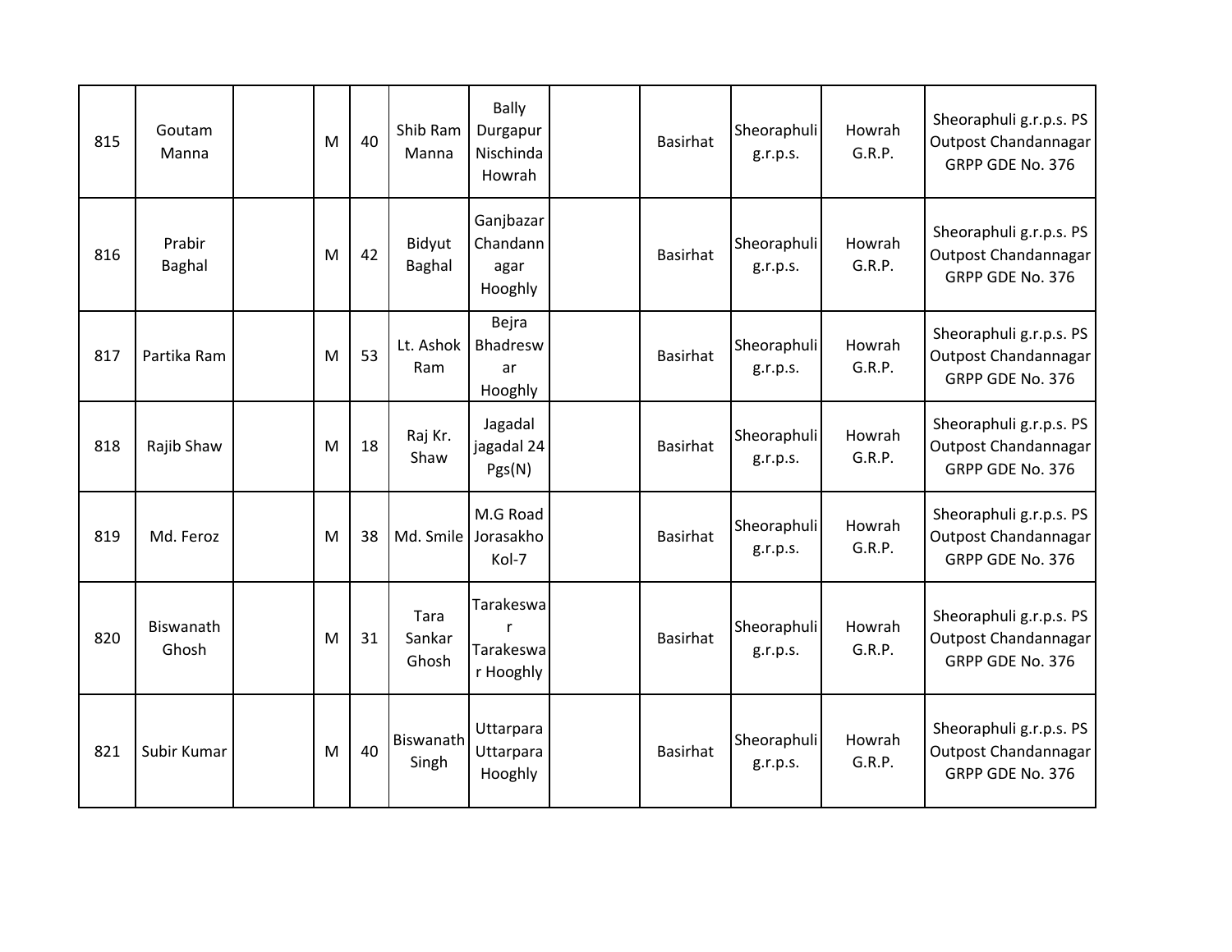| 815 | Goutam Manna | | M | 40 | Shib Ram Manna | Bally Durgapur Nischinda Howrah | | Basirhat | Sheoraphuli g.r.p.s. | Howrah G.R.P. | Sheoraphuli g.r.p.s. PS Outpost Chandannagar GRPP GDE No. 376 |
|---|---|---|---|---|---|---|---|---|---|---|---|
| 816 | Prabir Baghal | | M | 42 | Bidyut Baghal | Ganjbazar Chandannagar Hooghly | | Basirhat | Sheoraphuli g.r.p.s. | Howrah G.R.P. | Sheoraphuli g.r.p.s. PS Outpost Chandannagar GRPP GDE No. 376 |
| 817 | Partika Ram | | M | 53 | Lt. Ashok Ram | Bejra Bhadreswar Hooghly | | Basirhat | Sheoraphuli g.r.p.s. | Howrah G.R.P. | Sheoraphuli g.r.p.s. PS Outpost Chandannagar GRPP GDE No. 376 |
| 818 | Rajib Shaw | | M | 18 | Raj Kr. Shaw | Jagadal jagadal 24 Pgs(N) | | Basirhat | Sheoraphuli g.r.p.s. | Howrah G.R.P. | Sheoraphuli g.r.p.s. PS Outpost Chandannagar GRPP GDE No. 376 |
| 819 | Md. Feroz | | M | 38 | Md. Smile | M.G Road Jorasakho Kol-7 | | Basirhat | Sheoraphuli g.r.p.s. | Howrah G.R.P. | Sheoraphuli g.r.p.s. PS Outpost Chandannagar GRPP GDE No. 376 |
| 820 | Biswanath Ghosh | | M | 31 | Tara Sankar Ghosh | Tarakeswar Tarakeswar Hooghly | | Basirhat | Sheoraphuli g.r.p.s. | Howrah G.R.P. | Sheoraphuli g.r.p.s. PS Outpost Chandannagar GRPP GDE No. 376 |
| 821 | Subir Kumar | | M | 40 | Biswanath Singh | Uttarpara Uttarpara Hooghly | | Basirhat | Sheoraphuli g.r.p.s. | Howrah G.R.P. | Sheoraphuli g.r.p.s. PS Outpost Chandannagar GRPP GDE No. 376 |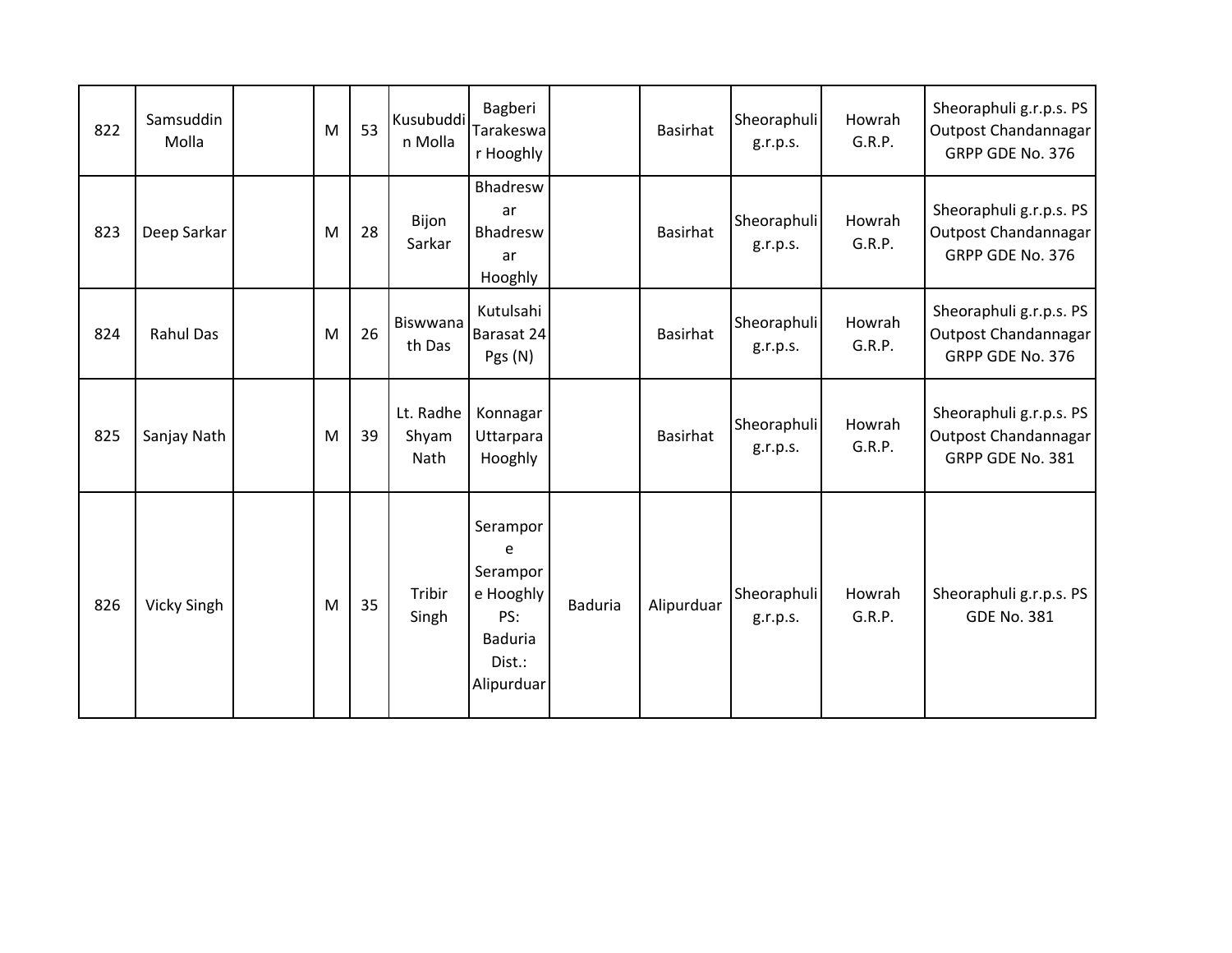| | | | | | | | | | | | |
|---|---|---|---|---|---|---|---|---|---|---|---|
| 822 | Samsuddin Molla | | M | 53 | Kusubuddin Molla | Bagberi Tarakeswar Hooghly | | Basirhat | Sheoraphuli g.r.p.s. | Howrah G.R.P. | Sheoraphuli g.r.p.s. PS Outpost Chandannagar GRPP GDE No. 376 |
| 823 | Deep Sarkar | | M | 28 | Bijon Sarkar | Bhadreswar Bhadreswar Hooghly | | Basirhat | Sheoraphuli g.r.p.s. | Howrah G.R.P. | Sheoraphuli g.r.p.s. PS Outpost Chandannagar GRPP GDE No. 376 |
| 824 | Rahul Das | | M | 26 | Biswwanath Das | Kutulsahi Barasat 24 Pgs (N) | | Basirhat | Sheoraphuli g.r.p.s. | Howrah G.R.P. | Sheoraphuli g.r.p.s. PS Outpost Chandannagar GRPP GDE No. 376 |
| 825 | Sanjay Nath | | M | 39 | Lt. Radhe Shyam Nath | Konnagar Uttarpara Hooghly | | Basirhat | Sheoraphuli g.r.p.s. | Howrah G.R.P. | Sheoraphuli g.r.p.s. PS Outpost Chandannagar GRPP GDE No. 381 |
| 826 | Vicky Singh | | M | 35 | Tribir Singh | Serampore Serampore Hooghly PS: Baduria Dist.: Alipurduar | Baduria | Alipurduar | Sheoraphuli g.r.p.s. | Howrah G.R.P. | Sheoraphuli g.r.p.s. PS GDE No. 381 |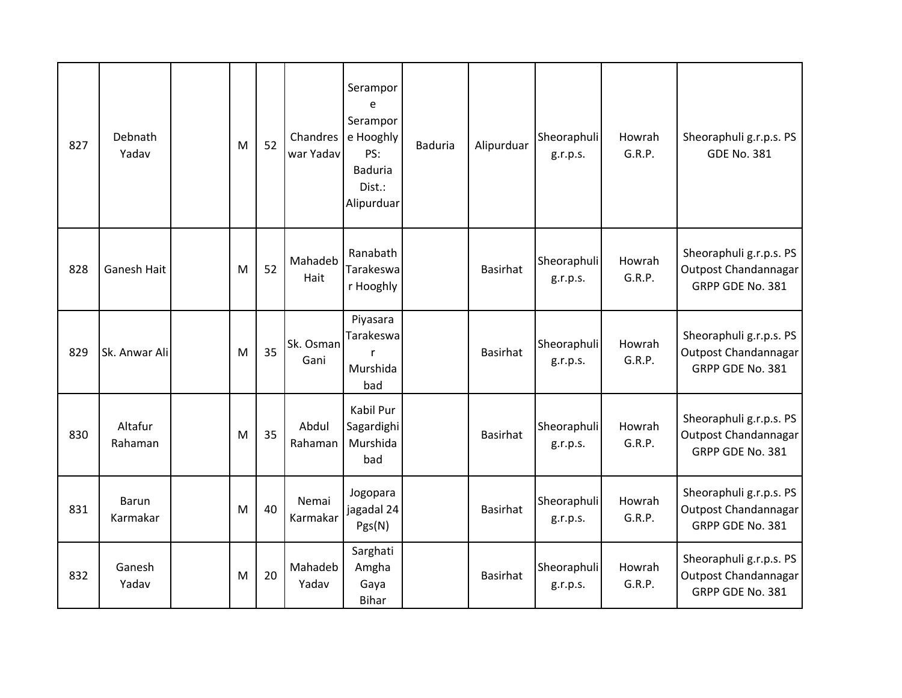| | | | | | | | | | | | |
|---|---|---|---|---|---|---|---|---|---|---|---|
| 827 | Debnath Yadav | | M | 52 | Chandreswar Yadav | Serampore Serampore Hooghly PS: Baduria Dist.: Alipurduar | Baduria | Alipurduar | Sheoraphuli g.r.p.s. | Howrah G.R.P. | Sheoraphuli g.r.p.s. PS GDE No. 381 |
| 828 | Ganesh Hait | | M | 52 | Mahadeb Hait | Ranabath Tarakeswar Hooghly | | Basirhat | Sheoraphuli g.r.p.s. | Howrah G.R.P. | Sheoraphuli g.r.p.s. PS Outpost Chandannagar GRPP GDE No. 381 |
| 829 | Sk. Anwar Ali | | M | 35 | Sk. Osman Gani | Piyasara Tarakeswar Murshidabad | | Basirhat | Sheoraphuli g.r.p.s. | Howrah G.R.P. | Sheoraphuli g.r.p.s. PS Outpost Chandannagar GRPP GDE No. 381 |
| 830 | Altafur Rahaman | | M | 35 | Abdul Rahaman | Kabil Pur Sagardighi Murshidabad | | Basirhat | Sheoraphuli g.r.p.s. | Howrah G.R.P. | Sheoraphuli g.r.p.s. PS Outpost Chandannagar GRPP GDE No. 381 |
| 831 | Barun Karmakar | | M | 40 | Nemai Karmakar | Jogopara jagadal 24 Pgs(N) | | Basirhat | Sheoraphuli g.r.p.s. | Howrah G.R.P. | Sheoraphuli g.r.p.s. PS Outpost Chandannagar GRPP GDE No. 381 |
| 832 | Ganesh Yadav | | M | 20 | Mahadeb Yadav | Sarghati Amgha Gaya Bihar | | Basirhat | Sheoraphuli g.r.p.s. | Howrah G.R.P. | Sheoraphuli g.r.p.s. PS Outpost Chandannagar GRPP GDE No. 381 |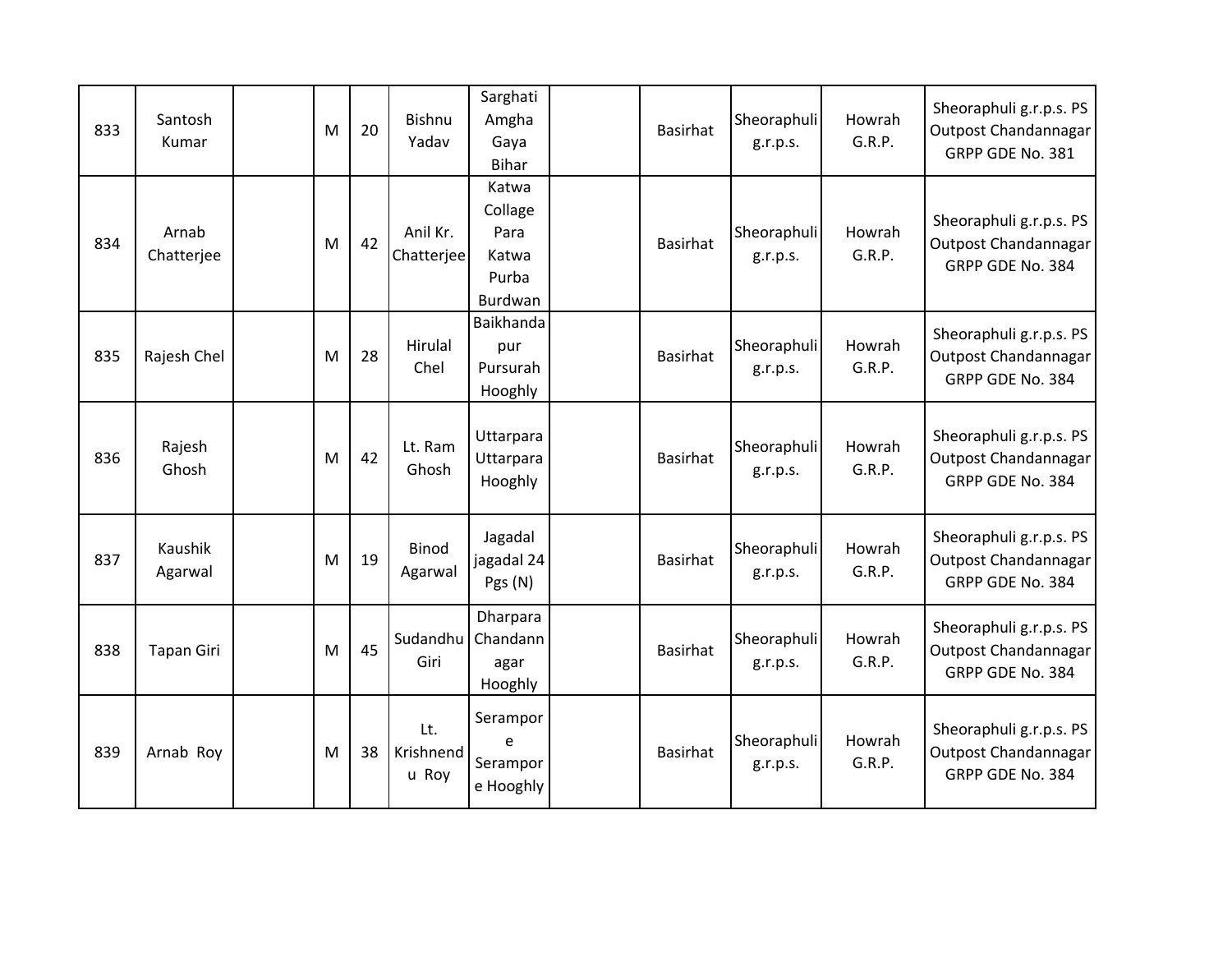| 833 | Santosh Kumar | | M | 20 | Bishnu Yadav | Sarghati Amgha Gaya Bihar | | Basirhat | Sheoraphuli g.r.p.s. | Howrah G.R.P. | Sheoraphuli g.r.p.s. PS Outpost Chandannagar GRPP GDE No. 381 |
|---|---|---|---|---|---|---|---|---|---|---|---|
| 834 | Arnab Chatterjee | | M | 42 | Anil Kr. Chatterjee | Katwa Collage Para Katwa Purba Burdwan | | Basirhat | Sheoraphuli g.r.p.s. | Howrah G.R.P. | Sheoraphuli g.r.p.s. PS Outpost Chandannagar GRPP GDE No. 384 |
| 835 | Rajesh Chel | | M | 28 | Hirulal Chel | Baikhandapur Pursurah Hooghly | | Basirhat | Sheoraphuli g.r.p.s. | Howrah G.R.P. | Sheoraphuli g.r.p.s. PS Outpost Chandannagar GRPP GDE No. 384 |
| 836 | Rajesh Ghosh | | M | 42 | Lt. Ram Ghosh | Uttarpara Uttarpara Hooghly | | Basirhat | Sheoraphuli g.r.p.s. | Howrah G.R.P. | Sheoraphuli g.r.p.s. PS Outpost Chandannagar GRPP GDE No. 384 |
| 837 | Kaushik Agarwal | | M | 19 | Binod Agarwal | Jagadal jagadal 24 Pgs (N) | | Basirhat | Sheoraphuli g.r.p.s. | Howrah G.R.P. | Sheoraphuli g.r.p.s. PS Outpost Chandannagar GRPP GDE No. 384 |
| 838 | Tapan Giri | | M | 45 | Sudandhu Giri | Dharpara Chandannagar Hooghly | | Basirhat | Sheoraphuli g.r.p.s. | Howrah G.R.P. | Sheoraphuli g.r.p.s. PS Outpost Chandannagar GRPP GDE No. 384 |
| 839 | Arnab Roy | | M | 38 | Lt. Krishnendu Roy | Serampore Serampore Hooghly | | Basirhat | Sheoraphuli g.r.p.s. | Howrah G.R.P. | Sheoraphuli g.r.p.s. PS Outpost Chandannagar GRPP GDE No. 384 |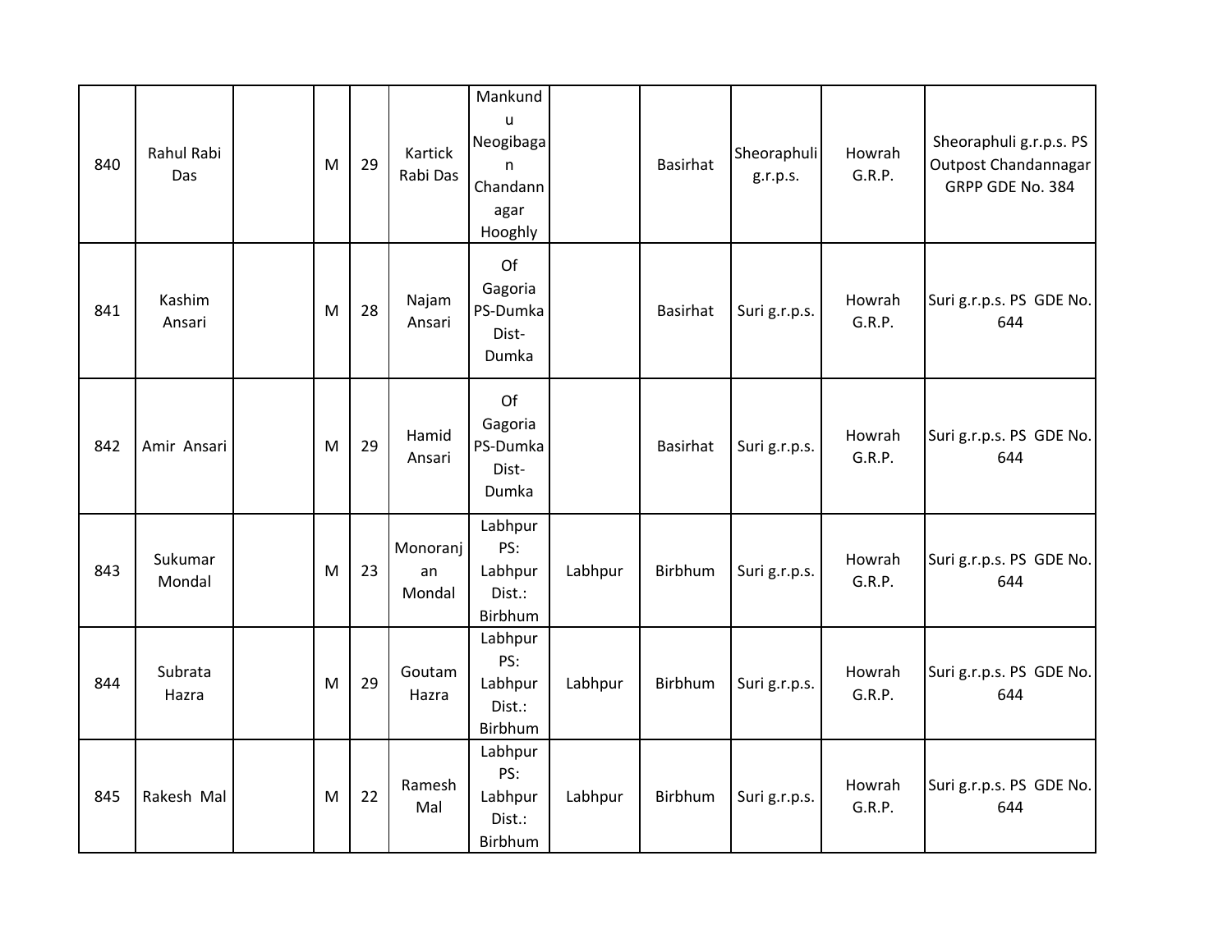| | | | | | | | | | | | |
|---|---|---|---|---|---|---|---|---|---|---|---|
| 840 | Rahul Rabi Das | | M | 29 | Kartick Rabi Das | Mankundu Neogibagan Chandannagar Hooghly | | Basirhat | Sheoraphuli g.r.p.s. | Howrah G.R.P. | Sheoraphuli g.r.p.s. PS Outpost Chandannagar GRPP GDE No. 384 |
| 841 | Kashim Ansari | | M | 28 | Najam Ansari | Of Gagoria PS-Dumka Dist-Dumka | | Basirhat | Suri g.r.p.s. | Howrah G.R.P. | Suri g.r.p.s. PS GDE No. 644 |
| 842 | Amir Ansari | | M | 29 | Hamid Ansari | Of Gagoria PS-Dumka Dist-Dumka | | Basirhat | Suri g.r.p.s. | Howrah G.R.P. | Suri g.r.p.s. PS GDE No. 644 |
| 843 | Sukumar Mondal | | M | 23 | Monoranjan Mondal | Labhpur PS: Labhpur Dist.: Birbhum | Labhpur | Birbhum | Suri g.r.p.s. | Howrah G.R.P. | Suri g.r.p.s. PS GDE No. 644 |
| 844 | Subrata Hazra | | M | 29 | Goutam Hazra | Labhpur PS: Labhpur Dist.: Birbhum | Labhpur | Birbhum | Suri g.r.p.s. | Howrah G.R.P. | Suri g.r.p.s. PS GDE No. 644 |
| 845 | Rakesh Mal | | M | 22 | Ramesh Mal | Labhpur PS: Labhpur Dist.: Birbhum | Labhpur | Birbhum | Suri g.r.p.s. | Howrah G.R.P. | Suri g.r.p.s. PS GDE No. 644 |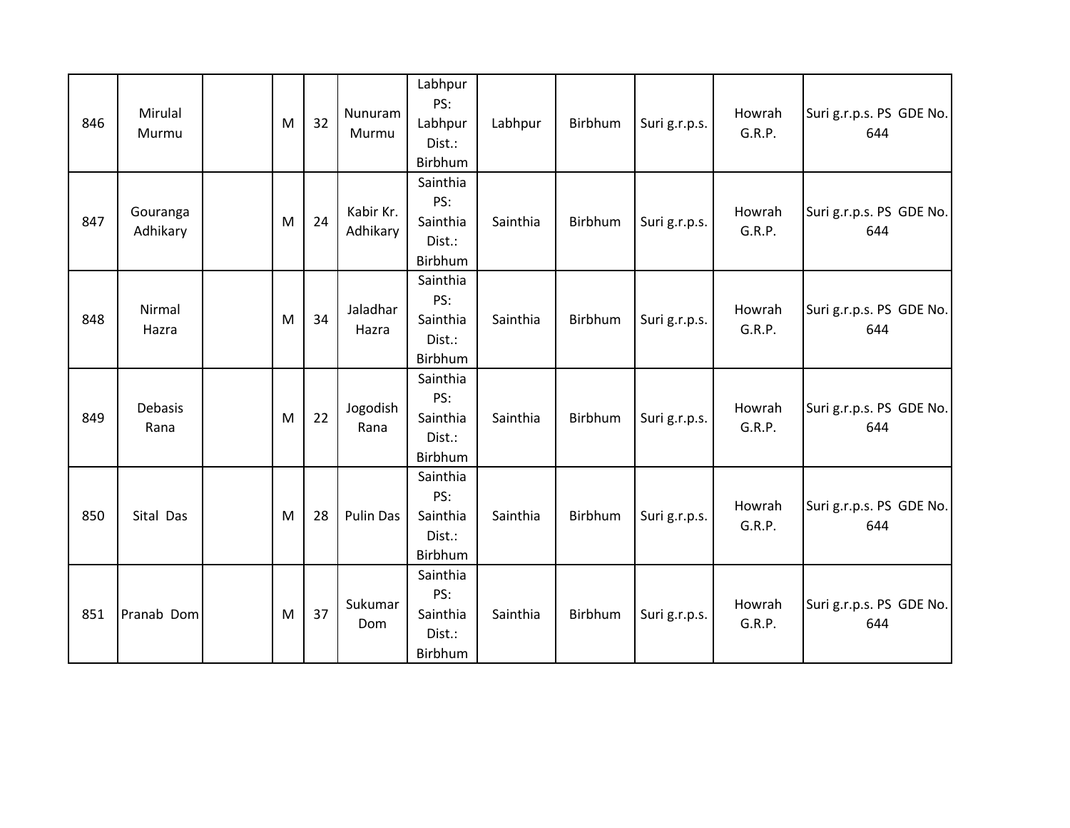| | | | | | | | | | | | |
|---|---|---|---|---|---|---|---|---|---|---|---|
| 846 | Mirulal Murmu | | M | 32 | Nunuram Murmu | Labhpur PS: Labhpur Dist.: Birbhum | Labhpur | Birbhum | Suri g.r.p.s. | Howrah G.R.P. | Suri g.r.p.s. PS GDE No. 644 |
| 847 | Gouranga Adhikary | | M | 24 | Kabir Kr. Adhikary | Sainthia PS: Sainthia Dist.: Birbhum | Sainthia | Birbhum | Suri g.r.p.s. | Howrah G.R.P. | Suri g.r.p.s. PS GDE No. 644 |
| 848 | Nirmal Hazra | | M | 34 | Jaladhar Hazra | Sainthia PS: Sainthia Dist.: Birbhum | Sainthia | Birbhum | Suri g.r.p.s. | Howrah G.R.P. | Suri g.r.p.s. PS GDE No. 644 |
| 849 | Debasis Rana | | M | 22 | Jogodish Rana | Sainthia PS: Sainthia Dist.: Birbhum | Sainthia | Birbhum | Suri g.r.p.s. | Howrah G.R.P. | Suri g.r.p.s. PS GDE No. 644 |
| 850 | Sital Das | | M | 28 | Pulin Das | Sainthia PS: Sainthia Dist.: Birbhum | Sainthia | Birbhum | Suri g.r.p.s. | Howrah G.R.P. | Suri g.r.p.s. PS GDE No. 644 |
| 851 | Pranab Dom | | M | 37 | Sukumar Dom | Sainthia PS: Sainthia Dist.: Birbhum | Sainthia | Birbhum | Suri g.r.p.s. | Howrah G.R.P. | Suri g.r.p.s. PS GDE No. 644 |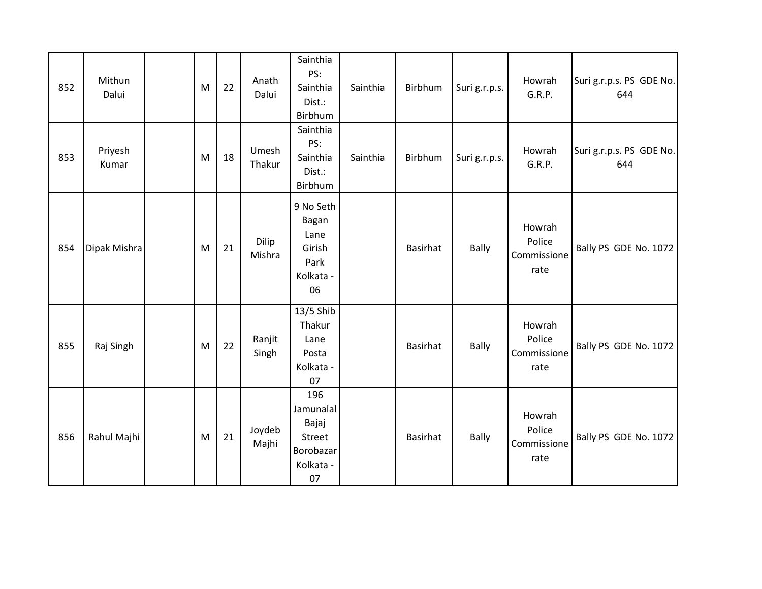| | | | | | | | | | | | |
|---|---|---|---|---|---|---|---|---|---|---|---|
| 852 | Mithun Dalui | | M | 22 | Anath Dalui | Sainthia PS: Sainthia Dist.: Birbhum | Sainthia | Birbhum | Suri g.r.p.s. | Howrah G.R.P. | Suri g.r.p.s. PS GDE No. 644 |
| 853 | Priyesh Kumar | | M | 18 | Umesh Thakur | Sainthia PS: Sainthia Dist.: Birbhum | Sainthia | Birbhum | Suri g.r.p.s. | Howrah G.R.P. | Suri g.r.p.s. PS GDE No. 644 |
| 854 | Dipak Mishra | | M | 21 | Dilip Mishra | 9 No Seth Bagan Lane Girish Park Kolkata - 06 | | Basirhat | Bally | Howrah Police Commissionerate | Bally PS GDE No. 1072 |
| 855 | Raj Singh | | M | 22 | Ranjit Singh | 13/5 Shib Thakur Lane Posta Kolkata - 07 | | Basirhat | Bally | Howrah Police Commissionerate | Bally PS GDE No. 1072 |
| 856 | Rahul Majhi | | M | 21 | Joydeb Majhi | 196 Jamunalal Bajaj Street Borobazar Kolkata - 07 | | Basirhat | Bally | Howrah Police Commissionerate | Bally PS GDE No. 1072 |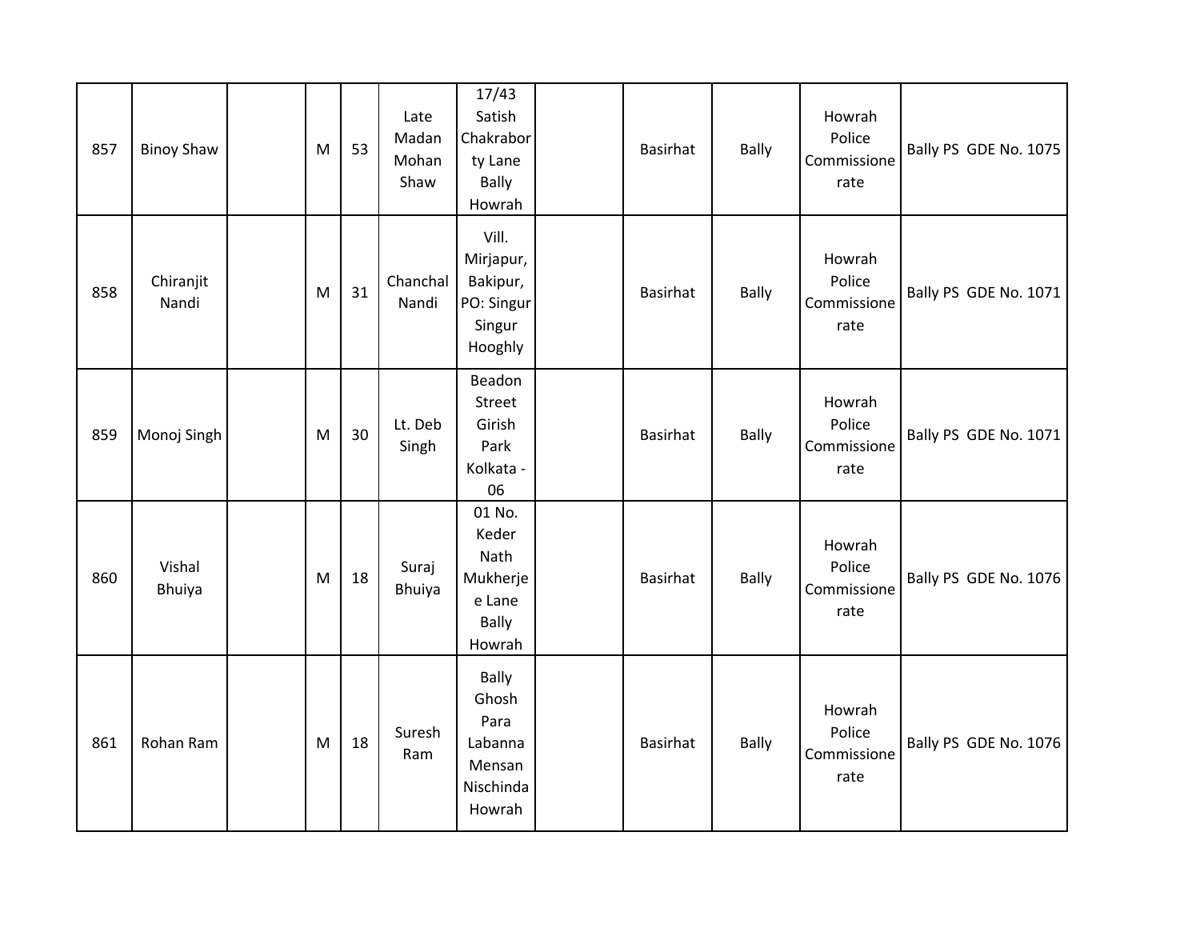| 857 | Binoy Shaw | | M | 53 | Late Madan Mohan Shaw | 17/43 Satish Chakraborty Lane Bally Howrah | | Basirhat | Bally | Howrah Police Commissionerate | Bally PS GDE No. 1075 |
|---|---|---|---|---|---|---|---|---|---|---|---|
| 858 | Chiranjit Nandi | | M | 31 | Chanchal Nandi | Vill. Mirjapur, Bakipur, PO: Singur Singur Hooghly | | Basirhat | Bally | Howrah Police Commissionerate | Bally PS GDE No. 1071 |
| 859 | Monoj Singh | | M | 30 | Lt. Deb Singh | Beadon Street Girish Park Kolkata - 06 | | Basirhat | Bally | Howrah Police Commissionerate | Bally PS GDE No. 1071 |
| 860 | Vishal Bhuiya | | M | 18 | Suraj Bhuiya | 01 No. Keder Nath Mukherjee Lane Bally Howrah | | Basirhat | Bally | Howrah Police Commissionerate | Bally PS GDE No. 1076 |
| 861 | Rohan Ram | | M | 18 | Suresh Ram | Bally Ghosh Para Labanna Mensan Nischinda Howrah | | Basirhat | Bally | Howrah Police Commissionerate | Bally PS GDE No. 1076 |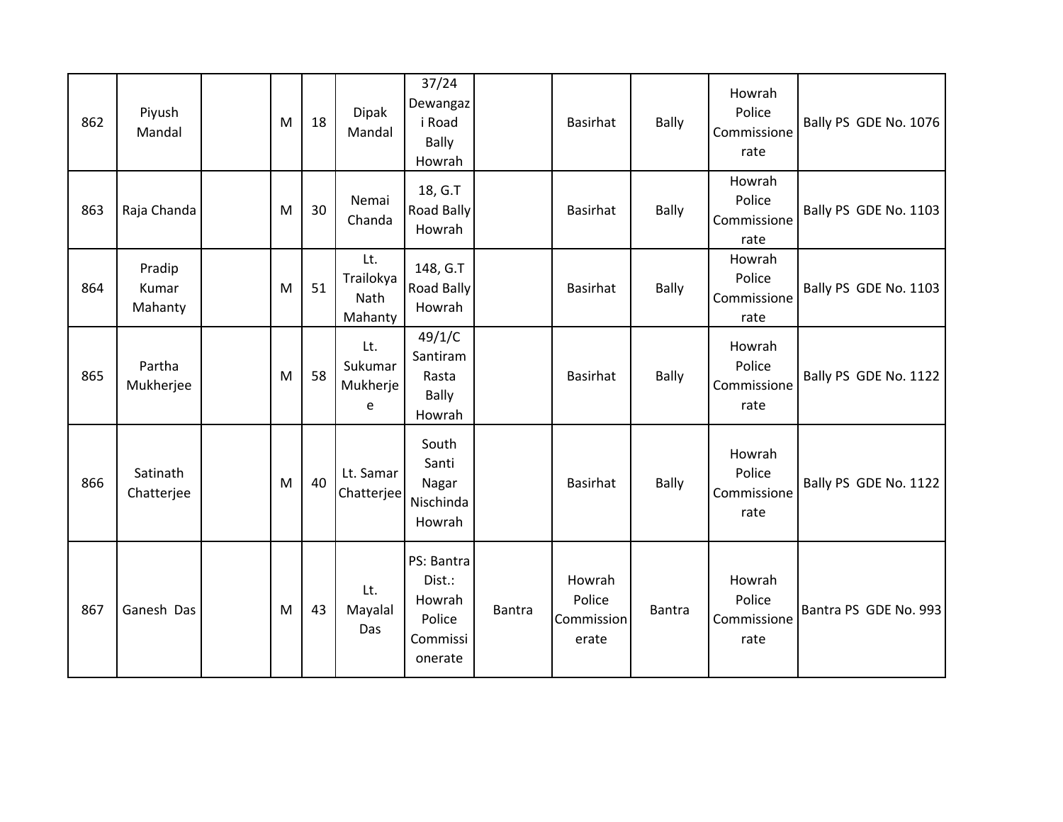| | | | | | | | | | | | |
|---|---|---|---|---|---|---|---|---|---|---|---|
| 862 | Piyush Mandal | | M | 18 | Dipak Mandal | 37/24 Dewangazi Road Bally Howrah | | Basirhat | Bally | Howrah Police Commissionerate | Bally PS GDE No. 1076 |
| 863 | Raja Chanda | | M | 30 | Nemai Chanda | 18, G.T Road Bally Howrah | | Basirhat | Bally | Howrah Police Commissionerate | Bally PS GDE No. 1103 |
| 864 | Pradip Kumar Mahanty | | M | 51 | Lt. Trailokya Nath Mahanty | 148, G.T Road Bally Howrah | | Basirhat | Bally | Howrah Police Commissionerate | Bally PS GDE No. 1103 |
| 865 | Partha Mukherjee | | M | 58 | Lt. Sukumar Mukherjee | 49/1/C Santiram Rasta Bally Howrah | | Basirhat | Bally | Howrah Police Commissionerate | Bally PS GDE No. 1122 |
| 866 | Satinath Chatterjee | | M | 40 | Lt. Samar Chatterjee | South Santi Nagar Nischinda Howrah | | Basirhat | Bally | Howrah Police Commissionerate | Bally PS GDE No. 1122 |
| 867 | Ganesh Das | | M | 43 | Lt. Mayalal Das | PS: Bantra Dist.: Howrah Police Commissionerate | Bantra | Howrah Police Commissionerate | Bantra | Howrah Police Commissionerate | Bantra PS GDE No. 993 |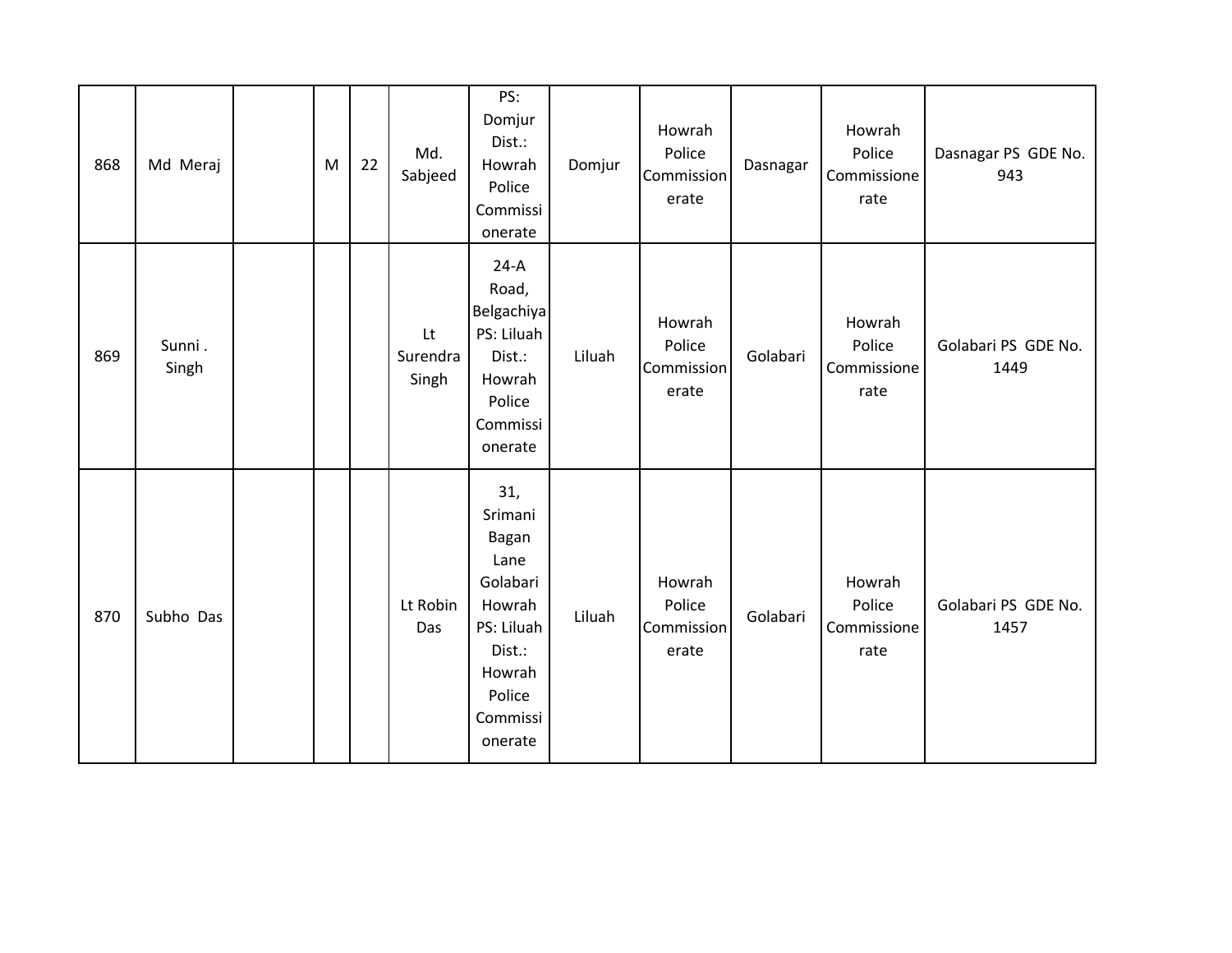| 868 | Md Meraj | | M | 22 | Md. Sabjeed | PS: Domjur Dist.: Howrah Police Commissionerate | Domjur | Howrah Police Commissionerate | Dasnagar | Howrah Police Commissionerate | Dasnagar PS GDE No. 943 |
|---|---|---|---|---|---|---|---|---|---|---|---|
| 869 | Sunni . Singh | | | | Lt Surendra Singh | 24-A Road, Belgachiya PS: Liluah Dist.: Howrah Police Commissionerate | Liluah | Howrah Police Commissionerate | Golabari | Howrah Police Commissionerate | Golabari PS GDE No. 1449 |
| 870 | Subho Das | | | | Lt Robin Das | 31, Srimani Bagan Lane Golabari Howrah PS: Liluah Dist.: Howrah Police Commissionerate | Liluah | Howrah Police Commissionerate | Golabari | Howrah Police Commissionerate | Golabari PS GDE No. 1457 |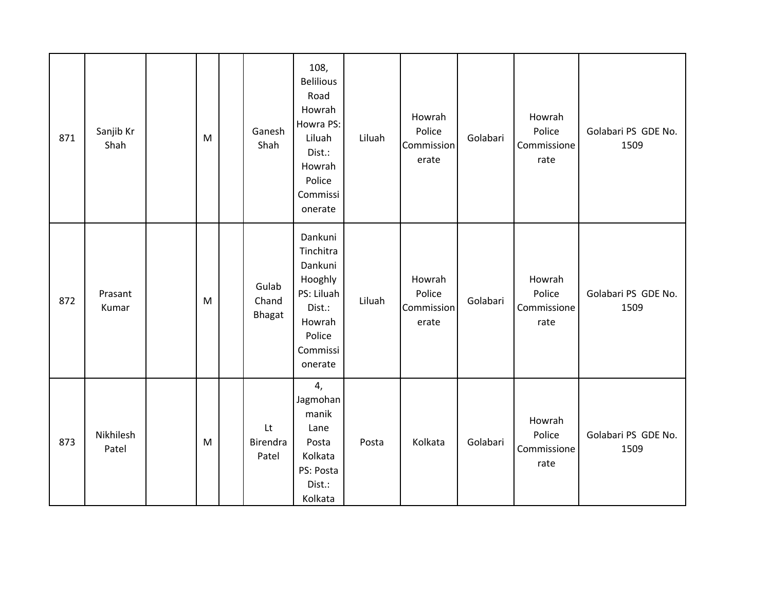| 871 | Sanjib Kr Shah | | M | | Ganesh Shah | 108, Belilious Road Howrah Howra PS: Liluah Dist.: Howrah Police Commissionerate | Liluah | Howrah Police Commissionerate | Golabari | Howrah Police Commissionerate | Golabari PS GDE No. 1509 |
|---|---|---|---|---|---|---|---|---|---|---|---|
| 872 | Prasant Kumar | | M | | Gulab Chand Bhagat | Dankuni Tinchitra Dankuni Hooghly PS: Liluah Dist.: Howrah Police Commissionerate | Liluah | Howrah Police Commissionerate | Golabari | Howrah Police Commissionerate | Golabari PS GDE No. 1509 |
| 873 | Nikhilesh Patel | | M | | Lt Birendra Patel | 4, Jagmohan manik Lane Posta Kolkata PS: Posta Dist.: Kolkata | Posta | Kolkata | Golabari | Howrah Police Commissionerate | Golabari PS GDE No. 1509 |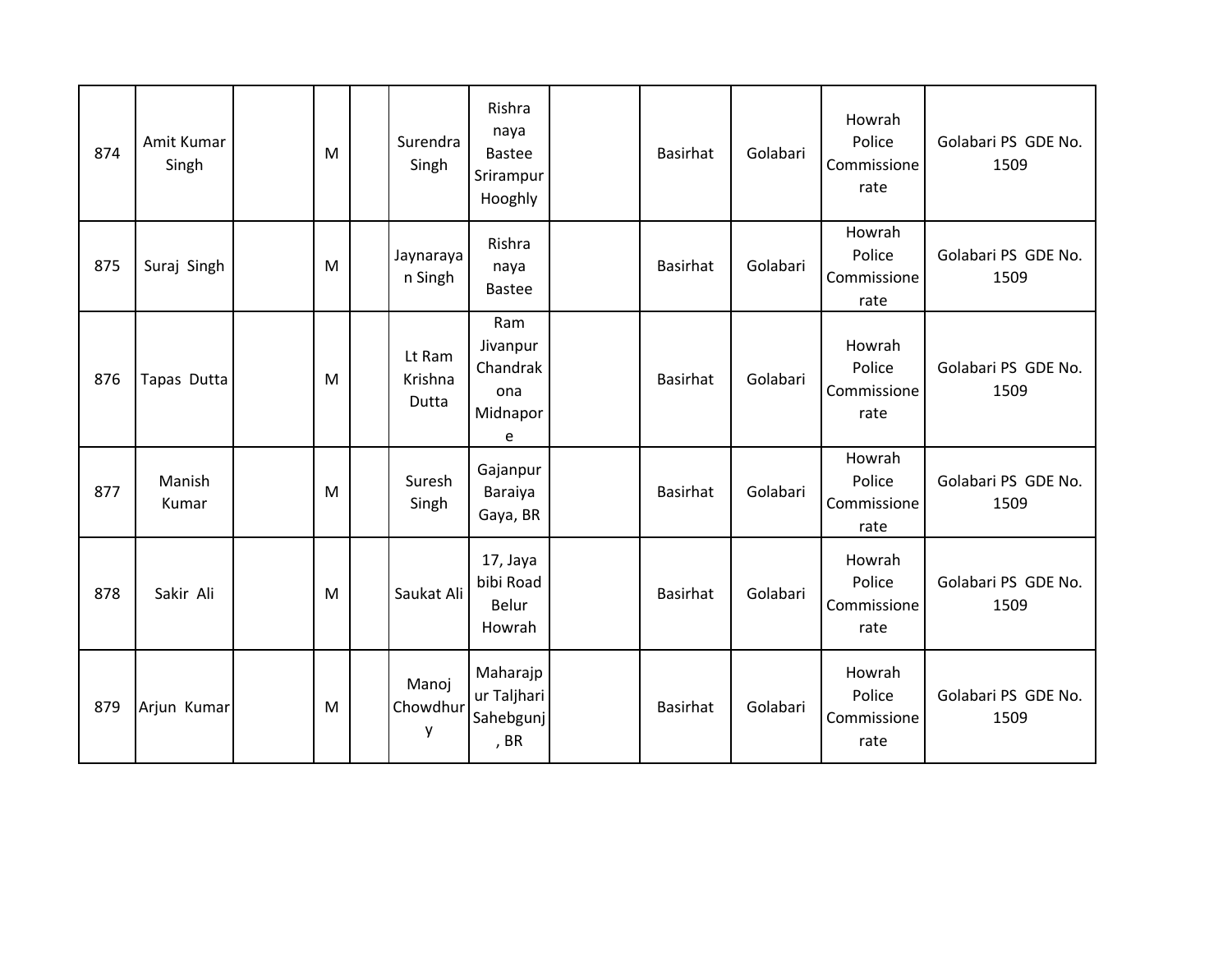| 874 | Amit Kumar Singh | | M | | Surendra Singh | Rishra naya Bastee Srirampur Hooghly | | Basirhat | Golabari | Howrah Police Commissionerate | Golabari PS GDE No. 1509 |
|---|---|---|---|---|---|---|---|---|---|---|---|
| 875 | Suraj Singh | | M | | Jaynarayan Singh | Rishra naya Bastee | | Basirhat | Golabari | Howrah Police Commissionerate | Golabari PS GDE No. 1509 |
| 876 | Tapas Dutta | | M | | Lt Ram Krishna Dutta | Ram Jivanpur Chandrakona Midnapore | | Basirhat | Golabari | Howrah Police Commissionerate | Golabari PS GDE No. 1509 |
| 877 | Manish Kumar | | M | | Suresh Singh | Gajanpur Baraiya Gaya, BR | | Basirhat | Golabari | Howrah Police Commissionerate | Golabari PS GDE No. 1509 |
| 878 | Sakir Ali | | M | | Saukat Ali | 17, Jaya bibi Road Belur Howrah | | Basirhat | Golabari | Howrah Police Commissionerate | Golabari PS GDE No. 1509 |
| 879 | Arjun Kumar | | M | | Manoj Chowdhury | Maharajpur Taljhari Sahebgunj, BR | | Basirhat | Golabari | Howrah Police Commissionerate | Golabari PS GDE No. 1509 |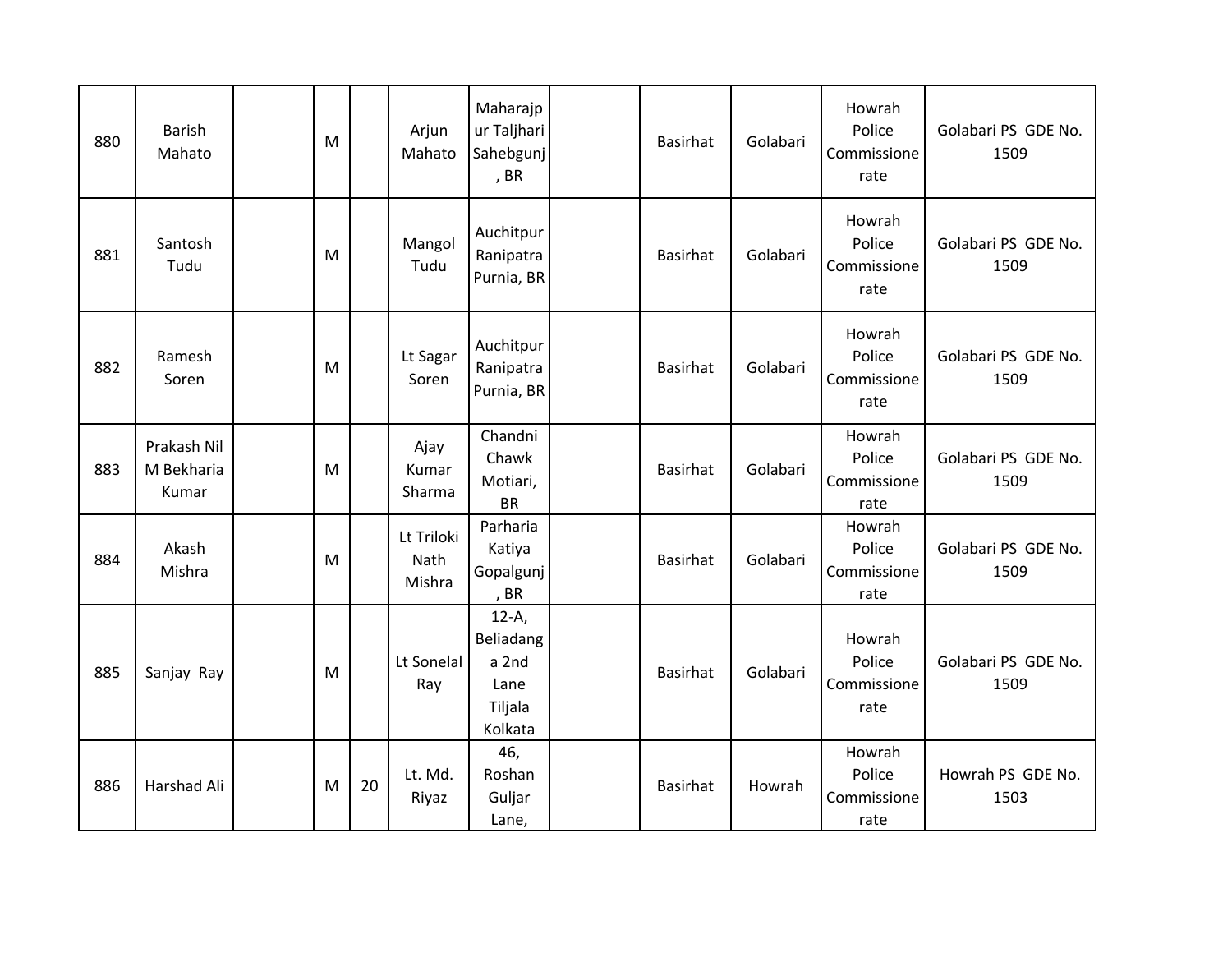| | | | | | | | | | | | |
|---|---|---|---|---|---|---|---|---|---|---|---|
| 880 | Barish Mahato | | M | | Arjun Mahato | Maharajpur Taljhari Sahebgunj, BR | | Basirhat | Golabari | Howrah Police Commissionerate | Golabari PS GDE No. 1509 |
| 881 | Santosh Tudu | | M | | Mangol Tudu | Auchitpur Ranipatra Purnia, BR | | Basirhat | Golabari | Howrah Police Commissionerate | Golabari PS GDE No. 1509 |
| 882 | Ramesh Soren | | M | | Lt Sagar Soren | Auchitpur Ranipatra Purnia, BR | | Basirhat | Golabari | Howrah Police Commissionerate | Golabari PS GDE No. 1509 |
| 883 | Prakash Nil M Bekharia Kumar | | M | | Ajay Kumar Sharma | Chandni Chawk Motiari, BR | | Basirhat | Golabari | Howrah Police Commissionerate | Golabari PS GDE No. 1509 |
| 884 | Akash Mishra | | M | | Lt Triloki Nath Mishra | Parharia Katiya Gopalgunj, BR | | Basirhat | Golabari | Howrah Police Commissionerate | Golabari PS GDE No. 1509 |
| 885 | Sanjay Ray | | M | | Lt Sonelal Ray | 12-A, Beliadanga 2nd Lane Tiljala Kolkata | | Basirhat | Golabari | Howrah Police Commissionerate | Golabari PS GDE No. 1509 |
| 886 | Harshad Ali | | M | 20 | Lt. Md. Riyaz | 46, Roshan Guljar Lane, | | Basirhat | Howrah | Howrah Police Commissionerate | Howrah PS GDE No. 1503 |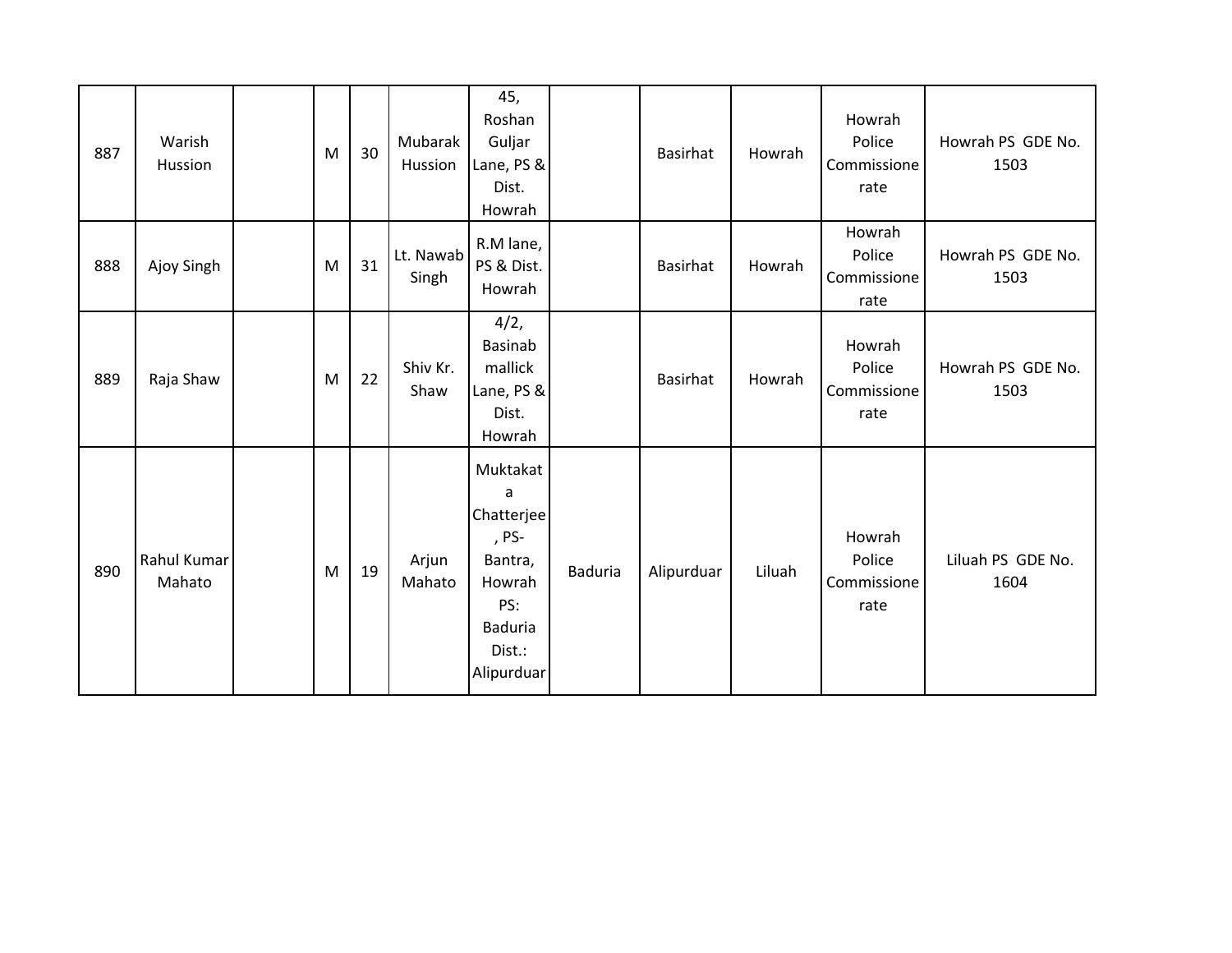| | | | | | | | | | | | |
|---|---|---|---|---|---|---|---|---|---|---|---|
| 887 | Warish Hussion | | M | 30 | Mubarak Hussion | 45, Roshan Guljar Lane, PS & Dist. Howrah | | Basirhat | Howrah | Howrah Police Commissionerate | Howrah PS GDE No. 1503 |
| 888 | Ajoy Singh | | M | 31 | Lt. Nawab Singh | R.M lane, PS & Dist. Howrah | | Basirhat | Howrah | Howrah Police Commissionerate | Howrah PS GDE No. 1503 |
| 889 | Raja Shaw | | M | 22 | Shiv Kr. Shaw | 4/2, Basinab mallick Lane, PS & Dist. Howrah | | Basirhat | Howrah | Howrah Police Commissionerate | Howrah PS GDE No. 1503 |
| 890 | Rahul Kumar Mahato | | M | 19 | Arjun Mahato | Muktakata Chatterjee, PS- Bantra, Howrah PS: Baduria Dist.: Alipurduar | Baduria | Alipurduar | Liluah | Howrah Police Commissionerate | Liluah PS GDE No. 1604 |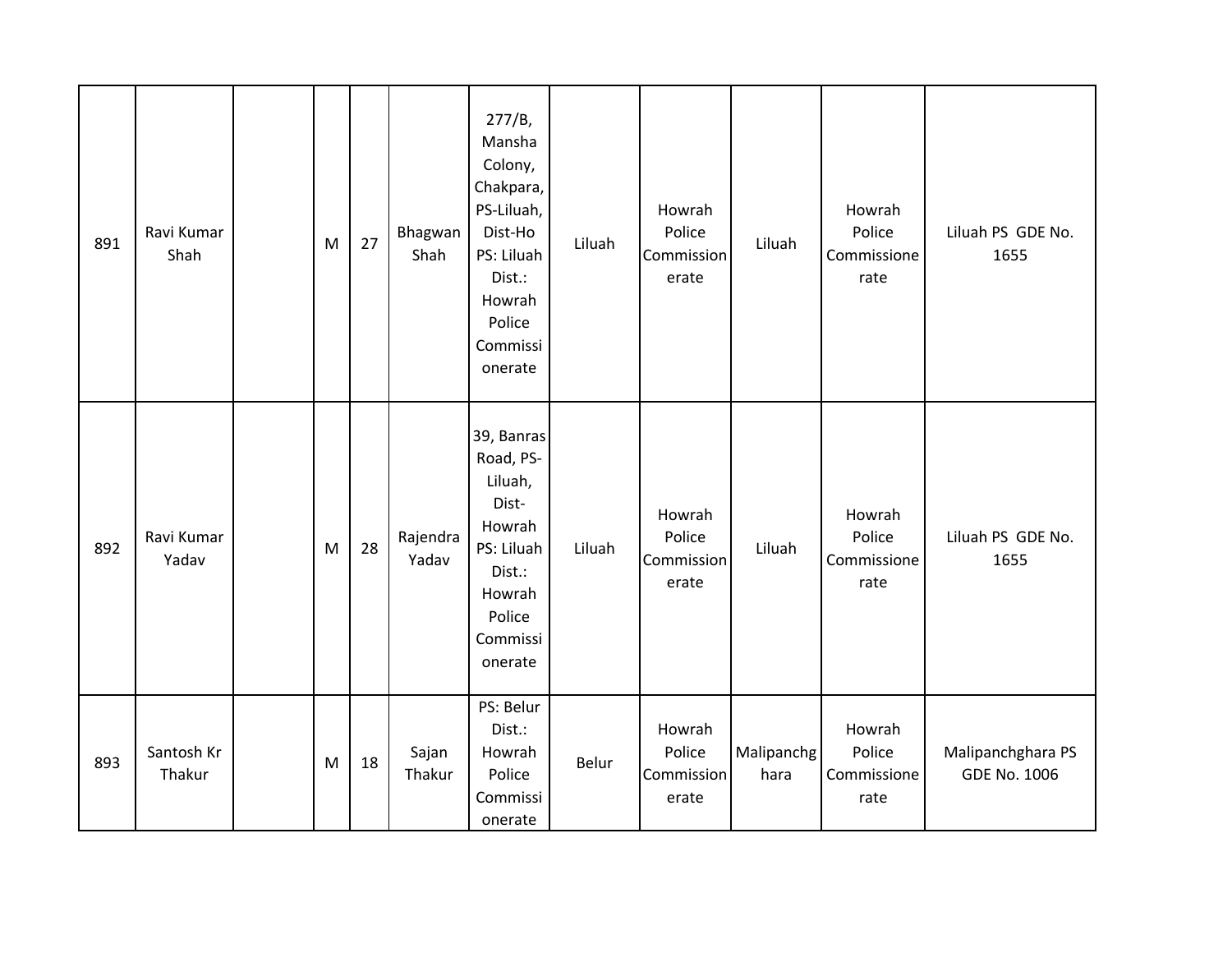| | | | | | | | | | | | |
|---|---|---|---|---|---|---|---|---|---|---|---|
| 891 | Ravi Kumar Shah | | M | 27 | Bhagwan Shah | 277/B, Mansha Colony, Chakpara, PS-Liluah, Dist-Ho PS: Liluah Dist.: Howrah Police Commissionerate | Liluah | Howrah Police Commissionerate | Liluah | Howrah Police Commissionerate | Liluah PS GDE No. 1655 |
| 892 | Ravi Kumar Yadav | | M | 28 | Rajendra Yadav | 39, Banras Road, PS-Liluah, Dist-Howrah PS: Liluah Dist.: Howrah Police Commissionerate | Liluah | Howrah Police Commissionerate | Liluah | Howrah Police Commissionerate | Liluah PS GDE No. 1655 |
| 893 | Santosh Kr Thakur | | M | 18 | Sajan Thakur | PS: Belur Dist.: Howrah Police Commissionerate | Belur | Howrah Police Commissionerate | Malipanchghara | Howrah Police Commissionerate | Malipanchghara PS GDE No. 1006 |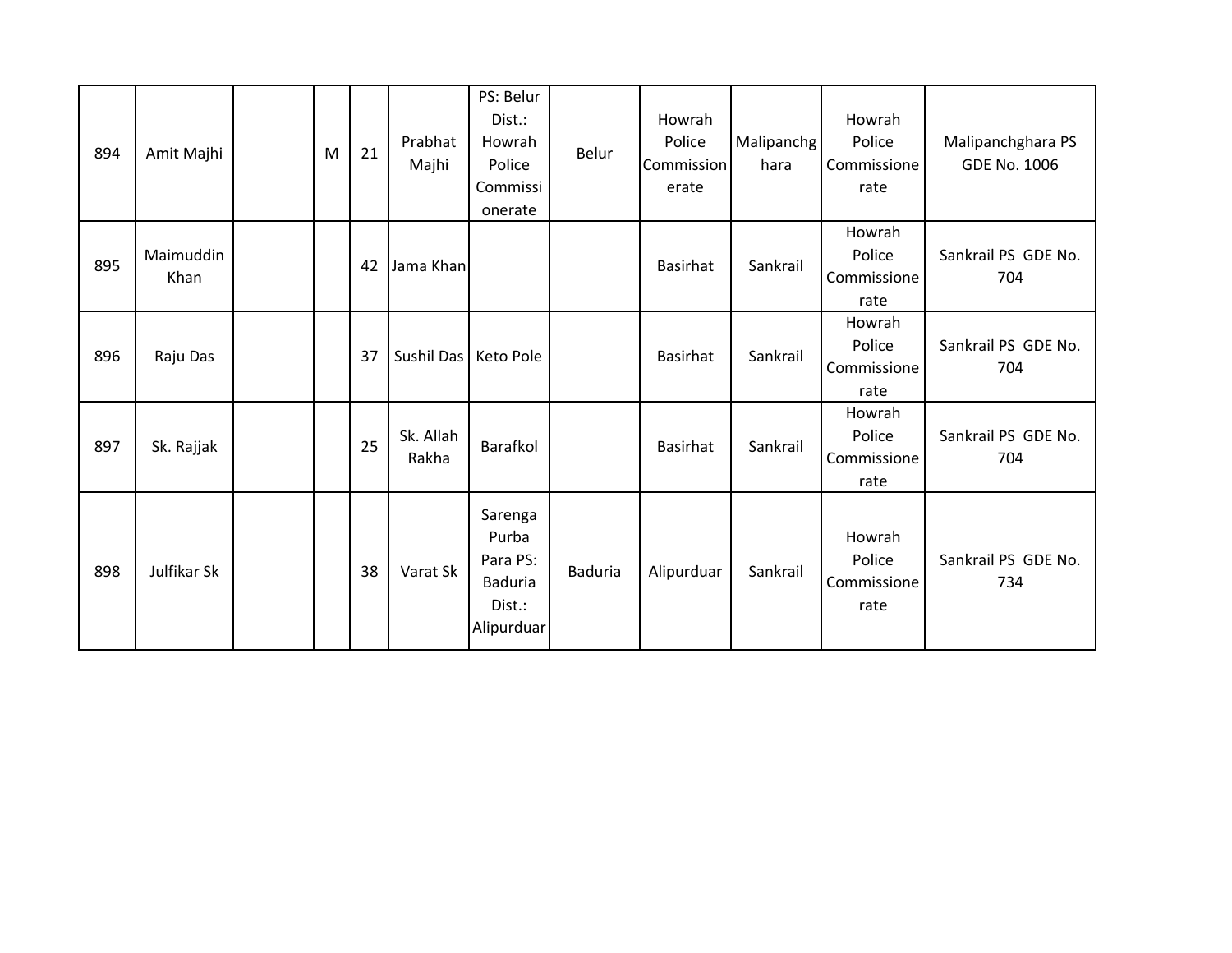| 894 | Amit Majhi | | M | 21 | Prabhat Majhi | PS: Belur Dist.: Howrah Police Commissionerate | Belur | Howrah Police Commissionerate | Malipanchghara | Howrah Police Commissionerate | Malipanchghara PS GDE No. 1006 |
|---|---|---|---|---|---|---|---|---|---|---|---|
| 895 | Maimuddin Khan | | | 42 | Jama Khan | | | Basirhat | Sankrail | Howrah Police Commissionerate | Sankrail PS GDE No. 704 |
| 896 | Raju Das | | | 37 | Sushil Das | Keto Pole | | Basirhat | Sankrail | Howrah Police Commissionerate | Sankrail PS GDE No. 704 |
| 897 | Sk. Rajjak | | | 25 | Sk. Allah Rakha | Barafkol | | Basirhat | Sankrail | Howrah Police Commissionerate | Sankrail PS GDE No. 704 |
| 898 | Julfikar Sk | | | 38 | Varat Sk | Sarenga Purba Para PS: Baduria Dist.: Alipurduar | Baduria | Alipurduar | Sankrail | Howrah Police Commissionerate | Sankrail PS GDE No. 734 |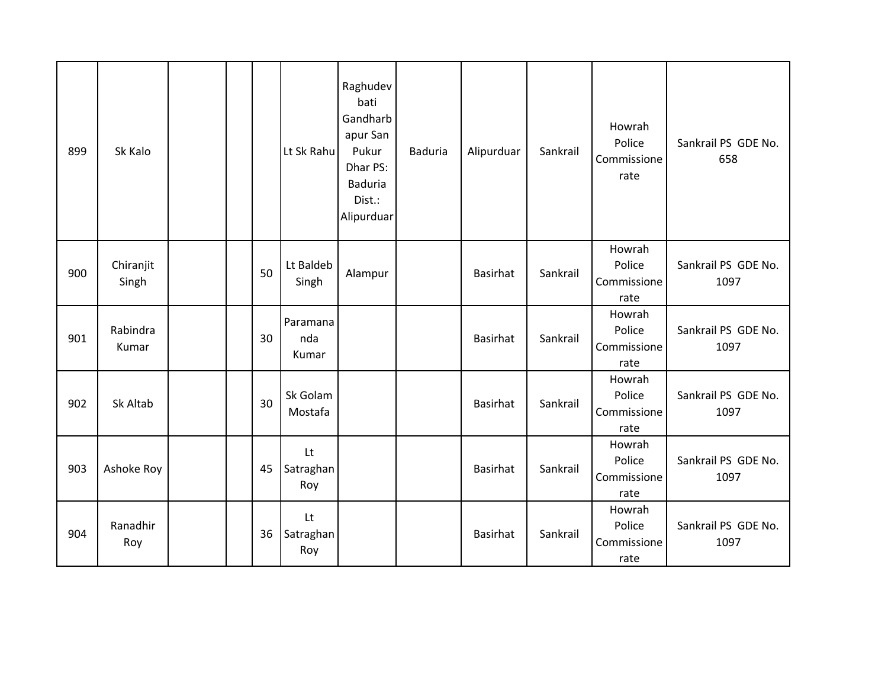| | | | | | | | | | | | |
|---|---|---|---|---|---|---|---|---|---|---|---|
| 899 | Sk Kalo | | | | Lt Sk Rahu | Raghudevbati Gandharbapur San Pukur Dhar PS: Baduria Dist.: Alipurduar | Baduria | Alipurduar | Sankrail | Howrah Police Commissionerate | Sankrail PS GDE No. 658 |
| 900 | Chiranjit Singh | | | 50 | Lt Baldeb Singh | Alampur | | Basirhat | Sankrail | Howrah Police Commissionerate | Sankrail PS GDE No. 1097 |
| 901 | Rabindra Kumar | | | 30 | Paramananda Kumar | | | Basirhat | Sankrail | Howrah Police Commissionerate | Sankrail PS GDE No. 1097 |
| 902 | Sk Altab | | | 30 | Sk Golam Mostafa | | | Basirhat | Sankrail | Howrah Police Commissionerate | Sankrail PS GDE No. 1097 |
| 903 | Ashoke Roy | | | 45 | Lt Satraghan Roy | | | Basirhat | Sankrail | Howrah Police Commissionerate | Sankrail PS GDE No. 1097 |
| 904 | Ranadhir Roy | | | 36 | Lt Satraghan Roy | | | Basirhat | Sankrail | Howrah Police Commissionerate | Sankrail PS GDE No. 1097 |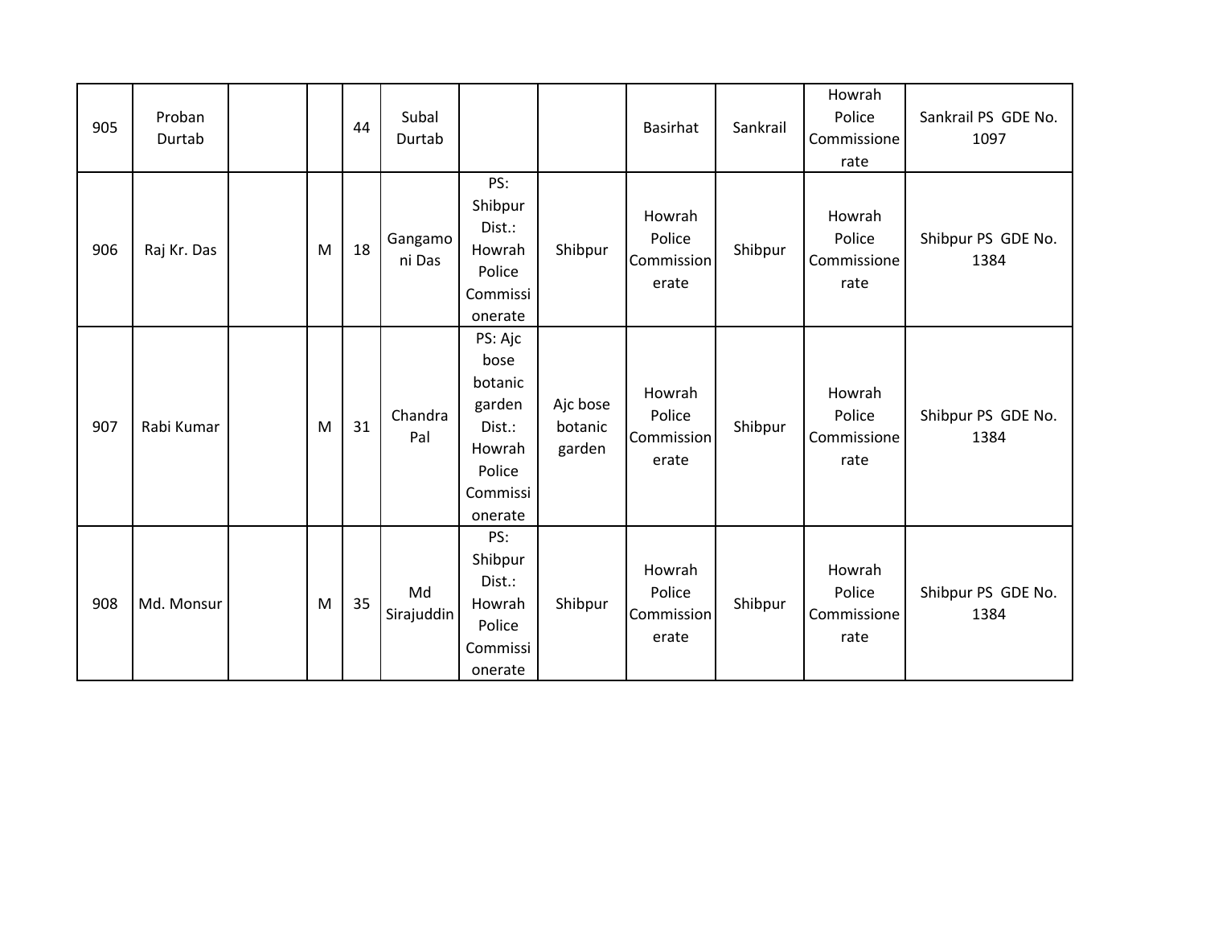| 905 | Proban Durtab | | | 44 | Subal Durtab | | | Basirhat | Sankrail | Howrah Police Commissionerate | Sankrail PS GDE No. 1097 |
|---|---|---|---|---|---|---|---|---|---|---|---|
| 906 | Raj Kr. Das | | M | 18 | Gangamoni Das | PS: Shibpur Dist.: Howrah Police Commissionerate | Shibpur | Howrah Police Commissionerate | Shibpur | Howrah Police Commissionerate | Shibpur PS GDE No. 1384 |
| 907 | Rabi Kumar | | M | 31 | Chandra Pal | PS: Ajc bose botanic garden Dist.: Howrah Police Commissionerate | Ajc bose botanic garden | Howrah Police Commissionerate | Shibpur | Howrah Police Commissionerate | Shibpur PS GDE No. 1384 |
| 908 | Md. Monsur | | M | 35 | Md Sirajuddin | PS: Shibpur Dist.: Howrah Police Commissionerate | Shibpur | Howrah Police Commissionerate | Shibpur | Howrah Police Commissionerate | Shibpur PS GDE No. 1384 |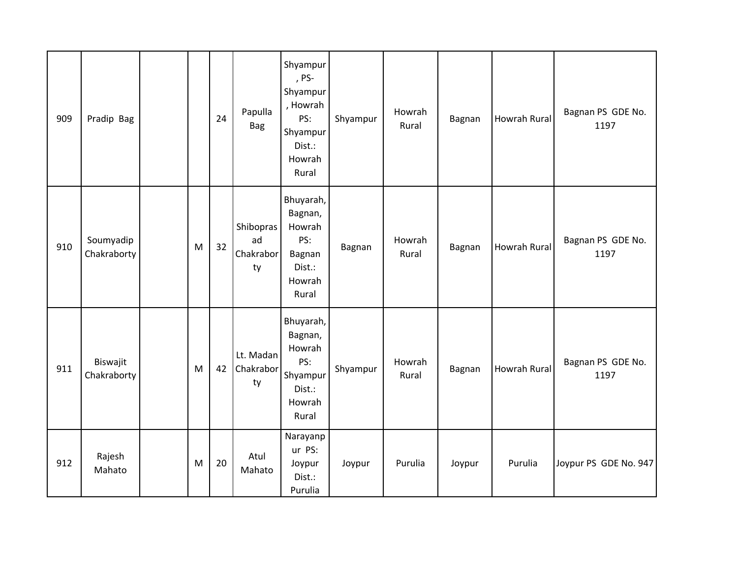| 909 | Pradip Bag | | | 24 | Papulla Bag | Shyampur, PS- Shyampur, Howrah PS: Shyampur Dist.: Howrah Rural | Shyampur | Howrah Rural | Bagnan | Howrah Rural | Bagnan PS GDE No. 1197 |
|---|---|---|---|---|---|---|---|---|---|---|---|
| 910 | Soumyadip Chakraborty | | M | 32 | Shiboprasad Chakraborty | Bhuyarah, Bagnan, Howrah PS: Bagnan Dist.: Howrah Rural | Bagnan | Howrah Rural | Bagnan | Howrah Rural | Bagnan PS GDE No. 1197 |
| 911 | Biswajit Chakraborty | | M | 42 | Lt. Madan Chakraborty | Bhuyarah, Bagnan, Howrah PS: Shyampur Dist.: Howrah Rural | Shyampur | Howrah Rural | Bagnan | Howrah Rural | Bagnan PS GDE No. 1197 |
| 912 | Rajesh Mahato | | M | 20 | Atul Mahato | Narayanpur PS: Joypur Dist.: Purulia | Joypur | Purulia | Joypur | Purulia | Joypur PS GDE No. 947 |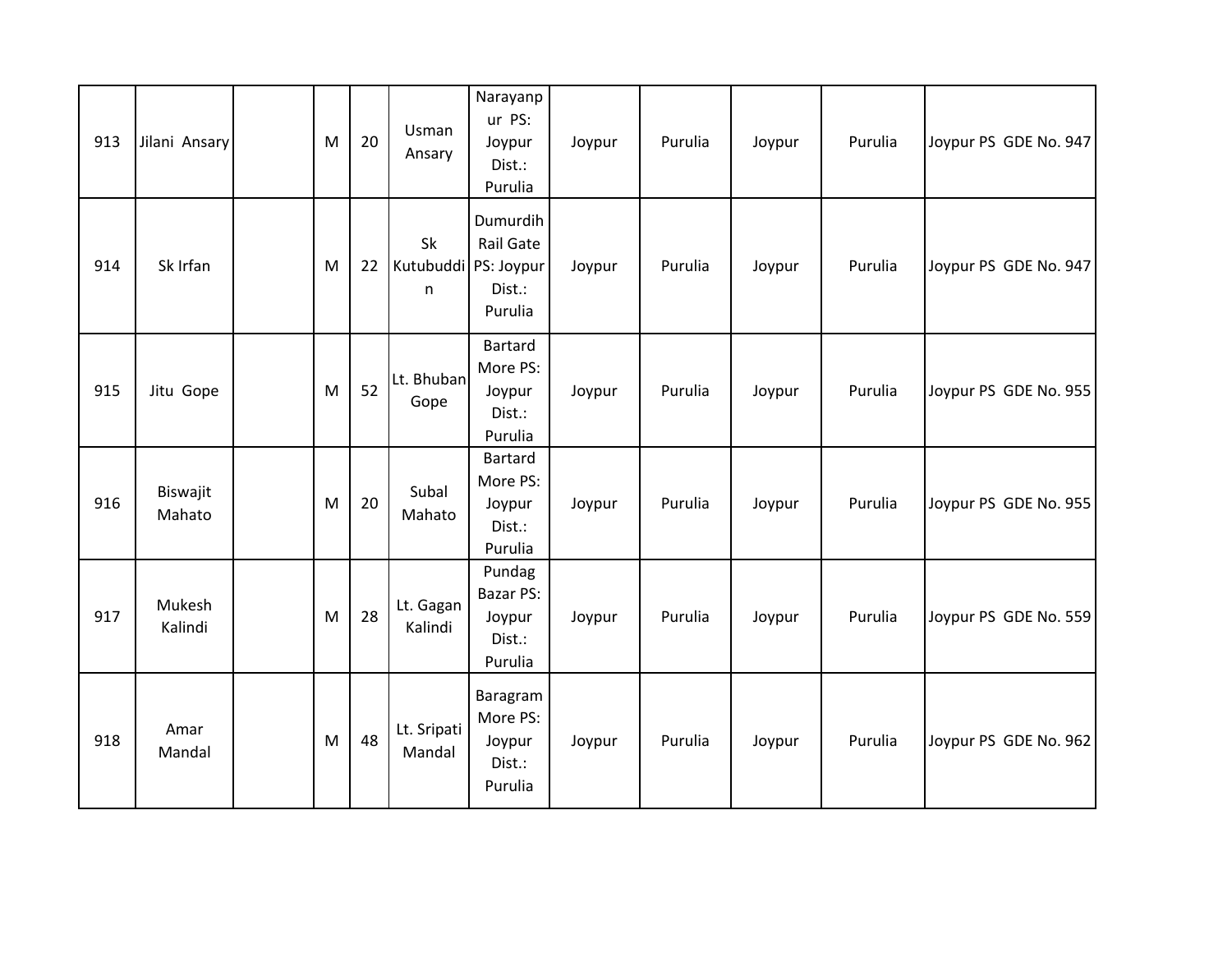| 913 | Jilani Ansary | | M | 20 | Usman Ansary | Narayanpur PS: Joypur Dist.: Purulia | Joypur | Purulia | Joypur | Purulia | Joypur PS GDE No. 947 |
|---|---|---|---|---|---|---|---|---|---|---|---|
| 914 | Sk Irfan | | M | 22 | Sk Kutubuddin | Dumurdih Rail Gate PS: Joypur Dist.: Purulia | Joypur | Purulia | Joypur | Purulia | Joypur PS GDE No. 947 |
| 915 | Jitu Gope | | M | 52 | Lt. Bhuban Gope | Bartard More PS: Joypur Dist.: Purulia | Joypur | Purulia | Joypur | Purulia | Joypur PS GDE No. 955 |
| 916 | Biswajit Mahato | | M | 20 | Subal Mahato | Bartard More PS: Joypur Dist.: Purulia | Joypur | Purulia | Joypur | Purulia | Joypur PS GDE No. 955 |
| 917 | Mukesh Kalindi | | M | 28 | Lt. Gagan Kalindi | Pundag Bazar PS: Joypur Dist.: Purulia | Joypur | Purulia | Joypur | Purulia | Joypur PS GDE No. 559 |
| 918 | Amar Mandal | | M | 48 | Lt. Sripati Mandal | Baragram More PS: Joypur Dist.: Purulia | Joypur | Purulia | Joypur | Purulia | Joypur PS GDE No. 962 |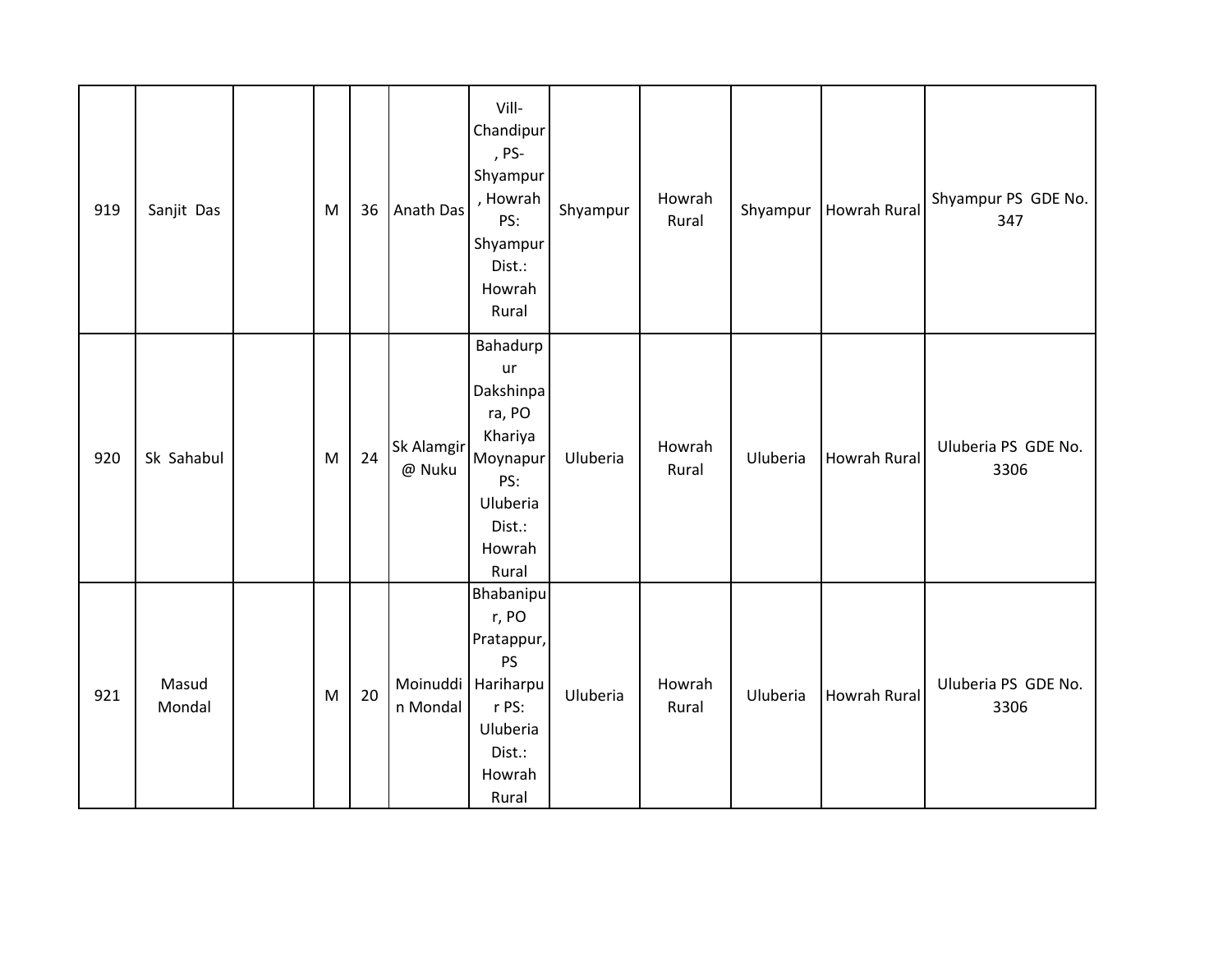| | | | | | | | | | | | |
|---|---|---|---|---|---|---|---|---|---|---|---|
| 919 | Sanjit Das | | M | 36 | Anath Das | Vill-Chandipur, PS-Shyampur, Howrah PS: Shyampur Dist.: Howrah Rural | Shyampur | Howrah Rural | Shyampur | Howrah Rural | Shyampur PS GDE No. 347 |
| 920 | Sk Sahabul | | M | 24 | Sk Alamgir @ Nuku | Bahadurpur Dakshinpara, PO Khariya Moynapur PS: Uluberia Dist.: Howrah Rural | Uluberia | Howrah Rural | Uluberia | Howrah Rural | Uluberia PS GDE No. 3306 |
| 921 | Masud Mondal | | M | 20 | Moinuddin Mondal | Bhabanipur, PO Pratappur, PS Hariharpur PS: Uluberia Dist.: Howrah Rural | Uluberia | Howrah Rural | Uluberia | Howrah Rural | Uluberia PS GDE No. 3306 |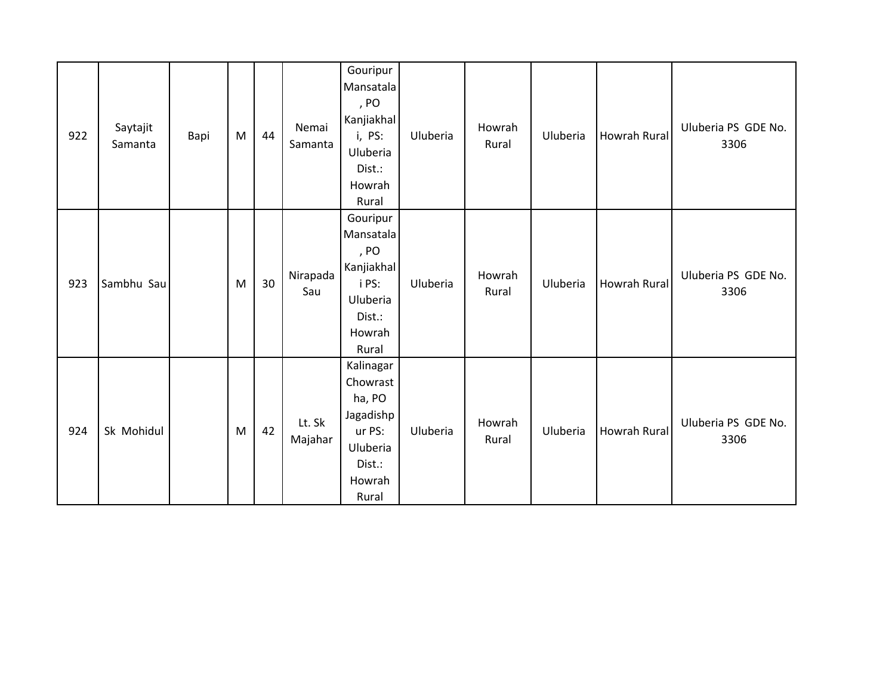| 922 | Saytajit Samanta | Bapi | M | 44 | Nemai Samanta | Gouripur Mansatala , PO Kanjiakhali, PS: Uluberia Dist.: Howrah Rural | Uluberia | Howrah Rural | Uluberia | Howrah Rural | Uluberia PS GDE No. 3306 |
|---|---|---|---|---|---|---|---|---|---|---|---|
| 923 | Sambhu Sau | | M | 30 | Nirapada Sau | Gouripur Mansatala , PO Kanjiakhali PS: Uluberia Dist.: Howrah Rural | Uluberia | Howrah Rural | Uluberia | Howrah Rural | Uluberia PS GDE No. 3306 |
| 924 | Sk Mohidul | | M | 42 | Lt. Sk Majahar | Kalinagar Chowrastha, PO Jagadishpur PS: Uluberia Dist.: Howrah Rural | Uluberia | Howrah Rural | Uluberia | Howrah Rural | Uluberia PS GDE No. 3306 |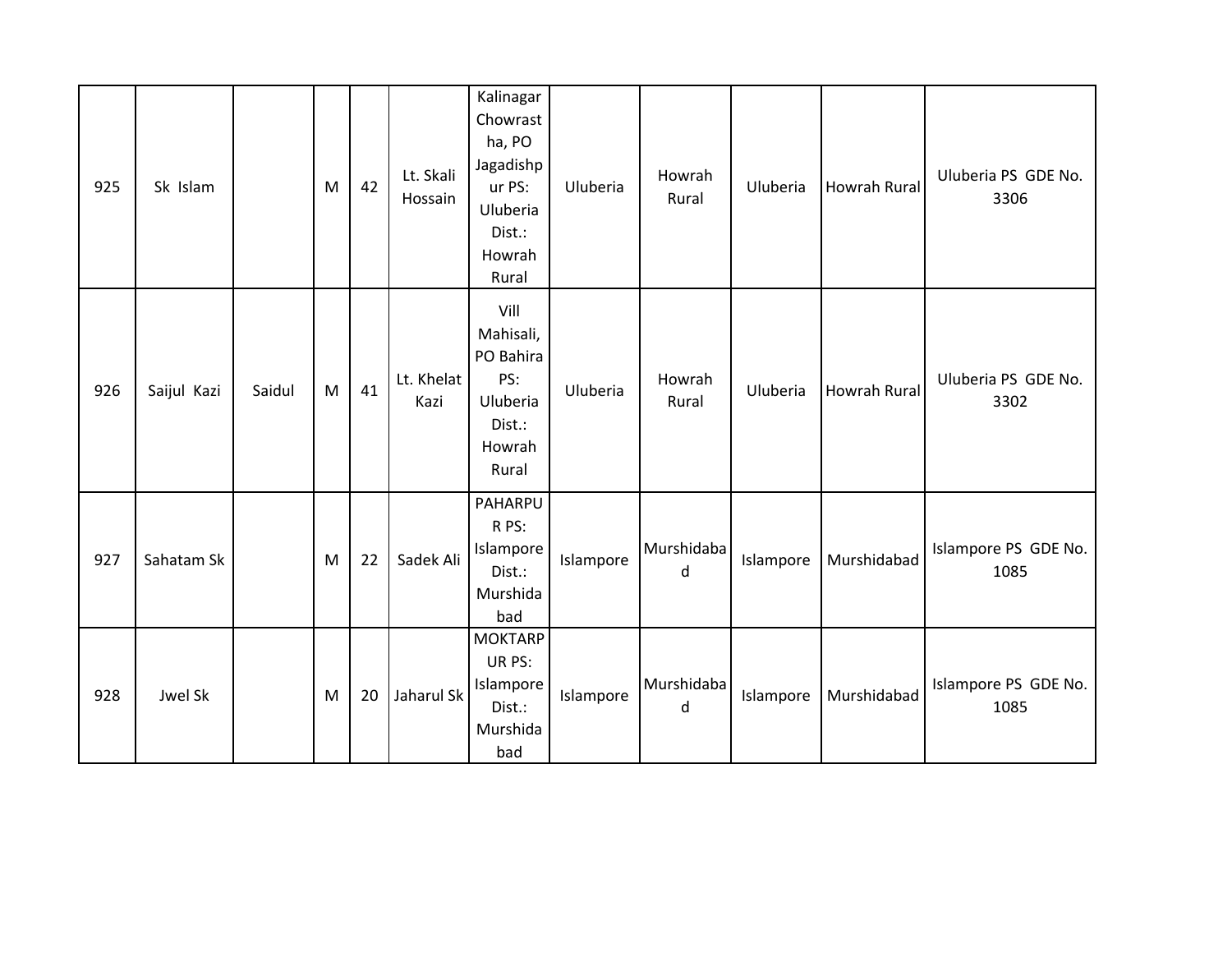| 925 | Sk Islam | | M | 42 | Lt. Skali Hossain | Kalinagar Chowrastha, PO Jagadishpur PS: Uluberia Dist.: Howrah Rural | Uluberia | Howrah Rural | Uluberia | Howrah Rural | Uluberia PS GDE No. 3306 |
|---|---|---|---|---|---|---|---|---|---|---|---|
| 926 | Saijul Kazi | Saidul | M | 41 | Lt. Khelat Kazi | Vill Mahisali, PO Bahira PS: Uluberia Dist.: Howrah Rural | Uluberia | Howrah Rural | Uluberia | Howrah Rural | Uluberia PS GDE No. 3302 |
| 927 | Sahatam Sk | | M | 22 | Sadek Ali | PAHARPUR PS: Islampore Dist.: Murshidabad | Islampore | Murshidabad | Islampore | Murshidabad | Islampore PS GDE No. 1085 |
| 928 | Jwel Sk | | M | 20 | Jaharul Sk | MOKTARPUR PS: Islampore Dist.: Murshidabad | Islampore | Murshidabad | Islampore | Murshidabad | Islampore PS GDE No. 1085 |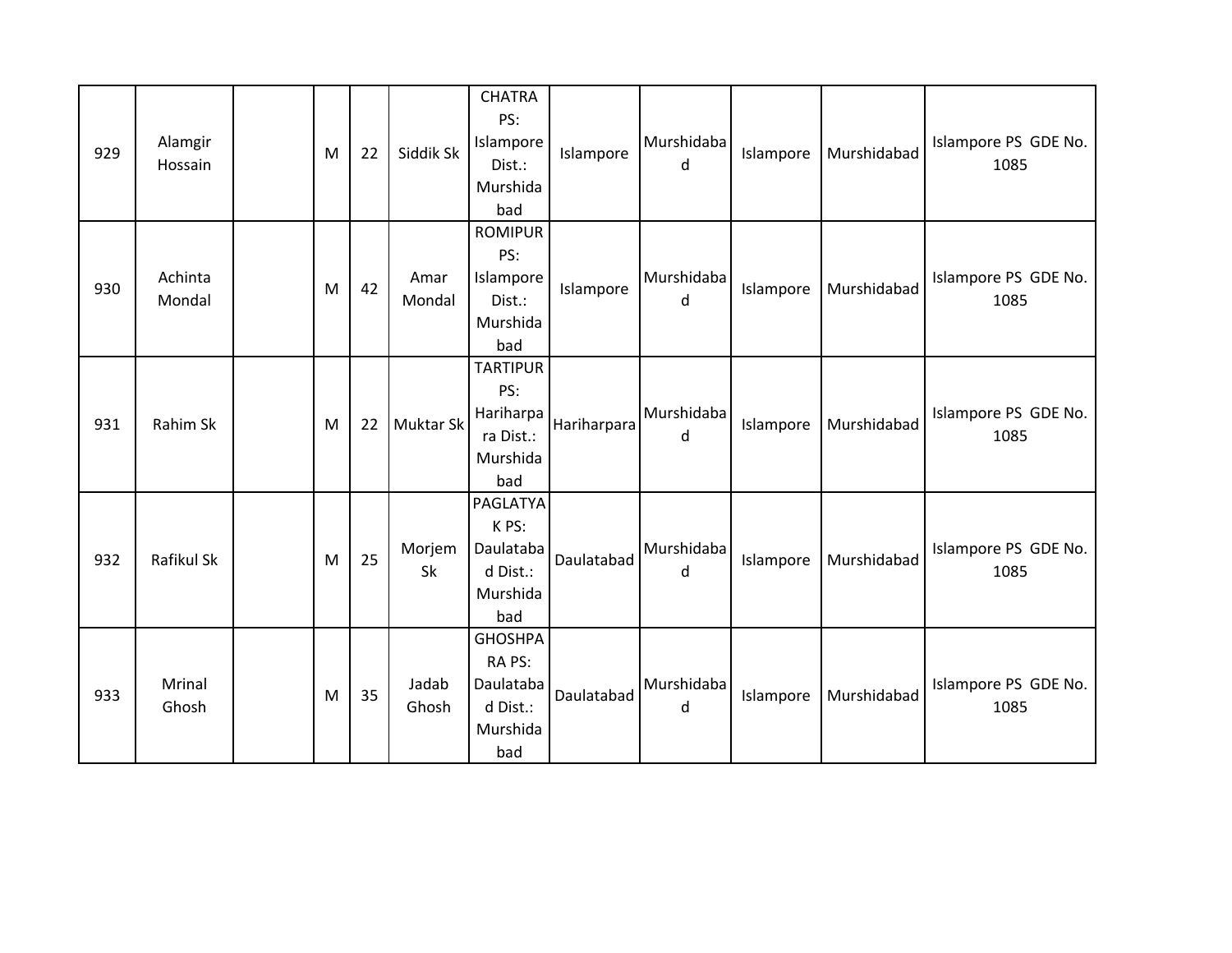| | | | | | | | | | | | |
|---|---|---|---|---|---|---|---|---|---|---|---|
| 929 | Alamgir Hossain | | M | 22 | Siddik Sk | CHATRA PS: Islampore Dist.: Murshidabad | Islampore | Murshidabad | Islampore | Murshidabad | Islampore PS GDE No. 1085 |
| 930 | Achinta Mondal | | M | 42 | Amar Mondal | ROMIPUR PS: Islampore Dist.: Murshidabad | Islampore | Murshidabad | Islampore | Murshidabad | Islampore PS GDE No. 1085 |
| 931 | Rahim Sk | | M | 22 | Muktar Sk | TARTIPUR PS: Hariharpara Dist.: Murshidabad | Hariharpara | Murshidabad | Islampore | Murshidabad | Islampore PS GDE No. 1085 |
| 932 | Rafikul Sk | | M | 25 | Morjem Sk | PAGLATYAK PS: Daulatabad Dist.: Murshidabad | Daulatabad | Murshidabad | Islampore | Murshidabad | Islampore PS GDE No. 1085 |
| 933 | Mrinal Ghosh | | M | 35 | Jadab Ghosh | GHOSHPARA PS: Daulatabad Dist.: Murshidabad | Daulatabad | Murshidabad | Islampore | Murshidabad | Islampore PS GDE No. 1085 |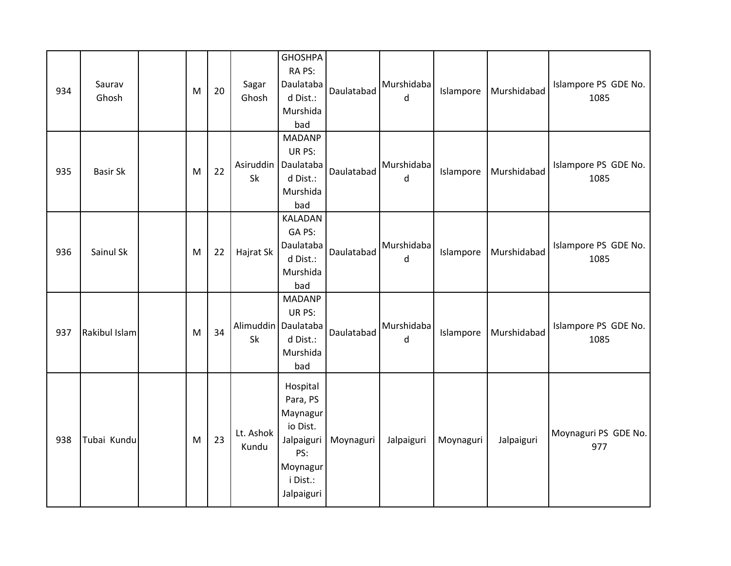| 934 | Saurav Ghosh | | M | 20 | Sagar Ghosh | GHOSHPARA PS: Daulatabad Dist.: Murshidabad | Daulatabad | Murshidabad | Islampore | Murshidabad | Islampore PS GDE No. 1085 |
|---|---|---|---|---|---|---|---|---|---|---|---|
| 935 | Basir Sk | | M | 22 | Asiruddin Sk | MADANPUR PS: Daulatabad Dist.: Murshidabad | Daulatabad | Murshidabad | Islampore | Murshidabad | Islampore PS GDE No. 1085 |
| 936 | Sainul Sk | | M | 22 | Hajrat Sk | KALADANGA PS: Daulatabad Dist.: Murshidabad | Daulatabad | Murshidabad | Islampore | Murshidabad | Islampore PS GDE No. 1085 |
| 937 | Rakibul Islam | | M | 34 | Alimuddin Sk | MADANPUR PS: Daulatabad Dist.: Murshidabad | Daulatabad | Murshidabad | Islampore | Murshidabad | Islampore PS GDE No. 1085 |
| 938 | Tubai Kundu | | M | 23 | Lt. Ashok Kundu | Hospital Para, PS Maynaguri o Dist. Jalpaiguri PS: Moynaguri Dist.: Jalpaiguri | Moynaguri | Jalpaiguri | Moynaguri | Jalpaiguri | Moynaguri PS GDE No. 977 |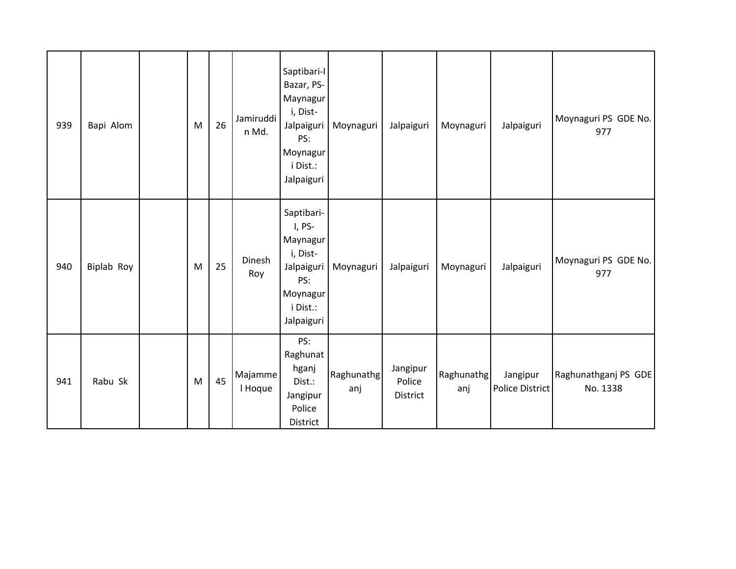| | | | | | | | | | | | |
|---|---|---|---|---|---|---|---|---|---|---|---|
| 939 | Bapi Alom | | M | 26 | Jamiruddin Md. | Saptibari-I Bazar, PS-Maynaguri, Dist-Jalpaiguri PS: Moynaguri Dist.: Jalpaiguri | Moynaguri | Jalpaiguri | Moynaguri | Jalpaiguri | Moynaguri PS GDE No. 977 |
| 940 | Biplab Roy | | M | 25 | Dinesh Roy | Saptibari-I, PS-Maynaguri, Dist-Jalpaiguri PS: Moynaguri Dist.: Jalpaiguri | Moynaguri | Jalpaiguri | Moynaguri | Jalpaiguri | Moynaguri PS GDE No. 977 |
| 941 | Rabu Sk | | M | 45 | Majammel Hoque | PS: Raghunathganj Dist.: Jangipur Police District | Raghunathganj | Jangipur Police District | Raghunathganj | Jangipur Police District | Raghunathganj PS GDE No. 1338 |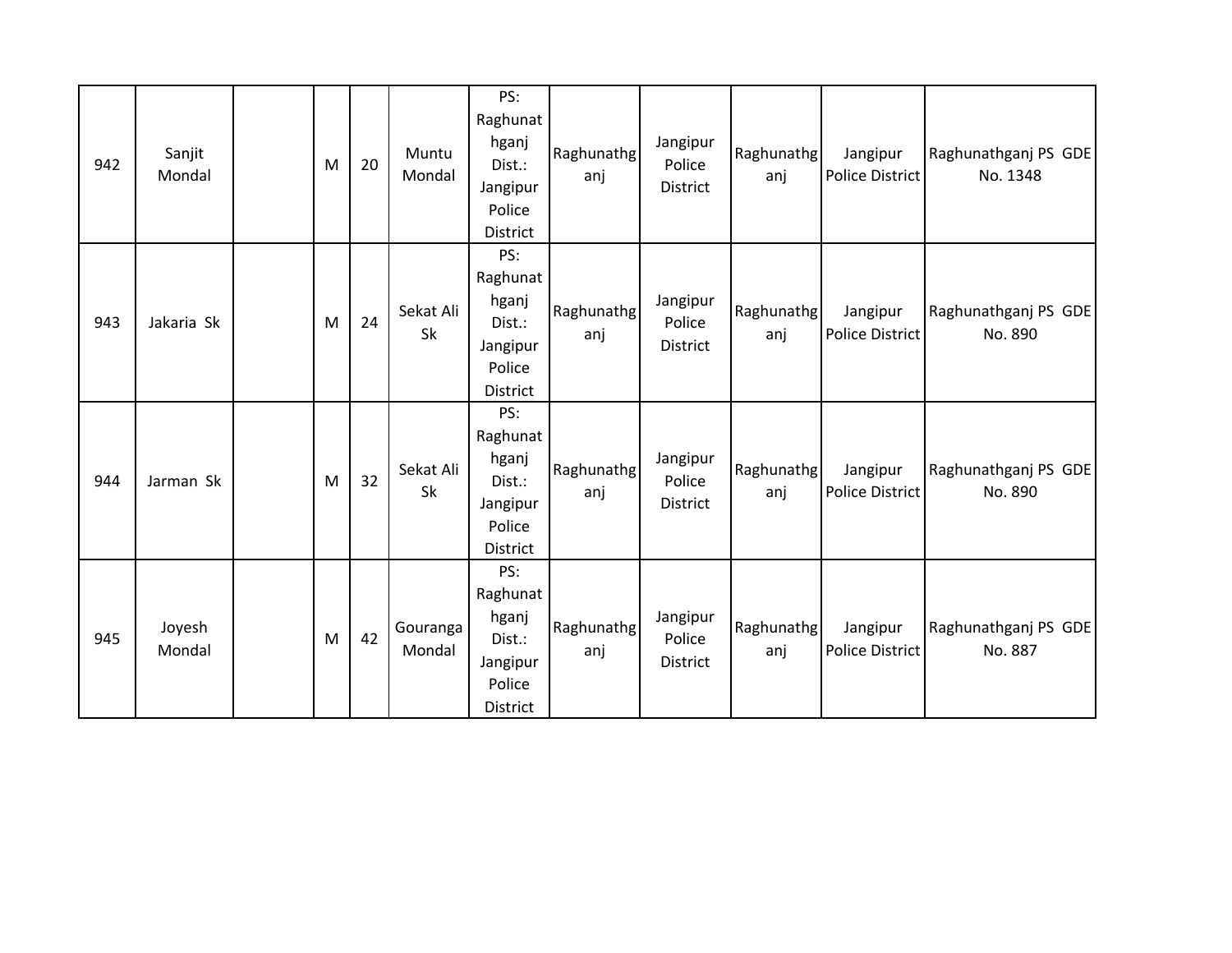| 942 | Sanjit Mondal | | M | 20 | Muntu Mondal | PS: Raghunathganj Dist.: Jangipur Police District | Raghunathganj | Jangipur Police District | Raghunathganj | Jangipur Police District | Raghunathganj PS GDE No. 1348 |
|---|---|---|---|---|---|---|---|---|---|---|---|
| 943 | Jakaria Sk | | M | 24 | Sekat Ali Sk | PS: Raghunathganj Dist.: Jangipur Police District | Raghunathganj | Jangipur Police District | Raghunathganj | Jangipur Police District | Raghunathganj PS GDE No. 890 |
| 944 | Jarman Sk | | M | 32 | Sekat Ali Sk | PS: Raghunathganj Dist.: Jangipur Police District | Raghunathganj | Jangipur Police District | Raghunathganj | Jangipur Police District | Raghunathganj PS GDE No. 890 |
| 945 | Joyesh Mondal | | M | 42 | Gouranga Mondal | PS: Raghunathganj Dist.: Jangipur Police District | Raghunathganj | Jangipur Police District | Raghunathganj | Jangipur Police District | Raghunathganj PS GDE No. 887 |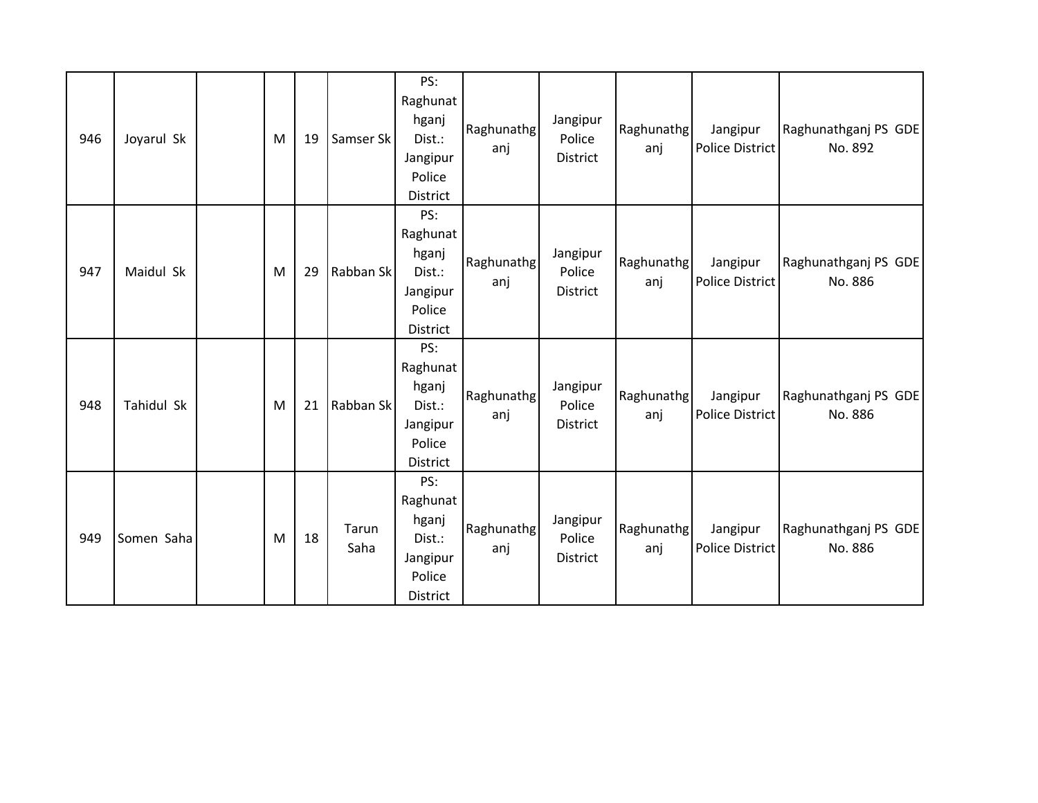| 946 | Joyarul Sk | | M | 19 | Samser Sk | PS: Raghunathganj Dist.: Jangipur Police District | Raghunathganj | Jangipur Police District | Raghunathganj | Jangipur Police District | Raghunathganj PS GDE No. 892 |
|---|---|---|---|---|---|---|---|---|---|---|---|
| 947 | Maidul Sk | | M | 29 | Rabban Sk | PS: Raghunathganj Dist.: Jangipur Police District | Raghunathganj | Jangipur Police District | Raghunathganj | Jangipur Police District | Raghunathganj PS GDE No. 886 |
| 948 | Tahidul Sk | | M | 21 | Rabban Sk | PS: Raghunathganj Dist.: Jangipur Police District | Raghunathganj | Jangipur Police District | Raghunathganj | Jangipur Police District | Raghunathganj PS GDE No. 886 |
| 949 | Somen Saha | | M | 18 | Tarun Saha | PS: Raghunathganj Dist.: Jangipur Police District | Raghunathganj | Jangipur Police District | Raghunathganj | Jangipur Police District | Raghunathganj PS GDE No. 886 |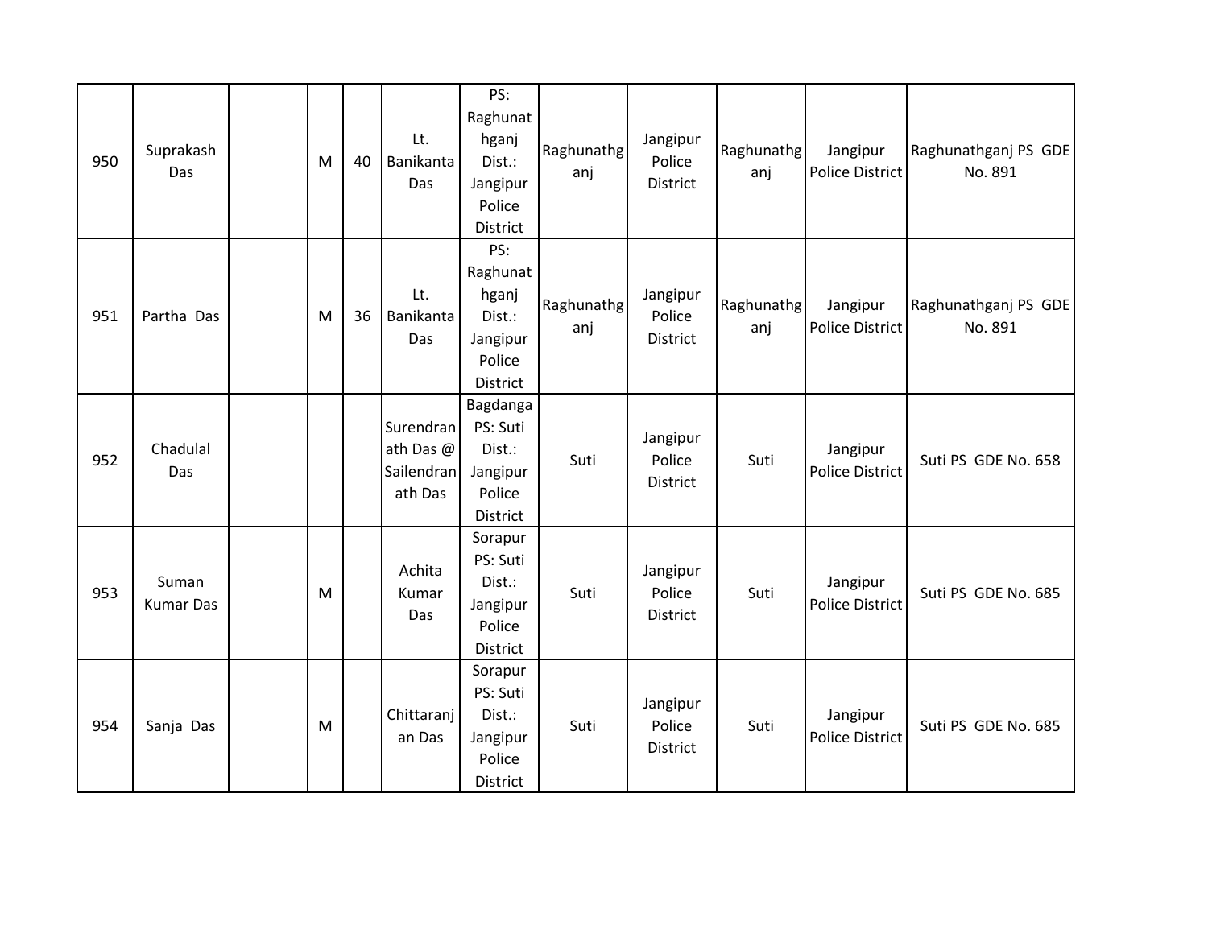| | | | | | | | | | | | |
|---|---|---|---|---|---|---|---|---|---|---|---|
| 950 | Suprakash Das | | M | 40 | Lt. Banikanta Das | PS: Raghunathganj Dist.: Jangipur Police District | Raghunathganj | Jangipur Police District | Raghunathganj | Jangipur Police District | Raghunathganj PS GDE No. 891 |
| 951 | Partha Das | | M | 36 | Lt. Banikanta Das | PS: Raghunathganj Dist.: Jangipur Police District | Raghunathganj | Jangipur Police District | Raghunathganj | Jangipur Police District | Raghunathganj PS GDE No. 891 |
| 952 | Chadulal Das | | | | Surendranath Das @ Sailendranath Das | Bagdanga PS: Suti Dist.: Jangipur Police District | Suti | Jangipur Police District | Suti | Jangipur Police District | Suti PS GDE No. 658 |
| 953 | Suman Kumar Das | | M | | Achita Kumar Das | Sorapur PS: Suti Dist.: Jangipur Police District | Suti | Jangipur Police District | Suti | Jangipur Police District | Suti PS GDE No. 685 |
| 954 | Sanja Das | | M | | Chittaranjan Das | Sorapur PS: Suti Dist.: Jangipur Police District | Suti | Jangipur Police District | Suti | Jangipur Police District | Suti PS GDE No. 685 |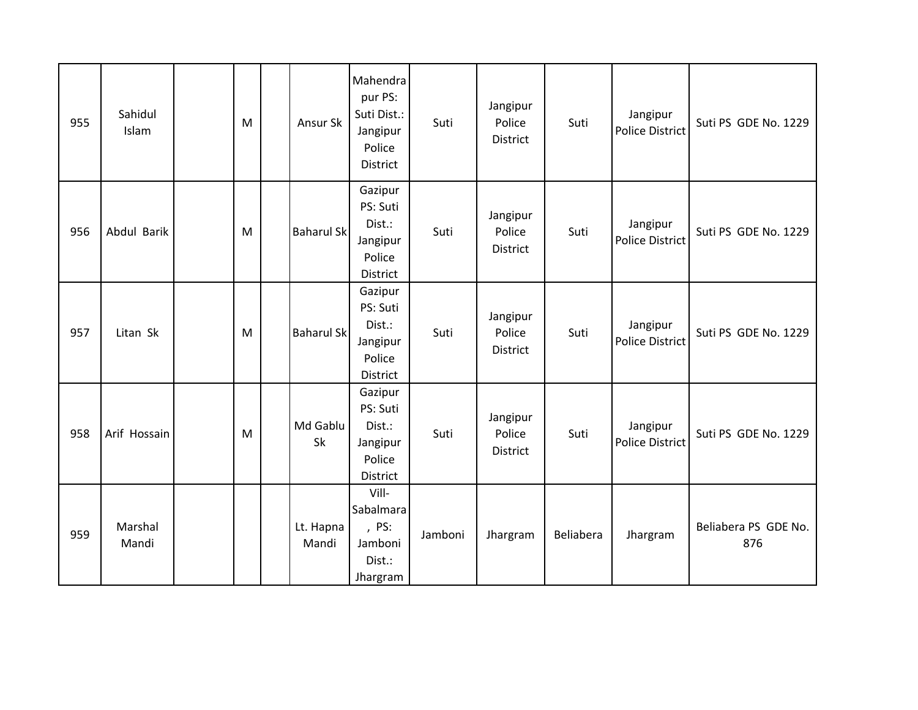| | | | | | | | | | | | |
|---|---|---|---|---|---|---|---|---|---|---|---|
| 955 | Sahidul Islam | | M | | Ansur Sk | Mahendra pur PS: Suti Dist.: Jangipur Police District | Suti | Jangipur Police District | Suti | Jangipur Police District | Suti PS GDE No. 1229 |
| 956 | Abdul Barik | | M | | Baharul Sk | Gazipur PS: Suti Dist.: Jangipur Police District | Suti | Jangipur Police District | Suti | Jangipur Police District | Suti PS GDE No. 1229 |
| 957 | Litan Sk | | M | | Baharul Sk | Gazipur PS: Suti Dist.: Jangipur Police District | Suti | Jangipur Police District | Suti | Jangipur Police District | Suti PS GDE No. 1229 |
| 958 | Arif Hossain | | M | | Md Gablu Sk | Gazipur PS: Suti Dist.: Jangipur Police District | Suti | Jangipur Police District | Suti | Jangipur Police District | Suti PS GDE No. 1229 |
| 959 | Marshal Mandi | | | | Lt. Hapna Mandi | Vill- Sabalmara , PS: Jamboni Dist.: Jhargram | Jamboni | Jhargram | Beliabera | Jhargram | Beliabera PS GDE No. 876 |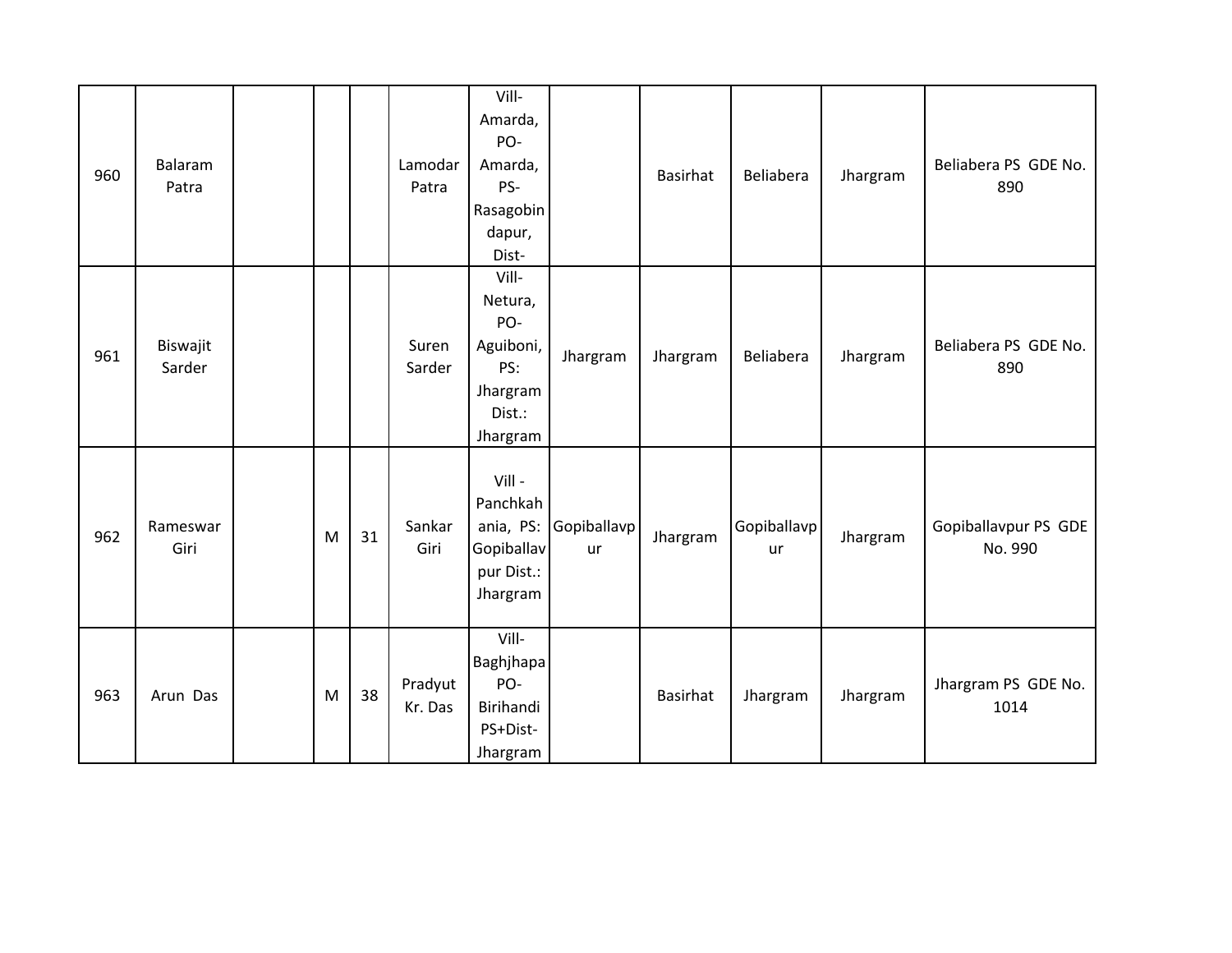| | | | | | | | | | | | |
|---|---|---|---|---|---|---|---|---|---|---|---|
| 960 | Balaram Patra | | | | Lamodar Patra | Vill- Amarda, PO- Amarda, PS- Rasagobindapur, Dist- | | Basirhat | Beliabera | Jhargram | Beliabera PS GDE No. 890 |
| 961 | Biswajit Sarder | | | | Suren Sarder | Vill- Netura, PO- Aguiboni, PS: Jhargram Dist.: Jhargram | Jhargram | Jhargram | Beliabera | Jhargram | Beliabera PS GDE No. 890 |
| 962 | Rameswar Giri | | M | 31 | Sankar Giri | Vill - Panchkahania, PS: Gopiballavpur Dist.: Jhargram | Gopiballavpur | Jhargram | Gopiballavpur | Jhargram | Gopiballavpur PS GDE No. 990 |
| 963 | Arun Das | | M | 38 | Pradyut Kr. Das | Vill- Baghjhapa PO- Birihandi PS+Dist- Jhargram | | Basirhat | Jhargram | Jhargram | Jhargram PS GDE No. 1014 |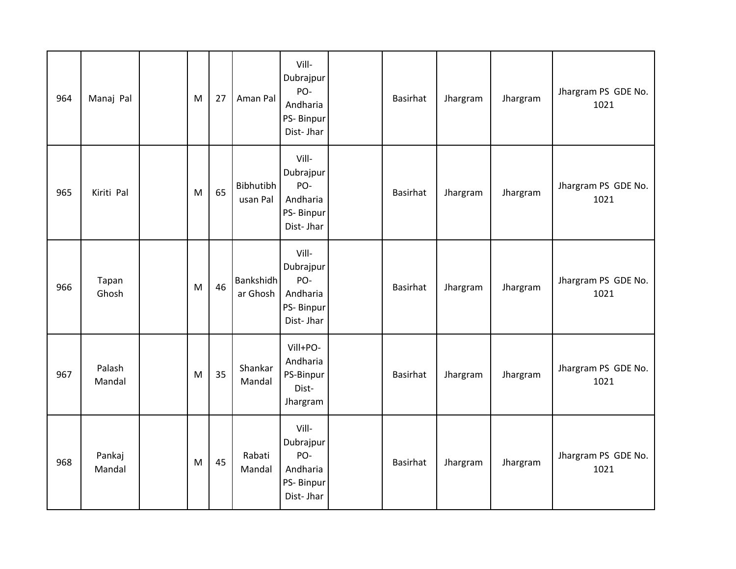| 964 | Manaj Pal | | M | 27 | Aman Pal | Vill- Dubrajpur PO- Andharia PS- Binpur Dist- Jhar | | Basirhat | Jhargram | Jhargram | Jhargram PS GDE No. 1021 |
|---|---|---|---|---|---|---|---|---|---|---|---|
| 965 | Kiriti Pal | | M | 65 | Bibhutibhusan Pal | Vill- Dubrajpur PO- Andharia PS- Binpur Dist- Jhar | | Basirhat | Jhargram | Jhargram | Jhargram PS GDE No. 1021 |
| 966 | Tapan Ghosh | | M | 46 | Bankshidhar Ghosh | Vill- Dubrajpur PO- Andharia PS- Binpur Dist- Jhar | | Basirhat | Jhargram | Jhargram | Jhargram PS GDE No. 1021 |
| 967 | Palash Mandal | | M | 35 | Shankar Mandal | Vill+PO- Andharia PS-Binpur Dist- Jhargram | | Basirhat | Jhargram | Jhargram | Jhargram PS GDE No. 1021 |
| 968 | Pankaj Mandal | | M | 45 | Rabati Mandal | Vill- Dubrajpur PO- Andharia PS- Binpur Dist- Jhar | | Basirhat | Jhargram | Jhargram | Jhargram PS GDE No. 1021 |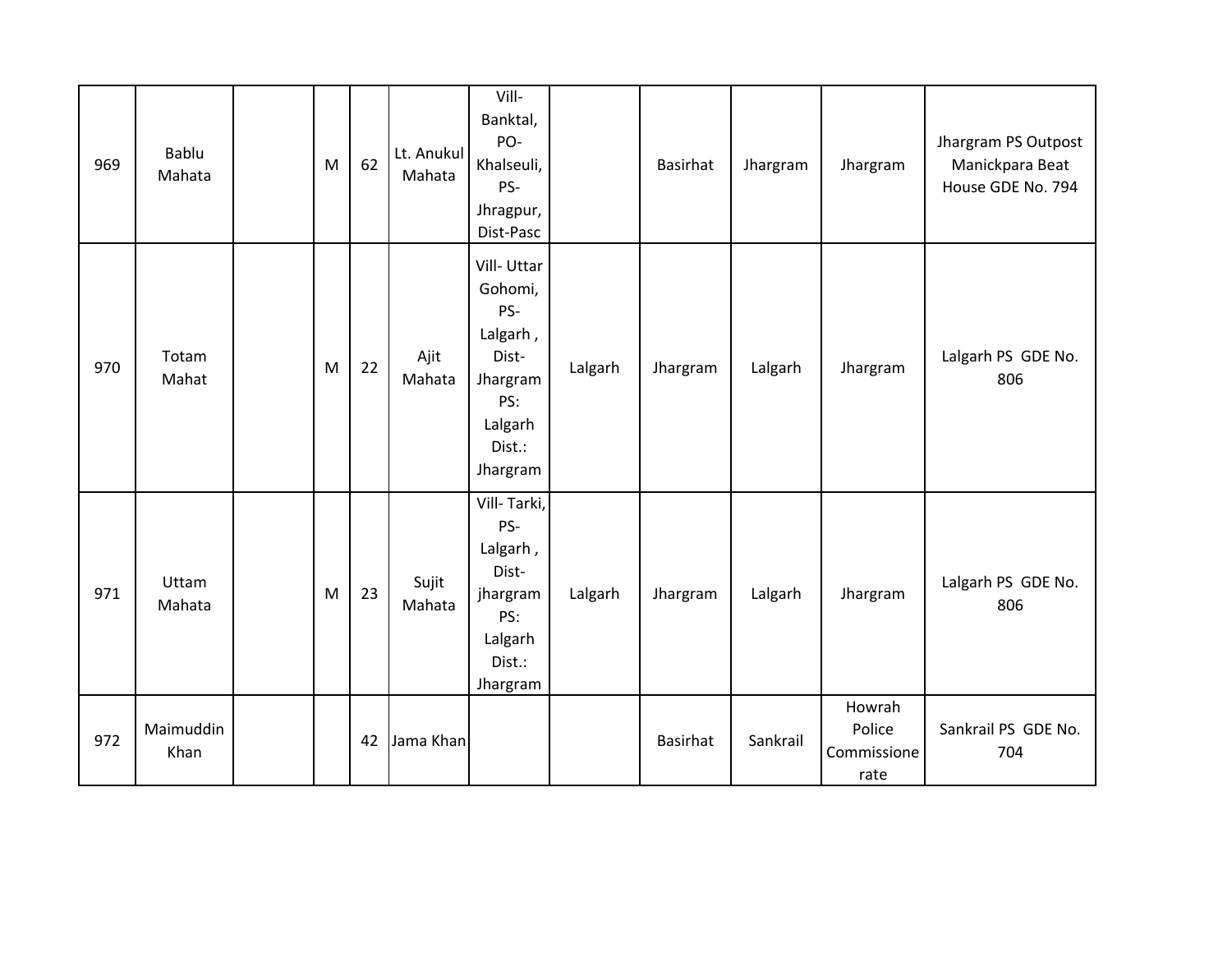| | | | | | | | | | | | |
|---|---|---|---|---|---|---|---|---|---|---|---|
| 969 | Bablu Mahata | | M | 62 | Lt. Anukul Mahata | Vill-Banktal, PO-Khalseuli, PS-Jhragpur, Dist-Pasc | | Basirhat | Jhargram | Jhargram | Jhargram PS Outpost Manickpara Beat House GDE No. 794 |
| 970 | Totam Mahat | | M | 22 | Ajit Mahata | Vill- Uttar Gohomi, PS-Lalgarh , Dist-Jhargram PS: Lalgarh Dist.: Jhargram | Lalgarh | Jhargram | Lalgarh | Jhargram | Lalgarh PS GDE No. 806 |
| 971 | Uttam Mahata | | M | 23 | Sujit Mahata | Vill- Tarki, PS-Lalgarh , Dist-jhargram PS: Lalgarh Dist.: Jhargram | Lalgarh | Jhargram | Lalgarh | Jhargram | Lalgarh PS GDE No. 806 |
| 972 | Maimuddin Khan | | | 42 | Jama Khan | | | Basirhat | Sankrail | Howrah Police Commissione rate | Sankrail PS GDE No. 704 |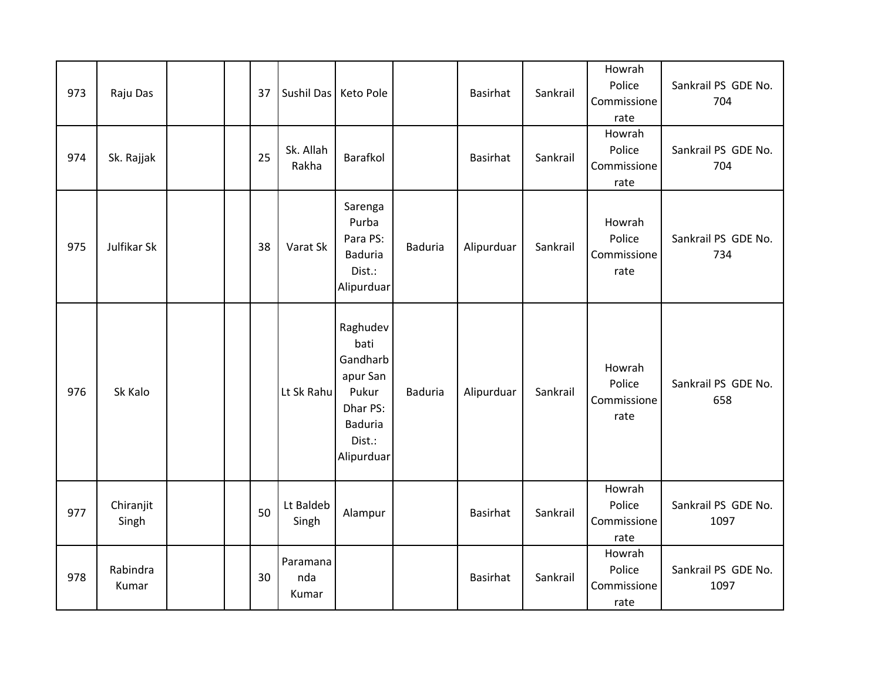| | | | | | | | | | | | |
|---|---|---|---|---|---|---|---|---|---|---|---|
| 973 | Raju Das | | | 37 | Sushil Das | Keto Pole | | Basirhat | Sankrail | Howrah Police Commissionerate | Sankrail PS GDE No. 704 |
| 974 | Sk. Rajjak | | | 25 | Sk. Allah Rakha | Barafkol | | Basirhat | Sankrail | Howrah Police Commissionerate | Sankrail PS GDE No. 704 |
| 975 | Julfikar Sk | | | 38 | Varat Sk | Sarenga Purba Para PS: Baduria Dist.: Alipurduar | Baduria | Alipurduar | Sankrail | Howrah Police Commissionerate | Sankrail PS GDE No. 734 |
| 976 | Sk Kalo | | | | Lt Sk Rahu | Raghudevbati Gandharbapur San Pukur Dhar PS: Baduria Dist.: Alipurduar | Baduria | Alipurduar | Sankrail | Howrah Police Commissionerate | Sankrail PS GDE No. 658 |
| 977 | Chiranjit Singh | | | 50 | Lt Baldeb Singh | Alampur | | Basirhat | Sankrail | Howrah Police Commissionerate | Sankrail PS GDE No. 1097 |
| 978 | Rabindra Kumar | | | 30 | Paramananda Kumar | | | Basirhat | Sankrail | Howrah Police Commissionerate | Sankrail PS GDE No. 1097 |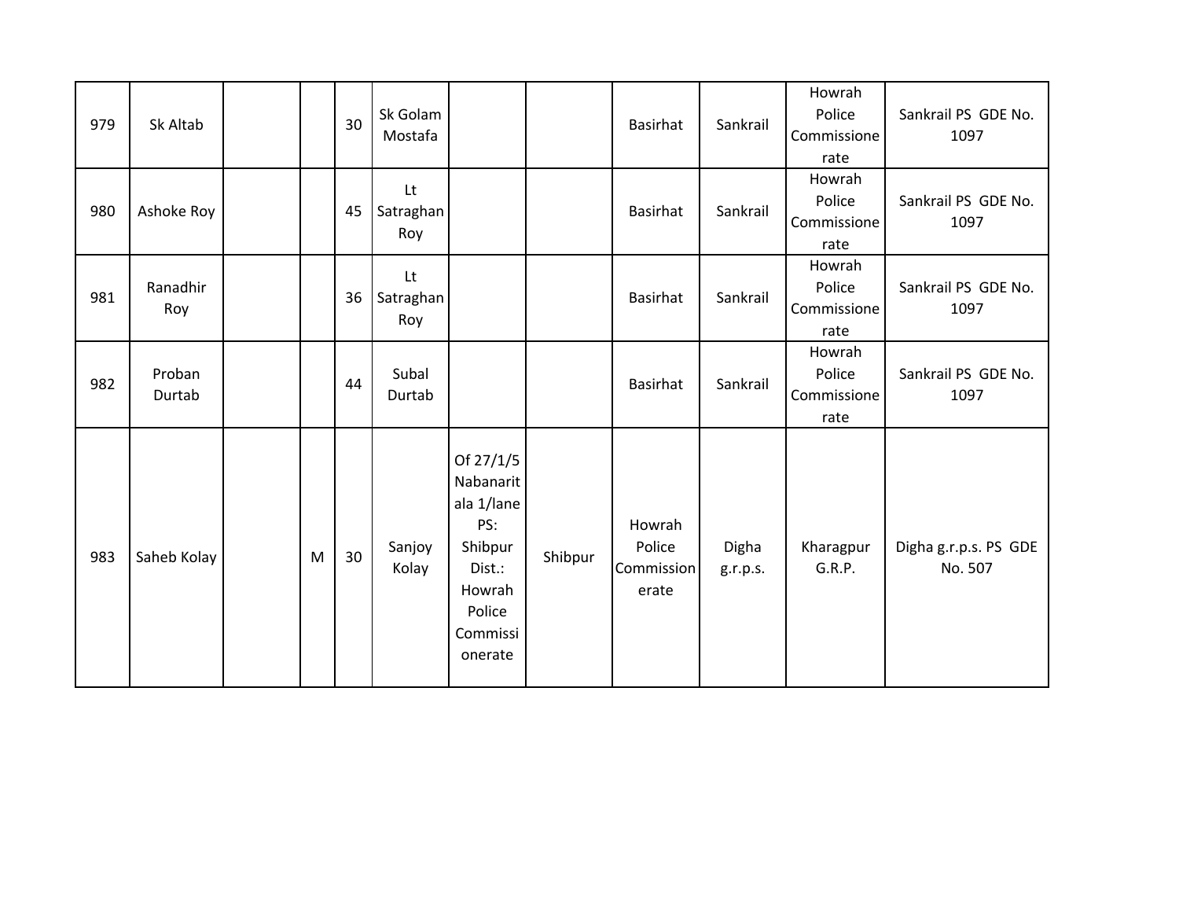| 979 | Sk Altab | | | 30 | Sk Golam Mostafa | | | Basirhat | Sankrail | Howrah Police Commissionerate | Sankrail PS GDE No. 1097 |
|---|---|---|---|---|---|---|---|---|---|---|---|
| 980 | Ashoke Roy | | | 45 | Lt Satraghan Roy | | | Basirhat | Sankrail | Howrah Police Commissionerate | Sankrail PS GDE No. 1097 |
| 981 | Ranadhir Roy | | | 36 | Lt Satraghan Roy | | | Basirhat | Sankrail | Howrah Police Commissionerate | Sankrail PS GDE No. 1097 |
| 982 | Proban Durtab | | | 44 | Subal Durtab | | | Basirhat | Sankrail | Howrah Police Commissionerate | Sankrail PS GDE No. 1097 |
| 983 | Saheb Kolay | | M | 30 | Sanjoy Kolay | Of 27/1/5 Nabanaritala 1/lane PS: Shibpur Dist.: Howrah Police Commissionerate | Shibpur | Howrah Police Commissionerate | Digha g.r.p.s. | Kharagpur G.R.P. | Digha g.r.p.s. PS GDE No. 507 |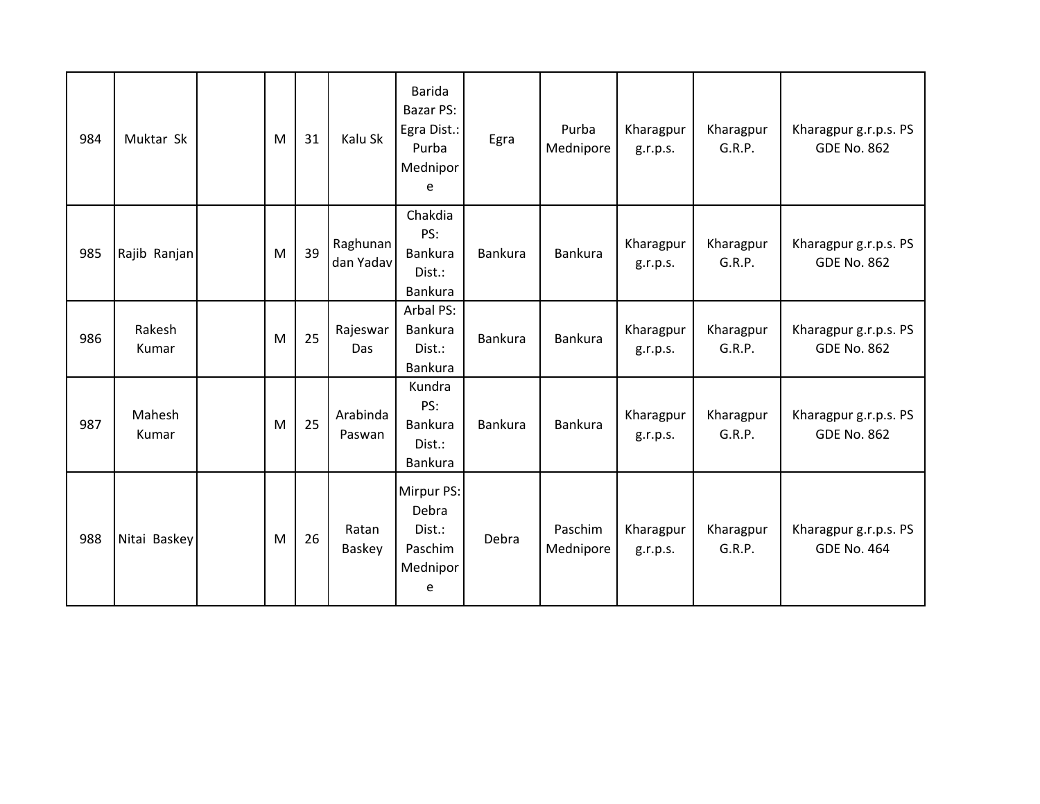| 984 | Muktar Sk | | M | 31 | Kalu Sk | Barida Bazar PS: Egra Dist.: Purba Mednipore | Egra | Purba Mednipore | Kharagpur g.r.p.s. | Kharagpur G.R.P. | Kharagpur g.r.p.s. PS GDE No. 862 |
|---|---|---|---|---|---|---|---|---|---|---|---|
| 985 | Rajib Ranjan | | M | 39 | Raghunandan Yadav | Chakdia PS: Bankura Dist.: Bankura | Bankura | Bankura | Kharagpur g.r.p.s. | Kharagpur G.R.P. | Kharagpur g.r.p.s. PS GDE No. 862 |
| 986 | Rakesh Kumar | | M | 25 | Rajeswar Das | Arbal PS: Bankura Dist.: Bankura | Bankura | Bankura | Kharagpur g.r.p.s. | Kharagpur G.R.P. | Kharagpur g.r.p.s. PS GDE No. 862 |
| 987 | Mahesh Kumar | | M | 25 | Arabinda Paswan | Kundra PS: Bankura Dist.: Bankura | Bankura | Bankura | Kharagpur g.r.p.s. | Kharagpur G.R.P. | Kharagpur g.r.p.s. PS GDE No. 862 |
| 988 | Nitai Baskey | | M | 26 | Ratan Baskey | Mirpur PS: Debra Dist.: Paschim Mednipore | Debra | Paschim Mednipore | Kharagpur g.r.p.s. | Kharagpur G.R.P. | Kharagpur g.r.p.s. PS GDE No. 464 |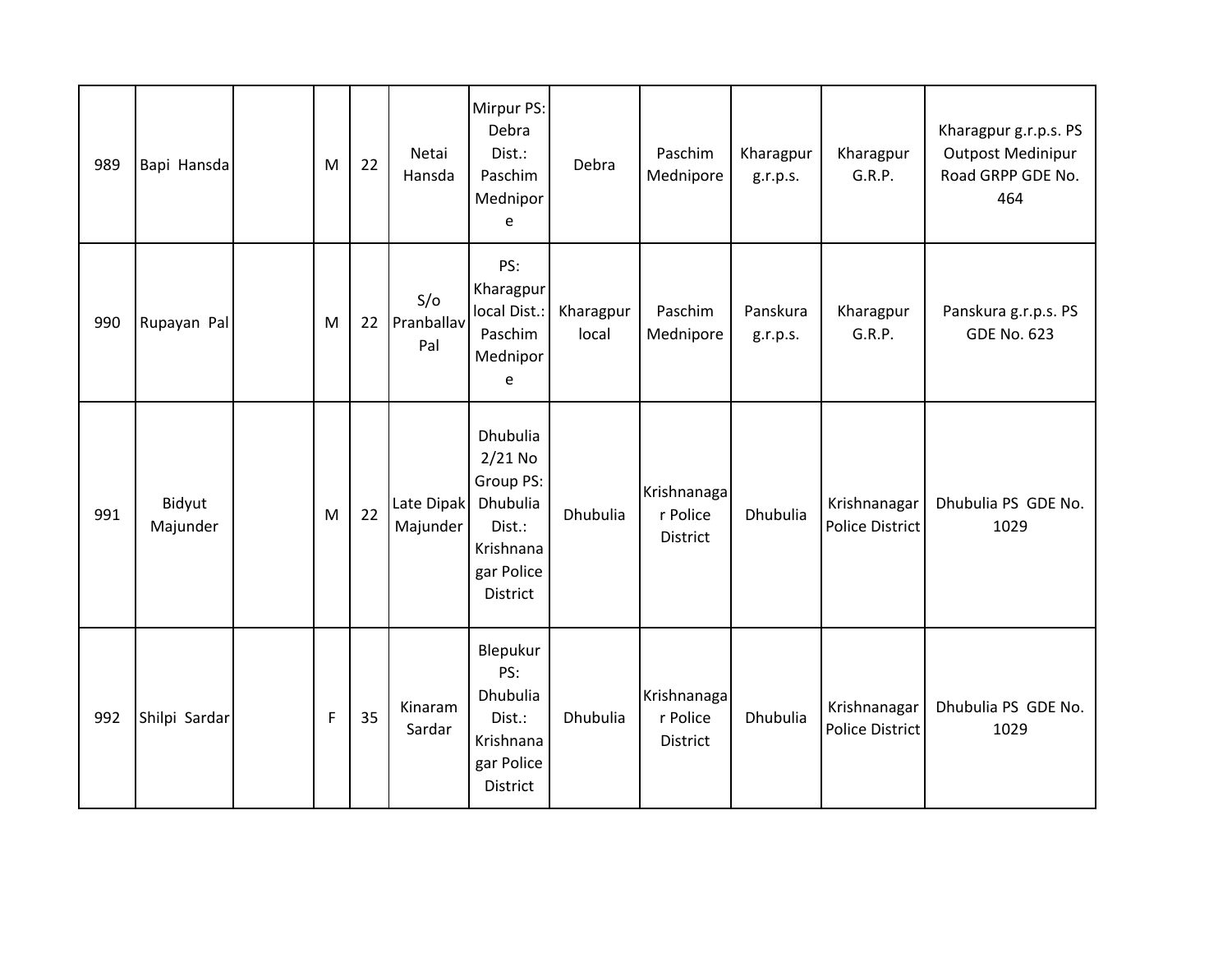| 989 | Bapi Hansda | | M | 22 | Netai Hansda | Mirpur PS: Debra Dist.: Paschim Mednipore | Debra | Paschim Mednipore | Kharagpur g.r.p.s. | Kharagpur G.R.P. | Kharagpur g.r.p.s. PS Outpost Medinipur Road GRPP GDE No. 464 |
|---|---|---|---|---|---|---|---|---|---|---|---|
| 990 | Rupayan Pal | | M | 22 | S/o Pranballav Pal | PS: Kharagpur local Dist.: Paschim Mednipore | Kharagpur local | Paschim Mednipore | Panskura g.r.p.s. | Kharagpur G.R.P. | Panskura g.r.p.s. PS GDE No. 623 |
| 991 | Bidyut Majunder | | M | 22 | Late Dipak Majunder | Dhubulia 2/21 No Group PS: Dhubulia Dist.: Krishnanagar Police District | Dhubulia | Krishnanagar Police District | Dhubulia | Krishnanagar Police District | Dhubulia PS GDE No. 1029 |
| 992 | Shilpi Sardar | | F | 35 | Kinaram Sardar | Blepukur PS: Dhubulia Dist.: Krishnanagar Police District | Dhubulia | Krishnanagar Police District | Dhubulia | Krishnanagar Police District | Dhubulia PS GDE No. 1029 |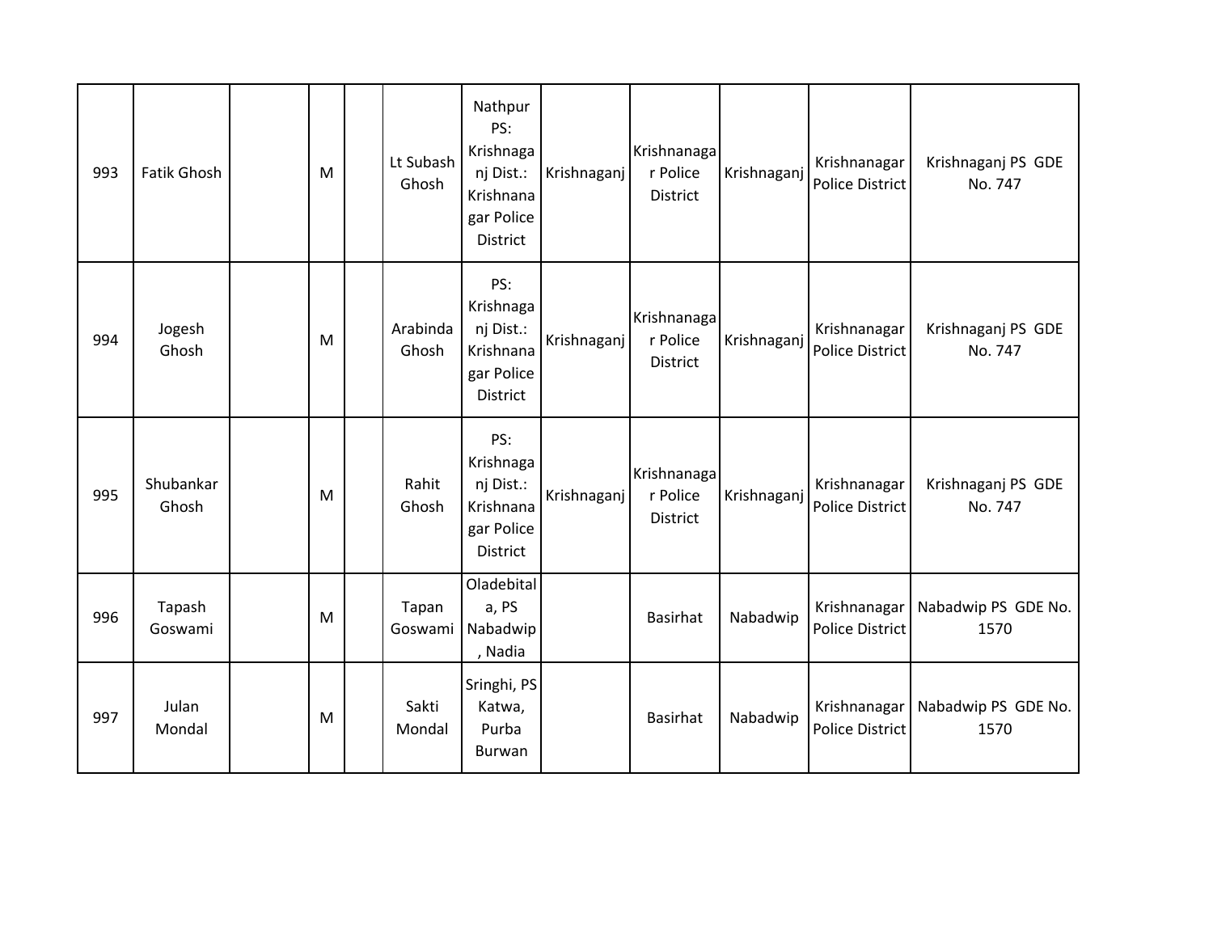| 993 | Fatik Ghosh | | M | | Lt Subash Ghosh | Nathpur PS: Krishnaganj Dist.: Krishnanagar Police District | Krishnaganj | Krishnanagar Police District | Krishnaganj | Krishnanagar Police District | Krishnaganj PS GDE No. 747 |
|---|---|---|---|---|---|---|---|---|---|---|---|
| 994 | Jogesh Ghosh | | M | | Arabinda Ghosh | PS: Krishnaganj Dist.: Krishnanagar Police District | Krishnaganj | Krishnanagar Police District | Krishnaganj | Krishnanagar Police District | Krishnaganj PS GDE No. 747 |
| 995 | Shubankar Ghosh | | M | | Rahit Ghosh | PS: Krishnaganj Dist.: Krishnanagar Police District | Krishnaganj | Krishnanagar Police District | Krishnaganj | Krishnanagar Police District | Krishnaganj PS GDE No. 747 |
| 996 | Tapash Goswami | | M | | Tapan Goswami | Oladebitala, PS Nabadwip, Nadia | | Basirhat | Nabadwip | Krishnanagar Police District | Nabadwip PS GDE No. 1570 |
| 997 | Julan Mondal | | M | | Sakti Mondal | Sringhi, PS Katwa, Purba Burwan | | Basirhat | Nabadwip | Krishnanagar Police District | Nabadwip PS GDE No. 1570 |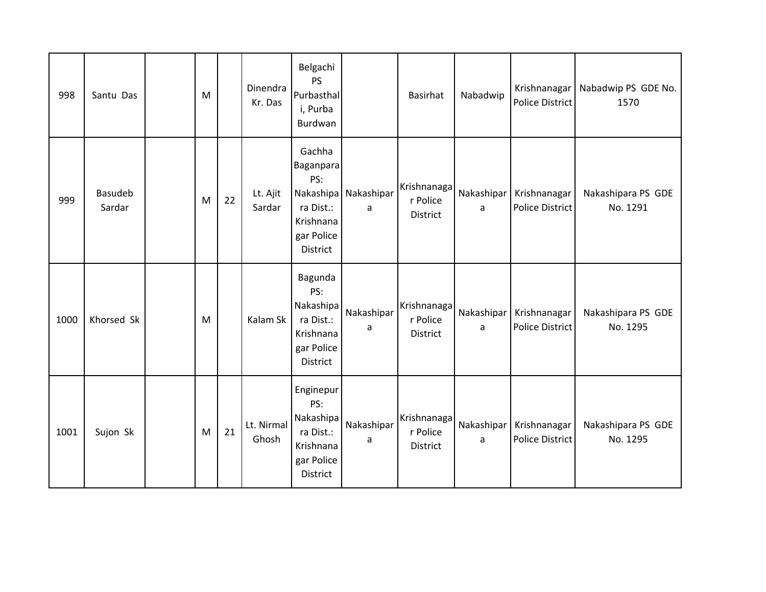| 998 | Santu Das | | M | | Dinendra Kr. Das | Belgachi PS Purbasthali, Purba Burdwan | | Basirhat | Nabadwip | Krishnanagar Police District | Nabadwip PS GDE No. 1570 |
|---|---|---|---|---|---|---|---|---|---|---|---|
| 999 | Basudeb Sardar | | M | 22 | Lt. Ajit Sardar | Gachha Baganpara PS: Nakashipara Dist.: Krishnanagar Police District | Nakashipara | Krishnanagar Police District | Nakashipara | Krishnanagar Police District | Nakashipara PS GDE No. 1291 |
| 1000 | Khorsed Sk | | M | | Kalam Sk | Bagunda PS: Nakashipara Dist.: Krishnanagar Police District | Nakashipara | Krishnanagar Police District | Nakashipara | Krishnanagar Police District | Nakashipara PS GDE No. 1295 |
| 1001 | Sujon Sk | | M | 21 | Lt. Nirmal Ghosh | Enginepur PS: Nakashipara Dist.: Krishnanagar Police District | Nakashipara | Krishnanagar Police District | Nakashipara | Krishnanagar Police District | Nakashipara PS GDE No. 1295 |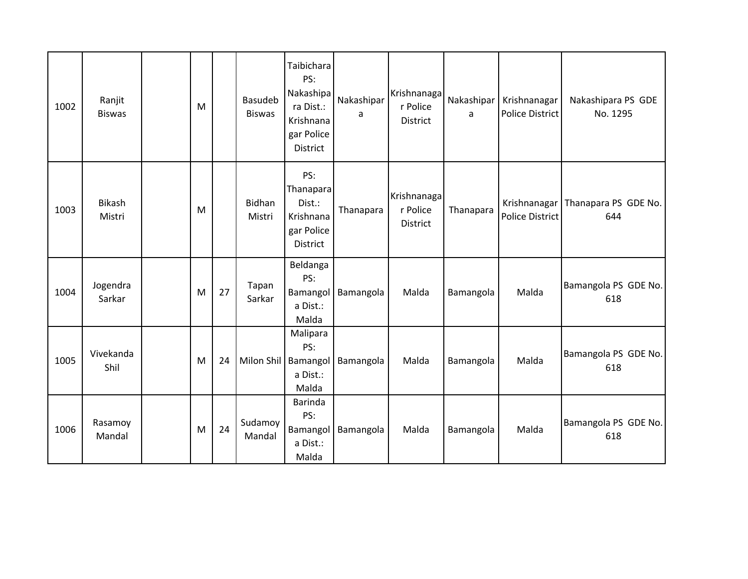| 1002 | Ranjit Biswas | | M | | Basudeb Biswas | Taibichara PS: Nakashipara Dist.: Krishnanagar Police District | Nakashipara | Krishnanagar Police District | Nakashipara | Krishnanagar Police District | Nakashipara PS GDE No. 1295 |
|---|---|---|---|---|---|---|---|---|---|---|---|
| 1003 | Bikash Mistri | | M | | Bidhan Mistri | PS: Thanapara Dist.: Krishnanagar Police District | Thanapara | Krishnanagar Police District | Thanapara | Krishnanagar Police District | Thanapara PS GDE No. 644 |
| 1004 | Jogendra Sarkar | | M | 27 | Tapan Sarkar | Beldanga PS: Bamangola Dist.: Malda | Bamangola | Malda | Bamangola | Malda | Bamangola PS GDE No. 618 |
| 1005 | Vivekanda Shil | | M | 24 | Milon Shil | Malipara PS: Bamangola Dist.: Malda | Bamangola | Malda | Bamangola | Malda | Bamangola PS GDE No. 618 |
| 1006 | Rasamoy Mandal | | M | 24 | Sudamoy Mandal | Barinda PS: Bamangola Dist.: Malda | Bamangola | Malda | Bamangola | Malda | Bamangola PS GDE No. 618 |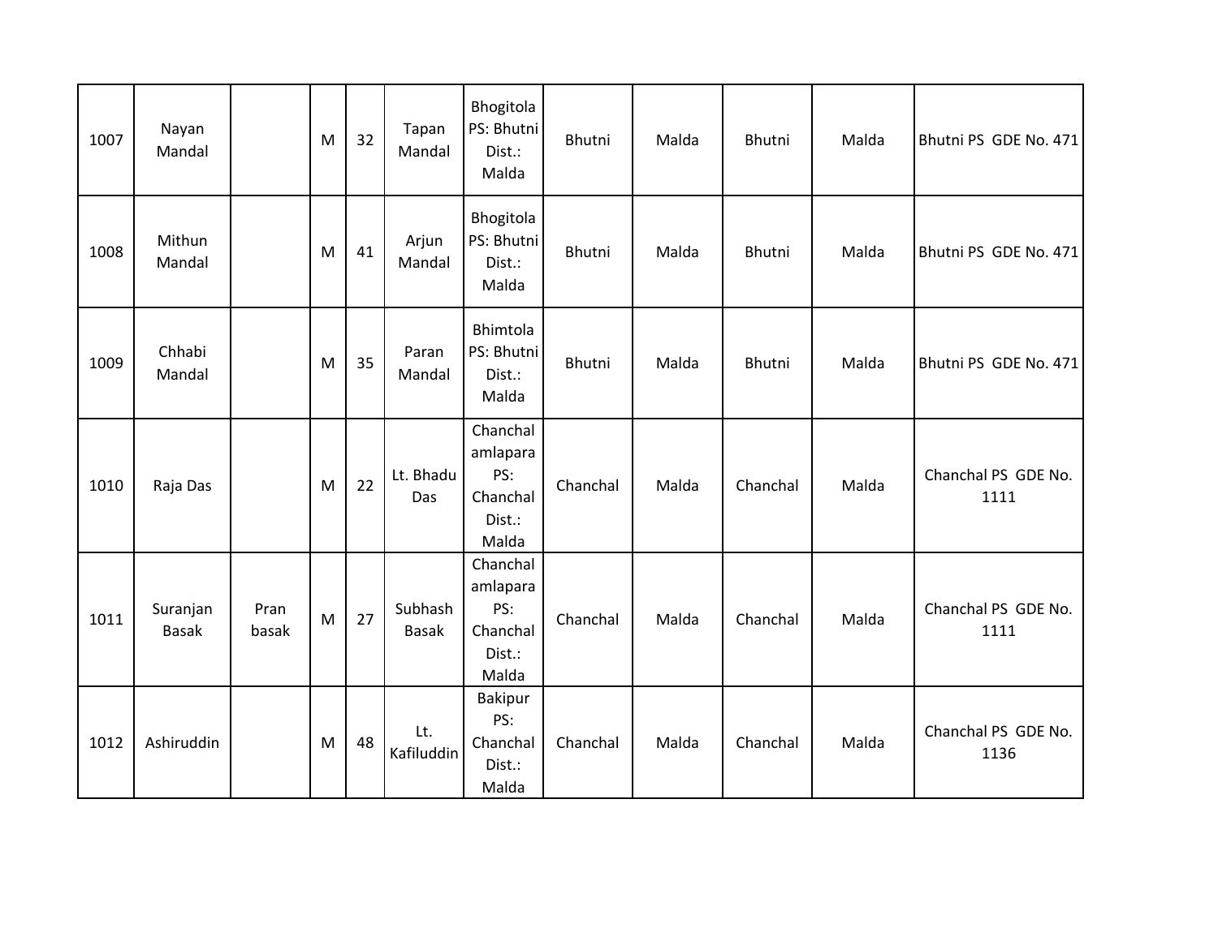| 1007 | Nayan Mandal | | M | 32 | Tapan Mandal | Bhogitola PS: Bhutni Dist.: Malda | Bhutni | Malda | Bhutni | Malda | Bhutni PS GDE No. 471 |
|---|---|---|---|---|---|---|---|---|---|---|---|
| 1008 | Mithun Mandal | | M | 41 | Arjun Mandal | Bhogitola PS: Bhutni Dist.: Malda | Bhutni | Malda | Bhutni | Malda | Bhutni PS GDE No. 471 |
| 1009 | Chhabi Mandal | | M | 35 | Paran Mandal | Bhimtola PS: Bhutni Dist.: Malda | Bhutni | Malda | Bhutni | Malda | Bhutni PS GDE No. 471 |
| 1010 | Raja Das | | M | 22 | Lt. Bhadu Das | Chanchal amlapara PS: Chanchal Dist.: Malda | Chanchal | Malda | Chanchal | Malda | Chanchal PS GDE No. 1111 |
| 1011 | Suranjan Basak | Pran basak | M | 27 | Subhash Basak | Chanchal amlapara PS: Chanchal Dist.: Malda | Chanchal | Malda | Chanchal | Malda | Chanchal PS GDE No. 1111 |
| 1012 | Ashiruddin | | M | 48 | Lt. Kafiluddin | Bakipur PS: Chanchal Dist.: Malda | Chanchal | Malda | Chanchal | Malda | Chanchal PS GDE No. 1136 |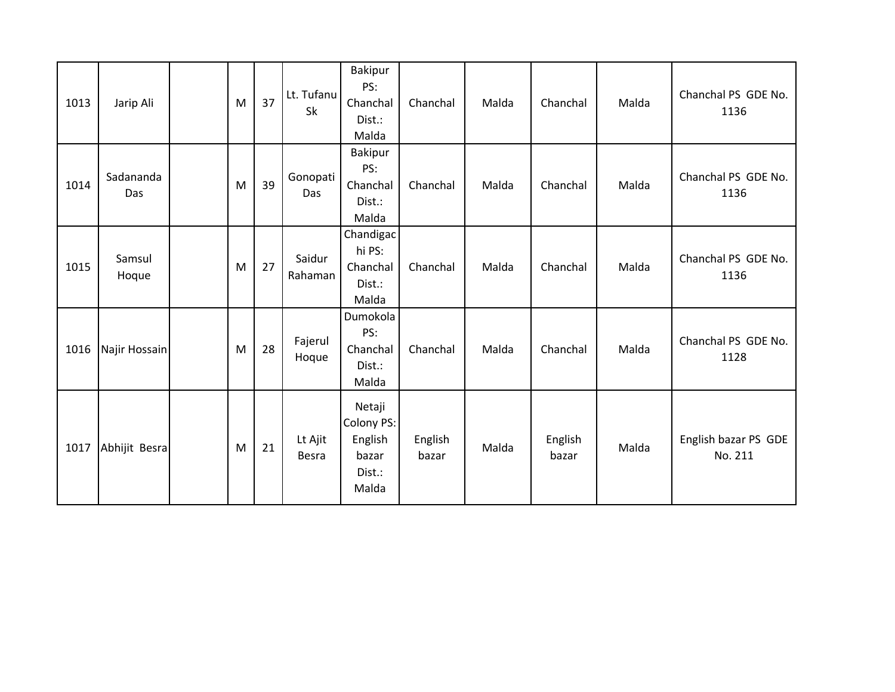| | | | | | | | | | | | |
|---|---|---|---|---|---|---|---|---|---|---|---|
| 1013 | Jarip Ali | | M | 37 | Lt. Tufanu Sk | Bakipur PS: Chanchal Dist.: Malda | Chanchal | Malda | Chanchal | Malda | Chanchal PS GDE No. 1136 |
| 1014 | Sadananda Das | | M | 39 | Gonopati Das | Bakipur PS: Chanchal Dist.: Malda | Chanchal | Malda | Chanchal | Malda | Chanchal PS GDE No. 1136 |
| 1015 | Samsul Hoque | | M | 27 | Saidur Rahaman | Chandigachi PS: Chanchal Dist.: Malda | Chanchal | Malda | Chanchal | Malda | Chanchal PS GDE No. 1136 |
| 1016 | Najir Hossain | | M | 28 | Fajerul Hoque | Dumokola PS: Chanchal Dist.: Malda | Chanchal | Malda | Chanchal | Malda | Chanchal PS GDE No. 1128 |
| 1017 | Abhijit Besra | | M | 21 | Lt Ajit Besra | Netaji Colony PS: English bazar Dist.: Malda | English bazar | Malda | English bazar | Malda | English bazar PS GDE No. 211 |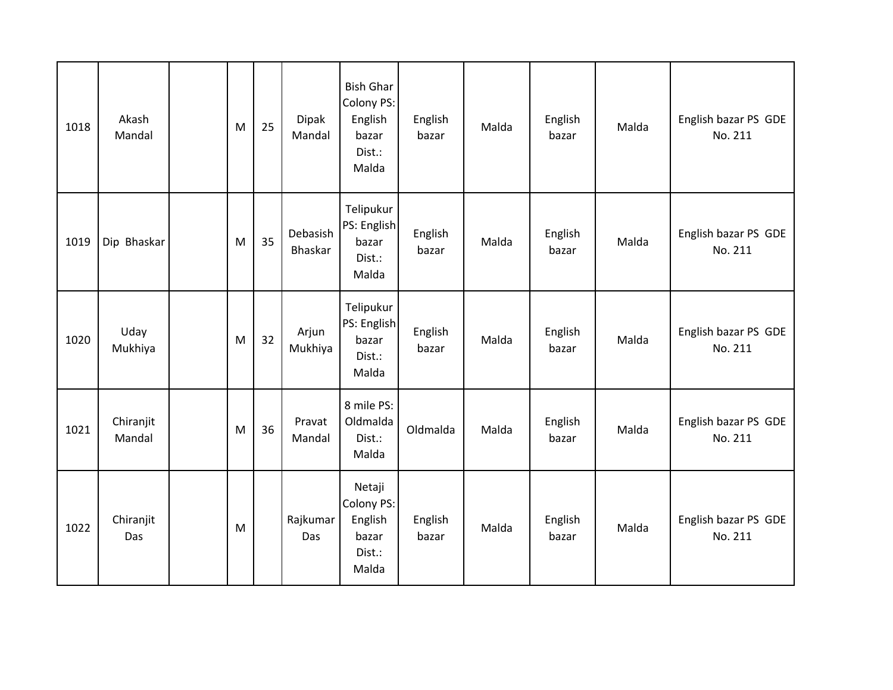| | | | | | | | | | | | |
|---|---|---|---|---|---|---|---|---|---|---|---|
| 1018 | Akash Mandal | | M | 25 | Dipak Mandal | Bish Ghar Colony PS: English bazar Dist.: Malda | English bazar | Malda | English bazar | Malda | English bazar PS GDE No. 211 |
| 1019 | Dip Bhaskar | | M | 35 | Debasish Bhaskar | Telipukur PS: English bazar Dist.: Malda | English bazar | Malda | English bazar | Malda | English bazar PS GDE No. 211 |
| 1020 | Uday Mukhiya | | M | 32 | Arjun Mukhiya | Telipukur PS: English bazar Dist.: Malda | English bazar | Malda | English bazar | Malda | English bazar PS GDE No. 211 |
| 1021 | Chiranjit Mandal | | M | 36 | Pravat Mandal | 8 mile PS: Oldmalda Dist.: Malda | Oldmalda | Malda | English bazar | Malda | English bazar PS GDE No. 211 |
| 1022 | Chiranjit Das | | M | | Rajkumar Das | Netaji Colony PS: English bazar Dist.: Malda | English bazar | Malda | English bazar | Malda | English bazar PS GDE No. 211 |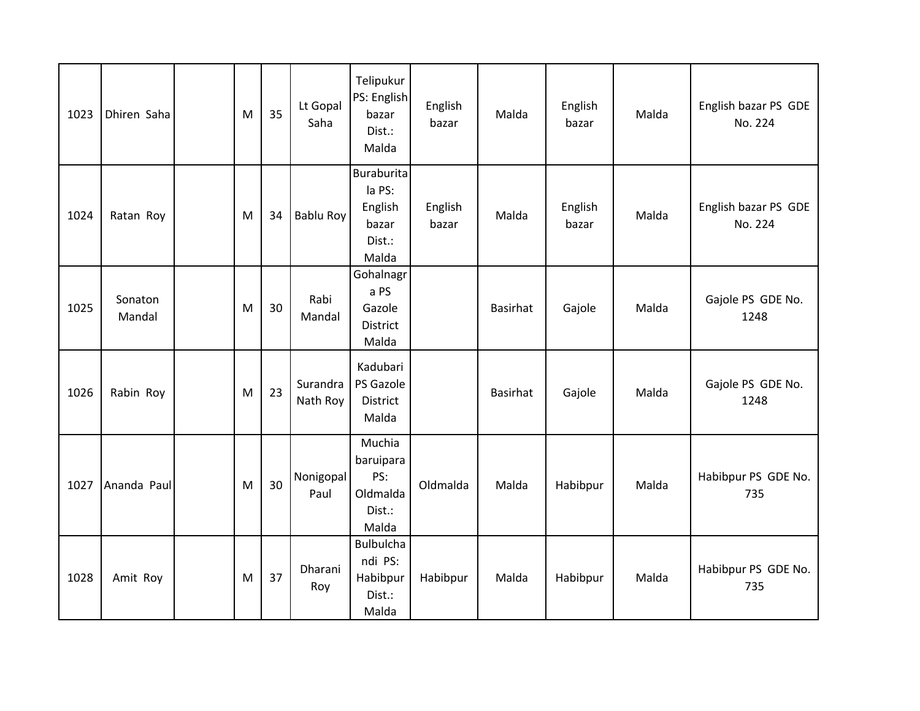| 1023 | Dhiren Saha | | M | 35 | Lt Gopal Saha | Telipukur PS: English bazar Dist.: Malda | English bazar | Malda | English bazar | Malda | English bazar PS GDE No. 224 |
|---|---|---|---|---|---|---|---|---|---|---|---|
| 1024 | Ratan Roy | | M | 34 | Bablu Roy | Buraburitala PS: English bazar Dist.: Malda | English bazar | Malda | English bazar | Malda | English bazar PS GDE No. 224 |
| 1025 | Sonaton Mandal | | M | 30 | Rabi Mandal | Gohalnagra PS Gazole District Malda | | Basirhat | Gajole | Malda | Gajole PS GDE No. 1248 |
| 1026 | Rabin Roy | | M | 23 | Surandra Nath Roy | Kadubari PS Gazole District Malda | | Basirhat | Gajole | Malda | Gajole PS GDE No. 1248 |
| 1027 | Ananda Paul | | M | 30 | Nonigopal Paul | Muchia baruipara PS: Oldmalda Dist.: Malda | Oldmalda | Malda | Habibpur | Malda | Habibpur PS GDE No. 735 |
| 1028 | Amit Roy | | M | 37 | Dharani Roy | Bulbulchandi PS: Habibpur Dist.: Malda | Habibpur | Malda | Habibpur | Malda | Habibpur PS GDE No. 735 |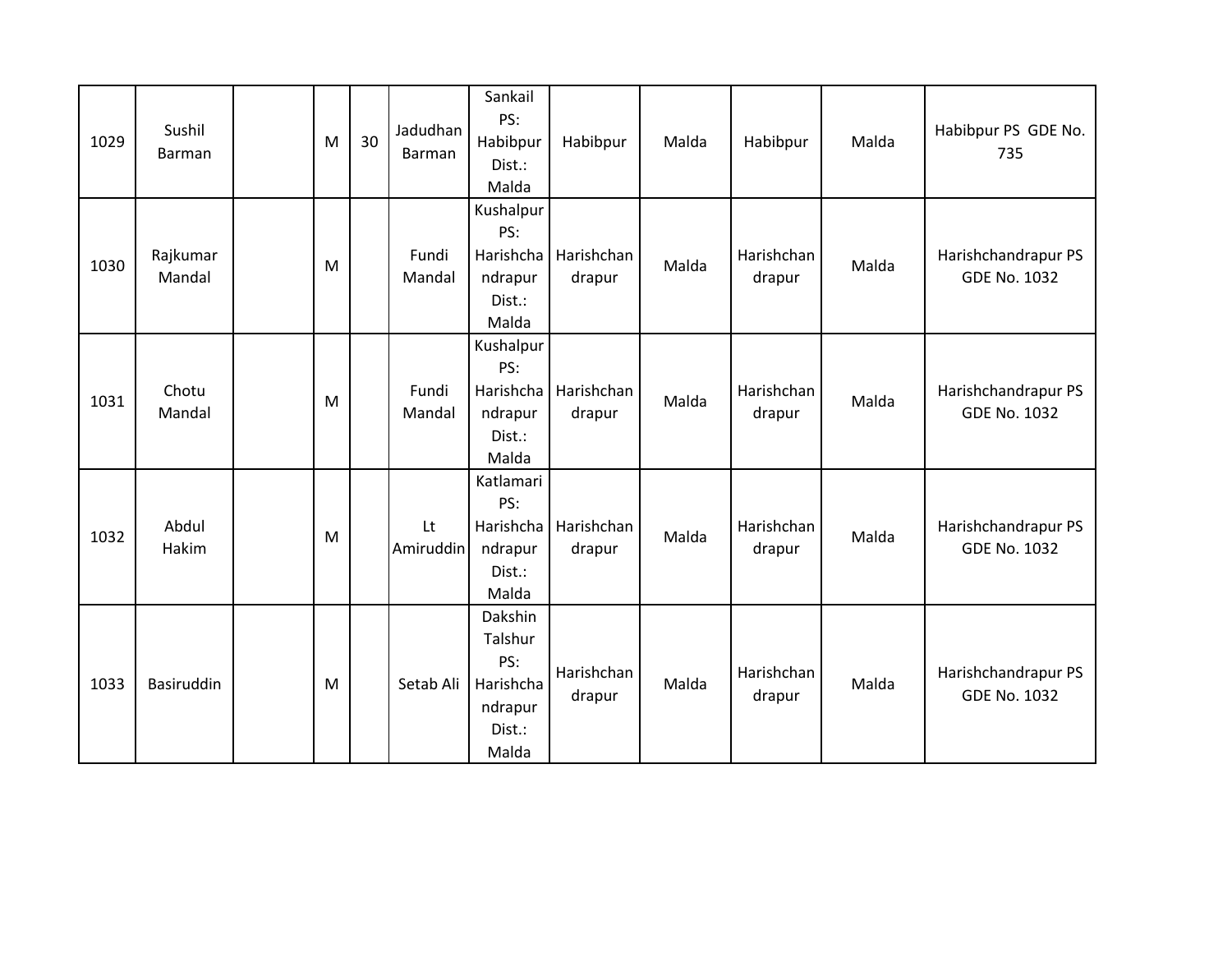| 1029 | Sushil Barman | | M | 30 | Jadudhan Barman | Sankail PS: Habibpur Dist.: Malda | Habibpur | Malda | Habibpur | Malda | Habibpur PS GDE No. 735 |
|---|---|---|---|---|---|---|---|---|---|---|---|
| 1030 | Rajkumar Mandal | | M | | Fundi Mandal | Kushalpur PS: Harishchandrapur Dist.: Malda | Harishchandrapur | Malda | Harishchandrapur | Malda | Harishchandrapur PS GDE No. 1032 |
| 1031 | Chotu Mandal | | M | | Fundi Mandal | Kushalpur PS: Harishchandrapur Dist.: Malda | Harishchandrapur | Malda | Harishchandrapur | Malda | Harishchandrapur PS GDE No. 1032 |
| 1032 | Abdul Hakim | | M | | Lt Amiruddin | Katlamari PS: Harishchandrapur Dist.: Malda | Harishchandrapur | Malda | Harishchandrapur | Malda | Harishchandrapur PS GDE No. 1032 |
| 1033 | Basiruddin | | M | | Setab Ali | Dakshin Talshur PS: Harishchandrapur Dist.: Malda | Harishchandrapur | Malda | Harishchandrapur | Malda | Harishchandrapur PS GDE No. 1032 |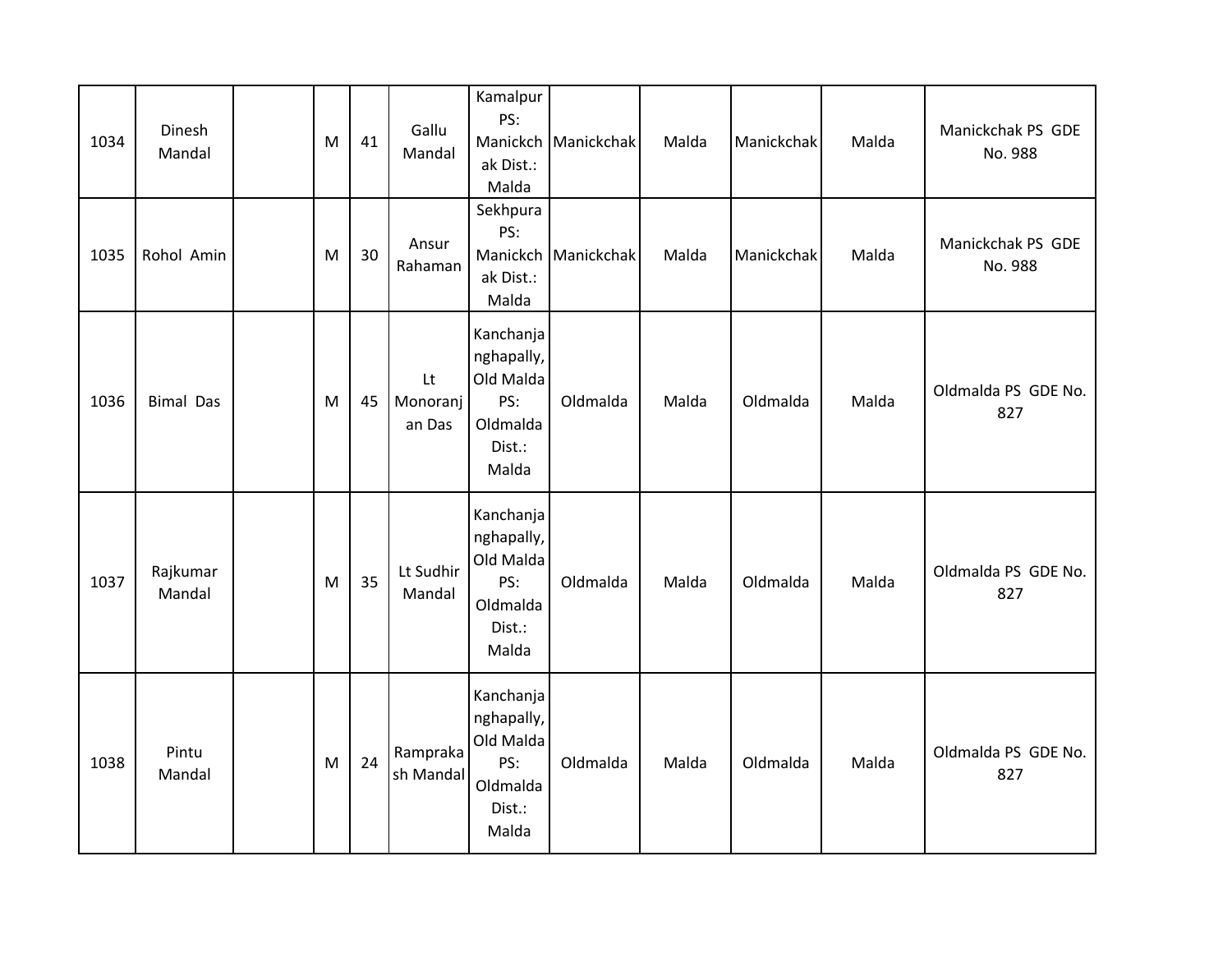| 1034 | Dinesh Mandal | | M | 41 | Gallu Mandal | Kamalpur PS: Manickchak Dist.: Malda | Manickchak | Malda | Manickchak | Malda | Manickchak PS GDE No. 988 |
|---|---|---|---|---|---|---|---|---|---|---|---|
| 1035 | Rohol Amin | | M | 30 | Ansur Rahaman | Sekhpura PS: Manickchak Dist.: Malda | Manickchak | Malda | Manickchak | Malda | Manickchak PS GDE No. 988 |
| 1036 | Bimal Das | | M | 45 | Lt Monoranjan Das | Kanchanjanghapally, Old Malda PS: Oldmalda Dist.: Malda | Oldmalda | Malda | Oldmalda | Malda | Oldmalda PS GDE No. 827 |
| 1037 | Rajkumar Mandal | | M | 35 | Lt Sudhir Mandal | Kanchanjanghapally, Old Malda PS: Oldmalda Dist.: Malda | Oldmalda | Malda | Oldmalda | Malda | Oldmalda PS GDE No. 827 |
| 1038 | Pintu Mandal | | M | 24 | Ramprakash Mandal | Kanchanjanghapally, Old Malda PS: Oldmalda Dist.: Malda | Oldmalda | Malda | Oldmalda | Malda | Oldmalda PS GDE No. 827 |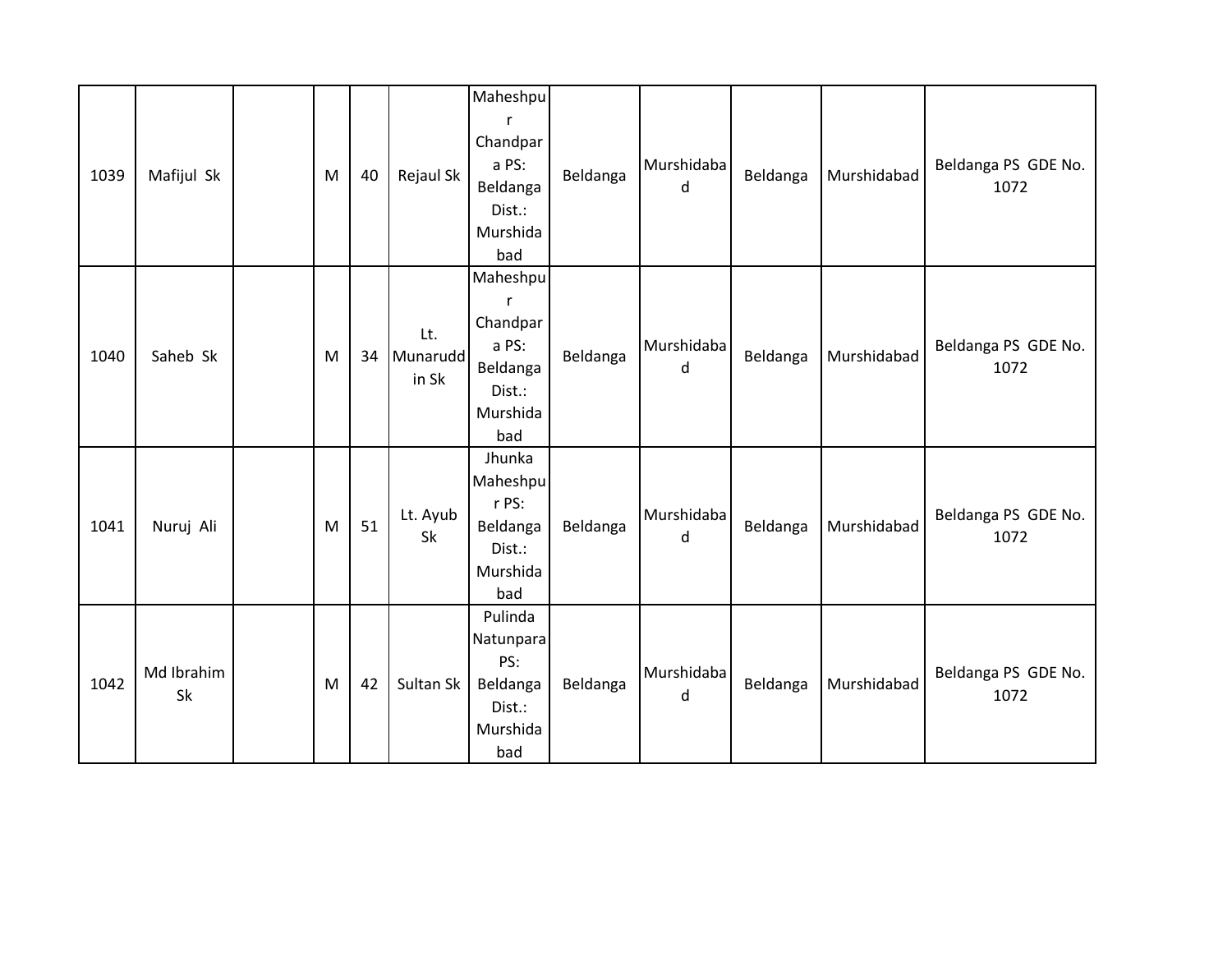| 1039 | Mafijul Sk | | M | 40 | Rejaul Sk | Maheshpur Chandpara PS: Beldanga Dist.: Murshidabad | Beldanga | Murshidabad | Beldanga | Murshidabad | Beldanga PS GDE No. 1072 |
|---|---|---|---|---|---|---|---|---|---|---|---|
| 1040 | Saheb Sk | | M | 34 | Lt. Munaruddin Sk | Maheshpur Chandpara PS: Beldanga Dist.: Murshidabad | Beldanga | Murshidabad | Beldanga | Murshidabad | Beldanga PS GDE No. 1072 |
| 1041 | Nuruj Ali | | M | 51 | Lt. Ayub Sk | Jhunka Maheshpur PS: Beldanga Dist.: Murshidabad | Beldanga | Murshidabad | Beldanga | Murshidabad | Beldanga PS GDE No. 1072 |
| 1042 | Md Ibrahim Sk | | M | 42 | Sultan Sk | Pulinda Natunpara PS: Beldanga Dist.: Murshidabad | Beldanga | Murshidabad | Beldanga | Murshidabad | Beldanga PS GDE No. 1072 |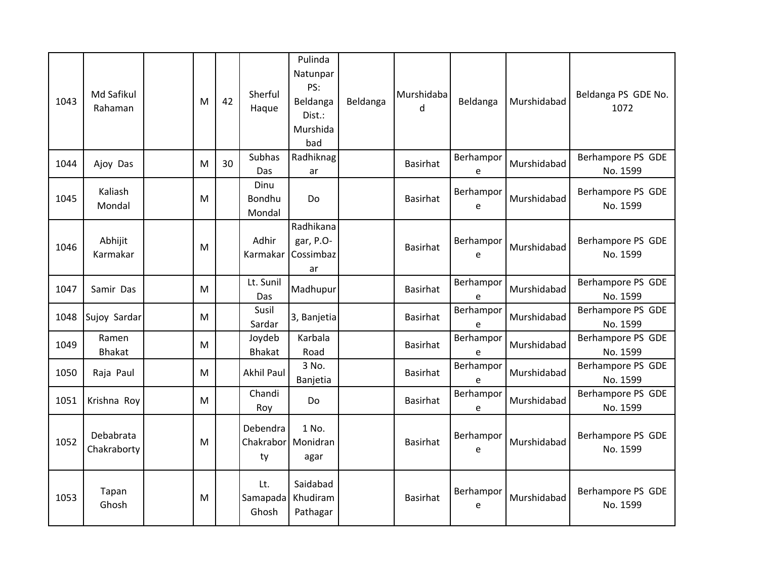| 1043 | Md Safikul Rahaman | | M | 42 | Sherful Haque | Pulinda Natunpar PS: Beldanga Dist.: Murshidabad | Beldanga | Murshidabad | Beldanga | Murshidabad | Beldanga PS GDE No. 1072 |
|---|---|---|---|---|---|---|---|---|---|---|---|
| 1044 | Ajoy Das | | M | 30 | Subhas Das | Radhiknagar | | Basirhat | Berhampore | Murshidabad | Berhampore PS GDE No. 1599 |
| 1045 | Kaliash Mondal | | M | | Dinu Bondhu Mondal | Do | | Basirhat | Berhampore | Murshidabad | Berhampore PS GDE No. 1599 |
| 1046 | Abhijit Karmakar | | M | | Adhir Karmakar | Radhikanagar, P.O-Cossimbazar | | Basirhat | Berhampore | Murshidabad | Berhampore PS GDE No. 1599 |
| 1047 | Samir Das | | M | | Lt. Sunil Das | Madhupur | | Basirhat | Berhampore | Murshidabad | Berhampore PS GDE No. 1599 |
| 1048 | Sujoy Sardar | | M | | Susil Sardar | 3, Banjetia | | Basirhat | Berhampore | Murshidabad | Berhampore PS GDE No. 1599 |
| 1049 | Ramen Bhakat | | M | | Joydeb Bhakat | Karbala Road | | Basirhat | Berhampore | Murshidabad | Berhampore PS GDE No. 1599 |
| 1050 | Raja Paul | | M | | Akhil Paul | 3 No. Banjetia | | Basirhat | Berhampore | Murshidabad | Berhampore PS GDE No. 1599 |
| 1051 | Krishna Roy | | M | | Chandi Roy | Do | | Basirhat | Berhampore | Murshidabad | Berhampore PS GDE No. 1599 |
| 1052 | Debabrata Chakraborty | | M | | Debendra Chakraborty | 1 No. Monidranagar | | Basirhat | Berhampore | Murshidabad | Berhampore PS GDE No. 1599 |
| 1053 | Tapan Ghosh | | M | | Lt. Samapada Ghosh | Saidabad Khudiram Pathagar | | Basirhat | Berhampore | Murshidabad | Berhampore PS GDE No. 1599 |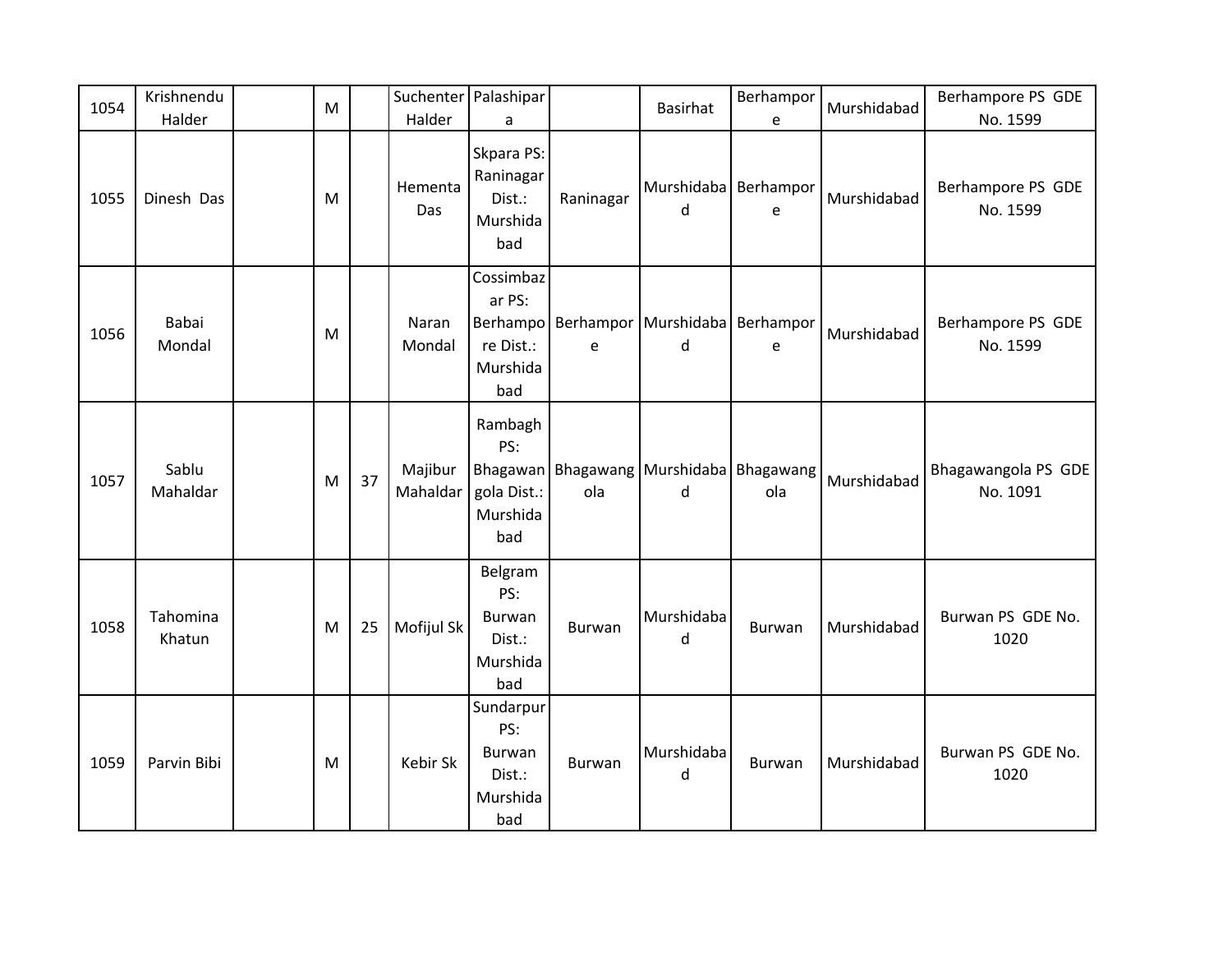| 1054 | Krishnendu Halder | | M | | Suchenter Halder | Palashipara | | Basirhat | Berhampore | Murshidabad | Berhampore PS GDE No. 1599 |
|---|---|---|---|---|---|---|---|---|---|---|---|
| 1055 | Dinesh Das | | M | | Hementa Das | Skpara PS: Raninagar Dist.: Murshidabad | Raninagar | Murshidabad | Berhampore | Murshidabad | Berhampore PS GDE No. 1599 |
| 1056 | Babai Mondal | | M | | Naran Mondal | Cossimbazar PS: Berhampore Dist.: Murshidabad | Berhampore | Murshidabad | Berhampore | Murshidabad | Berhampore PS GDE No. 1599 |
| 1057 | Sablu Mahaldar | | M | 37 | Majibur Mahaldar | Rambagh PS: Bhagawangola Dist.: Murshidabad | Bhagawangola | Murshidabad | Bhagawangola | Murshidabad | Bhagawangola PS GDE No. 1091 |
| 1058 | Tahomina Khatun | | M | 25 | Mofijul Sk | Belgram PS: Burwan Dist.: Murshidabad | Burwan | Murshidabad | Burwan | Murshidabad | Burwan PS GDE No. 1020 |
| 1059 | Parvin Bibi | | M | | Kebir Sk | Sundarpur PS: Burwan Dist.: Murshidabad | Burwan | Murshidabad | Burwan | Murshidabad | Burwan PS GDE No. 1020 |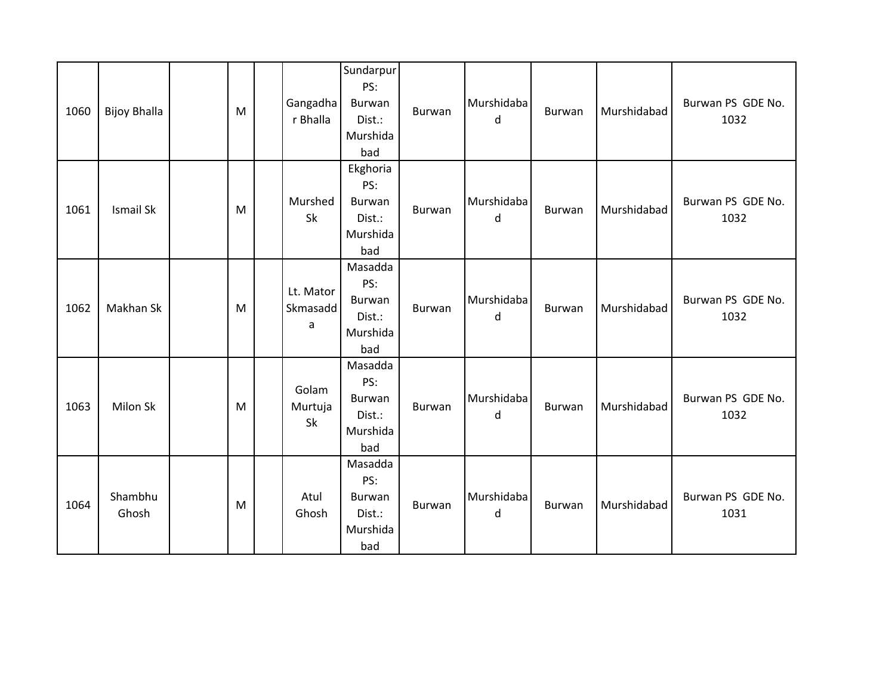| | | | | | | | | | | | |
|---|---|---|---|---|---|---|---|---|---|---|---|
| 1060 | Bijoy Bhalla | | M | | Gangadhar Bhalla | Sundarpur PS: Burwan Dist.: Murshidabad | Burwan | Murshidabad | Burwan | Murshidabad | Burwan PS GDE No. 1032 |
| 1061 | Ismail Sk | | M | | Murshed Sk | Ekghoria PS: Burwan Dist.: Murshidabad | Burwan | Murshidabad | Burwan | Murshidabad | Burwan PS GDE No. 1032 |
| 1062 | Makhan Sk | | M | | Lt. Mator Skmasadda | Masadda PS: Burwan Dist.: Murshidabad | Burwan | Murshidabad | Burwan | Murshidabad | Burwan PS GDE No. 1032 |
| 1063 | Milon Sk | | M | | Golam Murtuja Sk | Masadda PS: Burwan Dist.: Murshidabad | Burwan | Murshidabad | Burwan | Murshidabad | Burwan PS GDE No. 1032 |
| 1064 | Shambhu Ghosh | | M | | Atul Ghosh | Masadda PS: Burwan Dist.: Murshidabad | Burwan | Murshidabad | Burwan | Murshidabad | Burwan PS GDE No. 1031 |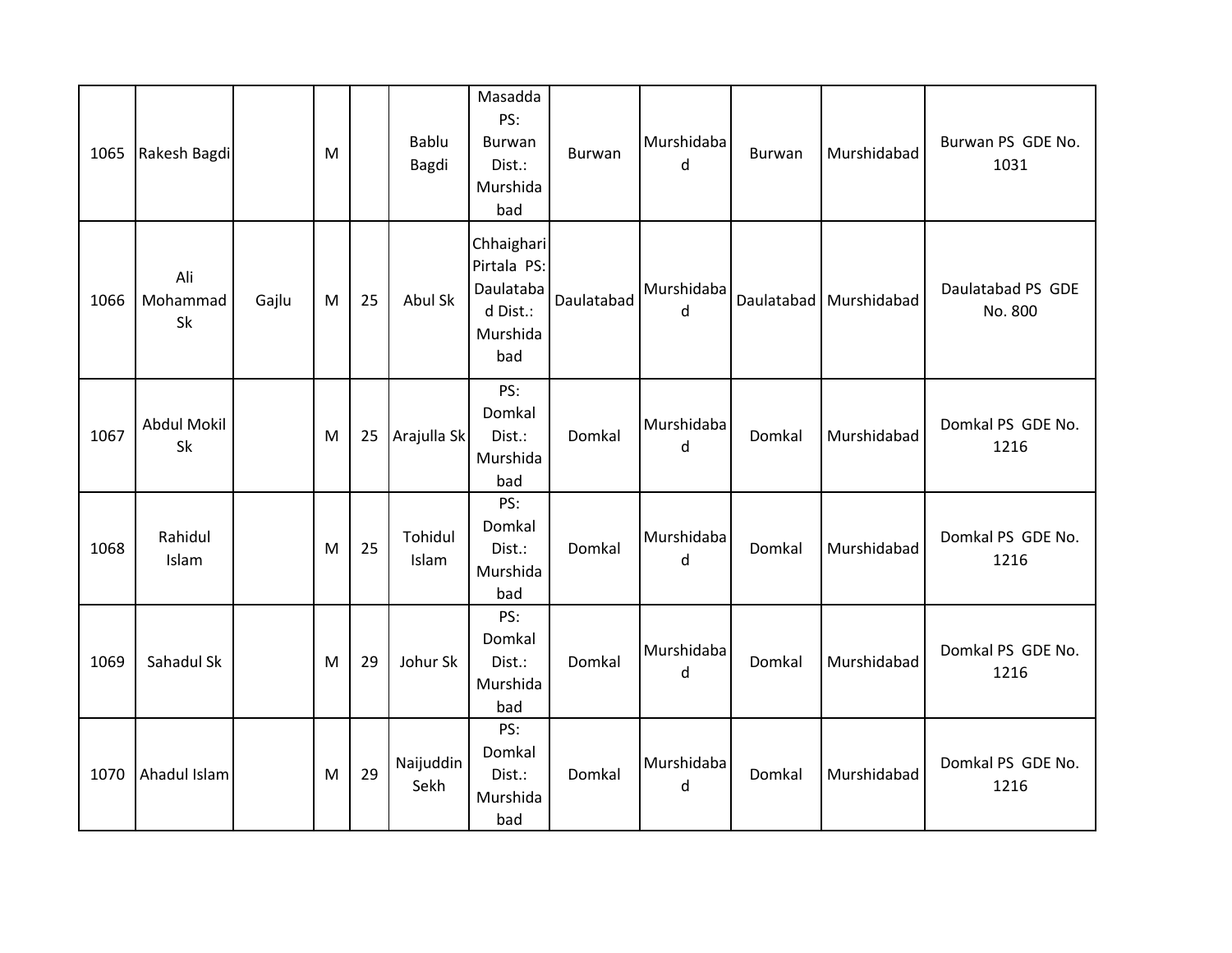| 1065 | Rakesh Bagdi | | M | | Bablu Bagdi | Masadda PS: Burwan Dist.: Murshidabad | Burwan | Murshidabad | Burwan | Murshidabad | Burwan PS GDE No. 1031 |
|---|---|---|---|---|---|---|---|---|---|---|---|
| 1066 | Ali Mohammad Sk | Gajlu | M | 25 | Abul Sk | Chhaighari Pirtala PS: Daulatabad Dist.: Murshidabad | Daulatabad | Murshidabad | Daulatabad | Murshidabad | Daulatabad PS GDE No. 800 |
| 1067 | Abdul Mokil Sk | | M | 25 | Arajulla Sk | PS: Domkal Dist.: Murshidabad | Domkal | Murshidabad | Domkal | Murshidabad | Domkal PS GDE No. 1216 |
| 1068 | Rahidul Islam | | M | 25 | Tohidul Islam | PS: Domkal Dist.: Murshidabad | Domkal | Murshidabad | Domkal | Murshidabad | Domkal PS GDE No. 1216 |
| 1069 | Sahadul Sk | | M | 29 | Johur Sk | PS: Domkal Dist.: Murshidabad | Domkal | Murshidabad | Domkal | Murshidabad | Domkal PS GDE No. 1216 |
| 1070 | Ahadul Islam | | M | 29 | Naijuddin Sekh | PS: Domkal Dist.: Murshidabad | Domkal | Murshidabad | Domkal | Murshidabad | Domkal PS GDE No. 1216 |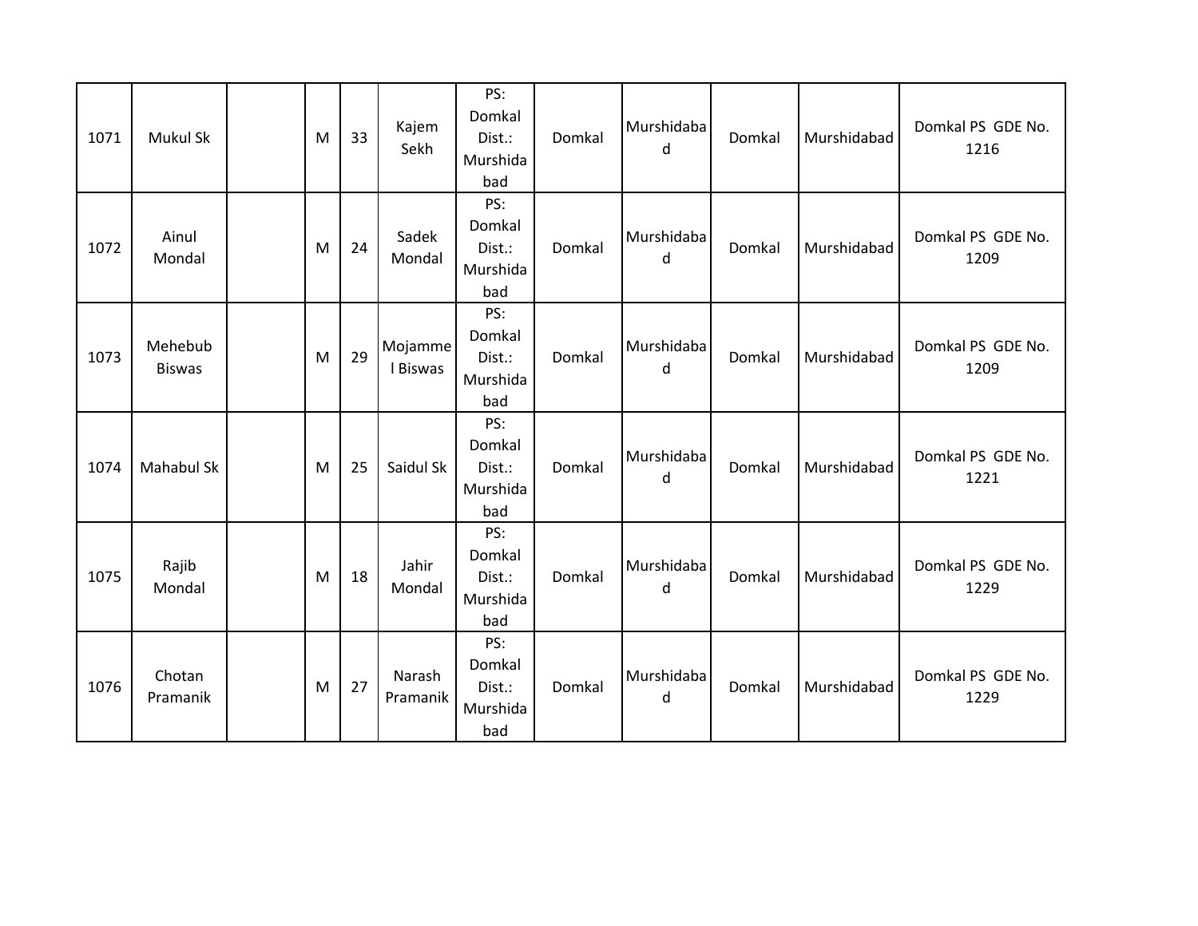| 1071 | Mukul Sk | | M | 33 | Kajem Sekh | PS: Domkal Dist.: Murshidabad | Domkal | Murshidabad | Domkal | Murshidabad | Domkal PS GDE No. 1216 |
|---|---|---|---|---|---|---|---|---|---|---|---|
| 1072 | Ainul Mondal | | M | 24 | Sadek Mondal | PS: Domkal Dist.: Murshidabad | Domkal | Murshidabad | Domkal | Murshidabad | Domkal PS GDE No. 1209 |
| 1073 | Mehebub Biswas | | M | 29 | Mojammel Biswas | PS: Domkal Dist.: Murshidabad | Domkal | Murshidabad | Domkal | Murshidabad | Domkal PS GDE No. 1209 |
| 1074 | Mahabul Sk | | M | 25 | Saidul Sk | PS: Domkal Dist.: Murshidabad | Domkal | Murshidabad | Domkal | Murshidabad | Domkal PS GDE No. 1221 |
| 1075 | Rajib Mondal | | M | 18 | Jahir Mondal | PS: Domkal Dist.: Murshidabad | Domkal | Murshidabad | Domkal | Murshidabad | Domkal PS GDE No. 1229 |
| 1076 | Chotan Pramanik | | M | 27 | Narash Pramanik | PS: Domkal Dist.: Murshidabad | Domkal | Murshidabad | Domkal | Murshidabad | Domkal PS GDE No. 1229 |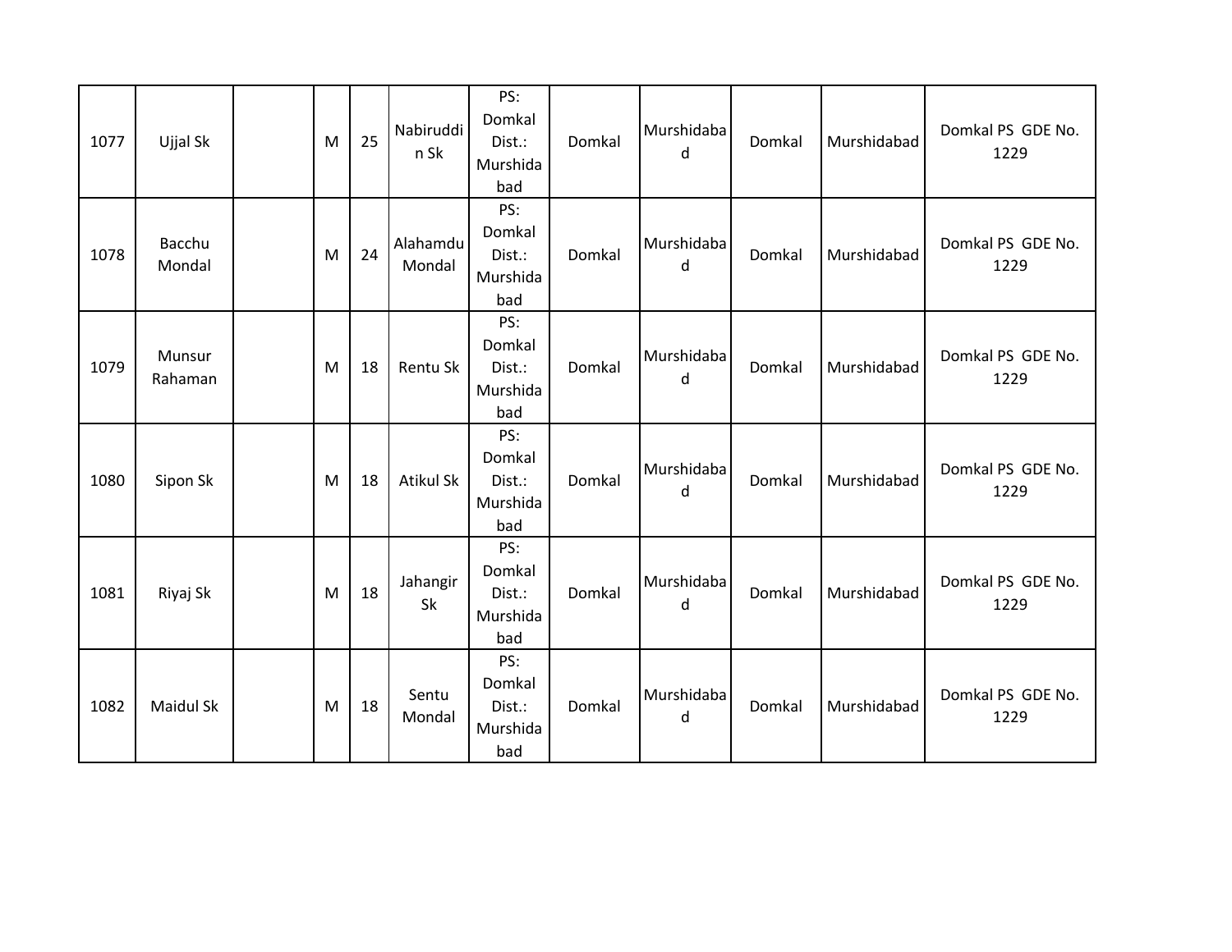| 1077 | Ujjal Sk | | M | 25 | Nabiruddin Sk | PS: Domkal Dist.: Murshidabad | Domkal | Murshidabad | Domkal | Murshidabad | Domkal PS GDE No. 1229 |
|---|---|---|---|---|---|---|---|---|---|---|---|
| 1078 | Bacchu Mondal | | M | 24 | Alahamdu Mondal | PS: Domkal Dist.: Murshidabad | Domkal | Murshidabad | Domkal | Murshidabad | Domkal PS GDE No. 1229 |
| 1079 | Munsur Rahaman | | M | 18 | Rentu Sk | PS: Domkal Dist.: Murshidabad | Domkal | Murshidabad | Domkal | Murshidabad | Domkal PS GDE No. 1229 |
| 1080 | Sipon Sk | | M | 18 | Atikul Sk | PS: Domkal Dist.: Murshidabad | Domkal | Murshidabad | Domkal | Murshidabad | Domkal PS GDE No. 1229 |
| 1081 | Riyaj Sk | | M | 18 | Jahangir Sk | PS: Domkal Dist.: Murshidabad | Domkal | Murshidabad | Domkal | Murshidabad | Domkal PS GDE No. 1229 |
| 1082 | Maidul Sk | | M | 18 | Sentu Mondal | PS: Domkal Dist.: Murshidabad | Domkal | Murshidabad | Domkal | Murshidabad | Domkal PS GDE No. 1229 |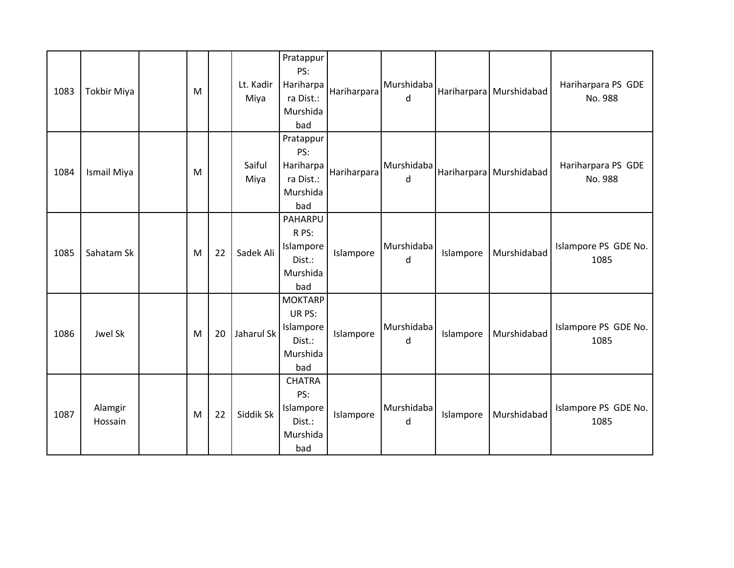| 1083 | Tokbir Miya | | M | | Lt. Kadir Miya | Pratappur PS: Hariharpara Dist.: Murshidabad | Hariharpara | Murshidabad | Hariharpara | Murshidabad | Hariharpara PS GDE No. 988 |
|---|---|---|---|---|---|---|---|---|---|---|---|
| 1084 | Ismail Miya | | M | | Saiful Miya | Pratappur PS: Hariharpara Dist.: Murshidabad | Hariharpara | Murshidabad | Hariharpara | Murshidabad | Hariharpara PS GDE No. 988 |
| 1085 | Sahatam Sk | | M | 22 | Sadek Ali | PAHARPUR PS: Islampore Dist.: Murshidabad | Islampore | Murshidabad | Islampore | Murshidabad | Islampore PS GDE No. 1085 |
| 1086 | Jwel Sk | | M | 20 | Jaharul Sk | MOKTARPUR PS: Islampore Dist.: Murshidabad | Islampore | Murshidabad | Islampore | Murshidabad | Islampore PS GDE No. 1085 |
| 1087 | Alamgir Hossain | | M | 22 | Siddik Sk | CHATRA PS: Islampore Dist.: Murshidabad | Islampore | Murshidabad | Islampore | Murshidabad | Islampore PS GDE No. 1085 |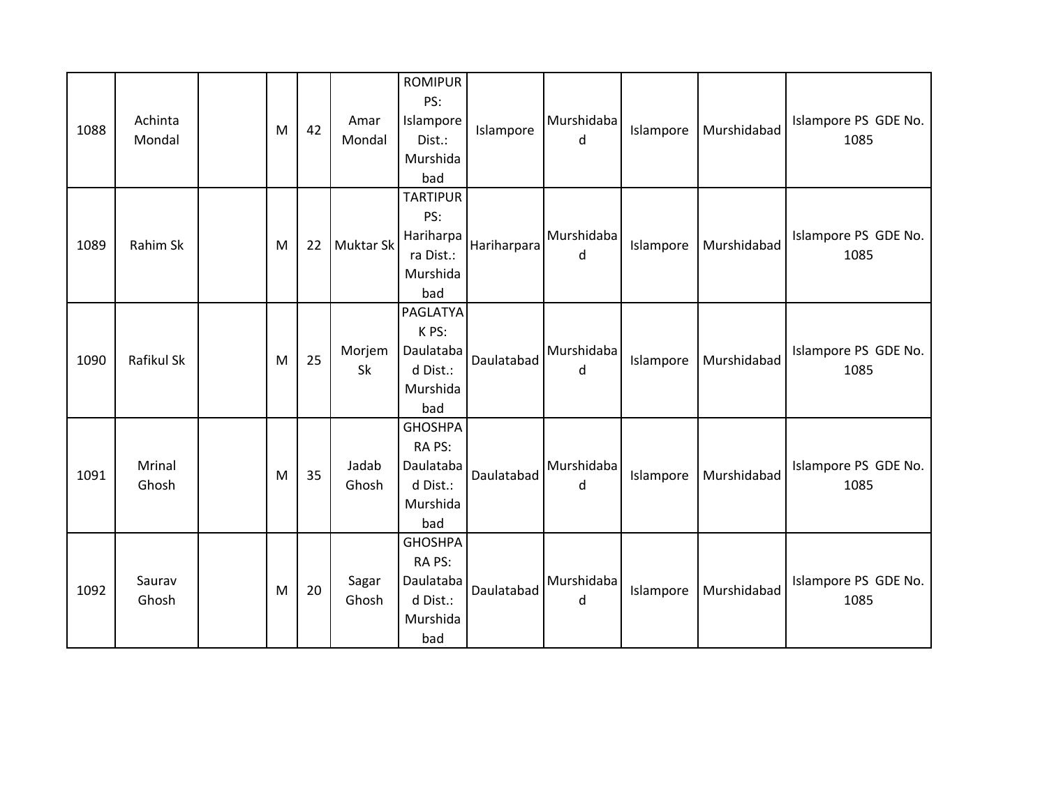| 1088 | Achinta Mondal | | M | 42 | Amar Mondal | ROMIPUR PS: Islampore Dist.: Murshidabad | Islampore | Murshidabad | Islampore | Murshidabad | Islampore PS GDE No. 1085 |
|---|---|---|---|---|---|---|---|---|---|---|---|
| 1089 | Rahim Sk | | M | 22 | Muktar Sk | TARTIPUR PS: Hariharpara Dist.: Murshidabad | Hariharpara | Murshidabad | Islampore | Murshidabad | Islampore PS GDE No. 1085 |
| 1090 | Rafikul Sk | | M | 25 | Morjem Sk | PAGLATYAK PS: Daulatabad Dist.: Murshidabad | Daulatabad | Murshidabad | Islampore | Murshidabad | Islampore PS GDE No. 1085 |
| 1091 | Mrinal Ghosh | | M | 35 | Jadab Ghosh | GHOSHPARA PS: Daulatabad Dist.: Murshidabad | Daulatabad | Murshidabad | Islampore | Murshidabad | Islampore PS GDE No. 1085 |
| 1092 | Saurav Ghosh | | M | 20 | Sagar Ghosh | GHOSHPARA PS: Daulatabad Dist.: Murshidabad | Daulatabad | Murshidabad | Islampore | Murshidabad | Islampore PS GDE No. 1085 |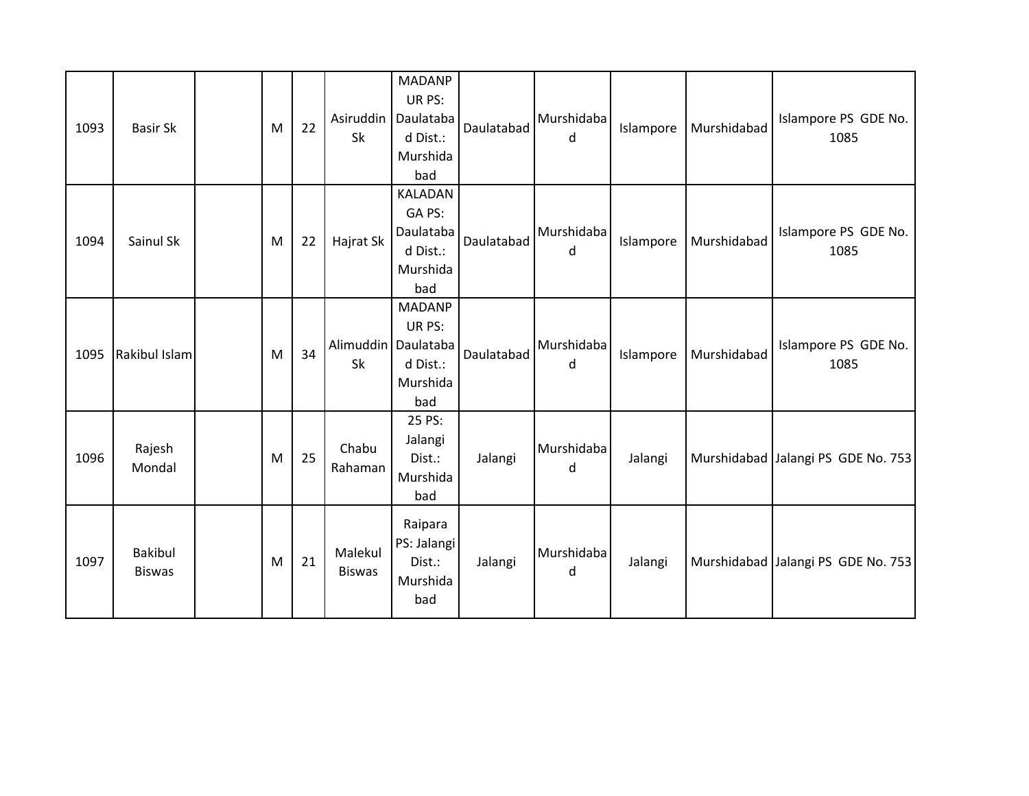| 1093 | Basir Sk | | M | 22 | Asiruddin Sk | MADANPUR PS: Daulatabad Dist.: Murshidabad | Daulatabad | Murshidabad | Islampore | Murshidabad | Islampore PS GDE No. 1085 |
|---|---|---|---|---|---|---|---|---|---|---|---|
| 1094 | Sainul Sk | | M | 22 | Hajrat Sk | KALADANGA PS: Daulatabad Dist.: Murshidabad | Daulatabad | Murshidabad | Islampore | Murshidabad | Islampore PS GDE No. 1085 |
| 1095 | Rakibul Islam | | M | 34 | Alimuddin Sk | MADANPUR PS: Daulatabad Dist.: Murshidabad | Daulatabad | Murshidabad | Islampore | Murshidabad | Islampore PS GDE No. 1085 |
| 1096 | Rajesh Mondal | | M | 25 | Chabu Rahaman | 25 PS: Jalangi Dist.: Murshidabad | Jalangi | Murshidabad | Jalangi | Murshidabad | Jalangi PS GDE No. 753 |
| 1097 | Bakibul Biswas | | M | 21 | Malekul Biswas | Raipara PS: Jalangi Dist.: Murshidabad | Jalangi | Murshidabad | Jalangi | Murshidabad | Jalangi PS GDE No. 753 |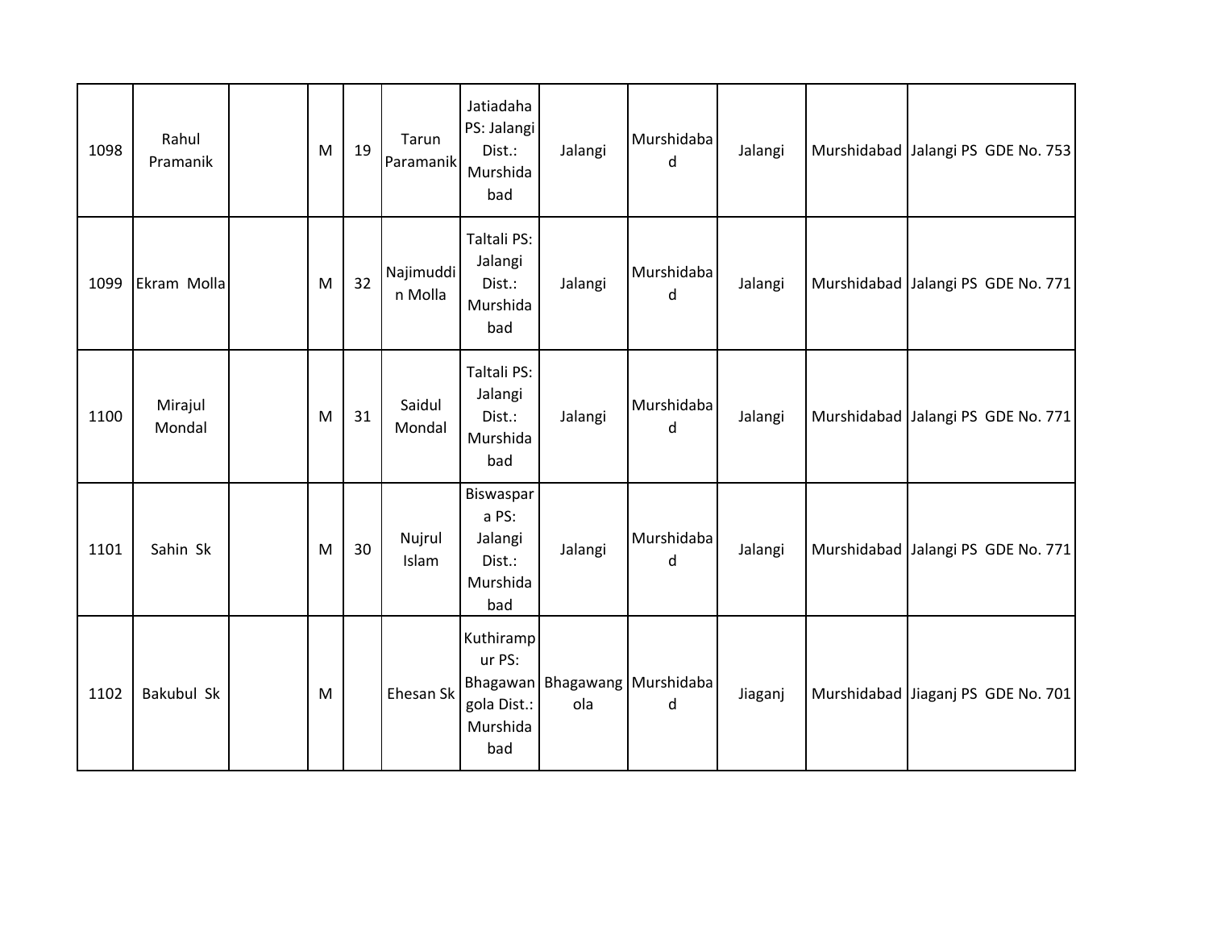| | | | | | | | | | | | |
|---|---|---|---|---|---|---|---|---|---|---|---|
| 1098 | Rahul Pramanik | | M | 19 | Tarun Paramanik | Jatiadaha PS: Jalangi Dist.: Murshidabad | Jalangi | Murshidabad | Jalangi | Murshidabad | Jalangi PS GDE No. 753 |
| 1099 | Ekram Molla | | M | 32 | Najimuddin Molla | Taltali PS: Jalangi Dist.: Murshidabad | Jalangi | Murshidabad | Jalangi | Murshidabad | Jalangi PS GDE No. 771 |
| 1100 | Mirajul Mondal | | M | 31 | Saidul Mondal | Taltali PS: Jalangi Dist.: Murshidabad | Jalangi | Murshidabad | Jalangi | Murshidabad | Jalangi PS GDE No. 771 |
| 1101 | Sahin Sk | | M | 30 | Nujrul Islam | Biswaspara PS: Jalangi Dist.: Murshidabad | Jalangi | Murshidabad | Jalangi | Murshidabad | Jalangi PS GDE No. 771 |
| 1102 | Bakubul Sk | | M | | Ehesan Sk | Kuthirampur PS: Bhagawangola Dist.: Murshidabad | Bhagawangola | Murshidabad | Jiaganj | Murshidabad | Jiaganj PS GDE No. 701 |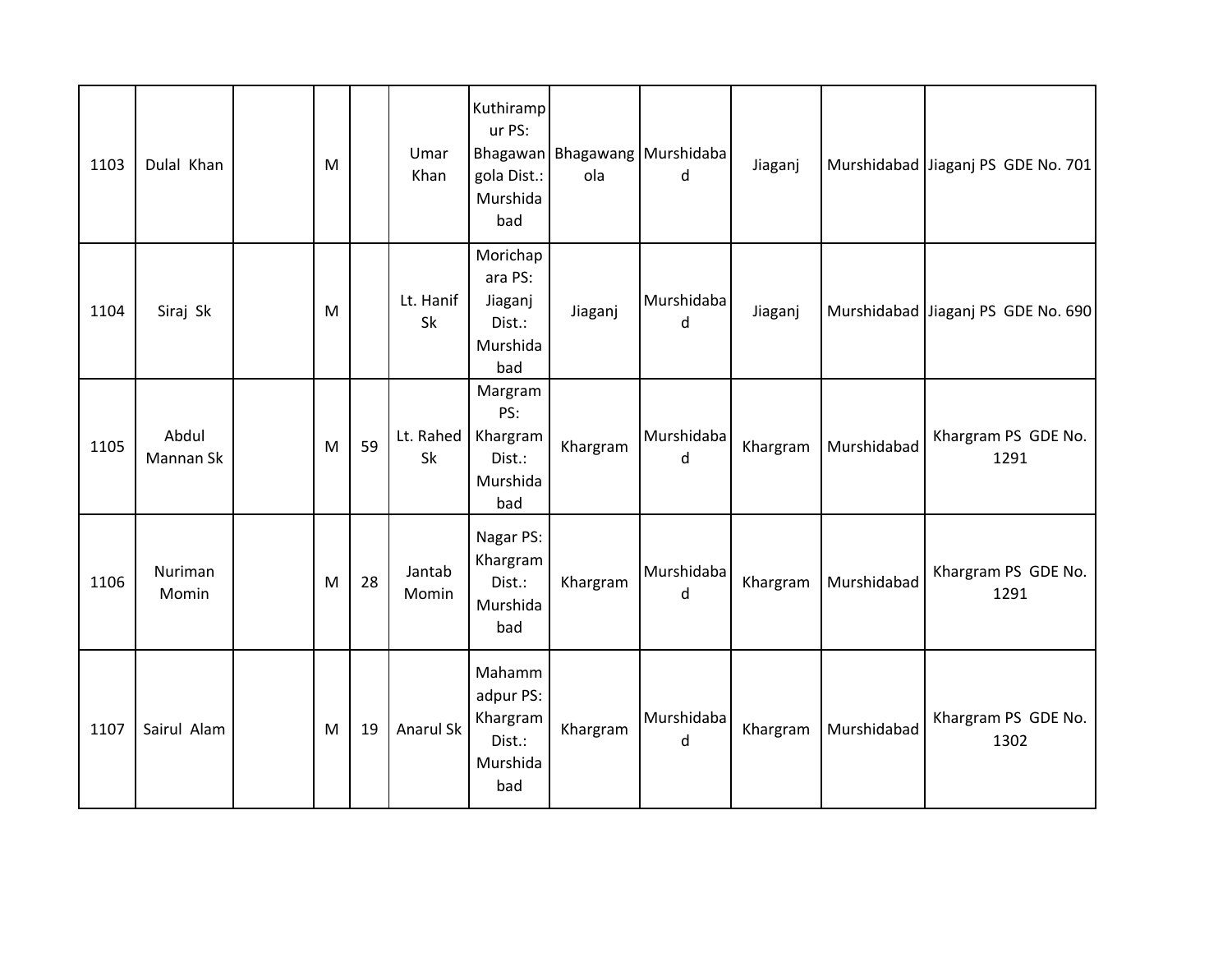| 1103 | Dulal Khan | | M | | Umar Khan | Kuthirampur PS: Bhagawangola Dist.: Murshidabad | Bhagawangola | Murshidabad | Jiaganj | Murshidabad | Jiaganj PS GDE No. 701 |
|---|---|---|---|---|---|---|---|---|---|---|---|
| 1104 | Siraj Sk | | M | | Lt. Hanif Sk | Morichapara PS: Jiaganj Dist.: Murshidabad | Jiaganj | Murshidabad | Jiaganj | Murshidabad | Jiaganj PS GDE No. 690 |
| 1105 | Abdul Mannan Sk | | M | 59 | Lt. Rahed Sk | Margram PS: Khargram Dist.: Murshidabad | Khargram | Murshidabad | Khargram | Murshidabad | Khargram PS GDE No. 1291 |
| 1106 | Nuriman Momin | | M | 28 | Jantab Momin | Nagar PS: Khargram Dist.: Murshidabad | Khargram | Murshidabad | Khargram | Murshidabad | Khargram PS GDE No. 1291 |
| 1107 | Sairul Alam | | M | 19 | Anarul Sk | Mahammadpur PS: Khargram Dist.: Murshidabad | Khargram | Murshidabad | Khargram | Murshidabad | Khargram PS GDE No. 1302 |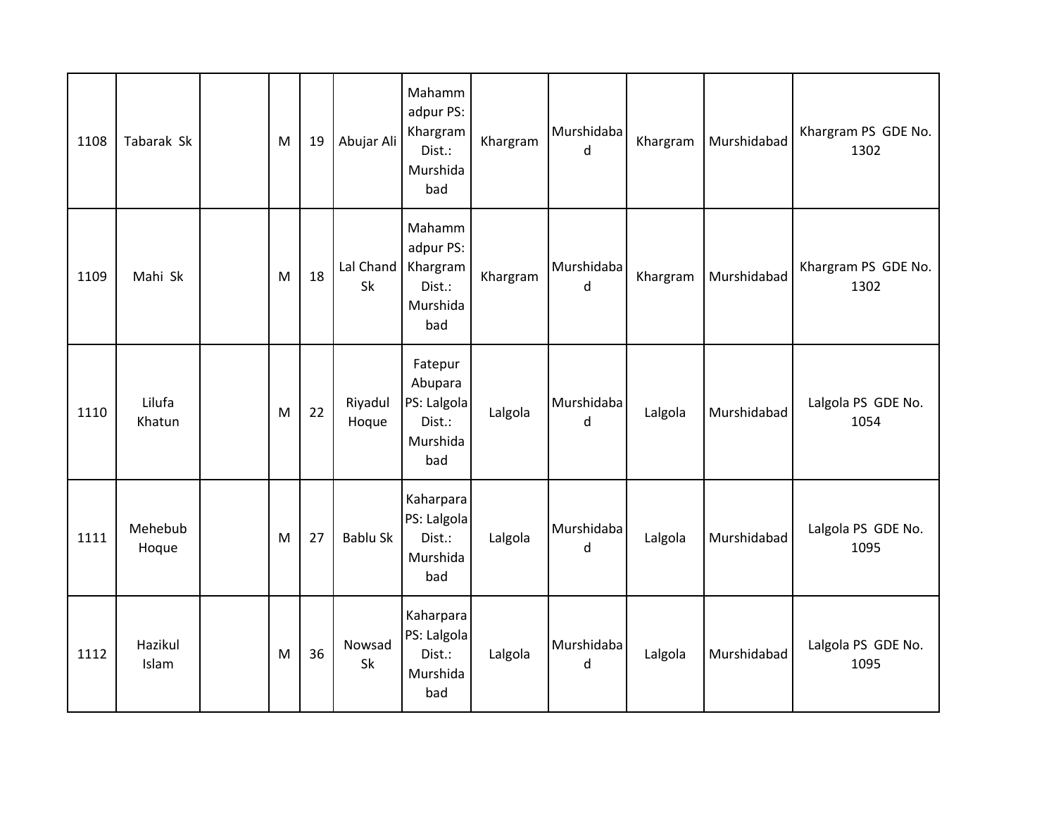| 1108 | Tabarak Sk | | M | 19 | Abujar Ali | Mahammadpur PS: Khargram Dist.: Murshidabad | Khargram | Murshidabad | Khargram | Murshidabad | Khargram PS GDE No. 1302 |
|---|---|---|---|---|---|---|---|---|---|---|---|
| 1109 | Mahi Sk | | M | 18 | Lal Chand Sk | Mahammadpur PS: Khargram Dist.: Murshidabad | Khargram | Murshidabad | Khargram | Murshidabad | Khargram PS GDE No. 1302 |
| 1110 | Lilufa Khatun | | M | 22 | Riyadul Hoque | Fatepur Abupara PS: Lalgola Dist.: Murshidabad | Lalgola | Murshidabad | Lalgola | Murshidabad | Lalgola PS GDE No. 1054 |
| 1111 | Mehebub Hoque | | M | 27 | Bablu Sk | Kaharpara PS: Lalgola Dist.: Murshidabad | Lalgola | Murshidabad | Lalgola | Murshidabad | Lalgola PS GDE No. 1095 |
| 1112 | Hazikul Islam | | M | 36 | Nowsad Sk | Kaharpara PS: Lalgola Dist.: Murshidabad | Lalgola | Murshidabad | Lalgola | Murshidabad | Lalgola PS GDE No. 1095 |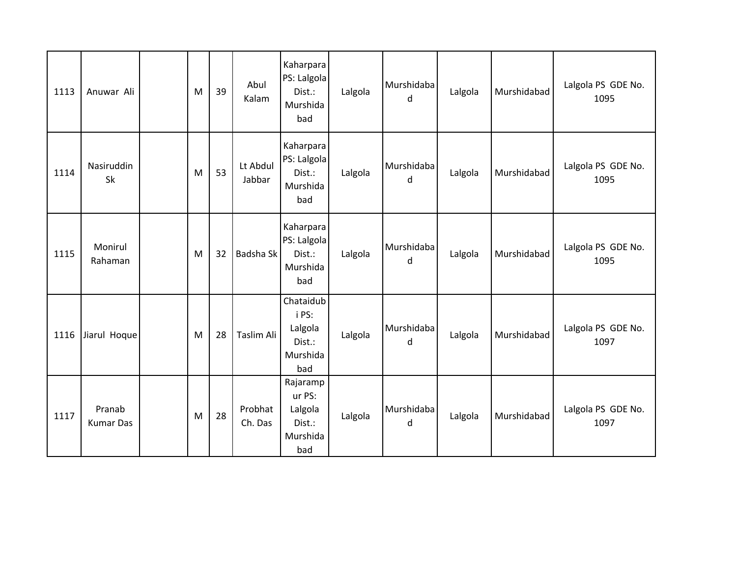| | | | | | | | | | | | |
|---|---|---|---|---|---|---|---|---|---|---|---|
| 1113 | Anuwar Ali | | M | 39 | Abul Kalam | Kaharpara PS: Lalgola Dist.: Murshidabad | Lalgola | Murshidabad | Lalgola | Murshidabad | Lalgola PS GDE No. 1095 |
| 1114 | Nasiruddin Sk | | M | 53 | Lt Abdul Jabbar | Kaharpara PS: Lalgola Dist.: Murshidabad | Lalgola | Murshidabad | Lalgola | Murshidabad | Lalgola PS GDE No. 1095 |
| 1115 | Monirul Rahaman | | M | 32 | Badsha Sk | Kaharpara PS: Lalgola Dist.: Murshidabad | Lalgola | Murshidabad | Lalgola | Murshidabad | Lalgola PS GDE No. 1095 |
| 1116 | Jiarul Hoque | | M | 28 | Taslim Ali | Chataidubi PS: Lalgola Dist.: Murshidabad | Lalgola | Murshidabad | Lalgola | Murshidabad | Lalgola PS GDE No. 1097 |
| 1117 | Pranab Kumar Das | | M | 28 | Probhat Ch. Das | Rajarampur PS: Lalgola Dist.: Murshidabad | Lalgola | Murshidabad | Lalgola | Murshidabad | Lalgola PS GDE No. 1097 |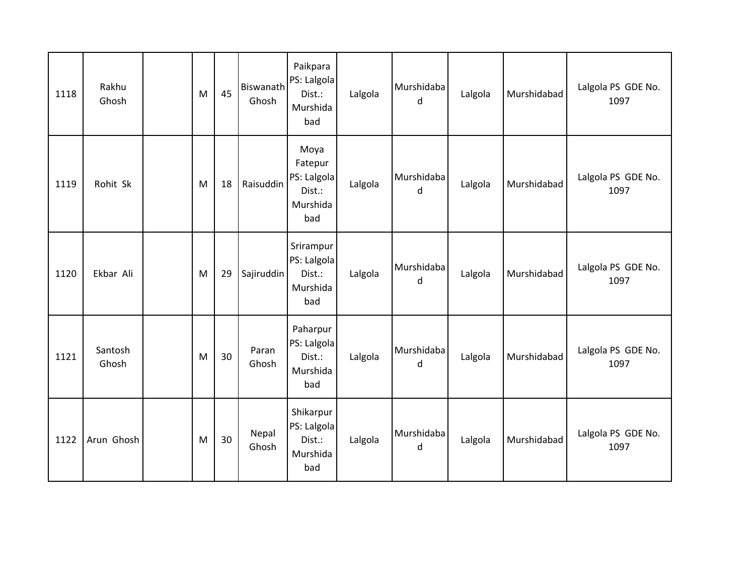| | | | | | | | | | | | |
|---|---|---|---|---|---|---|---|---|---|---|---|
| 1118 | Rakhu Ghosh | | M | 45 | Biswanath Ghosh | Paikpara PS: Lalgola Dist.: Murshidabad | Lalgola | Murshidabad | Lalgola | Murshidabad | Lalgola PS GDE No. 1097 |
| 1119 | Rohit Sk | | M | 18 | Raisuddin | Moya Fatepur PS: Lalgola Dist.: Murshidabad | Lalgola | Murshidabad | Lalgola | Murshidabad | Lalgola PS GDE No. 1097 |
| 1120 | Ekbar Ali | | M | 29 | Sajiruddin | Srirampur PS: Lalgola Dist.: Murshidabad | Lalgola | Murshidabad | Lalgola | Murshidabad | Lalgola PS GDE No. 1097 |
| 1121 | Santosh Ghosh | | M | 30 | Paran Ghosh | Paharpur PS: Lalgola Dist.: Murshidabad | Lalgola | Murshidabad | Lalgola | Murshidabad | Lalgola PS GDE No. 1097 |
| 1122 | Arun Ghosh | | M | 30 | Nepal Ghosh | Shikarpur PS: Lalgola Dist.: Murshidabad | Lalgola | Murshidabad | Lalgola | Murshidabad | Lalgola PS GDE No. 1097 |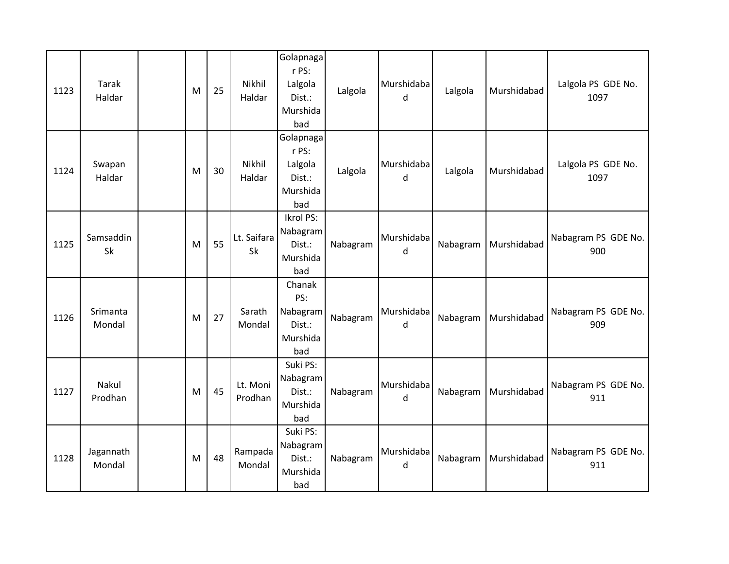| 1123 | Tarak Haldar | | M | 25 | Nikhil Haldar | Golapnagar PS: Lalgola Dist.: Murshidabad | Lalgola | Murshidabad | Lalgola | Murshidabad | Lalgola PS GDE No. 1097 |
|---|---|---|---|---|---|---|---|---|---|---|---|
| 1124 | Swapan Haldar | | M | 30 | Nikhil Haldar | Golapnagar PS: Lalgola Dist.: Murshidabad | Lalgola | Murshidabad | Lalgola | Murshidabad | Lalgola PS GDE No. 1097 |
| 1125 | Samsaddin Sk | | M | 55 | Lt. Saifara Sk | Ikrol PS: Nabagram Dist.: Murshidabad | Nabagram | Murshidabad | Nabagram | Murshidabad | Nabagram PS GDE No. 900 |
| 1126 | Srimanta Mondal | | M | 27 | Sarath Mondal | Chanak PS: Nabagram Dist.: Murshidabad | Nabagram | Murshidabad | Nabagram | Murshidabad | Nabagram PS GDE No. 909 |
| 1127 | Nakul Prodhan | | M | 45 | Lt. Moni Prodhan | Suki PS: Nabagram Dist.: Murshidabad | Nabagram | Murshidabad | Nabagram | Murshidabad | Nabagram PS GDE No. 911 |
| 1128 | Jagannath Mondal | | M | 48 | Rampada Mondal | Suki PS: Nabagram Dist.: Murshidabad | Nabagram | Murshidabad | Nabagram | Murshidabad | Nabagram PS GDE No. 911 |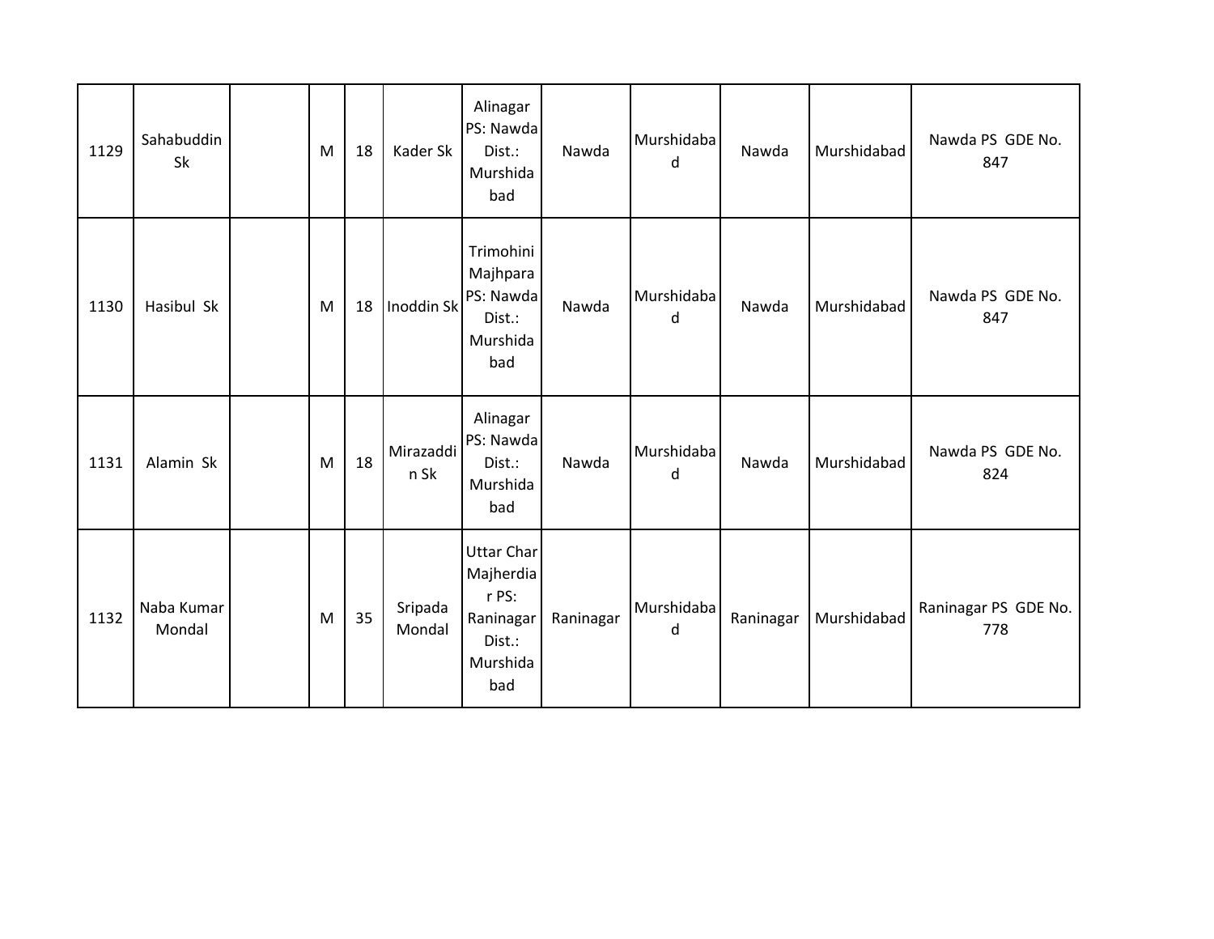| 1129 | Sahabuddin Sk | | M | 18 | Kader Sk | Alinagar PS: Nawda Dist.: Murshidabad | Nawda | Murshidabad | Nawda | Murshidabad | Nawda PS GDE No. 847 |
|---|---|---|---|---|---|---|---|---|---|---|---|
| 1130 | Hasibul Sk | | M | 18 | Inoddin Sk | Trimohini Majhpara PS: Nawda Dist.: Murshidabad | Nawda | Murshidabad | Nawda | Murshidabad | Nawda PS GDE No. 847 |
| 1131 | Alamin Sk | | M | 18 | Mirazaddin Sk | Alinagar PS: Nawda Dist.: Murshidabad | Nawda | Murshidabad | Nawda | Murshidabad | Nawda PS GDE No. 824 |
| 1132 | Naba Kumar Mondal | | M | 35 | Sripada Mondal | Uttar Char Majherdiar PS: Raninagar Dist.: Murshidabad | Raninagar | Murshidabad | Raninagar | Murshidabad | Raninagar PS GDE No. 778 |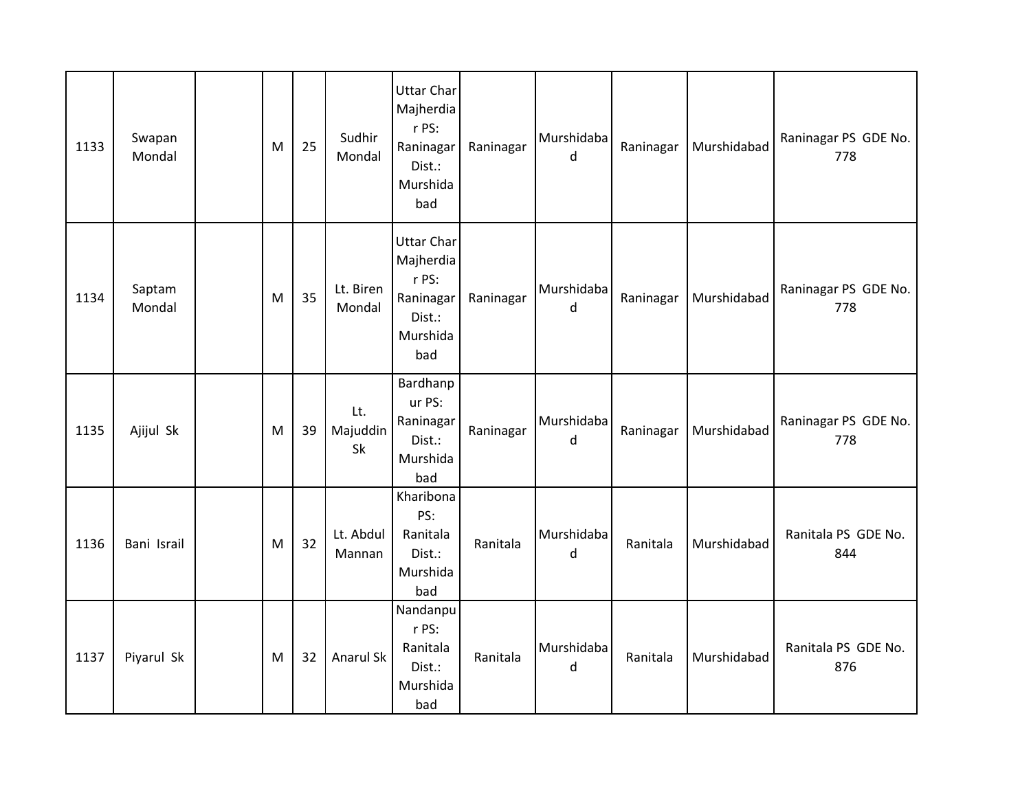| 1133 | Swapan Mondal | | M | 25 | Sudhir Mondal | Uttar Char Majherdiar PS: Raninagar Dist.: Murshidabad | Raninagar | Murshidabad | Raninagar | Murshidabad | Raninagar PS GDE No. 778 |
|---|---|---|---|---|---|---|---|---|---|---|---|
| 1134 | Saptam Mondal | | M | 35 | Lt. Biren Mondal | Uttar Char Majherdiar PS: Raninagar Dist.: Murshidabad | Raninagar | Murshidabad | Raninagar | Murshidabad | Raninagar PS GDE No. 778 |
| 1135 | Ajijul Sk | | M | 39 | Lt. Majuddin Sk | Bardhanpur PS: Raninagar Dist.: Murshidabad | Raninagar | Murshidabad | Raninagar | Murshidabad | Raninagar PS GDE No. 778 |
| 1136 | Bani Israil | | M | 32 | Lt. Abdul Mannan | Kharibona PS: Ranitala Dist.: Murshidabad | Ranitala | Murshidabad | Ranitala | Murshidabad | Ranitala PS GDE No. 844 |
| 1137 | Piyarul Sk | | M | 32 | Anarul Sk | Nandanpur PS: Ranitala Dist.: Murshidabad | Ranitala | Murshidabad | Ranitala | Murshidabad | Ranitala PS GDE No. 876 |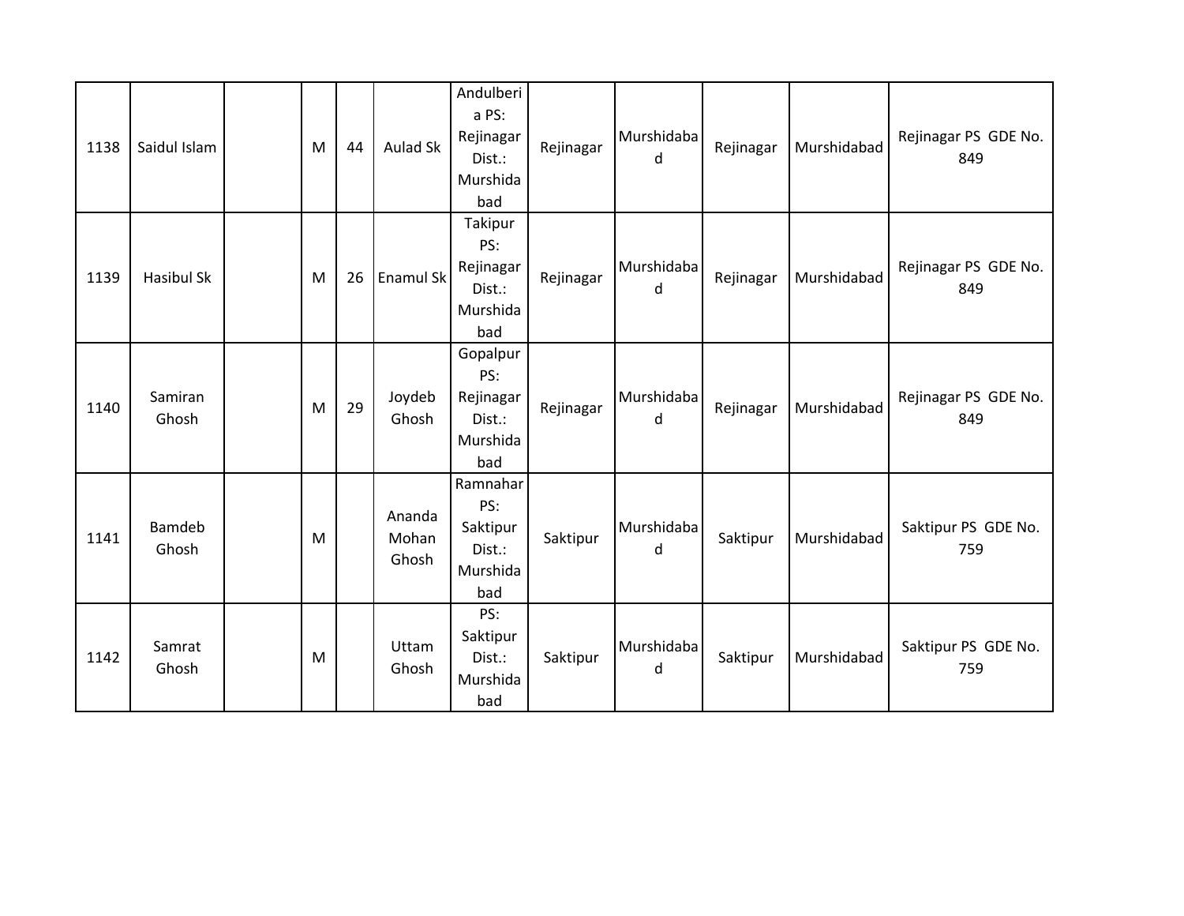| 1138 | Saidul Islam | | M | 44 | Aulad Sk | Andulberia PS: Rejinagar Dist.: Murshidabad | Rejinagar | Murshidabad | Rejinagar | Murshidabad | Rejinagar PS GDE No. 849 |
|---|---|---|---|---|---|---|---|---|---|---|---|
| 1139 | Hasibul Sk | | M | 26 | Enamul Sk | Takipur PS: Rejinagar Dist.: Murshidabad | Rejinagar | Murshidabad | Rejinagar | Murshidabad | Rejinagar PS GDE No. 849 |
| 1140 | Samiran Ghosh | | M | 29 | Joydeb Ghosh | Gopalpur PS: Rejinagar Dist.: Murshidabad | Rejinagar | Murshidabad | Rejinagar | Murshidabad | Rejinagar PS GDE No. 849 |
| 1141 | Bamdeb Ghosh | | M | | Ananda Mohan Ghosh | Ramnahar PS: Saktipur Dist.: Murshidabad | Saktipur | Murshidabad | Saktipur | Murshidabad | Saktipur PS GDE No. 759 |
| 1142 | Samrat Ghosh | | M | | Uttam Ghosh | PS: Saktipur Dist.: Murshidabad | Saktipur | Murshidabad | Saktipur | Murshidabad | Saktipur PS GDE No. 759 |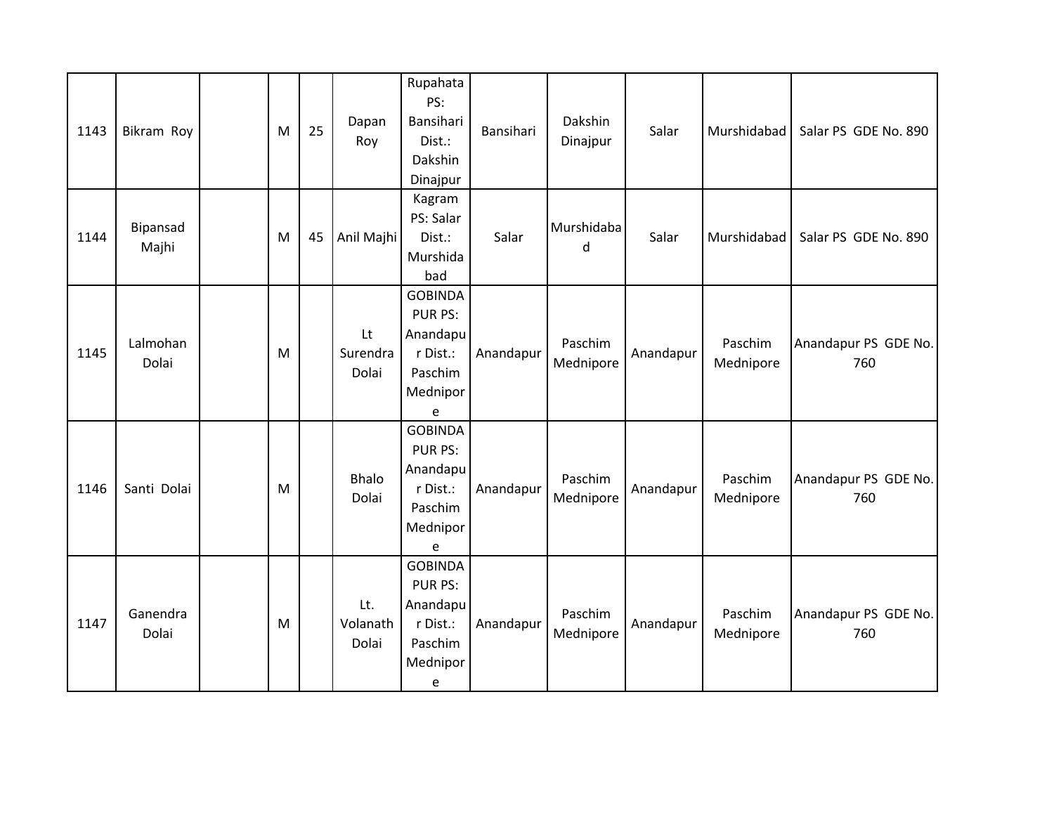| | | | | | | | | | | | |
|---|---|---|---|---|---|---|---|---|---|---|---|
| 1143 | Bikram Roy | | M | 25 | Dapan Roy | Rupahata PS: Bansihari Dist.: Dakshin Dinajpur | Bansihari | Dakshin Dinajpur | Salar | Murshidabad | Salar PS GDE No. 890 |
| 1144 | Bipansad Majhi | | M | 45 | Anil Majhi | Kagram PS: Salar Dist.: Murshidabad | Salar | Murshidabad | Salar | Murshidabad | Salar PS GDE No. 890 |
| 1145 | Lalmohan Dolai | | M | | Lt Surendra Dolai | GOBINDA PUR PS: Anandapur Dist.: Paschim Mednipore | Anandapur | Paschim Mednipore | Anandapur | Paschim Mednipore | Anandapur PS GDE No. 760 |
| 1146 | Santi Dolai | | M | | Bhalo Dolai | GOBINDA PUR PS: Anandapur Dist.: Paschim Mednipore | Anandapur | Paschim Mednipore | Anandapur | Paschim Mednipore | Anandapur PS GDE No. 760 |
| 1147 | Ganendra Dolai | | M | | Lt. Volanath Dolai | GOBINDA PUR PS: Anandapur Dist.: Paschim Mednipore | Anandapur | Paschim Mednipore | Anandapur | Paschim Mednipore | Anandapur PS GDE No. 760 |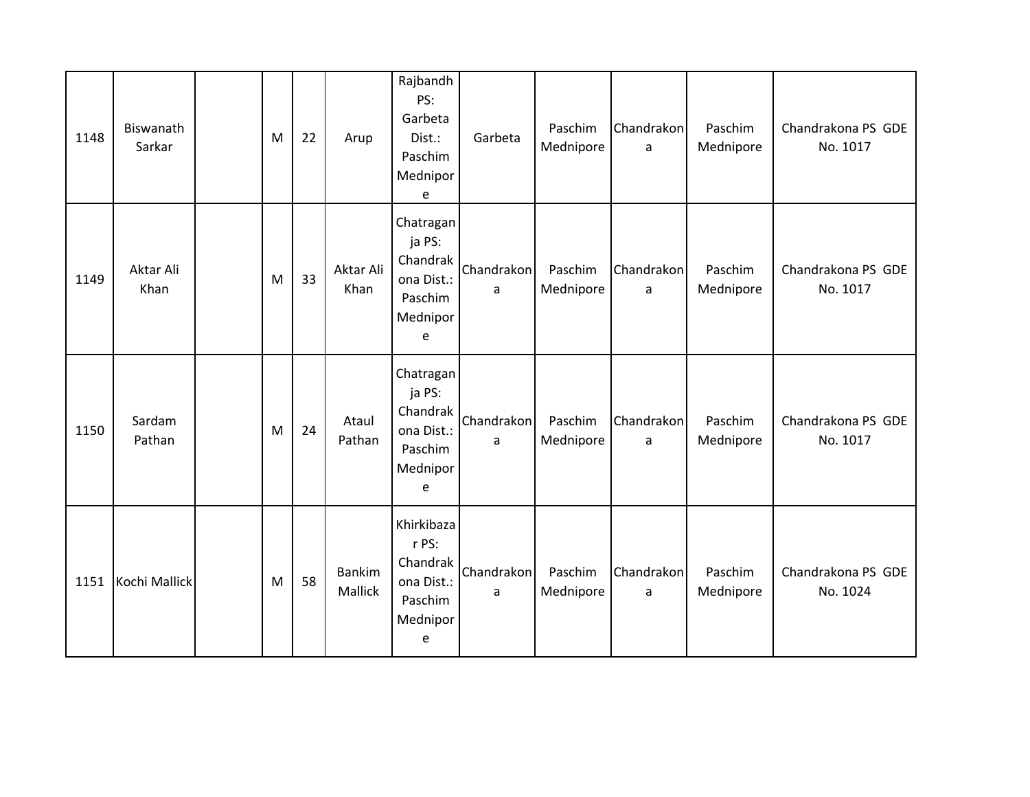| | | | | | | | | | | | |
|---|---|---|---|---|---|---|---|---|---|---|---|
| 1148 | Biswanath Sarkar | | M | 22 | Arup | Rajbandh PS: Garbeta Dist.: Paschim Mednipore | Garbeta | Paschim Mednipore | Chandrakona | Paschim Mednipore | Chandrakona PS GDE No. 1017 |
| 1149 | Aktar Ali Khan | | M | 33 | Aktar Ali Khan | Chatraganja PS: Chandrakona Dist.: Paschim Mednipore | Chandrakona | Paschim Mednipore | Chandrakona | Paschim Mednipore | Chandrakona PS GDE No. 1017 |
| 1150 | Sardam Pathan | | M | 24 | Ataul Pathan | Chatraganja PS: Chandrakona Dist.: Paschim Mednipore | Chandrakona | Paschim Mednipore | Chandrakona | Paschim Mednipore | Chandrakona PS GDE No. 1017 |
| 1151 | Kochi Mallick | | M | 58 | Bankim Mallick | Khirkibazar PS: Chandrakona Dist.: Paschim Mednipore | Chandrakona | Paschim Mednipore | Chandrakona | Paschim Mednipore | Chandrakona PS GDE No. 1024 |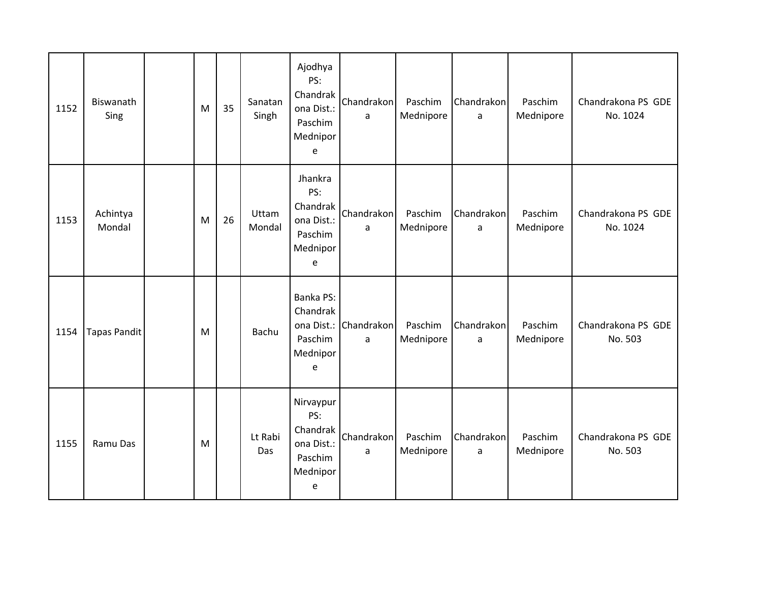| 1152 | Biswanath Sing | | M | 35 | Sanatan Singh | Ajodhya PS: Chandrakona Dist.: Paschim Mednipore | Chandrakona | Paschim Mednipore | Chandrakona | Paschim Mednipore | Chandrakona PS GDE No. 1024 |
|---|---|---|---|---|---|---|---|---|---|---|---|
| 1153 | Achintya Mondal | | M | 26 | Uttam Mondal | Jhankra PS: Chandrakona Dist.: Paschim Mednipore | Chandrakona | Paschim Mednipore | Chandrakona | Paschim Mednipore | Chandrakona PS GDE No. 1024 |
| 1154 | Tapas Pandit | | M | | Bachu | Banka PS: Chandrakona Dist.: Paschim Mednipore | Chandrakona | Paschim Mednipore | Chandrakona | Paschim Mednipore | Chandrakona PS GDE No. 503 |
| 1155 | Ramu Das | | M | | Lt Rabi Das | Nirvaypur PS: Chandrakona Dist.: Paschim Mednipore | Chandrakona | Paschim Mednipore | Chandrakona | Paschim Mednipore | Chandrakona PS GDE No. 503 |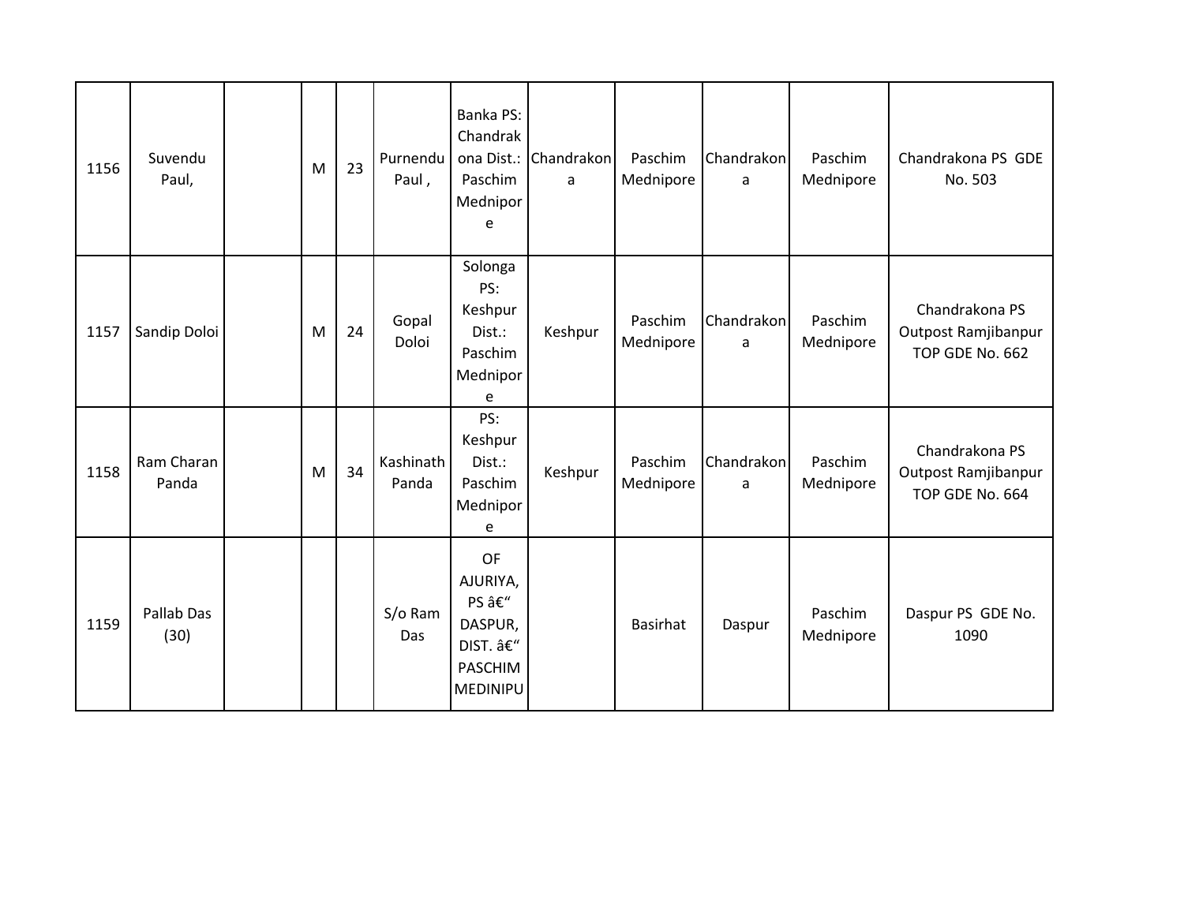| 1156 | Suvendu Paul, | | M | 23 | Purnendu Paul , | Banka PS: Chandrakona Dist.: Paschim Mednipore | Chandrakona | Paschim Mednipore | Chandrakona | Paschim Mednipore | Chandrakona PS GDE No. 503 |
|---|---|---|---|---|---|---|---|---|---|---|---|
| 1157 | Sandip Doloi | | M | 24 | Gopal Doloi | Solonga PS: Keshpur Dist.: Paschim Mednipore | Keshpur | Paschim Mednipore | Chandrakona | Paschim Mednipore | Chandrakona PS Outpost Ramjibanpur TOP GDE No. 662 |
| 1158 | Ram Charan Panda | | M | 34 | Kashinath Panda | PS: Keshpur Dist.: Paschim Mednipore | Keshpur | Paschim Mednipore | Chandrakona | Paschim Mednipore | Chandrakona PS Outpost Ramjibanpur TOP GDE No. 664 |
| 1159 | Pallab Das (30) | | | | S/o Ram Das | OF AJURIYA, PS â€“ DASPUR, DIST. â€“ PASCHIM MEDINIPU | | Basirhat | Daspur | Paschim Mednipore | Daspur PS GDE No. 1090 |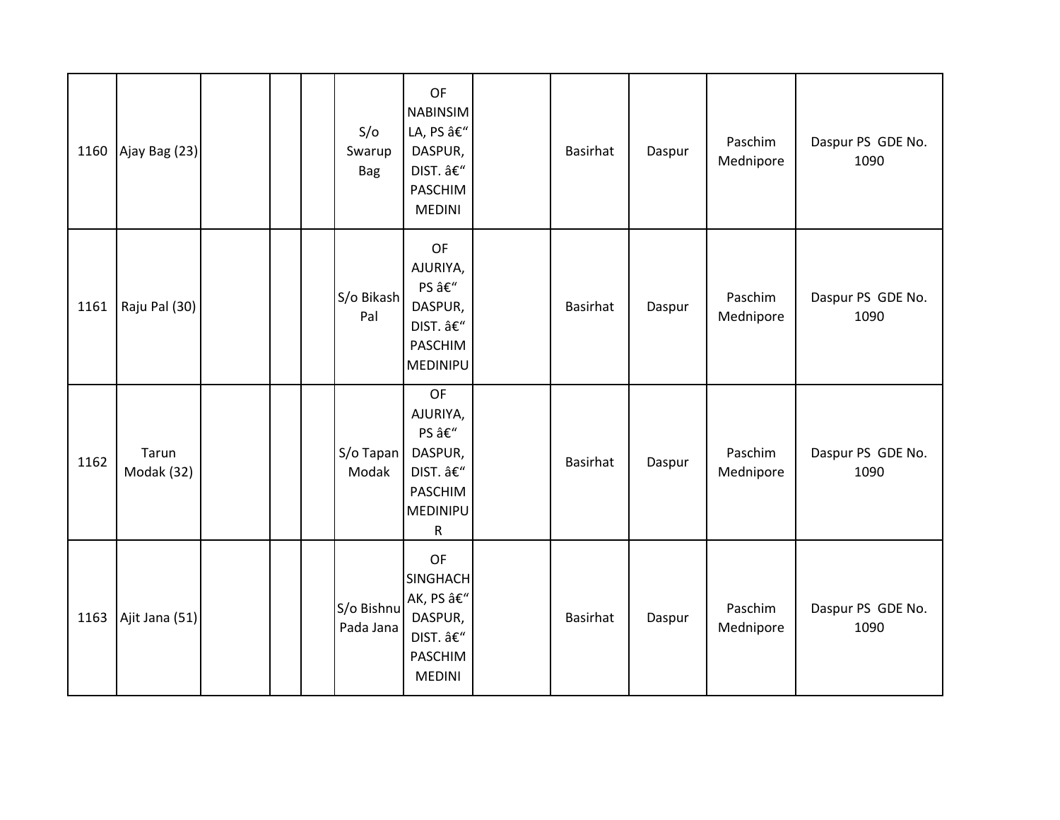| 1160 | Ajay Bag (23) | | | | S/o Swarup Bag | OF NABINSIMLA, PS â€“ DASPUR, DIST. â€“ PASCHIM MEDINI | | Basirhat | Daspur | Paschim Mednipore | Daspur PS GDE No. 1090 |
|---|---|---|---|---|---|---|---|---|---|---|---|
| 1161 | Raju Pal (30) | | | | S/o Bikash Pal | OF AJURIYA, PS â€“ DASPUR, DIST. â€“ PASCHIM MEDINIPU | | Basirhat | Daspur | Paschim Mednipore | Daspur PS GDE No. 1090 |
| 1162 | Tarun Modak (32) | | | | S/o Tapan Modak | OF AJURIYA, PS â€“ DASPUR, DIST. â€“ PASCHIM MEDINIPUR | | Basirhat | Daspur | Paschim Mednipore | Daspur PS GDE No. 1090 |
| 1163 | Ajit Jana (51) | | | | S/o Bishnu Pada Jana | OF SINGHACHAK, PS â€“ DASPUR, DIST. â€“ PASCHIM MEDINI | | Basirhat | Daspur | Paschim Mednipore | Daspur PS GDE No. 1090 |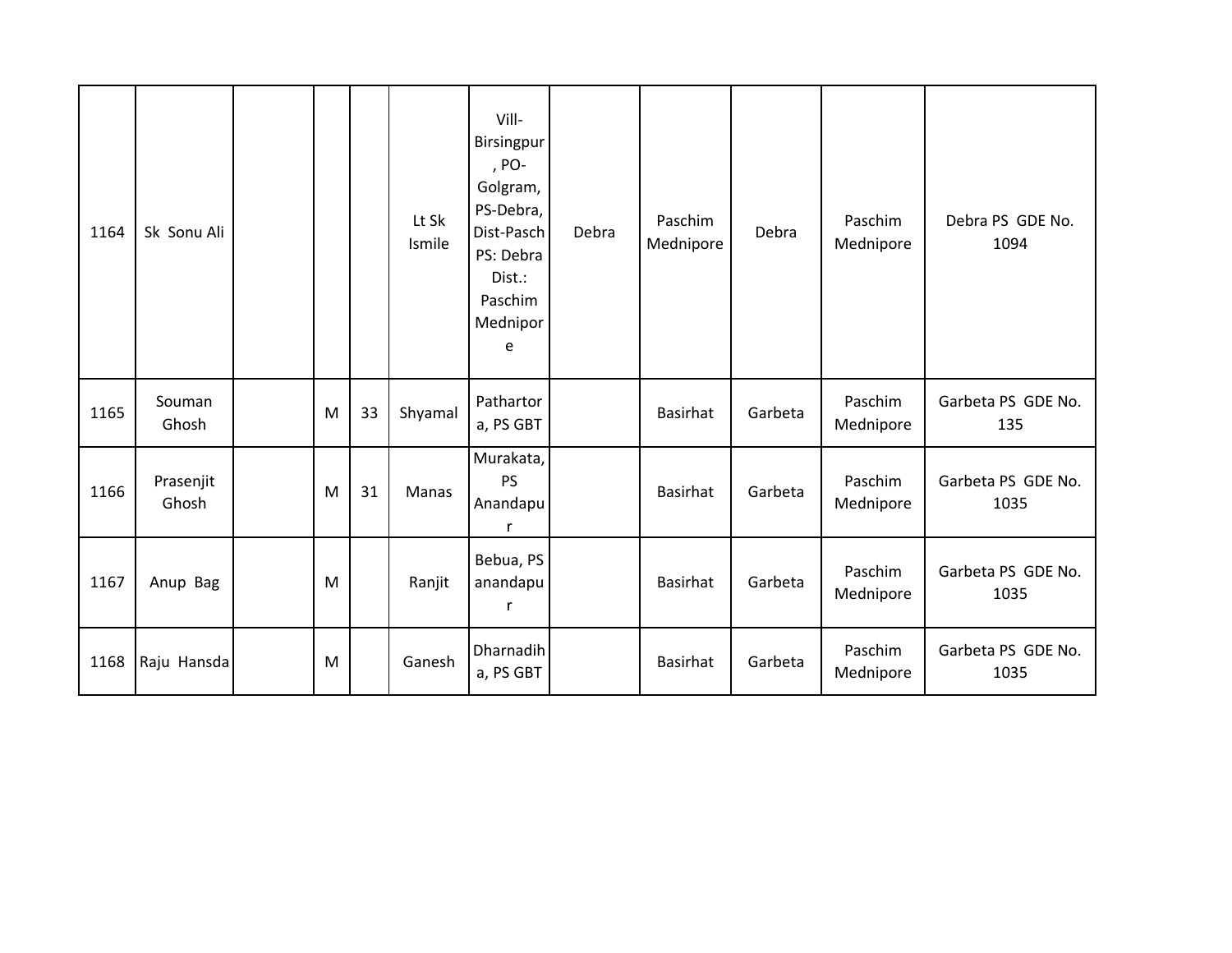| 1164 | Sk Sonu Ali | | | | Lt Sk Ismile | Vill-Birsingpur, PO-Golgram, PS-Debra, Dist-Pasch PS: Debra Dist.: Paschim Mednipore | Debra | Paschim Mednipore | Debra | Paschim Mednipore | Debra PS GDE No. 1094 |
|---|---|---|---|---|---|---|---|---|---|---|---|
| 1165 | Souman Ghosh | | M | 33 | Shyamal | Pathartora, PS GBT | | Basirhat | Garbeta | Paschim Mednipore | Garbeta PS GDE No. 135 |
| 1166 | Prasenjit Ghosh | | M | 31 | Manas | Murakata, PS Anandapur | | Basirhat | Garbeta | Paschim Mednipore | Garbeta PS GDE No. 1035 |
| 1167 | Anup Bag | | M | | Ranjit | Bebua, PS anandapur | | Basirhat | Garbeta | Paschim Mednipore | Garbeta PS GDE No. 1035 |
| 1168 | Raju Hansda | | M | | Ganesh | Dharnadiha, PS GBT | | Basirhat | Garbeta | Paschim Mednipore | Garbeta PS GDE No. 1035 |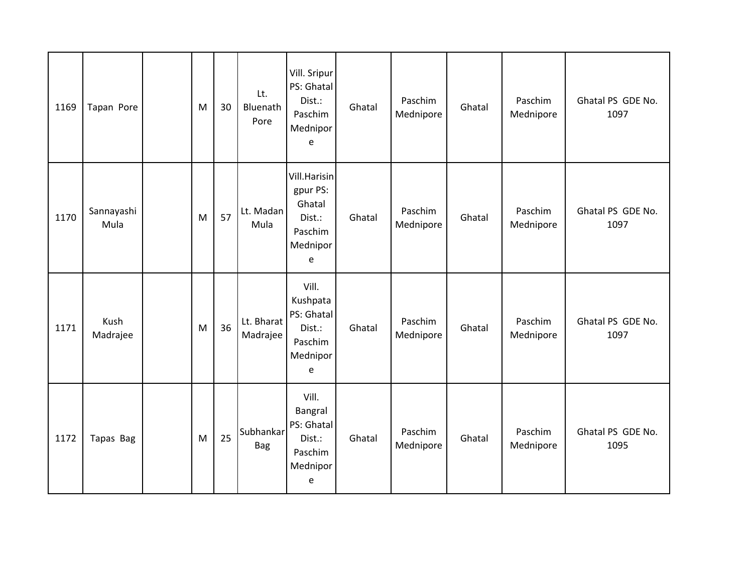| 1169 | Tapan Pore | | M | 30 | Lt. Bluenath Pore | Vill. Sripur PS: Ghatal Dist.: Paschim Mednipore | Ghatal | Paschim Mednipore | Ghatal | Paschim Mednipore | Ghatal PS GDE No. 1097 |
|---|---|---|---|---|---|---|---|---|---|---|---|
| 1170 | Sannayashi Mula | | M | 57 | Lt. Madan Mula | Vill.Harisingpur PS: Ghatal Dist.: Paschim Mednipore | Ghatal | Paschim Mednipore | Ghatal | Paschim Mednipore | Ghatal PS GDE No. 1097 |
| 1171 | Kush Madrajee | | M | 36 | Lt. Bharat Madrajee | Vill. Kushpata PS: Ghatal Dist.: Paschim Mednipore | Ghatal | Paschim Mednipore | Ghatal | Paschim Mednipore | Ghatal PS GDE No. 1097 |
| 1172 | Tapas Bag | | M | 25 | Subhankar Bag | Vill. Bangral PS: Ghatal Dist.: Paschim Mednipore | Ghatal | Paschim Mednipore | Ghatal | Paschim Mednipore | Ghatal PS GDE No. 1095 |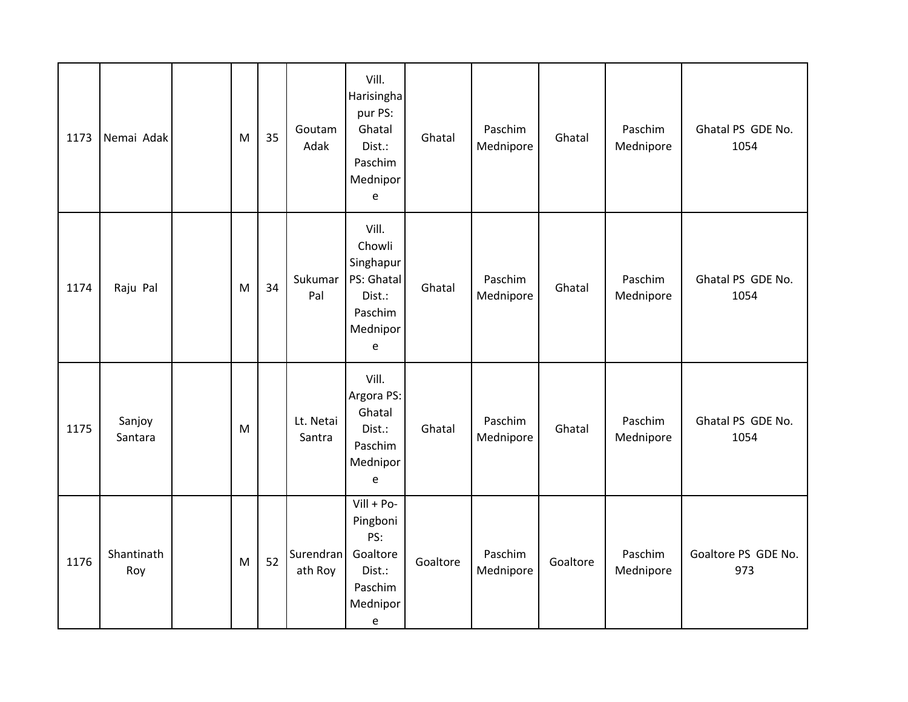| | | | | | | | | | | | |
|---|---|---|---|---|---|---|---|---|---|---|---|
| 1173 | Nemai Adak | | M | 35 | Goutam Adak | Vill. Harisinghapur PS: Ghatal Dist.: Paschim Mednipore | Ghatal | Paschim Mednipore | Ghatal | Paschim Mednipore | Ghatal PS GDE No. 1054 |
| 1174 | Raju Pal | | M | 34 | Sukumar Pal | Vill. Chowli Singhapur PS: Ghatal Dist.: Paschim Mednipore | Ghatal | Paschim Mednipore | Ghatal | Paschim Mednipore | Ghatal PS GDE No. 1054 |
| 1175 | Sanjoy Santara | | M | | Lt. Netai Santra | Vill. Argora PS: Ghatal Dist.: Paschim Mednipore | Ghatal | Paschim Mednipore | Ghatal | Paschim Mednipore | Ghatal PS GDE No. 1054 |
| 1176 | Shantinath Roy | | M | 52 | Surendranath Roy | Vill + Po-Pingboni PS: Goaltore Dist.: Paschim Mednipore | Goaltore | Paschim Mednipore | Goaltore | Paschim Mednipore | Goaltore PS GDE No. 973 |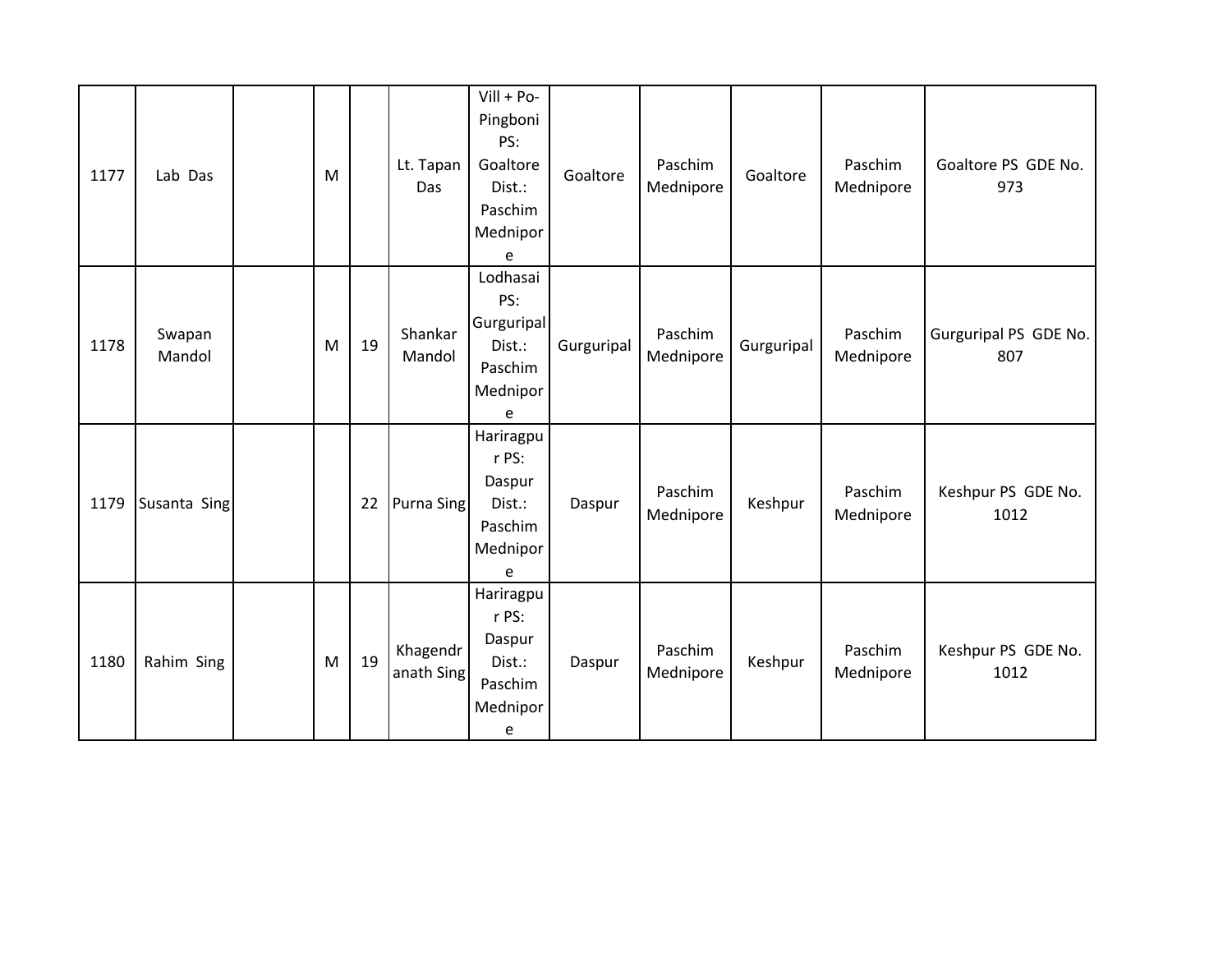| | | | | | | | | | | | | |
|---|---|---|---|---|---|---|---|---|---|---|---|---|
| 1177 | Lab Das | | M | | Lt. Tapan Das | Vill + Po- Pingboni PS: Goaltore Dist.: Paschim Mednipore | Goaltore | Paschim Mednipore | Goaltore | Paschim Mednipore | Goaltore PS GDE No. 973 |
| 1178 | Swapan Mandol | | M | 19 | Shankar Mandol | Lodhasai PS: Gurguripal Dist.: Paschim Mednipore | Gurguripal | Paschim Mednipore | Gurguripal | Paschim Mednipore | Gurguripal PS GDE No. 807 |
| 1179 | Susanta Sing | | | 22 | Purna Sing | Hariragpur PS: Daspur Dist.: Paschim Mednipore | Daspur | Paschim Mednipore | Keshpur | Paschim Mednipore | Keshpur PS GDE No. 1012 |
| 1180 | Rahim Sing | | M | 19 | Khagendranath Sing | Hariragpur PS: Daspur Dist.: Paschim Mednipore | Daspur | Paschim Mednipore | Keshpur | Paschim Mednipore | Keshpur PS GDE No. 1012 |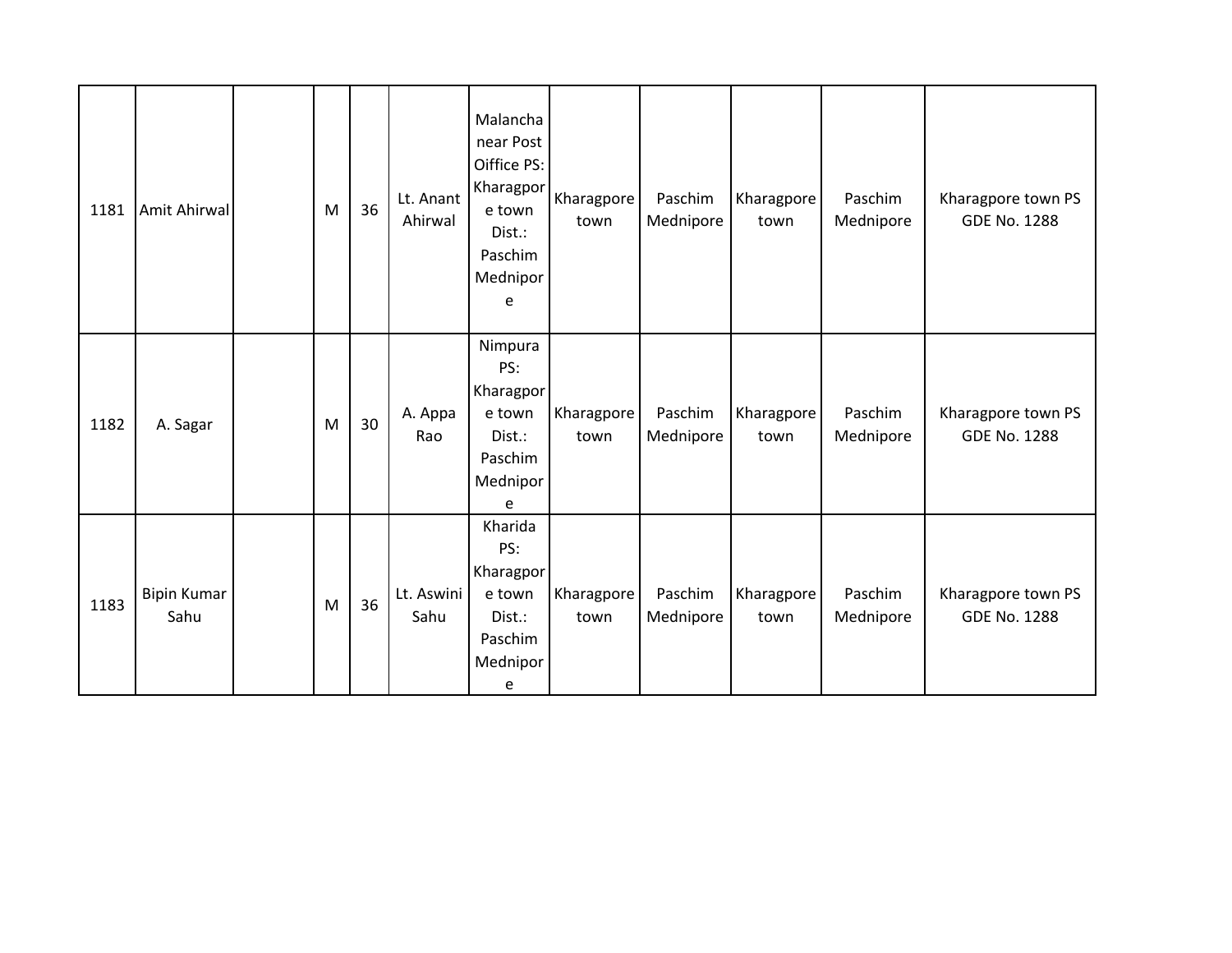| 1181 | Amit Ahirwal | | M | 36 | Lt. Anant Ahirwal | Malancha near Post Oiffice PS: Kharagpore town Dist.: Paschim Mednipore | Kharagpore town | Paschim Mednipore | Kharagpore town | Paschim Mednipore | Kharagpore town PS GDE No. 1288 |
|---|---|---|---|---|---|---|---|---|---|---|---|
| 1182 | A. Sagar | | M | 30 | A. Appa Rao | Nimpura PS: Kharagpore town Dist.: Paschim Mednipore | Kharagpore town | Paschim Mednipore | Kharagpore town | Paschim Mednipore | Kharagpore town PS GDE No. 1288 |
| 1183 | Bipin Kumar Sahu | | M | 36 | Lt. Aswini Sahu | Kharida PS: Kharagpore town Dist.: Paschim Mednipore | Kharagpore town | Paschim Mednipore | Kharagpore town | Paschim Mednipore | Kharagpore town PS GDE No. 1288 |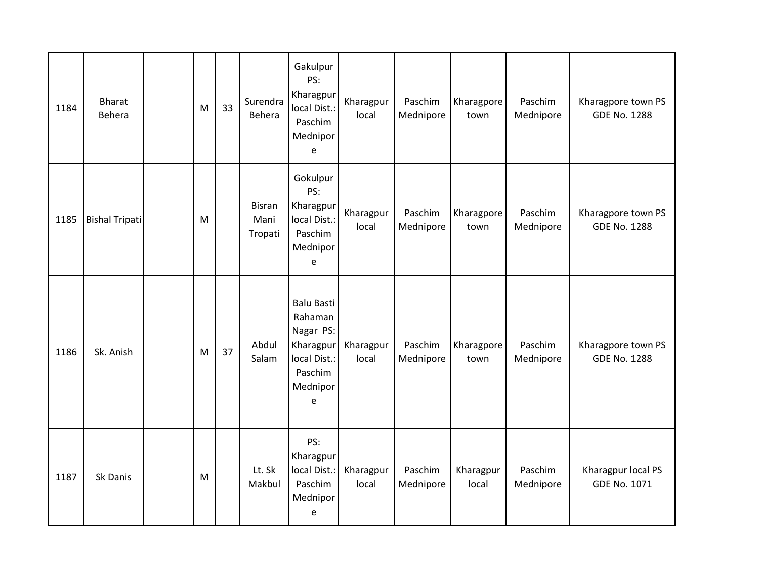| 1184 | Bharat Behera | | M | 33 | Surendra Behera | Gakulpur PS: Kharagpur local Dist.: Paschim Mednipore | Kharagpur local | Paschim Mednipore | Kharagpore town | Paschim Mednipore | Kharagpore town PS GDE No. 1288 |
|---|---|---|---|---|---|---|---|---|---|---|---|
| 1185 | Bishal Tripati | | M | | Bisran Mani Tropati | Gokulpur PS: Kharagpur local Dist.: Paschim Mednipore | Kharagpur local | Paschim Mednipore | Kharagpore town | Paschim Mednipore | Kharagpore town PS GDE No. 1288 |
| 1186 | Sk. Anish | | M | 37 | Abdul Salam | Balu Basti Rahaman Nagar PS: Kharagpur local Dist.: Paschim Mednipore | Kharagpur local | Paschim Mednipore | Kharagpore town | Paschim Mednipore | Kharagpore town PS GDE No. 1288 |
| 1187 | Sk Danis | | M | | Lt. Sk Makbul | PS: Kharagpur local Dist.: Paschim Mednipore | Kharagpur local | Paschim Mednipore | Kharagpur local | Paschim Mednipore | Kharagpur local PS GDE No. 1071 |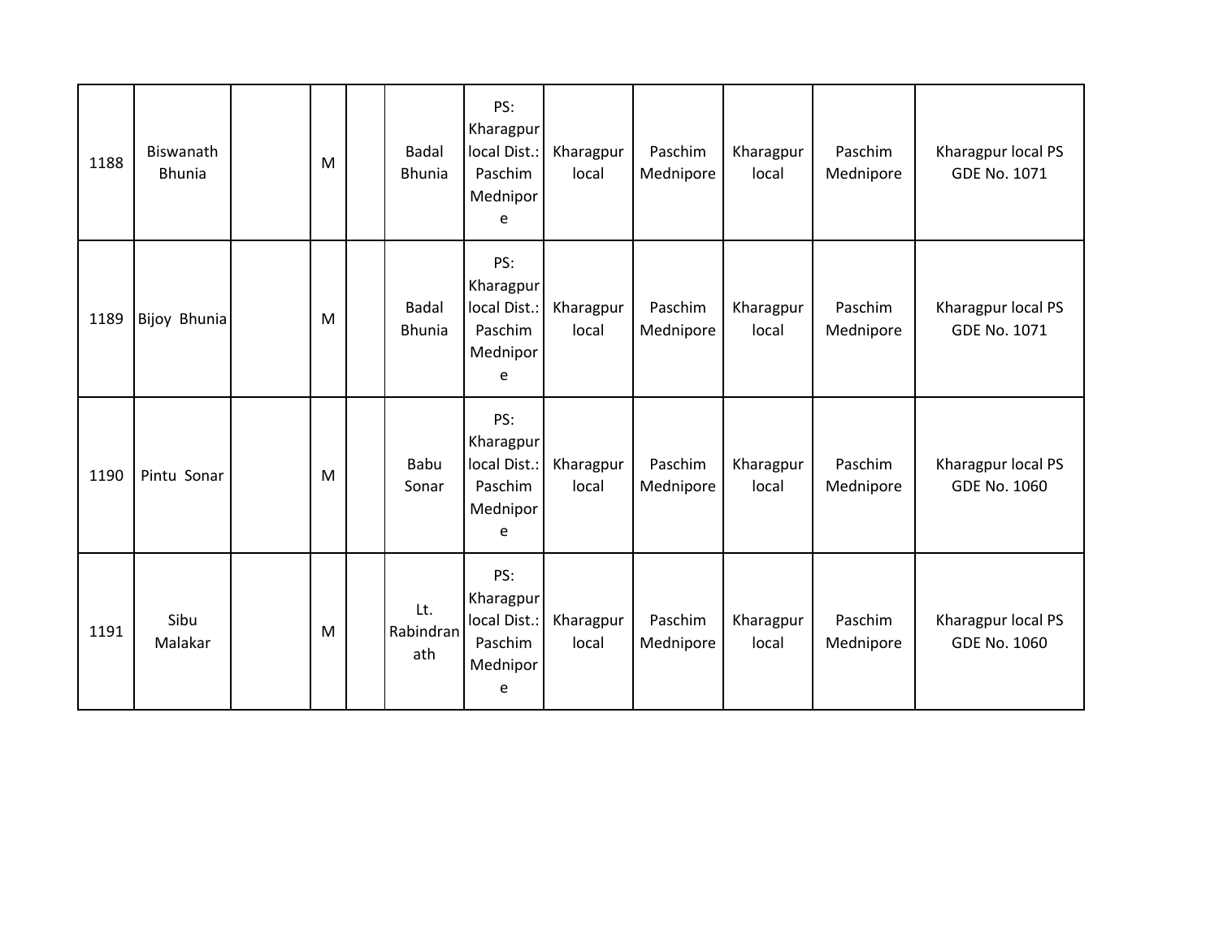| | | | | | | | | | | | |
|---|---|---|---|---|---|---|---|---|---|---|---|
| 1188 | Biswanath Bhunia | | M | | Badal Bhunia | PS: Kharagpur local Dist.: Paschim Mednipore | Kharagpur local | Paschim Mednipore | Kharagpur local | Paschim Mednipore | Kharagpur local PS GDE No. 1071 |
| 1189 | Bijoy Bhunia | | M | | Badal Bhunia | PS: Kharagpur local Dist.: Paschim Mednipore | Kharagpur local | Paschim Mednipore | Kharagpur local | Paschim Mednipore | Kharagpur local PS GDE No. 1071 |
| 1190 | Pintu Sonar | | M | | Babu Sonar | PS: Kharagpur local Dist.: Paschim Mednipore | Kharagpur local | Paschim Mednipore | Kharagpur local | Paschim Mednipore | Kharagpur local PS GDE No. 1060 |
| 1191 | Sibu Malakar | | M | | Lt. Rabindranath | PS: Kharagpur local Dist.: Paschim Mednipore | Kharagpur local | Paschim Mednipore | Kharagpur local | Paschim Mednipore | Kharagpur local PS GDE No. 1060 |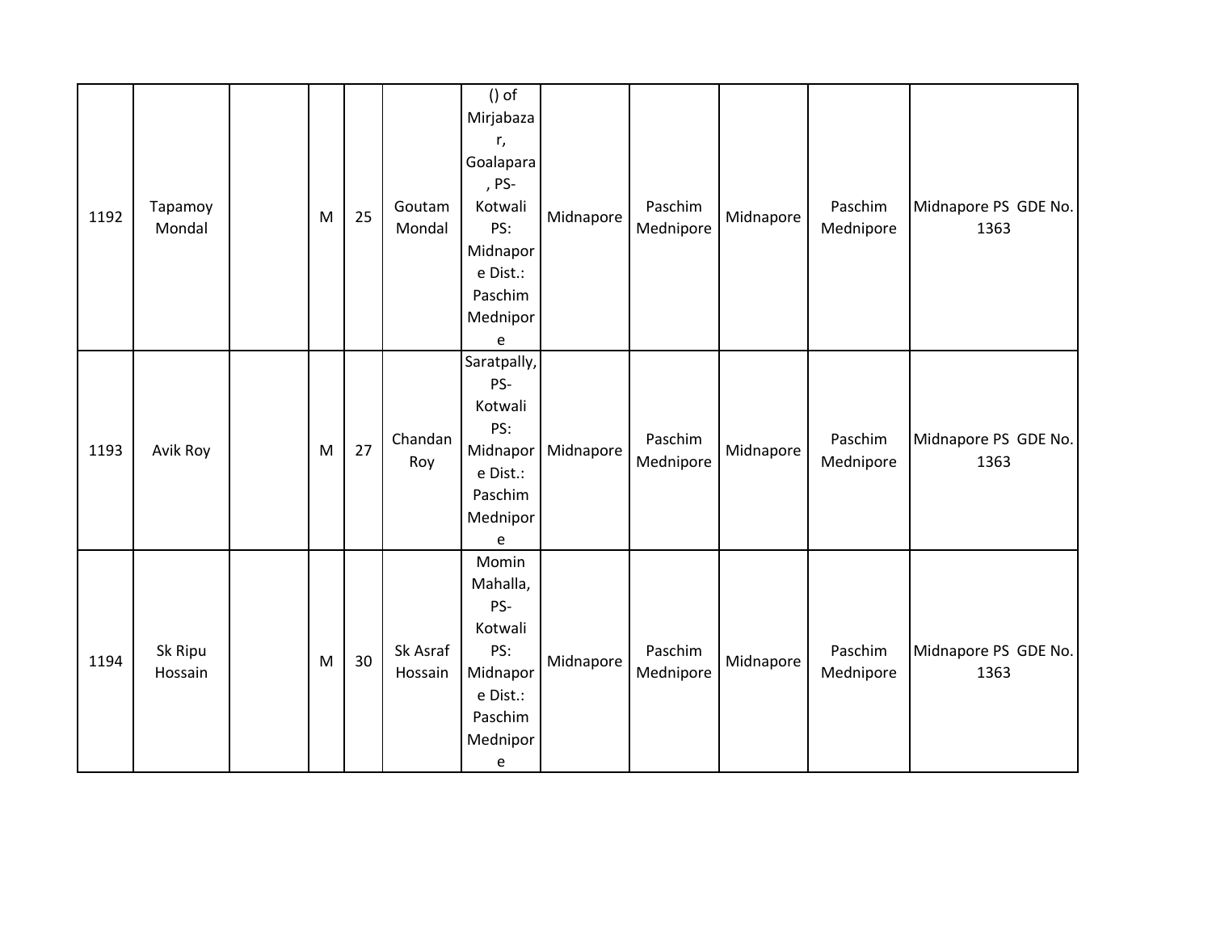| 1192 | Tapamoy Mondal | | M | 25 | Goutam Mondal | () of Mirjabazar, Goalapara, PS- Kotwali PS: Midnapore Dist.: Paschim Mednipore | Midnapore | Paschim Mednipore | Midnapore | Paschim Mednipore | Midnapore PS GDE No. 1363 |
|---|---|---|---|---|---|---|---|---|---|---|---|
| 1193 | Avik Roy | | M | 27 | Chandan Roy | Saratpally, PS- Kotwali PS: Midnapore Dist.: Paschim Mednipore | Midnapore | Paschim Mednipore | Midnapore | Paschim Mednipore | Midnapore PS GDE No. 1363 |
| 1194 | Sk Ripu Hossain | | M | 30 | Sk Asraf Hossain | Momin Mahalla, PS- Kotwali PS: Midnapore Dist.: Paschim Mednipore | Midnapore | Paschim Mednipore | Midnapore | Paschim Mednipore | Midnapore PS GDE No. 1363 |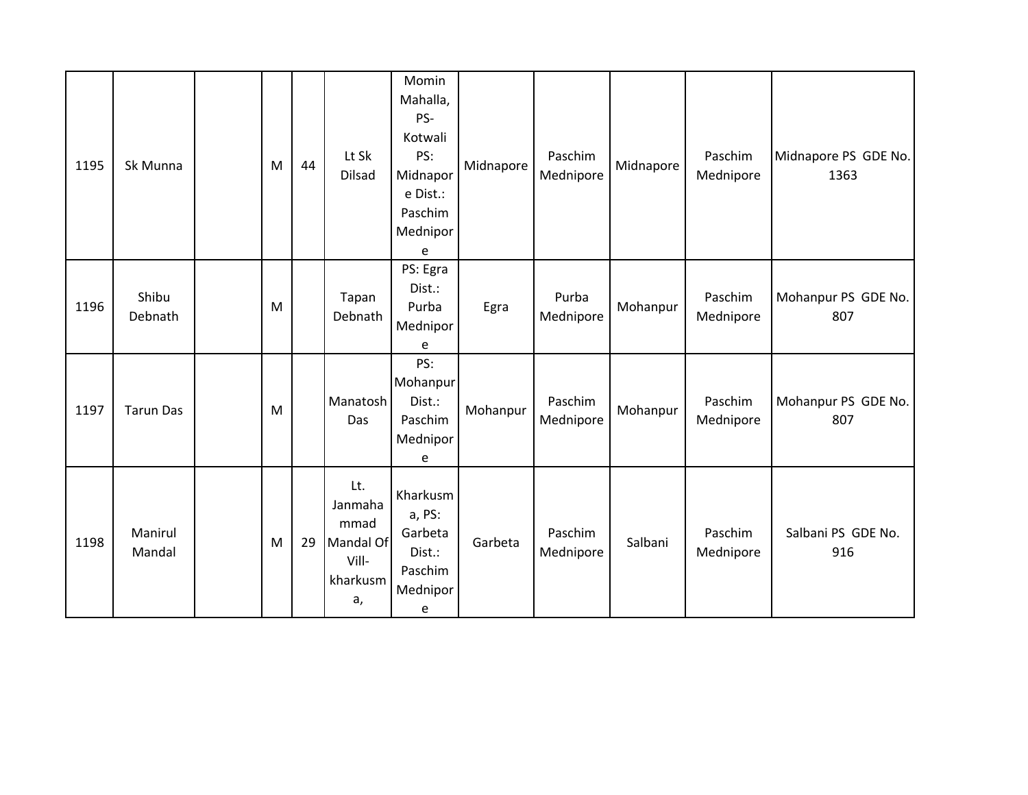| | | | | | | | | | | | |
|---|---|---|---|---|---|---|---|---|---|---|---|
| 1195 | Sk Munna | | M | 44 | Lt Sk Dilsad | Momin Mahalla, PS- Kotwali PS: Midnapore Dist.: Paschim Mednipore | Midnapore | Paschim Mednipore | Midnapore | Paschim Mednipore | Midnapore PS GDE No. 1363 |
| 1196 | Shibu Debnath | | M | | Tapan Debnath | PS: Egra Dist.: Purba Mednipore | Egra | Purba Mednipore | Mohanpur | Paschim Mednipore | Mohanpur PS GDE No. 807 |
| 1197 | Tarun Das | | M | | Manatosh Das | PS: Mohanpur Dist.: Paschim Mednipore | Mohanpur | Paschim Mednipore | Mohanpur | Paschim Mednipore | Mohanpur PS GDE No. 807 |
| 1198 | Manirul Mandal | | M | 29 | Lt. Janmahammad Mandal Of Vill- kharkusma, | Kharkusma, PS: Garbeta Dist.: Paschim Mednipore | Garbeta | Paschim Mednipore | Salbani | Paschim Mednipore | Salbani PS GDE No. 916 |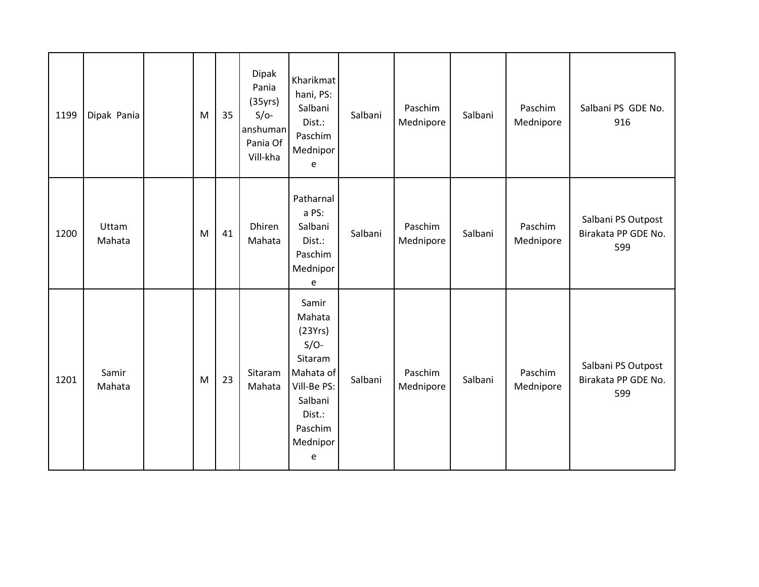| 1199 | Dipak Pania | | M | 35 | Dipak Pania (35yrs) S/o-anshuman Pania Of Vill-kha | Kharikmathani, PS: Salbani Dist.: Paschim Mednipore | Salbani | Paschim Mednipore | Salbani | Paschim Mednipore | Salbani PS GDE No. 916 |
|---|---|---|---|---|---|---|---|---|---|---|---|
| 1200 | Uttam Mahata | | M | 41 | Dhiren Mahata | Patharnala PS: Salbani Dist.: Paschim Mednipore | Salbani | Paschim Mednipore | Salbani | Paschim Mednipore | Salbani PS Outpost Birakata PP GDE No. 599 |
| 1201 | Samir Mahata | | M | 23 | Sitaram Mahata | Samir Mahata (23Yrs) S/O-Sitaram Mahata of Vill-Be PS: Salbani Dist.: Paschim Mednipore | Salbani | Paschim Mednipore | Salbani | Paschim Mednipore | Salbani PS Outpost Birakata PP GDE No. 599 |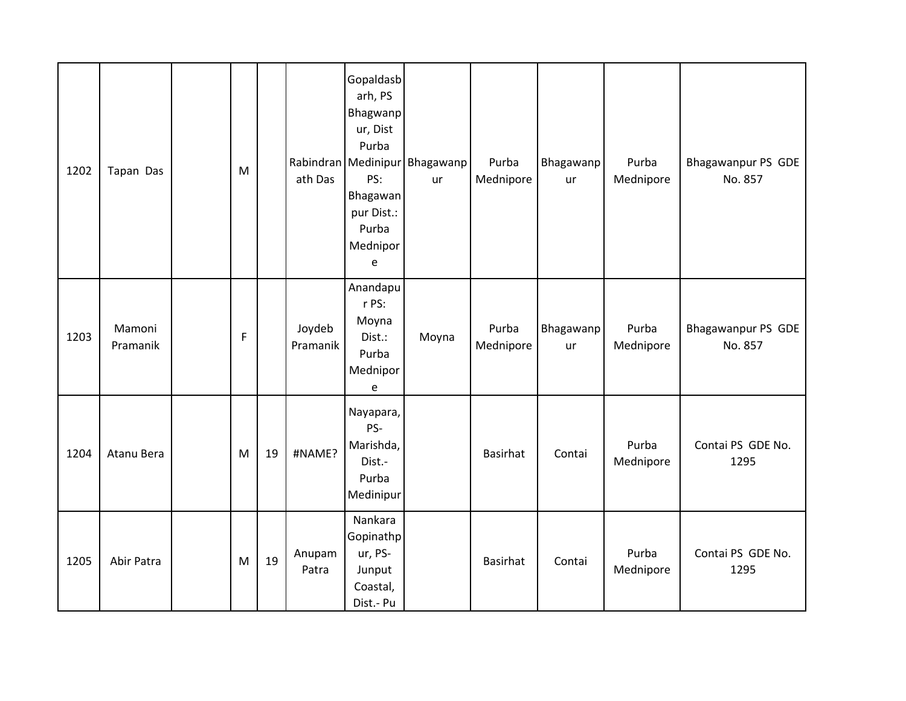| 1202 | Tapan Das | | M | | Rabindranath Das | Gopaldasbarh, PS Bhagwanpur, Dist Purba Medinipur PS: Bhagawanpur Dist.: Purba Mednipore | Bhagawanpur | Purba Mednipore | Bhagawanpur | Purba Mednipore | Bhagawanpur PS GDE No. 857 |
|---|---|---|---|---|---|---|---|---|---|---|---|
| 1203 | Mamoni Pramanik | | F | | Joydeb Pramanik | Anandapur PS: Moyna Dist.: Purba Mednipore | Moyna | Purba Mednipore | Bhagawanpur | Purba Mednipore | Bhagawanpur PS GDE No. 857 |
| 1204 | Atanu Bera | | M | 19 | #NAME? | Nayapara, PS- Marishda, Dist.- Purba Medinipur | | Basirhat | Contai | Purba Mednipore | Contai PS GDE No. 1295 |
| 1205 | Abir Patra | | M | 19 | Anupam Patra | Nankara Gopinathpur, PS- Junput Coastal, Dist.- Pu | | Basirhat | Contai | Purba Mednipore | Contai PS GDE No. 1295 |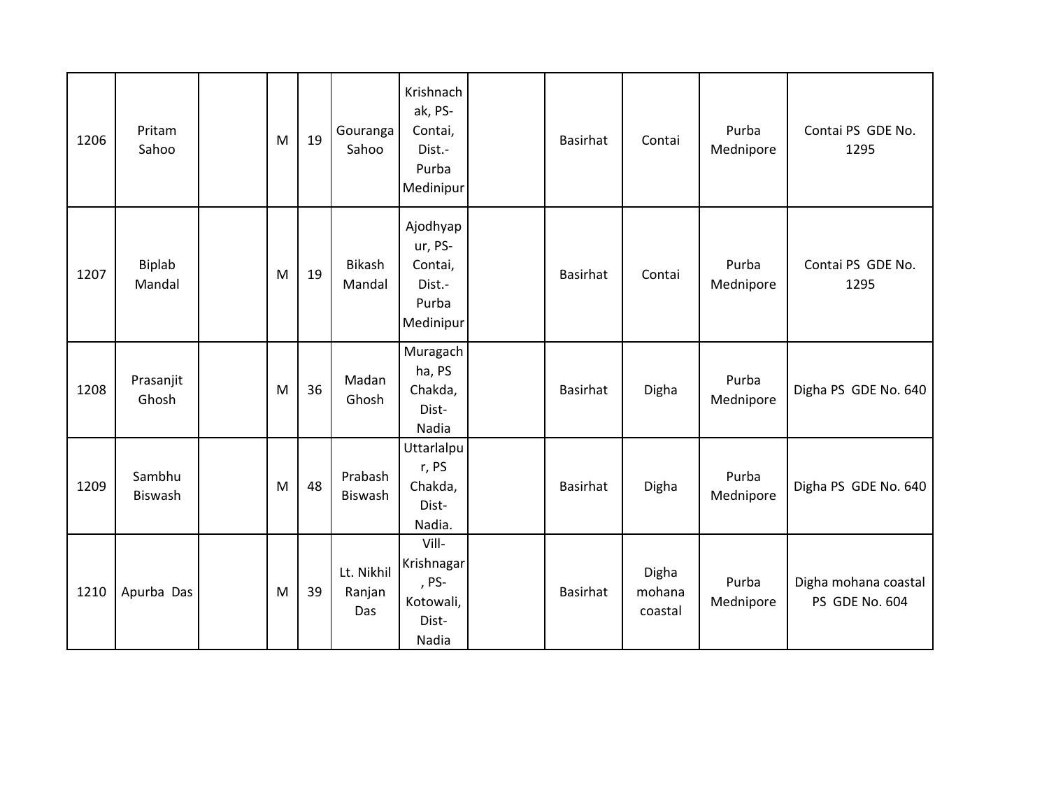| | | | | | | | | | | | |
|---|---|---|---|---|---|---|---|---|---|---|---|
| 1206 | Pritam Sahoo | | M | 19 | Gouranga Sahoo | Krishnachak, PS-Contai, Dist.-Purba Medinipur | | Basirhat | Contai | Purba Mednipore | Contai PS GDE No. 1295 |
| 1207 | Biplab Mandal | | M | 19 | Bikash Mandal | Ajodhyapur, PS-Contai, Dist.-Purba Medinipur | | Basirhat | Contai | Purba Mednipore | Contai PS GDE No. 1295 |
| 1208 | Prasanjit Ghosh | | M | 36 | Madan Ghosh | Muragachha, PS Chakda, Dist-Nadia | | Basirhat | Digha | Purba Mednipore | Digha PS GDE No. 640 |
| 1209 | Sambhu Biswash | | M | 48 | Prabash Biswash | Uttarlalpur, PS Chakda, Dist-Nadia. | | Basirhat | Digha | Purba Mednipore | Digha PS GDE No. 640 |
| 1210 | Apurba Das | | M | 39 | Lt. Nikhil Ranjan Das | Vill-Krishnagar, PS-Kotowali, Dist-Nadia | | Basirhat | Digha mohana coastal | Purba Mednipore | Digha mohana coastal PS GDE No. 604 |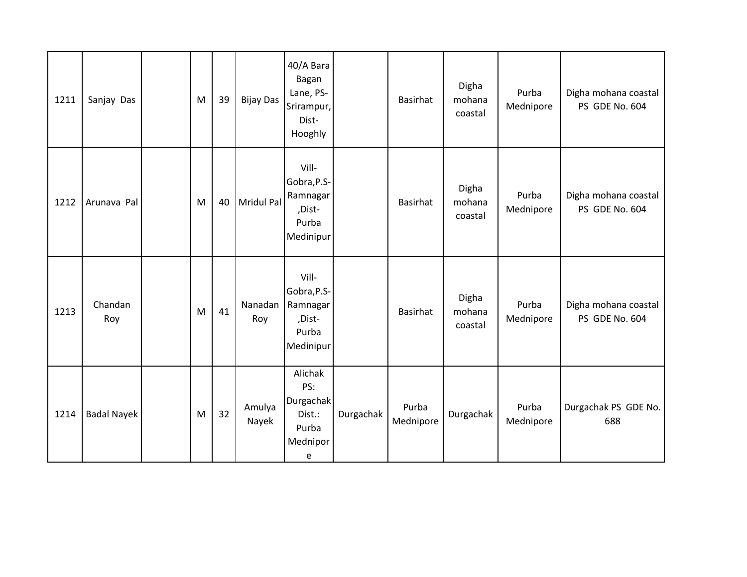| | | | | | | | | | | | |
|---|---|---|---|---|---|---|---|---|---|---|---|
| 1211 | Sanjay Das | | M | 39 | Bijay Das | 40/A Bara Bagan Lane, PS-Srirampur, Dist-Hooghly | | Basirhat | Digha mohana coastal | Purba Mednipore | Digha mohana coastal PS GDE No. 604 |
| 1212 | Arunava Pal | | M | 40 | Mridul Pal | Vill-Gobra,P.S-Ramnagar ,Dist-Purba Medinipur | | Basirhat | Digha mohana coastal | Purba Mednipore | Digha mohana coastal PS GDE No. 604 |
| 1213 | Chandan Roy | | M | 41 | Nanadan Roy | Vill-Gobra,P.S-Ramnagar ,Dist-Purba Medinipur | | Basirhat | Digha mohana coastal | Purba Mednipore | Digha mohana coastal PS GDE No. 604 |
| 1214 | Badal Nayek | | M | 32 | Amulya Nayek | Alichak PS: Durgachak Dist.: Purba Mednipore | Durgachak | Purba Mednipore | Durgachak | Purba Mednipore | Durgachak PS GDE No. 688 |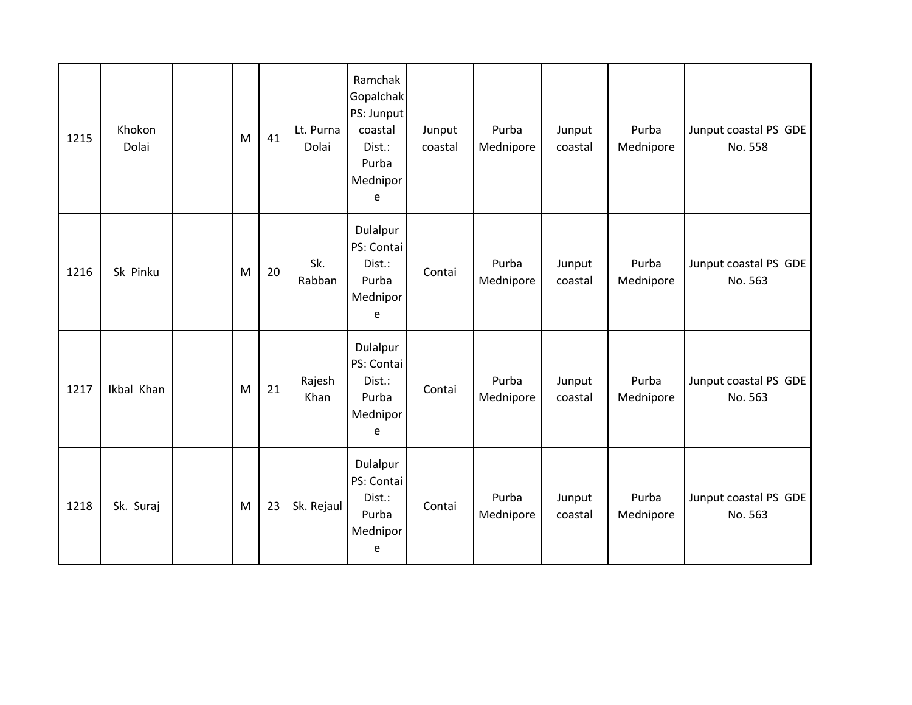| 1215 | Khokon Dolai | | M | 41 | Lt. Purna Dolai | Ramchak Gopalchak PS: Junput coastal Dist.: Purba Mednipore | Junput coastal | Purba Mednipore | Junput coastal | Purba Mednipore | Junput coastal PS GDE No. 558 |
|---|---|---|---|---|---|---|---|---|---|---|---|
| 1216 | Sk Pinku | | M | 20 | Sk. Rabban | Dulalpur PS: Contai Dist.: Purba Mednipore | Contai | Purba Mednipore | Junput coastal | Purba Mednipore | Junput coastal PS GDE No. 563 |
| 1217 | Ikbal Khan | | M | 21 | Rajesh Khan | Dulalpur PS: Contai Dist.: Purba Mednipore | Contai | Purba Mednipore | Junput coastal | Purba Mednipore | Junput coastal PS GDE No. 563 |
| 1218 | Sk. Suraj | | M | 23 | Sk. Rejaul | Dulalpur PS: Contai Dist.: Purba Mednipore | Contai | Purba Mednipore | Junput coastal | Purba Mednipore | Junput coastal PS GDE No. 563 |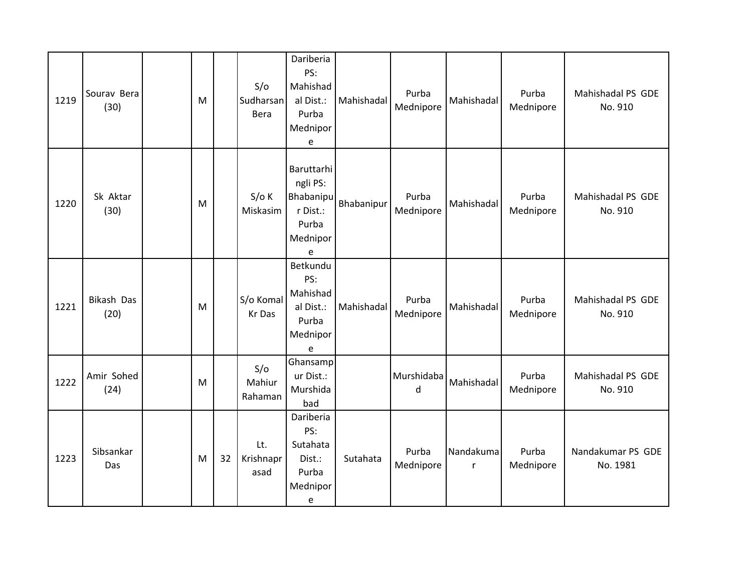| 1219 | Sourav Bera (30) | | M | | S/o Sudharsan Bera | Dariberia PS: Mahishadal Dist.: Purba Mednipore | Mahishadal | Purba Mednipore | Mahishadal | Purba Mednipore | Mahishadal PS GDE No. 910 |
|---|---|---|---|---|---|---|---|---|---|---|---|
| 1220 | Sk Aktar (30) | | M | | S/o K Miskasim | Baruttarhingli PS: Bhabanipur Dist.: Purba Mednipore | Bhabanipur | Purba Mednipore | Mahishadal | Purba Mednipore | Mahishadal PS GDE No. 910 |
| 1221 | Bikash Das (20) | | M | | S/o Komal Kr Das | Betkundu PS: Mahishadal Dist.: Purba Mednipore | Mahishadal | Purba Mednipore | Mahishadal | Purba Mednipore | Mahishadal PS GDE No. 910 |
| 1222 | Amir Sohed (24) | | M | | S/o Mahiur Rahaman | Ghansampur Dist.: Murshidabad | | Murshidabad | Mahishadal | Purba Mednipore | Mahishadal PS GDE No. 910 |
| 1223 | Sibsankar Das | | M | 32 | Lt. Krishnaprasad | Dariberia PS: Sutahata Dist.: Purba Mednipore | Sutahata | Purba Mednipore | Nandakumar | Purba Mednipore | Nandakumar PS GDE No. 1981 |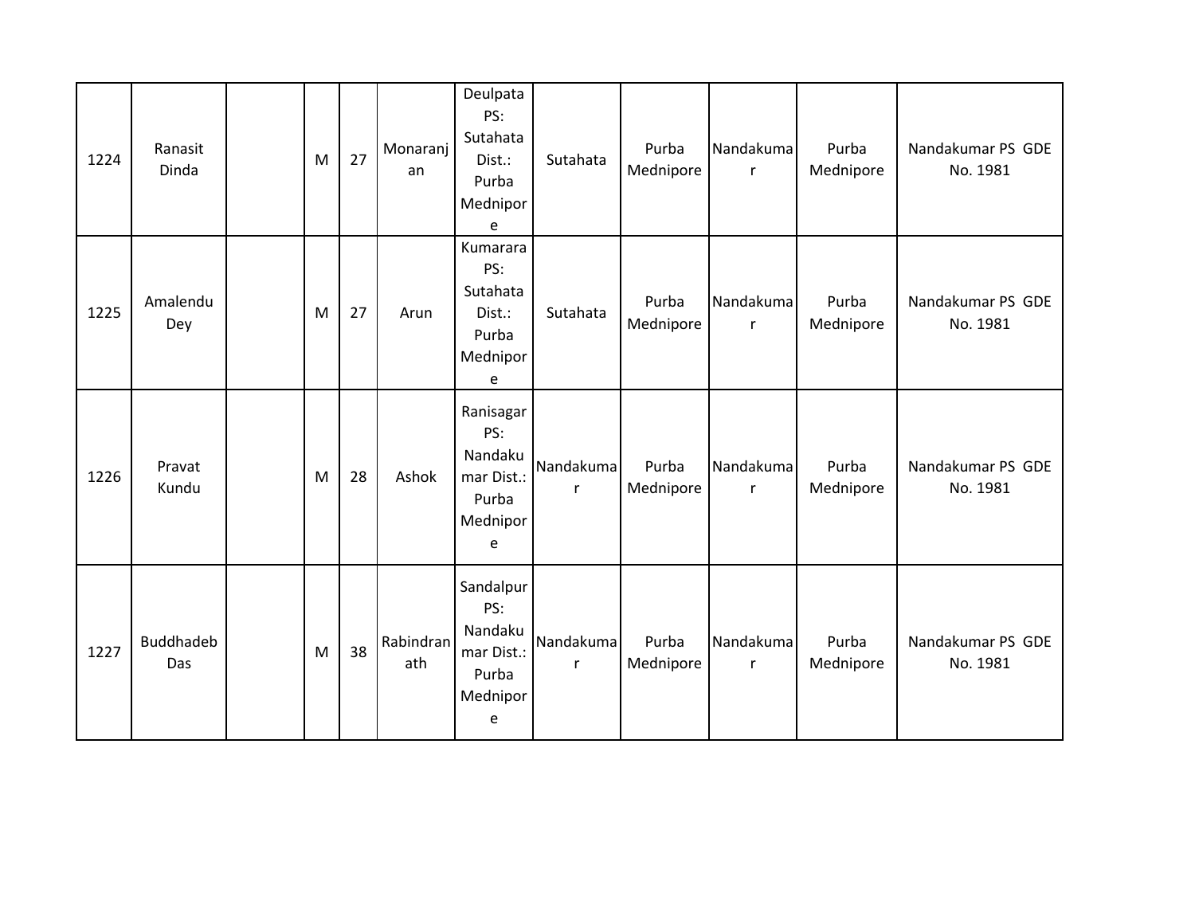| | | | | | | | | | | | |
|---|---|---|---|---|---|---|---|---|---|---|---|
| 1224 | Ranasit Dinda | | M | 27 | Monaranjan | Deulpata PS: Sutahata Dist.: Purba Mednipore | Sutahata | Purba Mednipore | Nandakumar | Purba Mednipore | Nandakumar PS GDE No. 1981 |
| 1225 | Amalendu Dey | | M | 27 | Arun | Kumarara PS: Sutahata Dist.: Purba Mednipore | Sutahata | Purba Mednipore | Nandakumar | Purba Mednipore | Nandakumar PS GDE No. 1981 |
| 1226 | Pravat Kundu | | M | 28 | Ashok | Ranisagar PS: Nandakumar Dist.: Purba Mednipore | Nandakumar | Purba Mednipore | Nandakumar | Purba Mednipore | Nandakumar PS GDE No. 1981 |
| 1227 | Buddhadeb Das | | M | 38 | Rabindranath | Sandalpur PS: Nandakumar Dist.: Purba Mednipore | Nandakumar | Purba Mednipore | Nandakumar | Purba Mednipore | Nandakumar PS GDE No. 1981 |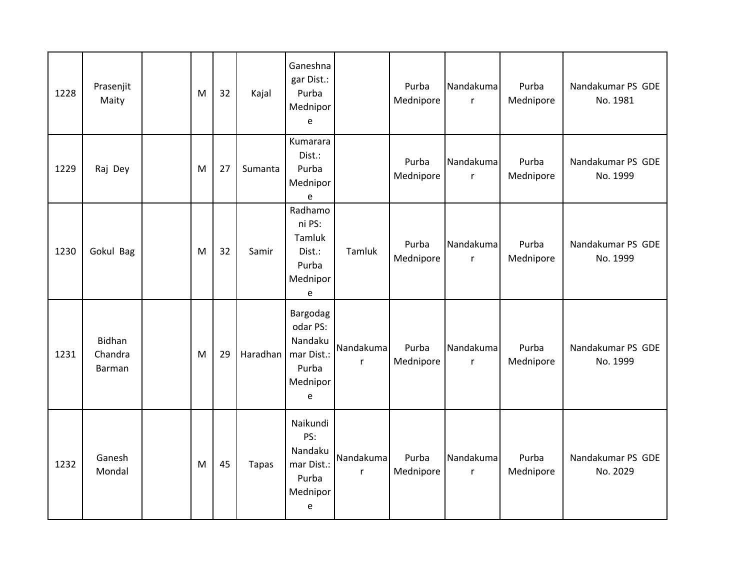| | | | | | | | | | | | |
|---|---|---|---|---|---|---|---|---|---|---|---|
| 1228 | Prasenjit Maity | | M | 32 | Kajal | Ganeshnagar Dist.: Purba Mednipore | | Purba Mednipore | Nandakumar | Purba Mednipore | Nandakumar PS GDE No. 1981 |
| 1229 | Raj Dey | | M | 27 | Sumanta | Kumarara Dist.: Purba Mednipore | | Purba Mednipore | Nandakumar | Purba Mednipore | Nandakumar PS GDE No. 1999 |
| 1230 | Gokul Bag | | M | 32 | Samir | Radhamoni PS: Tamluk Dist.: Purba Mednipore | Tamluk | Purba Mednipore | Nandakumar | Purba Mednipore | Nandakumar PS GDE No. 1999 |
| 1231 | Bidhan Chandra Barman | | M | 29 | Haradhan | Bargodagodar PS: Nandakumar Dist.: Purba Mednipore | Nandakumar | Purba Mednipore | Nandakumar | Purba Mednipore | Nandakumar PS GDE No. 1999 |
| 1232 | Ganesh Mondal | | M | 45 | Tapas | Naikundi PS: Nandakumar Dist.: Purba Mednipore | Nandakumar | Purba Mednipore | Nandakumar | Purba Mednipore | Nandakumar PS GDE No. 2029 |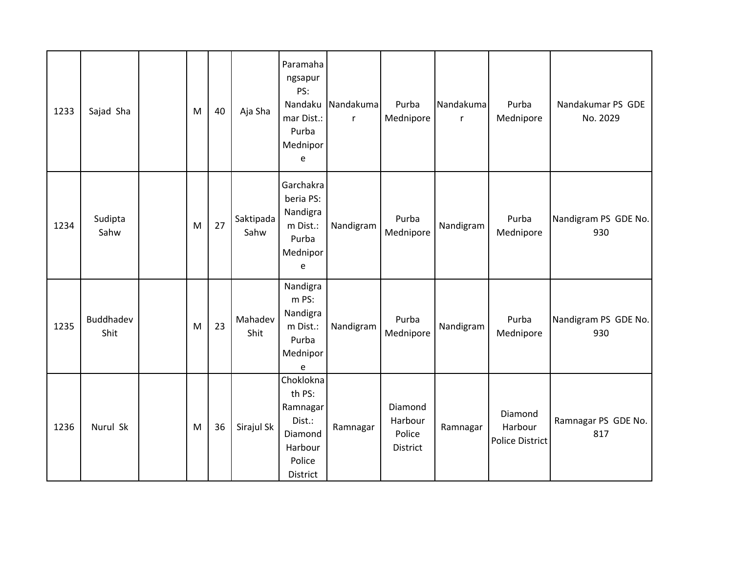| 1233 | Sajad Sha | | M | 40 | Aja Sha | Paramahangsapur PS: Nandakumar Dist.: Purba Mednipore | Nandakumar | Purba Mednipore | Nandakumar | Purba Mednipore | Nandakumar PS GDE No. 2029 |
|---|---|---|---|---|---|---|---|---|---|---|---|
| 1234 | Sudipta Sahw | | M | 27 | Saktipada Sahw | Garchakraberia PS: Nandigram Dist.: Purba Mednipore | Nandigram | Purba Mednipore | Nandigram | Purba Mednipore | Nandigram PS GDE No. 930 |
| 1235 | Buddhadev Shit | | M | 23 | Mahadev Shit | Nandigram PS: Nandigram Dist.: Purba Mednipore | Nandigram | Purba Mednipore | Nandigram | Purba Mednipore | Nandigram PS GDE No. 930 |
| 1236 | Nurul Sk | | M | 36 | Sirajul Sk | Choklokna th PS: Ramnagar Dist.: Diamond Harbour Police District | Ramnagar | Diamond Harbour Police District | Ramnagar | Diamond Harbour Police District | Ramnagar PS GDE No. 817 |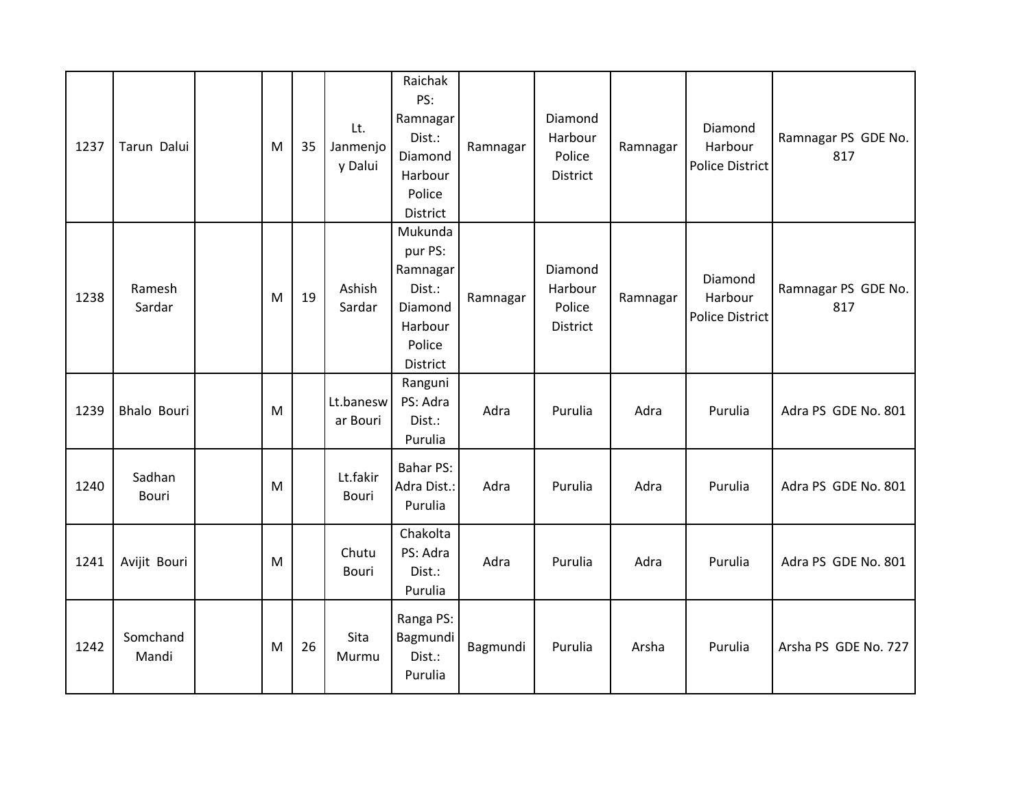| | | | | | | | | | | | |
|---|---|---|---|---|---|---|---|---|---|---|---|
| 1237 | Tarun Dalui | | M | 35 | Lt. Janmenjoy Dalui | Raichak PS: Ramnagar Dist.: Diamond Harbour Police District | Ramnagar | Diamond Harbour Police District | Ramnagar | Diamond Harbour Police District | Ramnagar PS GDE No. 817 |
| 1238 | Ramesh Sardar | | M | 19 | Ashish Sardar | Mukundapur PS: Ramnagar Dist.: Diamond Harbour Police District | Ramnagar | Diamond Harbour Police District | Ramnagar | Diamond Harbour Police District | Ramnagar PS GDE No. 817 |
| 1239 | Bhalo Bouri | | M | | Lt.baneswar Bouri | Ranguni PS: Adra Dist.: Purulia | Adra | Purulia | Adra | Purulia | Adra PS GDE No. 801 |
| 1240 | Sadhan Bouri | | M | | Lt.fakir Bouri | Bahar PS: Adra Dist.: Purulia | Adra | Purulia | Adra | Purulia | Adra PS GDE No. 801 |
| 1241 | Avijit Bouri | | M | | Chutu Bouri | Chakolta PS: Adra Dist.: Purulia | Adra | Purulia | Adra | Purulia | Adra PS GDE No. 801 |
| 1242 | Somchand Mandi | | M | 26 | Sita Murmu | Ranga PS: Bagmundi Dist.: Purulia | Bagmundi | Purulia | Arsha | Purulia | Arsha PS GDE No. 727 |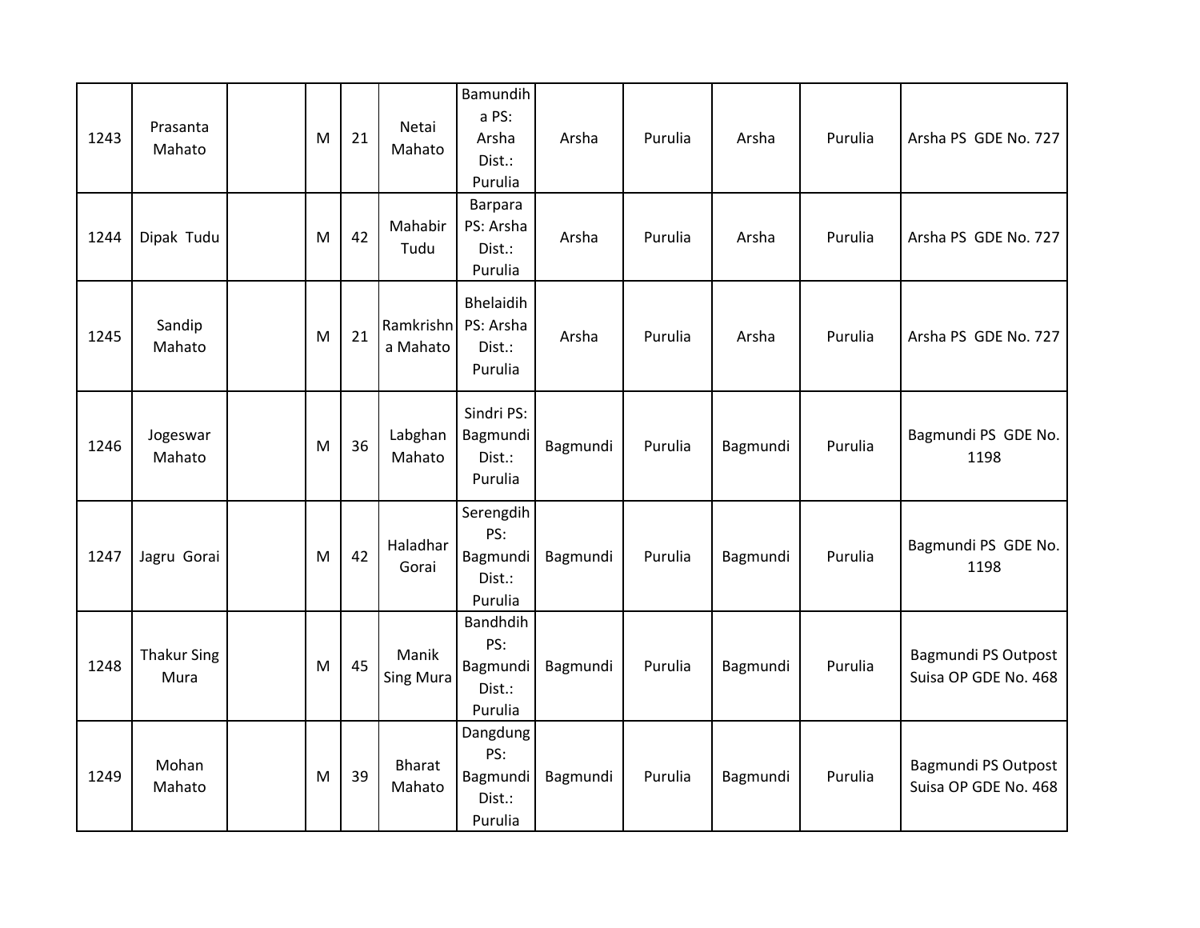| 1243 | Prasanta Mahato | | M | 21 | Netai Mahato | Bamundiha PS: Arsha Dist.: Purulia | Arsha | Purulia | Arsha | Purulia | Arsha PS GDE No. 727 |
|---|---|---|---|---|---|---|---|---|---|---|---|
| 1244 | Dipak Tudu | | M | 42 | Mahabir Tudu | Barpara PS: Arsha Dist.: Purulia | Arsha | Purulia | Arsha | Purulia | Arsha PS GDE No. 727 |
| 1245 | Sandip Mahato | | M | 21 | Ramkrishna Mahato | Bhelaidih PS: Arsha Dist.: Purulia | Arsha | Purulia | Arsha | Purulia | Arsha PS GDE No. 727 |
| 1246 | Jogeswar Mahato | | M | 36 | Labghan Mahato | Sindri PS: Bagmundi Dist.: Purulia | Bagmundi | Purulia | Bagmundi | Purulia | Bagmundi PS GDE No. 1198 |
| 1247 | Jagru Gorai | | M | 42 | Haladhar Gorai | Serengdih PS: Bagmundi Dist.: Purulia | Bagmundi | Purulia | Bagmundi | Purulia | Bagmundi PS GDE No. 1198 |
| 1248 | Thakur Sing Mura | | M | 45 | Manik Sing Mura | Bandhdih PS: Bagmundi Dist.: Purulia | Bagmundi | Purulia | Bagmundi | Purulia | Bagmundi PS Outpost Suisa OP GDE No. 468 |
| 1249 | Mohan Mahato | | M | 39 | Bharat Mahato | Dangdung PS: Bagmundi Dist.: Purulia | Bagmundi | Purulia | Bagmundi | Purulia | Bagmundi PS Outpost Suisa OP GDE No. 468 |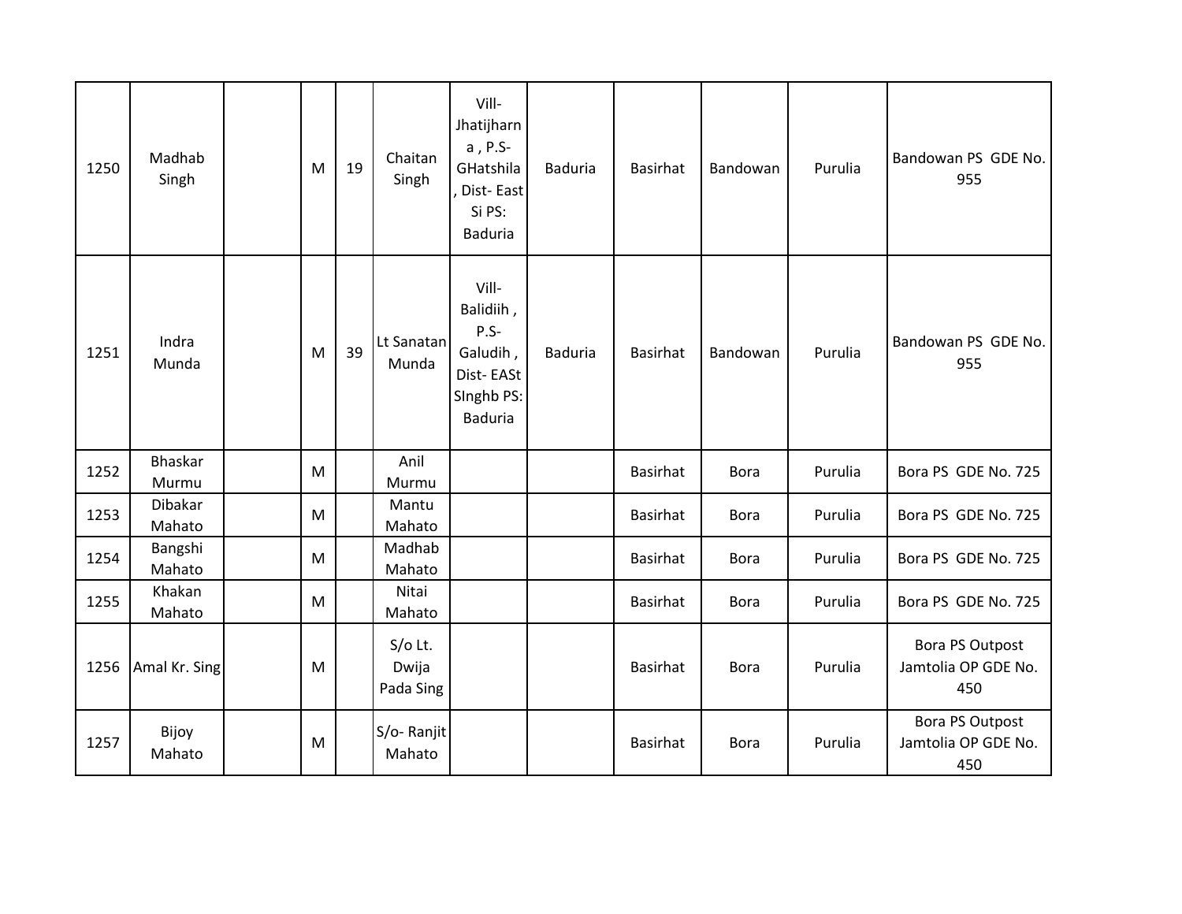| | | | | | | | | | | | |
|---|---|---|---|---|---|---|---|---|---|---|---|
| 1250 | Madhab Singh | | M | 19 | Chaitan Singh | Vill- Jhatijharna , P.S- GHatshila , Dist- East Si PS: Baduria | Baduria | Basirhat | Bandowan | Purulia | Bandowan PS GDE No. 955 |
| 1251 | Indra Munda | | M | 39 | Lt Sanatan Munda | Vill- Balidiih , P.S- Galudih , Dist- EASt SInghb PS: Baduria | Baduria | Basirhat | Bandowan | Purulia | Bandowan PS GDE No. 955 |
| 1252 | Bhaskar Murmu | | M | | Anil Murmu | | | Basirhat | Bora | Purulia | Bora PS GDE No. 725 |
| 1253 | Dibakar Mahato | | M | | Mantu Mahato | | | Basirhat | Bora | Purulia | Bora PS GDE No. 725 |
| 1254 | Bangshi Mahato | | M | | Madhab Mahato | | | Basirhat | Bora | Purulia | Bora PS GDE No. 725 |
| 1255 | Khakan Mahato | | M | | Nitai Mahato | | | Basirhat | Bora | Purulia | Bora PS GDE No. 725 |
| 1256 | Amal Kr. Sing | | M | | S/o Lt. Dwija Pada Sing | | | Basirhat | Bora | Purulia | Bora PS Outpost Jamtolia OP GDE No. 450 |
| 1257 | Bijoy Mahato | | M | | S/o- Ranjit Mahato | | | Basirhat | Bora | Purulia | Bora PS Outpost Jamtolia OP GDE No. 450 |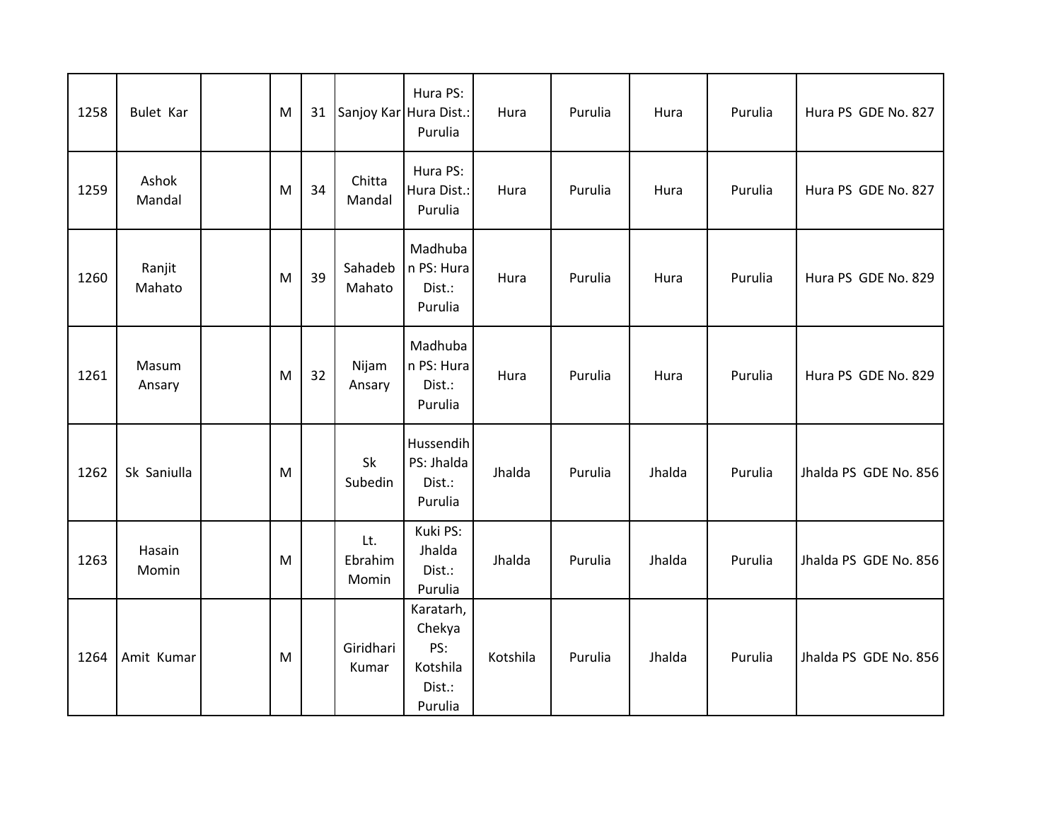| | | | | | | | | | | | |
|---|---|---|---|---|---|---|---|---|---|---|---|
| 1258 | Bulet Kar | | M | 31 | Sanjoy Kar | Hura PS: Hura Dist.: Purulia | Hura | Purulia | Hura | Purulia | Hura PS GDE No. 827 |
| 1259 | Ashok Mandal | | M | 34 | Chitta Mandal | Hura PS: Hura Dist.: Purulia | Hura | Purulia | Hura | Purulia | Hura PS GDE No. 827 |
| 1260 | Ranjit Mahato | | M | 39 | Sahadeb Mahato | Madhuban PS: Hura Dist.: Purulia | Hura | Purulia | Hura | Purulia | Hura PS GDE No. 829 |
| 1261 | Masum Ansary | | M | 32 | Nijam Ansary | Madhuban PS: Hura Dist.: Purulia | Hura | Purulia | Hura | Purulia | Hura PS GDE No. 829 |
| 1262 | Sk Saniulla | | M | | Sk Subedin | Hussendih PS: Jhalda Dist.: Purulia | Jhalda | Purulia | Jhalda | Purulia | Jhalda PS GDE No. 856 |
| 1263 | Hasain Momin | | M | | Lt. Ebrahim Momin | Kuki PS: Jhalda Dist.: Purulia | Jhalda | Purulia | Jhalda | Purulia | Jhalda PS GDE No. 856 |
| 1264 | Amit Kumar | | M | | Giridhari Kumar | Karatarh, Chekya PS: Kotshila Dist.: Purulia | Kotshila | Purulia | Jhalda | Purulia | Jhalda PS GDE No. 856 |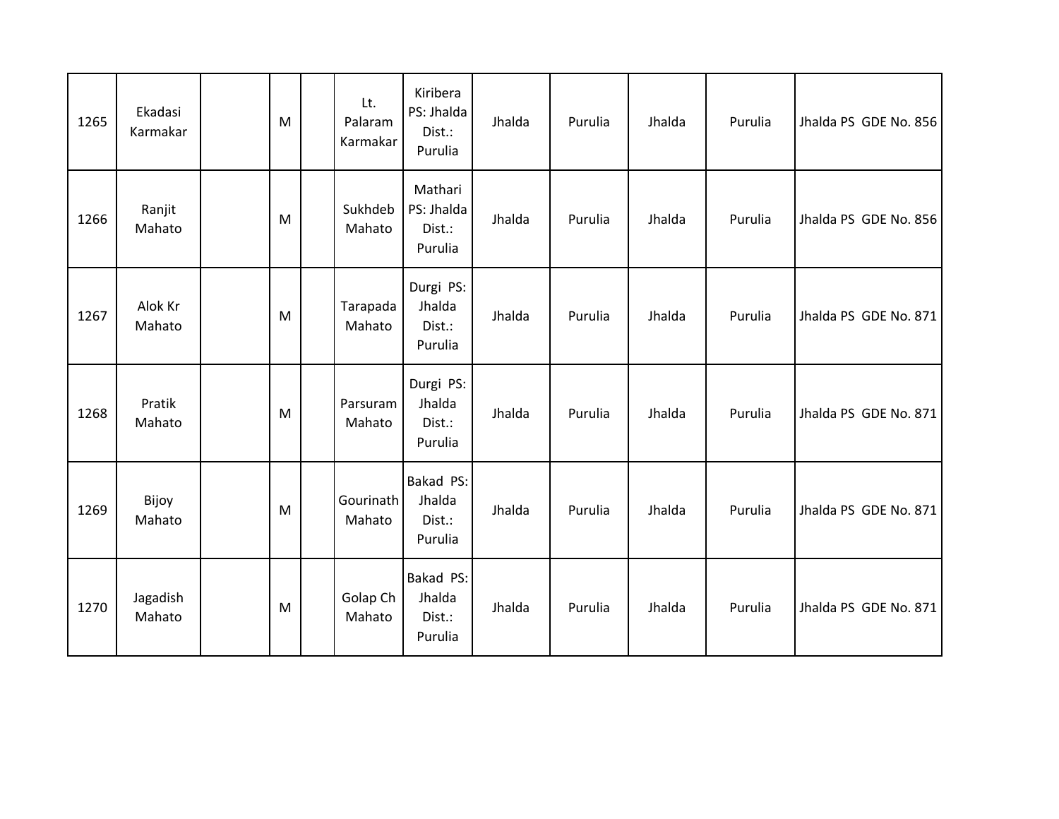| 1265 | Ekadasi Karmakar | | M | | Lt. Palaram Karmakar | Kiribera PS: Jhalda Dist.: Purulia | Jhalda | Purulia | Jhalda | Purulia | Jhalda PS GDE No. 856 |
|---|---|---|---|---|---|---|---|---|---|---|---|
| 1266 | Ranjit Mahato | | M | | Sukhdeb Mahato | Mathari PS: Jhalda Dist.: Purulia | Jhalda | Purulia | Jhalda | Purulia | Jhalda PS GDE No. 856 |
| 1267 | Alok Kr Mahato | | M | | Tarapada Mahato | Durgi PS: Jhalda Dist.: Purulia | Jhalda | Purulia | Jhalda | Purulia | Jhalda PS GDE No. 871 |
| 1268 | Pratik Mahato | | M | | Parsuram Mahato | Durgi PS: Jhalda Dist.: Purulia | Jhalda | Purulia | Jhalda | Purulia | Jhalda PS GDE No. 871 |
| 1269 | Bijoy Mahato | | M | | Gourinath Mahato | Bakad PS: Jhalda Dist.: Purulia | Jhalda | Purulia | Jhalda | Purulia | Jhalda PS GDE No. 871 |
| 1270 | Jagadish Mahato | | M | | Golap Ch Mahato | Bakad PS: Jhalda Dist.: Purulia | Jhalda | Purulia | Jhalda | Purulia | Jhalda PS GDE No. 871 |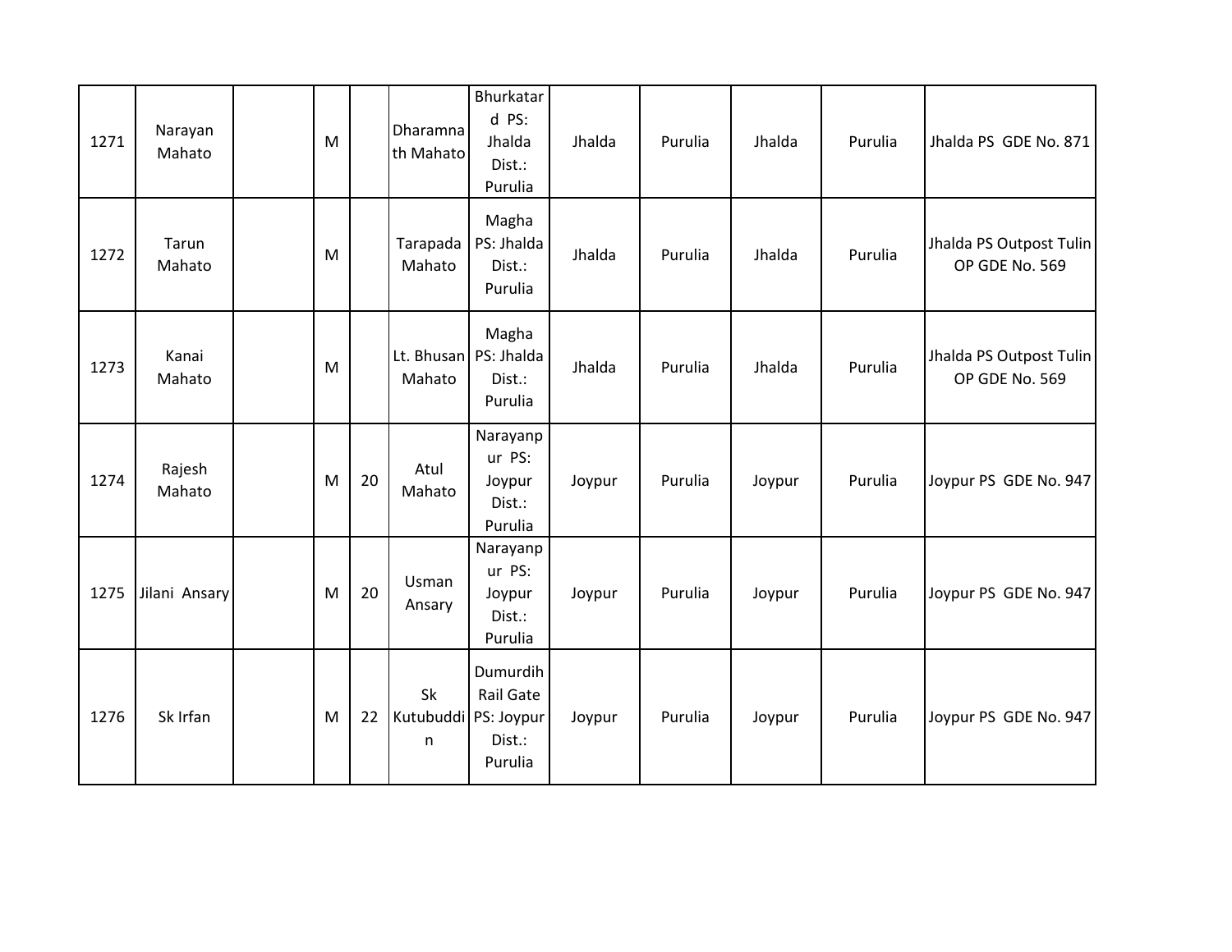| | | | | | | | | | | | |
|---|---|---|---|---|---|---|---|---|---|---|---|
| 1271 | Narayan Mahato | | M | | Dharamnath Mahato | Bhurkatard PS: Jhalda Dist.: Purulia | Jhalda | Purulia | Jhalda | Purulia | Jhalda PS GDE No. 871 |
| 1272 | Tarun Mahato | | M | | Tarapada Mahato | Magha PS: Jhalda Dist.: Purulia | Jhalda | Purulia | Jhalda | Purulia | Jhalda PS Outpost Tulin OP GDE No. 569 |
| 1273 | Kanai Mahato | | M | | Lt. Bhusan Mahato | Magha PS: Jhalda Dist.: Purulia | Jhalda | Purulia | Jhalda | Purulia | Jhalda PS Outpost Tulin OP GDE No. 569 |
| 1274 | Rajesh Mahato | | M | 20 | Atul Mahato | Narayanpur PS: Joypur Dist.: Purulia | Joypur | Purulia | Joypur | Purulia | Joypur PS GDE No. 947 |
| 1275 | Jilani Ansary | | M | 20 | Usman Ansary | Narayanpur PS: Joypur Dist.: Purulia | Joypur | Purulia | Joypur | Purulia | Joypur PS GDE No. 947 |
| 1276 | Sk Irfan | | M | 22 | Sk Kutubuddin | Dumurdih Rail Gate PS: Joypur Dist.: Purulia | Joypur | Purulia | Joypur | Purulia | Joypur PS GDE No. 947 |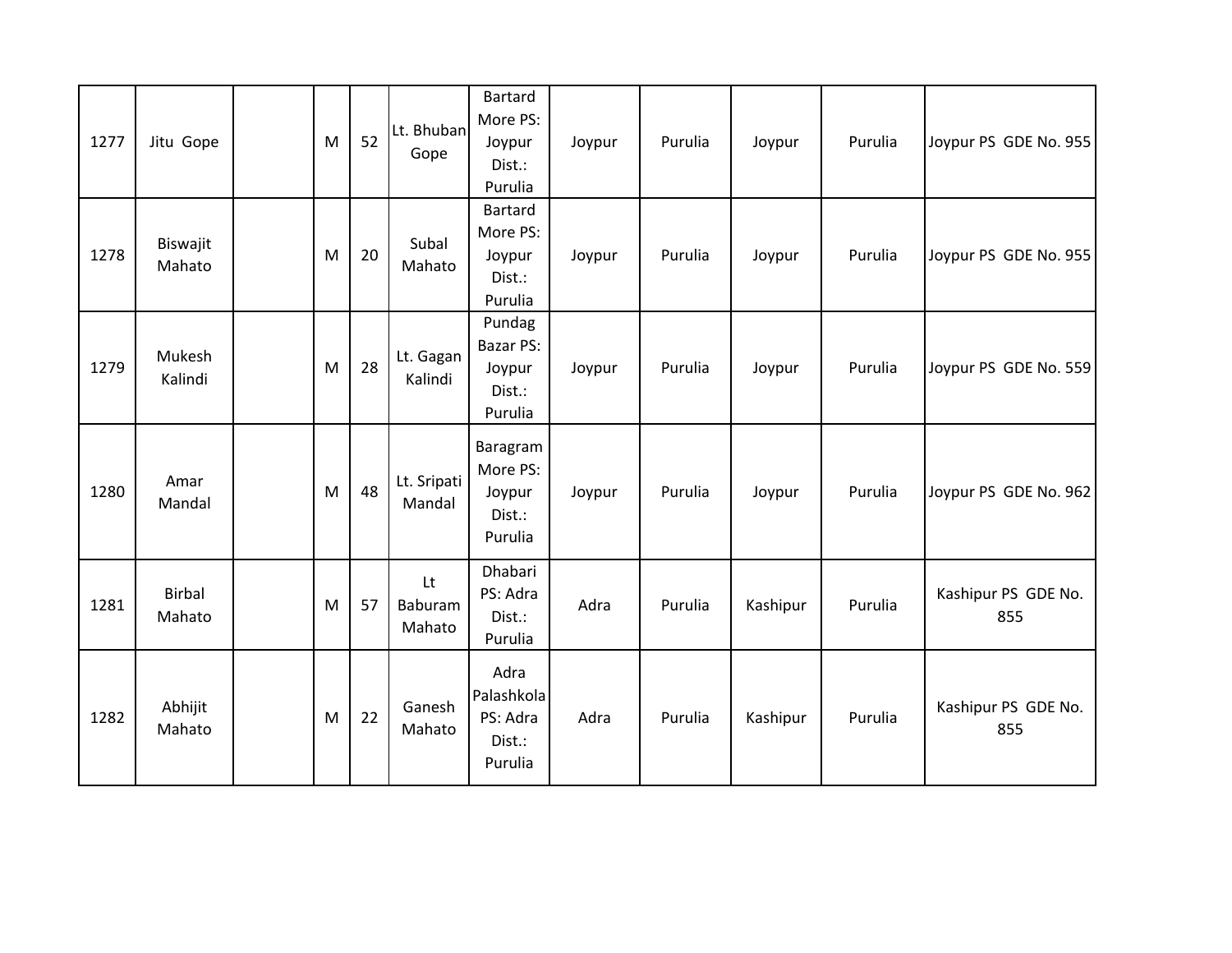| 1277 | Jitu Gope | | M | 52 | Lt. Bhuban Gope | Bartard More PS: Joypur Dist.: Purulia | Joypur | Purulia | Joypur | Purulia | Joypur PS GDE No. 955 |
|---|---|---|---|---|---|---|---|---|---|---|---|
| 1278 | Biswajit Mahato | | M | 20 | Subal Mahato | Bartard More PS: Joypur Dist.: Purulia | Joypur | Purulia | Joypur | Purulia | Joypur PS GDE No. 955 |
| 1279 | Mukesh Kalindi | | M | 28 | Lt. Gagan Kalindi | Pundag Bazar PS: Joypur Dist.: Purulia | Joypur | Purulia | Joypur | Purulia | Joypur PS GDE No. 559 |
| 1280 | Amar Mandal | | M | 48 | Lt. Sripati Mandal | Baragram More PS: Joypur Dist.: Purulia | Joypur | Purulia | Joypur | Purulia | Joypur PS GDE No. 962 |
| 1281 | Birbal Mahato | | M | 57 | Lt Baburam Mahato | Dhabari PS: Adra Dist.: Purulia | Adra | Purulia | Kashipur | Purulia | Kashipur PS GDE No. 855 |
| 1282 | Abhijit Mahato | | M | 22 | Ganesh Mahato | Adra Palashkola PS: Adra Dist.: Purulia | Adra | Purulia | Kashipur | Purulia | Kashipur PS GDE No. 855 |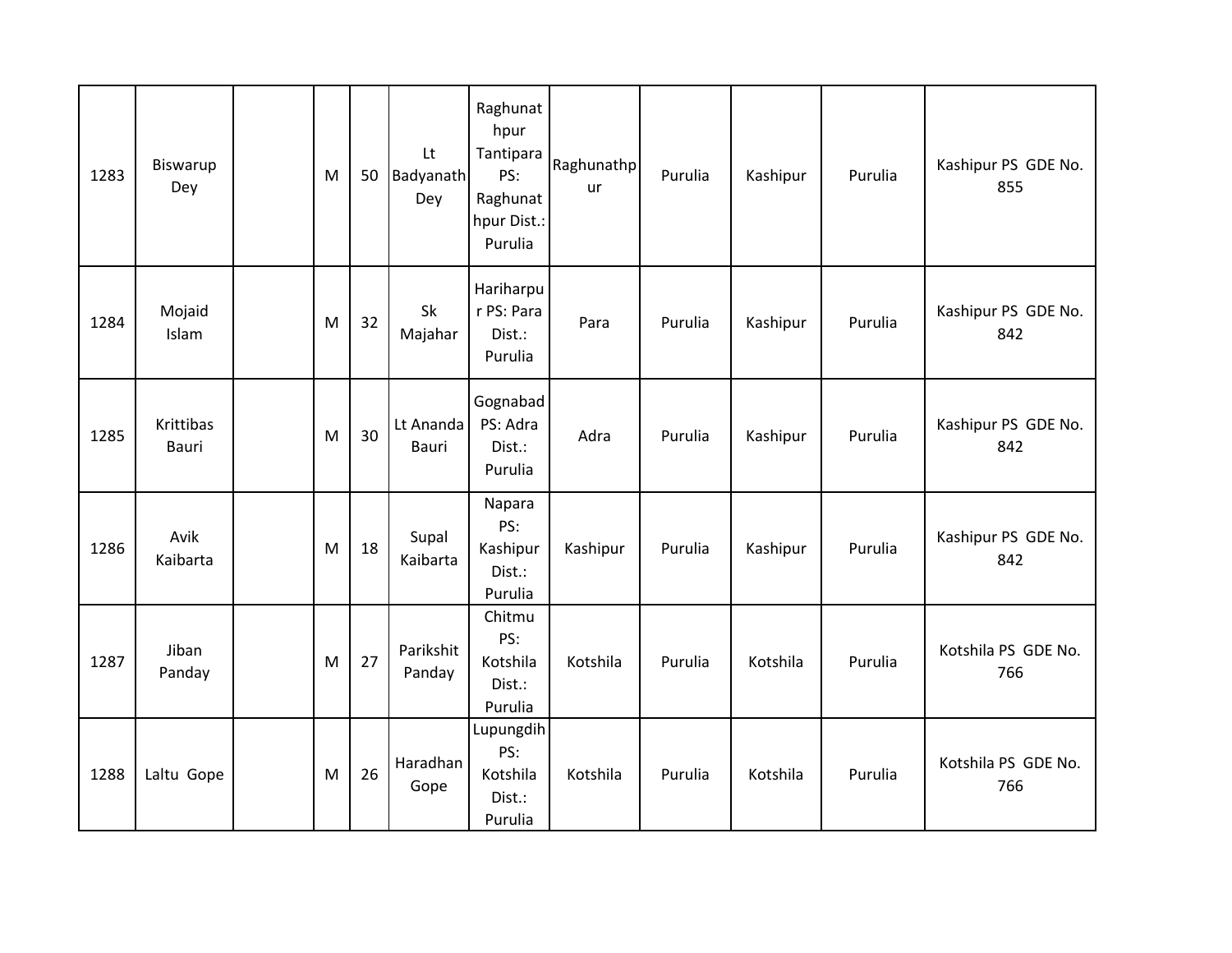| | | | | | | | | | | | |
|---|---|---|---|---|---|---|---|---|---|---|---|
| 1283 | Biswarup Dey | | M | 50 | Lt Badyanath Dey | Raghunathpur Tantipara PS: Raghunathpur Dist.: Purulia | Raghunathpur | Purulia | Kashipur | Purulia | Kashipur PS GDE No. 855 |
| 1284 | Mojaid Islam | | M | 32 | Sk Majahar | Hariharpur PS: Para Dist.: Purulia | Para | Purulia | Kashipur | Purulia | Kashipur PS GDE No. 842 |
| 1285 | Krittibas Bauri | | M | 30 | Lt Ananda Bauri | Gognabad PS: Adra Dist.: Purulia | Adra | Purulia | Kashipur | Purulia | Kashipur PS GDE No. 842 |
| 1286 | Avik Kaibarta | | M | 18 | Supal Kaibarta | Napara PS: Kashipur Dist.: Purulia | Kashipur | Purulia | Kashipur | Purulia | Kashipur PS GDE No. 842 |
| 1287 | Jiban Panday | | M | 27 | Parikshit Panday | Chitmu PS: Kotshila Dist.: Purulia | Kotshila | Purulia | Kotshila | Purulia | Kotshila PS GDE No. 766 |
| 1288 | Laltu Gope | | M | 26 | Haradhan Gope | Lupungdih PS: Kotshila Dist.: Purulia | Kotshila | Purulia | Kotshila | Purulia | Kotshila PS GDE No. 766 |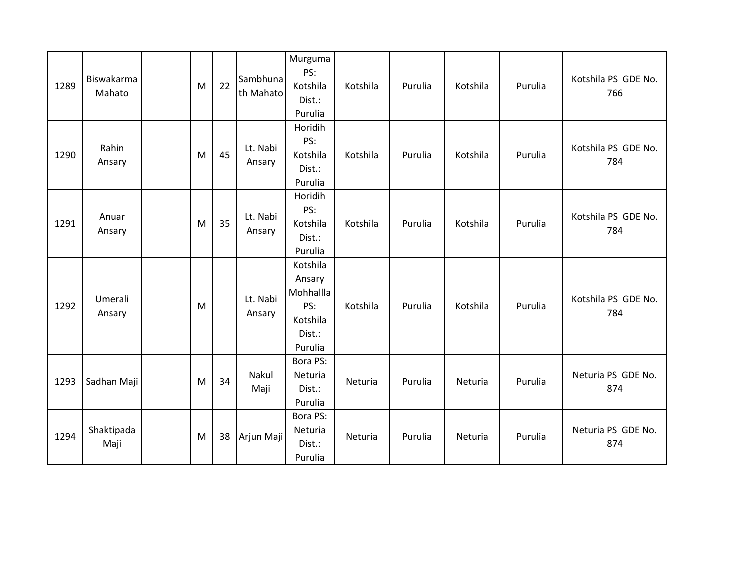| 1289 | Biswakarma Mahato | | M | 22 | Sambhunath Mahato | Murguma PS: Kotshila Dist.: Purulia | Kotshila | Purulia | Kotshila | Purulia | Kotshila PS GDE No. 766 |
|---|---|---|---|---|---|---|---|---|---|---|---|
| 1290 | Rahin Ansary | | M | 45 | Lt. Nabi Ansary | Horidih PS: Kotshila Dist.: Purulia | Kotshila | Purulia | Kotshila | Purulia | Kotshila PS GDE No. 784 |
| 1291 | Anuar Ansary | | M | 35 | Lt. Nabi Ansary | Horidih PS: Kotshila Dist.: Purulia | Kotshila | Purulia | Kotshila | Purulia | Kotshila PS GDE No. 784 |
| 1292 | Umerali Ansary | | M | | Lt. Nabi Ansary | Kotshila Ansary Mohhallla PS: Kotshila Dist.: Purulia | Kotshila | Purulia | Kotshila | Purulia | Kotshila PS GDE No. 784 |
| 1293 | Sadhan Maji | | M | 34 | Nakul Maji | Bora PS: Neturia Dist.: Purulia | Neturia | Purulia | Neturia | Purulia | Neturia PS GDE No. 874 |
| 1294 | Shaktipada Maji | | M | 38 | Arjun Maji | Bora PS: Neturia Dist.: Purulia | Neturia | Purulia | Neturia | Purulia | Neturia PS GDE No. 874 |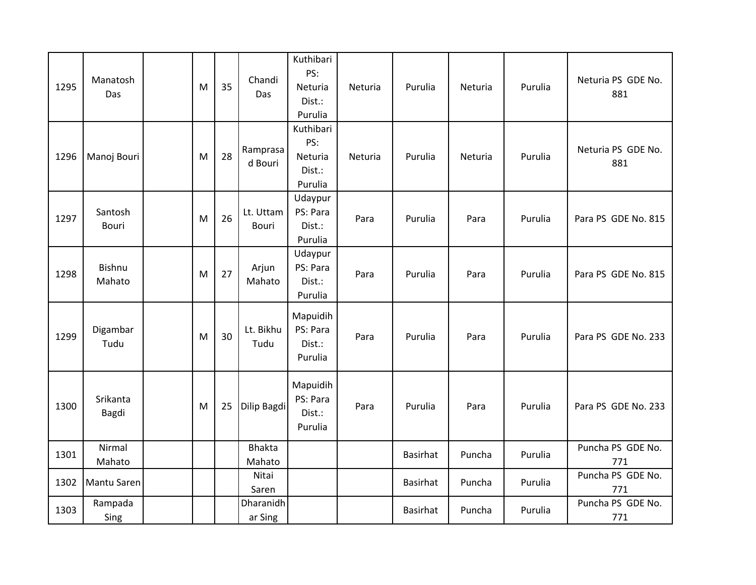| | | | | | | | | | | | |
|---|---|---|---|---|---|---|---|---|---|---|---|
| 1295 | Manatosh Das | | M | 35 | Chandi Das | Kuthibari PS: Neturia Dist.: Purulia | Neturia | Purulia | Neturia | Purulia | Neturia PS GDE No. 881 |
| 1296 | Manoj Bouri | | M | 28 | Ramprasad Bouri | Kuthibari PS: Neturia Dist.: Purulia | Neturia | Purulia | Neturia | Purulia | Neturia PS GDE No. 881 |
| 1297 | Santosh Bouri | | M | 26 | Lt. Uttam Bouri | Udaypur PS: Para Dist.: Purulia | Para | Purulia | Para | Purulia | Para PS GDE No. 815 |
| 1298 | Bishnu Mahato | | M | 27 | Arjun Mahato | Udaypur PS: Para Dist.: Purulia | Para | Purulia | Para | Purulia | Para PS GDE No. 815 |
| 1299 | Digambar Tudu | | M | 30 | Lt. Bikhu Tudu | Mapuidih PS: Para Dist.: Purulia | Para | Purulia | Para | Purulia | Para PS GDE No. 233 |
| 1300 | Srikanta Bagdi | | M | 25 | Dilip Bagdi | Mapuidih PS: Para Dist.: Purulia | Para | Purulia | Para | Purulia | Para PS GDE No. 233 |
| 1301 | Nirmal Mahato | | | | Bhakta Mahato | | | Basirhat | Puncha | Purulia | Puncha PS GDE No. 771 |
| 1302 | Mantu Saren | | | | Nitai Saren | | | Basirhat | Puncha | Purulia | Puncha PS GDE No. 771 |
| 1303 | Rampada Sing | | | | Dharanidhar Sing | | | Basirhat | Puncha | Purulia | Puncha PS GDE No. 771 |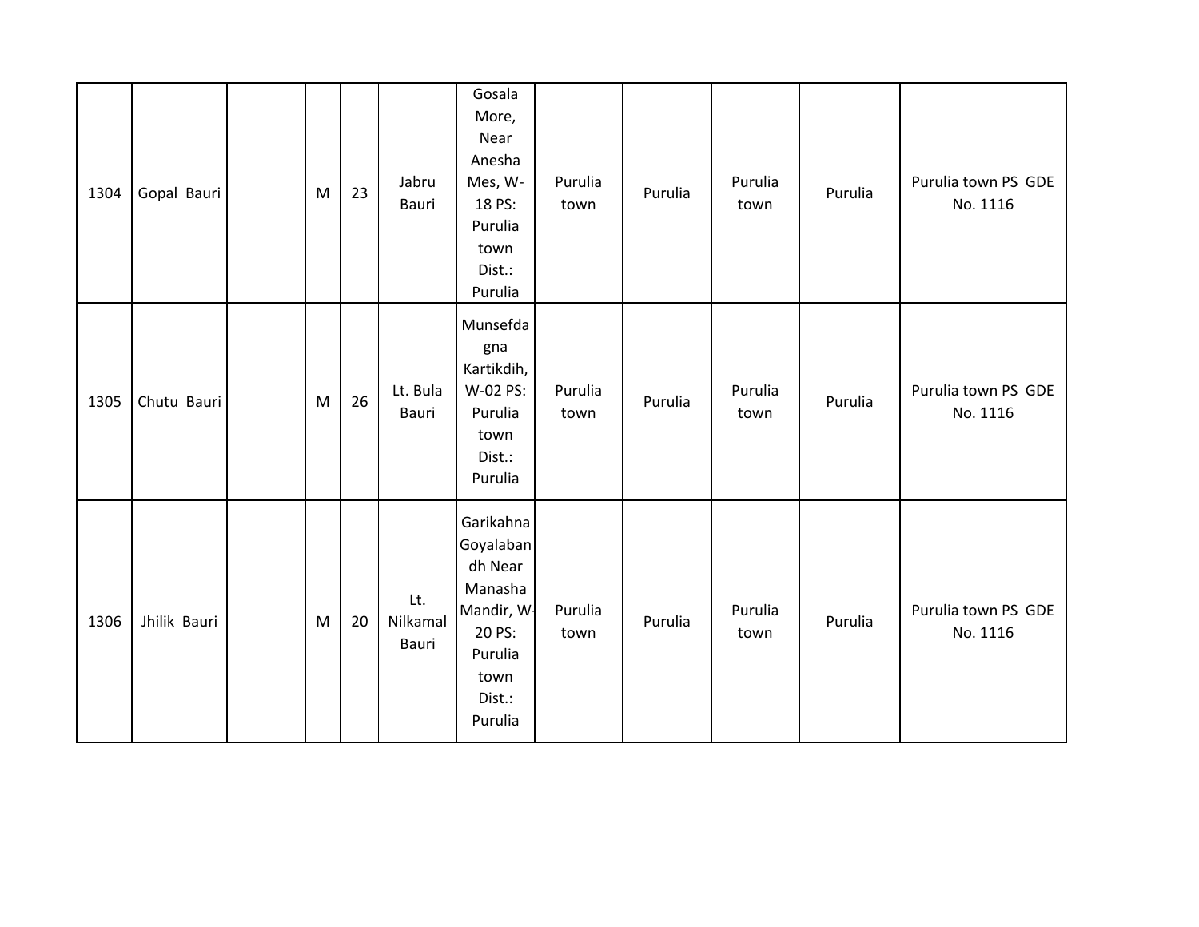| | | | | | | | | | | | |
|---|---|---|---|---|---|---|---|---|---|---|---|
| 1304 | Gopal Bauri | | M | 23 | Jabru Bauri | Gosala More, Near Anesha Mes, W-18 PS: Purulia town Dist.: Purulia | Purulia town | Purulia | Purulia town | Purulia | Purulia town PS GDE No. 1116 |
| 1305 | Chutu Bauri | | M | 26 | Lt. Bula Bauri | Munsefdagna Kartikdih, W-02 PS: Purulia town Dist.: Purulia | Purulia town | Purulia | Purulia town | Purulia | Purulia town PS GDE No. 1116 |
| 1306 | Jhilik Bauri | | M | 20 | Lt. Nilkamal Bauri | Garikahna Goyalabandh Near Manasha Mandir, W-20 PS: Purulia town Dist.: Purulia | Purulia town | Purulia | Purulia town | Purulia | Purulia town PS GDE No. 1116 |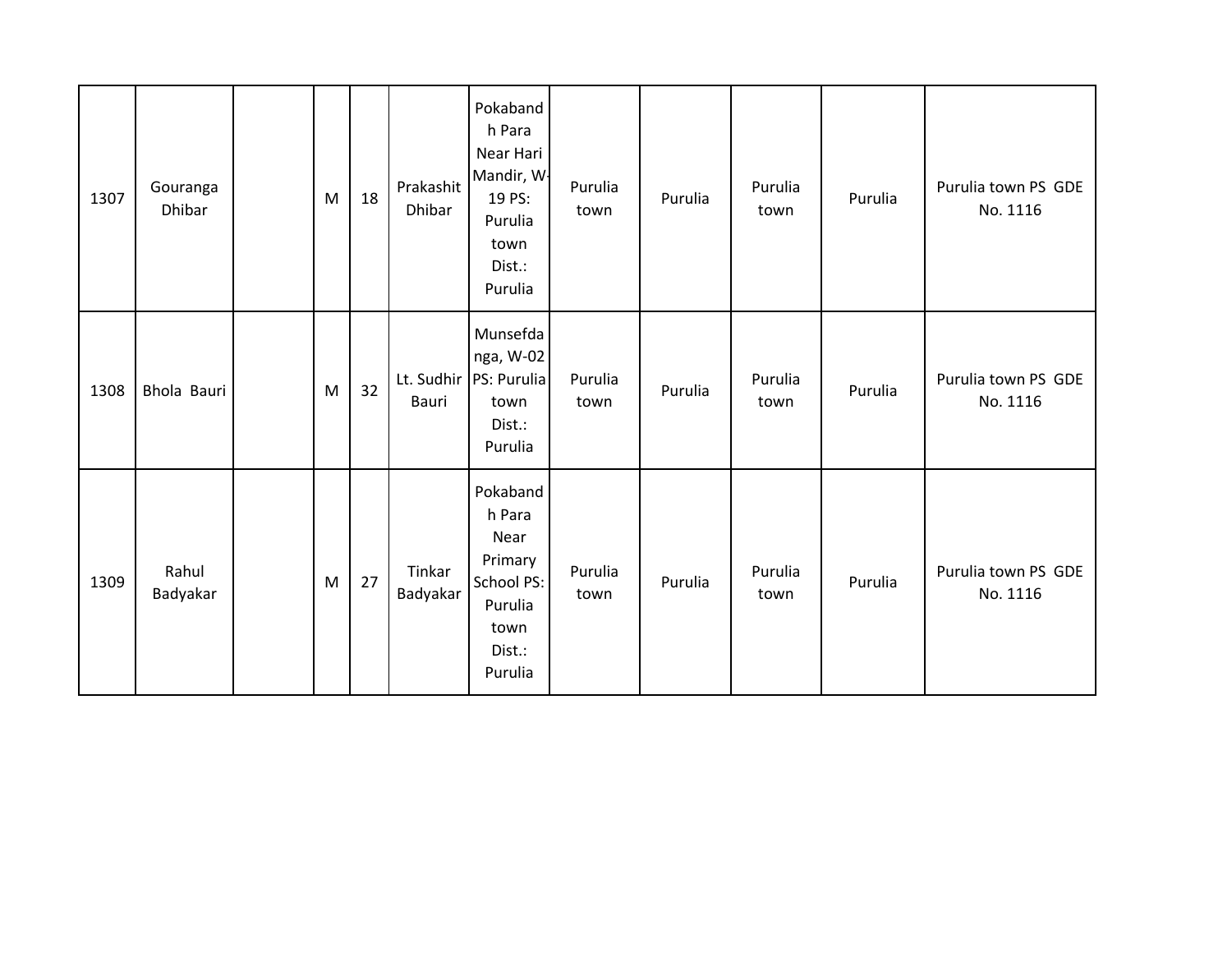| | | | | | | | | | | | |
|---|---|---|---|---|---|---|---|---|---|---|---|
| 1307 | Gouranga Dhibar | | M | 18 | Prakashit Dhibar | Pokabandh Para Near Hari Mandir, W-19 PS: Purulia town Dist.: Purulia | Purulia town | Purulia | Purulia town | Purulia | Purulia town PS GDE No. 1116 |
| 1308 | Bhola Bauri | | M | 32 | Lt. Sudhir Bauri | Munsefdanga, W-02 PS: Purulia town Dist.: Purulia | Purulia town | Purulia | Purulia town | Purulia | Purulia town PS GDE No. 1116 |
| 1309 | Rahul Badyakar | | M | 27 | Tinkar Badyakar | Pokabandh Para Near Primary School PS: Purulia town Dist.: Purulia | Purulia town | Purulia | Purulia town | Purulia | Purulia town PS GDE No. 1116 |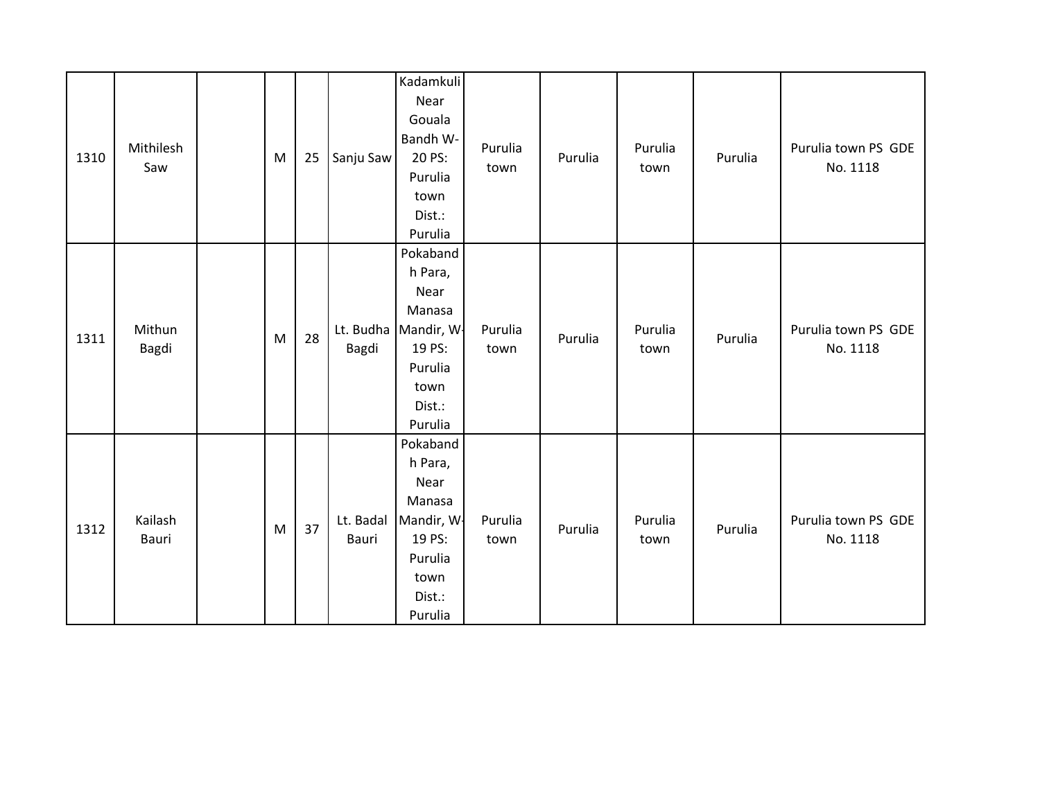| 1310 | Mithilesh Saw | | M | 25 | Sanju Saw | Kadamkuli Near Gouala Bandh W-20 PS: Purulia town Dist.: Purulia | Purulia town | Purulia | Purulia town | Purulia | Purulia town PS GDE No. 1118 |
|---|---|---|---|---|---|---|---|---|---|---|---|
| 1311 | Mithun Bagdi | | M | 28 | Lt. Budha Bagdi | Pokabandh Para, Near Manasa Mandir, W-19 PS: Purulia town Dist.: Purulia | Purulia town | Purulia | Purulia town | Purulia | Purulia town PS GDE No. 1118 |
| 1312 | Kailash Bauri | | M | 37 | Lt. Badal Bauri | Pokabandh Para, Near Manasa Mandir, W-19 PS: Purulia town Dist.: Purulia | Purulia town | Purulia | Purulia town | Purulia | Purulia town PS GDE No. 1118 |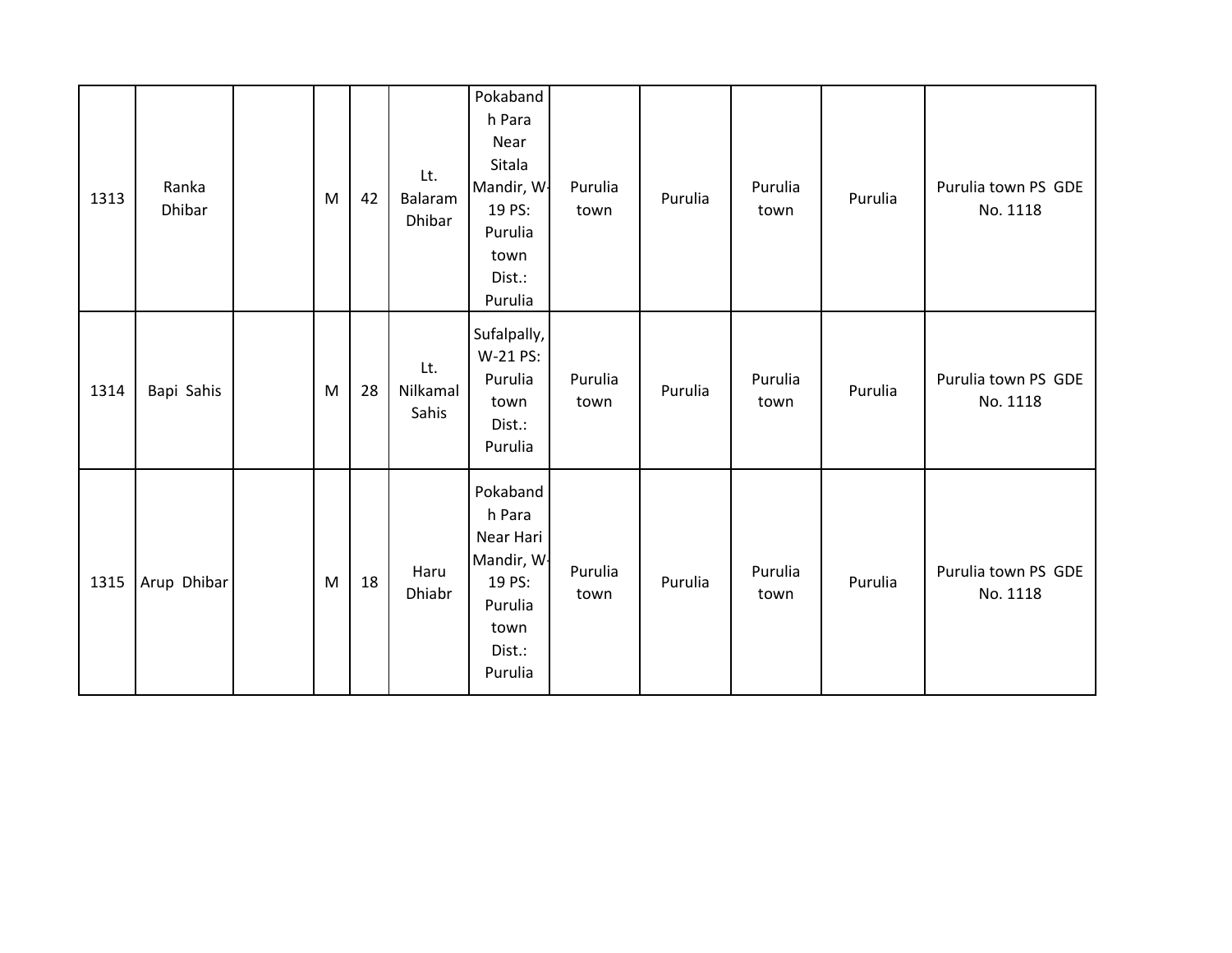| | | | | | | | | | | | |
|---|---|---|---|---|---|---|---|---|---|---|---|
| 1313 | Ranka Dhibar | | M | 42 | Lt. Balaram Dhibar | Pokabandh Para Near Sitala Mandir, W-19 PS: Purulia town Dist.: Purulia | Purulia town | Purulia | Purulia town | Purulia | Purulia town PS GDE No. 1118 |
| 1314 | Bapi Sahis | | M | 28 | Lt. Nilkamal Sahis | Sufalpally, W-21 PS: Purulia town Dist.: Purulia | Purulia town | Purulia | Purulia town | Purulia | Purulia town PS GDE No. 1118 |
| 1315 | Arup Dhibar | | M | 18 | Haru Dhiabr | Pokabandh Para Near Hari Mandir, W-19 PS: Purulia town Dist.: Purulia | Purulia town | Purulia | Purulia town | Purulia | Purulia town PS GDE No. 1118 |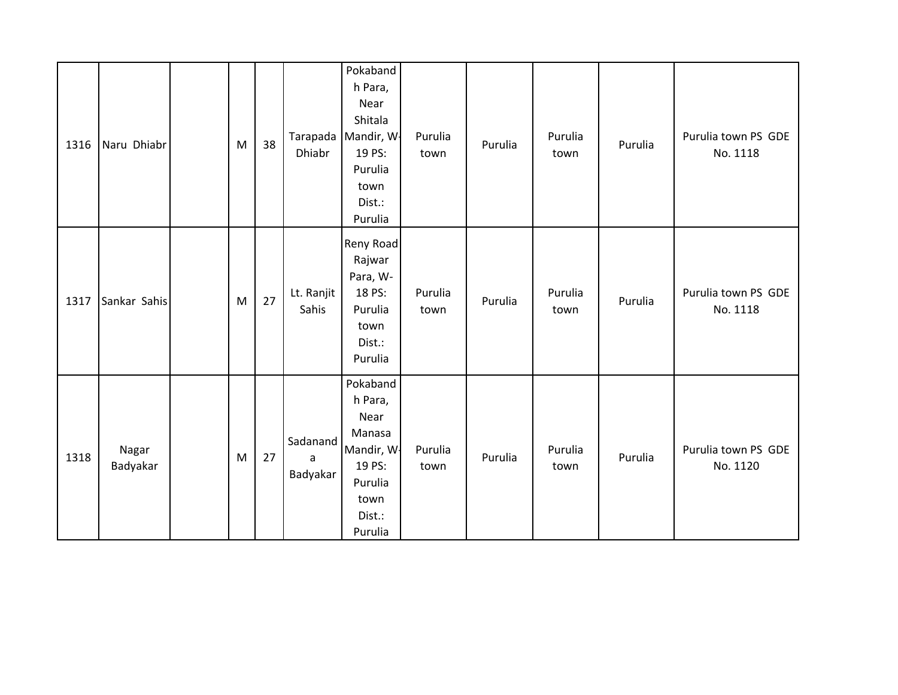| 1316 | Naru Dhiabr | | M | 38 | Tarapada Dhiabr | Pokabandh Para, Near Shitala Mandir, W-19 PS: Purulia town Dist.: Purulia | Purulia town | Purulia | Purulia town | Purulia | Purulia town PS GDE No. 1118 |
|---|---|---|---|---|---|---|---|---|---|---|---|
| 1317 | Sankar Sahis | | M | 27 | Lt. Ranjit Sahis | Reny Road Rajwar Para, W-18 PS: Purulia town Dist.: Purulia | Purulia town | Purulia | Purulia town | Purulia | Purulia town PS GDE No. 1118 |
| 1318 | Nagar Badyakar | | M | 27 | Sadananda Badyakar | Pokabandh Para, Near Manasa Mandir, W-19 PS: Purulia town Dist.: Purulia | Purulia town | Purulia | Purulia town | Purulia | Purulia town PS GDE No. 1120 |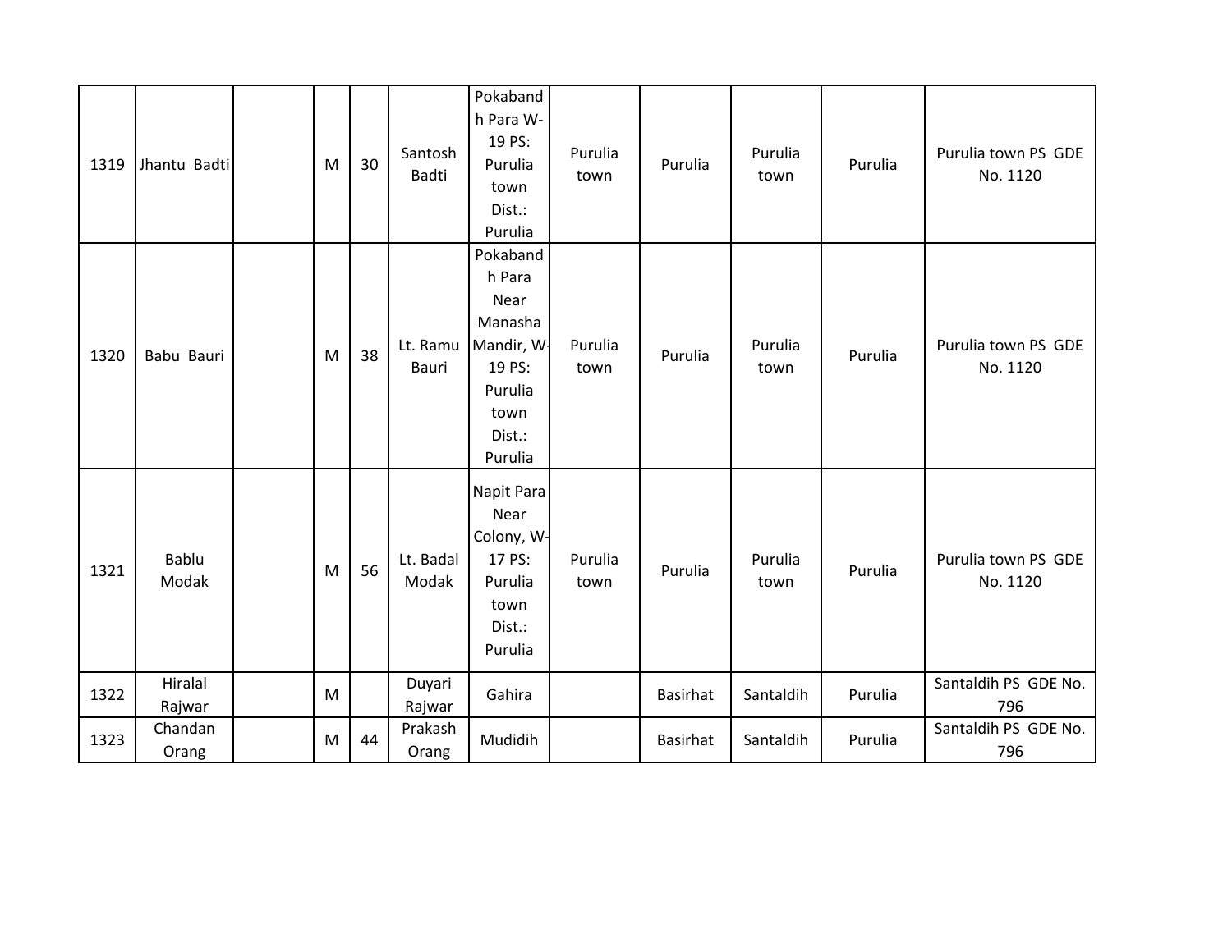| 1319 | Jhantu Badti | | M | 30 | Santosh Badti | Pokabandh Para W-19 PS: Purulia town Dist.: Purulia | Purulia town | Purulia | Purulia town | Purulia | Purulia town PS GDE No. 1120 |
|---|---|---|---|---|---|---|---|---|---|---|---|
| 1320 | Babu Bauri | | M | 38 | Lt. Ramu Bauri | Pokabandh Para Near Manasha Mandir, W-19 PS: Purulia town Dist.: Purulia | Purulia town | Purulia | Purulia town | Purulia | Purulia town PS GDE No. 1120 |
| 1321 | Bablu Modak | | M | 56 | Lt. Badal Modak | Napit Para Near Colony, W-17 PS: Purulia town Dist.: Purulia | Purulia town | Purulia | Purulia town | Purulia | Purulia town PS GDE No. 1120 |
| 1322 | Hiralal Rajwar | | M | | Duyari Rajwar | Gahira | | Basirhat | Santaldih | Purulia | Santaldih PS GDE No. 796 |
| 1323 | Chandan Orang | | M | 44 | Prakash Orang | Mudidih | | Basirhat | Santaldih | Purulia | Santaldih PS GDE No. 796 |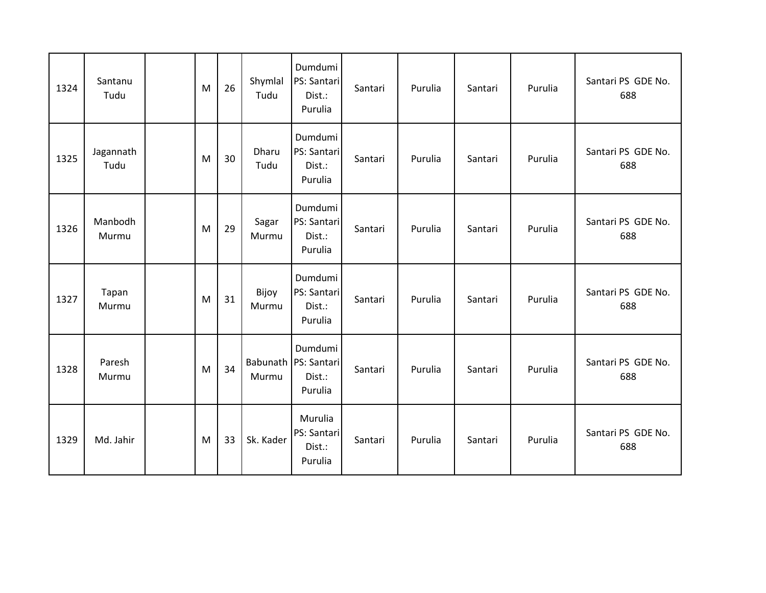| 1324 | Santanu Tudu | | M | 26 | Shymlal Tudu | Dumdumi PS: Santari Dist.: Purulia | Santari | Purulia | Santari | Purulia | Santari PS GDE No. 688 |
|---|---|---|---|---|---|---|---|---|---|---|---|
| 1325 | Jagannath Tudu | | M | 30 | Dharu Tudu | Dumdumi PS: Santari Dist.: Purulia | Santari | Purulia | Santari | Purulia | Santari PS GDE No. 688 |
| 1326 | Manbodh Murmu | | M | 29 | Sagar Murmu | Dumdumi PS: Santari Dist.: Purulia | Santari | Purulia | Santari | Purulia | Santari PS GDE No. 688 |
| 1327 | Tapan Murmu | | M | 31 | Bijoy Murmu | Dumdumi PS: Santari Dist.: Purulia | Santari | Purulia | Santari | Purulia | Santari PS GDE No. 688 |
| 1328 | Paresh Murmu | | M | 34 | Babunath Murmu | Dumdumi PS: Santari Dist.: Purulia | Santari | Purulia | Santari | Purulia | Santari PS GDE No. 688 |
| 1329 | Md. Jahir | | M | 33 | Sk. Kader | Murulia PS: Santari Dist.: Purulia | Santari | Purulia | Santari | Purulia | Santari PS GDE No. 688 |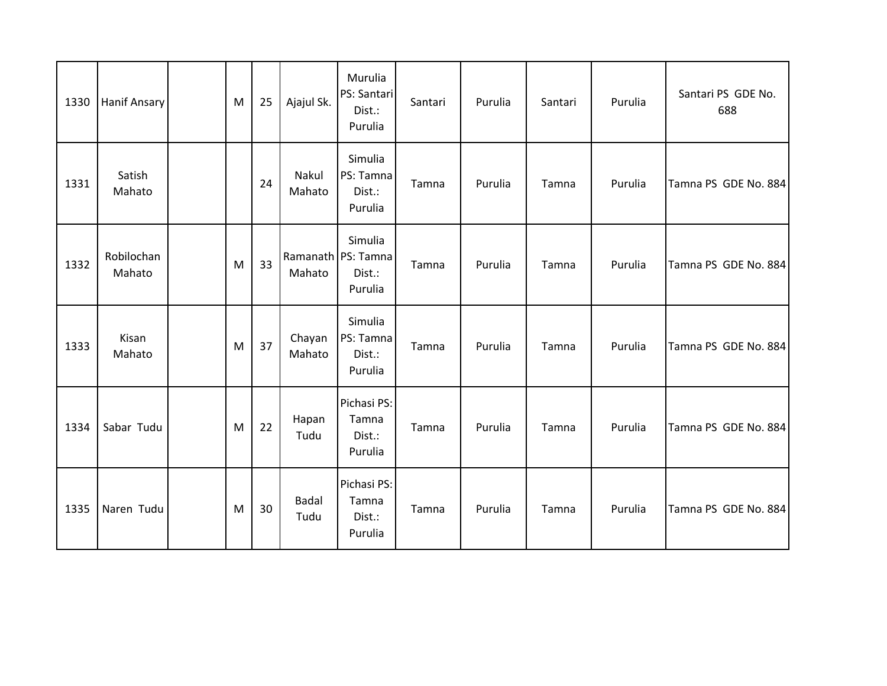| | | | | | | | | | | | |
|---|---|---|---|---|---|---|---|---|---|---|---|
| 1330 | Hanif Ansary | | M | 25 | Ajajul Sk. | Murulia PS: Santari Dist.: Purulia | Santari | Purulia | Santari | Purulia | Santari PS GDE No. 688 |
| 1331 | Satish Mahato | | | 24 | Nakul Mahato | Simulia PS: Tamna Dist.: Purulia | Tamna | Purulia | Tamna | Purulia | Tamna PS GDE No. 884 |
| 1332 | Robilochan Mahato | | M | 33 | Ramanath Mahato | Simulia PS: Tamna Dist.: Purulia | Tamna | Purulia | Tamna | Purulia | Tamna PS GDE No. 884 |
| 1333 | Kisan Mahato | | M | 37 | Chayan Mahato | Simulia PS: Tamna Dist.: Purulia | Tamna | Purulia | Tamna | Purulia | Tamna PS GDE No. 884 |
| 1334 | Sabar Tudu | | M | 22 | Hapan Tudu | Pichasi PS: Tamna Dist.: Purulia | Tamna | Purulia | Tamna | Purulia | Tamna PS GDE No. 884 |
| 1335 | Naren Tudu | | M | 30 | Badal Tudu | Pichasi PS: Tamna Dist.: Purulia | Tamna | Purulia | Tamna | Purulia | Tamna PS GDE No. 884 |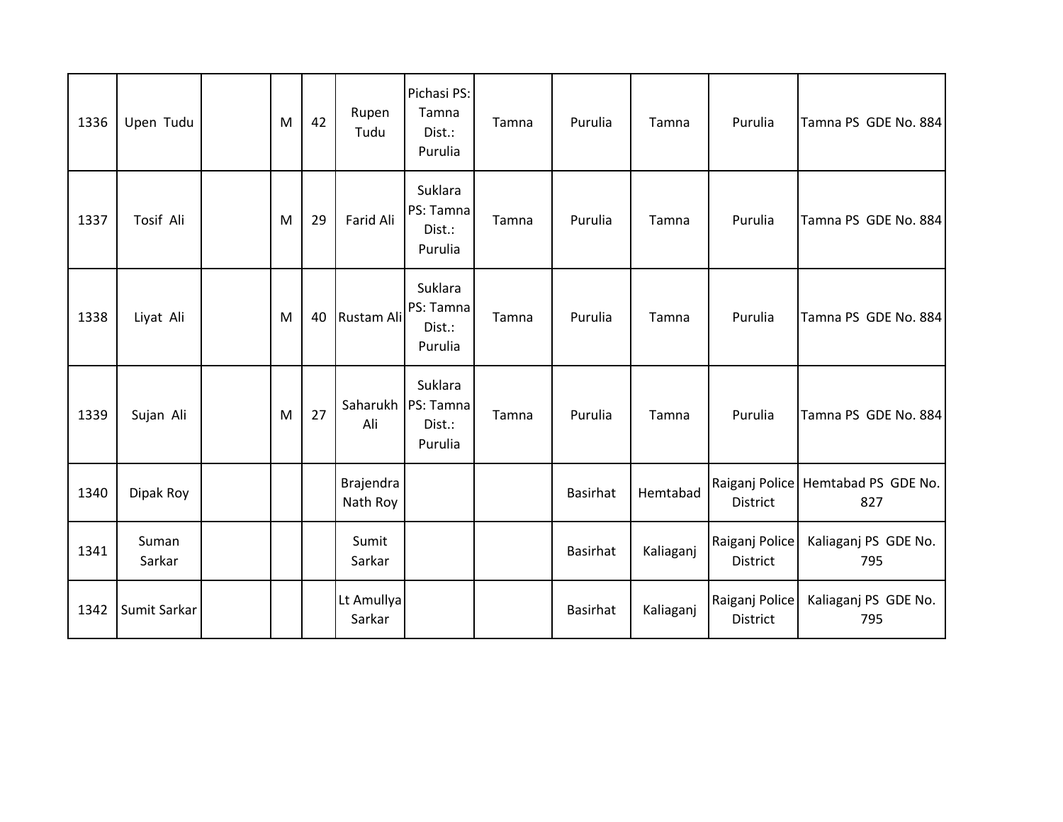| | | | | | | | | | | | |
|---|---|---|---|---|---|---|---|---|---|---|---|
| 1336 | Upen Tudu | | M | 42 | Rupen Tudu | Pichasi PS: Tamna Dist.: Purulia | Tamna | Purulia | Tamna | Purulia | Tamna PS GDE No. 884 |
| 1337 | Tosif Ali | | M | 29 | Farid Ali | Suklara PS: Tamna Dist.: Purulia | Tamna | Purulia | Tamna | Purulia | Tamna PS GDE No. 884 |
| 1338 | Liyat Ali | | M | 40 | Rustam Ali | Suklara PS: Tamna Dist.: Purulia | Tamna | Purulia | Tamna | Purulia | Tamna PS GDE No. 884 |
| 1339 | Sujan Ali | | M | 27 | Saharukh Ali | Suklara PS: Tamna Dist.: Purulia | Tamna | Purulia | Tamna | Purulia | Tamna PS GDE No. 884 |
| 1340 | Dipak Roy | | | | Brajendra Nath Roy | | | Basirhat | Hemtabad | Raiganj Police District | Hemtabad PS GDE No. 827 |
| 1341 | Suman Sarkar | | | | Sumit Sarkar | | | Basirhat | Kaliaganj | Raiganj Police District | Kaliaganj PS GDE No. 795 |
| 1342 | Sumit Sarkar | | | | Lt Amullya Sarkar | | | Basirhat | Kaliaganj | Raiganj Police District | Kaliaganj PS GDE No. 795 |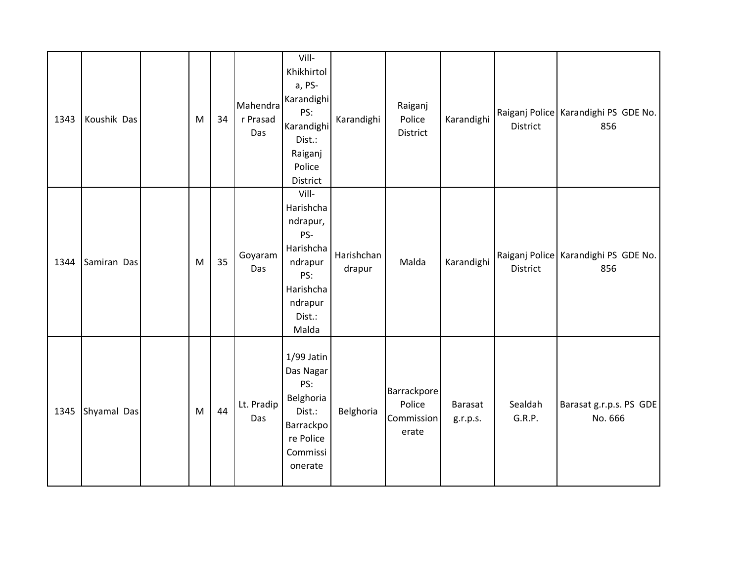| 1343 | Koushik Das | | M | 34 | Mahendrar Prasad Das | Vill-Khikhirtola, PS-Karandighi PS: Karandighi Dist.: Raiganj Police District | Karandighi | Raiganj Police District | Karandighi | Raiganj Police District | Karandighi PS GDE No. 856 |
|---|---|---|---|---|---|---|---|---|---|---|---|
| 1344 | Samiran Das | | M | 35 | Goyaram Das | Vill-Harishchandrapur, PS-Harishchandrapur PS: Harishchandrapur Dist.: Malda | Harishchandrapur | Malda | Karandighi | Raiganj Police District | Karandighi PS GDE No. 856 |
| 1345 | Shyamal Das | | M | 44 | Lt. Pradip Das | 1/99 Jatin Das Nagar PS: Belghoria Dist.: Barrackpore Police Commissionerate | Belghoria | Barrackpore Police Commissionerate | Barasat g.r.p.s. | Sealdah G.R.P. | Barasat g.r.p.s. PS GDE No. 666 |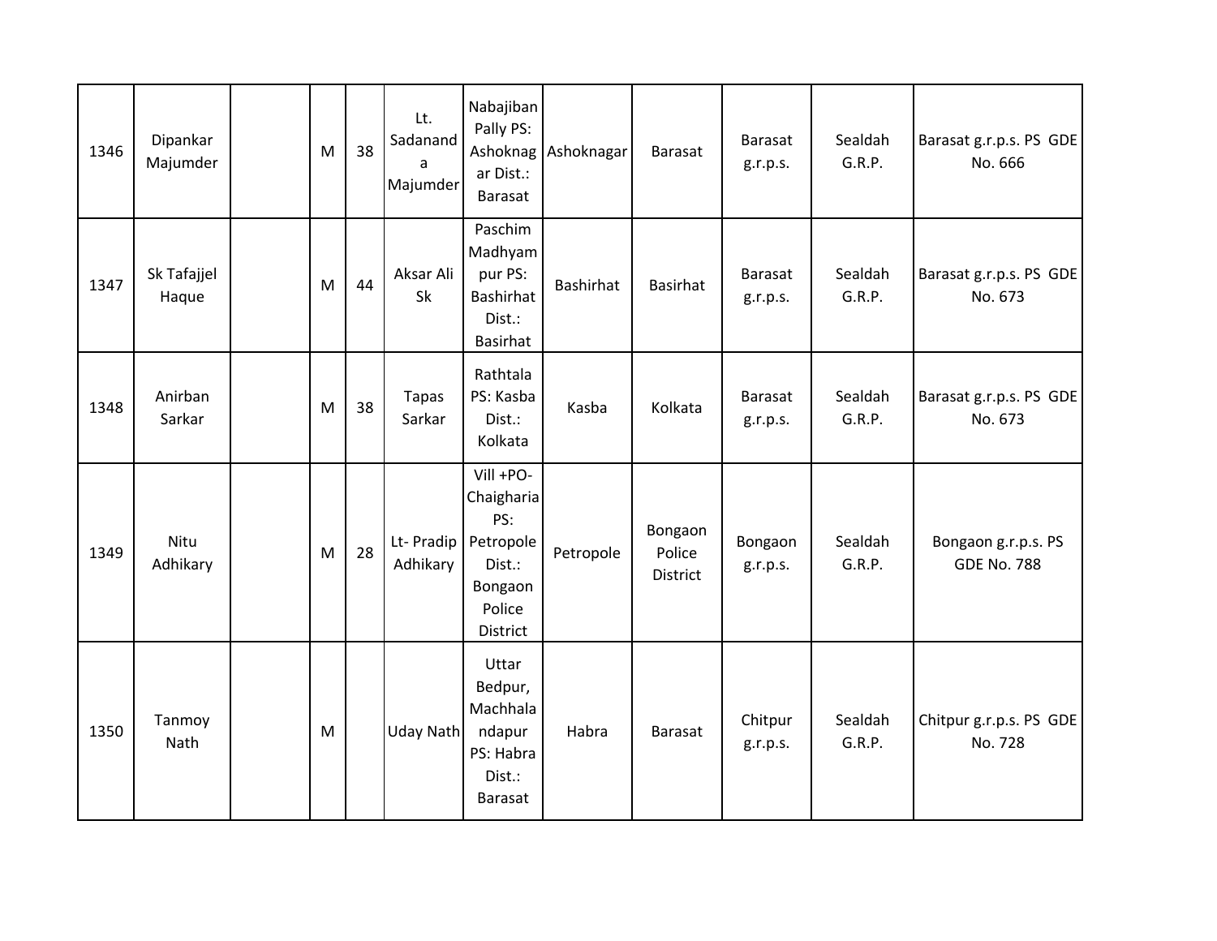| 1346 | Dipankar Majumder | | M | 38 | Lt. Sadananda Majumder | Nabajiban Pally PS: Ashoknagar Dist.: Barasat | Ashoknagar | Barasat | Barasat g.r.p.s. | Sealdah G.R.P. | Barasat g.r.p.s. PS GDE No. 666 |
|---|---|---|---|---|---|---|---|---|---|---|---|
| 1347 | Sk Tafajjel Haque | | M | 44 | Aksar Ali Sk | Paschim Madhyampur PS: Bashirhat Dist.: Basirhat | Bashirhat | Basirhat | Barasat g.r.p.s. | Sealdah G.R.P. | Barasat g.r.p.s. PS GDE No. 673 |
| 1348 | Anirban Sarkar | | M | 38 | Tapas Sarkar | Rathtala PS: Kasba Dist.: Kolkata | Kasba | Kolkata | Barasat g.r.p.s. | Sealdah G.R.P. | Barasat g.r.p.s. PS GDE No. 673 |
| 1349 | Nitu Adhikary | | M | 28 | Lt- Pradip Adhikary | Vill +PO- Chaigharia PS: Petropole Dist.: Bongaon Police District | Petropole | Bongaon Police District | Bongaon g.r.p.s. | Sealdah G.R.P. | Bongaon g.r.p.s. PS GDE No. 788 |
| 1350 | Tanmoy Nath | | M | | Uday Nath | Uttar Bedpur, Machhalandapur PS: Habra Dist.: Barasat | Habra | Barasat | Chitpur g.r.p.s. | Sealdah G.R.P. | Chitpur g.r.p.s. PS GDE No. 728 |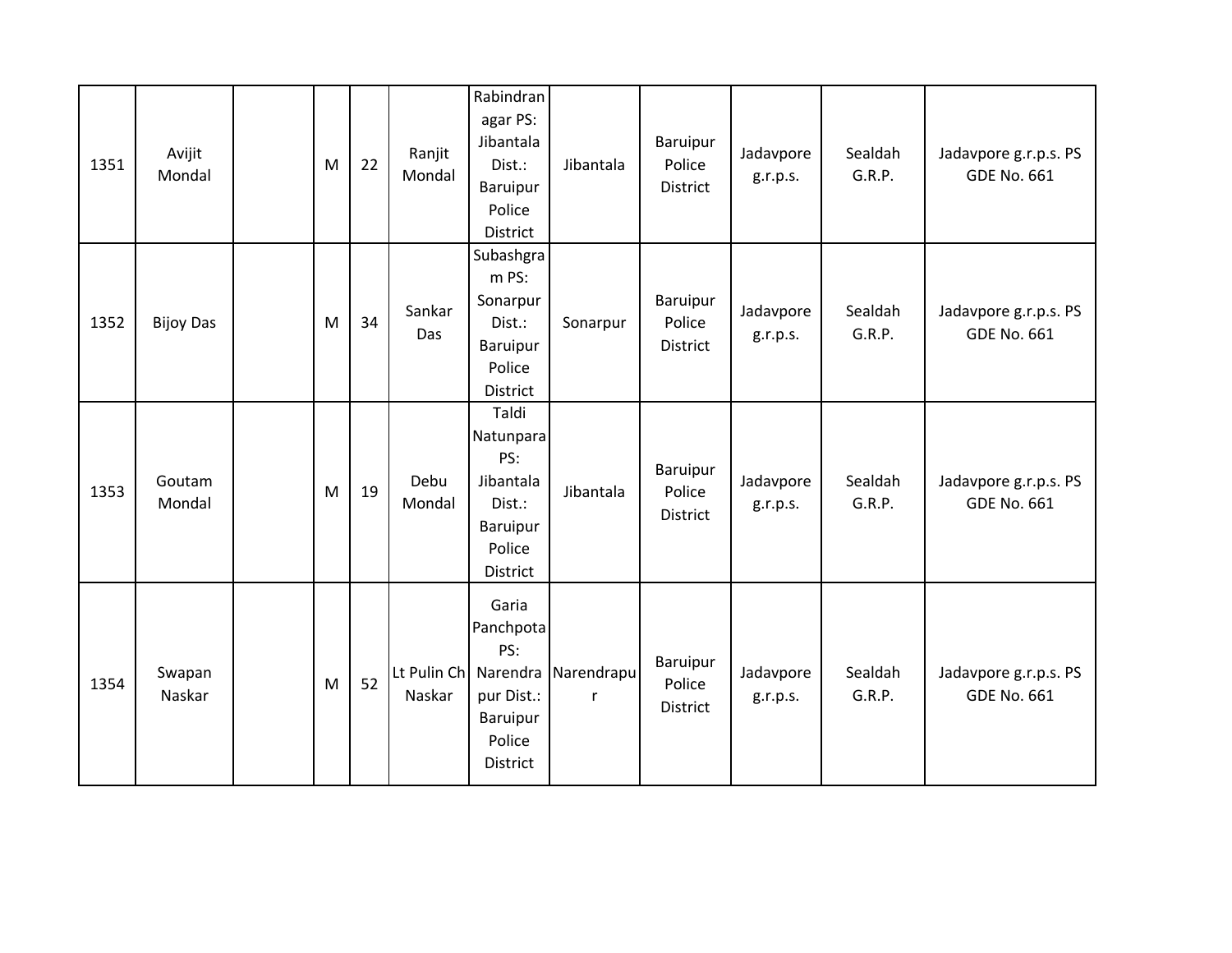| | | | | | | | | | | | |
|---|---|---|---|---|---|---|---|---|---|---|---|
| 1351 | Avijit Mondal | | M | 22 | Ranjit Mondal | Rabindranagar PS: Jibantala Dist.: Baruipur Police District | Jibantala | Baruipur Police District | Jadavpore g.r.p.s. | Sealdah G.R.P. | Jadavpore g.r.p.s. PS GDE No. 661 |
| 1352 | Bijoy Das | | M | 34 | Sankar Das | Subashgram PS: Sonarpur Dist.: Baruipur Police District | Sonarpur | Baruipur Police District | Jadavpore g.r.p.s. | Sealdah G.R.P. | Jadavpore g.r.p.s. PS GDE No. 661 |
| 1353 | Goutam Mondal | | M | 19 | Debu Mondal | Taldi Natunpara PS: Jibantala Dist.: Baruipur Police District | Jibantala | Baruipur Police District | Jadavpore g.r.p.s. | Sealdah G.R.P. | Jadavpore g.r.p.s. PS GDE No. 661 |
| 1354 | Swapan Naskar | | M | 52 | Lt Pulin Ch Naskar | Garia Panchpota PS: Narendrapur Dist.: Baruipur Police District | Narendrapur | Baruipur Police District | Jadavpore g.r.p.s. | Sealdah G.R.P. | Jadavpore g.r.p.s. PS GDE No. 661 |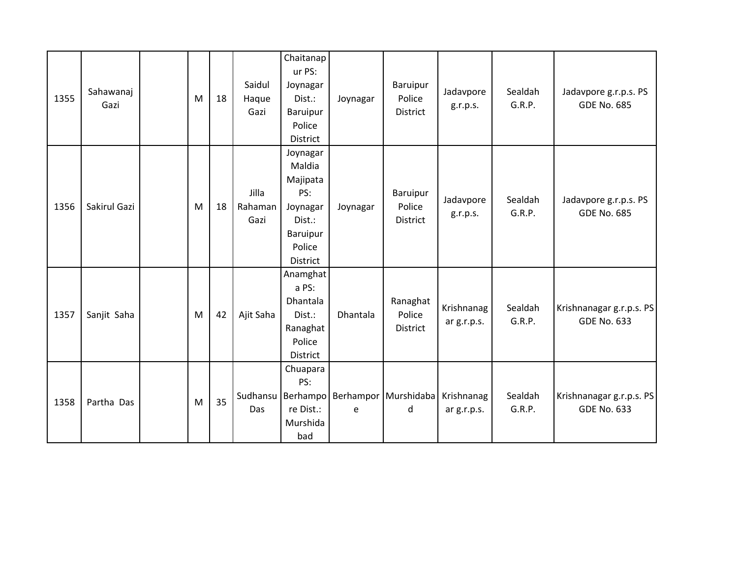| | | | | | | | | | | | |
|---|---|---|---|---|---|---|---|---|---|---|---|
| 1355 | Sahawanaj Gazi | | M | 18 | Saidul Haque Gazi | Chaitanapur PS: Joynagar Dist.: Baruipur Police District | Joynagar | Baruipur Police District | Jadavpore g.r.p.s. | Sealdah G.R.P. | Jadavpore g.r.p.s. PS GDE No. 685 |
| 1356 | Sakirul Gazi | | M | 18 | Jilla Rahaman Gazi | Joynagar Maldia Majipata PS: Joynagar Dist.: Baruipur Police District | Joynagar | Baruipur Police District | Jadavpore g.r.p.s. | Sealdah G.R.P. | Jadavpore g.r.p.s. PS GDE No. 685 |
| 1357 | Sanjit Saha | | M | 42 | Ajit Saha | Anamghata PS: Dhantala Dist.: Ranaghat Police District | Dhantala | Ranaghat Police District | Krishnanagar g.r.p.s. | Sealdah G.R.P. | Krishnanagar g.r.p.s. PS GDE No. 633 |
| 1358 | Partha Das | | M | 35 | Sudhansu Das | Chuapara PS: Berhampore Dist.: Murshidabad | Berhampore | Murshidabad | Krishnanagar g.r.p.s. | Sealdah G.R.P. | Krishnanagar g.r.p.s. PS GDE No. 633 |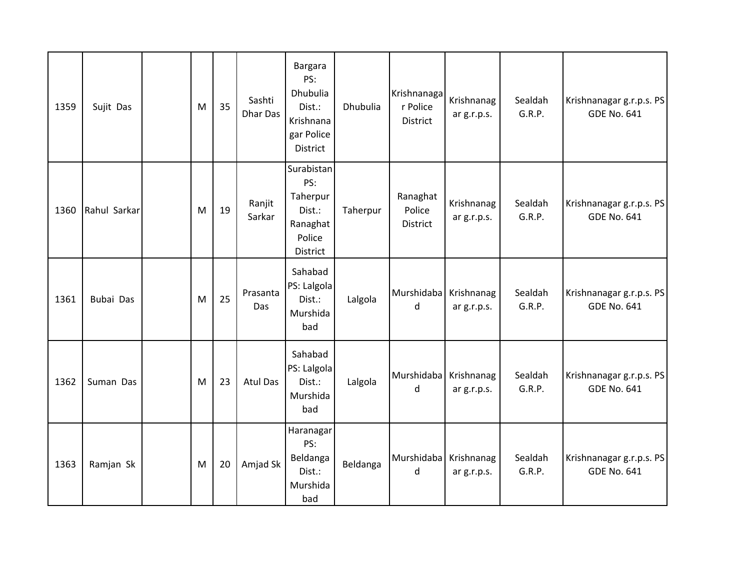| | | | | | | | | | | | |
|---|---|---|---|---|---|---|---|---|---|---|---|
| 1359 | Sujit Das | | M | 35 | Sashti Dhar Das | Bargara PS: Dhubulia Dist.: Krishnanagar Police District | Dhubulia | Krishnanagar Police District | Krishnanagar g.r.p.s. | Sealdah G.R.P. | Krishnanagar g.r.p.s. PS GDE No. 641 |
| 1360 | Rahul Sarkar | | M | 19 | Ranjit Sarkar | Surabistan PS: Taherpur Dist.: Ranaghat Police District | Taherpur | Ranaghat Police District | Krishnanagar g.r.p.s. | Sealdah G.R.P. | Krishnanagar g.r.p.s. PS GDE No. 641 |
| 1361 | Bubai Das | | M | 25 | Prasanta Das | Sahabad PS: Lalgola Dist.: Murshidabad | Lalgola | Murshidabad | Krishnanagar g.r.p.s. | Sealdah G.R.P. | Krishnanagar g.r.p.s. PS GDE No. 641 |
| 1362 | Suman Das | | M | 23 | Atul Das | Sahabad PS: Lalgola Dist.: Murshidabad | Lalgola | Murshidabad | Krishnanagar g.r.p.s. | Sealdah G.R.P. | Krishnanagar g.r.p.s. PS GDE No. 641 |
| 1363 | Ramjan Sk | | M | 20 | Amjad Sk | Haranagar PS: Beldanga Dist.: Murshidabad | Beldanga | Murshidabad | Krishnanagar g.r.p.s. | Sealdah G.R.P. | Krishnanagar g.r.p.s. PS GDE No. 641 |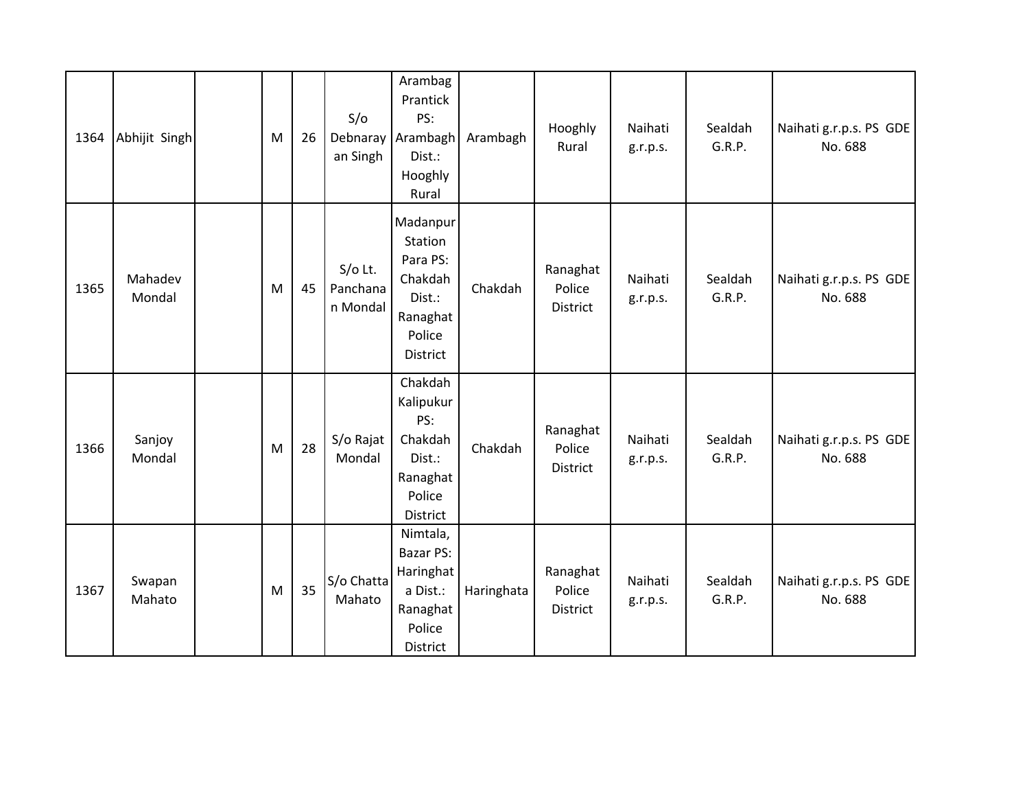| | | | | | | | | | | | |
|---|---|---|---|---|---|---|---|---|---|---|---|
| 1364 | Abhijit Singh | | M | 26 | S/o Debnarayan Singh | Arambag Prantick PS: Arambagh Dist.: Hooghly Rural | Arambagh | Hooghly Rural | Naihati g.r.p.s. | Sealdah G.R.P. | Naihati g.r.p.s. PS GDE No. 688 |
| 1365 | Mahadev Mondal | | M | 45 | S/o Lt. Panchanan Mondal | Madanpur Station Para PS: Chakdah Dist.: Ranaghat Police District | Chakdah | Ranaghat Police District | Naihati g.r.p.s. | Sealdah G.R.P. | Naihati g.r.p.s. PS GDE No. 688 |
| 1366 | Sanjoy Mondal | | M | 28 | S/o Rajat Mondal | Chakdah Kalipukur PS: Chakdah Dist.: Ranaghat Police District | Chakdah | Ranaghat Police District | Naihati g.r.p.s. | Sealdah G.R.P. | Naihati g.r.p.s. PS GDE No. 688 |
| 1367 | Swapan Mahato | | M | 35 | S/o Chatta Mahato | Nimtala, Bazar PS: Haringhata Dist.: Ranaghat Police District | Haringhata | Ranaghat Police District | Naihati g.r.p.s. | Sealdah G.R.P. | Naihati g.r.p.s. PS GDE No. 688 |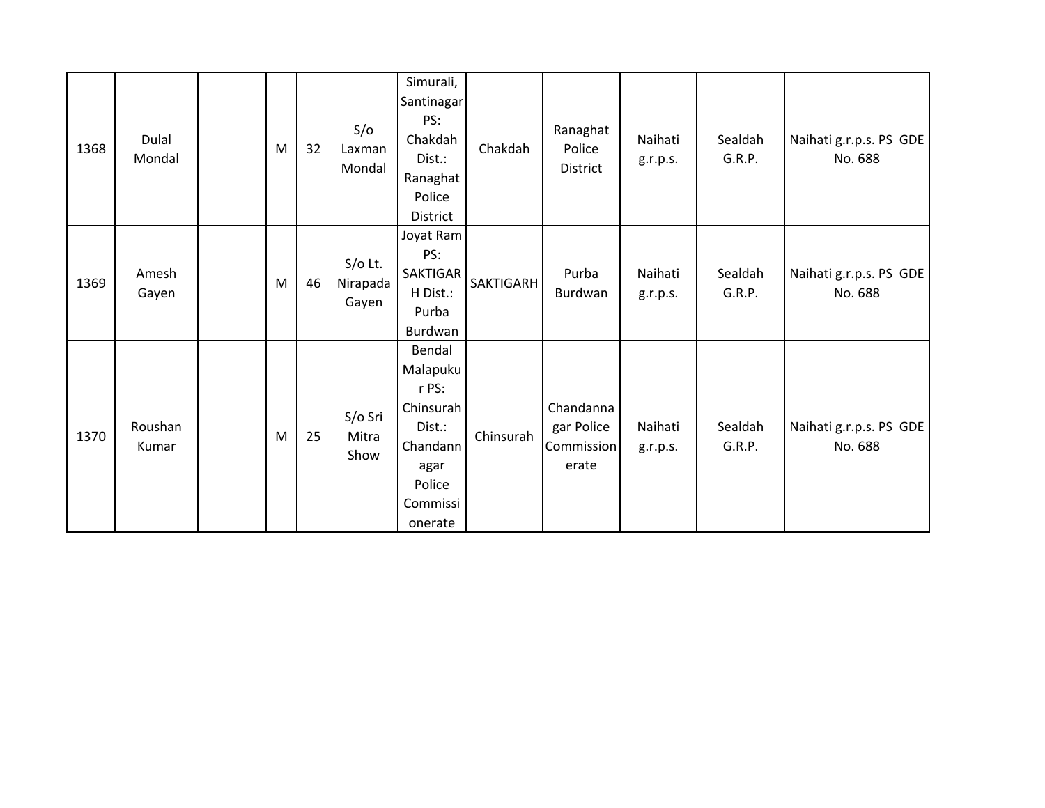|  |  |  |  |  |  |  |  |  |  |  |  |
|---|---|---|---|---|---|---|---|---|---|---|---|
| 1368 | Dulal Mondal |  | M | 32 | S/o Laxman Mondal | Simurali, Santinagar PS: Chakdah Dist.: Ranaghat Police District | Chakdah | Ranaghat Police District | Naihati g.r.p.s. | Sealdah G.R.P. | Naihati g.r.p.s. PS GDE No. 688 |
| 1369 | Amesh Gayen |  | M | 46 | S/o Lt. Nirapada Gayen | Joyat Ram PS: SAKTIGARH Dist.: Purba Burdwan | SAKTIGARH | Purba Burdwan | Naihati g.r.p.s. | Sealdah G.R.P. | Naihati g.r.p.s. PS GDE No. 688 |
| 1370 | Roushan Kumar |  | M | 25 | S/o Sri Mitra Show | Bendal Malapukur PS: Chinsurah Dist.: Chandannagar Police Commissionerate | Chinsurah | Chandannagar Police Commissionerate | Naihati g.r.p.s. | Sealdah G.R.P. | Naihati g.r.p.s. PS GDE No. 688 |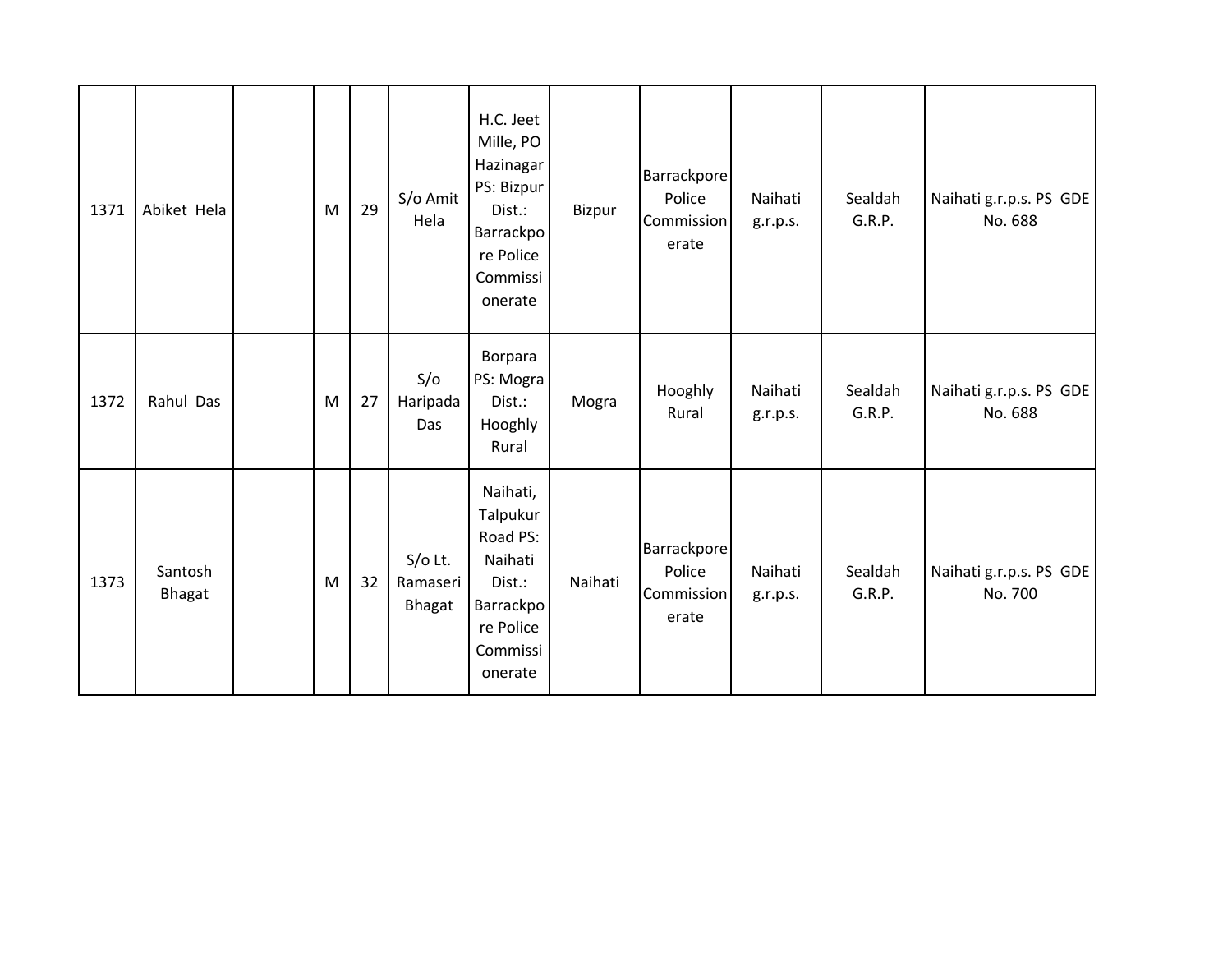| | | | | | | | | | | | |
|---|---|---|---|---|---|---|---|---|---|---|---|
| 1371 | Abiket Hela | | M | 29 | S/o Amit Hela | H.C. Jeet Mille, PO Hazinagar PS: Bizpur Dist.: Barrackpore Police Commissionerate | Bizpur | Barrackpore Police Commissionerate | Naihati g.r.p.s. | Sealdah G.R.P. | Naihati g.r.p.s. PS GDE No. 688 |
| 1372 | Rahul Das | | M | 27 | S/o Haripada Das | Borpara PS: Mogra Dist.: Hooghly Rural | Mogra | Hooghly Rural | Naihati g.r.p.s. | Sealdah G.R.P. | Naihati g.r.p.s. PS GDE No. 688 |
| 1373 | Santosh Bhagat | | M | 32 | S/o Lt. Ramaseri Bhagat | Naihati, Talpukur Road PS: Naihati Dist.: Barrackpore Police Commissionerate | Naihati | Barrackpore Police Commissionerate | Naihati g.r.p.s. | Sealdah G.R.P. | Naihati g.r.p.s. PS GDE No. 700 |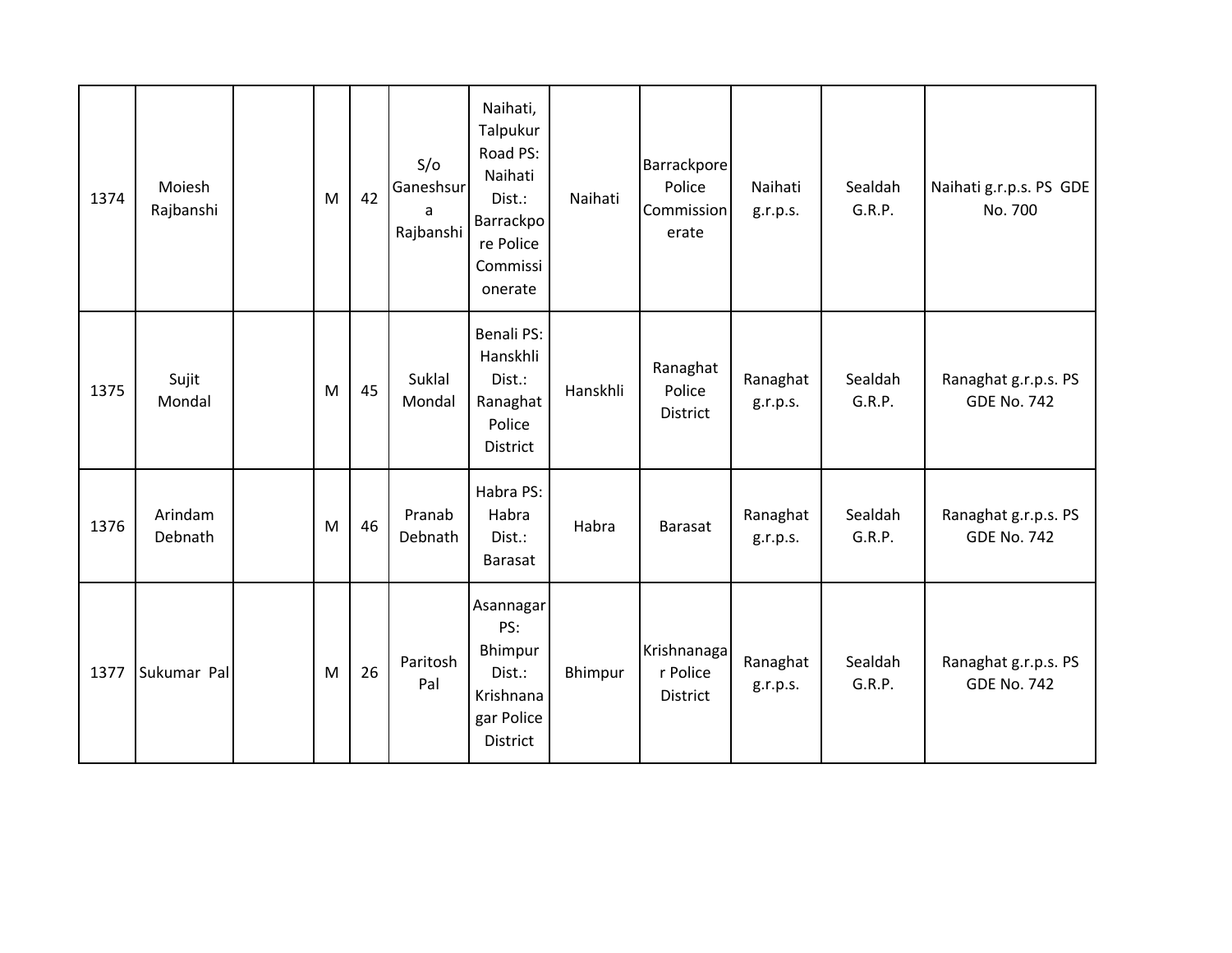| | | | | | | | | | | | |
|---|---|---|---|---|---|---|---|---|---|---|---|
| 1374 | Moiesh Rajbanshi | | M | 42 | S/o Ganeshsura Rajbanshi | Naihati, Talpukur Road PS: Naihati Dist.: Barrackpore Police Commissionerate | Naihati | Barrackpore Police Commissionerate | Naihati g.r.p.s. | Sealdah G.R.P. | Naihati g.r.p.s. PS GDE No. 700 |
| 1375 | Sujit Mondal | | M | 45 | Suklal Mondal | Benali PS: Hanskhli Dist.: Ranaghat Police District | Hanskhli | Ranaghat Police District | Ranaghat g.r.p.s. | Sealdah G.R.P. | Ranaghat g.r.p.s. PS GDE No. 742 |
| 1376 | Arindam Debnath | | M | 46 | Pranab Debnath | Habra PS: Habra Dist.: Barasat | Habra | Barasat | Ranaghat g.r.p.s. | Sealdah G.R.P. | Ranaghat g.r.p.s. PS GDE No. 742 |
| 1377 | Sukumar Pal | | M | 26 | Paritosh Pal | Asannagar PS: Bhimpur Dist.: Krishnanagar Police District | Bhimpur | Krishnanagar Police District | Ranaghat g.r.p.s. | Sealdah G.R.P. | Ranaghat g.r.p.s. PS GDE No. 742 |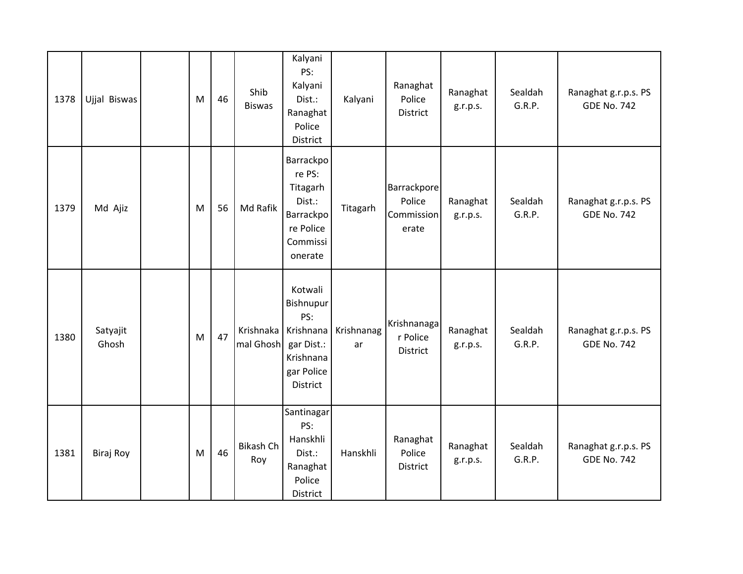| 1378 | Ujjal Biswas | | M | 46 | Shib Biswas | Kalyani PS: Kalyani Dist.: Ranaghat Police District | Kalyani | Ranaghat Police District | Ranaghat g.r.p.s. | Sealdah G.R.P. | Ranaghat g.r.p.s. PS GDE No. 742 |
|---|---|---|---|---|---|---|---|---|---|---|---|
| 1379 | Md Ajiz | | M | 56 | Md Rafik | Barrackpore PS: Titagarh Dist.: Barrackpore Police Commissionerate | Titagarh | Barrackpore Police Commissionerate | Ranaghat g.r.p.s. | Sealdah G.R.P. | Ranaghat g.r.p.s. PS GDE No. 742 |
| 1380 | Satyajit Ghosh | | M | 47 | Krishnakamal Ghosh | Kotwali Bishnupur PS: Krishnanagar Dist.: Krishnanagar Police District | Krishnanagar | Krishnanagar Police District | Ranaghat g.r.p.s. | Sealdah G.R.P. | Ranaghat g.r.p.s. PS GDE No. 742 |
| 1381 | Biraj Roy | | M | 46 | Bikash Ch Roy | Santinagar PS: Hanskhli Dist.: Ranaghat Police District | Hanskhli | Ranaghat Police District | Ranaghat g.r.p.s. | Sealdah G.R.P. | Ranaghat g.r.p.s. PS GDE No. 742 |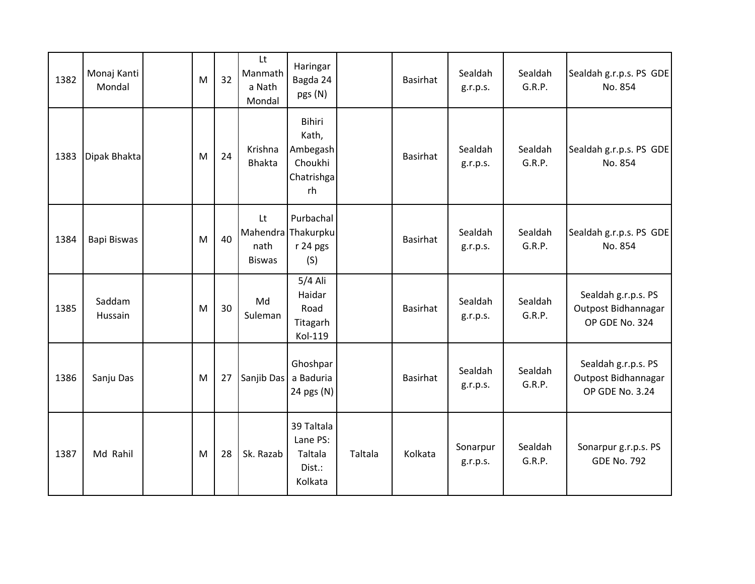| 1382 | Monaj Kanti Mondal | | M | 32 | Lt Manmatha Nath Mondal | Haringar Bagda 24 pgs (N) | | Basirhat | Sealdah g.r.p.s. | Sealdah G.R.P. | Sealdah g.r.p.s. PS GDE No. 854 |
|---|---|---|---|---|---|---|---|---|---|---|---|
| 1383 | Dipak Bhakta | | M | 24 | Krishna Bhakta | Bihiri Kath, Ambegash Choukhi Chatrishgarh | | Basirhat | Sealdah g.r.p.s. | Sealdah G.R.P. | Sealdah g.r.p.s. PS GDE No. 854 |
| 1384 | Bapi Biswas | | M | 40 | Lt Mahendranath Biswas | Purbachal Thakurpkur 24 pgs (S) | | Basirhat | Sealdah g.r.p.s. | Sealdah G.R.P. | Sealdah g.r.p.s. PS GDE No. 854 |
| 1385 | Saddam Hussain | | M | 30 | Md Suleman | 5/4 Ali Haidar Road Titagarh Kol-119 | | Basirhat | Sealdah g.r.p.s. | Sealdah G.R.P. | Sealdah g.r.p.s. PS Outpost Bidhannagar OP GDE No. 324 |
| 1386 | Sanju Das | | M | 27 | Sanjib Das | Ghoshpara Baduria 24 pgs (N) | | Basirhat | Sealdah g.r.p.s. | Sealdah G.R.P. | Sealdah g.r.p.s. PS Outpost Bidhannagar OP GDE No. 3.24 |
| 1387 | Md Rahil | | M | 28 | Sk. Razab | 39 Taltala Lane PS: Taltala Dist.: Kolkata | Taltala | Kolkata | Sonarpur g.r.p.s. | Sealdah G.R.P. | Sonarpur g.r.p.s. PS GDE No. 792 |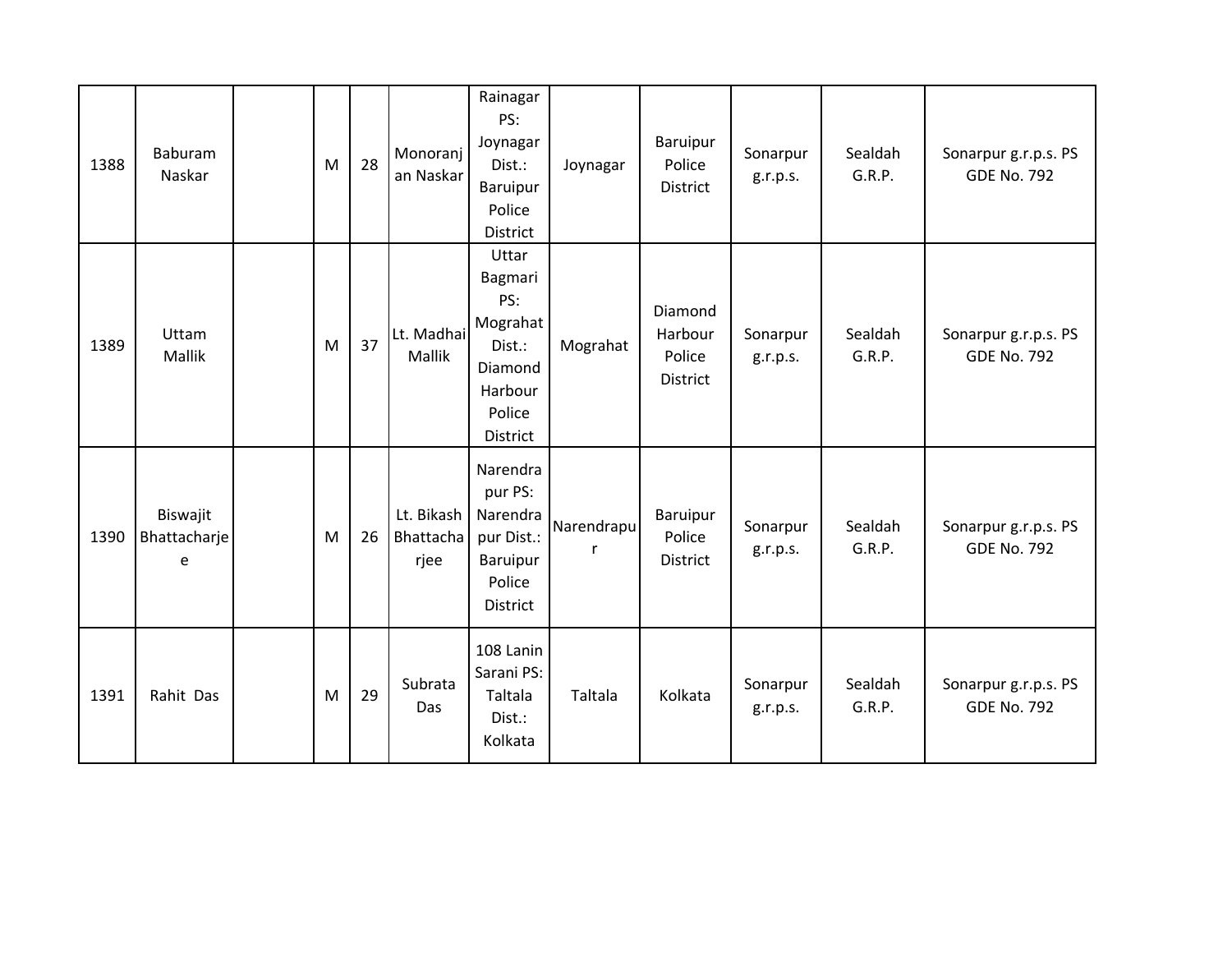| 1388 | Baburam Naskar | | M | 28 | Monoranjan Naskar | Rainagar PS: Joynagar Dist.: Baruipur Police District | Joynagar | Baruipur Police District | Sonarpur g.r.p.s. | Sealdah G.R.P. | Sonarpur g.r.p.s. PS GDE No. 792 |
|---|---|---|---|---|---|---|---|---|---|---|---|
| 1389 | Uttam Mallik | | M | 37 | Lt. Madhai Mallik | Uttar Bagmari PS: Mograhat Dist.: Diamond Harbour Police District | Mograhat | Diamond Harbour Police District | Sonarpur g.r.p.s. | Sealdah G.R.P. | Sonarpur g.r.p.s. PS GDE No. 792 |
| 1390 | Biswajit Bhattacharjee | | M | 26 | Lt. Bikash Bhattacharjee | Narendrapur PS: Narendrapur Dist.: Baruipur Police District | Narendrapur | Baruipur Police District | Sonarpur g.r.p.s. | Sealdah G.R.P. | Sonarpur g.r.p.s. PS GDE No. 792 |
| 1391 | Rahit Das | | M | 29 | Subrata Das | 108 Lanin Sarani PS: Taltala Dist.: Kolkata | Taltala | Kolkata | Sonarpur g.r.p.s. | Sealdah G.R.P. | Sonarpur g.r.p.s. PS GDE No. 792 |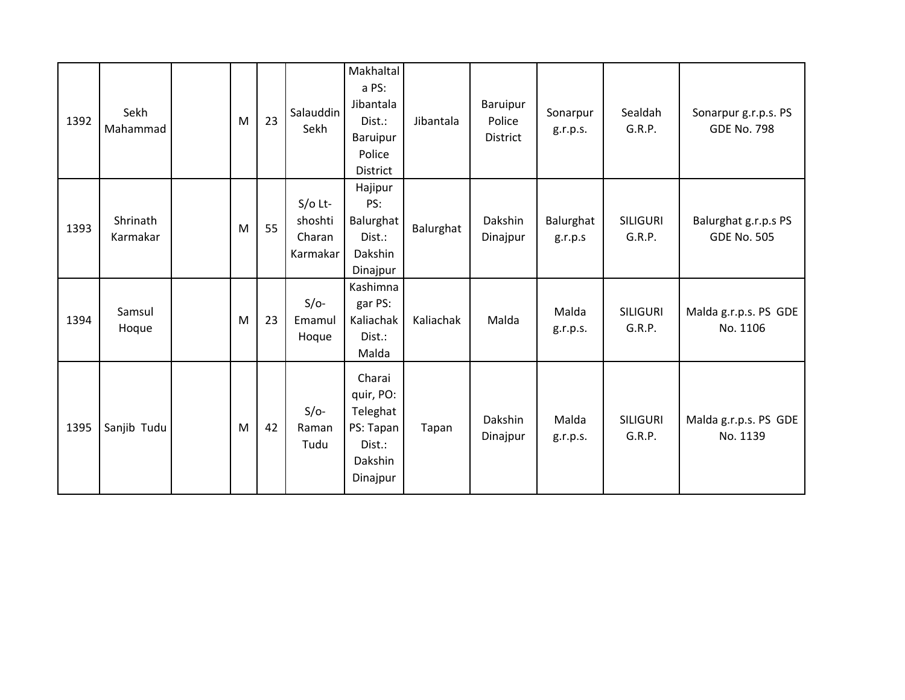| | | | | | | | | | | | |
|---|---|---|---|---|---|---|---|---|---|---|---|
| 1392 | Sekh Mahammad | | M | 23 | Salauddin Sekh | Makhaltala PS: Jibantala Dist.: Baruipur Police District | Jibantala | Baruipur Police District | Sonarpur g.r.p.s. | Sealdah G.R.P. | Sonarpur g.r.p.s. PS GDE No. 798 |
| 1393 | Shrinath Karmakar | | M | 55 | S/o Lt-shoshti Charan Karmakar | Hajipur PS: Balurghat Dist.: Dakshin Dinajpur | Balurghat | Dakshin Dinajpur | Balurghat g.r.p.s | SILIGURI G.R.P. | Balurghat g.r.p.s PS GDE No. 505 |
| 1394 | Samsul Hoque | | M | 23 | S/o-Emamul Hoque | Kashimnagar PS: Kaliachak Dist.: Malda | Kaliachak | Malda | Malda g.r.p.s. | SILIGURI G.R.P. | Malda g.r.p.s. PS GDE No. 1106 |
| 1395 | Sanjib Tudu | | M | 42 | S/o-Raman Tudu | Charai quir, PO: Teleghat PS: Tapan Dist.: Dakshin Dinajpur | Tapan | Dakshin Dinajpur | Malda g.r.p.s. | SILIGURI G.R.P. | Malda g.r.p.s. PS GDE No. 1139 |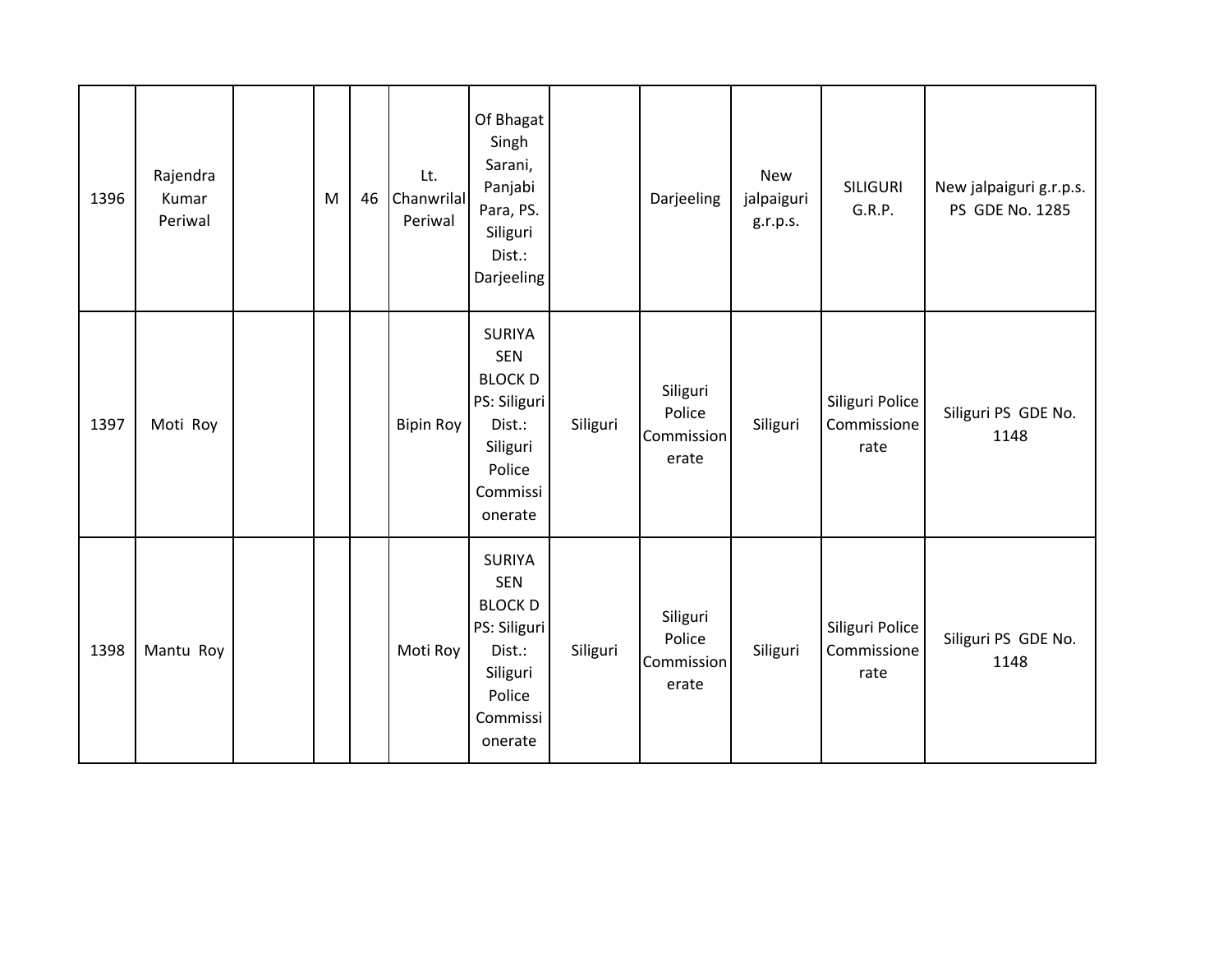| | | | | | | | | | | | |
|---|---|---|---|---|---|---|---|---|---|---|---|
| 1396 | Rajendra Kumar Periwal | | M | 46 | Lt. Chanwrilal Periwal | Of Bhagat Singh Sarani, Panjabi Para, PS. Siliguri Dist.: Darjeeling | | Darjeeling | New jalpaiguri g.r.p.s. | SILIGURI G.R.P. | New jalpaiguri g.r.p.s. PS GDE No. 1285 |
| 1397 | Moti Roy | | | | Bipin Roy | SURIYA SEN BLOCK D PS: Siliguri Dist.: Siliguri Police Commissionerate | Siliguri | Siliguri Police Commissionerate | Siliguri | Siliguri Police Commissionerate | Siliguri PS GDE No. 1148 |
| 1398 | Mantu Roy | | | | Moti Roy | SURIYA SEN BLOCK D PS: Siliguri Dist.: Siliguri Police Commissionerate | Siliguri | Siliguri Police Commissionerate | Siliguri | Siliguri Police Commissionerate | Siliguri PS GDE No. 1148 |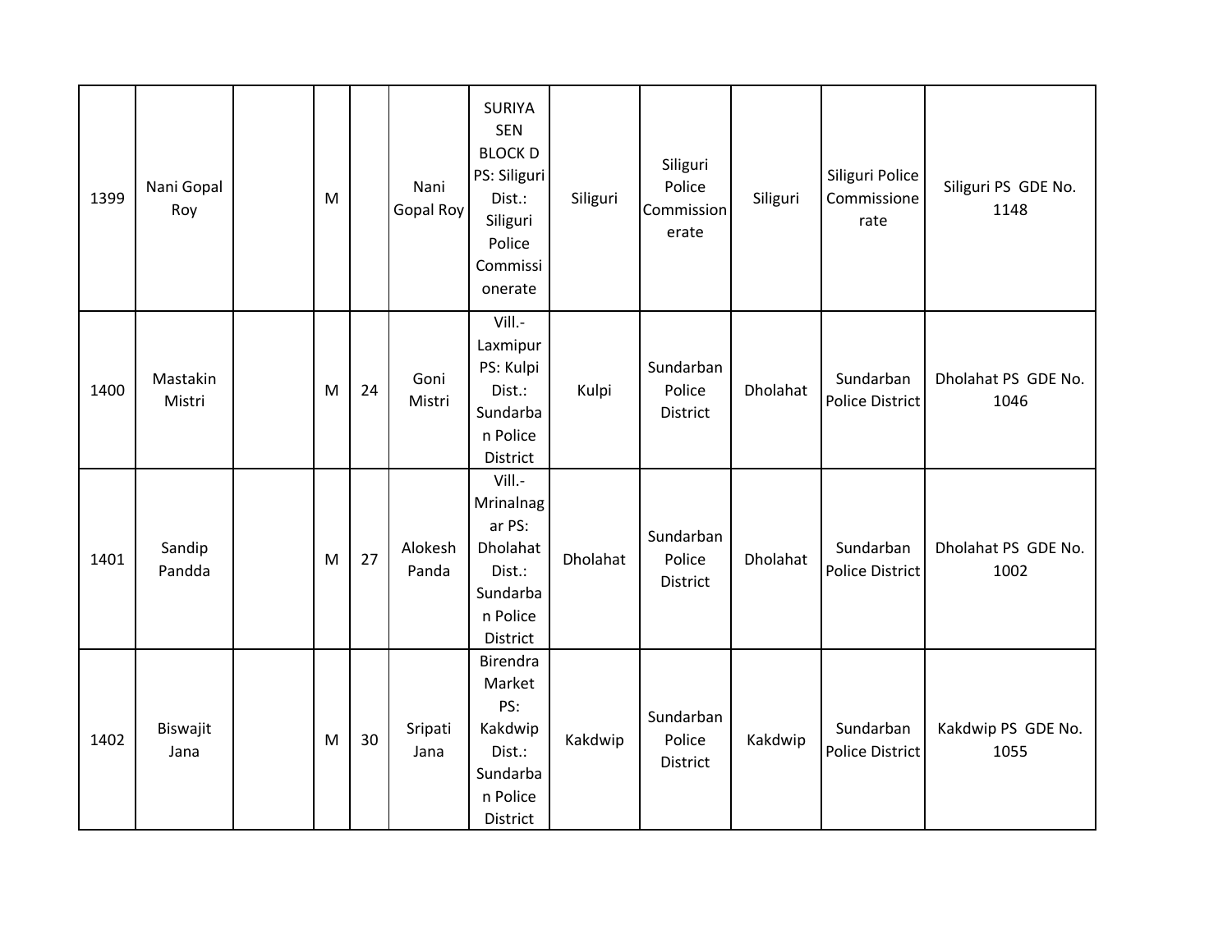| | | | | | | | | | | | |
|---|---|---|---|---|---|---|---|---|---|---|---|
| 1399 | Nani Gopal Roy | | M | | Nani Gopal Roy | SURIYA SEN BLOCK D PS: Siliguri Dist.: Siliguri Police Commissionerate | Siliguri | Siliguri Police Commissionerate | Siliguri | Siliguri Police Commissionerate | Siliguri PS GDE No. 1148 |
| 1400 | Mastakin Mistri | | M | 24 | Goni Mistri | Vill.- Laxmipur PS: Kulpi Dist.: Sundarban Police District | Kulpi | Sundarban Police District | Dholahat | Sundarban Police District | Dholahat PS GDE No. 1046 |
| 1401 | Sandip Pandda | | M | 27 | Alokesh Panda | Vill.- Mrinalnagar PS: Dholahat Dist.: Sundarban Police District | Dholahat | Sundarban Police District | Dholahat | Sundarban Police District | Dholahat PS GDE No. 1002 |
| 1402 | Biswajit Jana | | M | 30 | Sripati Jana | Birendra Market PS: Kakdwip Dist.: Sundarban Police District | Kakdwip | Sundarban Police District | Kakdwip | Sundarban Police District | Kakdwip PS GDE No. 1055 |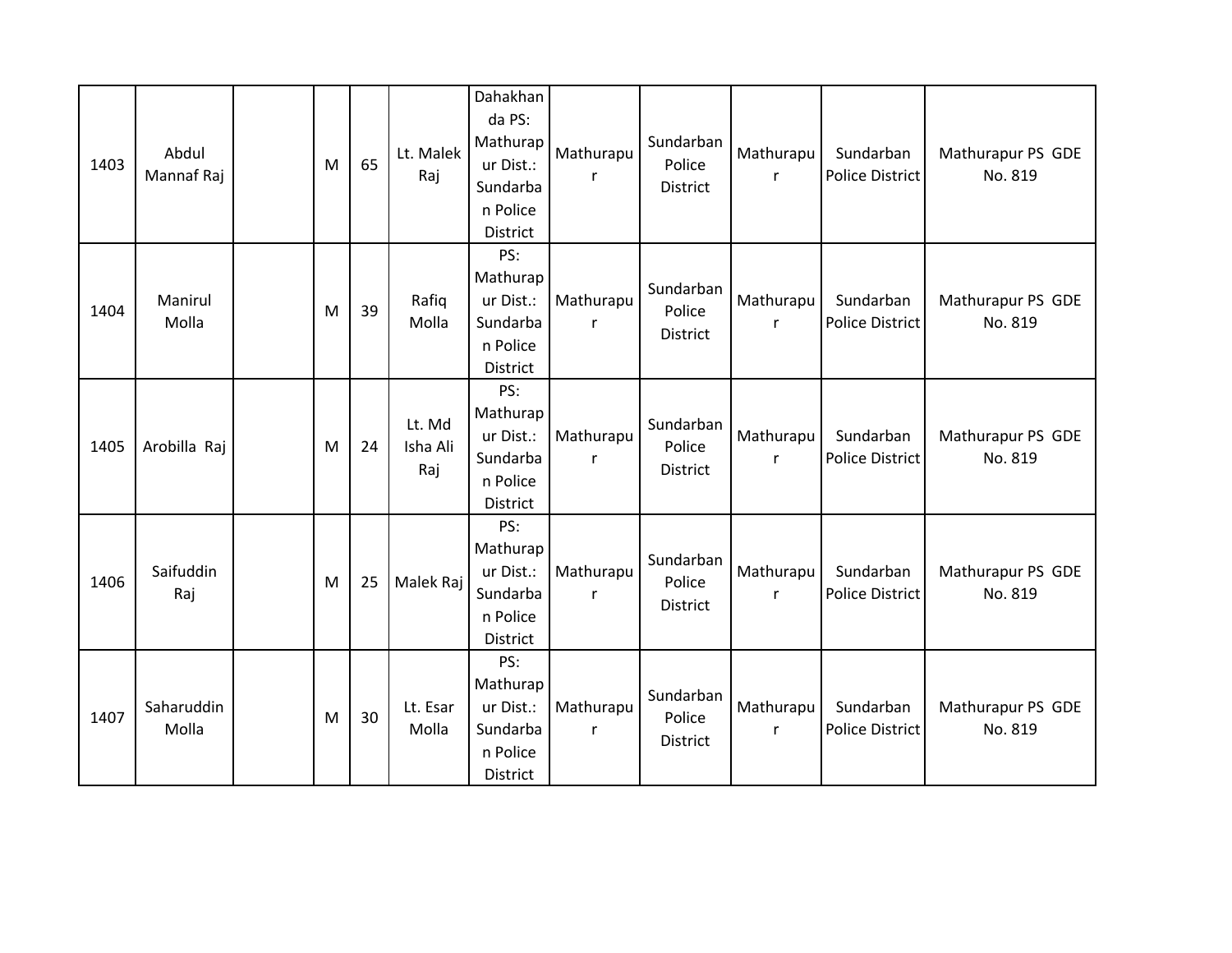| | | | | | | | | | | | |
|---|---|---|---|---|---|---|---|---|---|---|---|
| 1403 | Abdul Mannaf Raj | | M | 65 | Lt. Malek Raj | Dahakhanda PS: Mathurapur Dist.: Sundarban Police District | Mathurapur | Sundarban Police District | Mathurapur | Sundarban Police District | Mathurapur PS GDE No. 819 |
| 1404 | Manirul Molla | | M | 39 | Rafiq Molla | PS: Mathurapur Dist.: Sundarban Police District | Mathurapur | Sundarban Police District | Mathurapur | Sundarban Police District | Mathurapur PS GDE No. 819 |
| 1405 | Arobilla Raj | | M | 24 | Lt. Md Isha Ali Raj | PS: Mathurapur Dist.: Sundarban Police District | Mathurapur | Sundarban Police District | Mathurapur | Sundarban Police District | Mathurapur PS GDE No. 819 |
| 1406 | Saifuddin Raj | | M | 25 | Malek Raj | PS: Mathurapur Dist.: Sundarban Police District | Mathurapur | Sundarban Police District | Mathurapur | Sundarban Police District | Mathurapur PS GDE No. 819 |
| 1407 | Saharuddin Molla | | M | 30 | Lt. Esar Molla | PS: Mathurapur Dist.: Sundarban Police District | Mathurapur | Sundarban Police District | Mathurapur | Sundarban Police District | Mathurapur PS GDE No. 819 |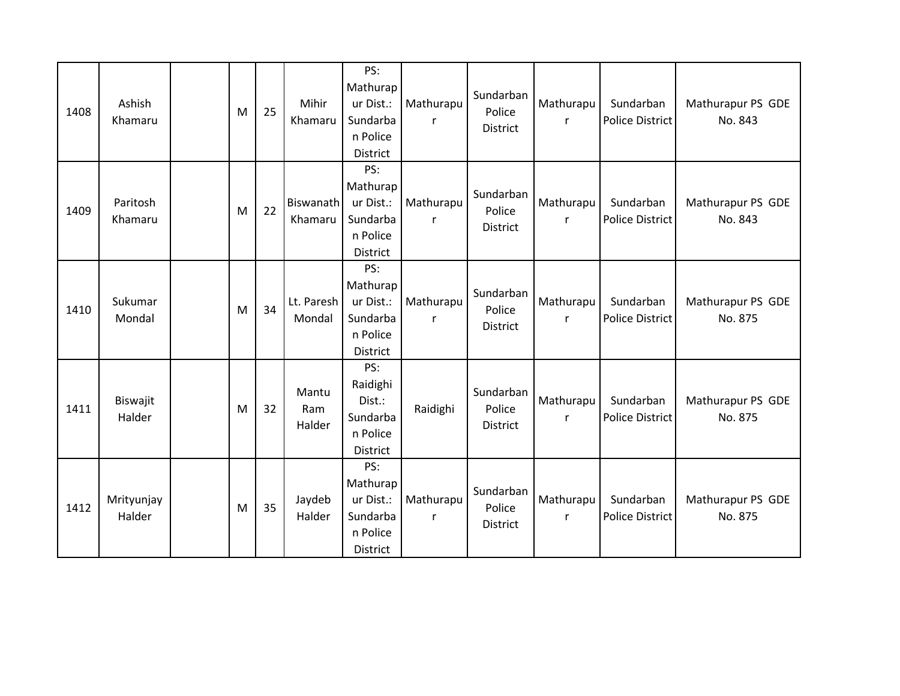| 1408 | Ashish Khamaru | | M | 25 | Mihir Khamaru | PS: Mathurapur Dist.: Sundarban Police District | Mathurapur | Sundarban Police District | Mathurapur | Sundarban Police District | Mathurapur PS GDE No. 843 |
|---|---|---|---|---|---|---|---|---|---|---|---|
| 1409 | Paritosh Khamaru | | M | 22 | Biswanath Khamaru | PS: Mathurapur Dist.: Sundarban Police District | Mathurapur | Sundarban Police District | Mathurapur | Sundarban Police District | Mathurapur PS GDE No. 843 |
| 1410 | Sukumar Mondal | | M | 34 | Lt. Paresh Mondal | PS: Mathurapur Dist.: Sundarban Police District | Mathurapur | Sundarban Police District | Mathurapur | Sundarban Police District | Mathurapur PS GDE No. 875 |
| 1411 | Biswajit Halder | | M | 32 | Mantu Ram Halder | PS: Raidighi Dist.: Sundarban Police District | Raidighi | Sundarban Police District | Mathurapur | Sundarban Police District | Mathurapur PS GDE No. 875 |
| 1412 | Mrityunjay Halder | | M | 35 | Jaydeb Halder | PS: Mathurapur Dist.: Sundarban Police District | Mathurapur | Sundarban Police District | Mathurapur | Sundarban Police District | Mathurapur PS GDE No. 875 |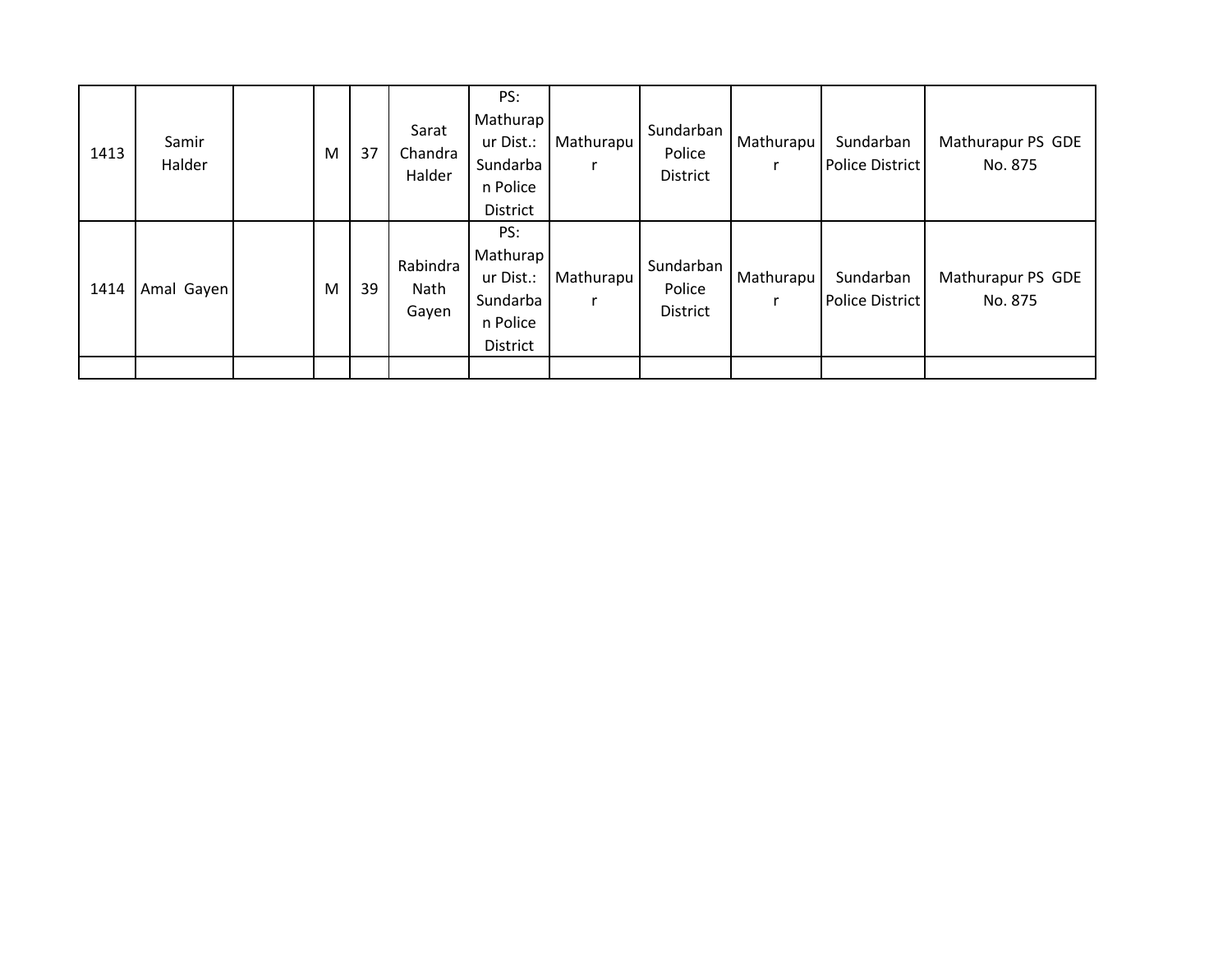| | | | | | | | | | | | |
|---|---|---|---|---|---|---|---|---|---|---|---|
| 1413 | Samir Halder | | M | 37 | Sarat Chandra Halder | PS: Mathurapur Dist.: Sundarban Police District | Mathurapur | Sundarban Police District | Mathurapur | Sundarban Police District | Mathurapur PS GDE No. 875 |
| 1414 | Amal Gayen | | M | 39 | Rabindra Nath Gayen | PS: Mathurapur Dist.: Sundarban Police District | Mathurapur | Sundarban Police District | Mathurapur | Sundarban Police District | Mathurapur PS GDE No. 875 |
| | | | | | | | | | | | |